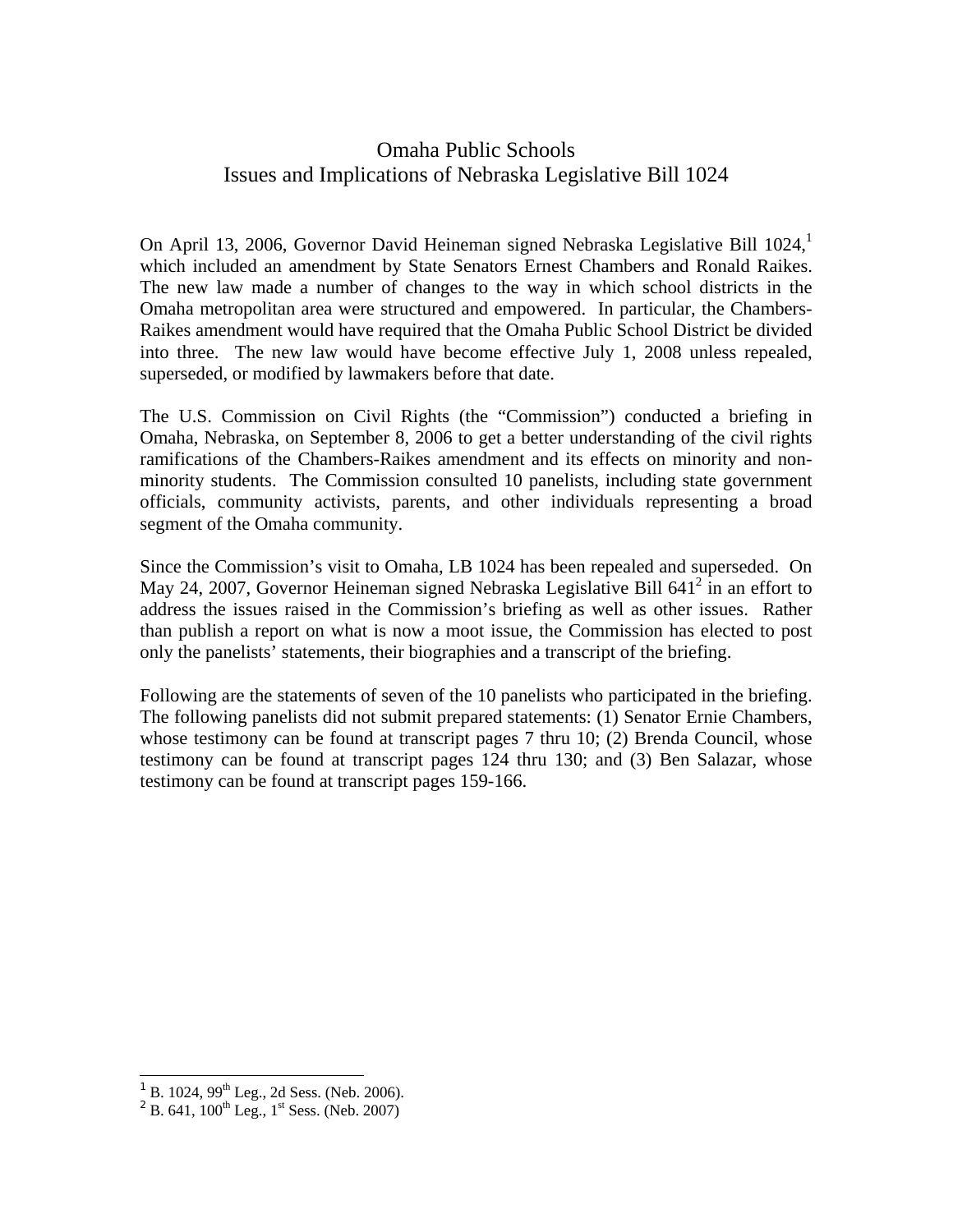# Omaha Public Schools
## Issues and Implications of Nebraska Legislative Bill 1024

On April 13, 2006, Governor David Heineman signed Nebraska Legislative Bill 1024,[1] which included an amendment by State Senators Ernest Chambers and Ronald Raikes. The new law made a number of changes to the way in which school districts in the Omaha metropolitan area were structured and empowered. In particular, the Chambers-Raikes amendment would have required that the Omaha Public School District be divided into three. The new law would have become effective July 1, 2008 unless repealed, superseded, or modified by lawmakers before that date.

The U.S. Commission on Civil Rights (the "Commission") conducted a briefing in Omaha, Nebraska, on September 8, 2006 to get a better understanding of the civil rights ramifications of the Chambers-Raikes amendment and its effects on minority and non-minority students. The Commission consulted 10 panelists, including state government officials, community activists, parents, and other individuals representing a broad segment of the Omaha community.

Since the Commission's visit to Omaha, LB 1024 has been repealed and superseded. On May 24, 2007, Governor Heineman signed Nebraska Legislative Bill 641[2] in an effort to address the issues raised in the Commission's briefing as well as other issues. Rather than publish a report on what is now a moot issue, the Commission has elected to post only the panelists' statements, their biographies and a transcript of the briefing.

Following are the statements of seven of the 10 panelists who participated in the briefing. The following panelists did not submit prepared statements: (1) Senator Ernie Chambers, whose testimony can be found at transcript pages 7 thru 10; (2) Brenda Council, whose testimony can be found at transcript pages 124 thru 130; and (3) Ben Salazar, whose testimony can be found at transcript pages 159-166.

---

[1] B. 1024, 99th Leg., 2d Sess. (Neb. 2006).

[2] B. 641, 100th Leg., 1st Sess. (Neb. 2007)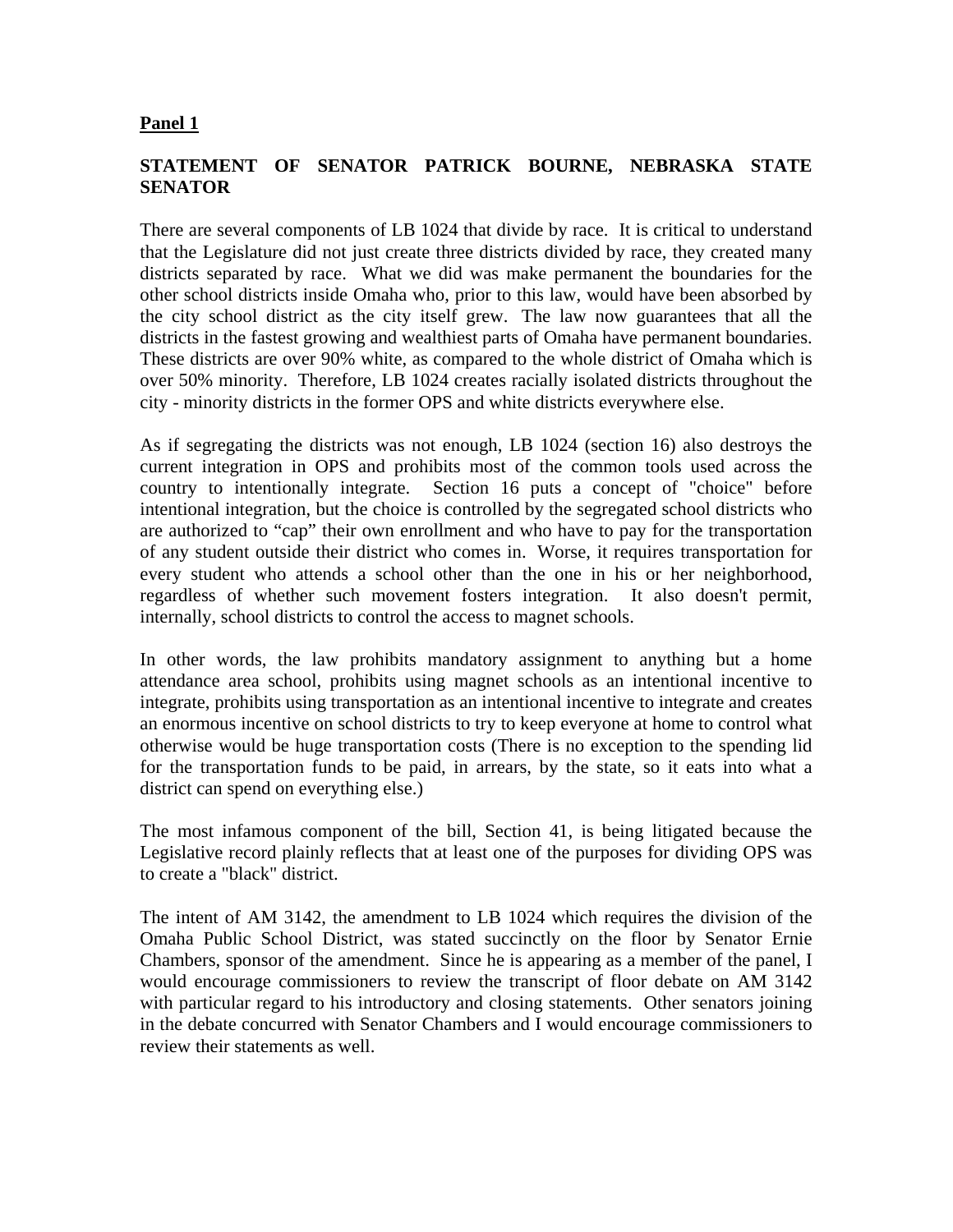**Panel 1**

**STATEMENT OF SENATOR PATRICK BOURNE, NEBRASKA STATE SENATOR**

There are several components of LB 1024 that divide by race. It is critical to understand that the Legislature did not just create three districts divided by race, they created many districts separated by race. What we did was make permanent the boundaries for the other school districts inside Omaha who, prior to this law, would have been absorbed by the city school district as the city itself grew. The law now guarantees that all the districts in the fastest growing and wealthiest parts of Omaha have permanent boundaries. These districts are over 90% white, as compared to the whole district of Omaha which is over 50% minority. Therefore, LB 1024 creates racially isolated districts throughout the city - minority districts in the former OPS and white districts everywhere else.

As if segregating the districts was not enough, LB 1024 (section 16) also destroys the current integration in OPS and prohibits most of the common tools used across the country to intentionally integrate. Section 16 puts a concept of "choice" before intentional integration, but the choice is controlled by the segregated school districts who are authorized to "cap" their own enrollment and who have to pay for the transportation of any student outside their district who comes in. Worse, it requires transportation for every student who attends a school other than the one in his or her neighborhood, regardless of whether such movement fosters integration. It also doesn't permit, internally, school districts to control the access to magnet schools.

In other words, the law prohibits mandatory assignment to anything but a home attendance area school, prohibits using magnet schools as an intentional incentive to integrate, prohibits using transportation as an intentional incentive to integrate and creates an enormous incentive on school districts to try to keep everyone at home to control what otherwise would be huge transportation costs (There is no exception to the spending lid for the transportation funds to be paid, in arrears, by the state, so it eats into what a district can spend on everything else.)

The most infamous component of the bill, Section 41, is being litigated because the Legislative record plainly reflects that at least one of the purposes for dividing OPS was to create a "black" district.

The intent of AM 3142, the amendment to LB 1024 which requires the division of the Omaha Public School District, was stated succinctly on the floor by Senator Ernie Chambers, sponsor of the amendment. Since he is appearing as a member of the panel, I would encourage commissioners to review the transcript of floor debate on AM 3142 with particular regard to his introductory and closing statements. Other senators joining in the debate concurred with Senator Chambers and I would encourage commissioners to review their statements as well.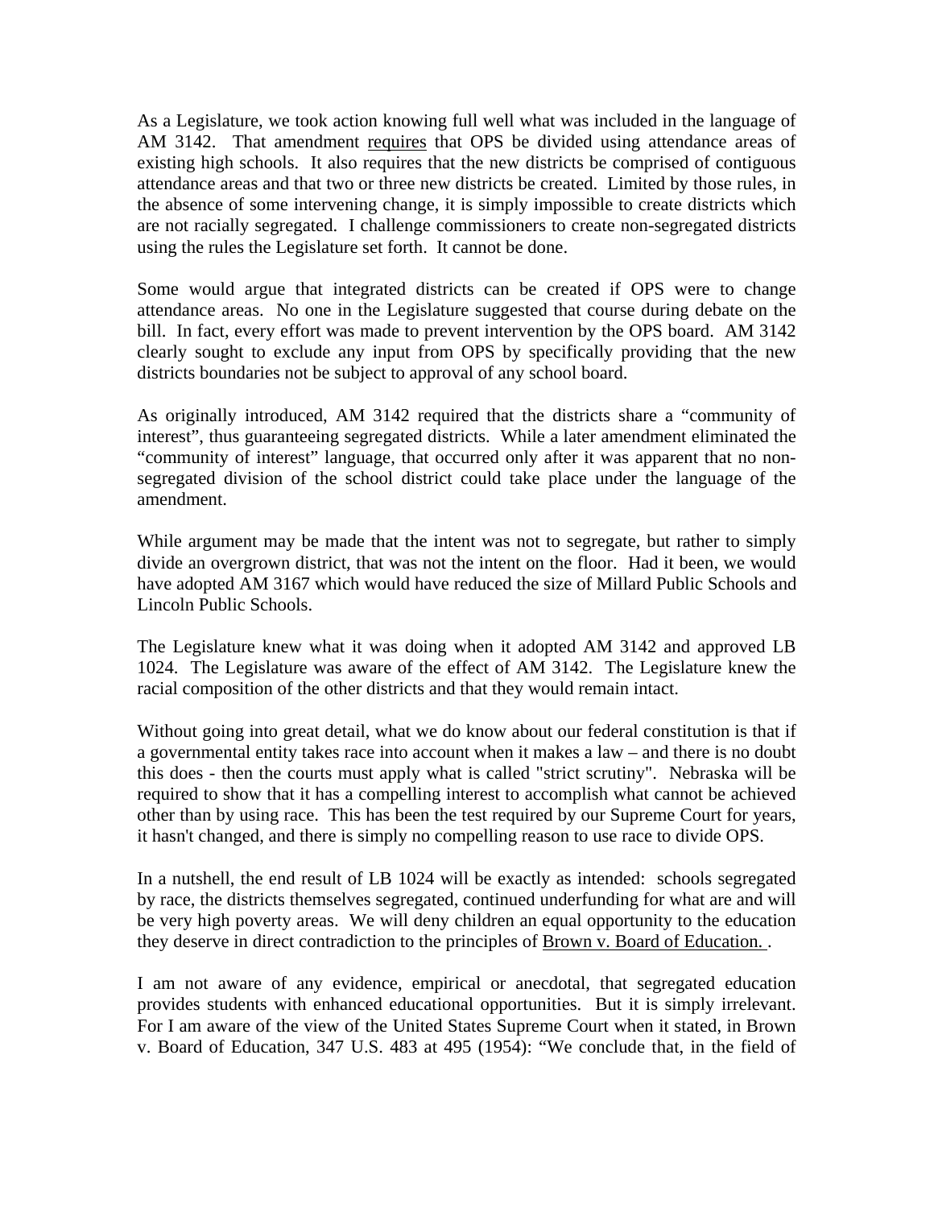As a Legislature, we took action knowing full well what was included in the language of AM 3142. That amendment requires that OPS be divided using attendance areas of existing high schools. It also requires that the new districts be comprised of contiguous attendance areas and that two or three new districts be created. Limited by those rules, in the absence of some intervening change, it is simply impossible to create districts which are not racially segregated. I challenge commissioners to create non-segregated districts using the rules the Legislature set forth. It cannot be done.

Some would argue that integrated districts can be created if OPS were to change attendance areas. No one in the Legislature suggested that course during debate on the bill. In fact, every effort was made to prevent intervention by the OPS board. AM 3142 clearly sought to exclude any input from OPS by specifically providing that the new districts boundaries not be subject to approval of any school board.

As originally introduced, AM 3142 required that the districts share a "community of interest", thus guaranteeing segregated districts. While a later amendment eliminated the "community of interest" language, that occurred only after it was apparent that no non-segregated division of the school district could take place under the language of the amendment.

While argument may be made that the intent was not to segregate, but rather to simply divide an overgrown district, that was not the intent on the floor. Had it been, we would have adopted AM 3167 which would have reduced the size of Millard Public Schools and Lincoln Public Schools.

The Legislature knew what it was doing when it adopted AM 3142 and approved LB 1024. The Legislature was aware of the effect of AM 3142. The Legislature knew the racial composition of the other districts and that they would remain intact.

Without going into great detail, what we do know about our federal constitution is that if a governmental entity takes race into account when it makes a law – and there is no doubt this does - then the courts must apply what is called "strict scrutiny". Nebraska will be required to show that it has a compelling interest to accomplish what cannot be achieved other than by using race. This has been the test required by our Supreme Court for years, it hasn't changed, and there is simply no compelling reason to use race to divide OPS.

In a nutshell, the end result of LB 1024 will be exactly as intended: schools segregated by race, the districts themselves segregated, continued underfunding for what are and will be very high poverty areas. We will deny children an equal opportunity to the education they deserve in direct contradiction to the principles of Brown v. Board of Education. .

I am not aware of any evidence, empirical or anecdotal, that segregated education provides students with enhanced educational opportunities. But it is simply irrelevant. For I am aware of the view of the United States Supreme Court when it stated, in Brown v. Board of Education, 347 U.S. 483 at 495 (1954): "We conclude that, in the field of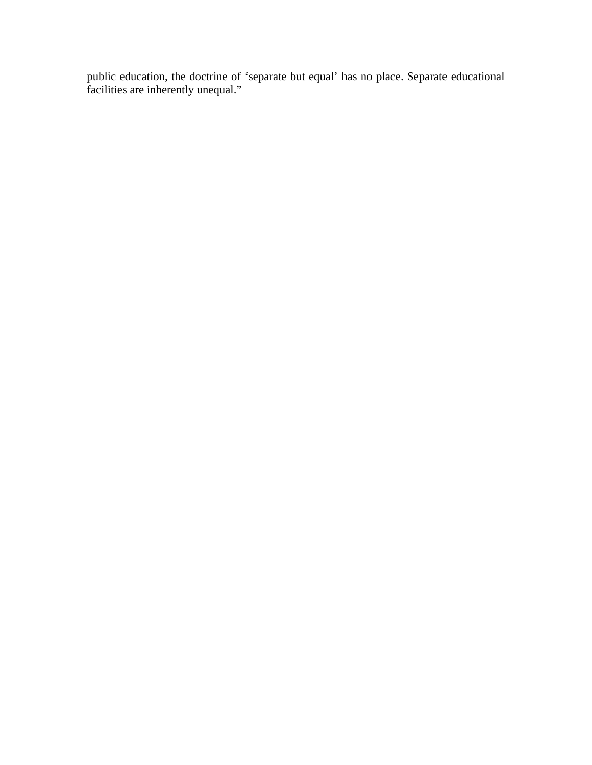public education, the doctrine of ‘separate but equal’ has no place. Separate educational facilities are inherently unequal.”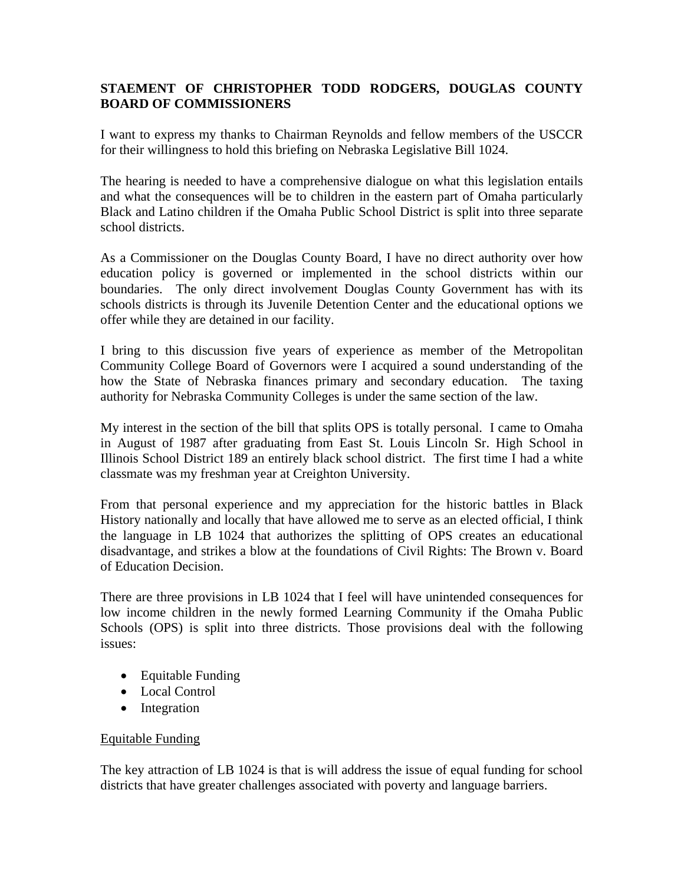**STAEMENT OF CHRISTOPHER TODD RODGERS, DOUGLAS COUNTY BOARD OF COMMISSIONERS**

I want to express my thanks to Chairman Reynolds and fellow members of the USCCR for their willingness to hold this briefing on Nebraska Legislative Bill 1024.

The hearing is needed to have a comprehensive dialogue on what this legislation entails and what the consequences will be to children in the eastern part of Omaha particularly Black and Latino children if the Omaha Public School District is split into three separate school districts.

As a Commissioner on the Douglas County Board, I have no direct authority over how education policy is governed or implemented in the school districts within our boundaries. The only direct involvement Douglas County Government has with its schools districts is through its Juvenile Detention Center and the educational options we offer while they are detained in our facility.

I bring to this discussion five years of experience as member of the Metropolitan Community College Board of Governors were I acquired a sound understanding of the how the State of Nebraska finances primary and secondary education. The taxing authority for Nebraska Community Colleges is under the same section of the law.

My interest in the section of the bill that splits OPS is totally personal. I came to Omaha in August of 1987 after graduating from East St. Louis Lincoln Sr. High School in Illinois School District 189 an entirely black school district. The first time I had a white classmate was my freshman year at Creighton University.

From that personal experience and my appreciation for the historic battles in Black History nationally and locally that have allowed me to serve as an elected official, I think the language in LB 1024 that authorizes the splitting of OPS creates an educational disadvantage, and strikes a blow at the foundations of Civil Rights: The Brown v. Board of Education Decision.

There are three provisions in LB 1024 that I feel will have unintended consequences for low income children in the newly formed Learning Community if the Omaha Public Schools (OPS) is split into three districts. Those provisions deal with the following issues:

- Equitable Funding
- Local Control
- Integration

<u>Equitable Funding</u>

The key attraction of LB 1024 is that is will address the issue of equal funding for school districts that have greater challenges associated with poverty and language barriers.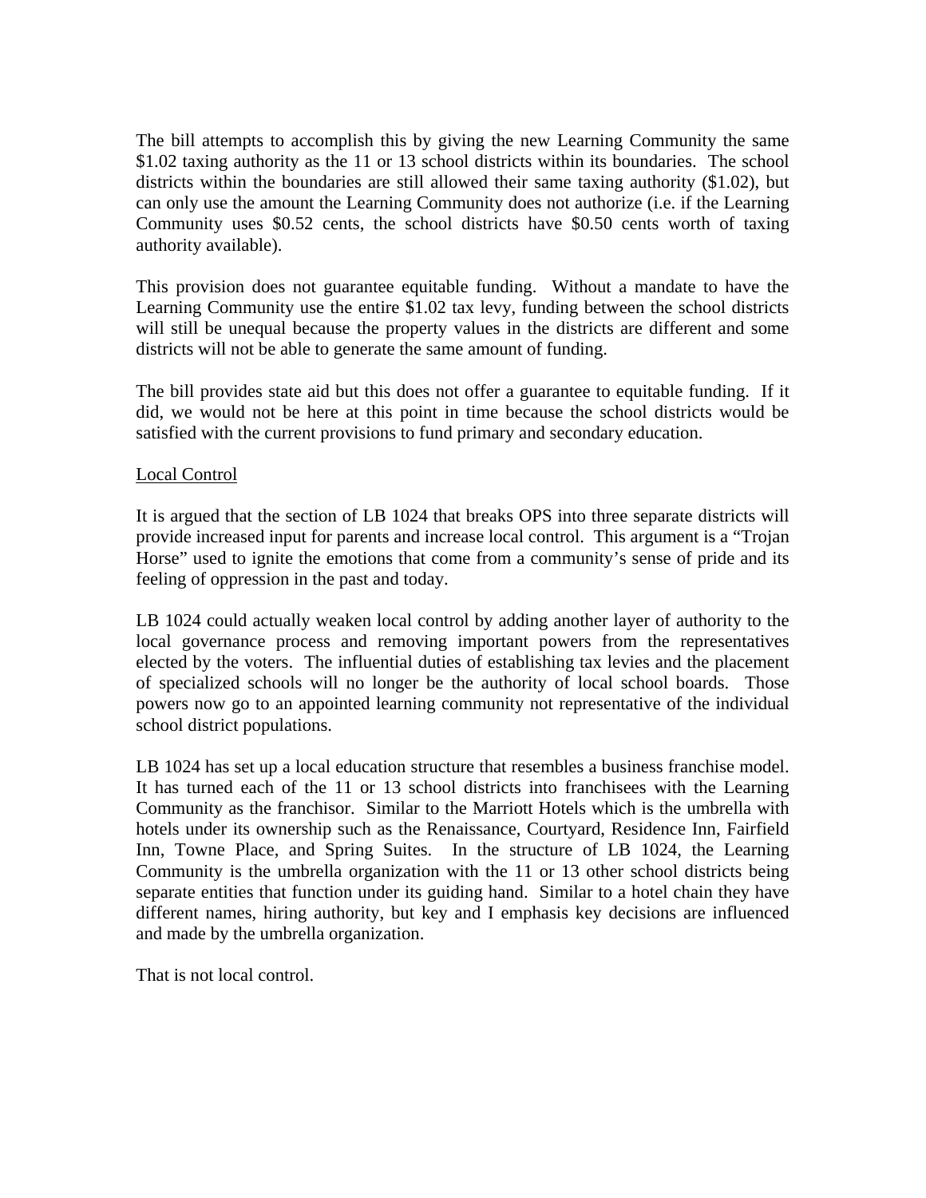The bill attempts to accomplish this by giving the new Learning Community the same $1.02 taxing authority as the 11 or 13 school districts within its boundaries. The school districts within the boundaries are still allowed their same taxing authority ($1.02), but can only use the amount the Learning Community does not authorize (i.e. if the Learning Community uses $0.52 cents, the school districts have $0.50 cents worth of taxing authority available).

This provision does not guarantee equitable funding. Without a mandate to have the Learning Community use the entire $1.02 tax levy, funding between the school districts will still be unequal because the property values in the districts are different and some districts will not be able to generate the same amount of funding.

The bill provides state aid but this does not offer a guarantee to equitable funding. If it did, we would not be here at this point in time because the school districts would be satisfied with the current provisions to fund primary and secondary education.

<u>Local Control</u>

It is argued that the section of LB 1024 that breaks OPS into three separate districts will provide increased input for parents and increase local control. This argument is a "Trojan Horse" used to ignite the emotions that come from a community's sense of pride and its feeling of oppression in the past and today.

LB 1024 could actually weaken local control by adding another layer of authority to the local governance process and removing important powers from the representatives elected by the voters. The influential duties of establishing tax levies and the placement of specialized schools will no longer be the authority of local school boards. Those powers now go to an appointed learning community not representative of the individual school district populations.

LB 1024 has set up a local education structure that resembles a business franchise model. It has turned each of the 11 or 13 school districts into franchisees with the Learning Community as the franchisor. Similar to the Marriott Hotels which is the umbrella with hotels under its ownership such as the Renaissance, Courtyard, Residence Inn, Fairfield Inn, Towne Place, and Spring Suites. In the structure of LB 1024, the Learning Community is the umbrella organization with the 11 or 13 other school districts being separate entities that function under its guiding hand. Similar to a hotel chain they have different names, hiring authority, but key and I emphasis key decisions are influenced and made by the umbrella organization.

That is not local control.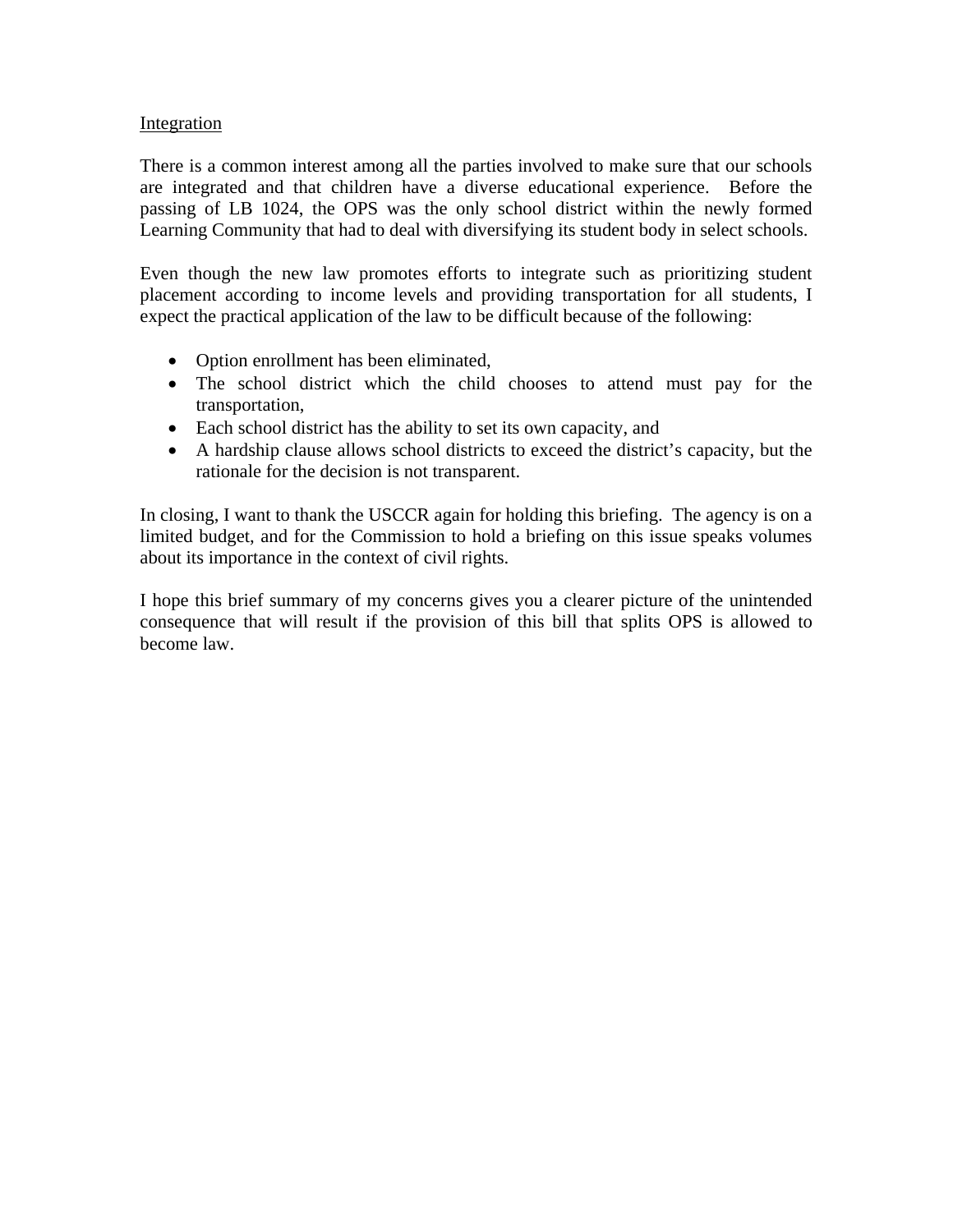Integration

There is a common interest among all the parties involved to make sure that our schools are integrated and that children have a diverse educational experience. Before the passing of LB 1024, the OPS was the only school district within the newly formed Learning Community that had to deal with diversifying its student body in select schools.

Even though the new law promotes efforts to integrate such as prioritizing student placement according to income levels and providing transportation for all students, I expect the practical application of the law to be difficult because of the following:

- Option enrollment has been eliminated,
- The school district which the child chooses to attend must pay for the transportation,
- Each school district has the ability to set its own capacity, and
- A hardship clause allows school districts to exceed the district's capacity, but the rationale for the decision is not transparent.

In closing, I want to thank the USCCR again for holding this briefing. The agency is on a limited budget, and for the Commission to hold a briefing on this issue speaks volumes about its importance in the context of civil rights.

I hope this brief summary of my concerns gives you a clearer picture of the unintended consequence that will result if the provision of this bill that splits OPS is allowed to become law.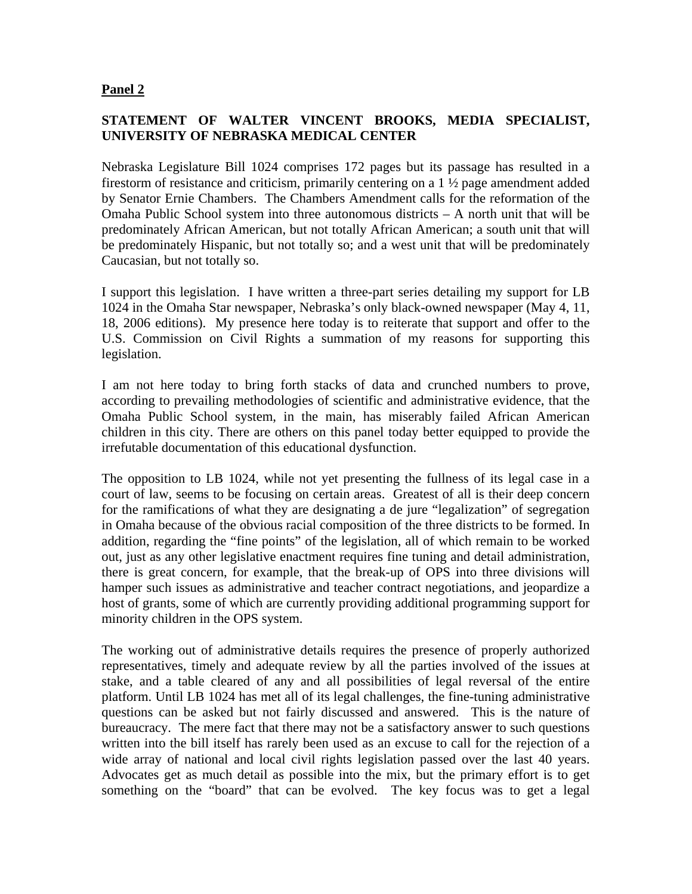**Panel 2**

**STATEMENT OF WALTER VINCENT BROOKS, MEDIA SPECIALIST, UNIVERSITY OF NEBRASKA MEDICAL CENTER**

Nebraska Legislature Bill 1024 comprises 172 pages but its passage has resulted in a firestorm of resistance and criticism, primarily centering on a 1 ½ page amendment added by Senator Ernie Chambers. The Chambers Amendment calls for the reformation of the Omaha Public School system into three autonomous districts – A north unit that will be predominately African American, but not totally African American; a south unit that will be predominately Hispanic, but not totally so; and a west unit that will be predominately Caucasian, but not totally so.

I support this legislation. I have written a three-part series detailing my support for LB 1024 in the Omaha Star newspaper, Nebraska's only black-owned newspaper (May 4, 11, 18, 2006 editions). My presence here today is to reiterate that support and offer to the U.S. Commission on Civil Rights a summation of my reasons for supporting this legislation.

I am not here today to bring forth stacks of data and crunched numbers to prove, according to prevailing methodologies of scientific and administrative evidence, that the Omaha Public School system, in the main, has miserably failed African American children in this city. There are others on this panel today better equipped to provide the irrefutable documentation of this educational dysfunction.

The opposition to LB 1024, while not yet presenting the fullness of its legal case in a court of law, seems to be focusing on certain areas. Greatest of all is their deep concern for the ramifications of what they are designating a de jure "legalization" of segregation in Omaha because of the obvious racial composition of the three districts to be formed. In addition, regarding the "fine points" of the legislation, all of which remain to be worked out, just as any other legislative enactment requires fine tuning and detail administration, there is great concern, for example, that the break-up of OPS into three divisions will hamper such issues as administrative and teacher contract negotiations, and jeopardize a host of grants, some of which are currently providing additional programming support for minority children in the OPS system.

The working out of administrative details requires the presence of properly authorized representatives, timely and adequate review by all the parties involved of the issues at stake, and a table cleared of any and all possibilities of legal reversal of the entire platform. Until LB 1024 has met all of its legal challenges, the fine-tuning administrative questions can be asked but not fairly discussed and answered. This is the nature of bureaucracy. The mere fact that there may not be a satisfactory answer to such questions written into the bill itself has rarely been used as an excuse to call for the rejection of a wide array of national and local civil rights legislation passed over the last 40 years. Advocates get as much detail as possible into the mix, but the primary effort is to get something on the "board" that can be evolved. The key focus was to get a legal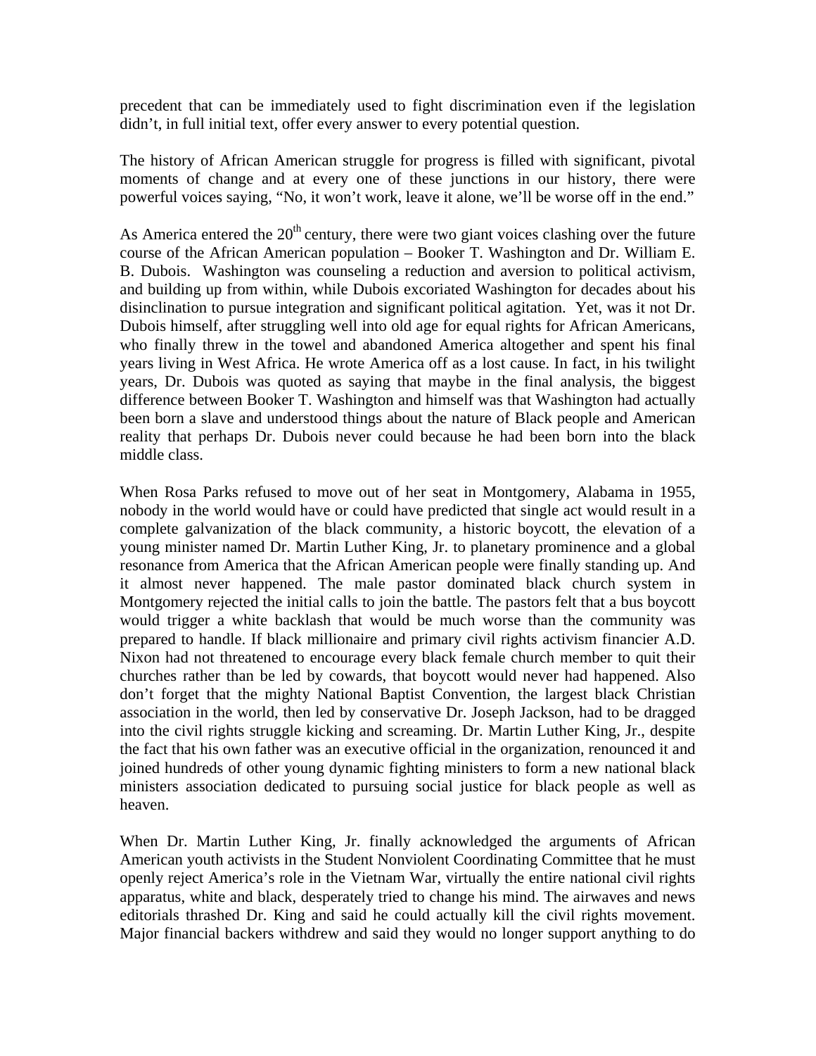precedent that can be immediately used to fight discrimination even if the legislation didn't, in full initial text, offer every answer to every potential question.

The history of African American struggle for progress is filled with significant, pivotal moments of change and at every one of these junctions in our history, there were powerful voices saying, "No, it won't work, leave it alone, we'll be worse off in the end."

As America entered the 20th century, there were two giant voices clashing over the future course of the African American population – Booker T. Washington and Dr. William E. B. Dubois. Washington was counseling a reduction and aversion to political activism, and building up from within, while Dubois excoriated Washington for decades about his disinclination to pursue integration and significant political agitation. Yet, was it not Dr. Dubois himself, after struggling well into old age for equal rights for African Americans, who finally threw in the towel and abandoned America altogether and spent his final years living in West Africa. He wrote America off as a lost cause. In fact, in his twilight years, Dr. Dubois was quoted as saying that maybe in the final analysis, the biggest difference between Booker T. Washington and himself was that Washington had actually been born a slave and understood things about the nature of Black people and American reality that perhaps Dr. Dubois never could because he had been born into the black middle class.

When Rosa Parks refused to move out of her seat in Montgomery, Alabama in 1955, nobody in the world would have or could have predicted that single act would result in a complete galvanization of the black community, a historic boycott, the elevation of a young minister named Dr. Martin Luther King, Jr. to planetary prominence and a global resonance from America that the African American people were finally standing up. And it almost never happened. The male pastor dominated black church system in Montgomery rejected the initial calls to join the battle. The pastors felt that a bus boycott would trigger a white backlash that would be much worse than the community was prepared to handle. If black millionaire and primary civil rights activism financier A.D. Nixon had not threatened to encourage every black female church member to quit their churches rather than be led by cowards, that boycott would never had happened. Also don't forget that the mighty National Baptist Convention, the largest black Christian association in the world, then led by conservative Dr. Joseph Jackson, had to be dragged into the civil rights struggle kicking and screaming. Dr. Martin Luther King, Jr., despite the fact that his own father was an executive official in the organization, renounced it and joined hundreds of other young dynamic fighting ministers to form a new national black ministers association dedicated to pursuing social justice for black people as well as heaven.

When Dr. Martin Luther King, Jr. finally acknowledged the arguments of African American youth activists in the Student Nonviolent Coordinating Committee that he must openly reject America's role in the Vietnam War, virtually the entire national civil rights apparatus, white and black, desperately tried to change his mind. The airwaves and news editorials thrashed Dr. King and said he could actually kill the civil rights movement. Major financial backers withdrew and said they would no longer support anything to do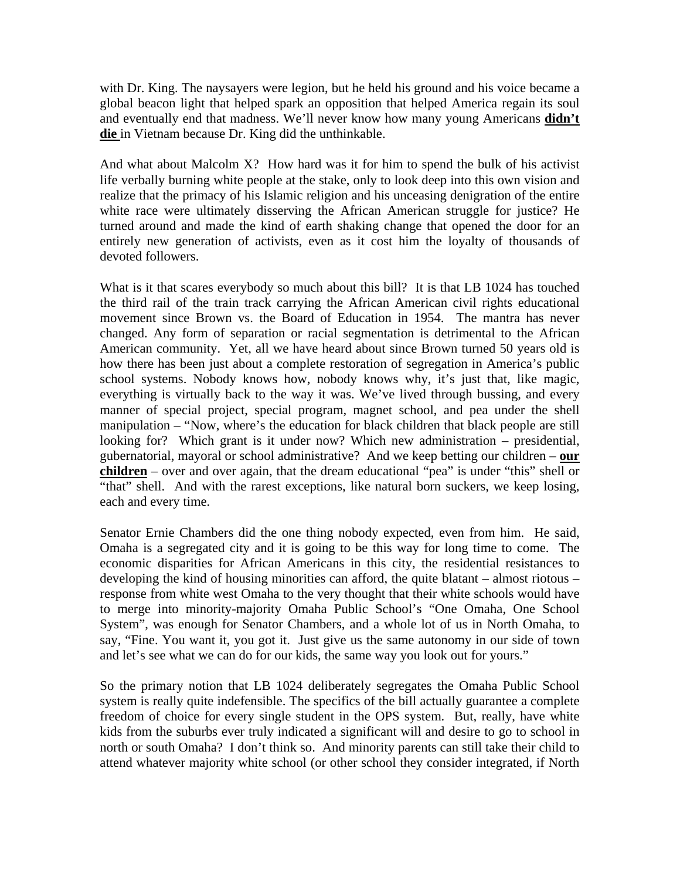with Dr. King. The naysayers were legion, but he held his ground and his voice became a global beacon light that helped spark an opposition that helped America regain its soul and eventually end that madness. We'll never know how many young Americans **didn't die** in Vietnam because Dr. King did the unthinkable.

And what about Malcolm X? How hard was it for him to spend the bulk of his activist life verbally burning white people at the stake, only to look deep into this own vision and realize that the primacy of his Islamic religion and his unceasing denigration of the entire white race were ultimately disserving the African American struggle for justice? He turned around and made the kind of earth shaking change that opened the door for an entirely new generation of activists, even as it cost him the loyalty of thousands of devoted followers.

What is it that scares everybody so much about this bill? It is that LB 1024 has touched the third rail of the train track carrying the African American civil rights educational movement since Brown vs. the Board of Education in 1954. The mantra has never changed. Any form of separation or racial segmentation is detrimental to the African American community. Yet, all we have heard about since Brown turned 50 years old is how there has been just about a complete restoration of segregation in America's public school systems. Nobody knows how, nobody knows why, it's just that, like magic, everything is virtually back to the way it was. We've lived through bussing, and every manner of special project, special program, magnet school, and pea under the shell manipulation – "Now, where's the education for black children that black people are still looking for? Which grant is it under now? Which new administration – presidential, gubernatorial, mayoral or school administrative? And we keep betting our children – **our children** – over and over again, that the dream educational "pea" is under "this" shell or "that" shell. And with the rarest exceptions, like natural born suckers, we keep losing, each and every time.

Senator Ernie Chambers did the one thing nobody expected, even from him. He said, Omaha is a segregated city and it is going to be this way for long time to come. The economic disparities for African Americans in this city, the residential resistances to developing the kind of housing minorities can afford, the quite blatant – almost riotous – response from white west Omaha to the very thought that their white schools would have to merge into minority-majority Omaha Public School's "One Omaha, One School System", was enough for Senator Chambers, and a whole lot of us in North Omaha, to say, "Fine. You want it, you got it. Just give us the same autonomy in our side of town and let's see what we can do for our kids, the same way you look out for yours."

So the primary notion that LB 1024 deliberately segregates the Omaha Public School system is really quite indefensible. The specifics of the bill actually guarantee a complete freedom of choice for every single student in the OPS system. But, really, have white kids from the suburbs ever truly indicated a significant will and desire to go to school in north or south Omaha? I don't think so. And minority parents can still take their child to attend whatever majority white school (or other school they consider integrated, if North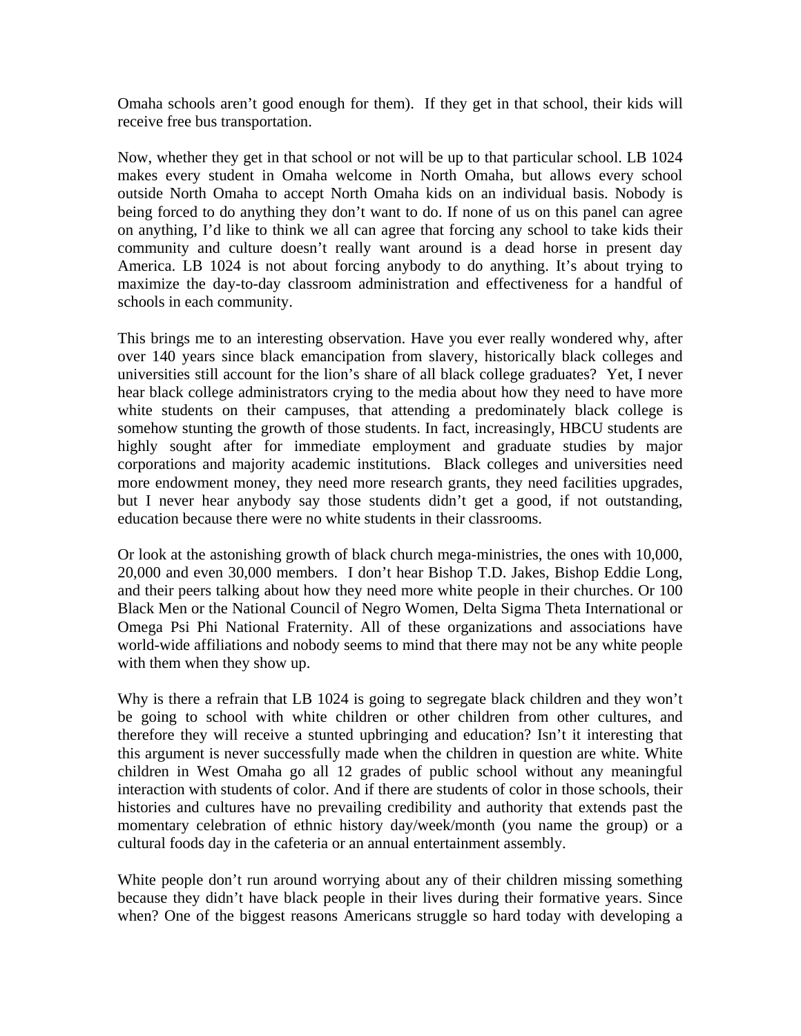Omaha schools aren't good enough for them). If they get in that school, their kids will receive free bus transportation.

Now, whether they get in that school or not will be up to that particular school. LB 1024 makes every student in Omaha welcome in North Omaha, but allows every school outside North Omaha to accept North Omaha kids on an individual basis. Nobody is being forced to do anything they don't want to do. If none of us on this panel can agree on anything, I'd like to think we all can agree that forcing any school to take kids their community and culture doesn't really want around is a dead horse in present day America. LB 1024 is not about forcing anybody to do anything. It's about trying to maximize the day-to-day classroom administration and effectiveness for a handful of schools in each community.

This brings me to an interesting observation. Have you ever really wondered why, after over 140 years since black emancipation from slavery, historically black colleges and universities still account for the lion's share of all black college graduates? Yet, I never hear black college administrators crying to the media about how they need to have more white students on their campuses, that attending a predominately black college is somehow stunting the growth of those students. In fact, increasingly, HBCU students are highly sought after for immediate employment and graduate studies by major corporations and majority academic institutions. Black colleges and universities need more endowment money, they need more research grants, they need facilities upgrades, but I never hear anybody say those students didn't get a good, if not outstanding, education because there were no white students in their classrooms.

Or look at the astonishing growth of black church mega-ministries, the ones with 10,000, 20,000 and even 30,000 members. I don't hear Bishop T.D. Jakes, Bishop Eddie Long, and their peers talking about how they need more white people in their churches. Or 100 Black Men or the National Council of Negro Women, Delta Sigma Theta International or Omega Psi Phi National Fraternity. All of these organizations and associations have world-wide affiliations and nobody seems to mind that there may not be any white people with them when they show up.

Why is there a refrain that LB 1024 is going to segregate black children and they won't be going to school with white children or other children from other cultures, and therefore they will receive a stunted upbringing and education? Isn't it interesting that this argument is never successfully made when the children in question are white. White children in West Omaha go all 12 grades of public school without any meaningful interaction with students of color. And if there are students of color in those schools, their histories and cultures have no prevailing credibility and authority that extends past the momentary celebration of ethnic history day/week/month (you name the group) or a cultural foods day in the cafeteria or an annual entertainment assembly.

White people don't run around worrying about any of their children missing something because they didn't have black people in their lives during their formative years. Since when? One of the biggest reasons Americans struggle so hard today with developing a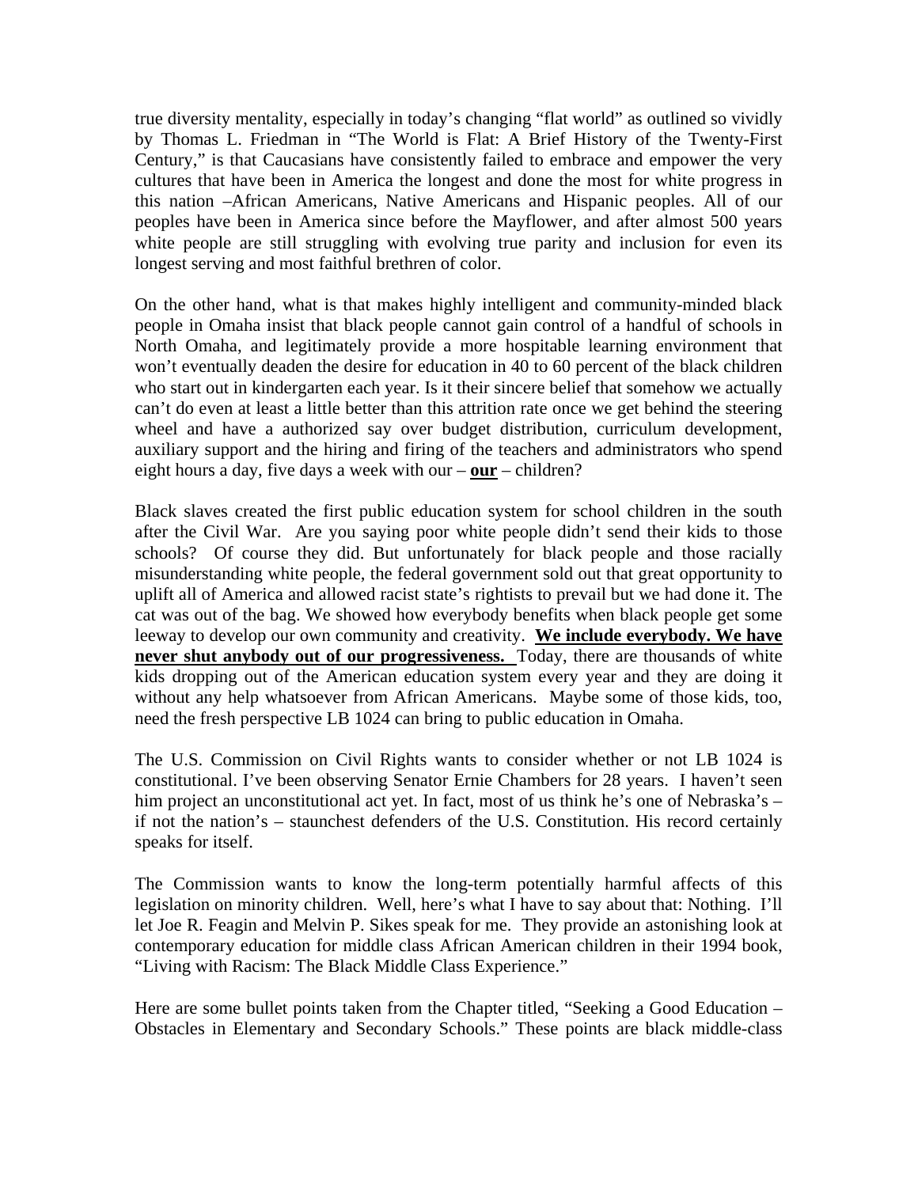true diversity mentality, especially in today's changing "flat world" as outlined so vividly by Thomas L. Friedman in "The World is Flat: A Brief History of the Twenty-First Century," is that Caucasians have consistently failed to embrace and empower the very cultures that have been in America the longest and done the most for white progress in this nation –African Americans, Native Americans and Hispanic peoples. All of our peoples have been in America since before the Mayflower, and after almost 500 years white people are still struggling with evolving true parity and inclusion for even its longest serving and most faithful brethren of color.

On the other hand, what is that makes highly intelligent and community-minded black people in Omaha insist that black people cannot gain control of a handful of schools in North Omaha, and legitimately provide a more hospitable learning environment that won't eventually deaden the desire for education in 40 to 60 percent of the black children who start out in kindergarten each year. Is it their sincere belief that somehow we actually can't do even at least a little better than this attrition rate once we get behind the steering wheel and have a authorized say over budget distribution, curriculum development, auxiliary support and the hiring and firing of the teachers and administrators who spend eight hours a day, five days a week with our – **<u>our</u>** – children?

Black slaves created the first public education system for school children in the south after the Civil War. Are you saying poor white people didn't send their kids to those schools? Of course they did. But unfortunately for black people and those racially misunderstanding white people, the federal government sold out that great opportunity to uplift all of America and allowed racist state's rightists to prevail but we had done it. The cat was out of the bag. We showed how everybody benefits when black people get some leeway to develop our own community and creativity. **<u>We include everybody. We have never shut anybody out of our progressiveness.</u>** Today, there are thousands of white kids dropping out of the American education system every year and they are doing it without any help whatsoever from African Americans. Maybe some of those kids, too, need the fresh perspective LB 1024 can bring to public education in Omaha.

The U.S. Commission on Civil Rights wants to consider whether or not LB 1024 is constitutional. I've been observing Senator Ernie Chambers for 28 years. I haven't seen him project an unconstitutional act yet. In fact, most of us think he's one of Nebraska's – if not the nation's – staunchest defenders of the U.S. Constitution. His record certainly speaks for itself.

The Commission wants to know the long-term potentially harmful affects of this legislation on minority children. Well, here's what I have to say about that: Nothing. I'll let Joe R. Feagin and Melvin P. Sikes speak for me. They provide an astonishing look at contemporary education for middle class African American children in their 1994 book, "Living with Racism: The Black Middle Class Experience."

Here are some bullet points taken from the Chapter titled, "Seeking a Good Education – Obstacles in Elementary and Secondary Schools." These points are black middle-class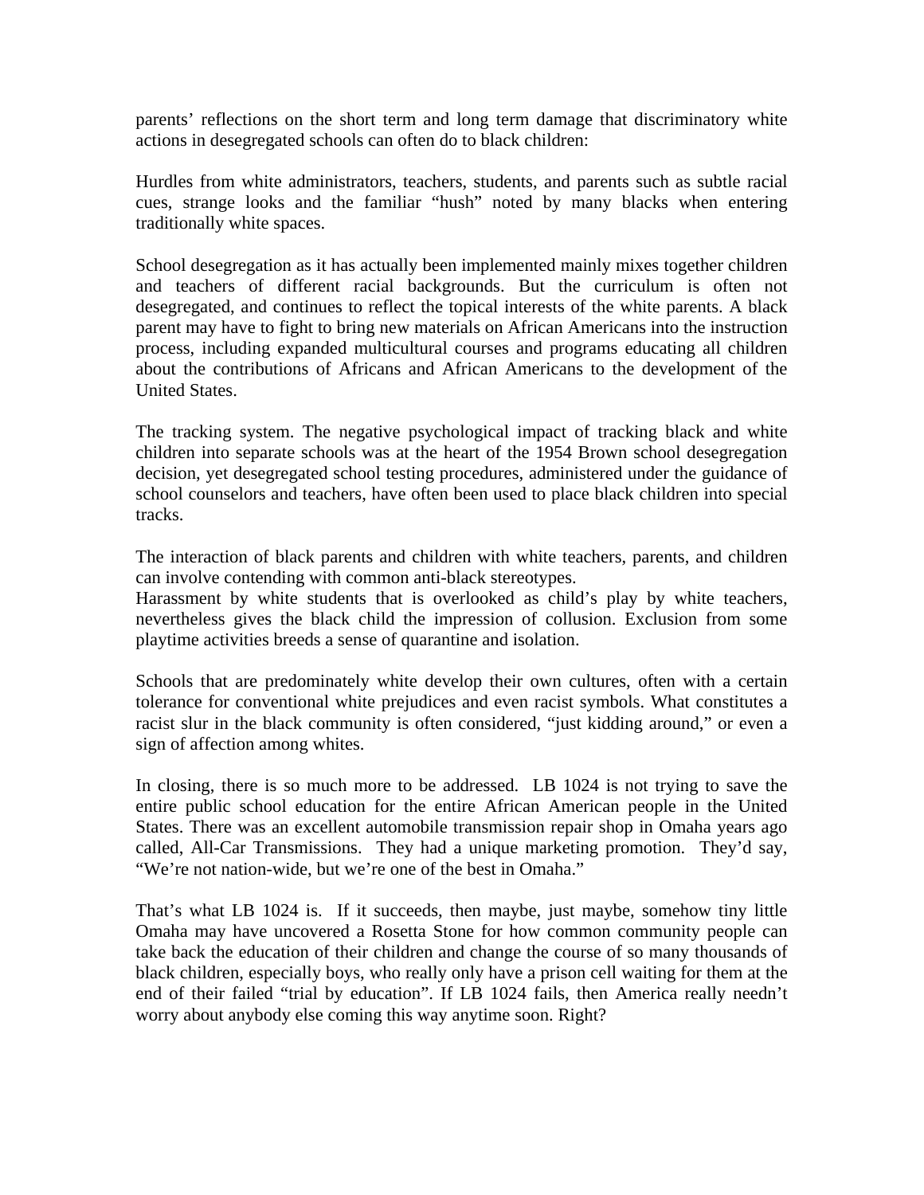parents' reflections on the short term and long term damage that discriminatory white actions in desegregated schools can often do to black children:

Hurdles from white administrators, teachers, students, and parents such as subtle racial cues, strange looks and the familiar "hush" noted by many blacks when entering traditionally white spaces.

School desegregation as it has actually been implemented mainly mixes together children and teachers of different racial backgrounds. But the curriculum is often not desegregated, and continues to reflect the topical interests of the white parents. A black parent may have to fight to bring new materials on African Americans into the instruction process, including expanded multicultural courses and programs educating all children about the contributions of Africans and African Americans to the development of the United States.

The tracking system. The negative psychological impact of tracking black and white children into separate schools was at the heart of the 1954 Brown school desegregation decision, yet desegregated school testing procedures, administered under the guidance of school counselors and teachers, have often been used to place black children into special tracks.

The interaction of black parents and children with white teachers, parents, and children can involve contending with common anti-black stereotypes.
Harassment by white students that is overlooked as child's play by white teachers, nevertheless gives the black child the impression of collusion. Exclusion from some playtime activities breeds a sense of quarantine and isolation.

Schools that are predominately white develop their own cultures, often with a certain tolerance for conventional white prejudices and even racist symbols. What constitutes a racist slur in the black community is often considered, "just kidding around," or even a sign of affection among whites.

In closing, there is so much more to be addressed. LB 1024 is not trying to save the entire public school education for the entire African American people in the United States. There was an excellent automobile transmission repair shop in Omaha years ago called, All-Car Transmissions. They had a unique marketing promotion. They'd say, "We're not nation-wide, but we're one of the best in Omaha."

That's what LB 1024 is. If it succeeds, then maybe, just maybe, somehow tiny little Omaha may have uncovered a Rosetta Stone for how common community people can take back the education of their children and change the course of so many thousands of black children, especially boys, who really only have a prison cell waiting for them at the end of their failed "trial by education". If LB 1024 fails, then America really needn't worry about anybody else coming this way anytime soon. Right?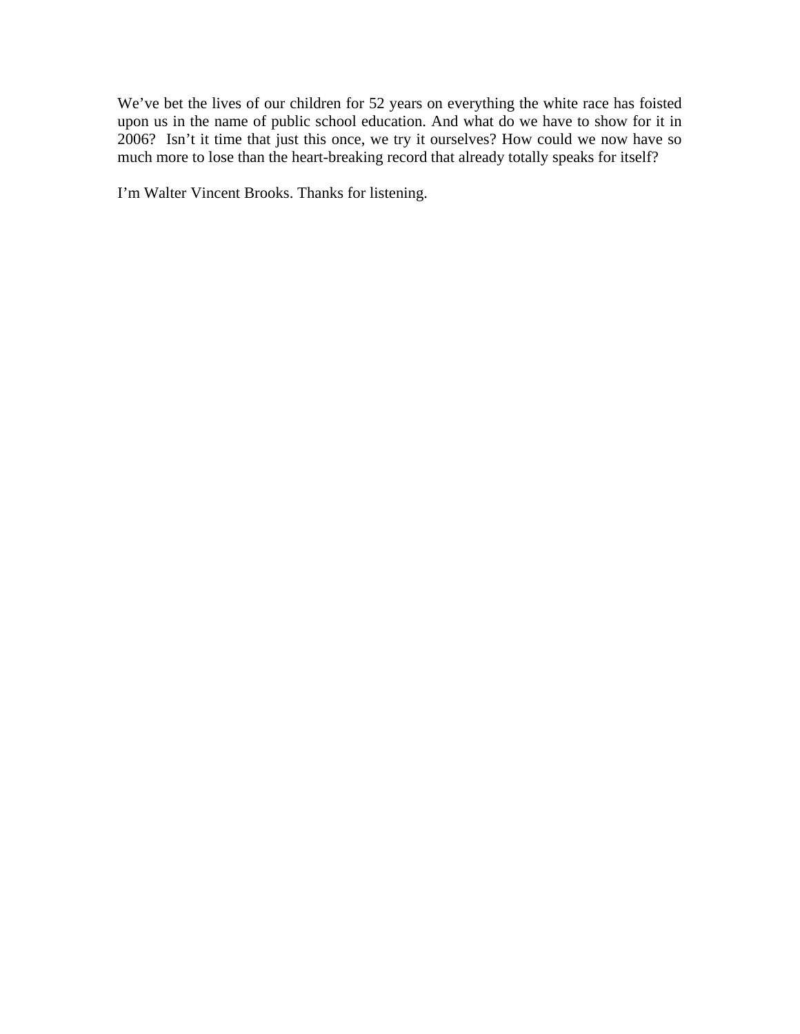We've bet the lives of our children for 52 years on everything the white race has foisted upon us in the name of public school education. And what do we have to show for it in 2006? Isn't it time that just this once, we try it ourselves? How could we now have so much more to lose than the heart-breaking record that already totally speaks for itself?

I'm Walter Vincent Brooks. Thanks for listening.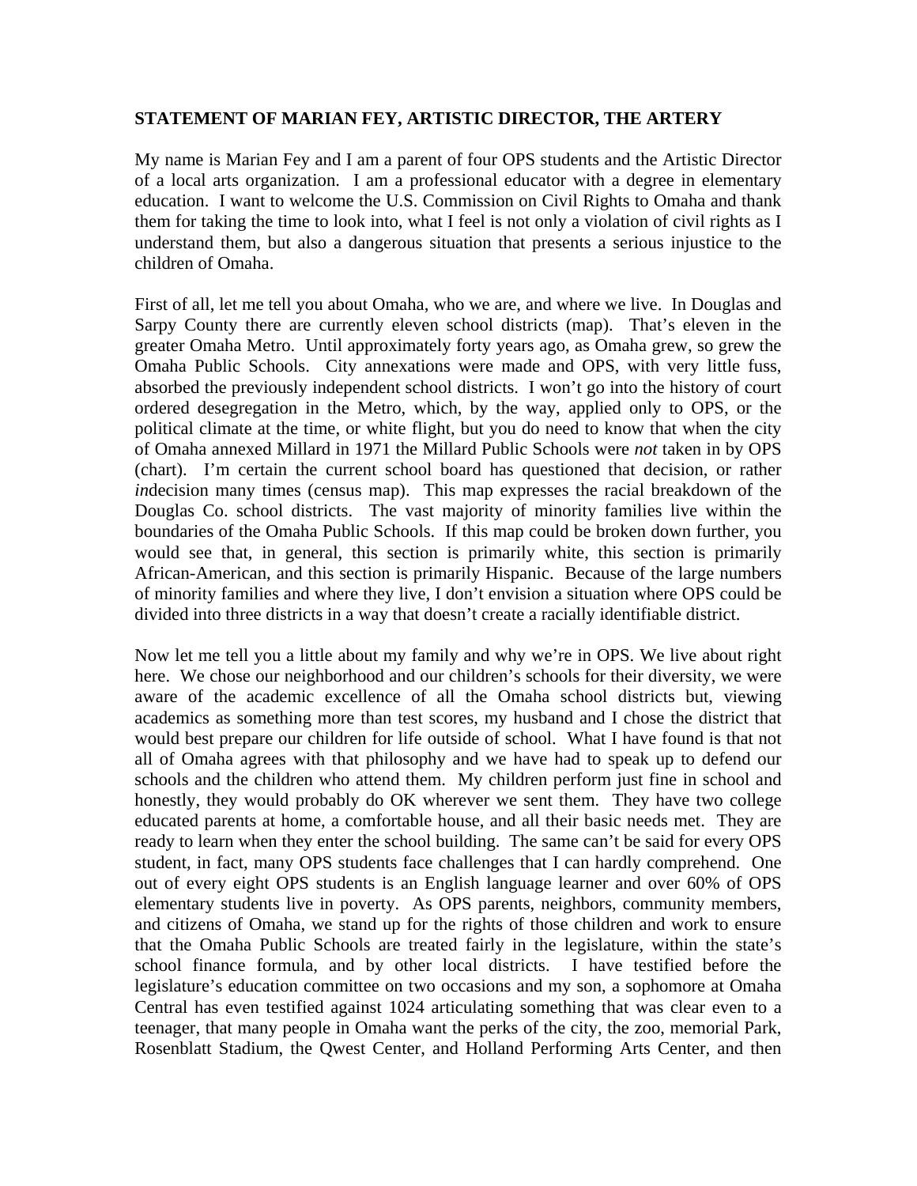**STATEMENT OF MARIAN FEY, ARTISTIC DIRECTOR, THE ARTERY**

My name is Marian Fey and I am a parent of four OPS students and the Artistic Director of a local arts organization. I am a professional educator with a degree in elementary education. I want to welcome the U.S. Commission on Civil Rights to Omaha and thank them for taking the time to look into, what I feel is not only a violation of civil rights as I understand them, but also a dangerous situation that presents a serious injustice to the children of Omaha.

First of all, let me tell you about Omaha, who we are, and where we live. In Douglas and Sarpy County there are currently eleven school districts (map). That's eleven in the greater Omaha Metro. Until approximately forty years ago, as Omaha grew, so grew the Omaha Public Schools. City annexations were made and OPS, with very little fuss, absorbed the previously independent school districts. I won't go into the history of court ordered desegregation in the Metro, which, by the way, applied only to OPS, or the political climate at the time, or white flight, but you do need to know that when the city of Omaha annexed Millard in 1971 the Millard Public Schools were *not* taken in by OPS (chart). I'm certain the current school board has questioned that decision, or rather *in*decision many times (census map). This map expresses the racial breakdown of the Douglas Co. school districts. The vast majority of minority families live within the boundaries of the Omaha Public Schools. If this map could be broken down further, you would see that, in general, this section is primarily white, this section is primarily African-American, and this section is primarily Hispanic. Because of the large numbers of minority families and where they live, I don't envision a situation where OPS could be divided into three districts in a way that doesn't create a racially identifiable district.

Now let me tell you a little about my family and why we're in OPS. We live about right here. We chose our neighborhood and our children's schools for their diversity, we were aware of the academic excellence of all the Omaha school districts but, viewing academics as something more than test scores, my husband and I chose the district that would best prepare our children for life outside of school. What I have found is that not all of Omaha agrees with that philosophy and we have had to speak up to defend our schools and the children who attend them. My children perform just fine in school and honestly, they would probably do OK wherever we sent them. They have two college educated parents at home, a comfortable house, and all their basic needs met. They are ready to learn when they enter the school building. The same can't be said for every OPS student, in fact, many OPS students face challenges that I can hardly comprehend. One out of every eight OPS students is an English language learner and over 60% of OPS elementary students live in poverty. As OPS parents, neighbors, community members, and citizens of Omaha, we stand up for the rights of those children and work to ensure that the Omaha Public Schools are treated fairly in the legislature, within the state's school finance formula, and by other local districts. I have testified before the legislature's education committee on two occasions and my son, a sophomore at Omaha Central has even testified against 1024 articulating something that was clear even to a teenager, that many people in Omaha want the perks of the city, the zoo, memorial Park, Rosenblatt Stadium, the Qwest Center, and Holland Performing Arts Center, and then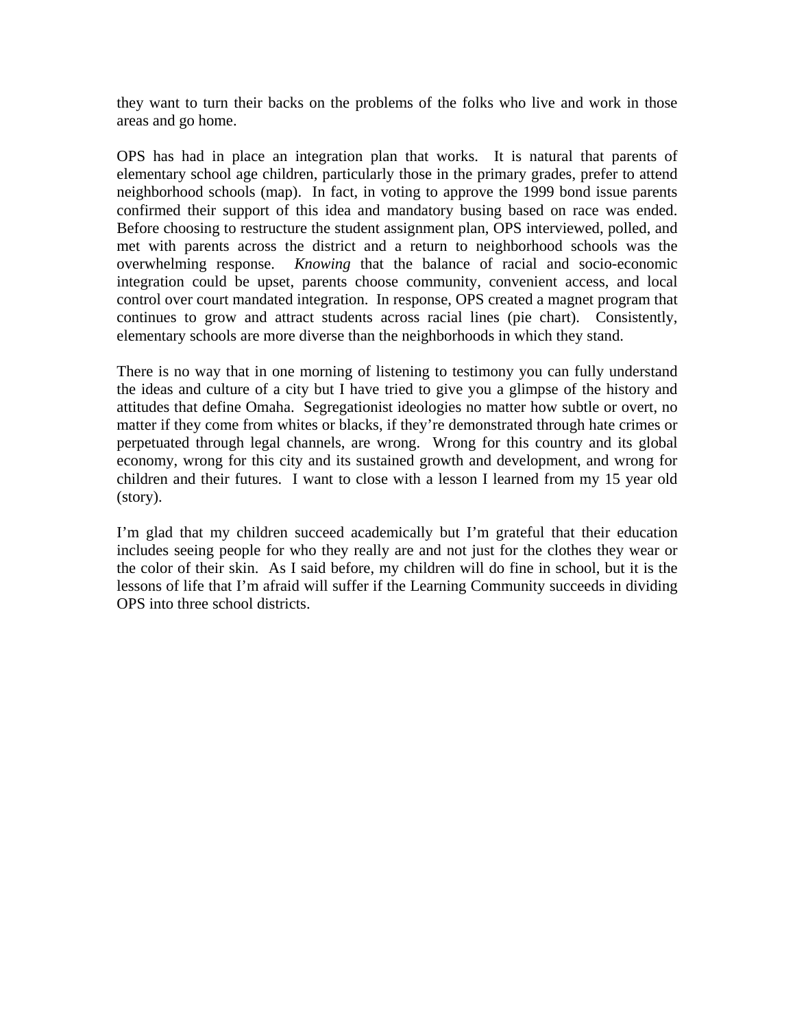they want to turn their backs on the problems of the folks who live and work in those areas and go home.

OPS has had in place an integration plan that works. It is natural that parents of elementary school age children, particularly those in the primary grades, prefer to attend neighborhood schools (map). In fact, in voting to approve the 1999 bond issue parents confirmed their support of this idea and mandatory busing based on race was ended. Before choosing to restructure the student assignment plan, OPS interviewed, polled, and met with parents across the district and a return to neighborhood schools was the overwhelming response. *Knowing* that the balance of racial and socio-economic integration could be upset, parents choose community, convenient access, and local control over court mandated integration. In response, OPS created a magnet program that continues to grow and attract students across racial lines (pie chart). Consistently, elementary schools are more diverse than the neighborhoods in which they stand.

There is no way that in one morning of listening to testimony you can fully understand the ideas and culture of a city but I have tried to give you a glimpse of the history and attitudes that define Omaha. Segregationist ideologies no matter how subtle or overt, no matter if they come from whites or blacks, if they're demonstrated through hate crimes or perpetuated through legal channels, are wrong. Wrong for this country and its global economy, wrong for this city and its sustained growth and development, and wrong for children and their futures. I want to close with a lesson I learned from my 15 year old (story).

I'm glad that my children succeed academically but I'm grateful that their education includes seeing people for who they really are and not just for the clothes they wear or the color of their skin. As I said before, my children will do fine in school, but it is the lessons of life that I'm afraid will suffer if the Learning Community succeeds in dividing OPS into three school districts.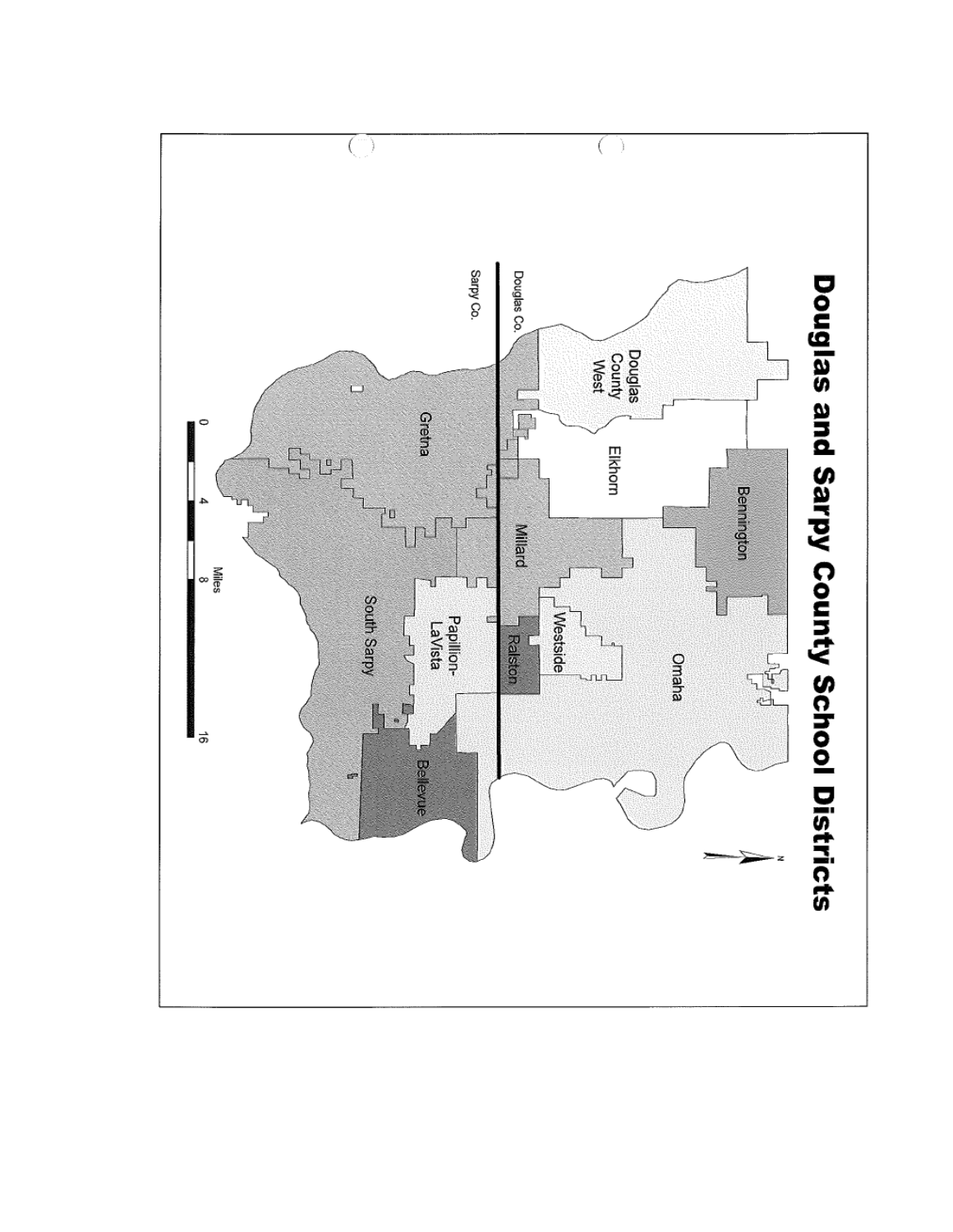# Douglas and Sarpy County School Districts

Douglas County West

Elkhorn

Bennington

Omaha

Westside

Ralston

Millard

Gretna

Papillion-LaVista

South Sarpy

Bellevue

Douglas Co.

Sarpy Co.

N

0 4 8 16

Miles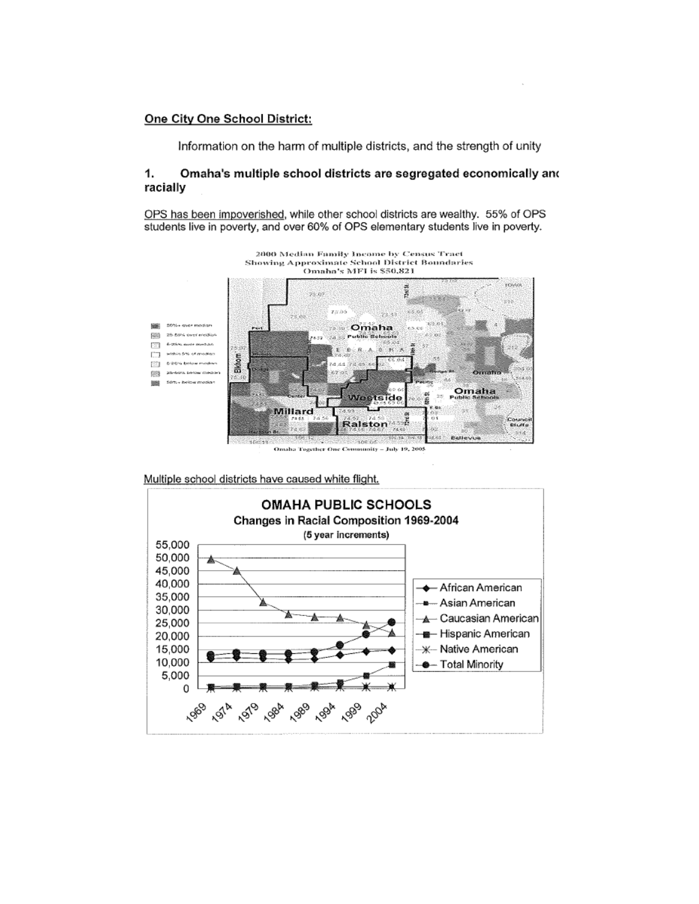## One City One School District:

Information on the harm of multiple districts, and the strength of unity

### 1. Omaha's multiple school districts are segregated economically and racially

OPS has been impoverished, while other school districts are wealthy. 55% of OPS students live in poverty, and over 60% of OPS elementary students live in poverty.

2000 Median Family Income by Census Tract
Showing Approximate School District Boundaries
Omaha's MFI is $50,821

Omaha Together One Community – July 19, 2005

Multiple school districts have caused white flight.

**OMAHA PUBLIC SCHOOLS**
**Changes in Racial Composition 1969-2004**
**(5 year increments)**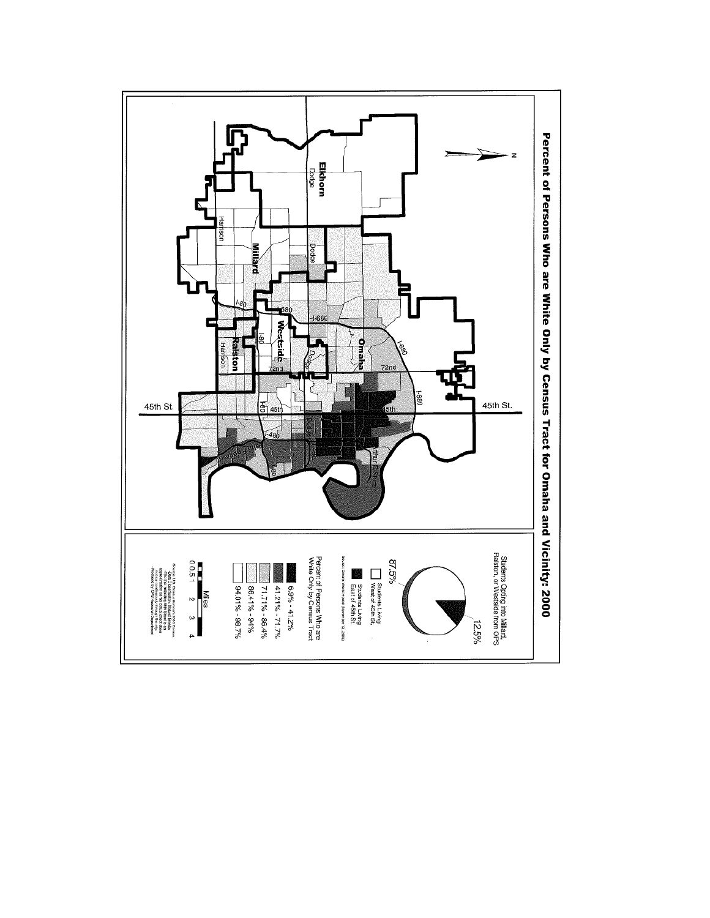# Percent of Persons Who are White Only by Census Tract for Omaha and Vicinity: 2000

Elkhorn

Millard

Westside

Omaha

Ralston

45th St.

Students Opting into Millard, Ralston, or Westside from OPS

87.5%

12.5%

Students Living West of 45th St.

Students Living East of 45th St.

Percent of Persons Who are White Only by Census Tract

- 6.9% - 41.2%
- 41.21% - 71.7%
- 71.71% - 86.4%
- 86.41% - 94%
- 94.01% - 98.7%

Miles

0 0.5 1 2 3 4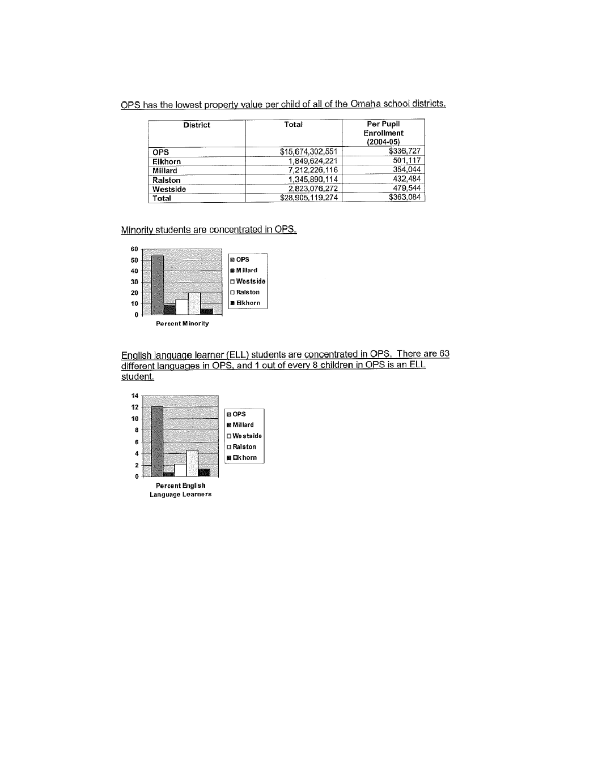<u>OPS has the lowest property value per child of all of the Omaha school districts.</u>

| District | Total | Per Pupil Enrollment (2004-05) |
|---|---|---|
| OPS | $15,674,302,551 | $336,727 |
| Elkhorn | 1,849,624,221 | 501,117 |
| Millard | 7,212,226,116 | 354,044 |
| Ralston | 1,345,890,114 | 432,484 |
| Westside | 2,823,076,272 | 479,544 |
| Total | $28,905,119,274 | $363,084 |

<u>Minority students are concentrated in OPS.</u>

Percent Minority

Legend: OPS, Millard, Westside, Ralston, Elkhorn

<u>English language learner (ELL) students are concentrated in OPS. There are 63 different languages in OPS, and 1 out of every 8 children in OPS is an ELL student.</u>

Percent English Language Learners

Legend: OPS, Millard, Westside, Ralston, Elkhorn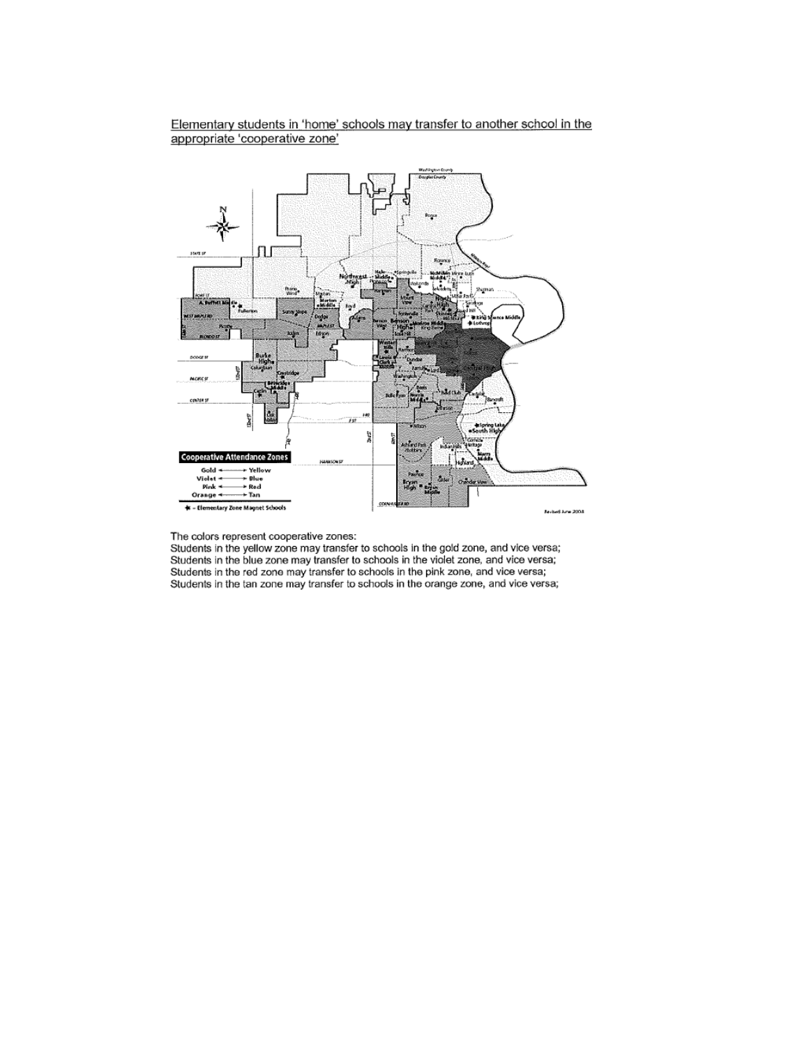<u>Elementary students in 'home' schools may transfer to another school in the appropriate 'cooperative zone'</u>

The colors represent cooperative zones:
Students in the yellow zone may transfer to schools in the gold zone, and vice versa;
Students in the blue zone may transfer to schools in the violet zone, and vice versa;
Students in the red zone may transfer to schools in the pink zone, and vice versa;
Students in the tan zone may transfer to schools in the orange zone, and vice versa;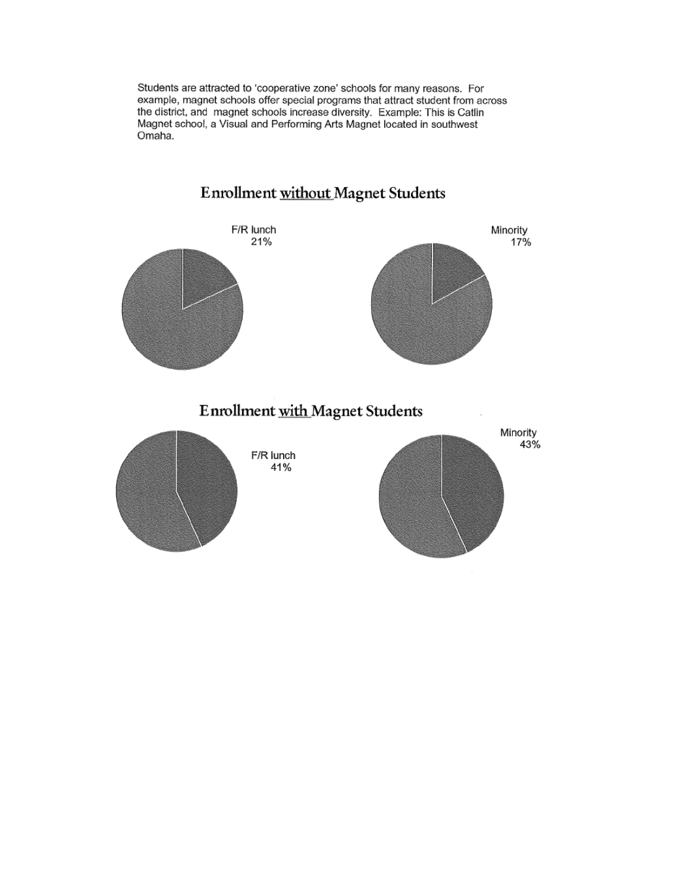Students are attracted to 'cooperative zone' schools for many reasons. For example, magnet schools offer special programs that attract student from across the district, and magnet schools increase diversity. Example: This is Catlin Magnet school, a Visual and Performing Arts Magnet located in southwest Omaha.

## Enrollment without Magnet Students

F/R lunch 21%

Minority 17%

## Enrollment with Magnet Students

F/R lunch 41%

Minority 43%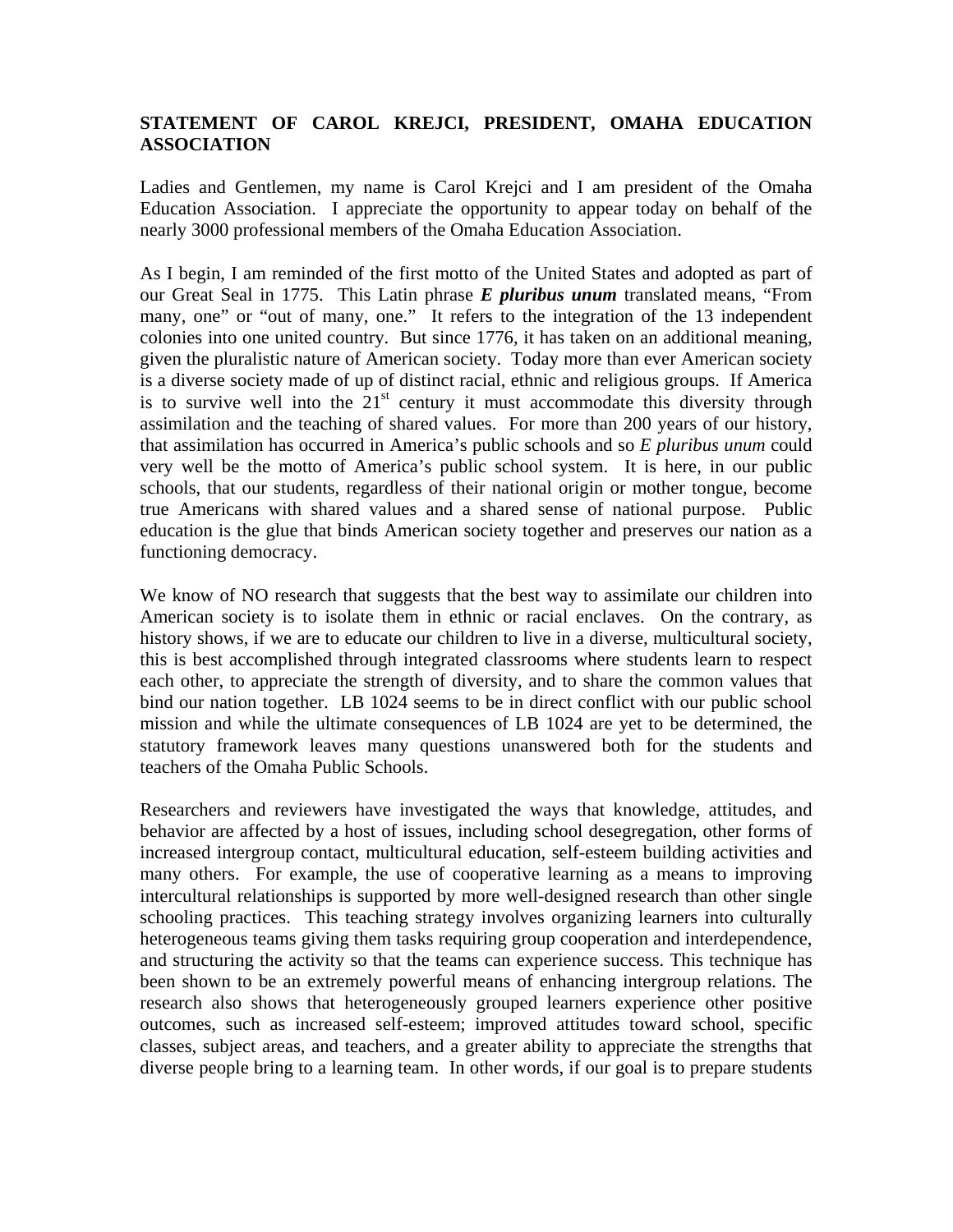**STATEMENT OF CAROL KREJCI, PRESIDENT, OMAHA EDUCATION ASSOCIATION**

Ladies and Gentlemen, my name is Carol Krejci and I am president of the Omaha Education Association. I appreciate the opportunity to appear today on behalf of the nearly 3000 professional members of the Omaha Education Association.

As I begin, I am reminded of the first motto of the United States and adopted as part of our Great Seal in 1775. This Latin phrase ***E pluribus unum*** translated means, "From many, one" or "out of many, one." It refers to the integration of the 13 independent colonies into one united country. But since 1776, it has taken on an additional meaning, given the pluralistic nature of American society. Today more than ever American society is a diverse society made of up of distinct racial, ethnic and religious groups. If America is to survive well into the 21st century it must accommodate this diversity through assimilation and the teaching of shared values. For more than 200 years of our history, that assimilation has occurred in America's public schools and so *E pluribus unum* could very well be the motto of America's public school system. It is here, in our public schools, that our students, regardless of their national origin or mother tongue, become true Americans with shared values and a shared sense of national purpose. Public education is the glue that binds American society together and preserves our nation as a functioning democracy.

We know of NO research that suggests that the best way to assimilate our children into American society is to isolate them in ethnic or racial enclaves. On the contrary, as history shows, if we are to educate our children to live in a diverse, multicultural society, this is best accomplished through integrated classrooms where students learn to respect each other, to appreciate the strength of diversity, and to share the common values that bind our nation together. LB 1024 seems to be in direct conflict with our public school mission and while the ultimate consequences of LB 1024 are yet to be determined, the statutory framework leaves many questions unanswered both for the students and teachers of the Omaha Public Schools.

Researchers and reviewers have investigated the ways that knowledge, attitudes, and behavior are affected by a host of issues, including school desegregation, other forms of increased intergroup contact, multicultural education, self-esteem building activities and many others. For example, the use of cooperative learning as a means to improving intercultural relationships is supported by more well-designed research than other single schooling practices. This teaching strategy involves organizing learners into culturally heterogeneous teams giving them tasks requiring group cooperation and interdependence, and structuring the activity so that the teams can experience success. This technique has been shown to be an extremely powerful means of enhancing intergroup relations. The research also shows that heterogeneously grouped learners experience other positive outcomes, such as increased self-esteem; improved attitudes toward school, specific classes, subject areas, and teachers, and a greater ability to appreciate the strengths that diverse people bring to a learning team. In other words, if our goal is to prepare students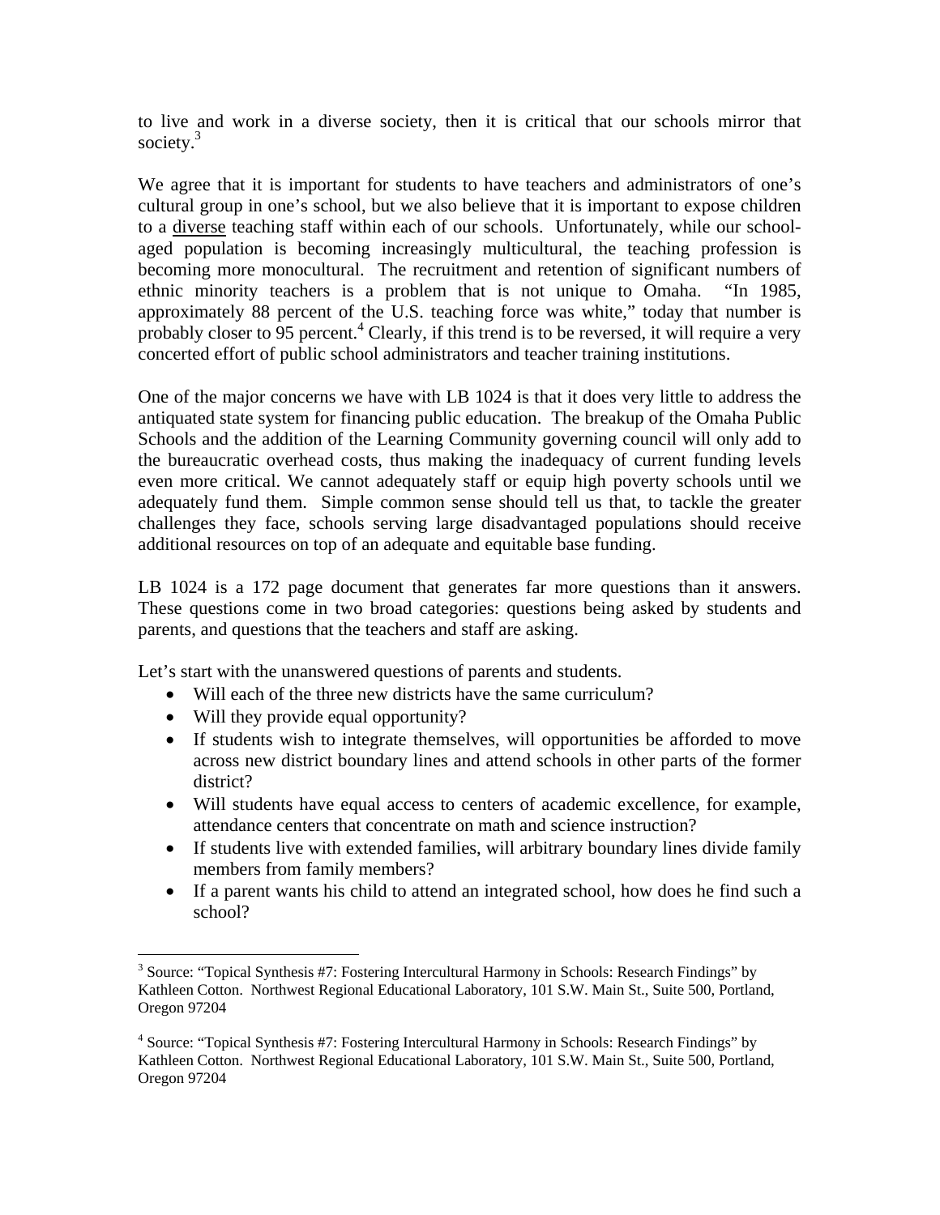to live and work in a diverse society, then it is critical that our schools mirror that society.[3]

We agree that it is important for students to have teachers and administrators of one's cultural group in one's school, but we also believe that it is important to expose children to a <u>diverse</u> teaching staff within each of our schools. Unfortunately, while our school-aged population is becoming increasingly multicultural, the teaching profession is becoming more monocultural. The recruitment and retention of significant numbers of ethnic minority teachers is a problem that is not unique to Omaha. "In 1985, approximately 88 percent of the U.S. teaching force was white," today that number is probably closer to 95 percent.[4] Clearly, if this trend is to be reversed, it will require a very concerted effort of public school administrators and teacher training institutions.

One of the major concerns we have with LB 1024 is that it does very little to address the antiquated state system for financing public education. The breakup of the Omaha Public Schools and the addition of the Learning Community governing council will only add to the bureaucratic overhead costs, thus making the inadequacy of current funding levels even more critical. We cannot adequately staff or equip high poverty schools until we adequately fund them. Simple common sense should tell us that, to tackle the greater challenges they face, schools serving large disadvantaged populations should receive additional resources on top of an adequate and equitable base funding.

LB 1024 is a 172 page document that generates far more questions than it answers. These questions come in two broad categories: questions being asked by students and parents, and questions that the teachers and staff are asking.

Let's start with the unanswered questions of parents and students.

- Will each of the three new districts have the same curriculum?
- Will they provide equal opportunity?
- If students wish to integrate themselves, will opportunities be afforded to move across new district boundary lines and attend schools in other parts of the former district?
- Will students have equal access to centers of academic excellence, for example, attendance centers that concentrate on math and science instruction?
- If students live with extended families, will arbitrary boundary lines divide family members from family members?
- If a parent wants his child to attend an integrated school, how does he find such a school?

---

[3] Source: "Topical Synthesis #7: Fostering Intercultural Harmony in Schools: Research Findings" by Kathleen Cotton. Northwest Regional Educational Laboratory, 101 S.W. Main St., Suite 500, Portland, Oregon 97204

[4] Source: "Topical Synthesis #7: Fostering Intercultural Harmony in Schools: Research Findings" by Kathleen Cotton. Northwest Regional Educational Laboratory, 101 S.W. Main St., Suite 500, Portland, Oregon 97204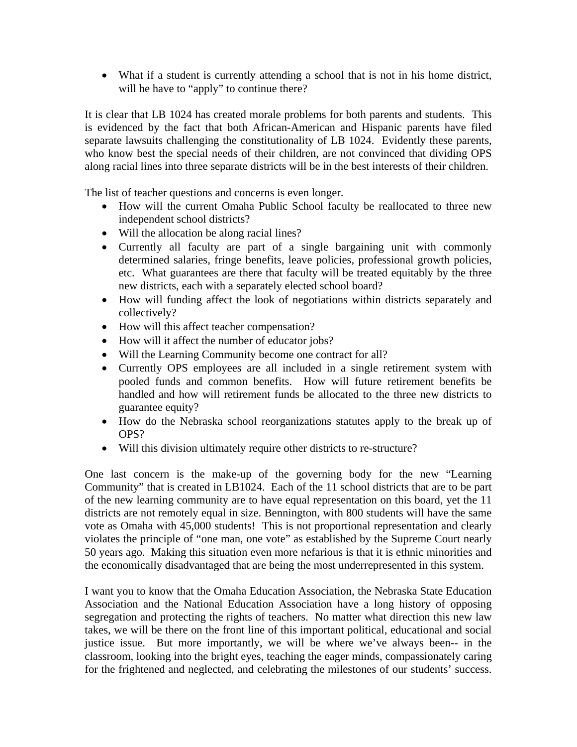- What if a student is currently attending a school that is not in his home district, will he have to "apply" to continue there?

It is clear that LB 1024 has created morale problems for both parents and students. This is evidenced by the fact that both African-American and Hispanic parents have filed separate lawsuits challenging the constitutionality of LB 1024. Evidently these parents, who know best the special needs of their children, are not convinced that dividing OPS along racial lines into three separate districts will be in the best interests of their children.

The list of teacher questions and concerns is even longer.

- How will the current Omaha Public School faculty be reallocated to three new independent school districts?
- Will the allocation be along racial lines?
- Currently all faculty are part of a single bargaining unit with commonly determined salaries, fringe benefits, leave policies, professional growth policies, etc. What guarantees are there that faculty will be treated equitably by the three new districts, each with a separately elected school board?
- How will funding affect the look of negotiations within districts separately and collectively?
- How will this affect teacher compensation?
- How will it affect the number of educator jobs?
- Will the Learning Community become one contract for all?
- Currently OPS employees are all included in a single retirement system with pooled funds and common benefits. How will future retirement benefits be handled and how will retirement funds be allocated to the three new districts to guarantee equity?
- How do the Nebraska school reorganizations statutes apply to the break up of OPS?
- Will this division ultimately require other districts to re-structure?

One last concern is the make-up of the governing body for the new "Learning Community" that is created in LB1024. Each of the 11 school districts that are to be part of the new learning community are to have equal representation on this board, yet the 11 districts are not remotely equal in size. Bennington, with 800 students will have the same vote as Omaha with 45,000 students! This is not proportional representation and clearly violates the principle of "one man, one vote" as established by the Supreme Court nearly 50 years ago. Making this situation even more nefarious is that it is ethnic minorities and the economically disadvantaged that are being the most underrepresented in this system.

I want you to know that the Omaha Education Association, the Nebraska State Education Association and the National Education Association have a long history of opposing segregation and protecting the rights of teachers. No matter what direction this new law takes, we will be there on the front line of this important political, educational and social justice issue. But more importantly, we will be where we've always been-- in the classroom, looking into the bright eyes, teaching the eager minds, compassionately caring for the frightened and neglected, and celebrating the milestones of our students' success.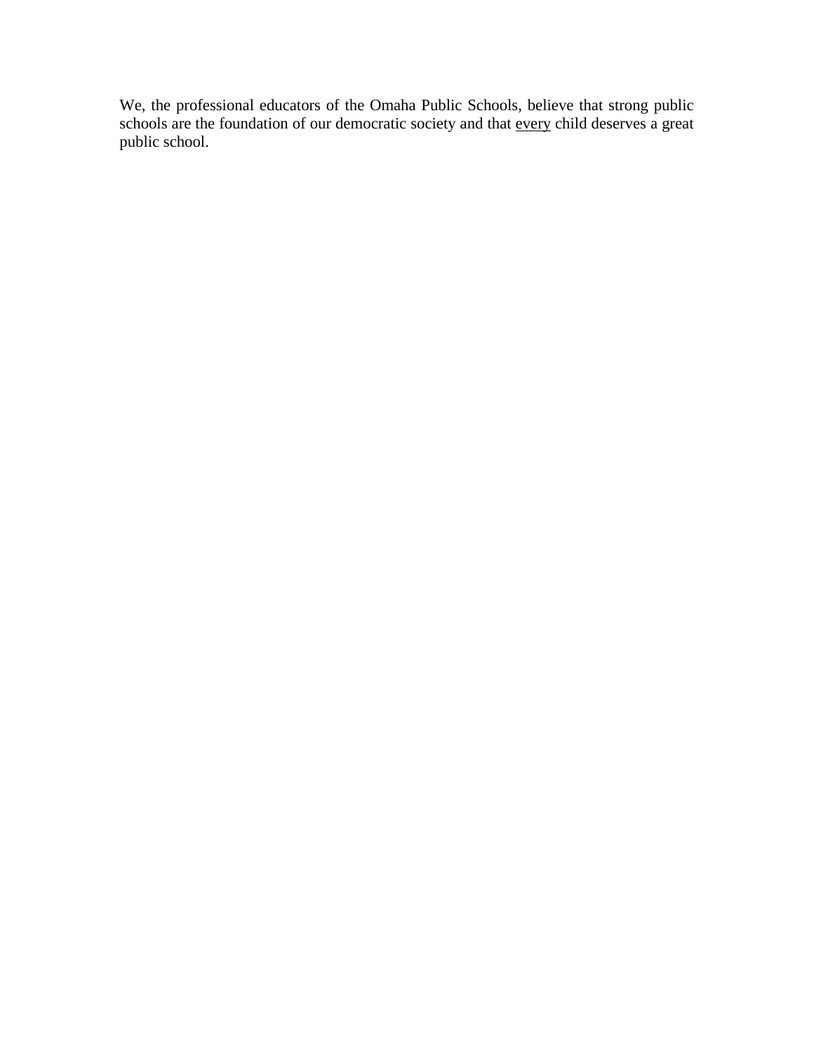We, the professional educators of the Omaha Public Schools, believe that strong public schools are the foundation of our democratic society and that <u>every</u> child deserves a great public school.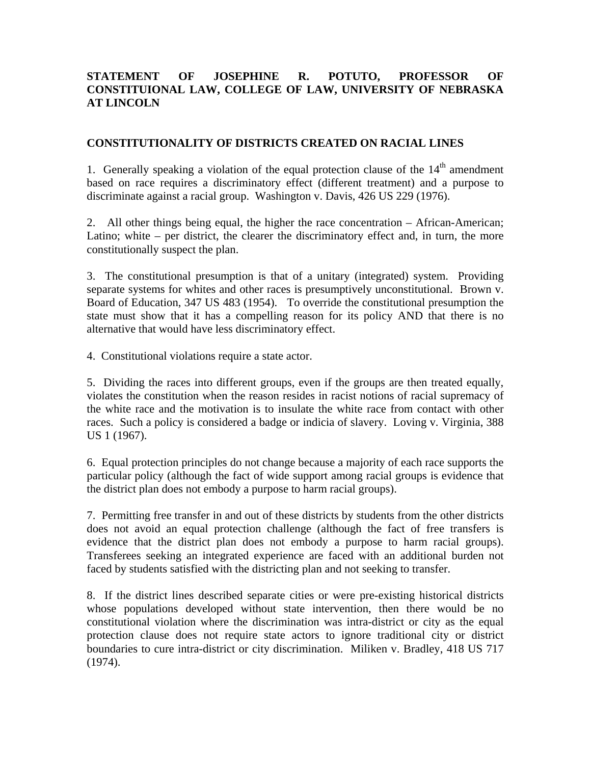**STATEMENT OF JOSEPHINE R. POTUTO, PROFESSOR OF CONSTITUIONAL LAW, COLLEGE OF LAW, UNIVERSITY OF NEBRASKA AT LINCOLN**

**CONSTITUTIONALITY OF DISTRICTS CREATED ON RACIAL LINES**

1. Generally speaking a violation of the equal protection clause of the 14th amendment based on race requires a discriminatory effect (different treatment) and a purpose to discriminate against a racial group. Washington v. Davis, 426 US 229 (1976).

2. All other things being equal, the higher the race concentration – African-American; Latino; white – per district, the clearer the discriminatory effect and, in turn, the more constitutionally suspect the plan.

3. The constitutional presumption is that of a unitary (integrated) system. Providing separate systems for whites and other races is presumptively unconstitutional. Brown v. Board of Education, 347 US 483 (1954). To override the constitutional presumption the state must show that it has a compelling reason for its policy AND that there is no alternative that would have less discriminatory effect.

4. Constitutional violations require a state actor.

5. Dividing the races into different groups, even if the groups are then treated equally, violates the constitution when the reason resides in racist notions of racial supremacy of the white race and the motivation is to insulate the white race from contact with other races. Such a policy is considered a badge or indicia of slavery. Loving v. Virginia, 388 US 1 (1967).

6. Equal protection principles do not change because a majority of each race supports the particular policy (although the fact of wide support among racial groups is evidence that the district plan does not embody a purpose to harm racial groups).

7. Permitting free transfer in and out of these districts by students from the other districts does not avoid an equal protection challenge (although the fact of free transfers is evidence that the district plan does not embody a purpose to harm racial groups). Transferees seeking an integrated experience are faced with an additional burden not faced by students satisfied with the districting plan and not seeking to transfer.

8. If the district lines described separate cities or were pre-existing historical districts whose populations developed without state intervention, then there would be no constitutional violation where the discrimination was intra-district or city as the equal protection clause does not require state actors to ignore traditional city or district boundaries to cure intra-district or city discrimination. Miliken v. Bradley, 418 US 717 (1974).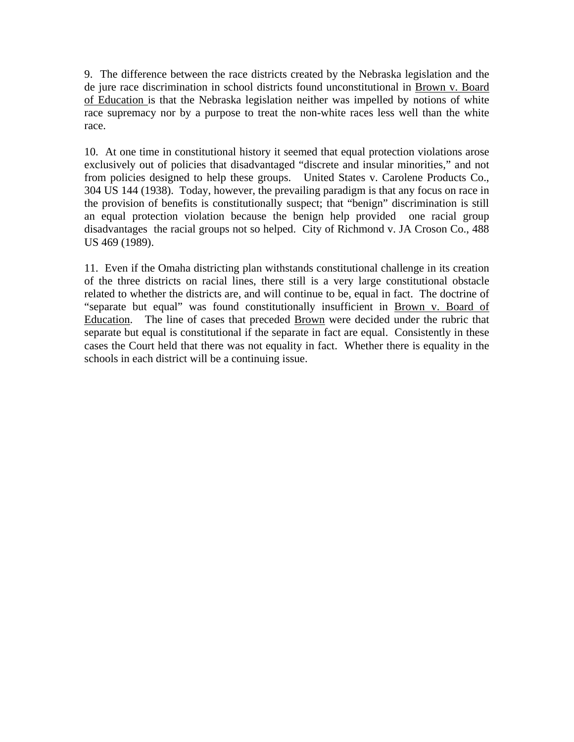9. The difference between the race districts created by the Nebraska legislation and the de jure race discrimination in school districts found unconstitutional in <u>Brown v. Board of Education</u> is that the Nebraska legislation neither was impelled by notions of white race supremacy nor by a purpose to treat the non-white races less well than the white race.

10. At one time in constitutional history it seemed that equal protection violations arose exclusively out of policies that disadvantaged "discrete and insular minorities," and not from policies designed to help these groups. United States v. Carolene Products Co., 304 US 144 (1938). Today, however, the prevailing paradigm is that any focus on race in the provision of benefits is constitutionally suspect; that "benign" discrimination is still an equal protection violation because the benign help provided one racial group disadvantages the racial groups not so helped. City of Richmond v. JA Croson Co., 488 US 469 (1989).

11. Even if the Omaha districting plan withstands constitutional challenge in its creation of the three districts on racial lines, there still is a very large constitutional obstacle related to whether the districts are, and will continue to be, equal in fact. The doctrine of "separate but equal" was found constitutionally insufficient in <u>Brown v. Board of Education</u>. The line of cases that preceded <u>Brown</u> were decided under the rubric that separate but equal is constitutional if the separate in fact are equal. Consistently in these cases the Court held that there was not equality in fact. Whether there is equality in the schools in each district will be a continuing issue.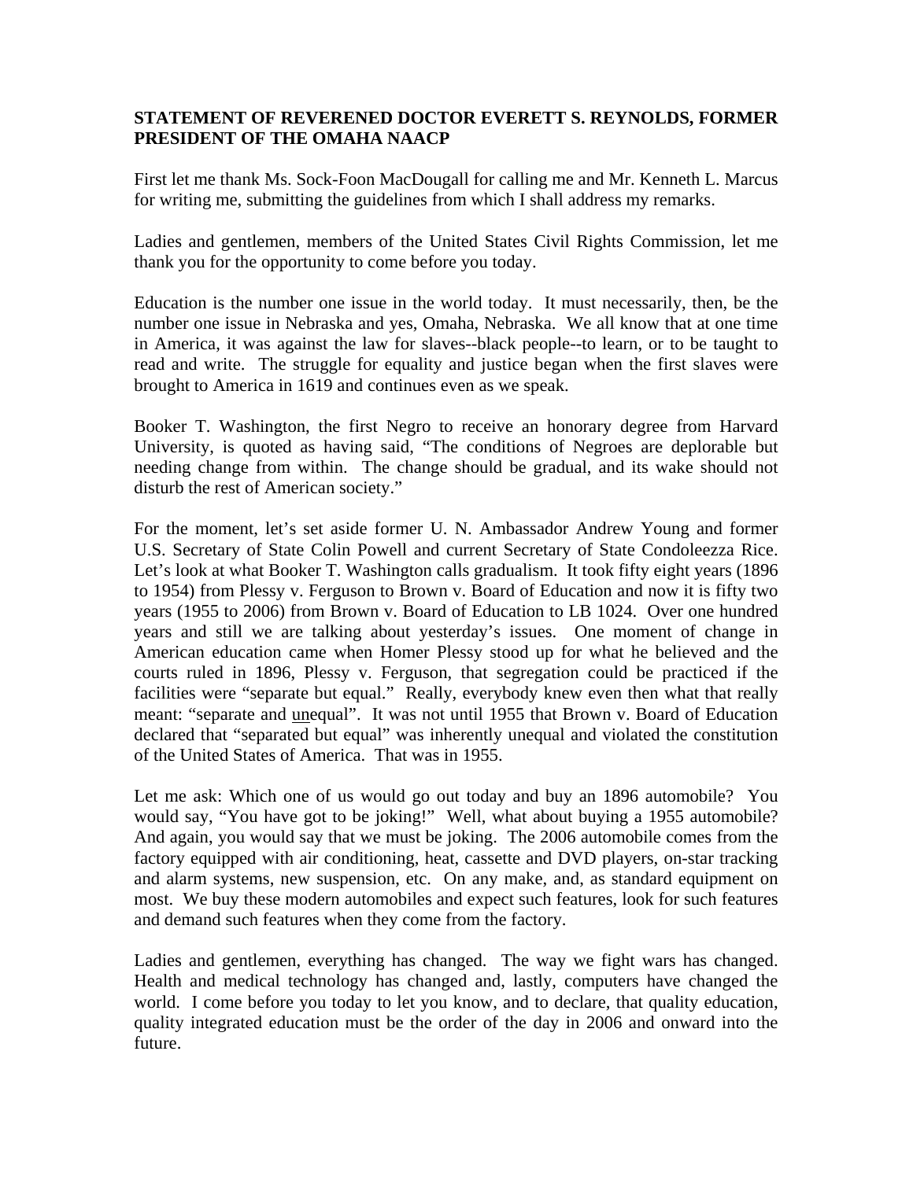**STATEMENT OF REVERENED DOCTOR EVERETT S. REYNOLDS, FORMER PRESIDENT OF THE OMAHA NAACP**

First let me thank Ms. Sock-Foon MacDougall for calling me and Mr. Kenneth L. Marcus for writing me, submitting the guidelines from which I shall address my remarks.

Ladies and gentlemen, members of the United States Civil Rights Commission, let me thank you for the opportunity to come before you today.

Education is the number one issue in the world today. It must necessarily, then, be the number one issue in Nebraska and yes, Omaha, Nebraska. We all know that at one time in America, it was against the law for slaves--black people--to learn, or to be taught to read and write. The struggle for equality and justice began when the first slaves were brought to America in 1619 and continues even as we speak.

Booker T. Washington, the first Negro to receive an honorary degree from Harvard University, is quoted as having said, "The conditions of Negroes are deplorable but needing change from within. The change should be gradual, and its wake should not disturb the rest of American society."

For the moment, let's set aside former U. N. Ambassador Andrew Young and former U.S. Secretary of State Colin Powell and current Secretary of State Condoleezza Rice. Let's look at what Booker T. Washington calls gradualism. It took fifty eight years (1896 to 1954) from Plessy v. Ferguson to Brown v. Board of Education and now it is fifty two years (1955 to 2006) from Brown v. Board of Education to LB 1024. Over one hundred years and still we are talking about yesterday's issues. One moment of change in American education came when Homer Plessy stood up for what he believed and the courts ruled in 1896, Plessy v. Ferguson, that segregation could be practiced if the facilities were "separate but equal." Really, everybody knew even then what that really meant: "separate and <u>un</u>equal". It was not until 1955 that Brown v. Board of Education declared that "separated but equal" was inherently unequal and violated the constitution of the United States of America. That was in 1955.

Let me ask: Which one of us would go out today and buy an 1896 automobile? You would say, "You have got to be joking!" Well, what about buying a 1955 automobile? And again, you would say that we must be joking. The 2006 automobile comes from the factory equipped with air conditioning, heat, cassette and DVD players, on-star tracking and alarm systems, new suspension, etc. On any make, and, as standard equipment on most. We buy these modern automobiles and expect such features, look for such features and demand such features when they come from the factory.

Ladies and gentlemen, everything has changed. The way we fight wars has changed. Health and medical technology has changed and, lastly, computers have changed the world. I come before you today to let you know, and to declare, that quality education, quality integrated education must be the order of the day in 2006 and onward into the future.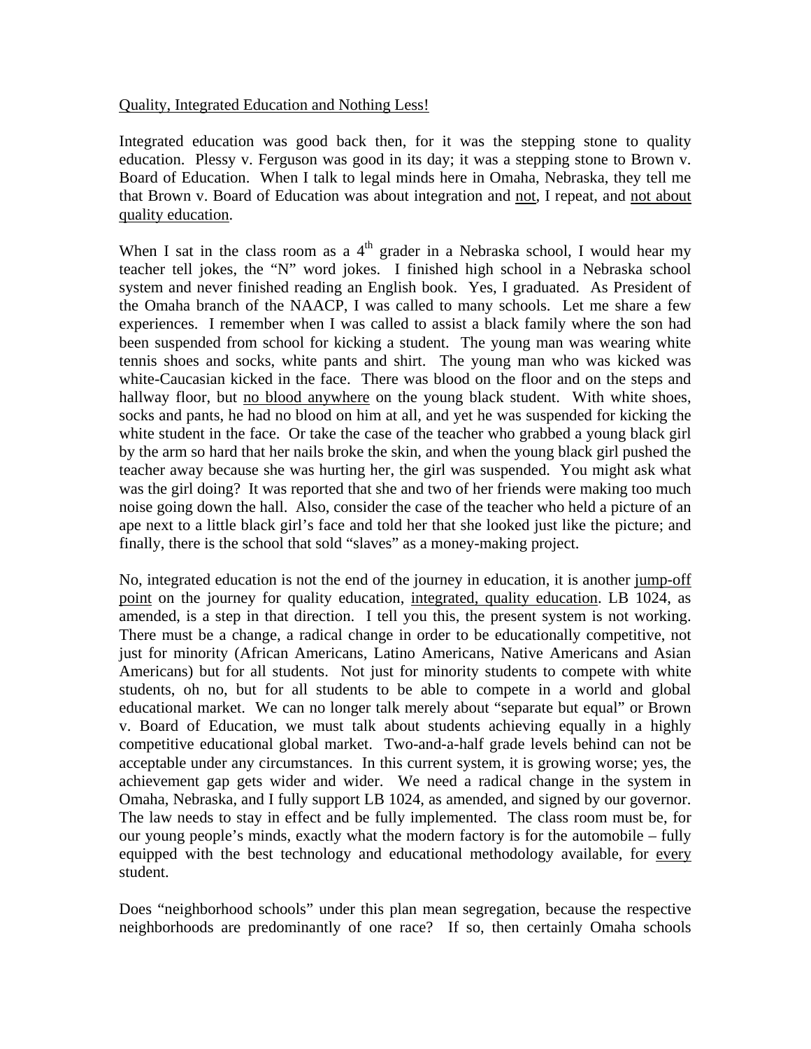Quality, Integrated Education and Nothing Less!

Integrated education was good back then, for it was the stepping stone to quality education. Plessy v. Ferguson was good in its day; it was a stepping stone to Brown v. Board of Education. When I talk to legal minds here in Omaha, Nebraska, they tell me that Brown v. Board of Education was about integration and not, I repeat, and not about quality education.

When I sat in the class room as a 4th grader in a Nebraska school, I would hear my teacher tell jokes, the "N" word jokes. I finished high school in a Nebraska school system and never finished reading an English book. Yes, I graduated. As President of the Omaha branch of the NAACP, I was called to many schools. Let me share a few experiences. I remember when I was called to assist a black family where the son had been suspended from school for kicking a student. The young man was wearing white tennis shoes and socks, white pants and shirt. The young man who was kicked was white-Caucasian kicked in the face. There was blood on the floor and on the steps and hallway floor, but no blood anywhere on the young black student. With white shoes, socks and pants, he had no blood on him at all, and yet he was suspended for kicking the white student in the face. Or take the case of the teacher who grabbed a young black girl by the arm so hard that her nails broke the skin, and when the young black girl pushed the teacher away because she was hurting her, the girl was suspended. You might ask what was the girl doing? It was reported that she and two of her friends were making too much noise going down the hall. Also, consider the case of the teacher who held a picture of an ape next to a little black girl's face and told her that she looked just like the picture; and finally, there is the school that sold "slaves" as a money-making project.

No, integrated education is not the end of the journey in education, it is another jump-off point on the journey for quality education, integrated, quality education. LB 1024, as amended, is a step in that direction. I tell you this, the present system is not working. There must be a change, a radical change in order to be educationally competitive, not just for minority (African Americans, Latino Americans, Native Americans and Asian Americans) but for all students. Not just for minority students to compete with white students, oh no, but for all students to be able to compete in a world and global educational market. We can no longer talk merely about "separate but equal" or Brown v. Board of Education, we must talk about students achieving equally in a highly competitive educational global market. Two-and-a-half grade levels behind can not be acceptable under any circumstances. In this current system, it is growing worse; yes, the achievement gap gets wider and wider. We need a radical change in the system in Omaha, Nebraska, and I fully support LB 1024, as amended, and signed by our governor. The law needs to stay in effect and be fully implemented. The class room must be, for our young people's minds, exactly what the modern factory is for the automobile – fully equipped with the best technology and educational methodology available, for every student.

Does "neighborhood schools" under this plan mean segregation, because the respective neighborhoods are predominantly of one race? If so, then certainly Omaha schools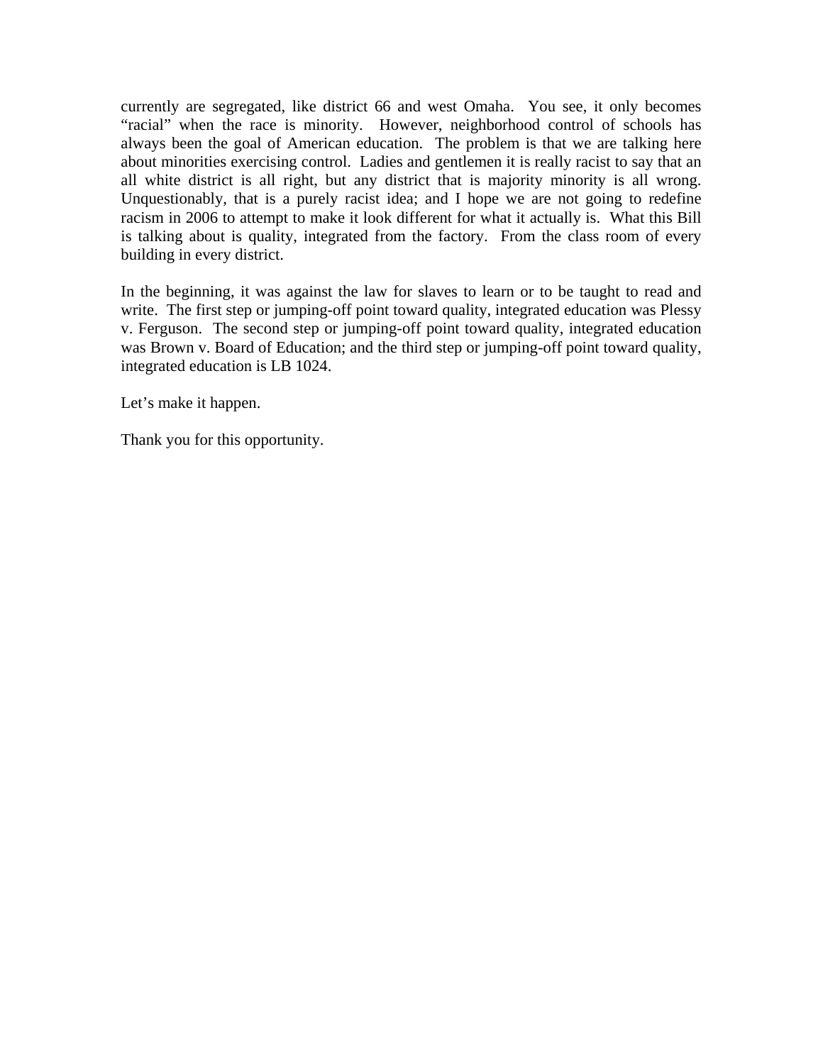currently are segregated, like district 66 and west Omaha. You see, it only becomes "racial" when the race is minority. However, neighborhood control of schools has always been the goal of American education. The problem is that we are talking here about minorities exercising control. Ladies and gentlemen it is really racist to say that an all white district is all right, but any district that is majority minority is all wrong. Unquestionably, that is a purely racist idea; and I hope we are not going to redefine racism in 2006 to attempt to make it look different for what it actually is. What this Bill is talking about is quality, integrated from the factory. From the class room of every building in every district.

In the beginning, it was against the law for slaves to learn or to be taught to read and write. The first step or jumping-off point toward quality, integrated education was Plessy v. Ferguson. The second step or jumping-off point toward quality, integrated education was Brown v. Board of Education; and the third step or jumping-off point toward quality, integrated education is LB 1024.

Let's make it happen.

Thank you for this opportunity.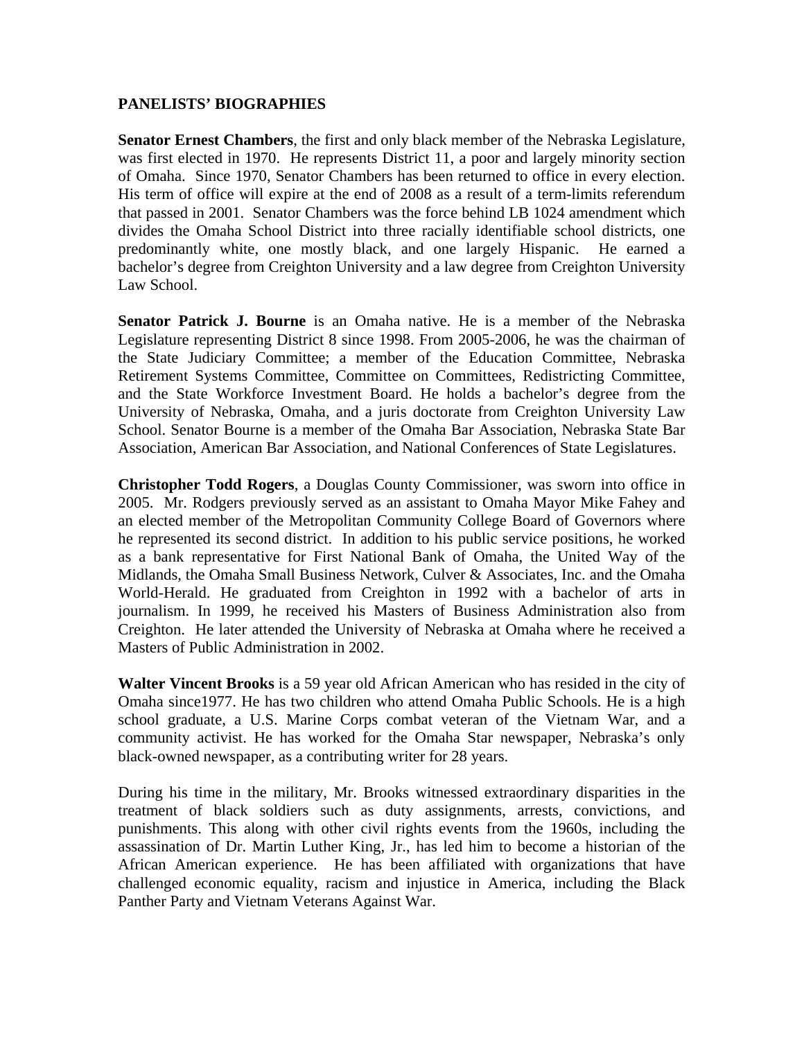**PANELISTS' BIOGRAPHIES**

**Senator Ernest Chambers**, the first and only black member of the Nebraska Legislature, was first elected in 1970. He represents District 11, a poor and largely minority section of Omaha. Since 1970, Senator Chambers has been returned to office in every election. His term of office will expire at the end of 2008 as a result of a term-limits referendum that passed in 2001. Senator Chambers was the force behind LB 1024 amendment which divides the Omaha School District into three racially identifiable school districts, one predominantly white, one mostly black, and one largely Hispanic. He earned a bachelor's degree from Creighton University and a law degree from Creighton University Law School.

**Senator Patrick J. Bourne** is an Omaha native. He is a member of the Nebraska Legislature representing District 8 since 1998. From 2005-2006, he was the chairman of the State Judiciary Committee; a member of the Education Committee, Nebraska Retirement Systems Committee, Committee on Committees, Redistricting Committee, and the State Workforce Investment Board. He holds a bachelor's degree from the University of Nebraska, Omaha, and a juris doctorate from Creighton University Law School. Senator Bourne is a member of the Omaha Bar Association, Nebraska State Bar Association, American Bar Association, and National Conferences of State Legislatures.

**Christopher Todd Rogers**, a Douglas County Commissioner, was sworn into office in 2005. Mr. Rodgers previously served as an assistant to Omaha Mayor Mike Fahey and an elected member of the Metropolitan Community College Board of Governors where he represented its second district. In addition to his public service positions, he worked as a bank representative for First National Bank of Omaha, the United Way of the Midlands, the Omaha Small Business Network, Culver & Associates, Inc. and the Omaha World-Herald. He graduated from Creighton in 1992 with a bachelor of arts in journalism. In 1999, he received his Masters of Business Administration also from Creighton. He later attended the University of Nebraska at Omaha where he received a Masters of Public Administration in 2002.

**Walter Vincent Brooks** is a 59 year old African American who has resided in the city of Omaha since1977. He has two children who attend Omaha Public Schools. He is a high school graduate, a U.S. Marine Corps combat veteran of the Vietnam War, and a community activist. He has worked for the Omaha Star newspaper, Nebraska's only black-owned newspaper, as a contributing writer for 28 years.

During his time in the military, Mr. Brooks witnessed extraordinary disparities in the treatment of black soldiers such as duty assignments, arrests, convictions, and punishments. This along with other civil rights events from the 1960s, including the assassination of Dr. Martin Luther King, Jr., has led him to become a historian of the African American experience. He has been affiliated with organizations that have challenged economic equality, racism and injustice in America, including the Black Panther Party and Vietnam Veterans Against War.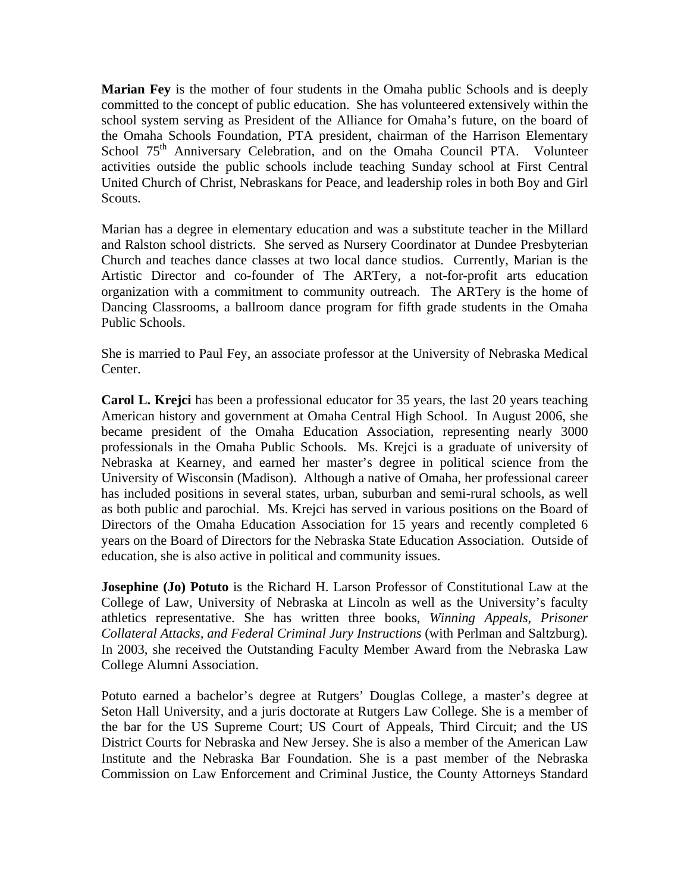**Marian Fey** is the mother of four students in the Omaha public Schools and is deeply committed to the concept of public education. She has volunteered extensively within the school system serving as President of the Alliance for Omaha's future, on the board of the Omaha Schools Foundation, PTA president, chairman of the Harrison Elementary School 75th Anniversary Celebration, and on the Omaha Council PTA. Volunteer activities outside the public schools include teaching Sunday school at First Central United Church of Christ, Nebraskans for Peace, and leadership roles in both Boy and Girl Scouts.

Marian has a degree in elementary education and was a substitute teacher in the Millard and Ralston school districts. She served as Nursery Coordinator at Dundee Presbyterian Church and teaches dance classes at two local dance studios. Currently, Marian is the Artistic Director and co-founder of The ARTery, a not-for-profit arts education organization with a commitment to community outreach. The ARTery is the home of Dancing Classrooms, a ballroom dance program for fifth grade students in the Omaha Public Schools.

She is married to Paul Fey, an associate professor at the University of Nebraska Medical Center.

**Carol L. Krejci** has been a professional educator for 35 years, the last 20 years teaching American history and government at Omaha Central High School. In August 2006, she became president of the Omaha Education Association, representing nearly 3000 professionals in the Omaha Public Schools. Ms. Krejci is a graduate of university of Nebraska at Kearney, and earned her master's degree in political science from the University of Wisconsin (Madison). Although a native of Omaha, her professional career has included positions in several states, urban, suburban and semi-rural schools, as well as both public and parochial. Ms. Krejci has served in various positions on the Board of Directors of the Omaha Education Association for 15 years and recently completed 6 years on the Board of Directors for the Nebraska State Education Association. Outside of education, she is also active in political and community issues.

**Josephine (Jo) Potuto** is the Richard H. Larson Professor of Constitutional Law at the College of Law, University of Nebraska at Lincoln as well as the University's faculty athletics representative. She has written three books, *Winning Appeals*, *Prisoner Collateral Attacks, and Federal Criminal Jury Instructions* (with Perlman and Saltzburg). In 2003, she received the Outstanding Faculty Member Award from the Nebraska Law College Alumni Association.

Potuto earned a bachelor's degree at Rutgers' Douglas College, a master's degree at Seton Hall University, and a juris doctorate at Rutgers Law College. She is a member of the bar for the US Supreme Court; US Court of Appeals, Third Circuit; and the US District Courts for Nebraska and New Jersey. She is also a member of the American Law Institute and the Nebraska Bar Foundation. She is a past member of the Nebraska Commission on Law Enforcement and Criminal Justice, the County Attorneys Standard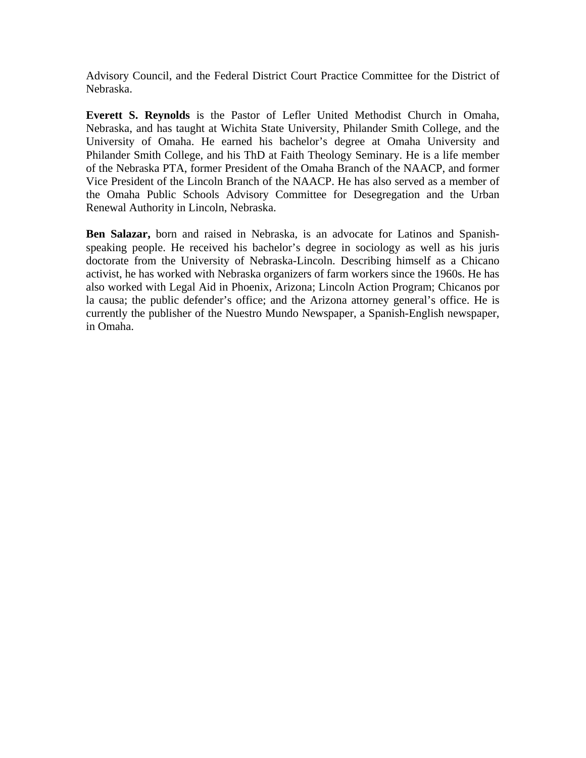Advisory Council, and the Federal District Court Practice Committee for the District of Nebraska.

**Everett S. Reynolds** is the Pastor of Lefler United Methodist Church in Omaha, Nebraska, and has taught at Wichita State University, Philander Smith College, and the University of Omaha. He earned his bachelor's degree at Omaha University and Philander Smith College, and his ThD at Faith Theology Seminary. He is a life member of the Nebraska PTA, former President of the Omaha Branch of the NAACP, and former Vice President of the Lincoln Branch of the NAACP. He has also served as a member of the Omaha Public Schools Advisory Committee for Desegregation and the Urban Renewal Authority in Lincoln, Nebraska.

**Ben Salazar,** born and raised in Nebraska, is an advocate for Latinos and Spanish-speaking people. He received his bachelor's degree in sociology as well as his juris doctorate from the University of Nebraska-Lincoln. Describing himself as a Chicano activist, he has worked with Nebraska organizers of farm workers since the 1960s. He has also worked with Legal Aid in Phoenix, Arizona; Lincoln Action Program; Chicanos por la causa; the public defender's office; and the Arizona attorney general's office. He is currently the publisher of the Nuestro Mundo Newspaper, a Spanish-English newspaper, in Omaha.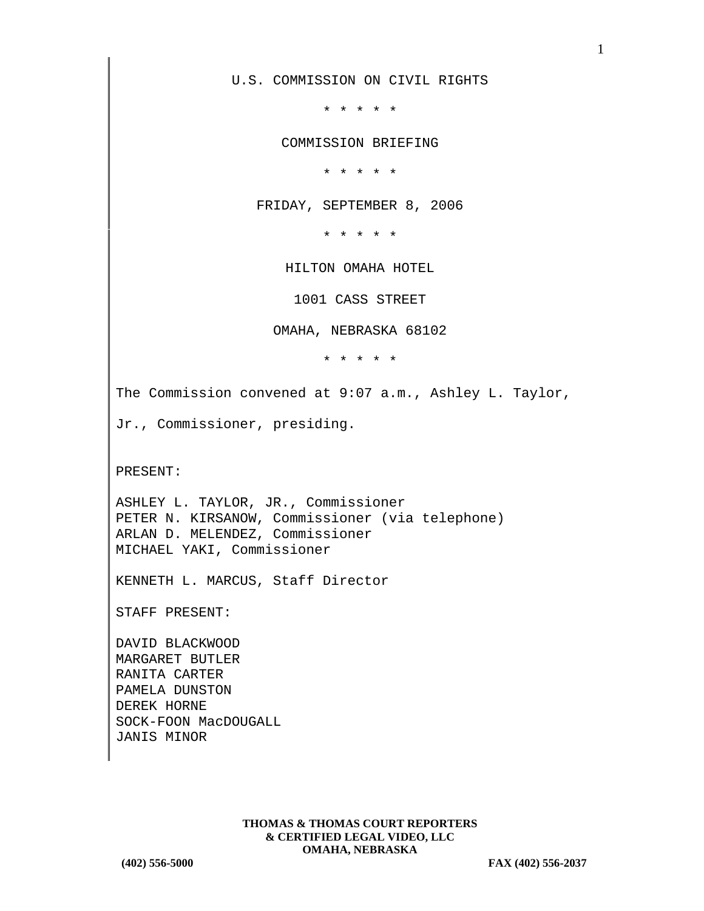U.S. COMMISSION ON CIVIL RIGHTS

\* \* \* \* \*

COMMISSION BRIEFING

\* \* \* \* \*

FRIDAY, SEPTEMBER 8, 2006

\* \* \* \* \*

HILTON OMAHA HOTEL

1001 CASS STREET

OMAHA, NEBRASKA 68102

\* \* \* \* \*

The Commission convened at 9:07 a.m., Ashley L. Taylor, Jr., Commissioner, presiding.

PRESENT:

ASHLEY L. TAYLOR, JR., Commissioner
PETER N. KIRSANOW, Commissioner (via telephone)
ARLAN D. MELENDEZ, Commissioner
MICHAEL YAKI, Commissioner

KENNETH L. MARCUS, Staff Director

STAFF PRESENT:

DAVID BLACKWOOD
MARGARET BUTLER
RANITA CARTER
PAMELA DUNSTON
DEREK HORNE
SOCK-FOON MacDOUGALL
JANIS MINOR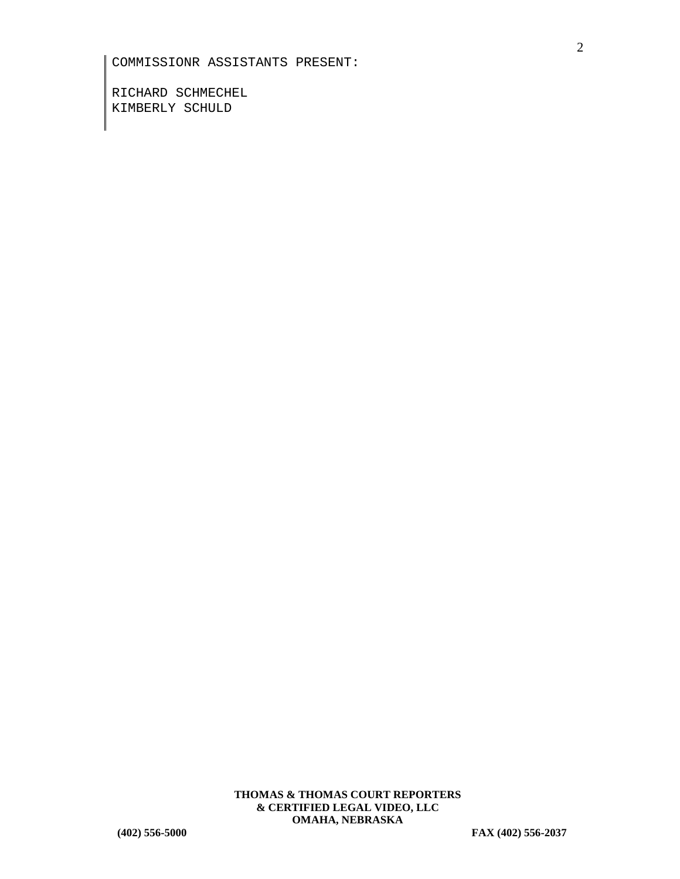COMMISSIONR ASSISTANTS PRESENT:

RICHARD SCHMECHEL
KIMBERLY SCHULD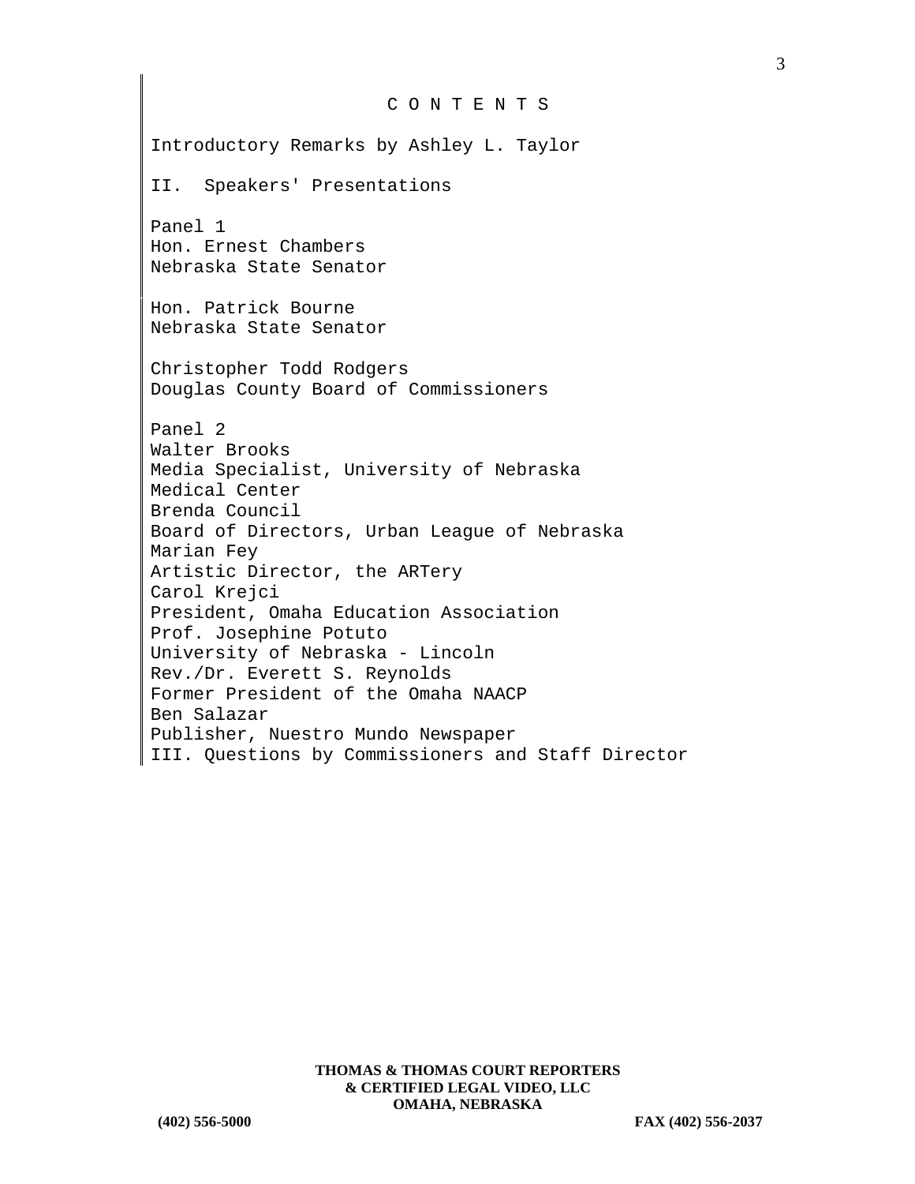# C O N T E N T S

Introductory Remarks by Ashley L. Taylor

II. Speakers' Presentations

Panel 1
Hon. Ernest Chambers
Nebraska State Senator

Hon. Patrick Bourne
Nebraska State Senator

Christopher Todd Rodgers
Douglas County Board of Commissioners

Panel 2
Walter Brooks
Media Specialist, University of Nebraska Medical Center
Brenda Council
Board of Directors, Urban League of Nebraska
Marian Fey
Artistic Director, the ARTery
Carol Krejci
President, Omaha Education Association
Prof. Josephine Potuto
University of Nebraska - Lincoln
Rev./Dr. Everett S. Reynolds
Former President of the Omaha NAACP
Ben Salazar
Publisher, Nuestro Mundo Newspaper

III. Questions by Commissioners and Staff Director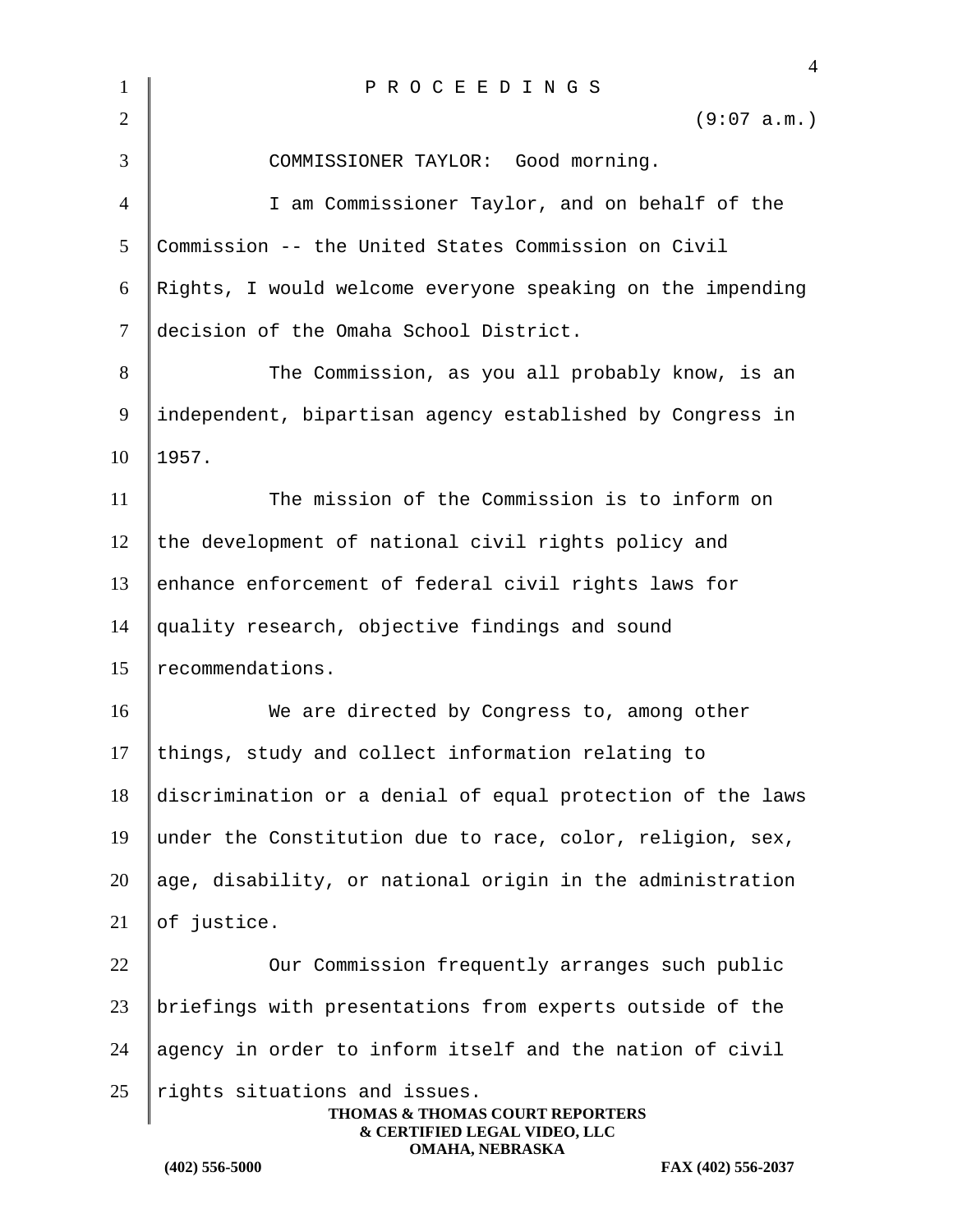P R O C E E D I N G S

(9:07 a.m.)

COMMISSIONER TAYLOR: Good morning.

I am Commissioner Taylor, and on behalf of the Commission -- the United States Commission on Civil Rights, I would welcome everyone speaking on the impending decision of the Omaha School District.

The Commission, as you all probably know, is an independent, bipartisan agency established by Congress in 1957.

The mission of the Commission is to inform on the development of national civil rights policy and enhance enforcement of federal civil rights laws for quality research, objective findings and sound recommendations.

We are directed by Congress to, among other things, study and collect information relating to discrimination or a denial of equal protection of the laws under the Constitution due to race, color, religion, sex, age, disability, or national origin in the administration of justice.

Our Commission frequently arranges such public briefings with presentations from experts outside of the agency in order to inform itself and the nation of civil rights situations and issues.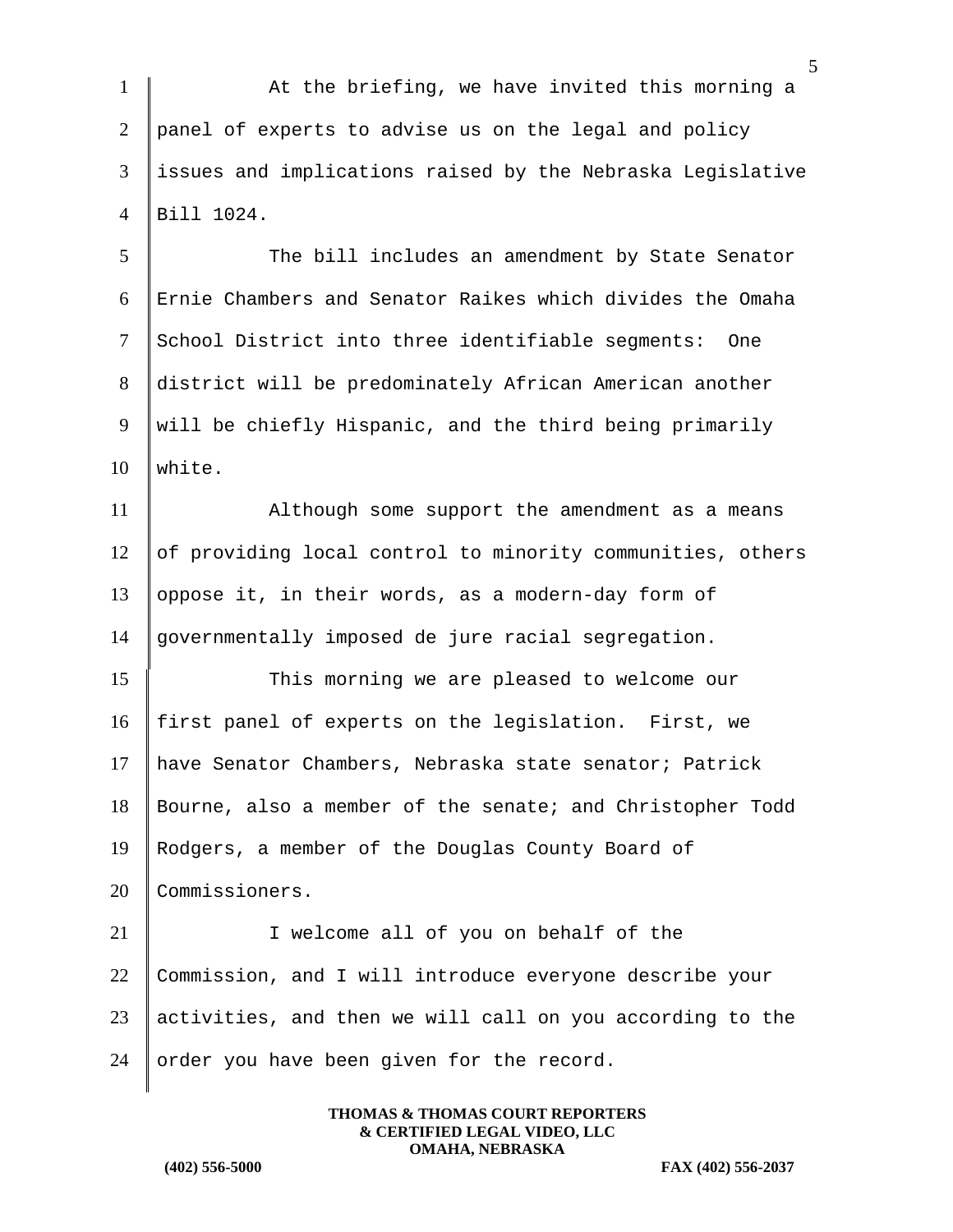At the briefing, we have invited this morning a panel of experts to advise us on the legal and policy issues and implications raised by the Nebraska Legislative Bill 1024.

The bill includes an amendment by State Senator Ernie Chambers and Senator Raikes which divides the Omaha School District into three identifiable segments: One district will be predominately African American another will be chiefly Hispanic, and the third being primarily white.

Although some support the amendment as a means of providing local control to minority communities, others oppose it, in their words, as a modern-day form of governmentally imposed de jure racial segregation.

This morning we are pleased to welcome our first panel of experts on the legislation. First, we have Senator Chambers, Nebraska state senator; Patrick Bourne, also a member of the senate; and Christopher Todd Rodgers, a member of the Douglas County Board of Commissioners.

I welcome all of you on behalf of the Commission, and I will introduce everyone describe your activities, and then we will call on you according to the order you have been given for the record.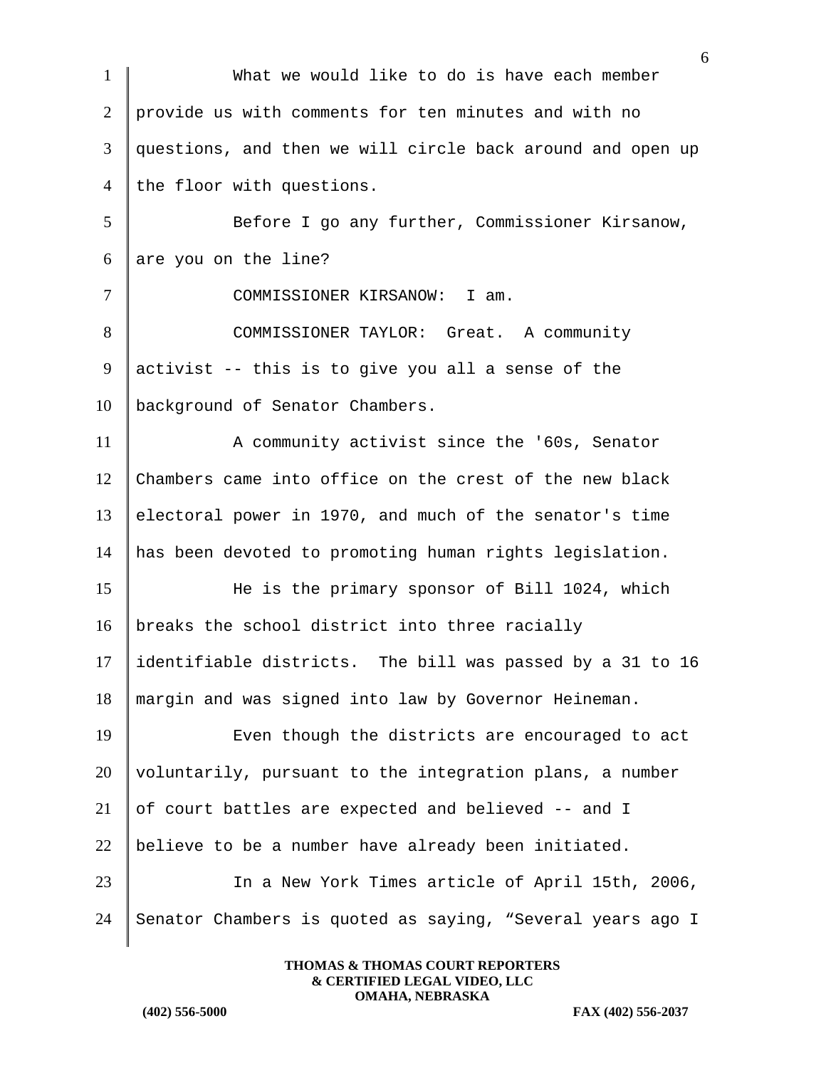What we would like to do is have each member provide us with comments for ten minutes and with no questions, and then we will circle back around and open up the floor with questions.

Before I go any further, Commissioner Kirsanow, are you on the line?

COMMISSIONER KIRSANOW: I am.

COMMISSIONER TAYLOR: Great. A community activist -- this is to give you all a sense of the background of Senator Chambers.

A community activist since the '60s, Senator Chambers came into office on the crest of the new black electoral power in 1970, and much of the senator's time has been devoted to promoting human rights legislation.

He is the primary sponsor of Bill 1024, which breaks the school district into three racially identifiable districts. The bill was passed by a 31 to 16 margin and was signed into law by Governor Heineman.

Even though the districts are encouraged to act voluntarily, pursuant to the integration plans, a number of court battles are expected and believed -- and I believe to be a number have already been initiated.

In a New York Times article of April 15th, 2006, Senator Chambers is quoted as saying, "Several years ago I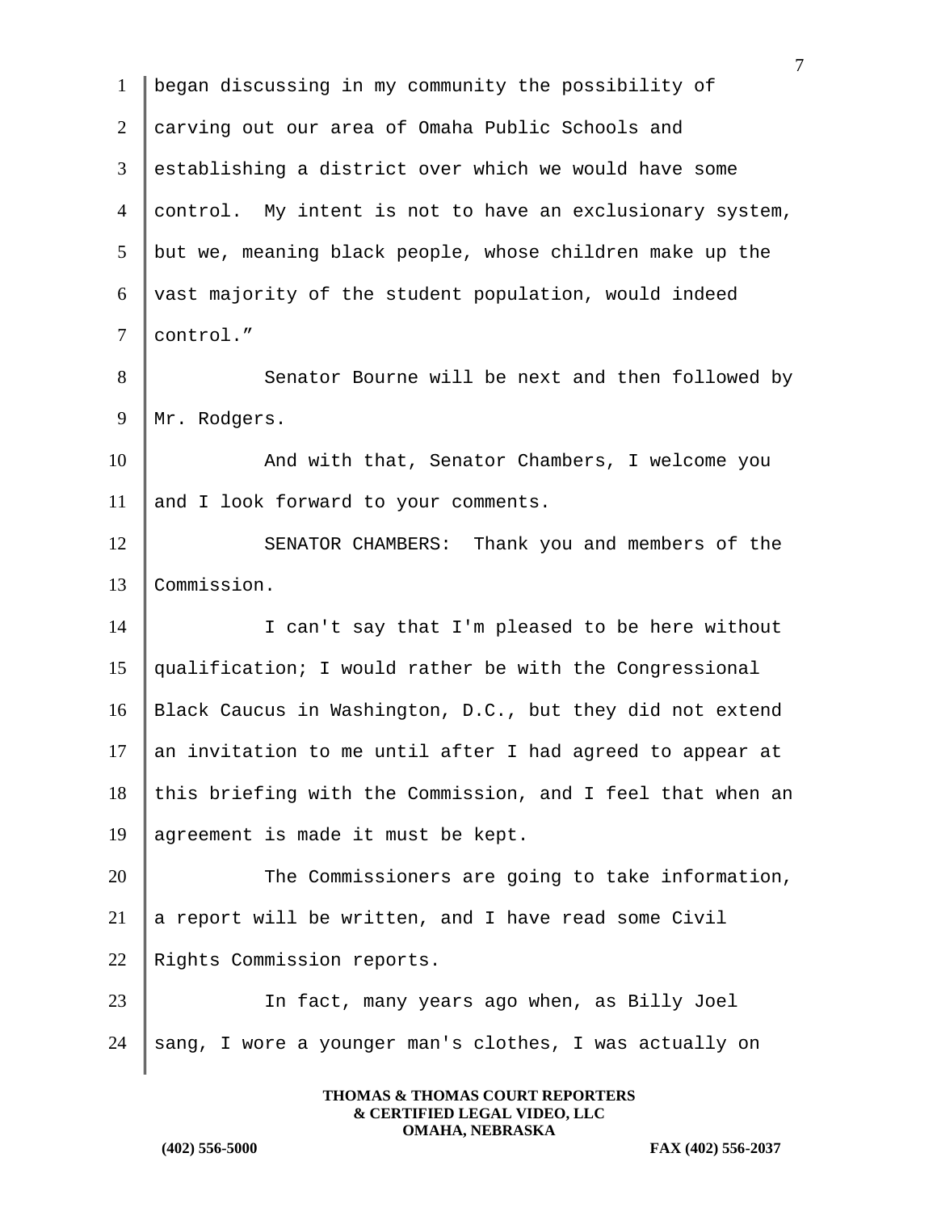began discussing in my community the possibility of carving out our area of Omaha Public Schools and establishing a district over which we would have some control. My intent is not to have an exclusionary system, but we, meaning black people, whose children make up the vast majority of the student population, would indeed control."

Senator Bourne will be next and then followed by Mr. Rodgers.

And with that, Senator Chambers, I welcome you and I look forward to your comments.

SENATOR CHAMBERS: Thank you and members of the Commission.

I can't say that I'm pleased to be here without qualification; I would rather be with the Congressional Black Caucus in Washington, D.C., but they did not extend an invitation to me until after I had agreed to appear at this briefing with the Commission, and I feel that when an agreement is made it must be kept.

The Commissioners are going to take information, a report will be written, and I have read some Civil Rights Commission reports.

In fact, many years ago when, as Billy Joel sang, I wore a younger man's clothes, I was actually on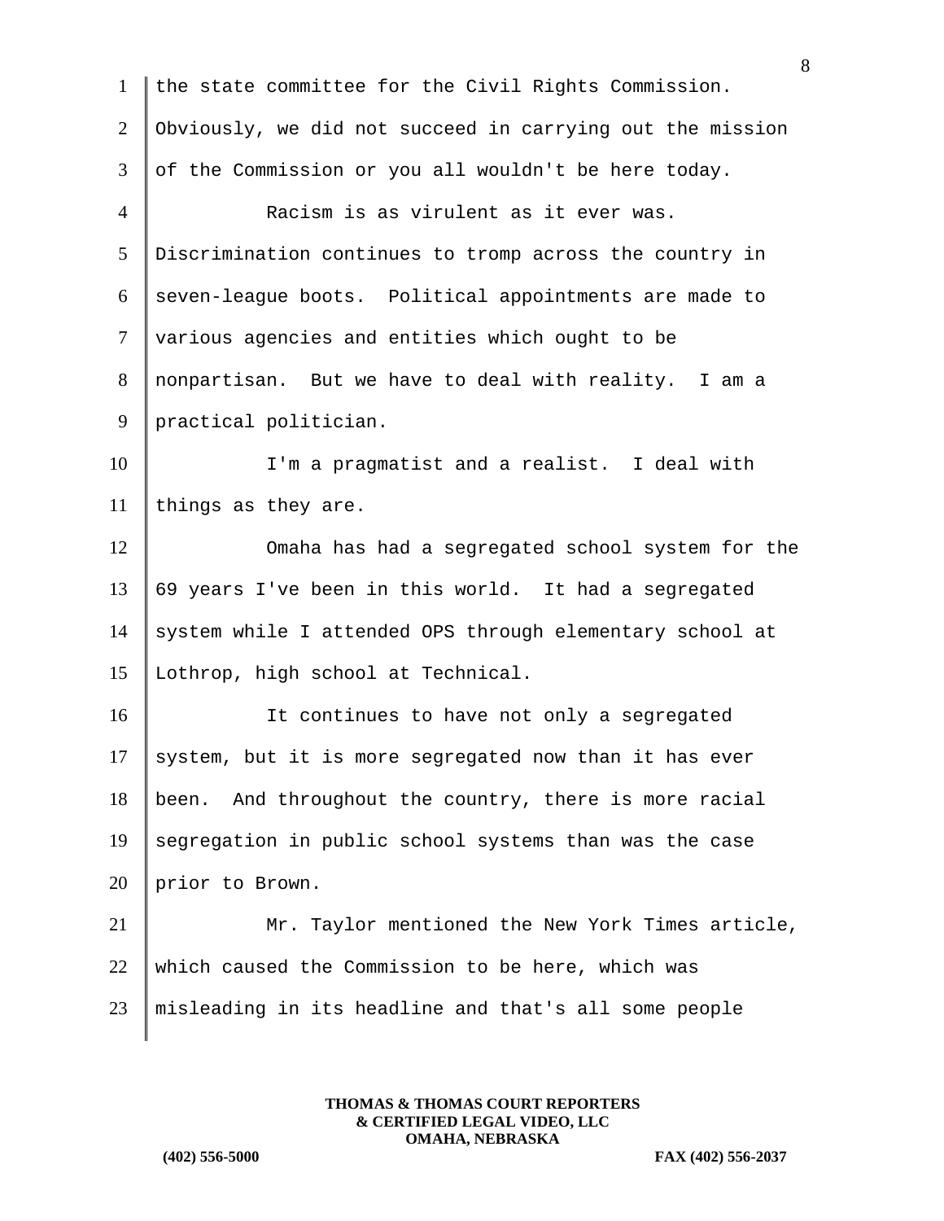the state committee for the Civil Rights Commission. Obviously, we did not succeed in carrying out the mission of the Commission or you all wouldn't be here today.

Racism is as virulent as it ever was. Discrimination continues to tromp across the country in seven-league boots. Political appointments are made to various agencies and entities which ought to be nonpartisan. But we have to deal with reality. I am a practical politician.

I'm a pragmatist and a realist. I deal with things as they are.

Omaha has had a segregated school system for the 69 years I've been in this world. It had a segregated system while I attended OPS through elementary school at Lothrop, high school at Technical.

It continues to have not only a segregated system, but it is more segregated now than it has ever been. And throughout the country, there is more racial segregation in public school systems than was the case prior to Brown.

Mr. Taylor mentioned the New York Times article, which caused the Commission to be here, which was misleading in its headline and that's all some people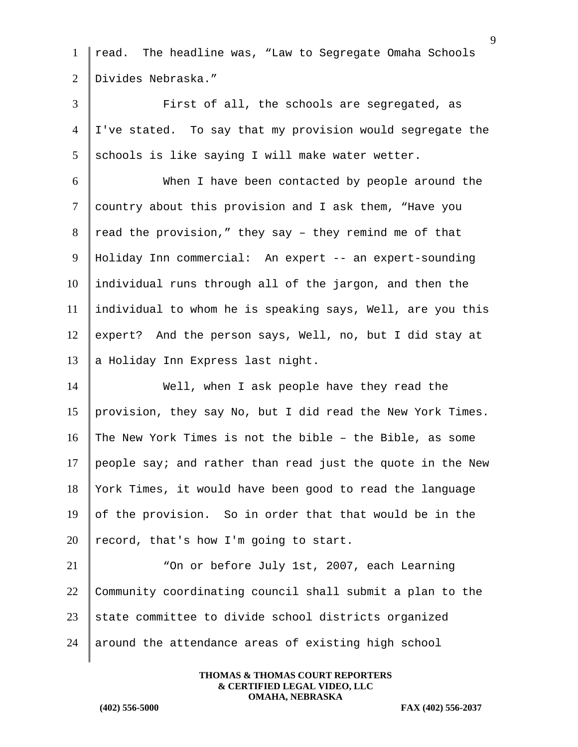read. The headline was, “Law to Segregate Omaha Schools Divides Nebraska.”

First of all, the schools are segregated, as I've stated. To say that my provision would segregate the schools is like saying I will make water wetter.

When I have been contacted by people around the country about this provision and I ask them, “Have you read the provision,” they say – they remind me of that Holiday Inn commercial: An expert -- an expert-sounding individual runs through all of the jargon, and then the individual to whom he is speaking says, Well, are you this expert? And the person says, Well, no, but I did stay at a Holiday Inn Express last night.

Well, when I ask people have they read the provision, they say No, but I did read the New York Times. The New York Times is not the bible – the Bible, as some people say; and rather than read just the quote in the New York Times, it would have been good to read the language of the provision. So in order that that would be in the record, that's how I'm going to start.

“On or before July 1st, 2007, each Learning Community coordinating council shall submit a plan to the state committee to divide school districts organized around the attendance areas of existing high school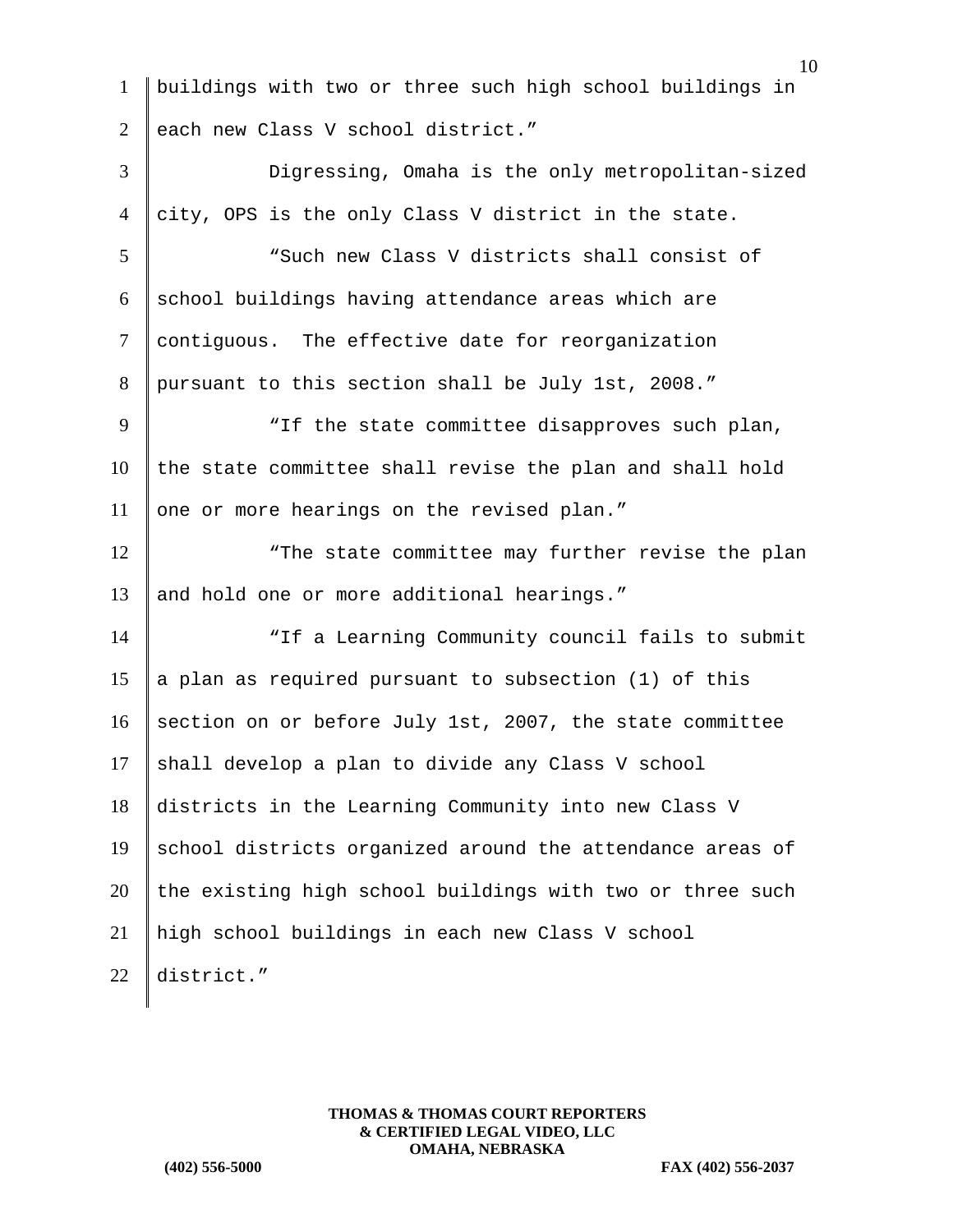buildings with two or three such high school buildings in each new Class V school district."

Digressing, Omaha is the only metropolitan-sized city, OPS is the only Class V district in the state.

"Such new Class V districts shall consist of school buildings having attendance areas which are contiguous. The effective date for reorganization pursuant to this section shall be July 1st, 2008."

"If the state committee disapproves such plan, the state committee shall revise the plan and shall hold one or more hearings on the revised plan."

"The state committee may further revise the plan and hold one or more additional hearings."

"If a Learning Community council fails to submit a plan as required pursuant to subsection (1) of this section on or before July 1st, 2007, the state committee shall develop a plan to divide any Class V school districts in the Learning Community into new Class V school districts organized around the attendance areas of the existing high school buildings with two or three such high school buildings in each new Class V school district."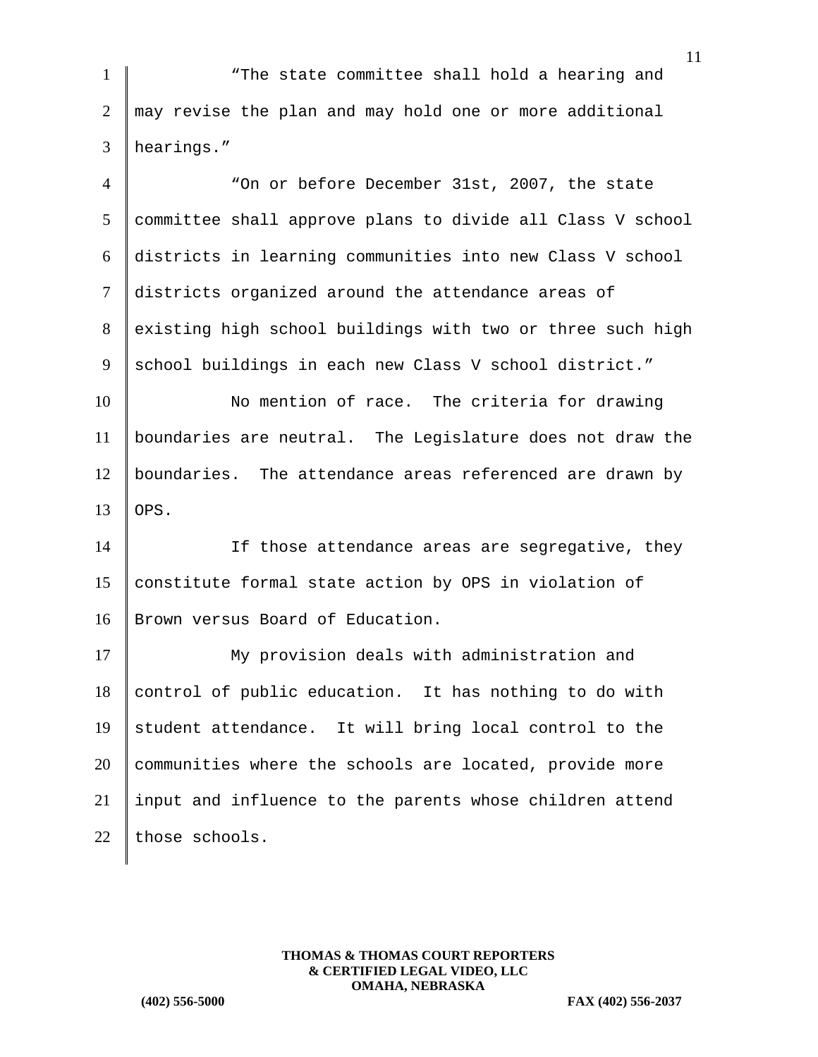"The state committee shall hold a hearing and may revise the plan and may hold one or more additional hearings."

"On or before December 31st, 2007, the state committee shall approve plans to divide all Class V school districts in learning communities into new Class V school districts organized around the attendance areas of existing high school buildings with two or three such high school buildings in each new Class V school district."

No mention of race. The criteria for drawing boundaries are neutral. The Legislature does not draw the boundaries. The attendance areas referenced are drawn by OPS.

If those attendance areas are segregative, they constitute formal state action by OPS in violation of Brown versus Board of Education.

My provision deals with administration and control of public education. It has nothing to do with student attendance. It will bring local control to the communities where the schools are located, provide more input and influence to the parents whose children attend those schools.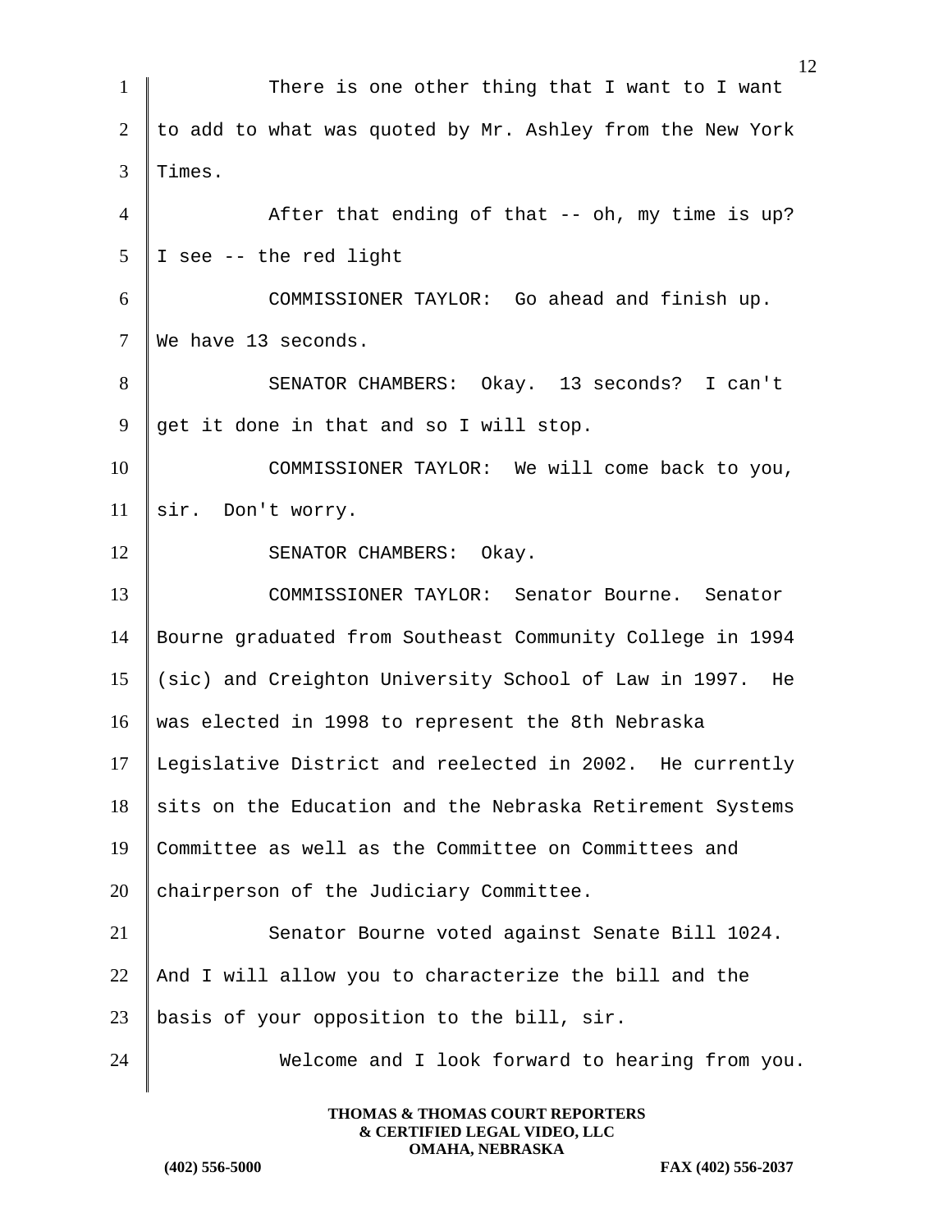There is one other thing that I want to I want to add to what was quoted by Mr. Ashley from the New York Times.

After that ending of that -- oh, my time is up? I see -- the red light

COMMISSIONER TAYLOR: Go ahead and finish up. We have 13 seconds.

SENATOR CHAMBERS: Okay. 13 seconds? I can't get it done in that and so I will stop.

COMMISSIONER TAYLOR: We will come back to you, sir. Don't worry.

SENATOR CHAMBERS: Okay.

COMMISSIONER TAYLOR: Senator Bourne. Senator Bourne graduated from Southeast Community College in 1994 (sic) and Creighton University School of Law in 1997. He was elected in 1998 to represent the 8th Nebraska Legislative District and reelected in 2002. He currently sits on the Education and the Nebraska Retirement Systems Committee as well as the Committee on Committees and chairperson of the Judiciary Committee.

Senator Bourne voted against Senate Bill 1024. And I will allow you to characterize the bill and the basis of your opposition to the bill, sir.

Welcome and I look forward to hearing from you.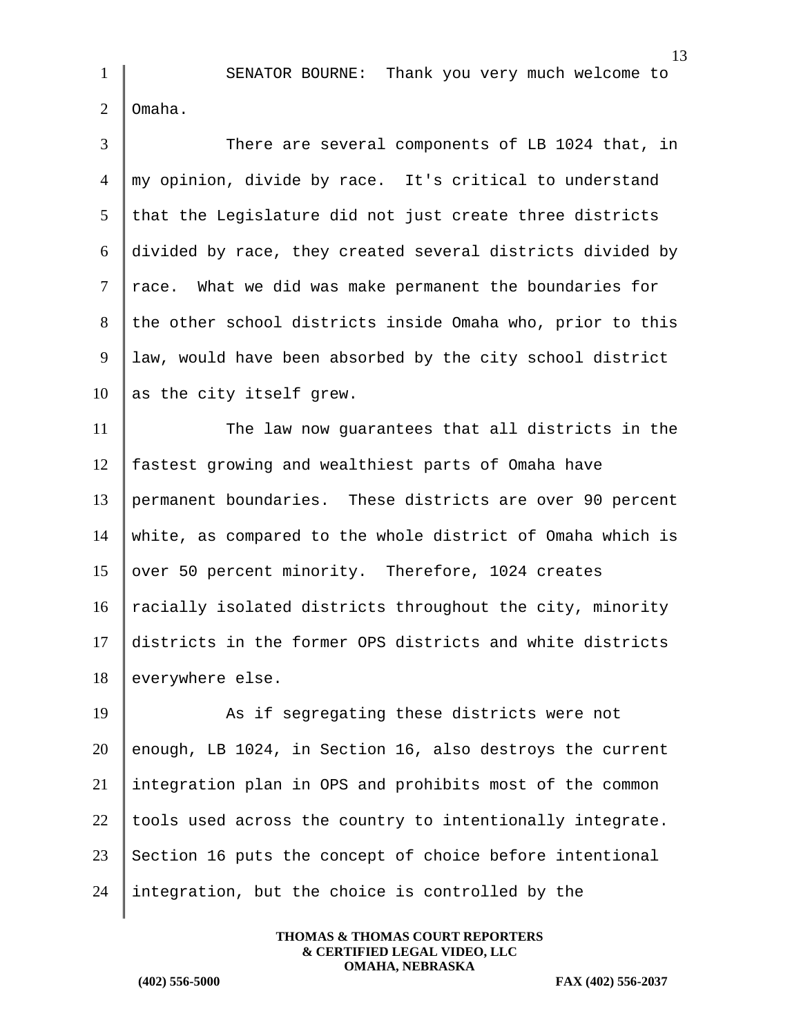SENATOR BOURNE: Thank you very much welcome to Omaha.

There are several components of LB 1024 that, in my opinion, divide by race. It's critical to understand that the Legislature did not just create three districts divided by race, they created several districts divided by race. What we did was make permanent the boundaries for the other school districts inside Omaha who, prior to this law, would have been absorbed by the city school district as the city itself grew.

The law now guarantees that all districts in the fastest growing and wealthiest parts of Omaha have permanent boundaries. These districts are over 90 percent white, as compared to the whole district of Omaha which is over 50 percent minority. Therefore, 1024 creates racially isolated districts throughout the city, minority districts in the former OPS districts and white districts everywhere else.

As if segregating these districts were not enough, LB 1024, in Section 16, also destroys the current integration plan in OPS and prohibits most of the common tools used across the country to intentionally integrate. Section 16 puts the concept of choice before intentional integration, but the choice is controlled by the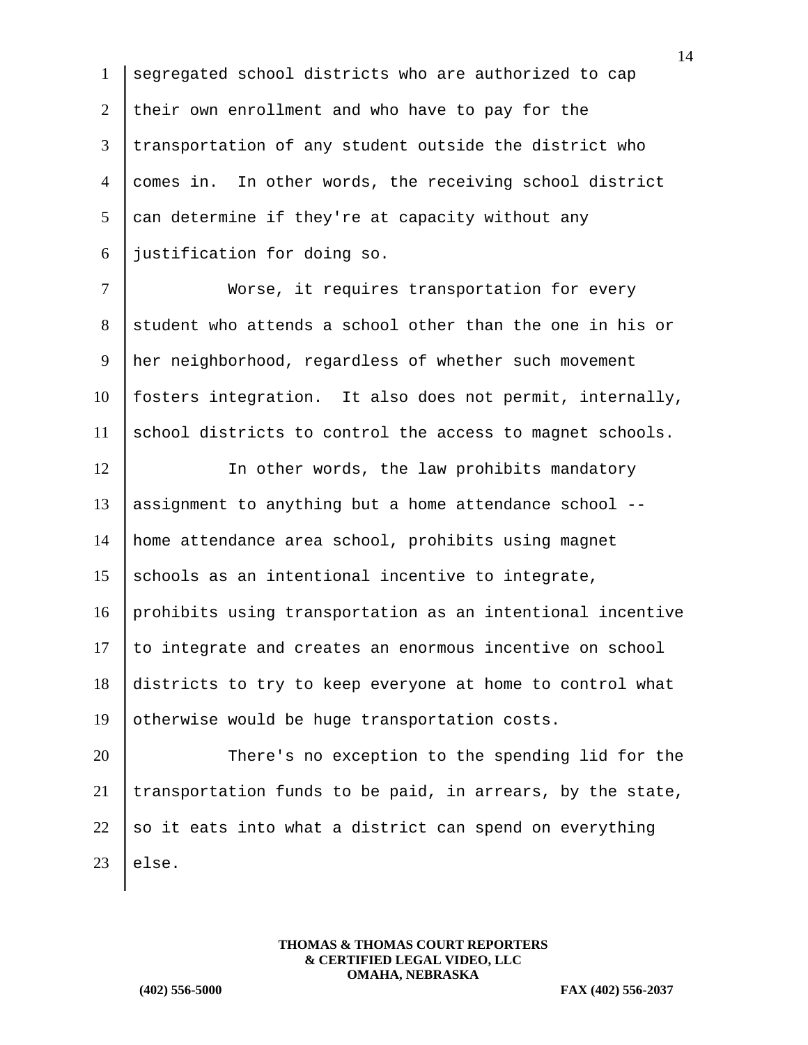segregated school districts who are authorized to cap their own enrollment and who have to pay for the transportation of any student outside the district who comes in. In other words, the receiving school district can determine if they're at capacity without any justification for doing so.

Worse, it requires transportation for every student who attends a school other than the one in his or her neighborhood, regardless of whether such movement fosters integration. It also does not permit, internally, school districts to control the access to magnet schools.

In other words, the law prohibits mandatory assignment to anything but a home attendance school -- home attendance area school, prohibits using magnet schools as an intentional incentive to integrate, prohibits using transportation as an intentional incentive to integrate and creates an enormous incentive on school districts to try to keep everyone at home to control what otherwise would be huge transportation costs.

There's no exception to the spending lid for the transportation funds to be paid, in arrears, by the state, so it eats into what a district can spend on everything else.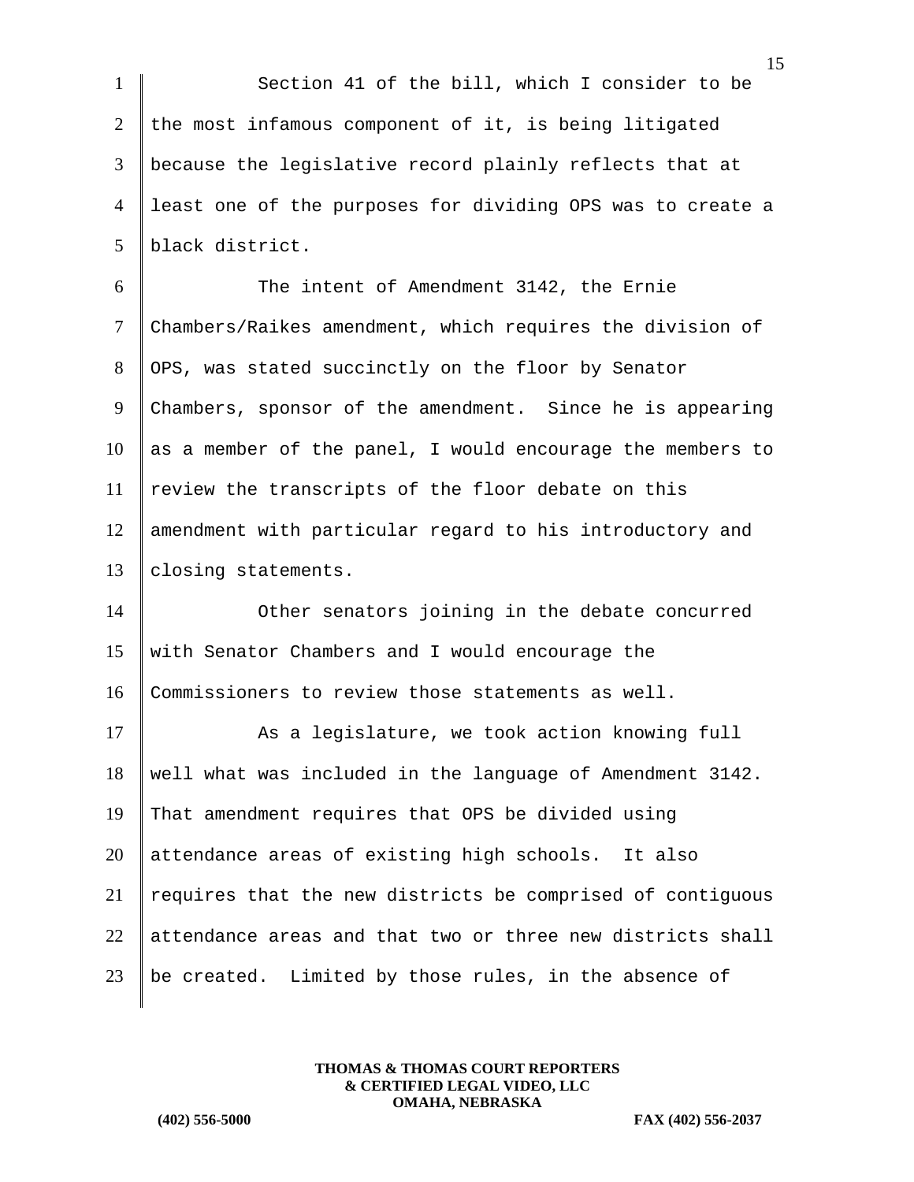Section 41 of the bill, which I consider to be the most infamous component of it, is being litigated because the legislative record plainly reflects that at least one of the purposes for dividing OPS was to create a black district.

The intent of Amendment 3142, the Ernie Chambers/Raikes amendment, which requires the division of OPS, was stated succinctly on the floor by Senator Chambers, sponsor of the amendment. Since he is appearing as a member of the panel, I would encourage the members to review the transcripts of the floor debate on this amendment with particular regard to his introductory and closing statements.

Other senators joining in the debate concurred with Senator Chambers and I would encourage the Commissioners to review those statements as well.

As a legislature, we took action knowing full well what was included in the language of Amendment 3142. That amendment requires that OPS be divided using attendance areas of existing high schools. It also requires that the new districts be comprised of contiguous attendance areas and that two or three new districts shall be created. Limited by those rules, in the absence of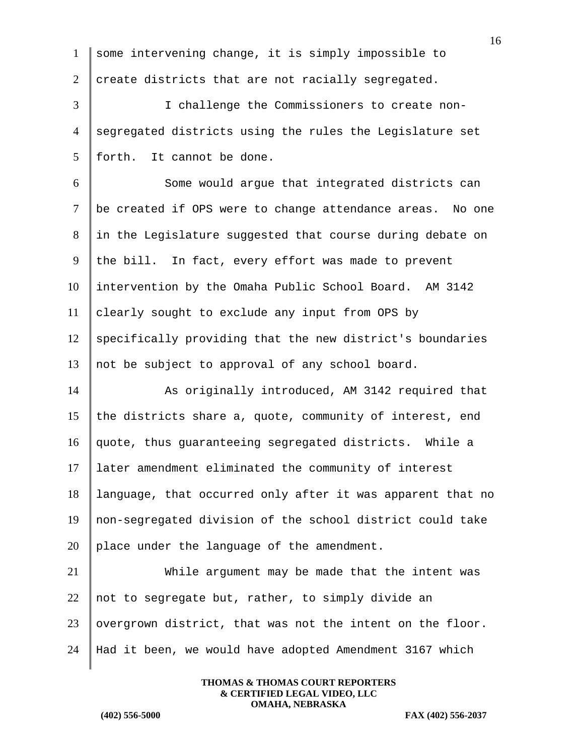some intervening change, it is simply impossible to create districts that are not racially segregated.

I challenge the Commissioners to create non-segregated districts using the rules the Legislature set forth. It cannot be done.

Some would argue that integrated districts can be created if OPS were to change attendance areas. No one in the Legislature suggested that course during debate on the bill. In fact, every effort was made to prevent intervention by the Omaha Public School Board. AM 3142 clearly sought to exclude any input from OPS by specifically providing that the new district's boundaries not be subject to approval of any school board.

As originally introduced, AM 3142 required that the districts share a, quote, community of interest, end quote, thus guaranteeing segregated districts. While a later amendment eliminated the community of interest language, that occurred only after it was apparent that no non-segregated division of the school district could take place under the language of the amendment.

While argument may be made that the intent was not to segregate but, rather, to simply divide an overgrown district, that was not the intent on the floor. Had it been, we would have adopted Amendment 3167 which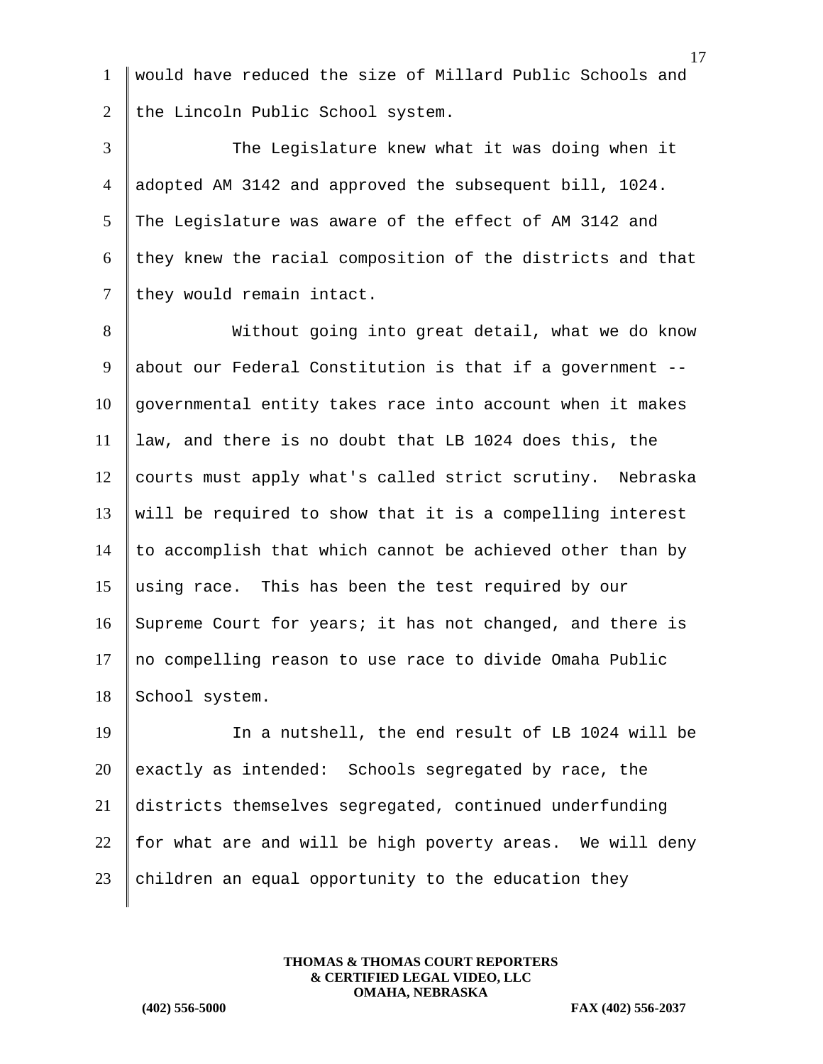would have reduced the size of Millard Public Schools and the Lincoln Public School system.

The Legislature knew what it was doing when it adopted AM 3142 and approved the subsequent bill, 1024. The Legislature was aware of the effect of AM 3142 and they knew the racial composition of the districts and that they would remain intact.

Without going into great detail, what we do know about our Federal Constitution is that if a government -- governmental entity takes race into account when it makes law, and there is no doubt that LB 1024 does this, the courts must apply what's called strict scrutiny. Nebraska will be required to show that it is a compelling interest to accomplish that which cannot be achieved other than by using race. This has been the test required by our Supreme Court for years; it has not changed, and there is no compelling reason to use race to divide Omaha Public School system.

In a nutshell, the end result of LB 1024 will be exactly as intended: Schools segregated by race, the districts themselves segregated, continued underfunding for what are and will be high poverty areas. We will deny children an equal opportunity to the education they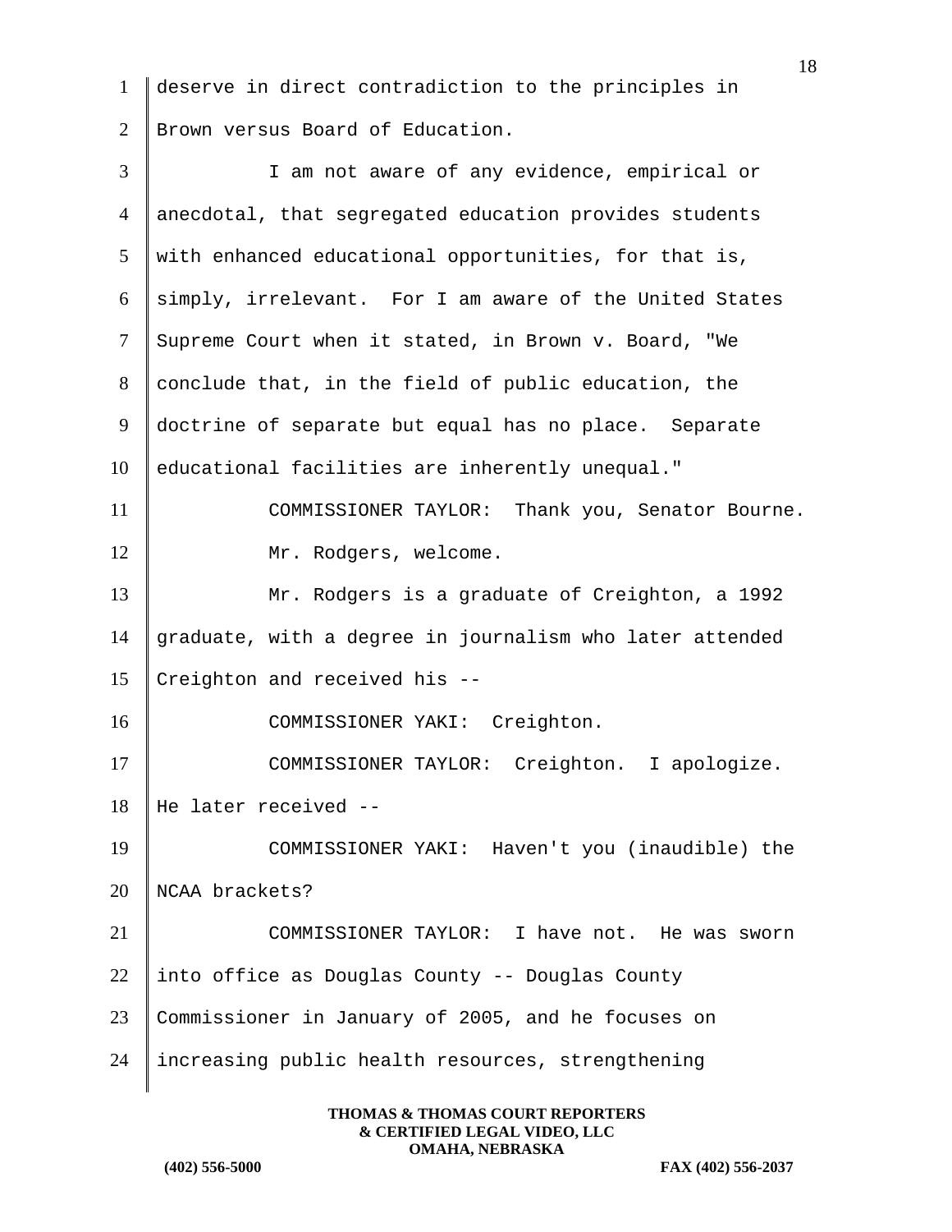deserve in direct contradiction to the principles in Brown versus Board of Education.

I am not aware of any evidence, empirical or anecdotal, that segregated education provides students with enhanced educational opportunities, for that is, simply, irrelevant. For I am aware of the United States Supreme Court when it stated, in Brown v. Board, "We conclude that, in the field of public education, the doctrine of separate but equal has no place. Separate educational facilities are inherently unequal."

COMMISSIONER TAYLOR: Thank you, Senator Bourne.

Mr. Rodgers, welcome.

Mr. Rodgers is a graduate of Creighton, a 1992 graduate, with a degree in journalism who later attended Creighton and received his --

COMMISSIONER YAKI: Creighton.

COMMISSIONER TAYLOR: Creighton. I apologize. He later received --

COMMISSIONER YAKI: Haven't you (inaudible) the NCAA brackets?

COMMISSIONER TAYLOR: I have not. He was sworn into office as Douglas County -- Douglas County Commissioner in January of 2005, and he focuses on increasing public health resources, strengthening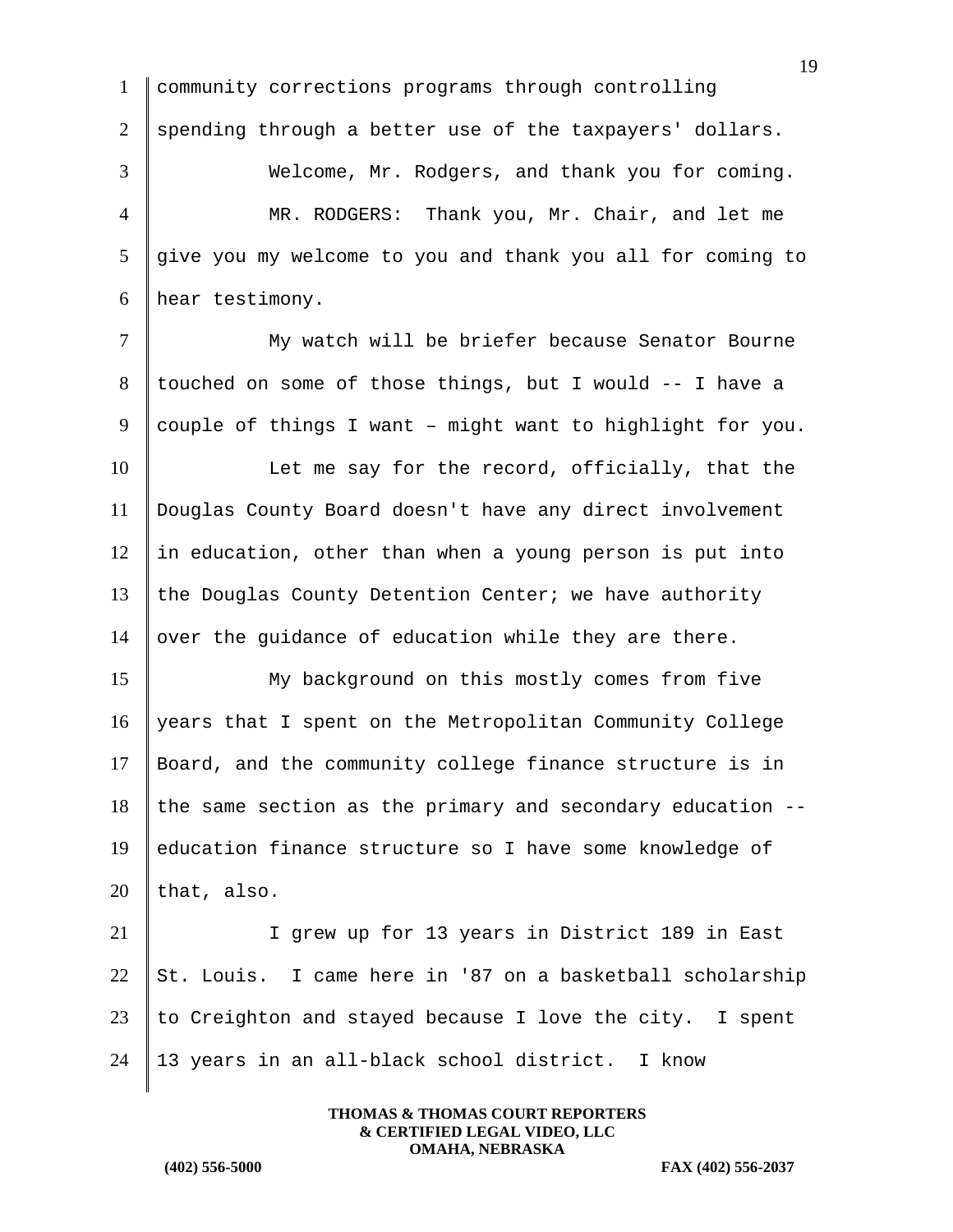community corrections programs through controlling spending through a better use of the taxpayers' dollars.

Welcome, Mr. Rodgers, and thank you for coming.

MR. RODGERS: Thank you, Mr. Chair, and let me give you my welcome to you and thank you all for coming to hear testimony.

My watch will be briefer because Senator Bourne touched on some of those things, but I would -- I have a couple of things I want – might want to highlight for you.

Let me say for the record, officially, that the Douglas County Board doesn't have any direct involvement in education, other than when a young person is put into the Douglas County Detention Center; we have authority over the guidance of education while they are there.

My background on this mostly comes from five years that I spent on the Metropolitan Community College Board, and the community college finance structure is in the same section as the primary and secondary education -- education finance structure so I have some knowledge of that, also.

I grew up for 13 years in District 189 in East St. Louis. I came here in '87 on a basketball scholarship to Creighton and stayed because I love the city. I spent 13 years in an all-black school district. I know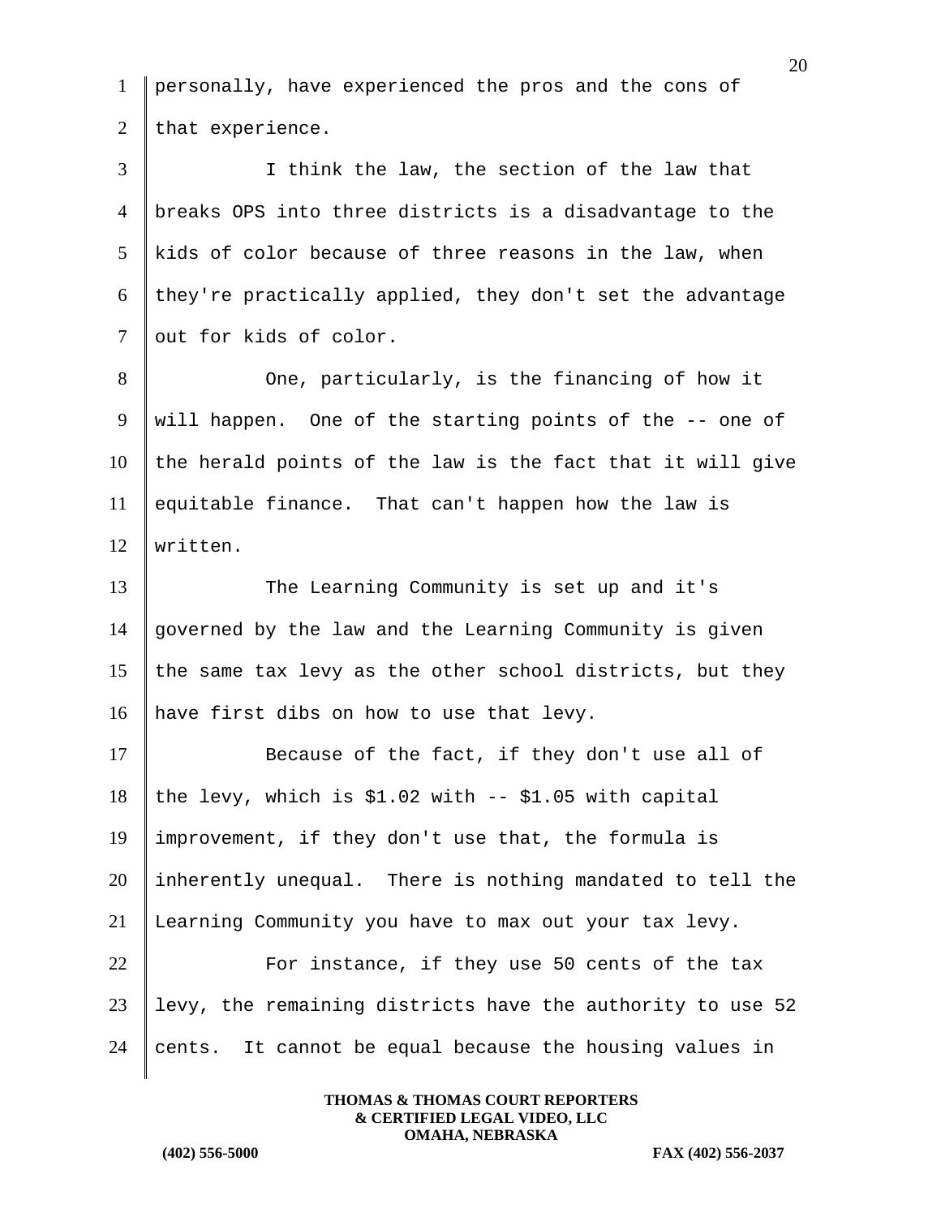personally, have experienced the pros and the cons of that experience.

I think the law, the section of the law that breaks OPS into three districts is a disadvantage to the kids of color because of three reasons in the law, when they're practically applied, they don't set the advantage out for kids of color.

One, particularly, is the financing of how it will happen. One of the starting points of the -- one of the herald points of the law is the fact that it will give equitable finance. That can't happen how the law is written.

The Learning Community is set up and it's governed by the law and the Learning Community is given the same tax levy as the other school districts, but they have first dibs on how to use that levy.

Because of the fact, if they don't use all of the levy, which is $1.02 with -- $1.05 with capital improvement, if they don't use that, the formula is inherently unequal. There is nothing mandated to tell the Learning Community you have to max out your tax levy.

For instance, if they use 50 cents of the tax levy, the remaining districts have the authority to use 52 cents. It cannot be equal because the housing values in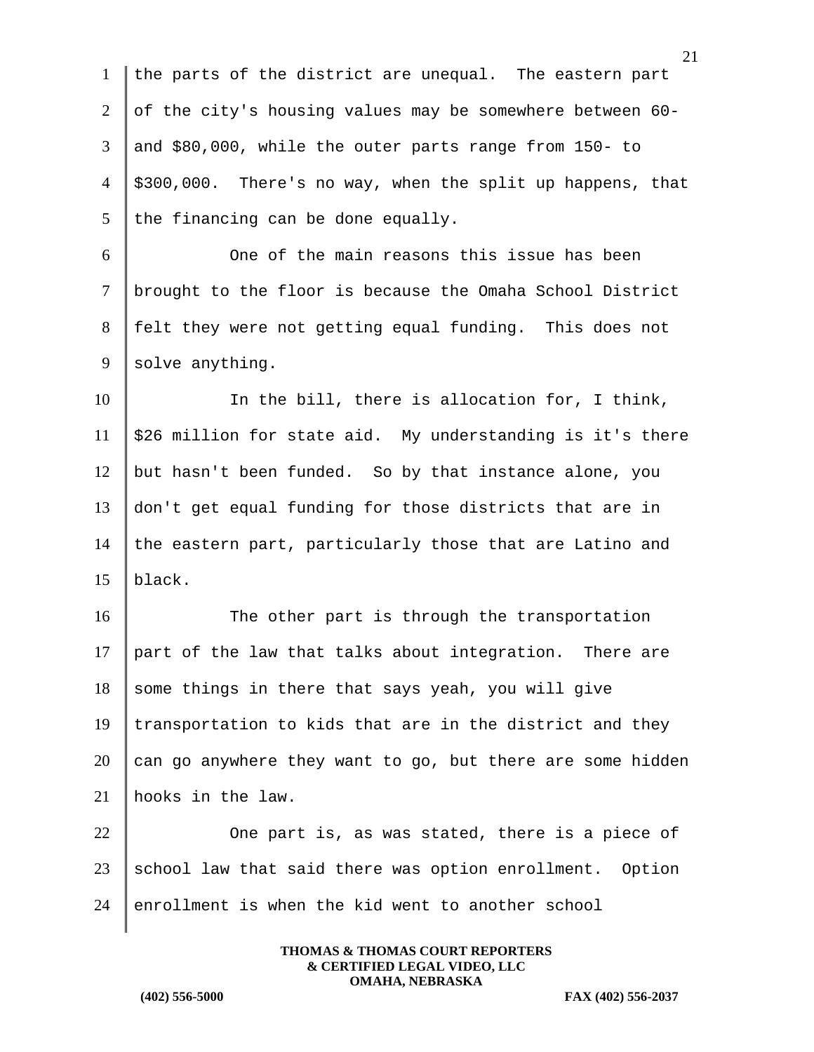the parts of the district are unequal. The eastern part of the city's housing values may be somewhere between 60- and $80,000, while the outer parts range from 150- to $300,000. There's no way, when the split up happens, that the financing can be done equally.

One of the main reasons this issue has been brought to the floor is because the Omaha School District felt they were not getting equal funding. This does not solve anything.

In the bill, there is allocation for, I think, $26 million for state aid. My understanding is it's there but hasn't been funded. So by that instance alone, you don't get equal funding for those districts that are in the eastern part, particularly those that are Latino and black.

The other part is through the transportation part of the law that talks about integration. There are some things in there that says yeah, you will give transportation to kids that are in the district and they can go anywhere they want to go, but there are some hidden hooks in the law.

One part is, as was stated, there is a piece of school law that said there was option enrollment. Option enrollment is when the kid went to another school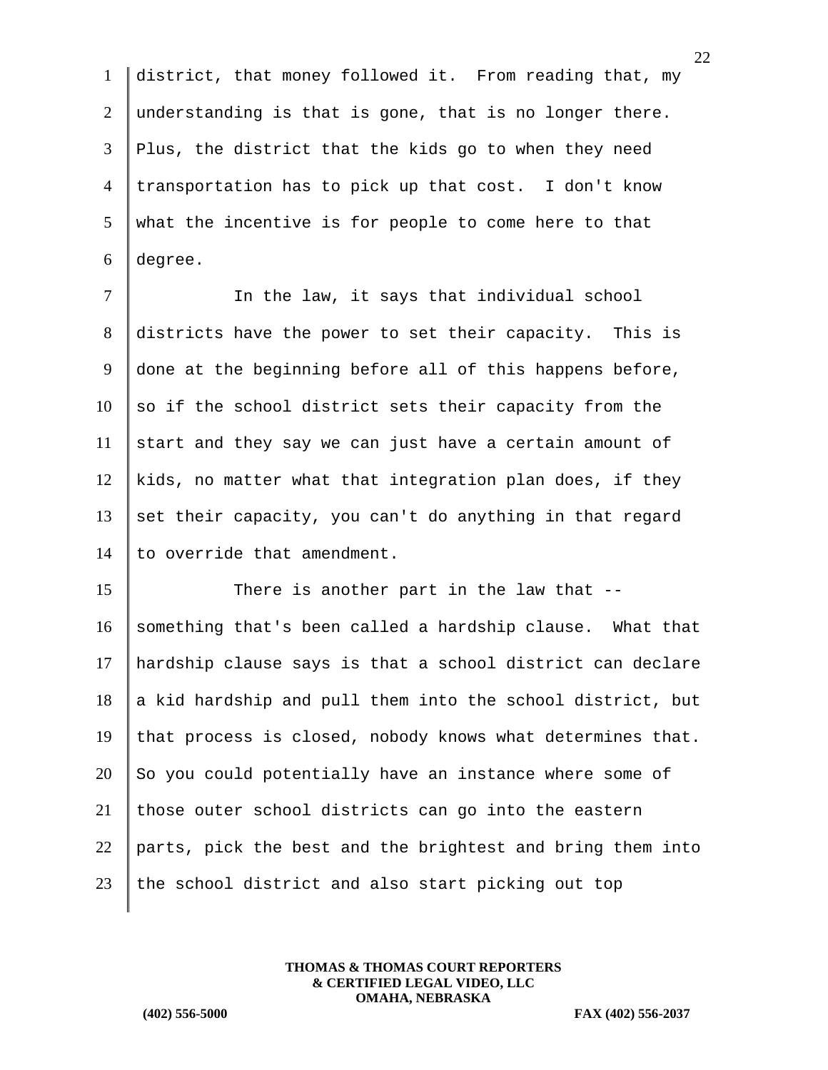district, that money followed it. From reading that, my understanding is that is gone, that is no longer there. Plus, the district that the kids go to when they need transportation has to pick up that cost. I don't know what the incentive is for people to come here to that degree.

In the law, it says that individual school districts have the power to set their capacity. This is done at the beginning before all of this happens before, so if the school district sets their capacity from the start and they say we can just have a certain amount of kids, no matter what that integration plan does, if they set their capacity, you can't do anything in that regard to override that amendment.

There is another part in the law that -- something that's been called a hardship clause. What that hardship clause says is that a school district can declare a kid hardship and pull them into the school district, but that process is closed, nobody knows what determines that. So you could potentially have an instance where some of those outer school districts can go into the eastern parts, pick the best and the brightest and bring them into the school district and also start picking out top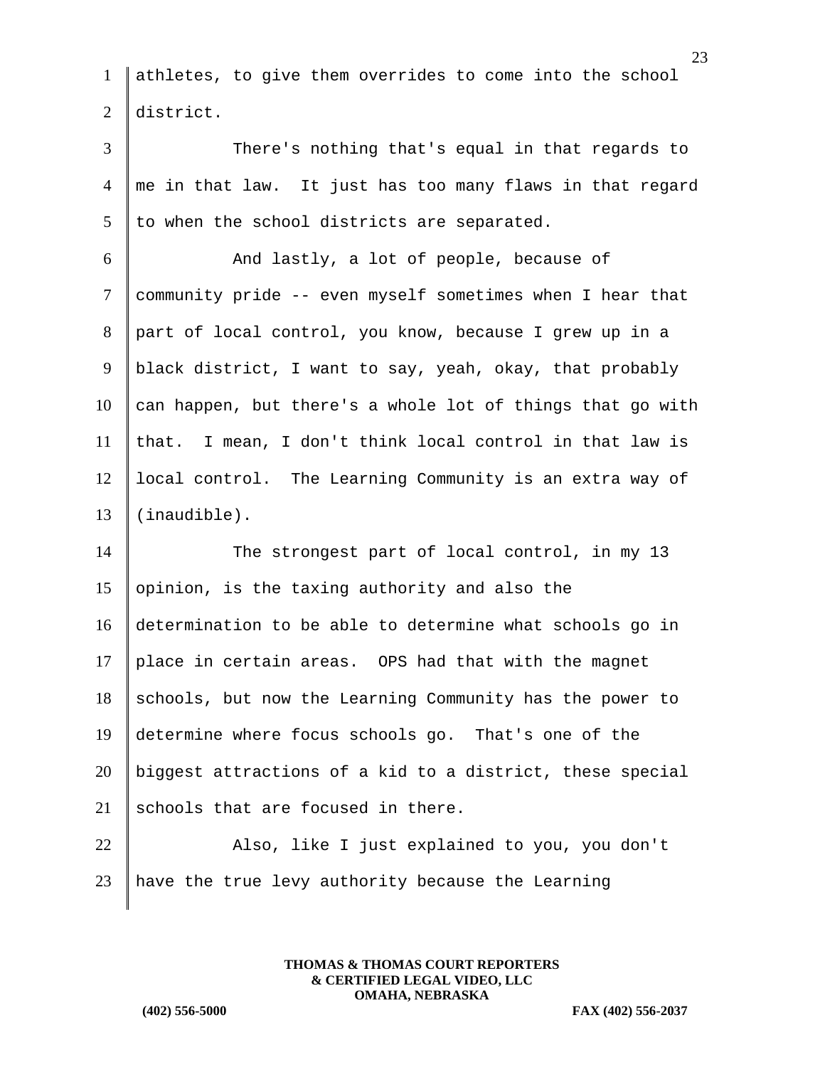athletes, to give them overrides to come into the school district.

There's nothing that's equal in that regards to me in that law. It just has too many flaws in that regard to when the school districts are separated.

And lastly, a lot of people, because of community pride -- even myself sometimes when I hear that part of local control, you know, because I grew up in a black district, I want to say, yeah, okay, that probably can happen, but there's a whole lot of things that go with that. I mean, I don't think local control in that law is local control. The Learning Community is an extra way of (inaudible).

The strongest part of local control, in my 13 opinion, is the taxing authority and also the determination to be able to determine what schools go in place in certain areas. OPS had that with the magnet schools, but now the Learning Community has the power to determine where focus schools go. That's one of the biggest attractions of a kid to a district, these special schools that are focused in there.

Also, like I just explained to you, you don't have the true levy authority because the Learning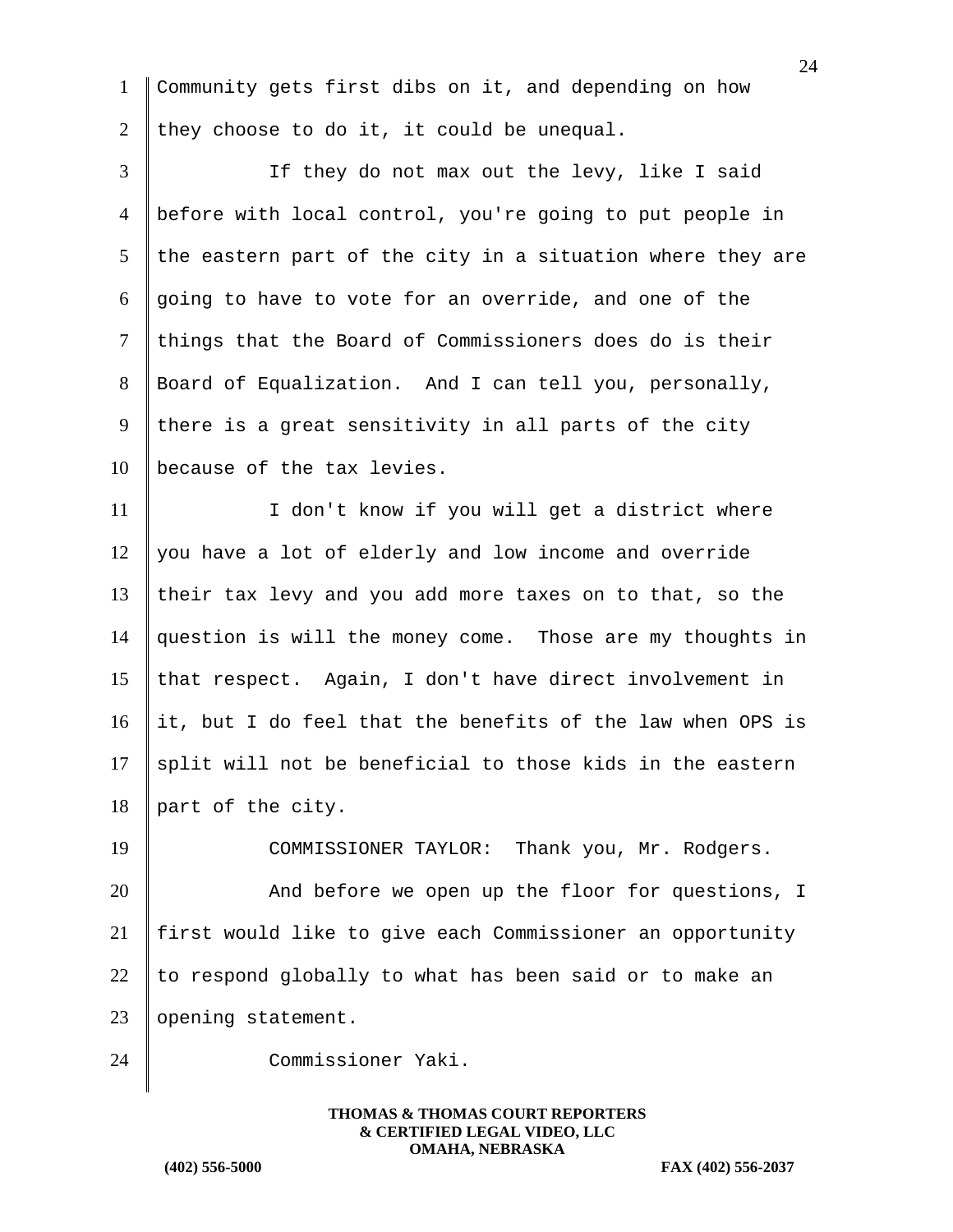Community gets first dibs on it, and depending on how they choose to do it, it could be unequal.

If they do not max out the levy, like I said before with local control, you're going to put people in the eastern part of the city in a situation where they are going to have to vote for an override, and one of the things that the Board of Commissioners does do is their Board of Equalization. And I can tell you, personally, there is a great sensitivity in all parts of the city because of the tax levies.

I don't know if you will get a district where you have a lot of elderly and low income and override their tax levy and you add more taxes on to that, so the question is will the money come. Those are my thoughts in that respect. Again, I don't have direct involvement in it, but I do feel that the benefits of the law when OPS is split will not be beneficial to those kids in the eastern part of the city.

COMMISSIONER TAYLOR: Thank you, Mr. Rodgers.

And before we open up the floor for questions, I first would like to give each Commissioner an opportunity to respond globally to what has been said or to make an opening statement.

Commissioner Yaki.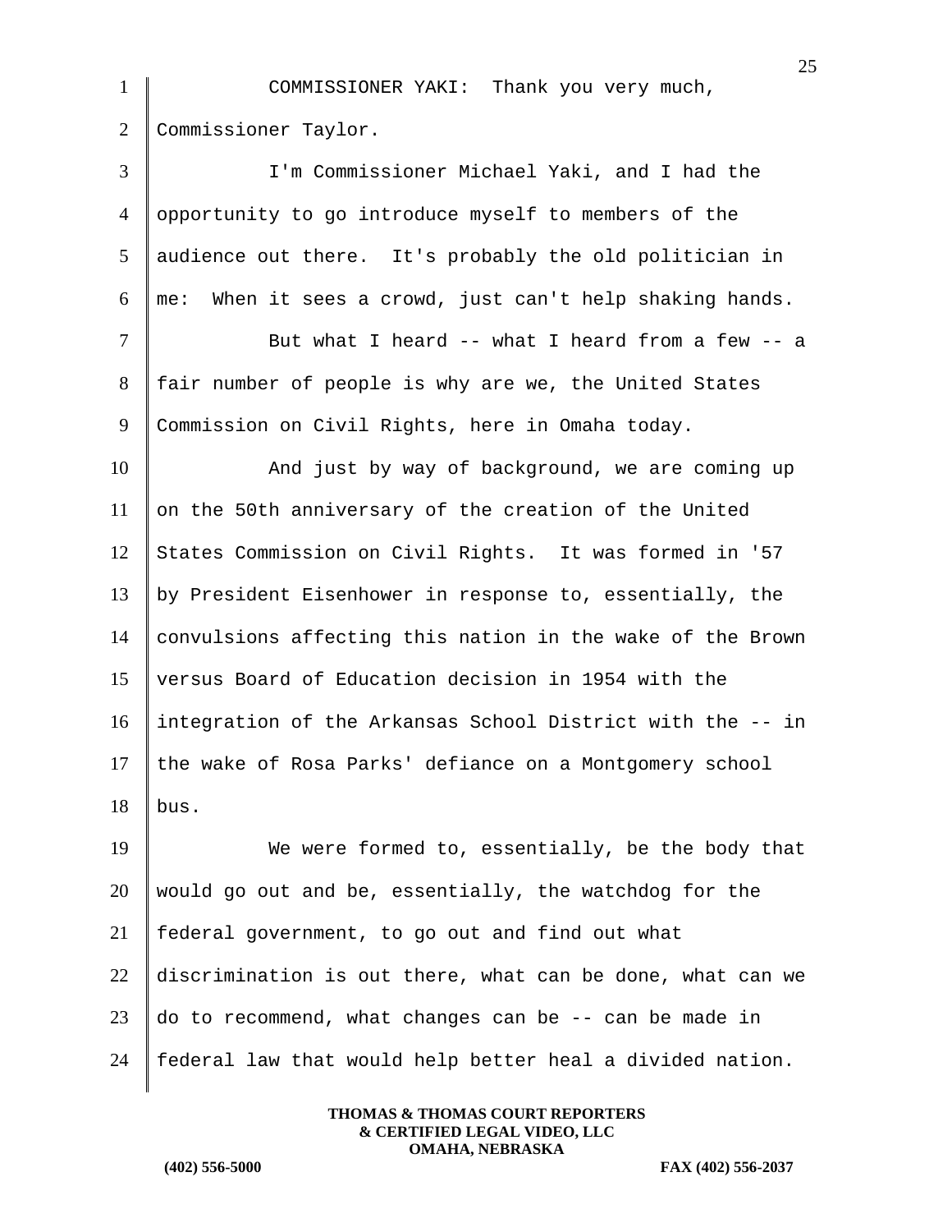COMMISSIONER YAKI: Thank you very much, Commissioner Taylor.

I'm Commissioner Michael Yaki, and I had the opportunity to go introduce myself to members of the audience out there. It's probably the old politician in me: When it sees a crowd, just can't help shaking hands.

But what I heard -- what I heard from a few -- a fair number of people is why are we, the United States Commission on Civil Rights, here in Omaha today.

And just by way of background, we are coming up on the 50th anniversary of the creation of the United States Commission on Civil Rights. It was formed in '57 by President Eisenhower in response to, essentially, the convulsions affecting this nation in the wake of the Brown versus Board of Education decision in 1954 with the integration of the Arkansas School District with the -- in the wake of Rosa Parks' defiance on a Montgomery school bus.

We were formed to, essentially, be the body that would go out and be, essentially, the watchdog for the federal government, to go out and find out what discrimination is out there, what can be done, what can we do to recommend, what changes can be -- can be made in federal law that would help better heal a divided nation.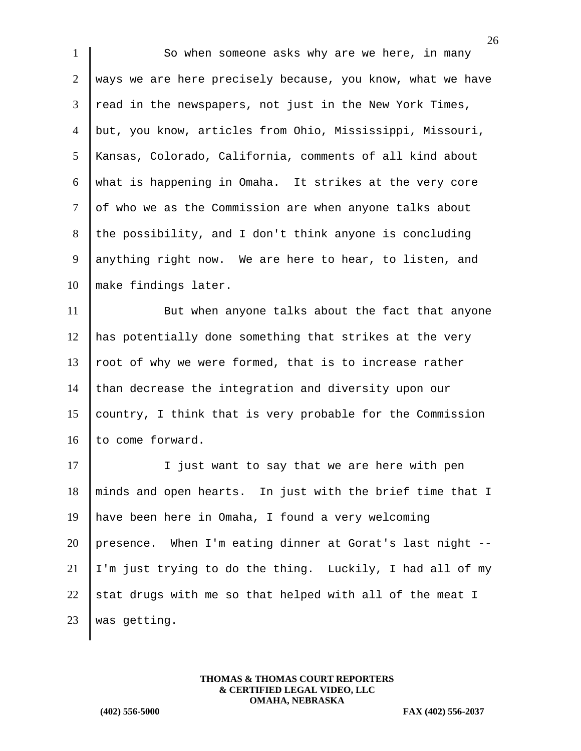So when someone asks why are we here, in many ways we are here precisely because, you know, what we have read in the newspapers, not just in the New York Times, but, you know, articles from Ohio, Mississippi, Missouri, Kansas, Colorado, California, comments of all kind about what is happening in Omaha. It strikes at the very core of who we as the Commission are when anyone talks about the possibility, and I don't think anyone is concluding anything right now. We are here to hear, to listen, and make findings later.

But when anyone talks about the fact that anyone has potentially done something that strikes at the very root of why we were formed, that is to increase rather than decrease the integration and diversity upon our country, I think that is very probable for the Commission to come forward.

I just want to say that we are here with pen minds and open hearts. In just with the brief time that I have been here in Omaha, I found a very welcoming presence. When I'm eating dinner at Gorat's last night -- I'm just trying to do the thing. Luckily, I had all of my stat drugs with me so that helped with all of the meat I was getting.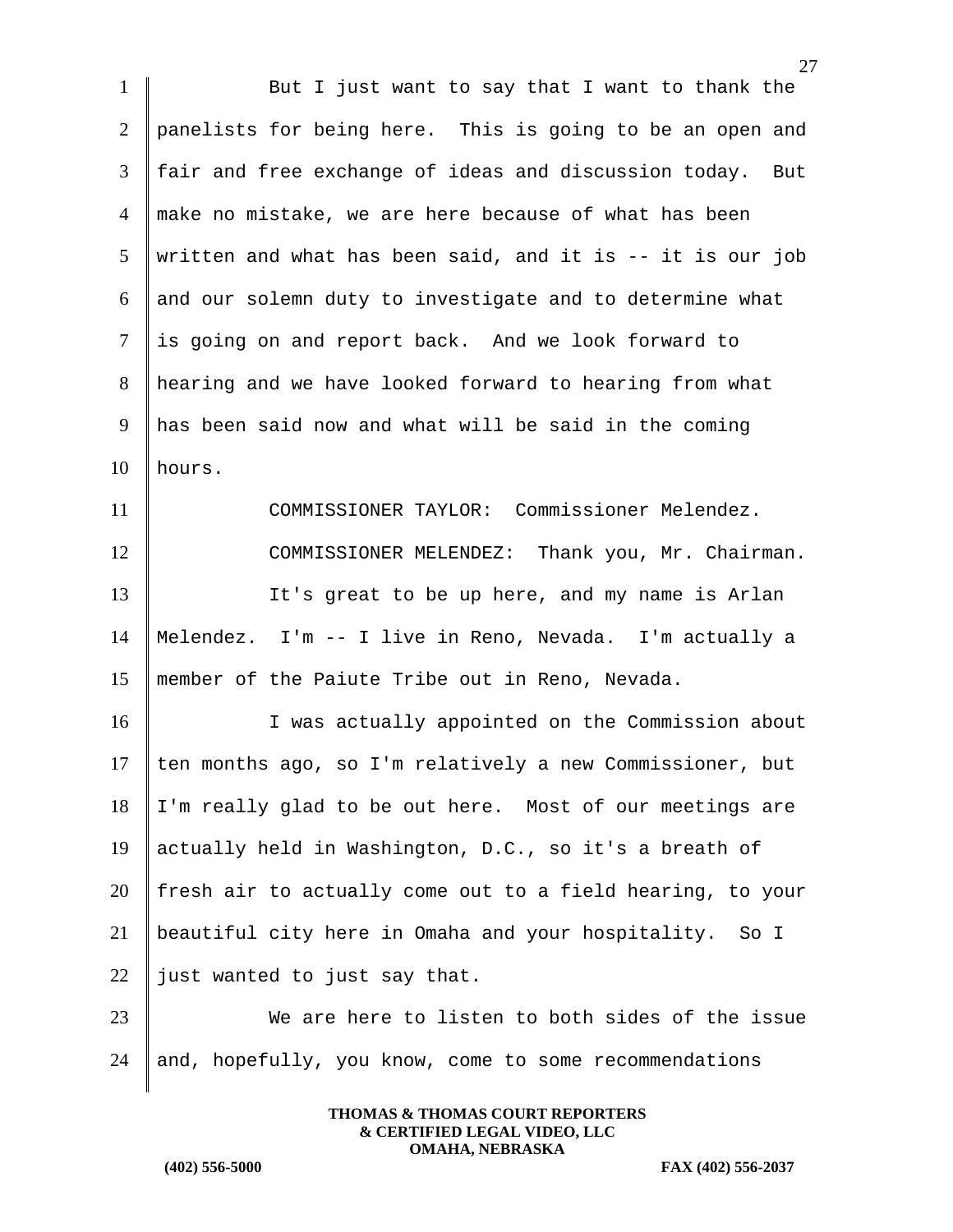But I just want to say that I want to thank the panelists for being here. This is going to be an open and fair and free exchange of ideas and discussion today. But make no mistake, we are here because of what has been written and what has been said, and it is -- it is our job and our solemn duty to investigate and to determine what is going on and report back. And we look forward to hearing and we have looked forward to hearing from what has been said now and what will be said in the coming hours.

COMMISSIONER TAYLOR: Commissioner Melendez.

COMMISSIONER MELENDEZ: Thank you, Mr. Chairman.

It's great to be up here, and my name is Arlan Melendez. I'm -- I live in Reno, Nevada. I'm actually a member of the Paiute Tribe out in Reno, Nevada.

I was actually appointed on the Commission about ten months ago, so I'm relatively a new Commissioner, but I'm really glad to be out here. Most of our meetings are actually held in Washington, D.C., so it's a breath of fresh air to actually come out to a field hearing, to your beautiful city here in Omaha and your hospitality. So I just wanted to just say that.

We are here to listen to both sides of the issue and, hopefully, you know, come to some recommendations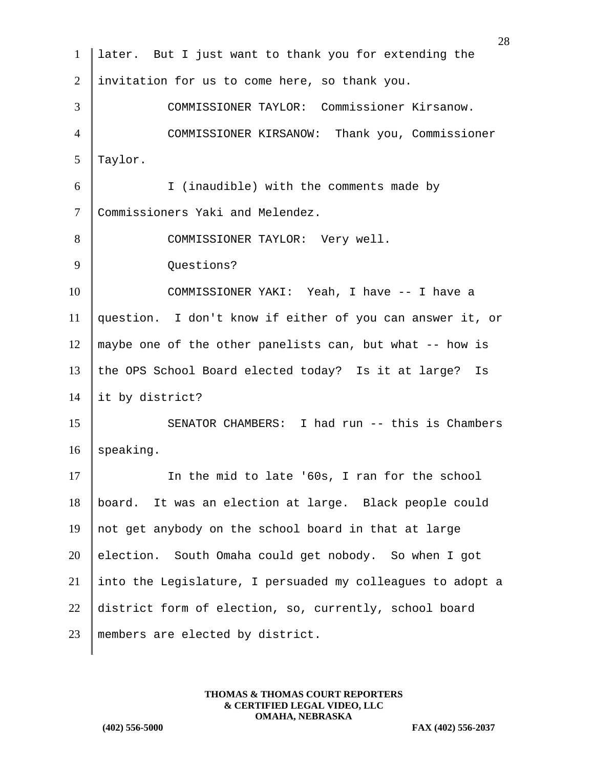later. But I just want to thank you for extending the invitation for us to come here, so thank you.

COMMISSIONER TAYLOR: Commissioner Kirsanow.

COMMISSIONER KIRSANOW: Thank you, Commissioner Taylor.

I (inaudible) with the comments made by Commissioners Yaki and Melendez.

COMMISSIONER TAYLOR: Very well.

Questions?

COMMISSIONER YAKI: Yeah, I have -- I have a question. I don't know if either of you can answer it, or maybe one of the other panelists can, but what -- how is the OPS School Board elected today? Is it at large? Is it by district?

SENATOR CHAMBERS: I had run -- this is Chambers speaking.

In the mid to late '60s, I ran for the school board. It was an election at large. Black people could not get anybody on the school board in that at large election. South Omaha could get nobody. So when I got into the Legislature, I persuaded my colleagues to adopt a district form of election, so, currently, school board members are elected by district.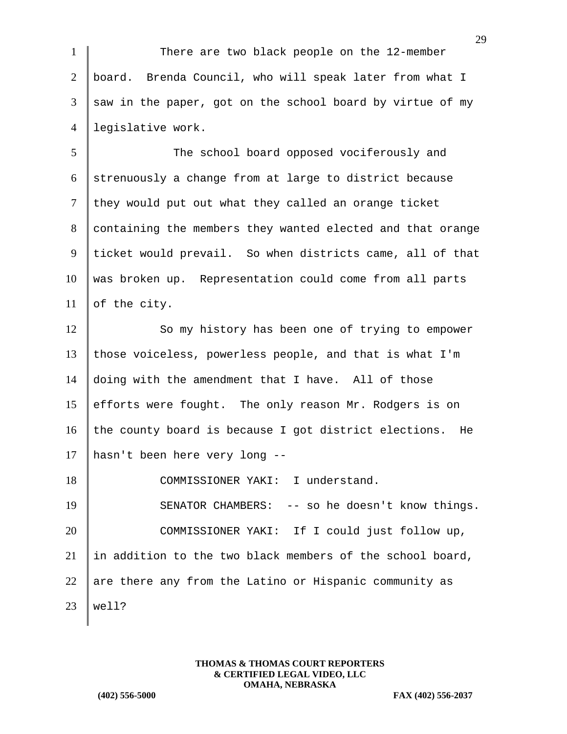There are two black people on the 12-member board. Brenda Council, who will speak later from what I saw in the paper, got on the school board by virtue of my legislative work.

The school board opposed vociferously and strenuously a change from at large to district because they would put out what they called an orange ticket containing the members they wanted elected and that orange ticket would prevail. So when districts came, all of that was broken up. Representation could come from all parts of the city.

So my history has been one of trying to empower those voiceless, powerless people, and that is what I'm doing with the amendment that I have. All of those efforts were fought. The only reason Mr. Rodgers is on the county board is because I got district elections. He hasn't been here very long --

COMMISSIONER YAKI: I understand.

SENATOR CHAMBERS: -- so he doesn't know things.

COMMISSIONER YAKI: If I could just follow up, in addition to the two black members of the school board, are there any from the Latino or Hispanic community as well?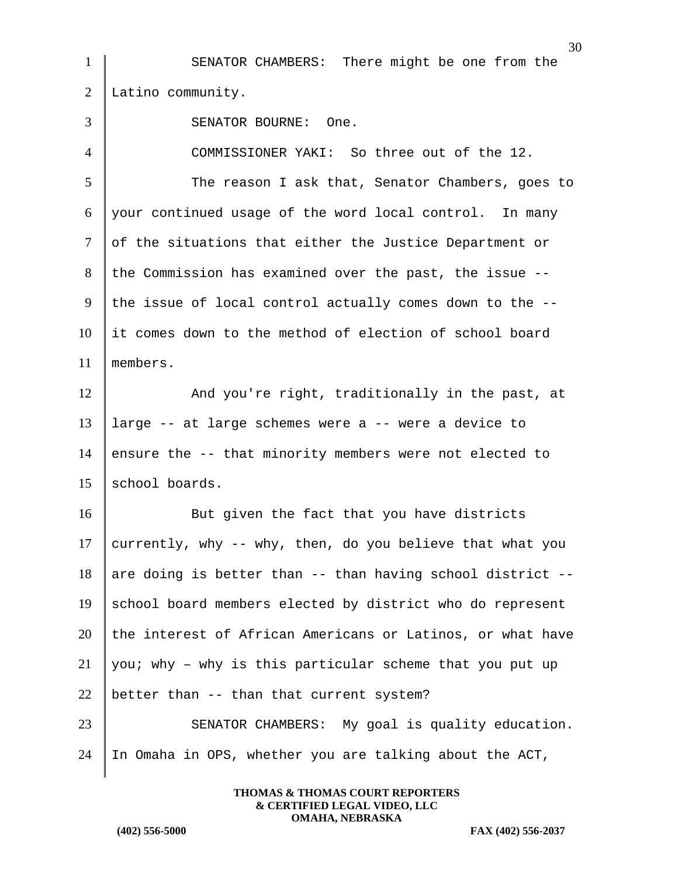SENATOR CHAMBERS: There might be one from the Latino community.

SENATOR BOURNE: One.

COMMISSIONER YAKI: So three out of the 12.

The reason I ask that, Senator Chambers, goes to your continued usage of the word local control. In many of the situations that either the Justice Department or the Commission has examined over the past, the issue -- the issue of local control actually comes down to the -- it comes down to the method of election of school board members.

And you're right, traditionally in the past, at large -- at large schemes were a -- were a device to ensure the -- that minority members were not elected to school boards.

But given the fact that you have districts currently, why -- why, then, do you believe that what you are doing is better than -- than having school district -- school board members elected by district who do represent the interest of African Americans or Latinos, or what have you; why – why is this particular scheme that you put up better than -- than that current system?

SENATOR CHAMBERS: My goal is quality education. In Omaha in OPS, whether you are talking about the ACT,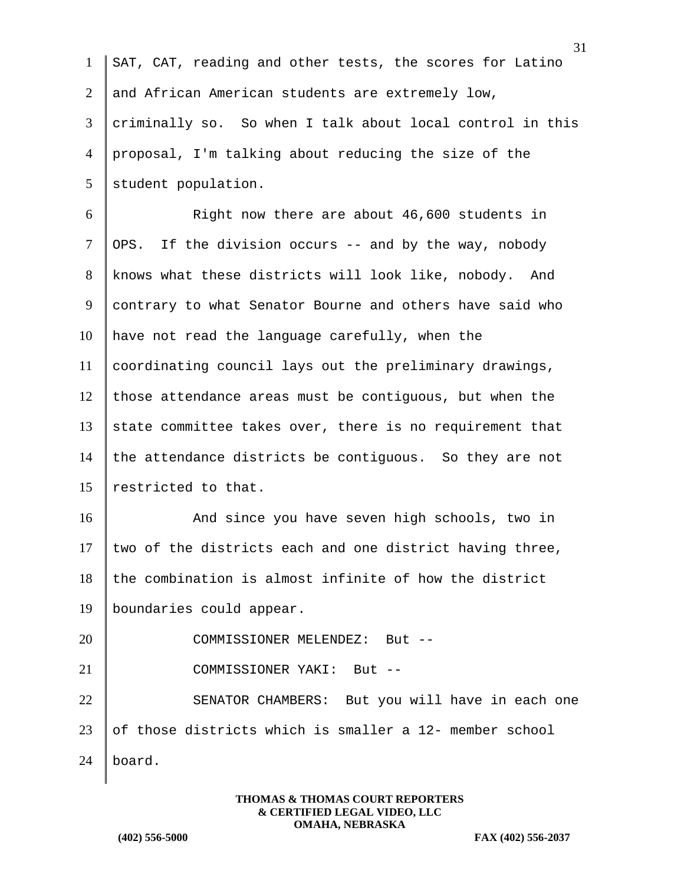SAT, CAT, reading and other tests, the scores for Latino and African American students are extremely low, criminally so. So when I talk about local control in this proposal, I'm talking about reducing the size of the student population.

Right now there are about 46,600 students in OPS. If the division occurs -- and by the way, nobody knows what these districts will look like, nobody. And contrary to what Senator Bourne and others have said who have not read the language carefully, when the coordinating council lays out the preliminary drawings, those attendance areas must be contiguous, but when the state committee takes over, there is no requirement that the attendance districts be contiguous. So they are not restricted to that.

And since you have seven high schools, two in two of the districts each and one district having three, the combination is almost infinite of how the district boundaries could appear.

COMMISSIONER MELENDEZ: But --

COMMISSIONER YAKI: But --

SENATOR CHAMBERS: But you will have in each one of those districts which is smaller a 12- member school board.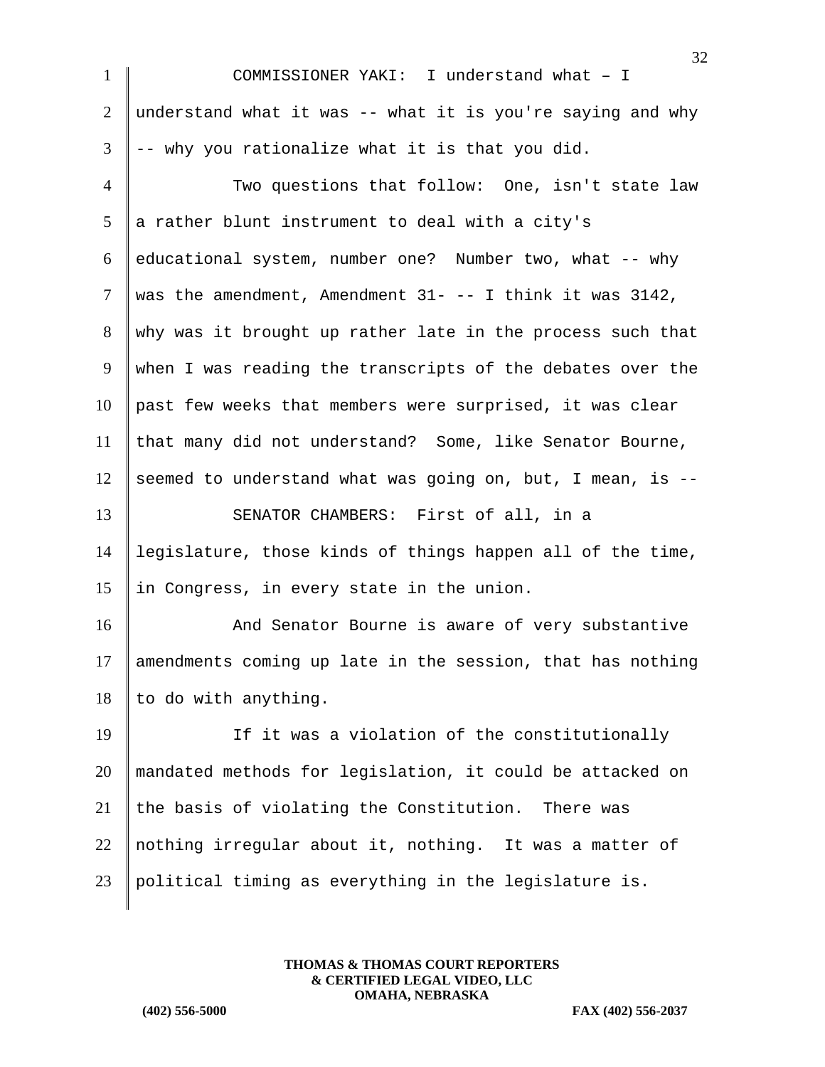COMMISSIONER YAKI: I understand what – I understand what it was -- what it is you're saying and why -- why you rationalize what it is that you did.

Two questions that follow: One, isn't state law a rather blunt instrument to deal with a city's educational system, number one? Number two, what -- why was the amendment, Amendment 31- -- I think it was 3142, why was it brought up rather late in the process such that when I was reading the transcripts of the debates over the past few weeks that members were surprised, it was clear that many did not understand? Some, like Senator Bourne, seemed to understand what was going on, but, I mean, is --

SENATOR CHAMBERS: First of all, in a legislature, those kinds of things happen all of the time, in Congress, in every state in the union.

And Senator Bourne is aware of very substantive amendments coming up late in the session, that has nothing to do with anything.

If it was a violation of the constitutionally mandated methods for legislation, it could be attacked on the basis of violating the Constitution. There was nothing irregular about it, nothing. It was a matter of political timing as everything in the legislature is.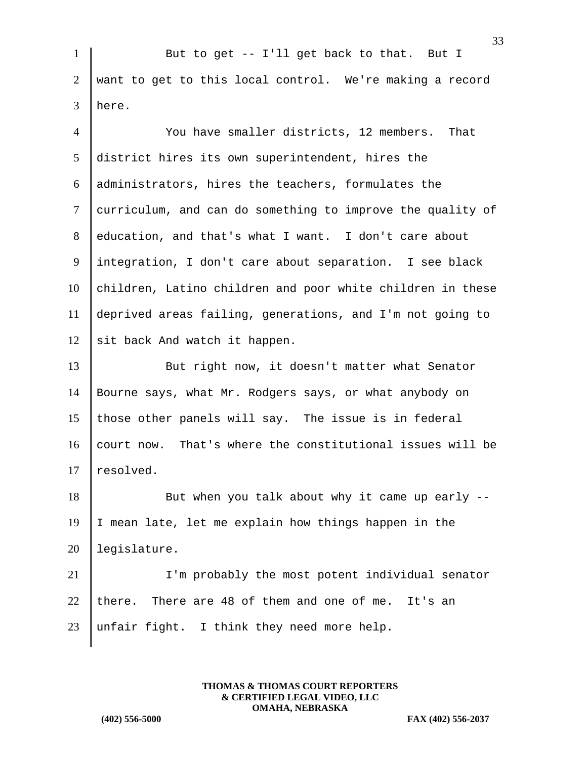But to get -- I'll get back to that. But I want to get to this local control. We're making a record here.

You have smaller districts, 12 members. That district hires its own superintendent, hires the administrators, hires the teachers, formulates the curriculum, and can do something to improve the quality of education, and that's what I want. I don't care about integration, I don't care about separation. I see black children, Latino children and poor white children in these deprived areas failing, generations, and I'm not going to sit back And watch it happen.

But right now, it doesn't matter what Senator Bourne says, what Mr. Rodgers says, or what anybody on those other panels will say. The issue is in federal court now. That's where the constitutional issues will be resolved.

But when you talk about why it came up early -- I mean late, let me explain how things happen in the legislature.

I'm probably the most potent individual senator there. There are 48 of them and one of me. It's an unfair fight. I think they need more help.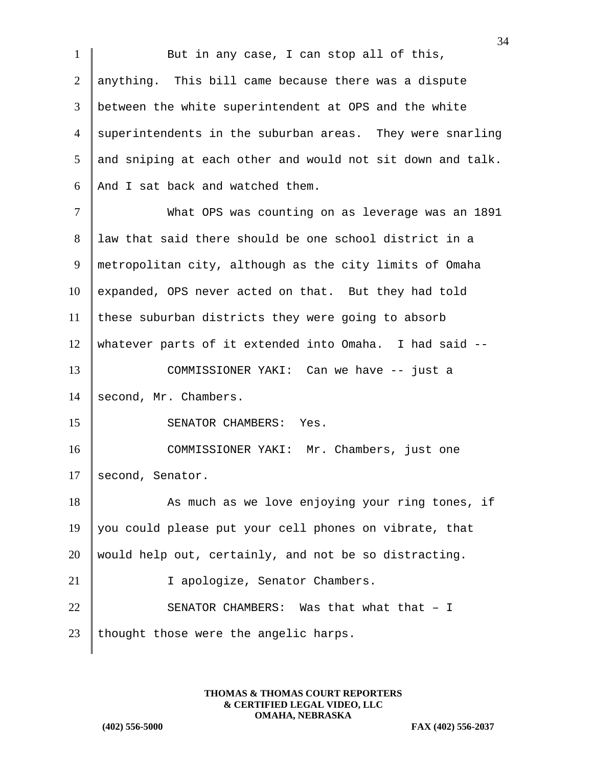But in any case, I can stop all of this, anything. This bill came because there was a dispute between the white superintendent at OPS and the white superintendents in the suburban areas. They were snarling and sniping at each other and would not sit down and talk. And I sat back and watched them.

What OPS was counting on as leverage was an 1891 law that said there should be one school district in a metropolitan city, although as the city limits of Omaha expanded, OPS never acted on that. But they had told these suburban districts they were going to absorb whatever parts of it extended into Omaha. I had said --

COMMISSIONER YAKI: Can we have -- just a second, Mr. Chambers.

SENATOR CHAMBERS: Yes.

COMMISSIONER YAKI: Mr. Chambers, just one second, Senator.

As much as we love enjoying your ring tones, if you could please put your cell phones on vibrate, that would help out, certainly, and not be so distracting.

I apologize, Senator Chambers.

SENATOR CHAMBERS: Was that what that – I thought those were the angelic harps.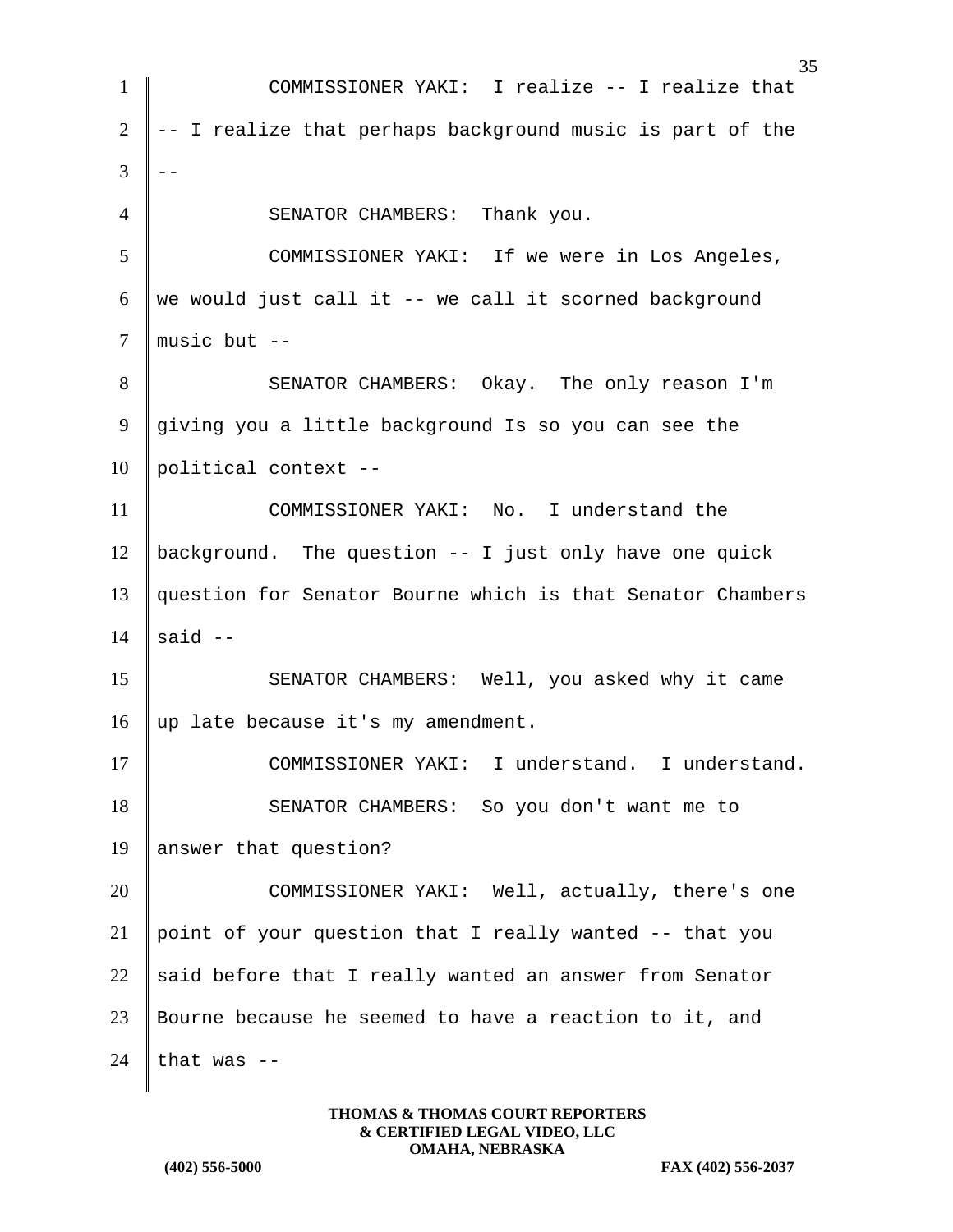COMMISSIONER YAKI: I realize -- I realize that -- I realize that perhaps background music is part of the --

SENATOR CHAMBERS: Thank you.

COMMISSIONER YAKI: If we were in Los Angeles, we would just call it -- we call it scorned background music but --

SENATOR CHAMBERS: Okay. The only reason I'm giving you a little background Is so you can see the political context --

COMMISSIONER YAKI: No. I understand the background. The question -- I just only have one quick question for Senator Bourne which is that Senator Chambers said --

SENATOR CHAMBERS: Well, you asked why it came up late because it's my amendment.

COMMISSIONER YAKI: I understand. I understand.

SENATOR CHAMBERS: So you don't want me to answer that question?

COMMISSIONER YAKI: Well, actually, there's one point of your question that I really wanted -- that you said before that I really wanted an answer from Senator Bourne because he seemed to have a reaction to it, and that was --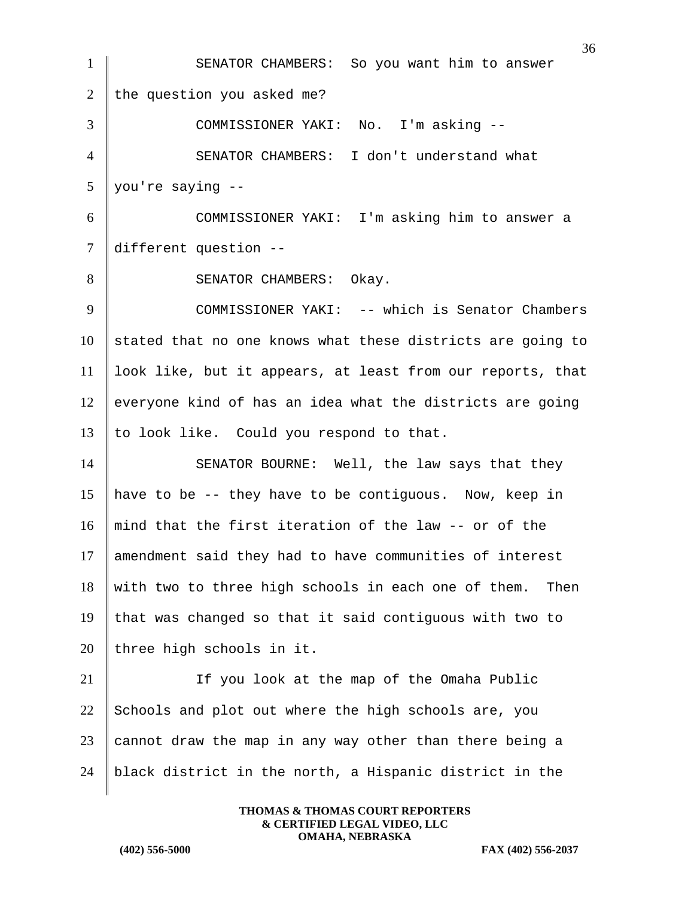SENATOR CHAMBERS: So you want him to answer the question you asked me?

COMMISSIONER YAKI: No. I'm asking --

SENATOR CHAMBERS: I don't understand what you're saying --

COMMISSIONER YAKI: I'm asking him to answer a different question --

SENATOR CHAMBERS: Okay.

COMMISSIONER YAKI: -- which is Senator Chambers stated that no one knows what these districts are going to look like, but it appears, at least from our reports, that everyone kind of has an idea what the districts are going to look like. Could you respond to that.

SENATOR BOURNE: Well, the law says that they have to be -- they have to be contiguous. Now, keep in mind that the first iteration of the law -- or of the amendment said they had to have communities of interest with two to three high schools in each one of them. Then that was changed so that it said contiguous with two to three high schools in it.

If you look at the map of the Omaha Public Schools and plot out where the high schools are, you cannot draw the map in any way other than there being a black district in the north, a Hispanic district in the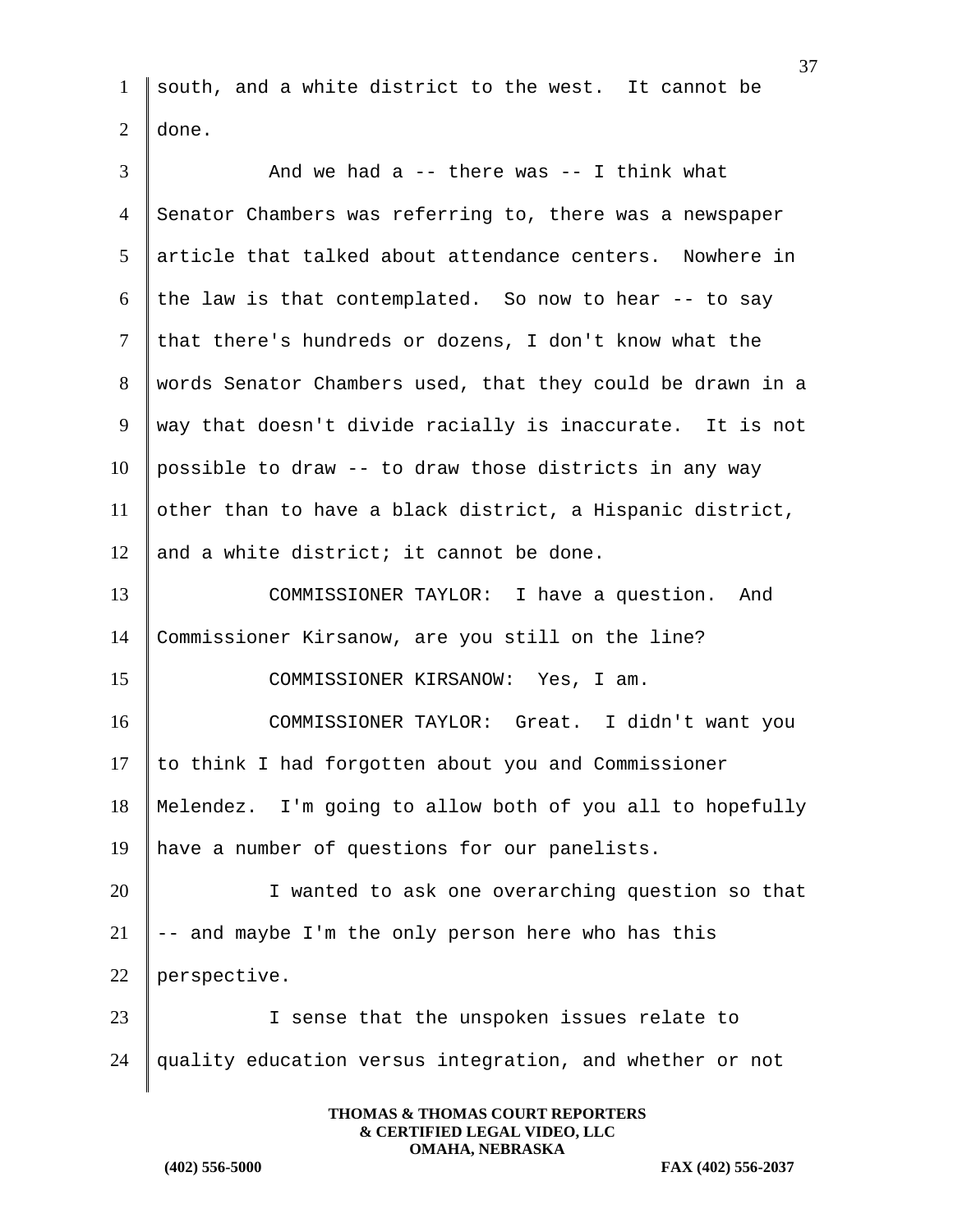south, and a white district to the west. It cannot be done.

And we had a -- there was -- I think what Senator Chambers was referring to, there was a newspaper article that talked about attendance centers. Nowhere in the law is that contemplated. So now to hear -- to say that there's hundreds or dozens, I don't know what the words Senator Chambers used, that they could be drawn in a way that doesn't divide racially is inaccurate. It is not possible to draw -- to draw those districts in any way other than to have a black district, a Hispanic district, and a white district; it cannot be done.

COMMISSIONER TAYLOR: I have a question. And Commissioner Kirsanow, are you still on the line?

COMMISSIONER KIRSANOW: Yes, I am.

COMMISSIONER TAYLOR: Great. I didn't want you to think I had forgotten about you and Commissioner Melendez. I'm going to allow both of you all to hopefully have a number of questions for our panelists.

I wanted to ask one overarching question so that -- and maybe I'm the only person here who has this perspective.

I sense that the unspoken issues relate to quality education versus integration, and whether or not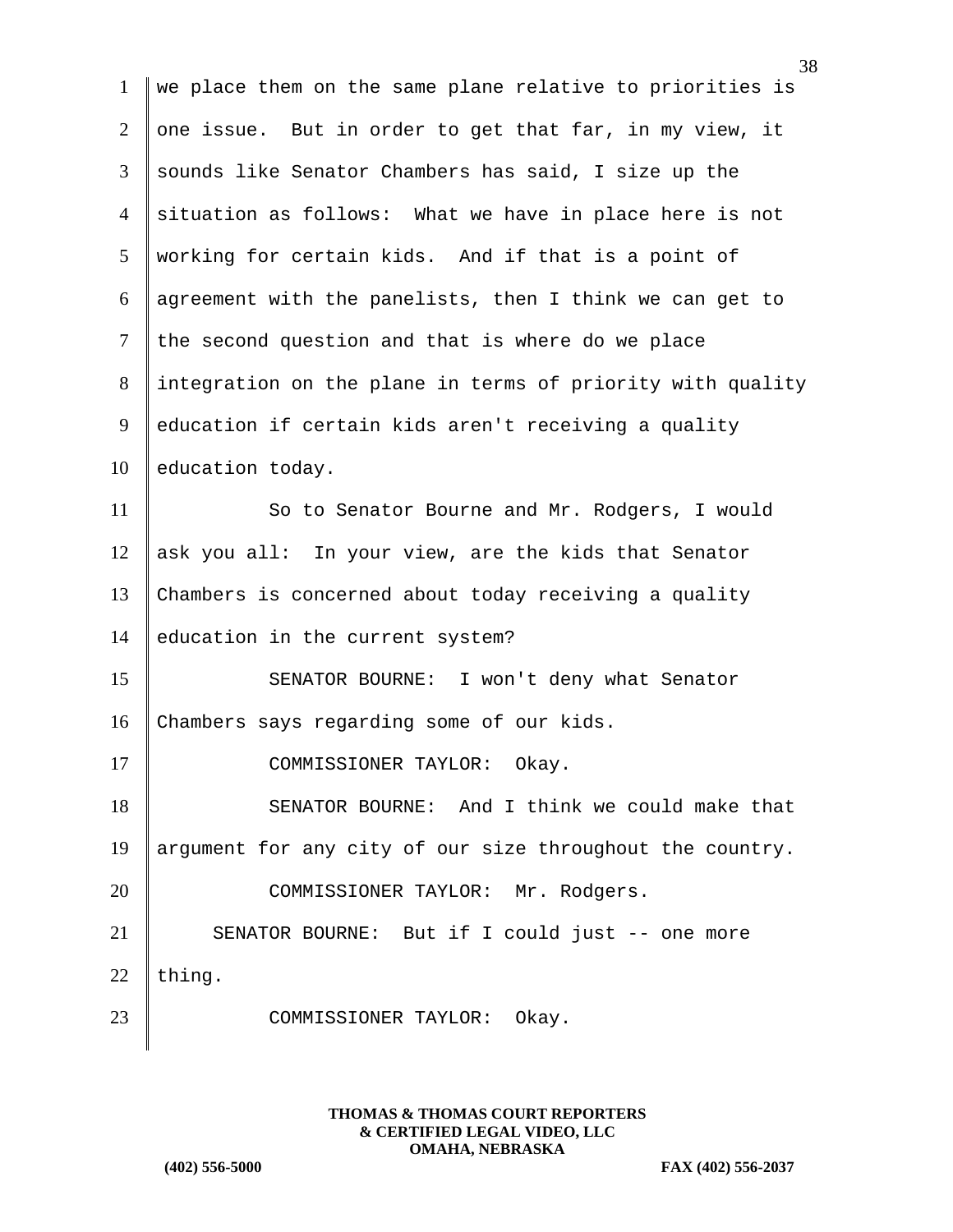we place them on the same plane relative to priorities is one issue. But in order to get that far, in my view, it sounds like Senator Chambers has said, I size up the situation as follows: What we have in place here is not working for certain kids. And if that is a point of agreement with the panelists, then I think we can get to the second question and that is where do we place integration on the plane in terms of priority with quality education if certain kids aren't receiving a quality education today.

So to Senator Bourne and Mr. Rodgers, I would ask you all: In your view, are the kids that Senator Chambers is concerned about today receiving a quality education in the current system?

SENATOR BOURNE: I won't deny what Senator Chambers says regarding some of our kids.

COMMISSIONER TAYLOR: Okay.

SENATOR BOURNE: And I think we could make that argument for any city of our size throughout the country.

COMMISSIONER TAYLOR: Mr. Rodgers.

SENATOR BOURNE: But if I could just -- one more thing.

COMMISSIONER TAYLOR: Okay.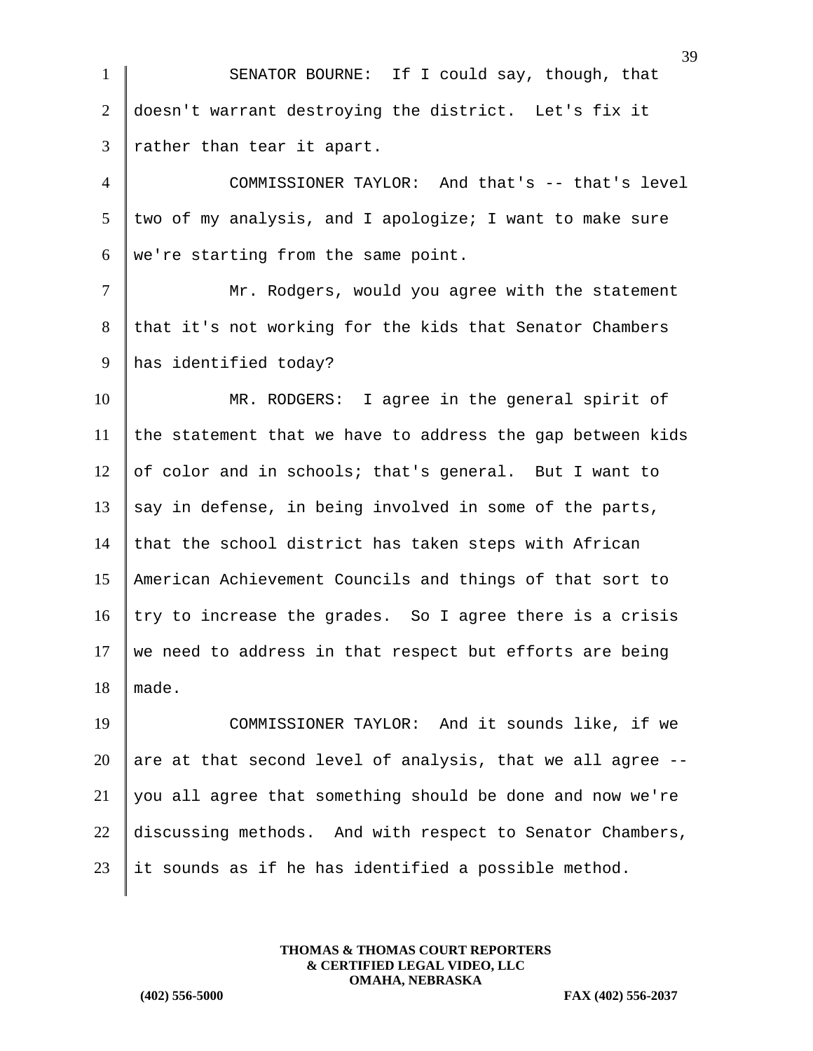SENATOR BOURNE: If I could say, though, that doesn't warrant destroying the district. Let's fix it rather than tear it apart.

COMMISSIONER TAYLOR: And that's -- that's level two of my analysis, and I apologize; I want to make sure we're starting from the same point.

Mr. Rodgers, would you agree with the statement that it's not working for the kids that Senator Chambers has identified today?

MR. RODGERS: I agree in the general spirit of the statement that we have to address the gap between kids of color and in schools; that's general. But I want to say in defense, in being involved in some of the parts, that the school district has taken steps with African American Achievement Councils and things of that sort to try to increase the grades. So I agree there is a crisis we need to address in that respect but efforts are being made.

COMMISSIONER TAYLOR: And it sounds like, if we are at that second level of analysis, that we all agree -- you all agree that something should be done and now we're discussing methods. And with respect to Senator Chambers, it sounds as if he has identified a possible method.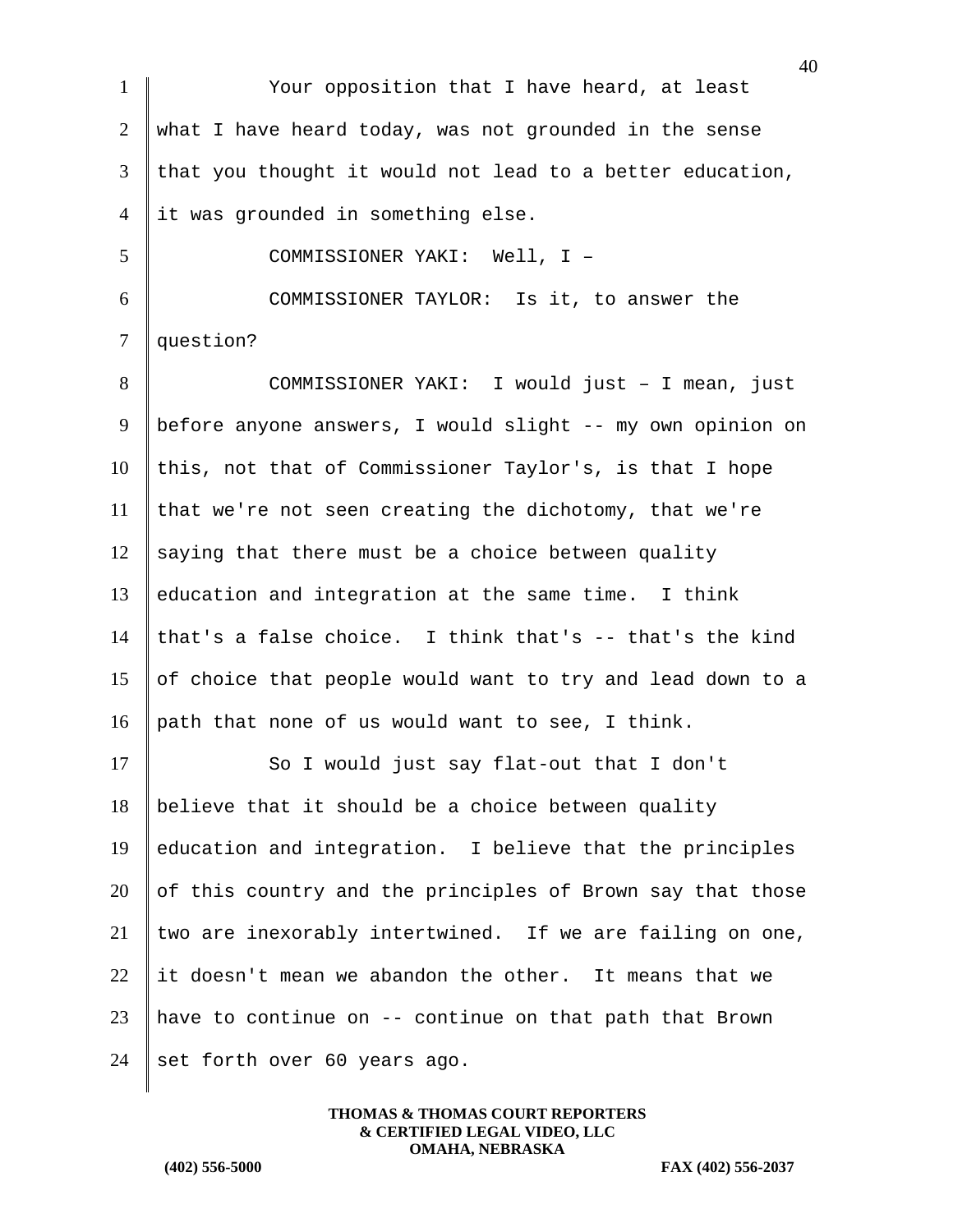Your opposition that I have heard, at least what I have heard today, was not grounded in the sense that you thought it would not lead to a better education, it was grounded in something else.

COMMISSIONER YAKI: Well, I –

COMMISSIONER TAYLOR: Is it, to answer the question?

COMMISSIONER YAKI: I would just – I mean, just before anyone answers, I would slight -- my own opinion on this, not that of Commissioner Taylor's, is that I hope that we're not seen creating the dichotomy, that we're saying that there must be a choice between quality education and integration at the same time. I think that's a false choice. I think that's -- that's the kind of choice that people would want to try and lead down to a path that none of us would want to see, I think.

So I would just say flat-out that I don't believe that it should be a choice between quality education and integration. I believe that the principles of this country and the principles of Brown say that those two are inexorably intertwined. If we are failing on one, it doesn't mean we abandon the other. It means that we have to continue on -- continue on that path that Brown set forth over 60 years ago.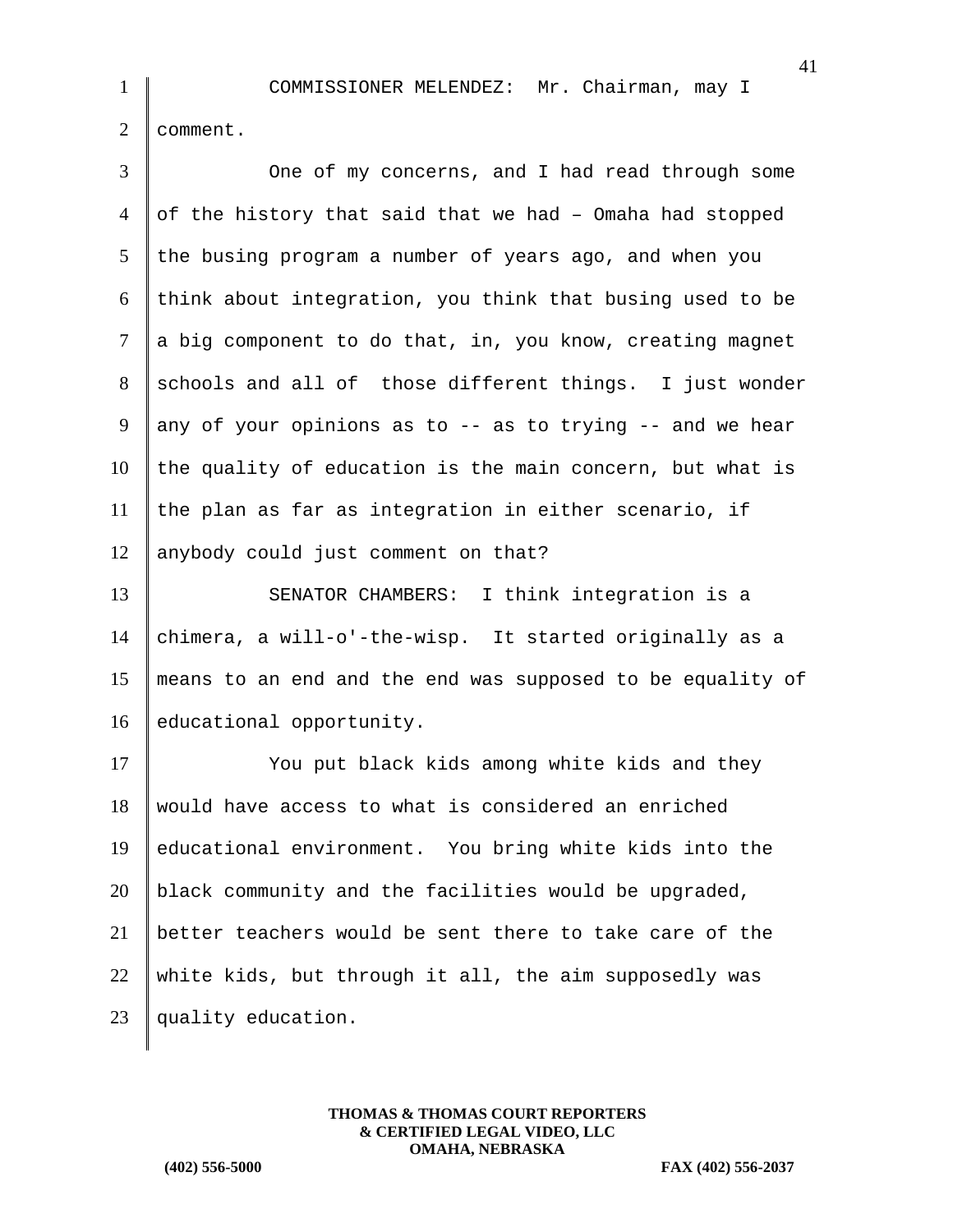COMMISSIONER MELENDEZ: Mr. Chairman, may I comment.

One of my concerns, and I had read through some of the history that said that we had – Omaha had stopped the busing program a number of years ago, and when you think about integration, you think that busing used to be a big component to do that, in, you know, creating magnet schools and all of those different things. I just wonder any of your opinions as to -- as to trying -- and we hear the quality of education is the main concern, but what is the plan as far as integration in either scenario, if anybody could just comment on that?

SENATOR CHAMBERS: I think integration is a chimera, a will-o'-the-wisp. It started originally as a means to an end and the end was supposed to be equality of educational opportunity.

You put black kids among white kids and they would have access to what is considered an enriched educational environment. You bring white kids into the black community and the facilities would be upgraded, better teachers would be sent there to take care of the white kids, but through it all, the aim supposedly was quality education.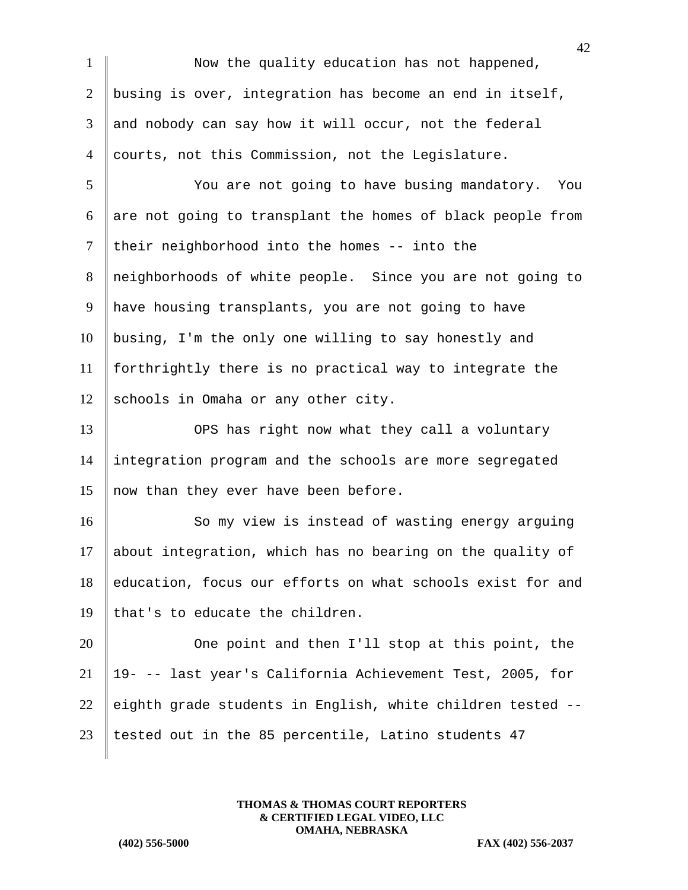Now the quality education has not happened, busing is over, integration has become an end in itself, and nobody can say how it will occur, not the federal courts, not this Commission, not the Legislature.

You are not going to have busing mandatory. You are not going to transplant the homes of black people from their neighborhood into the homes -- into the neighborhoods of white people. Since you are not going to have housing transplants, you are not going to have busing, I'm the only one willing to say honestly and forthrightly there is no practical way to integrate the schools in Omaha or any other city.

OPS has right now what they call a voluntary integration program and the schools are more segregated now than they ever have been before.

So my view is instead of wasting energy arguing about integration, which has no bearing on the quality of education, focus our efforts on what schools exist for and that's to educate the children.

One point and then I'll stop at this point, the 19- -- last year's California Achievement Test, 2005, for eighth grade students in English, white children tested -- tested out in the 85 percentile, Latino students 47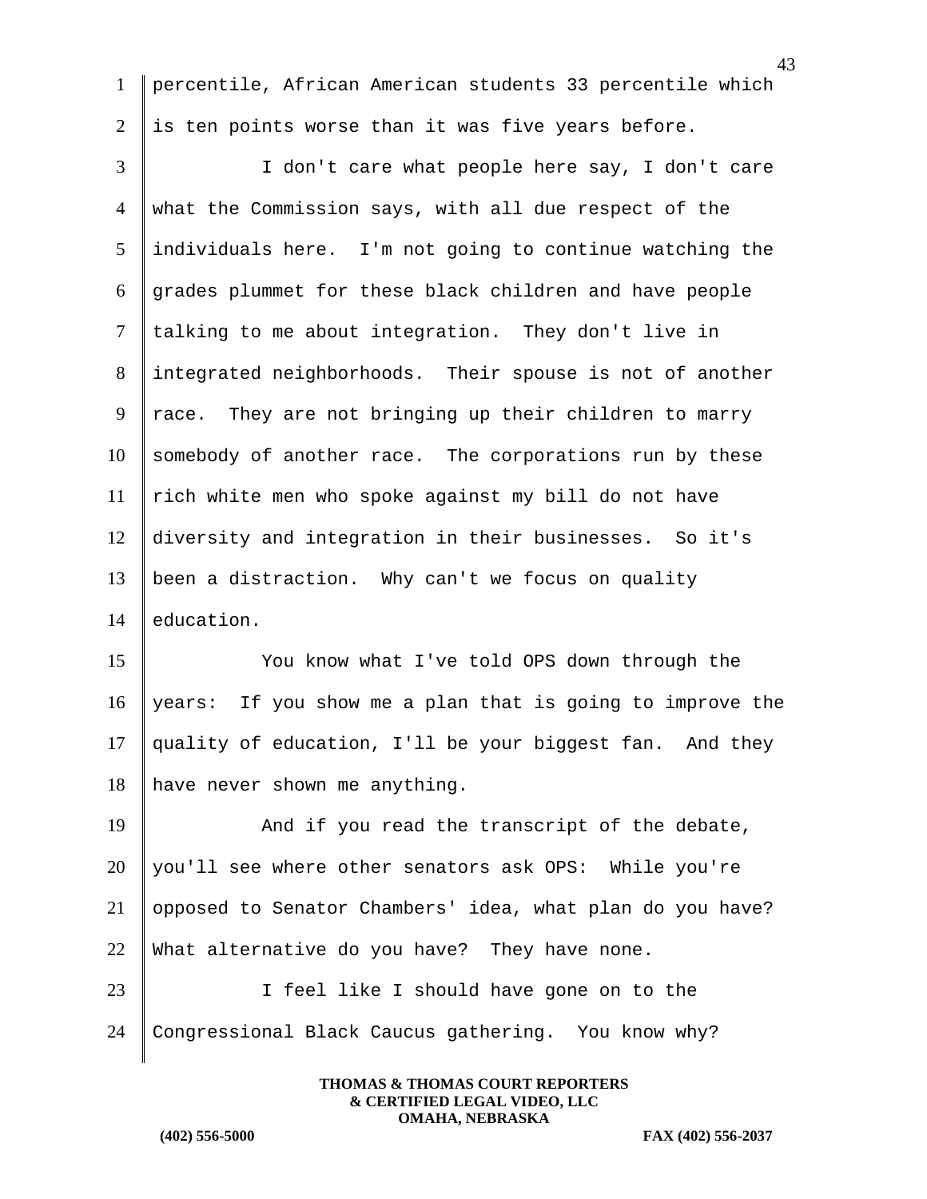percentile, African American students 33 percentile which is ten points worse than it was five years before.

I don't care what people here say, I don't care what the Commission says, with all due respect of the individuals here. I'm not going to continue watching the grades plummet for these black children and have people talking to me about integration. They don't live in integrated neighborhoods. Their spouse is not of another race. They are not bringing up their children to marry somebody of another race. The corporations run by these rich white men who spoke against my bill do not have diversity and integration in their businesses. So it's been a distraction. Why can't we focus on quality education.

You know what I've told OPS down through the years: If you show me a plan that is going to improve the quality of education, I'll be your biggest fan. And they have never shown me anything.

And if you read the transcript of the debate, you'll see where other senators ask OPS: While you're opposed to Senator Chambers' idea, what plan do you have? What alternative do you have? They have none.

I feel like I should have gone on to the Congressional Black Caucus gathering. You know why?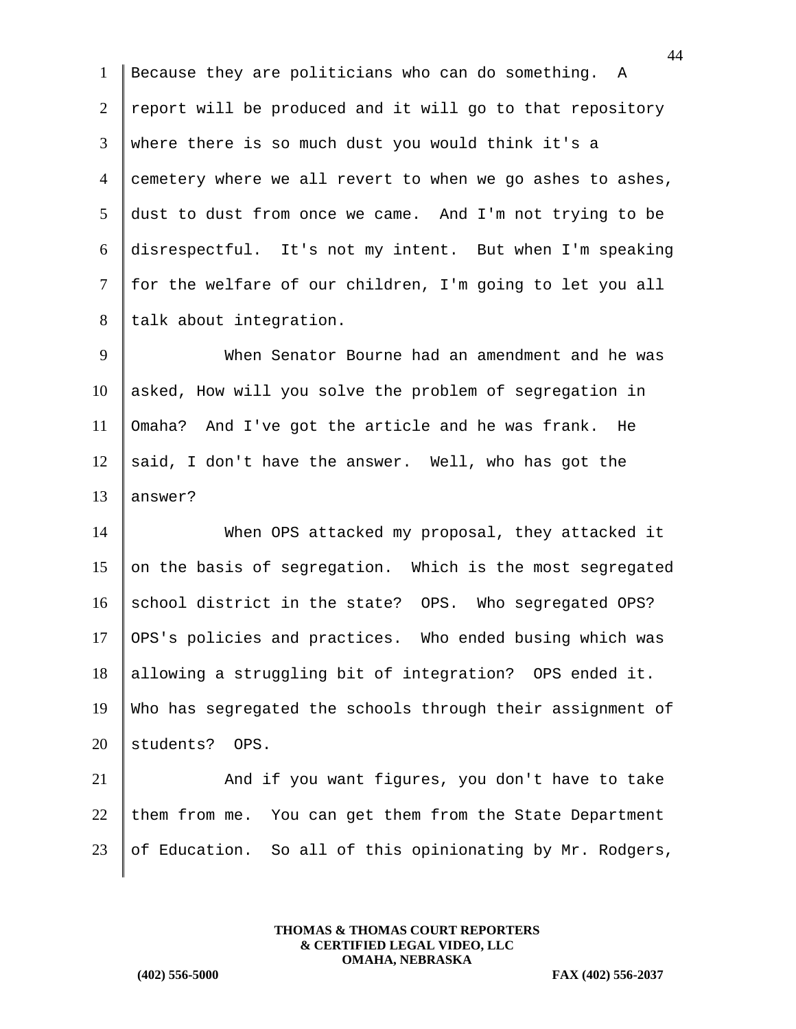Because they are politicians who can do something. A report will be produced and it will go to that repository where there is so much dust you would think it's a cemetery where we all revert to when we go ashes to ashes, dust to dust from once we came. And I'm not trying to be disrespectful. It's not my intent. But when I'm speaking for the welfare of our children, I'm going to let you all talk about integration.

When Senator Bourne had an amendment and he was asked, How will you solve the problem of segregation in Omaha? And I've got the article and he was frank. He said, I don't have the answer. Well, who has got the answer?

When OPS attacked my proposal, they attacked it on the basis of segregation. Which is the most segregated school district in the state? OPS. Who segregated OPS? OPS's policies and practices. Who ended busing which was allowing a struggling bit of integration? OPS ended it. Who has segregated the schools through their assignment of students? OPS.

And if you want figures, you don't have to take them from me. You can get them from the State Department of Education. So all of this opinionating by Mr. Rodgers,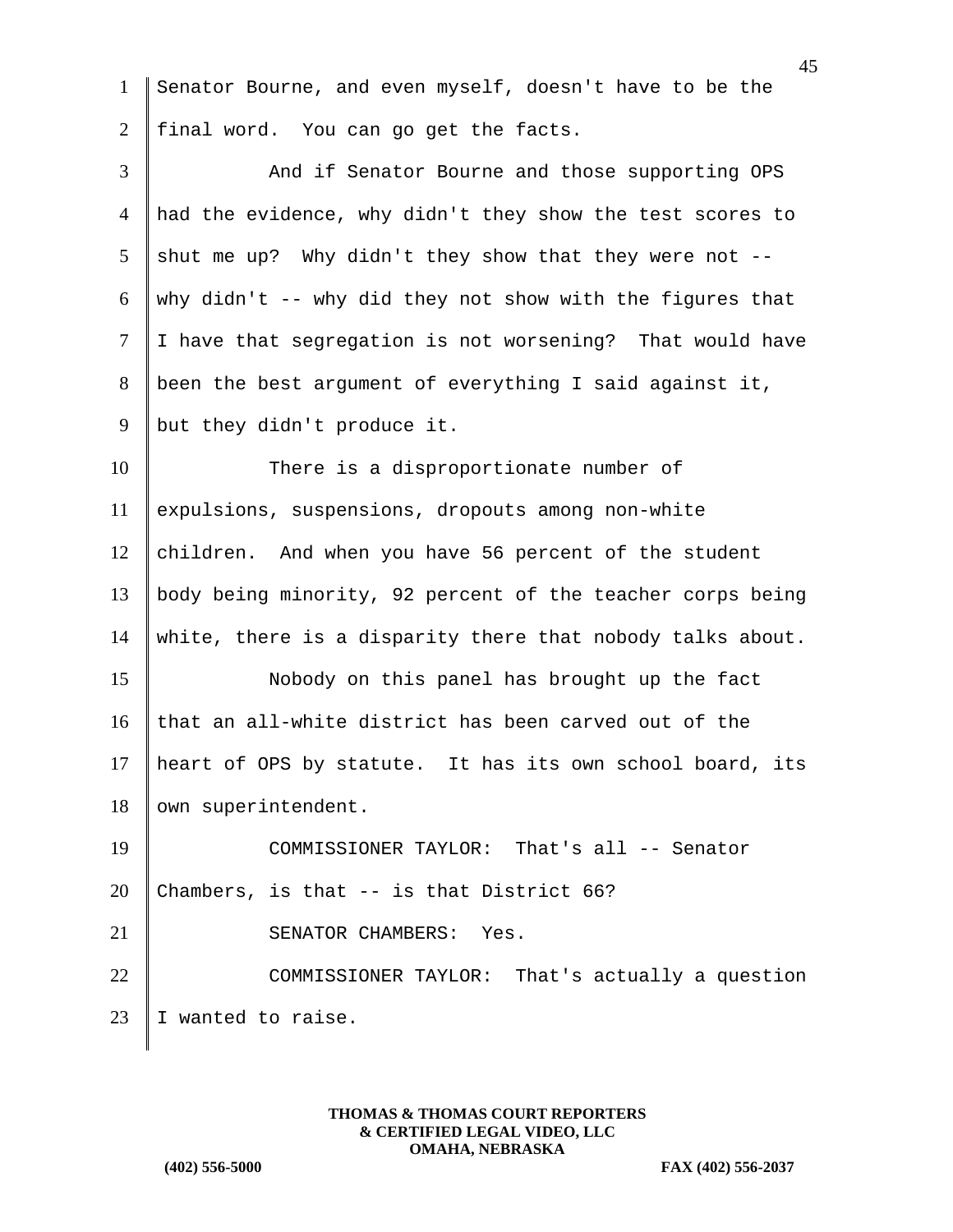Senator Bourne, and even myself, doesn't have to be the final word. You can go get the facts.

And if Senator Bourne and those supporting OPS had the evidence, why didn't they show the test scores to shut me up? Why didn't they show that they were not -- why didn't -- why did they not show with the figures that I have that segregation is not worsening? That would have been the best argument of everything I said against it, but they didn't produce it.

There is a disproportionate number of expulsions, suspensions, dropouts among non-white children. And when you have 56 percent of the student body being minority, 92 percent of the teacher corps being white, there is a disparity there that nobody talks about.

Nobody on this panel has brought up the fact that an all-white district has been carved out of the heart of OPS by statute. It has its own school board, its own superintendent.

COMMISSIONER TAYLOR: That's all -- Senator Chambers, is that -- is that District 66?

SENATOR CHAMBERS: Yes.

COMMISSIONER TAYLOR: That's actually a question I wanted to raise.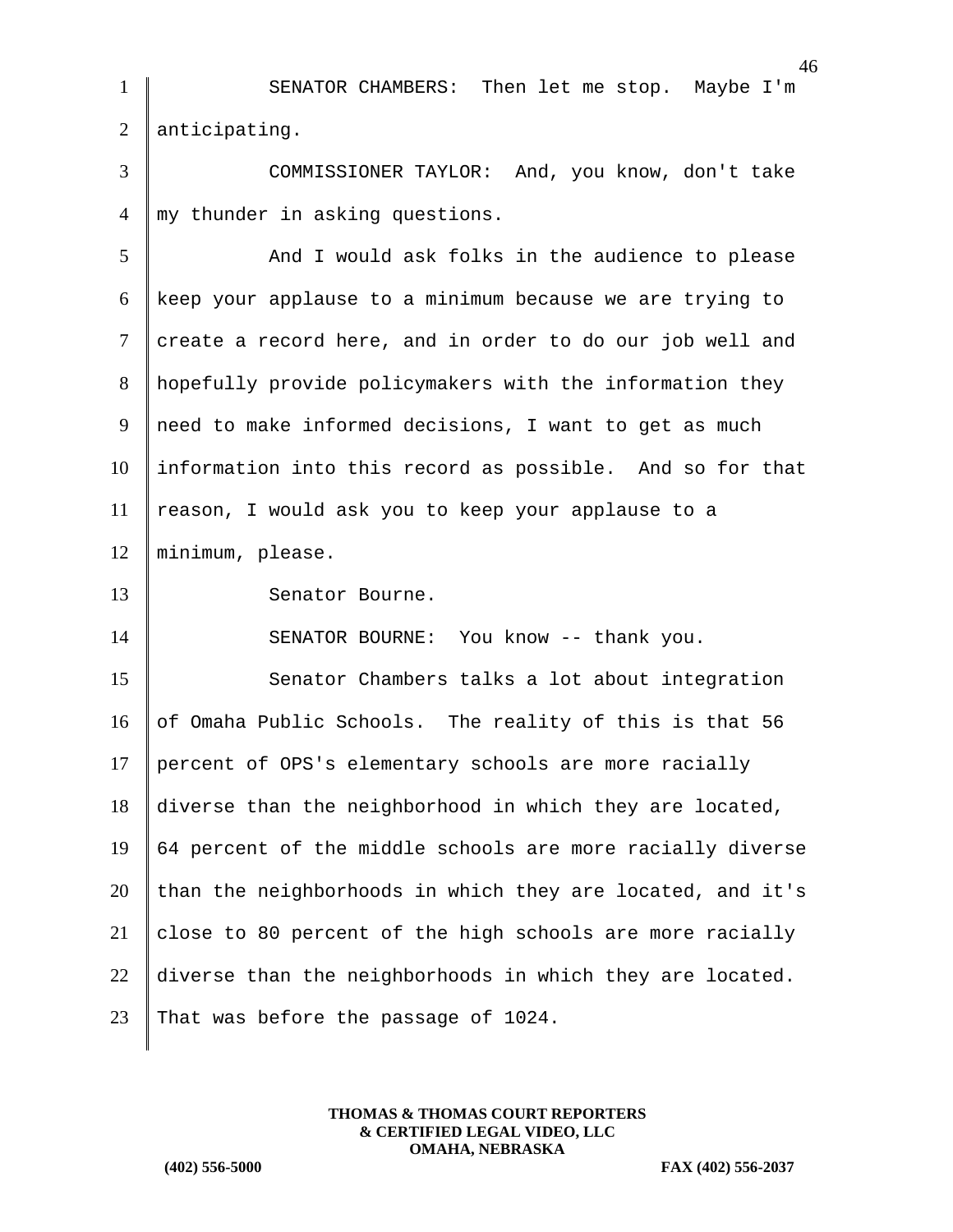SENATOR CHAMBERS: Then let me stop. Maybe I'm anticipating.

COMMISSIONER TAYLOR: And, you know, don't take my thunder in asking questions.

And I would ask folks in the audience to please keep your applause to a minimum because we are trying to create a record here, and in order to do our job well and hopefully provide policymakers with the information they need to make informed decisions, I want to get as much information into this record as possible. And so for that reason, I would ask you to keep your applause to a minimum, please.

Senator Bourne.

SENATOR BOURNE: You know -- thank you.

Senator Chambers talks a lot about integration of Omaha Public Schools. The reality of this is that 56 percent of OPS's elementary schools are more racially diverse than the neighborhood in which they are located, 64 percent of the middle schools are more racially diverse than the neighborhoods in which they are located, and it's close to 80 percent of the high schools are more racially diverse than the neighborhoods in which they are located. That was before the passage of 1024.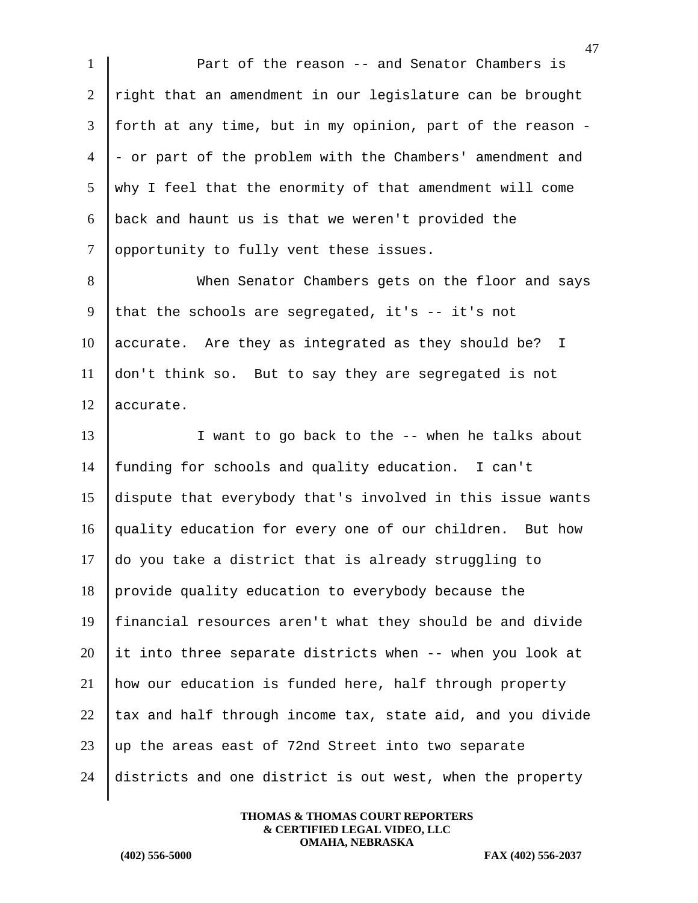Part of the reason -- and Senator Chambers is right that an amendment in our legislature can be brought forth at any time, but in my opinion, part of the reason -- or part of the problem with the Chambers' amendment and why I feel that the enormity of that amendment will come back and haunt us is that we weren't provided the opportunity to fully vent these issues.

When Senator Chambers gets on the floor and says that the schools are segregated, it's -- it's not accurate. Are they as integrated as they should be? I don't think so. But to say they are segregated is not accurate.

I want to go back to the -- when he talks about funding for schools and quality education. I can't dispute that everybody that's involved in this issue wants quality education for every one of our children. But how do you take a district that is already struggling to provide quality education to everybody because the financial resources aren't what they should be and divide it into three separate districts when -- when you look at how our education is funded here, half through property tax and half through income tax, state aid, and you divide up the areas east of 72nd Street into two separate districts and one district is out west, when the property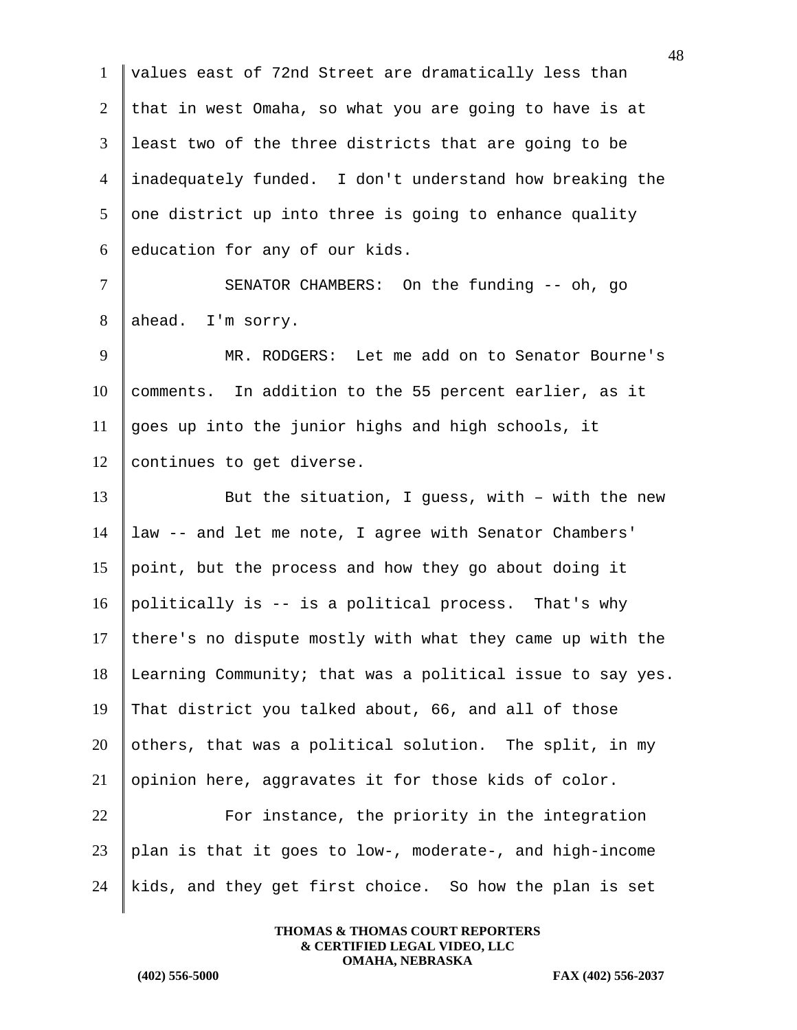values east of 72nd Street are dramatically less than that in west Omaha, so what you are going to have is at least two of the three districts that are going to be inadequately funded. I don't understand how breaking the one district up into three is going to enhance quality education for any of our kids.

SENATOR CHAMBERS: On the funding -- oh, go ahead. I'm sorry.

MR. RODGERS: Let me add on to Senator Bourne's comments. In addition to the 55 percent earlier, as it goes up into the junior highs and high schools, it continues to get diverse.

But the situation, I guess, with – with the new law -- and let me note, I agree with Senator Chambers' point, but the process and how they go about doing it politically is -- is a political process. That's why there's no dispute mostly with what they came up with the Learning Community; that was a political issue to say yes. That district you talked about, 66, and all of those others, that was a political solution. The split, in my opinion here, aggravates it for those kids of color.

For instance, the priority in the integration plan is that it goes to low-, moderate-, and high-income kids, and they get first choice. So how the plan is set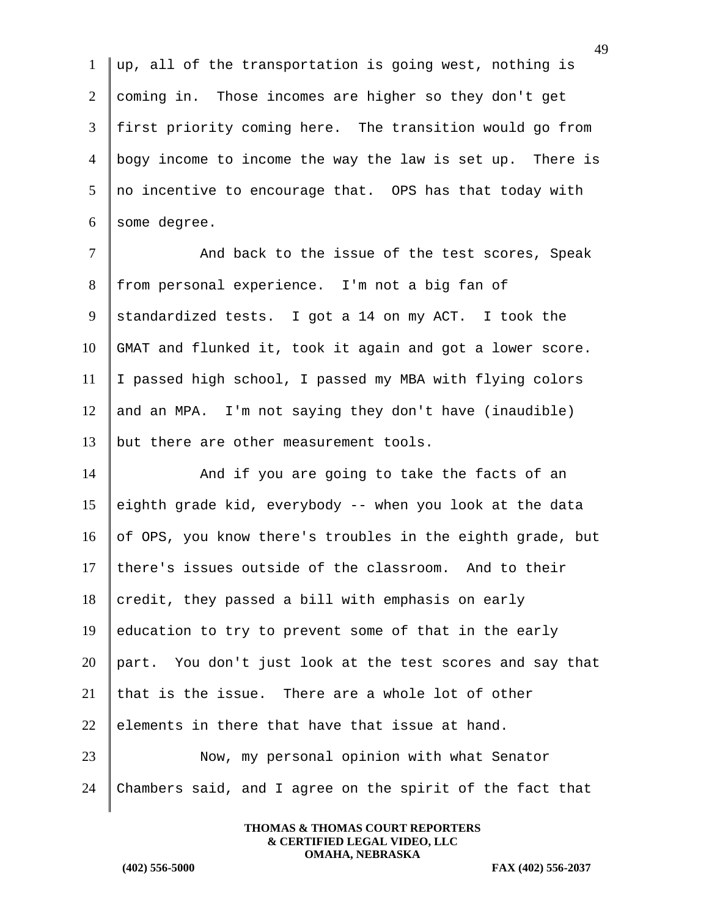up, all of the transportation is going west, nothing is coming in. Those incomes are higher so they don't get first priority coming here. The transition would go from bogy income to income the way the law is set up. There is no incentive to encourage that. OPS has that today with some degree.

And back to the issue of the test scores, Speak from personal experience. I'm not a big fan of standardized tests. I got a 14 on my ACT. I took the GMAT and flunked it, took it again and got a lower score. I passed high school, I passed my MBA with flying colors and an MPA. I'm not saying they don't have (inaudible) but there are other measurement tools.

And if you are going to take the facts of an eighth grade kid, everybody -- when you look at the data of OPS, you know there's troubles in the eighth grade, but there's issues outside of the classroom. And to their credit, they passed a bill with emphasis on early education to try to prevent some of that in the early part. You don't just look at the test scores and say that that is the issue. There are a whole lot of other elements in there that have that issue at hand.

Now, my personal opinion with what Senator Chambers said, and I agree on the spirit of the fact that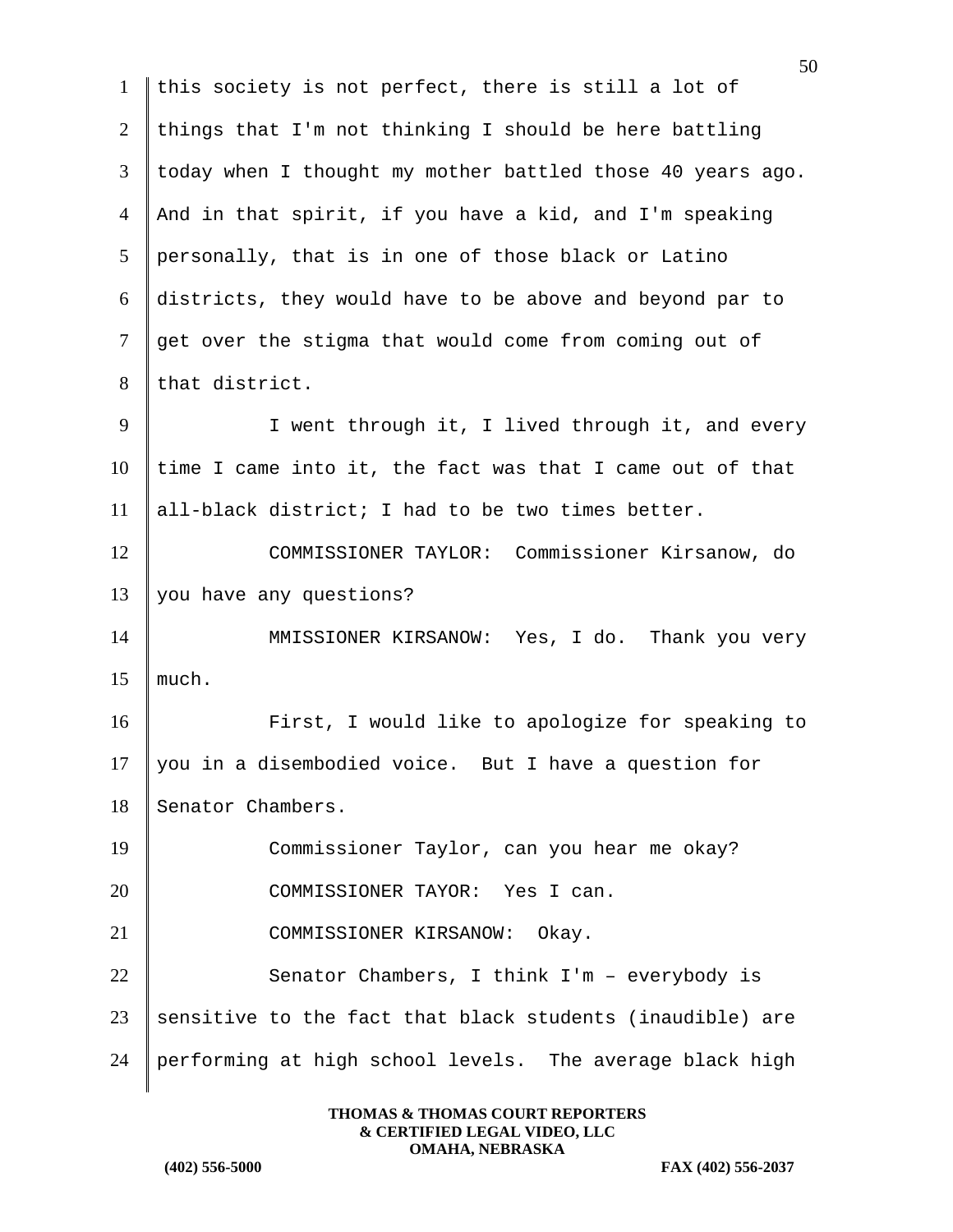this society is not perfect, there is still a lot of things that I'm not thinking I should be here battling today when I thought my mother battled those 40 years ago. And in that spirit, if you have a kid, and I'm speaking personally, that is in one of those black or Latino districts, they would have to be above and beyond par to get over the stigma that would come from coming out of that district.

I went through it, I lived through it, and every time I came into it, the fact was that I came out of that all-black district; I had to be two times better.

COMMISSIONER TAYLOR: Commissioner Kirsanow, do you have any questions?

MMISSIONER KIRSANOW: Yes, I do. Thank you very much.

First, I would like to apologize for speaking to you in a disembodied voice. But I have a question for Senator Chambers.

Commissioner Taylor, can you hear me okay?

COMMISSIONER TAYOR: Yes I can.

COMMISSIONER KIRSANOW: Okay.

Senator Chambers, I think I'm – everybody is sensitive to the fact that black students (inaudible) are performing at high school levels. The average black high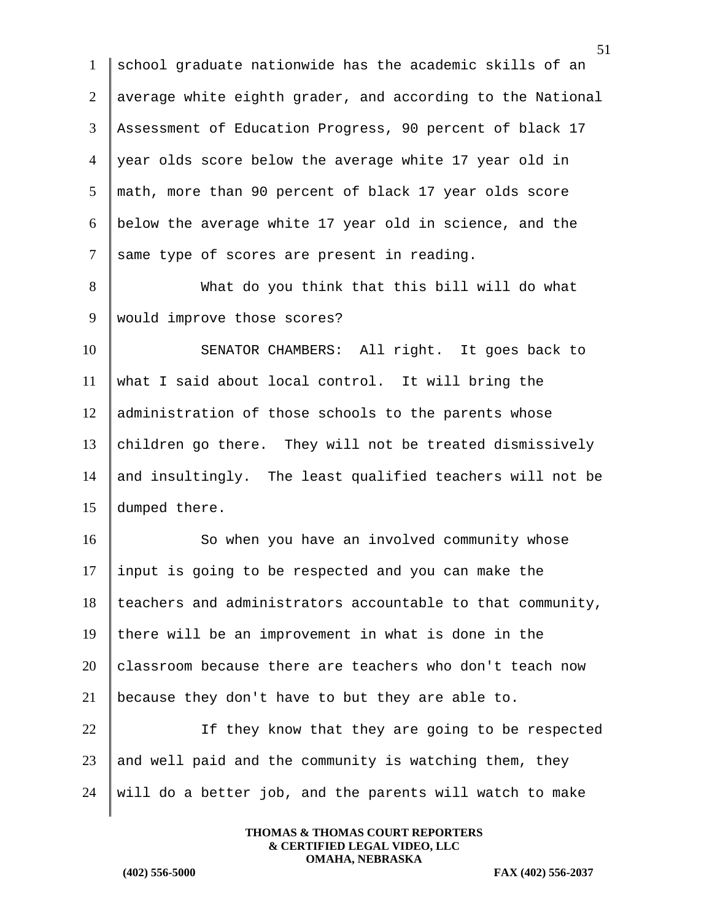school graduate nationwide has the academic skills of an average white eighth grader, and according to the National Assessment of Education Progress, 90 percent of black 17 year olds score below the average white 17 year old in math, more than 90 percent of black 17 year olds score below the average white 17 year old in science, and the same type of scores are present in reading.

What do you think that this bill will do what would improve those scores?

SENATOR CHAMBERS: All right. It goes back to what I said about local control. It will bring the administration of those schools to the parents whose children go there. They will not be treated dismissively and insultingly. The least qualified teachers will not be dumped there.

So when you have an involved community whose input is going to be respected and you can make the teachers and administrators accountable to that community, there will be an improvement in what is done in the classroom because there are teachers who don't teach now because they don't have to but they are able to.

If they know that they are going to be respected and well paid and the community is watching them, they will do a better job, and the parents will watch to make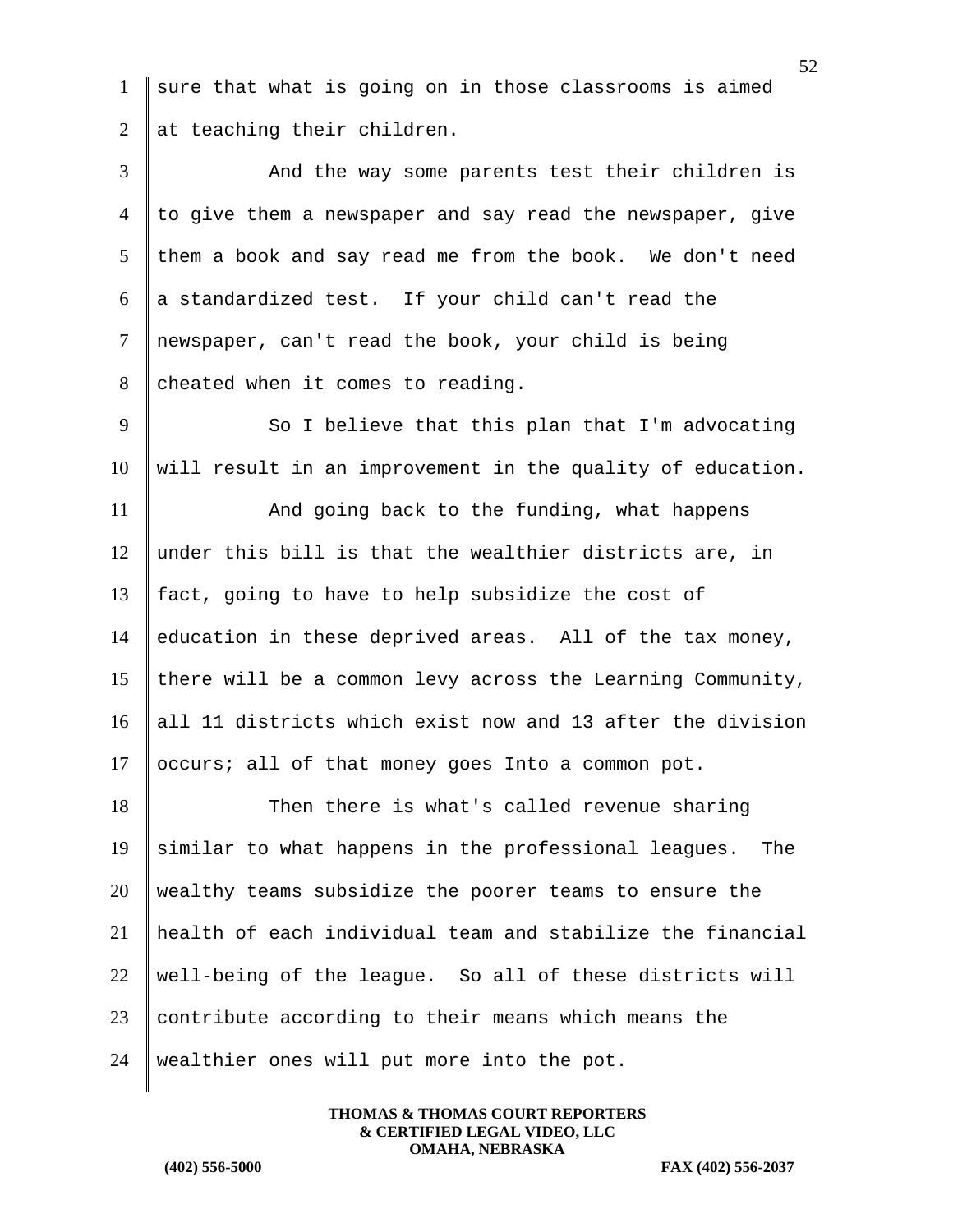sure that what is going on in those classrooms is aimed at teaching their children.

And the way some parents test their children is to give them a newspaper and say read the newspaper, give them a book and say read me from the book. We don't need a standardized test. If your child can't read the newspaper, can't read the book, your child is being cheated when it comes to reading.

So I believe that this plan that I'm advocating will result in an improvement in the quality of education.

And going back to the funding, what happens under this bill is that the wealthier districts are, in fact, going to have to help subsidize the cost of education in these deprived areas. All of the tax money, there will be a common levy across the Learning Community, all 11 districts which exist now and 13 after the division occurs; all of that money goes Into a common pot.

Then there is what's called revenue sharing similar to what happens in the professional leagues. The wealthy teams subsidize the poorer teams to ensure the health of each individual team and stabilize the financial well-being of the league. So all of these districts will contribute according to their means which means the wealthier ones will put more into the pot.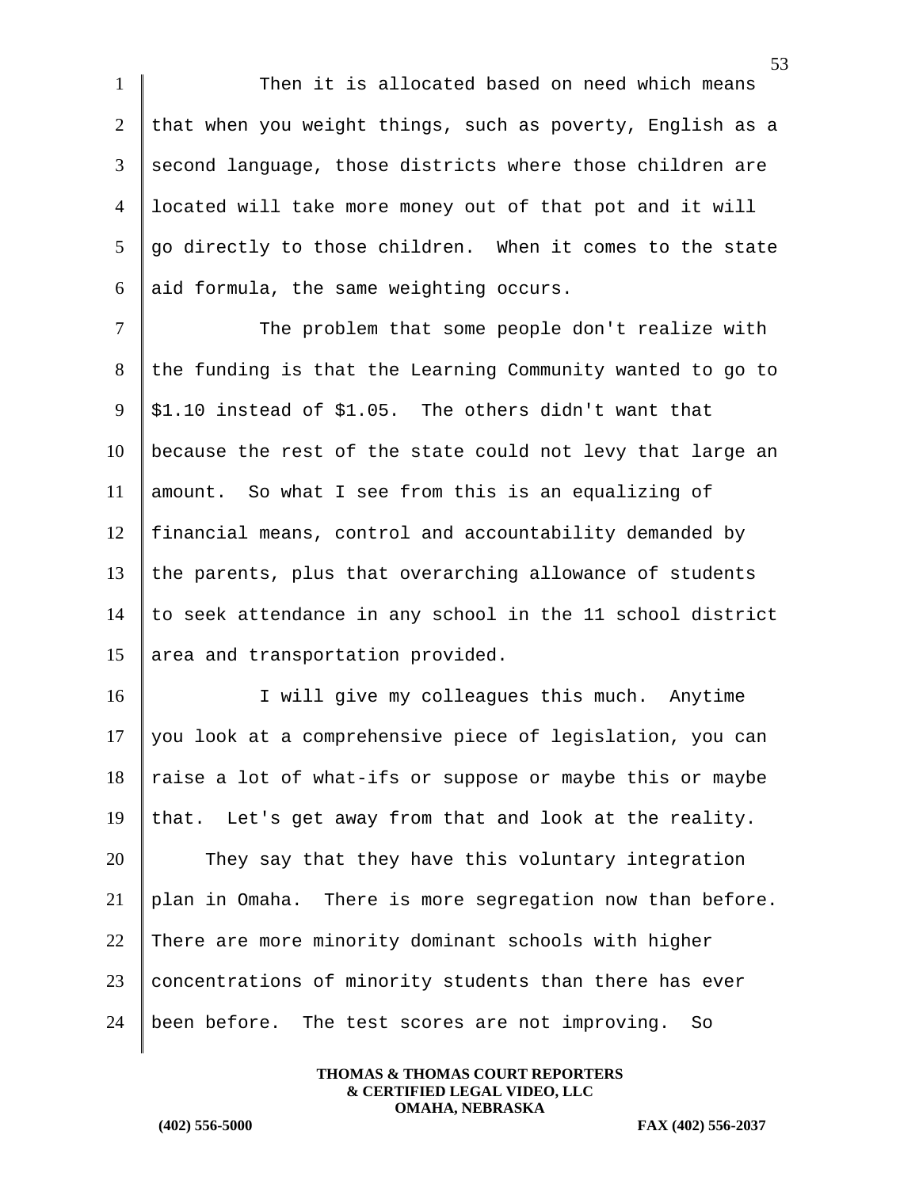Then it is allocated based on need which means that when you weight things, such as poverty, English as a second language, those districts where those children are located will take more money out of that pot and it will go directly to those children. When it comes to the state aid formula, the same weighting occurs.

The problem that some people don't realize with the funding is that the Learning Community wanted to go to $1.10 instead of $1.05. The others didn't want that because the rest of the state could not levy that large an amount. So what I see from this is an equalizing of financial means, control and accountability demanded by the parents, plus that overarching allowance of students to seek attendance in any school in the 11 school district area and transportation provided.

I will give my colleagues this much. Anytime you look at a comprehensive piece of legislation, you can raise a lot of what-ifs or suppose or maybe this or maybe that. Let's get away from that and look at the reality.

They say that they have this voluntary integration plan in Omaha. There is more segregation now than before. There are more minority dominant schools with higher concentrations of minority students than there has ever been before. The test scores are not improving. So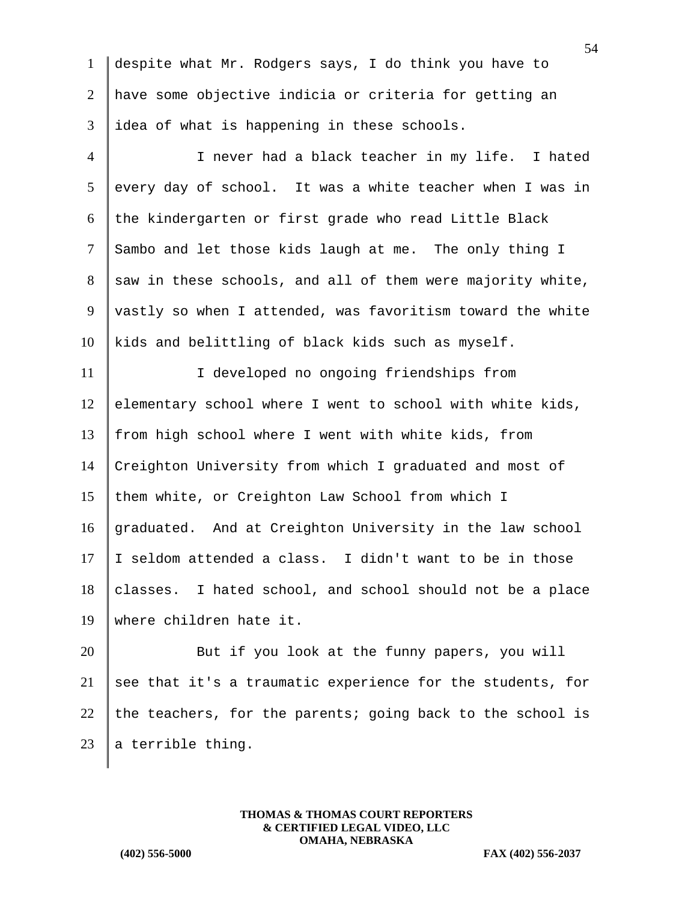despite what Mr. Rodgers says, I do think you have to have some objective indicia or criteria for getting an idea of what is happening in these schools.

I never had a black teacher in my life. I hated every day of school. It was a white teacher when I was in the kindergarten or first grade who read Little Black Sambo and let those kids laugh at me. The only thing I saw in these schools, and all of them were majority white, vastly so when I attended, was favoritism toward the white kids and belittling of black kids such as myself.

I developed no ongoing friendships from elementary school where I went to school with white kids, from high school where I went with white kids, from Creighton University from which I graduated and most of them white, or Creighton Law School from which I graduated. And at Creighton University in the law school I seldom attended a class. I didn't want to be in those classes. I hated school, and school should not be a place where children hate it.

But if you look at the funny papers, you will see that it's a traumatic experience for the students, for the teachers, for the parents; going back to the school is a terrible thing.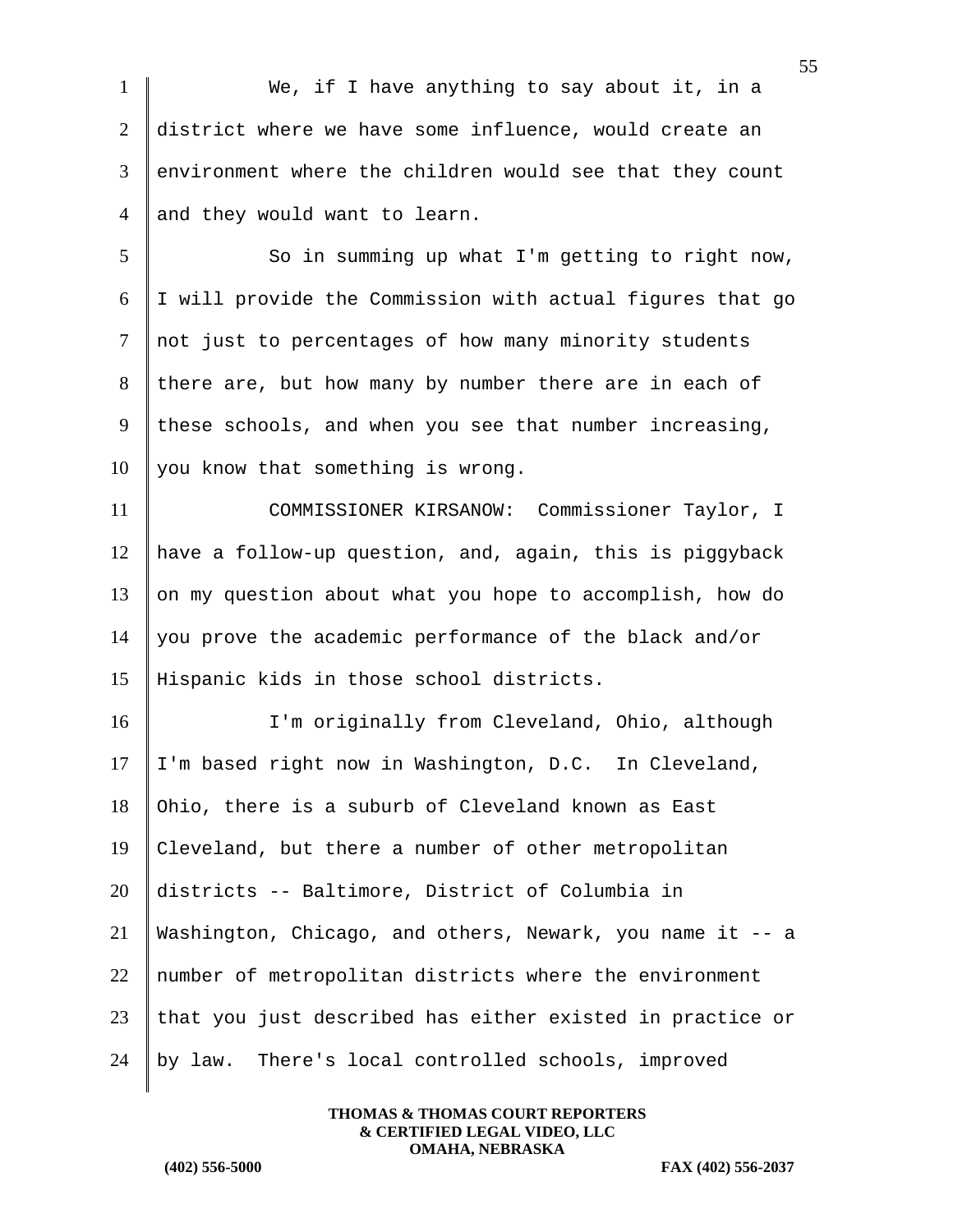We, if I have anything to say about it, in a district where we have some influence, would create an environment where the children would see that they count and they would want to learn.

So in summing up what I'm getting to right now, I will provide the Commission with actual figures that go not just to percentages of how many minority students there are, but how many by number there are in each of these schools, and when you see that number increasing, you know that something is wrong.

COMMISSIONER KIRSANOW: Commissioner Taylor, I have a follow-up question, and, again, this is piggyback on my question about what you hope to accomplish, how do you prove the academic performance of the black and/or Hispanic kids in those school districts.

I'm originally from Cleveland, Ohio, although I'm based right now in Washington, D.C. In Cleveland, Ohio, there is a suburb of Cleveland known as East Cleveland, but there a number of other metropolitan districts -- Baltimore, District of Columbia in Washington, Chicago, and others, Newark, you name it -- a number of metropolitan districts where the environment that you just described has either existed in practice or by law. There's local controlled schools, improved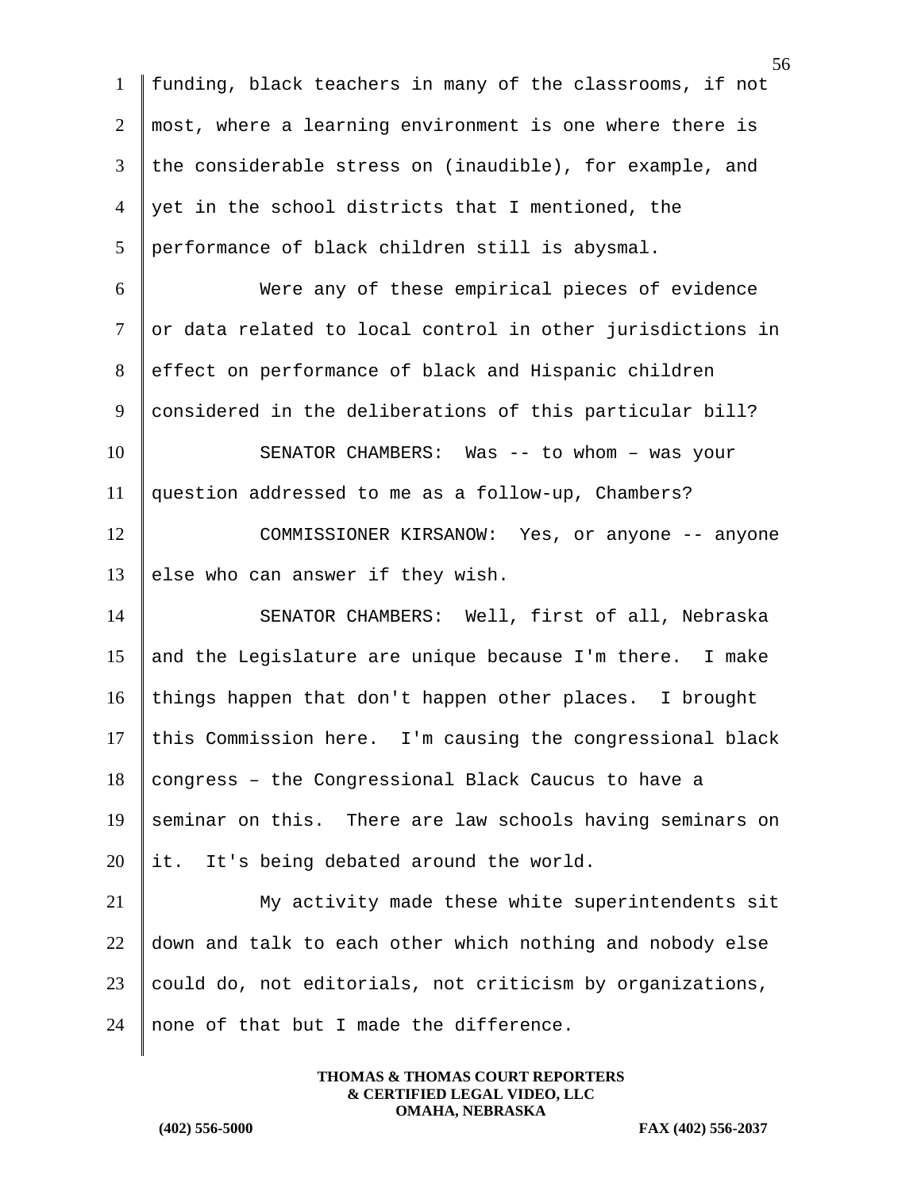funding, black teachers in many of the classrooms, if not most, where a learning environment is one where there is the considerable stress on (inaudible), for example, and yet in the school districts that I mentioned, the performance of black children still is abysmal.

Were any of these empirical pieces of evidence or data related to local control in other jurisdictions in effect on performance of black and Hispanic children considered in the deliberations of this particular bill?

SENATOR CHAMBERS: Was -- to whom – was your question addressed to me as a follow-up, Chambers?

COMMISSIONER KIRSANOW: Yes, or anyone -- anyone else who can answer if they wish.

SENATOR CHAMBERS: Well, first of all, Nebraska and the Legislature are unique because I'm there. I make things happen that don't happen other places. I brought this Commission here. I'm causing the congressional black congress – the Congressional Black Caucus to have a seminar on this. There are law schools having seminars on it. It's being debated around the world.

My activity made these white superintendents sit down and talk to each other which nothing and nobody else could do, not editorials, not criticism by organizations, none of that but I made the difference.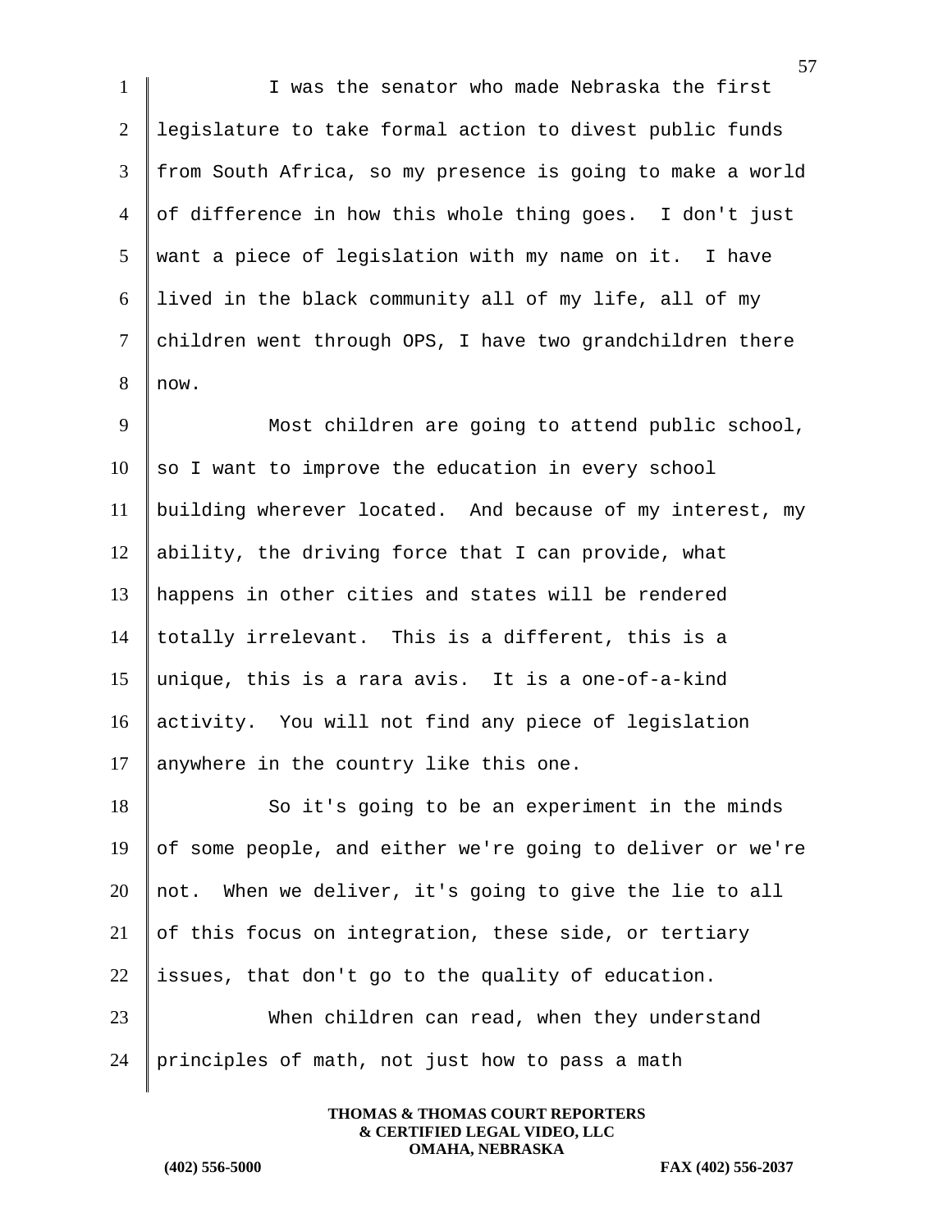I was the senator who made Nebraska the first legislature to take formal action to divest public funds from South Africa, so my presence is going to make a world of difference in how this whole thing goes. I don't just want a piece of legislation with my name on it. I have lived in the black community all of my life, all of my children went through OPS, I have two grandchildren there now.

Most children are going to attend public school, so I want to improve the education in every school building wherever located. And because of my interest, my ability, the driving force that I can provide, what happens in other cities and states will be rendered totally irrelevant. This is a different, this is a unique, this is a rara avis. It is a one-of-a-kind activity. You will not find any piece of legislation anywhere in the country like this one.

So it's going to be an experiment in the minds of some people, and either we're going to deliver or we're not. When we deliver, it's going to give the lie to all of this focus on integration, these side, or tertiary issues, that don't go to the quality of education.

When children can read, when they understand principles of math, not just how to pass a math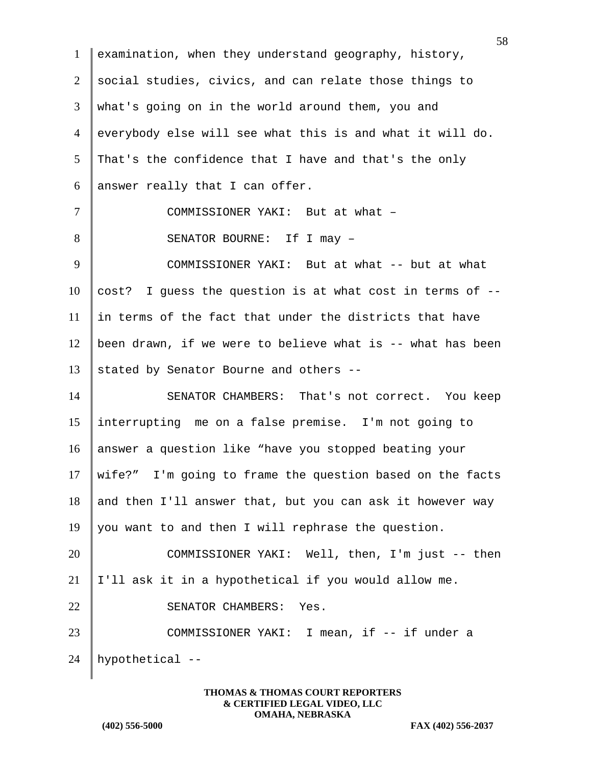examination, when they understand geography, history, social studies, civics, and can relate those things to what's going on in the world around them, you and everybody else will see what this is and what it will do. That's the confidence that I have and that's the only answer really that I can offer.

COMMISSIONER YAKI: But at what –

SENATOR BOURNE: If I may –

COMMISSIONER YAKI: But at what -- but at what cost? I guess the question is at what cost in terms of -- in terms of the fact that under the districts that have been drawn, if we were to believe what is -- what has been stated by Senator Bourne and others --

SENATOR CHAMBERS: That's not correct. You keep interrupting me on a false premise. I'm not going to answer a question like "have you stopped beating your wife?" I'm going to frame the question based on the facts and then I'll answer that, but you can ask it however way you want to and then I will rephrase the question.

COMMISSIONER YAKI: Well, then, I'm just -- then I'll ask it in a hypothetical if you would allow me.

SENATOR CHAMBERS: Yes.

COMMISSIONER YAKI: I mean, if -- if under a hypothetical --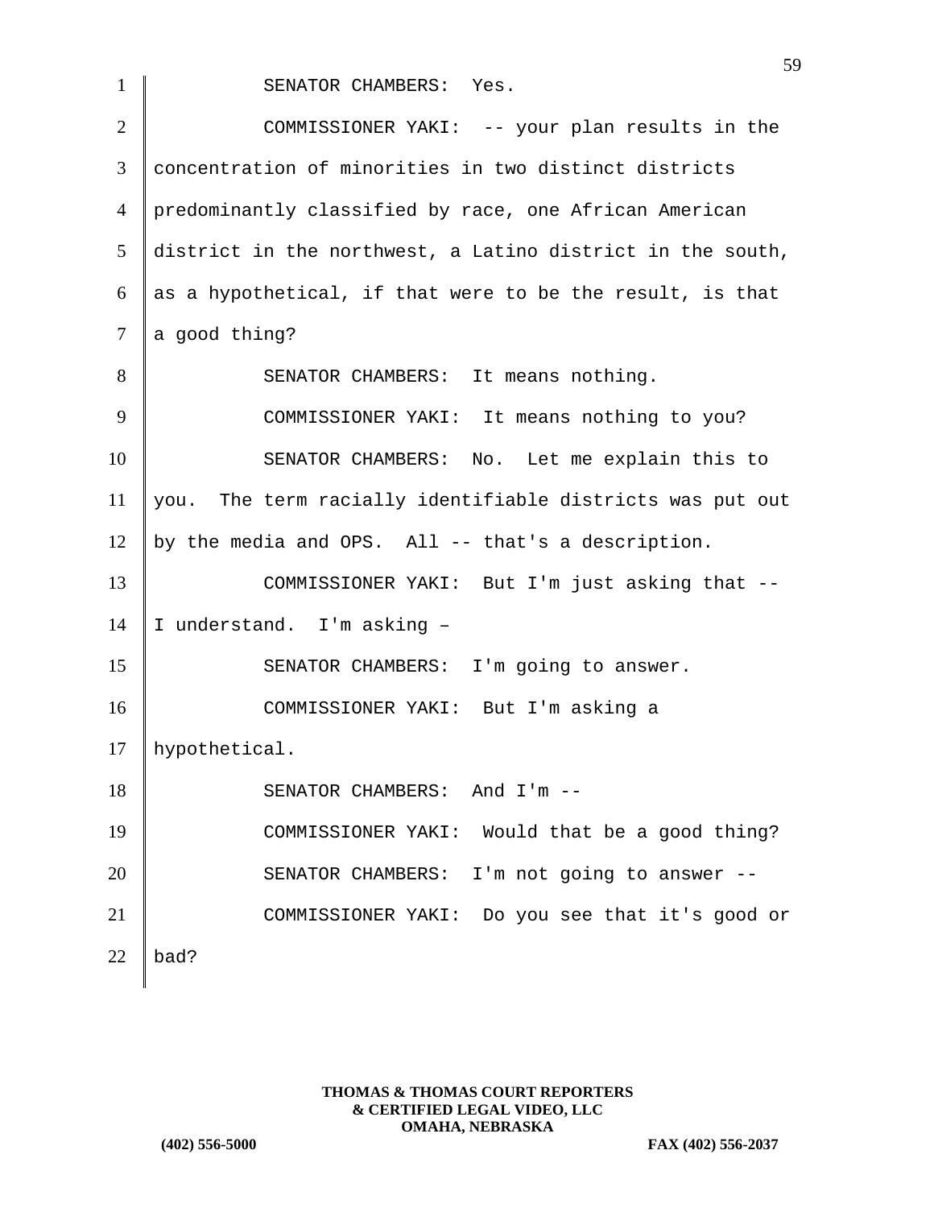SENATOR CHAMBERS: Yes.

COMMISSIONER YAKI: -- your plan results in the concentration of minorities in two distinct districts predominantly classified by race, one African American district in the northwest, a Latino district in the south, as a hypothetical, if that were to be the result, is that a good thing?

SENATOR CHAMBERS: It means nothing.

COMMISSIONER YAKI: It means nothing to you?

SENATOR CHAMBERS: No. Let me explain this to you. The term racially identifiable districts was put out by the media and OPS. All -- that's a description.

COMMISSIONER YAKI: But I'm just asking that -- I understand. I'm asking –

SENATOR CHAMBERS: I'm going to answer.

COMMISSIONER YAKI: But I'm asking a hypothetical.

SENATOR CHAMBERS: And I'm --

COMMISSIONER YAKI: Would that be a good thing?

SENATOR CHAMBERS: I'm not going to answer --

COMMISSIONER YAKI: Do you see that it's good or bad?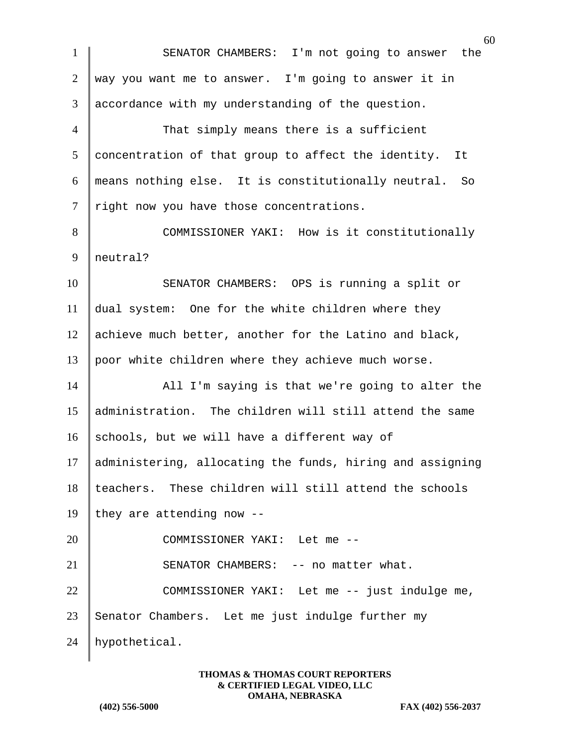SENATOR CHAMBERS: I'm not going to answer the way you want me to answer. I'm going to answer it in accordance with my understanding of the question.

That simply means there is a sufficient concentration of that group to affect the identity. It means nothing else. It is constitutionally neutral. So right now you have those concentrations.

COMMISSIONER YAKI: How is it constitutionally neutral?

SENATOR CHAMBERS: OPS is running a split or dual system: One for the white children where they achieve much better, another for the Latino and black, poor white children where they achieve much worse.

All I'm saying is that we're going to alter the administration. The children will still attend the same schools, but we will have a different way of administering, allocating the funds, hiring and assigning teachers. These children will still attend the schools they are attending now --

COMMISSIONER YAKI: Let me --

SENATOR CHAMBERS: -- no matter what.

COMMISSIONER YAKI: Let me -- just indulge me, Senator Chambers. Let me just indulge further my hypothetical.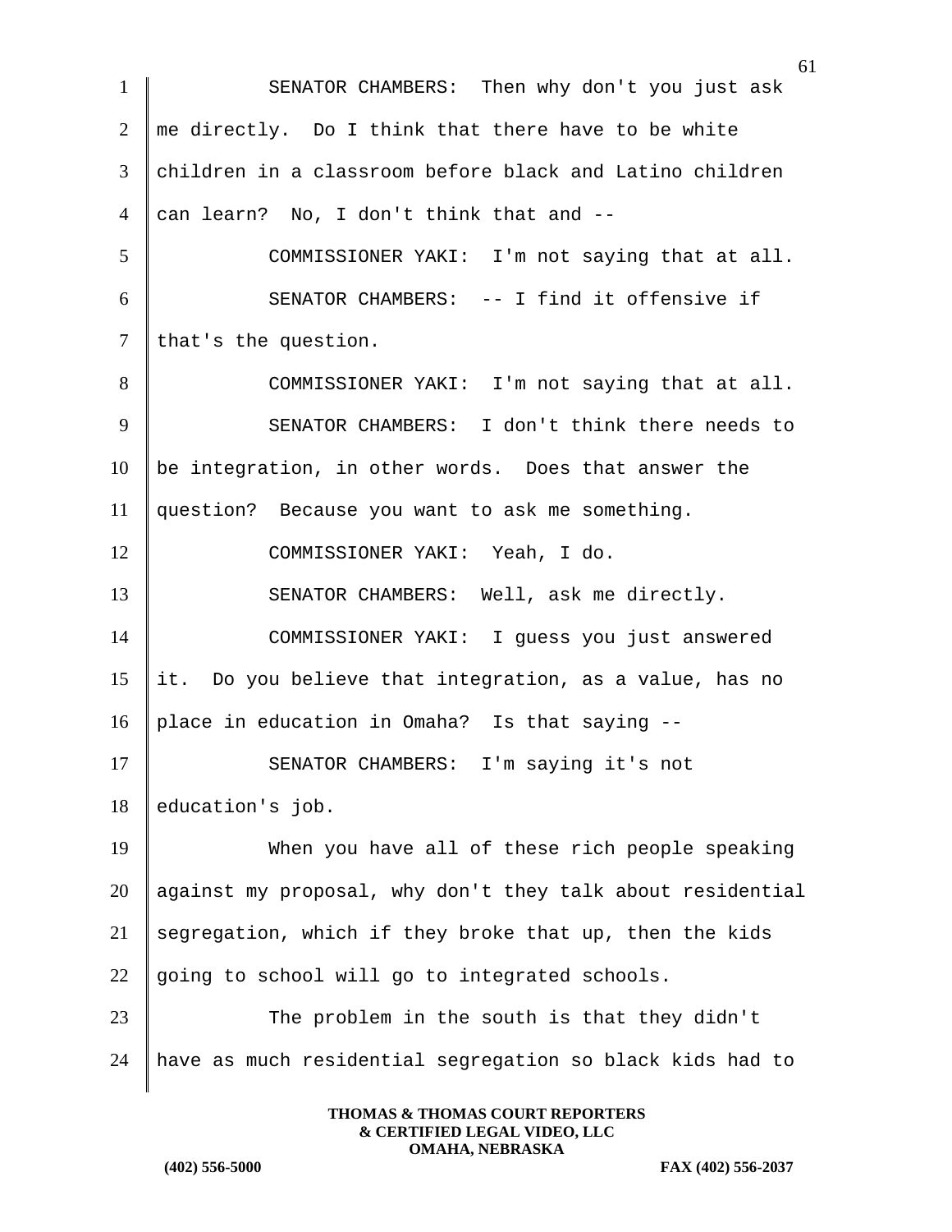SENATOR CHAMBERS: Then why don't you just ask me directly. Do I think that there have to be white children in a classroom before black and Latino children can learn? No, I don't think that and --

COMMISSIONER YAKI: I'm not saying that at all.

SENATOR CHAMBERS: -- I find it offensive if that's the question.

COMMISSIONER YAKI: I'm not saying that at all.

SENATOR CHAMBERS: I don't think there needs to be integration, in other words. Does that answer the question? Because you want to ask me something.

COMMISSIONER YAKI: Yeah, I do.

SENATOR CHAMBERS: Well, ask me directly.

COMMISSIONER YAKI: I guess you just answered it. Do you believe that integration, as a value, has no place in education in Omaha? Is that saying --

SENATOR CHAMBERS: I'm saying it's not education's job.

When you have all of these rich people speaking against my proposal, why don't they talk about residential segregation, which if they broke that up, then the kids going to school will go to integrated schools.

The problem in the south is that they didn't have as much residential segregation so black kids had to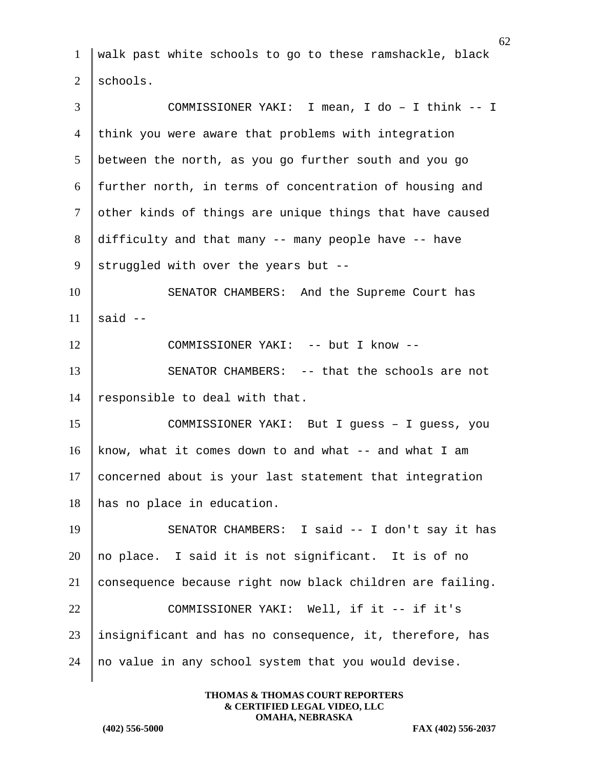walk past white schools to go to these ramshackle, black schools.

COMMISSIONER YAKI: I mean, I do – I think -- I think you were aware that problems with integration between the north, as you go further south and you go further north, in terms of concentration of housing and other kinds of things are unique things that have caused difficulty and that many -- many people have -- have struggled with over the years but --

SENATOR CHAMBERS: And the Supreme Court has said --

COMMISSIONER YAKI: -- but I know --

SENATOR CHAMBERS: -- that the schools are not responsible to deal with that.

COMMISSIONER YAKI: But I guess – I guess, you know, what it comes down to and what -- and what I am concerned about is your last statement that integration has no place in education.

SENATOR CHAMBERS: I said -- I don't say it has no place. I said it is not significant. It is of no consequence because right now black children are failing.

COMMISSIONER YAKI: Well, if it -- if it's insignificant and has no consequence, it, therefore, has no value in any school system that you would devise.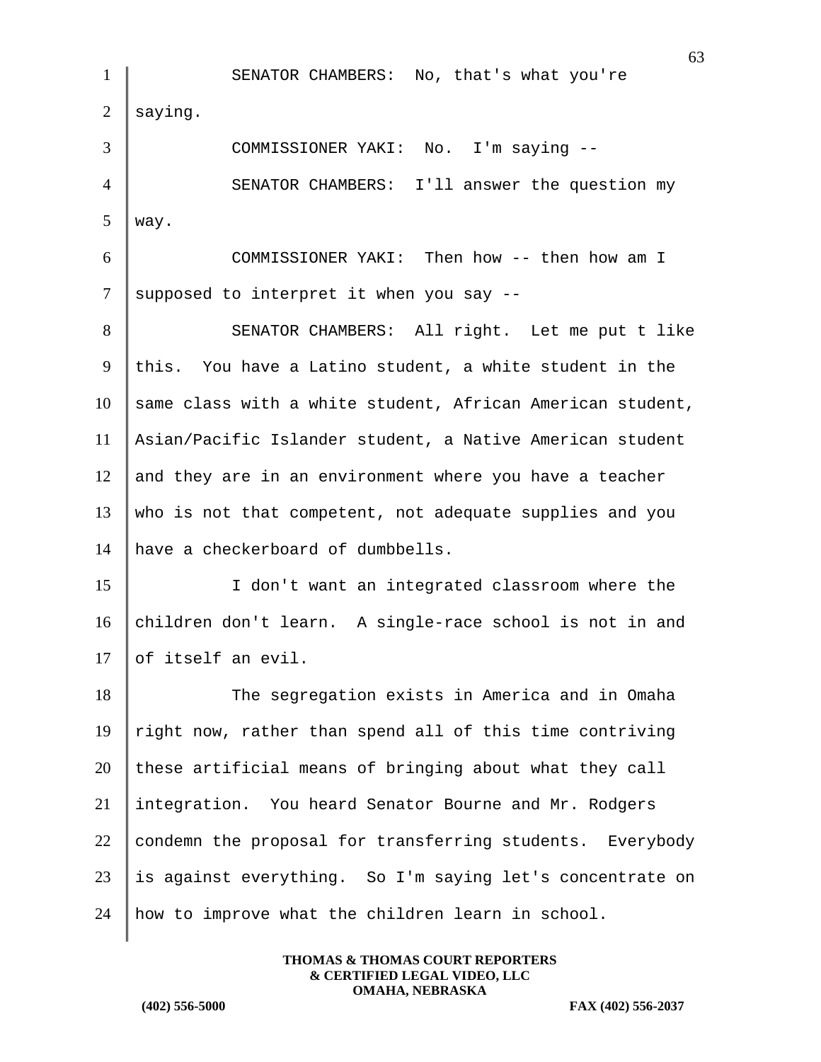SENATOR CHAMBERS: No, that's what you're saying.

COMMISSIONER YAKI: No. I'm saying --

SENATOR CHAMBERS: I'll answer the question my way.

COMMISSIONER YAKI: Then how -- then how am I supposed to interpret it when you say --

SENATOR CHAMBERS: All right. Let me put t like this. You have a Latino student, a white student in the same class with a white student, African American student, Asian/Pacific Islander student, a Native American student and they are in an environment where you have a teacher who is not that competent, not adequate supplies and you have a checkerboard of dumbbells.

I don't want an integrated classroom where the children don't learn. A single-race school is not in and of itself an evil.

The segregation exists in America and in Omaha right now, rather than spend all of this time contriving these artificial means of bringing about what they call integration. You heard Senator Bourne and Mr. Rodgers condemn the proposal for transferring students. Everybody is against everything. So I'm saying let's concentrate on how to improve what the children learn in school.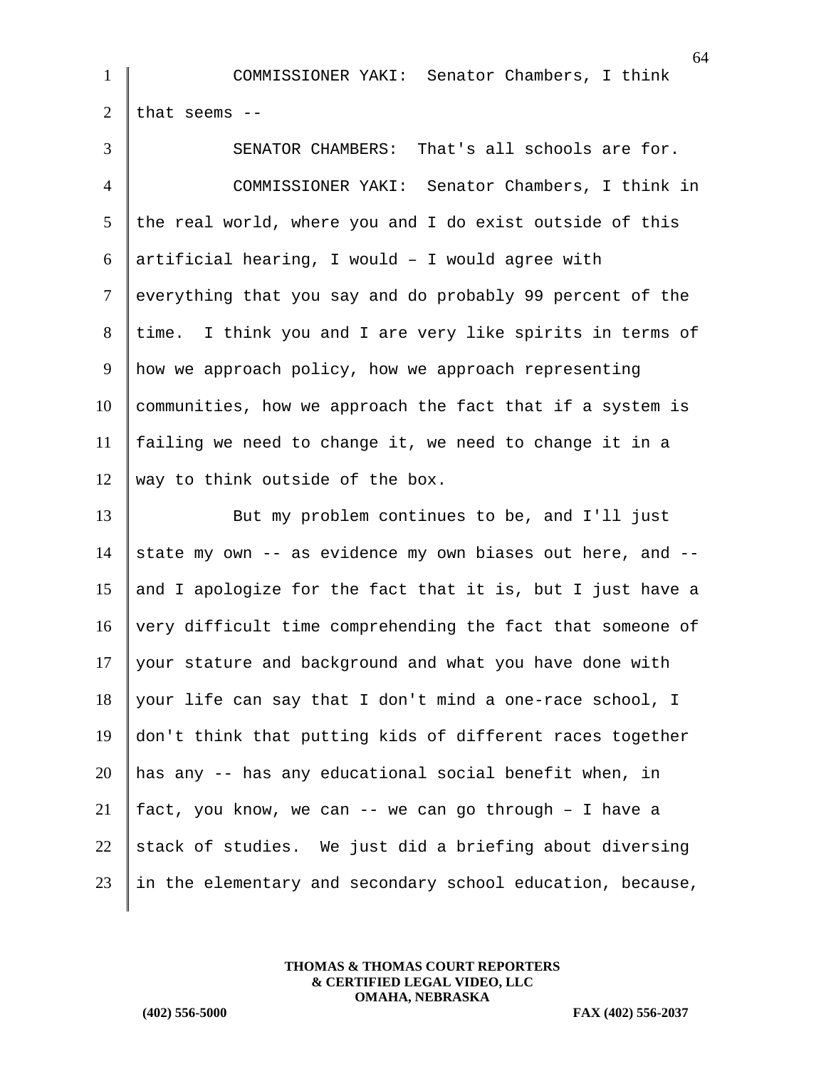COMMISSIONER YAKI: Senator Chambers, I think that seems --

SENATOR CHAMBERS: That's all schools are for.

COMMISSIONER YAKI: Senator Chambers, I think in the real world, where you and I do exist outside of this artificial hearing, I would – I would agree with everything that you say and do probably 99 percent of the time. I think you and I are very like spirits in terms of how we approach policy, how we approach representing communities, how we approach the fact that if a system is failing we need to change it, we need to change it in a way to think outside of the box.

But my problem continues to be, and I'll just state my own -- as evidence my own biases out here, and -- and I apologize for the fact that it is, but I just have a very difficult time comprehending the fact that someone of your stature and background and what you have done with your life can say that I don't mind a one-race school, I don't think that putting kids of different races together has any -- has any educational social benefit when, in fact, you know, we can -- we can go through – I have a stack of studies. We just did a briefing about diversing in the elementary and secondary school education, because,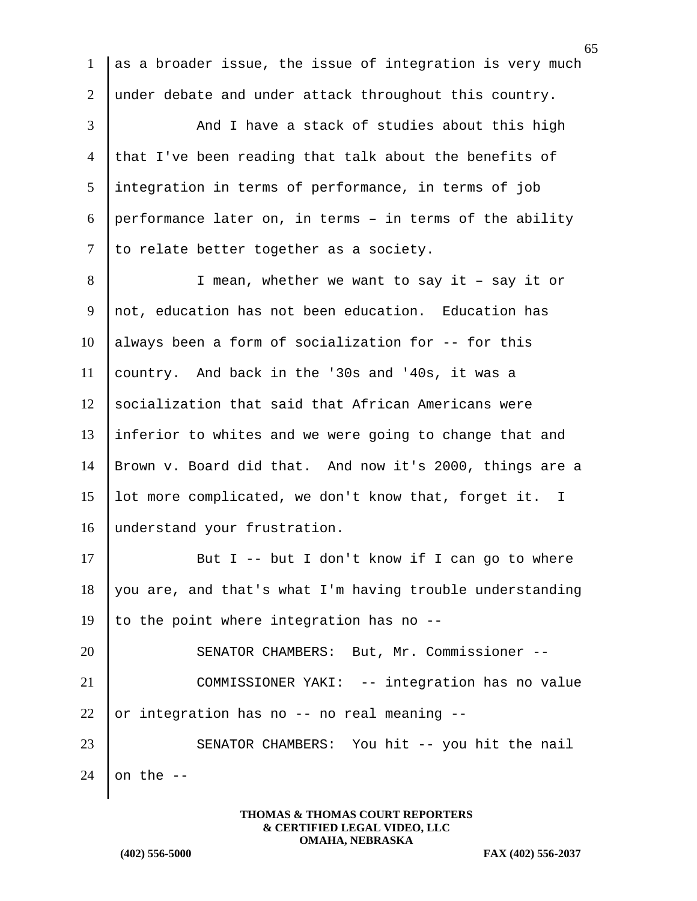as a broader issue, the issue of integration is very much under debate and under attack throughout this country.

And I have a stack of studies about this high that I've been reading that talk about the benefits of integration in terms of performance, in terms of job performance later on, in terms – in terms of the ability to relate better together as a society.

I mean, whether we want to say it – say it or not, education has not been education. Education has always been a form of socialization for -- for this country. And back in the '30s and '40s, it was a socialization that said that African Americans were inferior to whites and we were going to change that and Brown v. Board did that. And now it's 2000, things are a lot more complicated, we don't know that, forget it. I understand your frustration.

But I -- but I don't know if I can go to where you are, and that's what I'm having trouble understanding to the point where integration has no --

SENATOR CHAMBERS: But, Mr. Commissioner --

COMMISSIONER YAKI: -- integration has no value or integration has no -- no real meaning --

SENATOR CHAMBERS: You hit -- you hit the nail on the --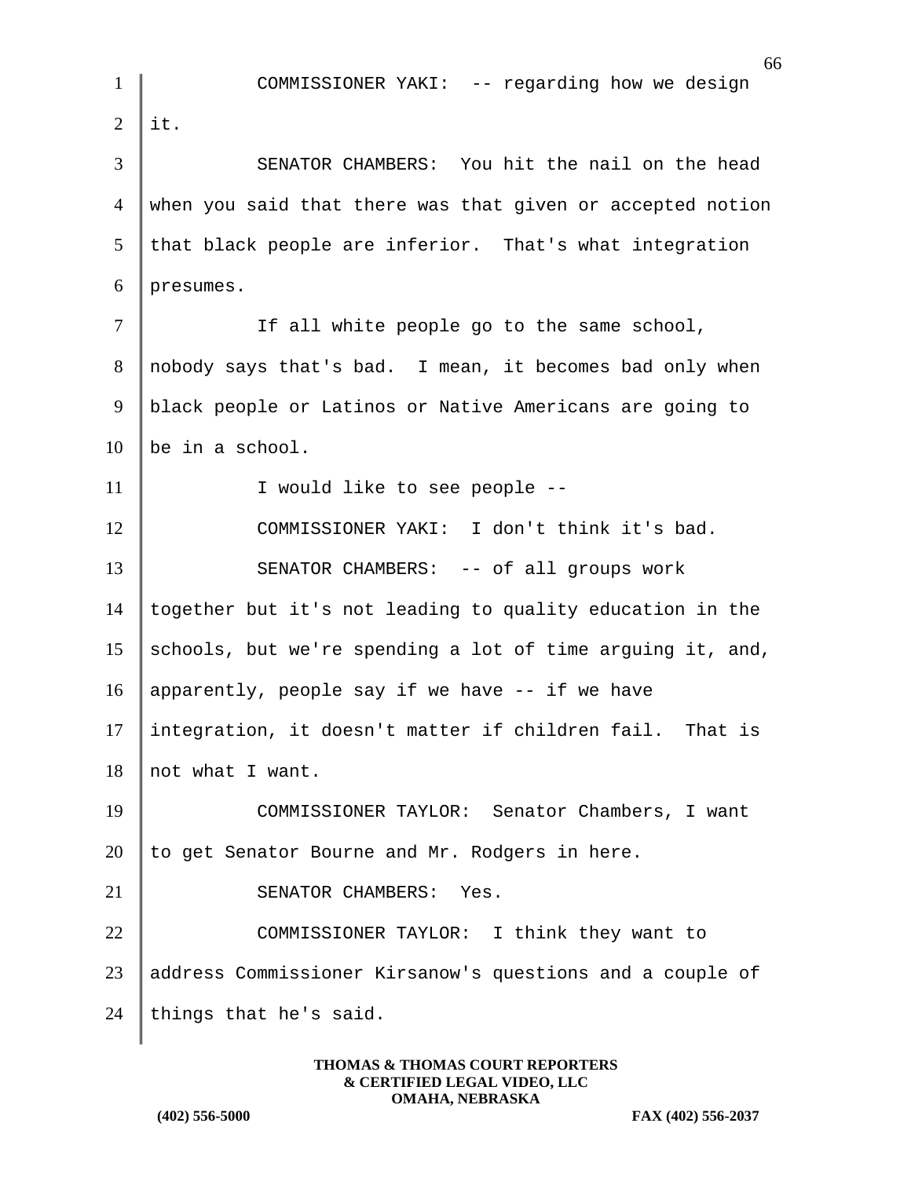COMMISSIONER YAKI: -- regarding how we design it.

SENATOR CHAMBERS: You hit the nail on the head when you said that there was that given or accepted notion that black people are inferior. That's what integration presumes.

If all white people go to the same school, nobody says that's bad. I mean, it becomes bad only when black people or Latinos or Native Americans are going to be in a school.

I would like to see people --

COMMISSIONER YAKI: I don't think it's bad.

SENATOR CHAMBERS: -- of all groups work together but it's not leading to quality education in the schools, but we're spending a lot of time arguing it, and, apparently, people say if we have -- if we have integration, it doesn't matter if children fail. That is not what I want.

COMMISSIONER TAYLOR: Senator Chambers, I want to get Senator Bourne and Mr. Rodgers in here.

SENATOR CHAMBERS: Yes.

COMMISSIONER TAYLOR: I think they want to address Commissioner Kirsanow's questions and a couple of things that he's said.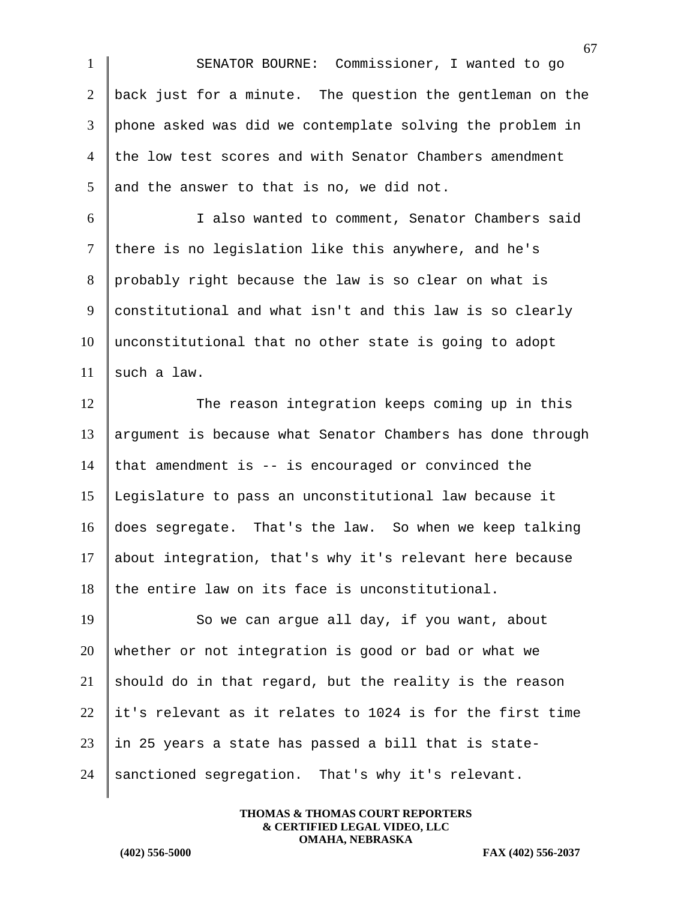SENATOR BOURNE: Commissioner, I wanted to go back just for a minute. The question the gentleman on the phone asked was did we contemplate solving the problem in the low test scores and with Senator Chambers amendment and the answer to that is no, we did not.

I also wanted to comment, Senator Chambers said there is no legislation like this anywhere, and he's probably right because the law is so clear on what is constitutional and what isn't and this law is so clearly unconstitutional that no other state is going to adopt such a law.

The reason integration keeps coming up in this argument is because what Senator Chambers has done through that amendment is -- is encouraged or convinced the Legislature to pass an unconstitutional law because it does segregate. That's the law. So when we keep talking about integration, that's why it's relevant here because the entire law on its face is unconstitutional.

So we can argue all day, if you want, about whether or not integration is good or bad or what we should do in that regard, but the reality is the reason it's relevant as it relates to 1024 is for the first time in 25 years a state has passed a bill that is state-sanctioned segregation. That's why it's relevant.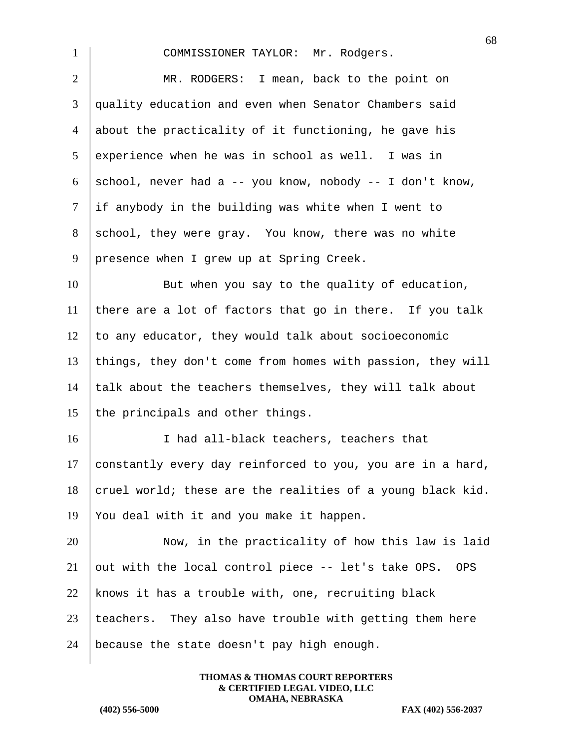COMMISSIONER TAYLOR: Mr. Rodgers.

MR. RODGERS: I mean, back to the point on quality education and even when Senator Chambers said about the practicality of it functioning, he gave his experience when he was in school as well. I was in school, never had a -- you know, nobody -- I don't know, if anybody in the building was white when I went to school, they were gray. You know, there was no white presence when I grew up at Spring Creek.

But when you say to the quality of education, there are a lot of factors that go in there. If you talk to any educator, they would talk about socioeconomic things, they don't come from homes with passion, they will talk about the teachers themselves, they will talk about the principals and other things.

I had all-black teachers, teachers that constantly every day reinforced to you, you are in a hard, cruel world; these are the realities of a young black kid. You deal with it and you make it happen.

Now, in the practicality of how this law is laid out with the local control piece -- let's take OPS. OPS knows it has a trouble with, one, recruiting black teachers. They also have trouble with getting them here because the state doesn't pay high enough.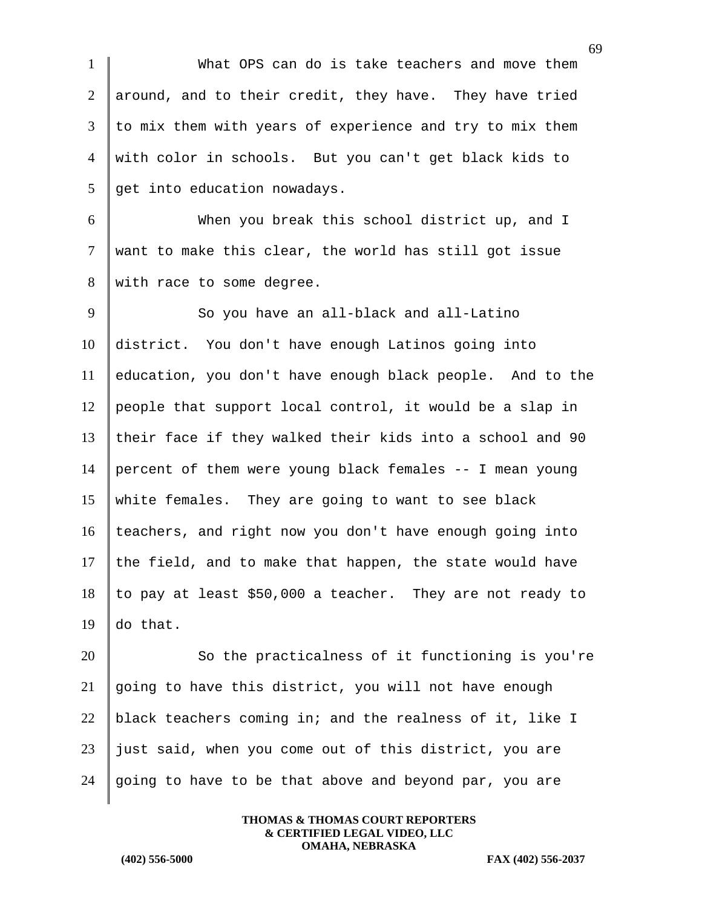What OPS can do is take teachers and move them around, and to their credit, they have. They have tried to mix them with years of experience and try to mix them with color in schools. But you can't get black kids to get into education nowadays.

When you break this school district up, and I want to make this clear, the world has still got issue with race to some degree.

So you have an all-black and all-Latino district. You don't have enough Latinos going into education, you don't have enough black people. And to the people that support local control, it would be a slap in their face if they walked their kids into a school and 90 percent of them were young black females -- I mean young white females. They are going to want to see black teachers, and right now you don't have enough going into the field, and to make that happen, the state would have to pay at least $50,000 a teacher. They are not ready to do that.

So the practicalness of it functioning is you're going to have this district, you will not have enough black teachers coming in; and the realness of it, like I just said, when you come out of this district, you are going to have to be that above and beyond par, you are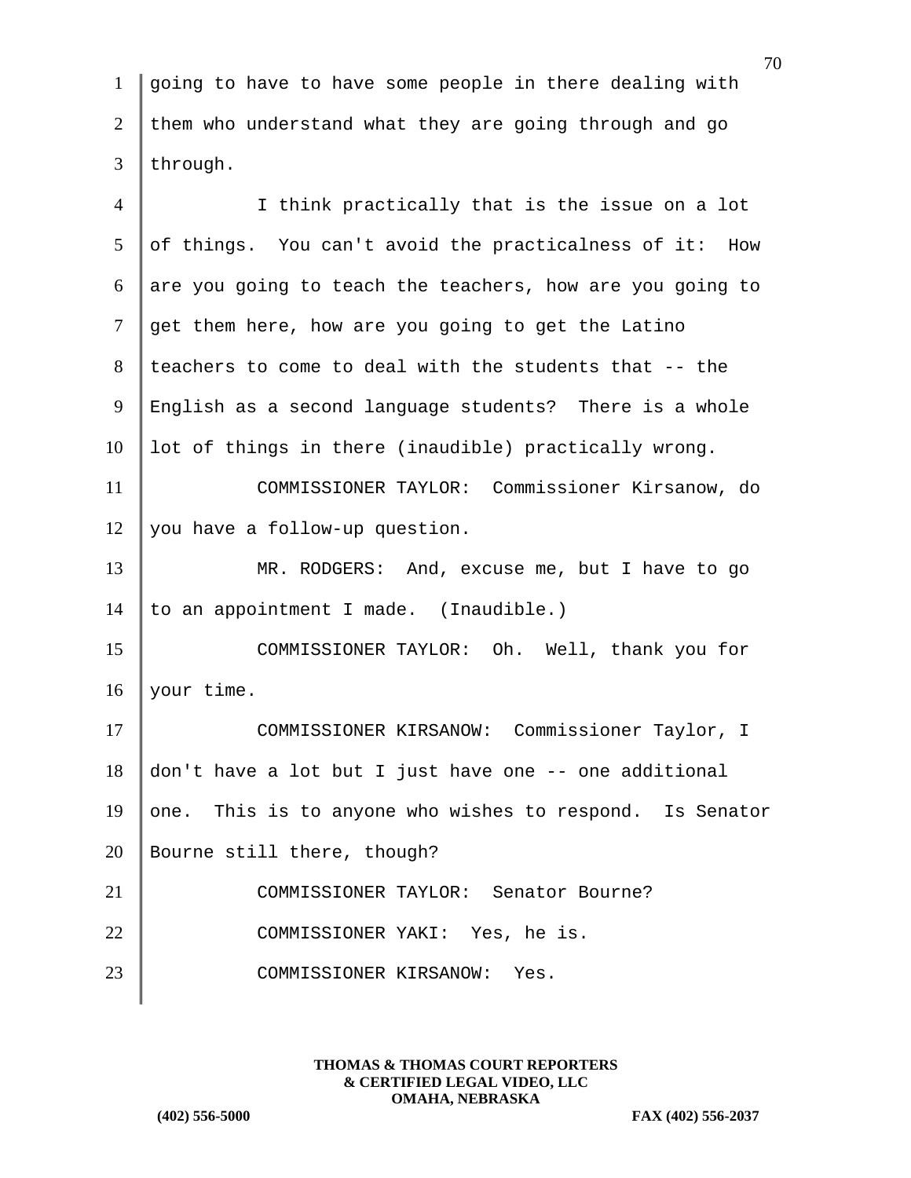going to have to have some people in there dealing with them who understand what they are going through and go through.

I think practically that is the issue on a lot of things. You can't avoid the practicalness of it: How are you going to teach the teachers, how are you going to get them here, how are you going to get the Latino teachers to come to deal with the students that -- the English as a second language students? There is a whole lot of things in there (inaudible) practically wrong.

COMMISSIONER TAYLOR: Commissioner Kirsanow, do you have a follow-up question.

MR. RODGERS: And, excuse me, but I have to go to an appointment I made. (Inaudible.)

COMMISSIONER TAYLOR: Oh. Well, thank you for your time.

COMMISSIONER KIRSANOW: Commissioner Taylor, I don't have a lot but I just have one -- one additional one. This is to anyone who wishes to respond. Is Senator Bourne still there, though?

COMMISSIONER TAYLOR: Senator Bourne?

COMMISSIONER YAKI: Yes, he is.

COMMISSIONER KIRSANOW: Yes.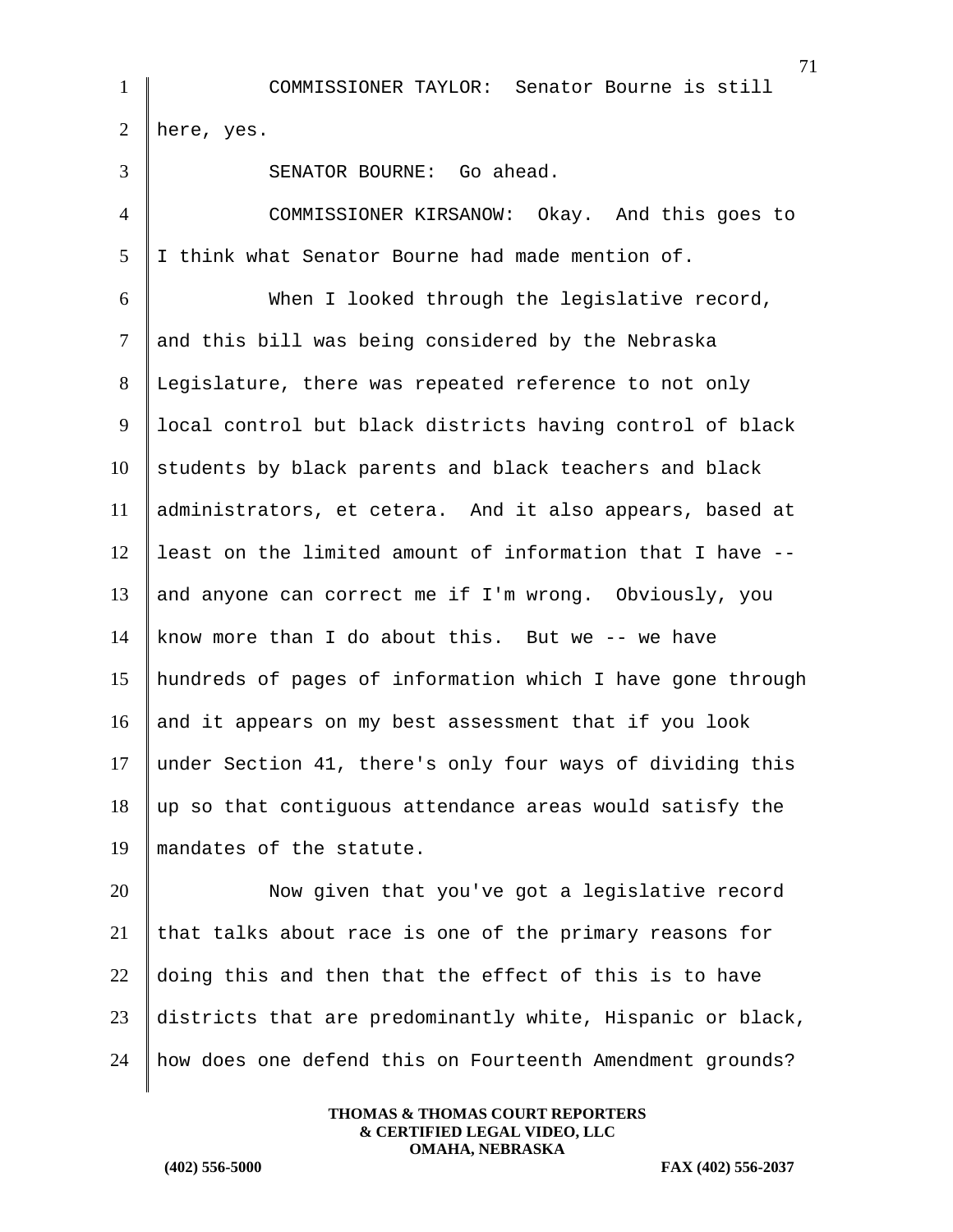COMMISSIONER TAYLOR: Senator Bourne is still here, yes.

SENATOR BOURNE: Go ahead.

COMMISSIONER KIRSANOW: Okay. And this goes to I think what Senator Bourne had made mention of.

When I looked through the legislative record, and this bill was being considered by the Nebraska Legislature, there was repeated reference to not only local control but black districts having control of black students by black parents and black teachers and black administrators, et cetera. And it also appears, based at least on the limited amount of information that I have -- and anyone can correct me if I'm wrong. Obviously, you know more than I do about this. But we -- we have hundreds of pages of information which I have gone through and it appears on my best assessment that if you look under Section 41, there's only four ways of dividing this up so that contiguous attendance areas would satisfy the mandates of the statute.

Now given that you've got a legislative record that talks about race is one of the primary reasons for doing this and then that the effect of this is to have districts that are predominantly white, Hispanic or black, how does one defend this on Fourteenth Amendment grounds?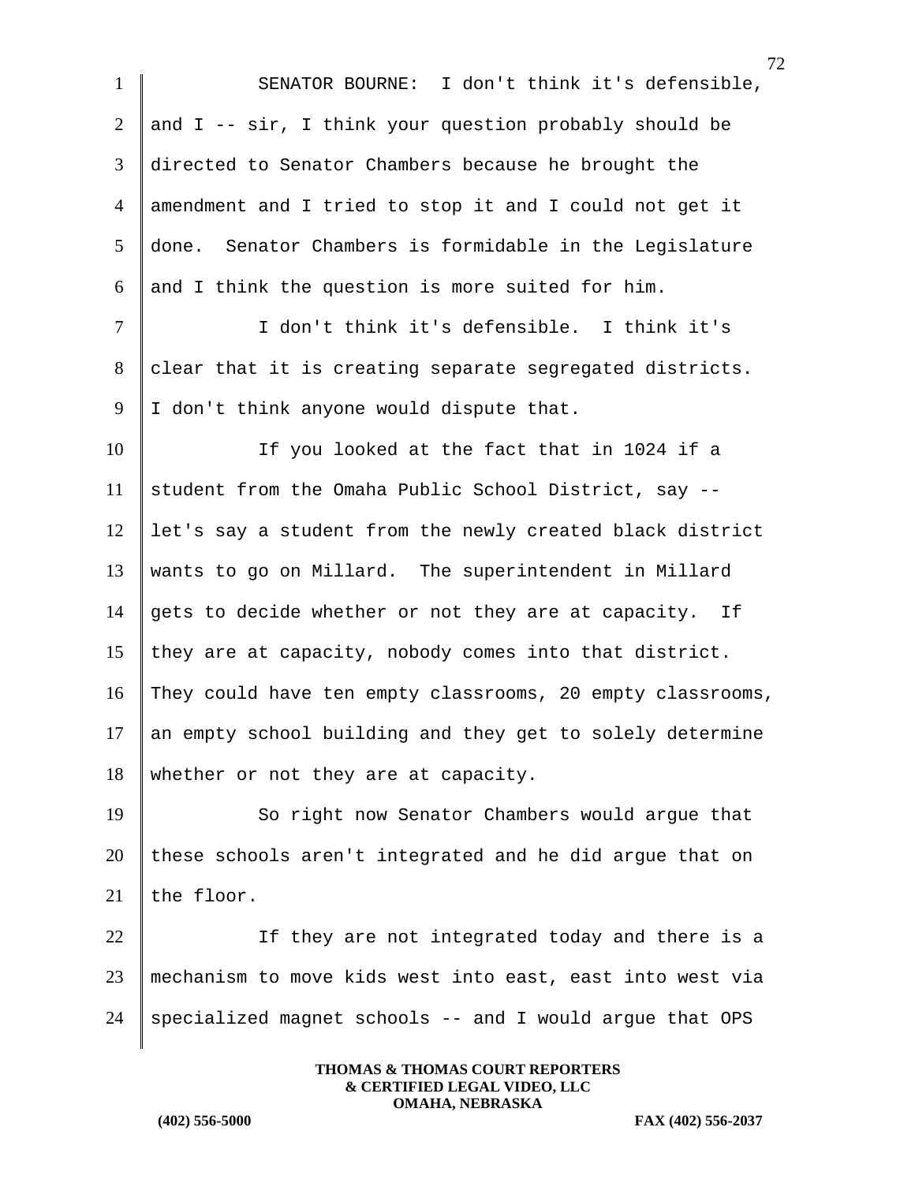SENATOR BOURNE: I don't think it's defensible, and I -- sir, I think your question probably should be directed to Senator Chambers because he brought the amendment and I tried to stop it and I could not get it done. Senator Chambers is formidable in the Legislature and I think the question is more suited for him.

I don't think it's defensible. I think it's clear that it is creating separate segregated districts. I don't think anyone would dispute that.

If you looked at the fact that in 1024 if a student from the Omaha Public School District, say -- let's say a student from the newly created black district wants to go on Millard. The superintendent in Millard gets to decide whether or not they are at capacity. If they are at capacity, nobody comes into that district. They could have ten empty classrooms, 20 empty classrooms, an empty school building and they get to solely determine whether or not they are at capacity.

So right now Senator Chambers would argue that these schools aren't integrated and he did argue that on the floor.

If they are not integrated today and there is a mechanism to move kids west into east, east into west via specialized magnet schools -- and I would argue that OPS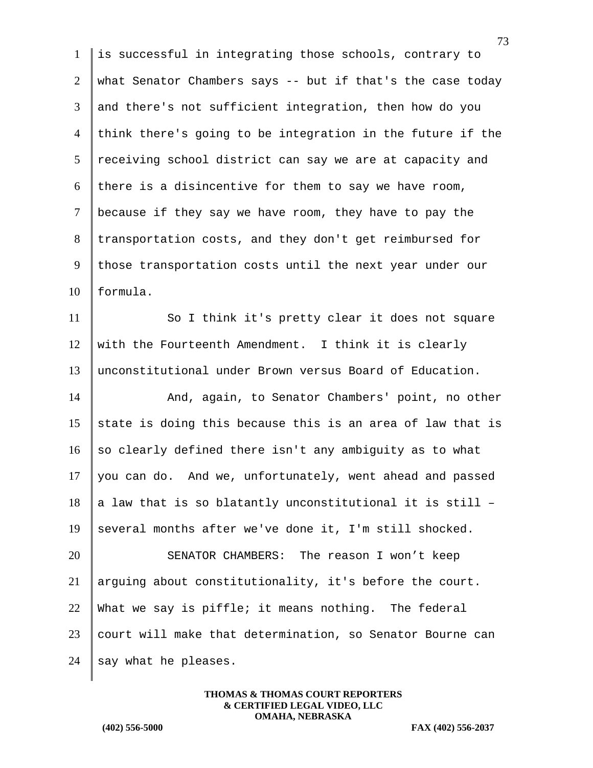is successful in integrating those schools, contrary to what Senator Chambers says -- but if that's the case today and there's not sufficient integration, then how do you think there's going to be integration in the future if the receiving school district can say we are at capacity and there is a disincentive for them to say we have room, because if they say we have room, they have to pay the transportation costs, and they don't get reimbursed for those transportation costs until the next year under our formula.

So I think it's pretty clear it does not square with the Fourteenth Amendment. I think it is clearly unconstitutional under Brown versus Board of Education.

And, again, to Senator Chambers' point, no other state is doing this because this is an area of law that is so clearly defined there isn't any ambiguity as to what you can do. And we, unfortunately, went ahead and passed a law that is so blatantly unconstitutional it is still – several months after we've done it, I'm still shocked.

SENATOR CHAMBERS: The reason I won't keep arguing about constitutionality, it's before the court. What we say is piffle; it means nothing. The federal court will make that determination, so Senator Bourne can say what he pleases.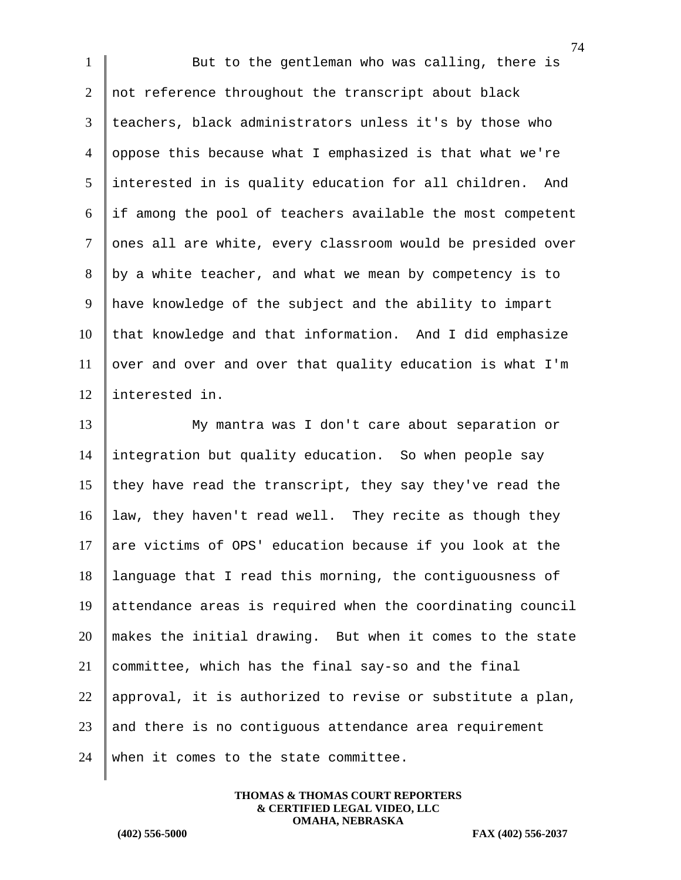But to the gentleman who was calling, there is not reference throughout the transcript about black teachers, black administrators unless it's by those who oppose this because what I emphasized is that what we're interested in is quality education for all children. And if among the pool of teachers available the most competent ones all are white, every classroom would be presided over by a white teacher, and what we mean by competency is to have knowledge of the subject and the ability to impart that knowledge and that information. And I did emphasize over and over and over that quality education is what I'm interested in.

My mantra was I don't care about separation or integration but quality education. So when people say they have read the transcript, they say they've read the law, they haven't read well. They recite as though they are victims of OPS' education because if you look at the language that I read this morning, the contiguousness of attendance areas is required when the coordinating council makes the initial drawing. But when it comes to the state committee, which has the final say-so and the final approval, it is authorized to revise or substitute a plan, and there is no contiguous attendance area requirement when it comes to the state committee.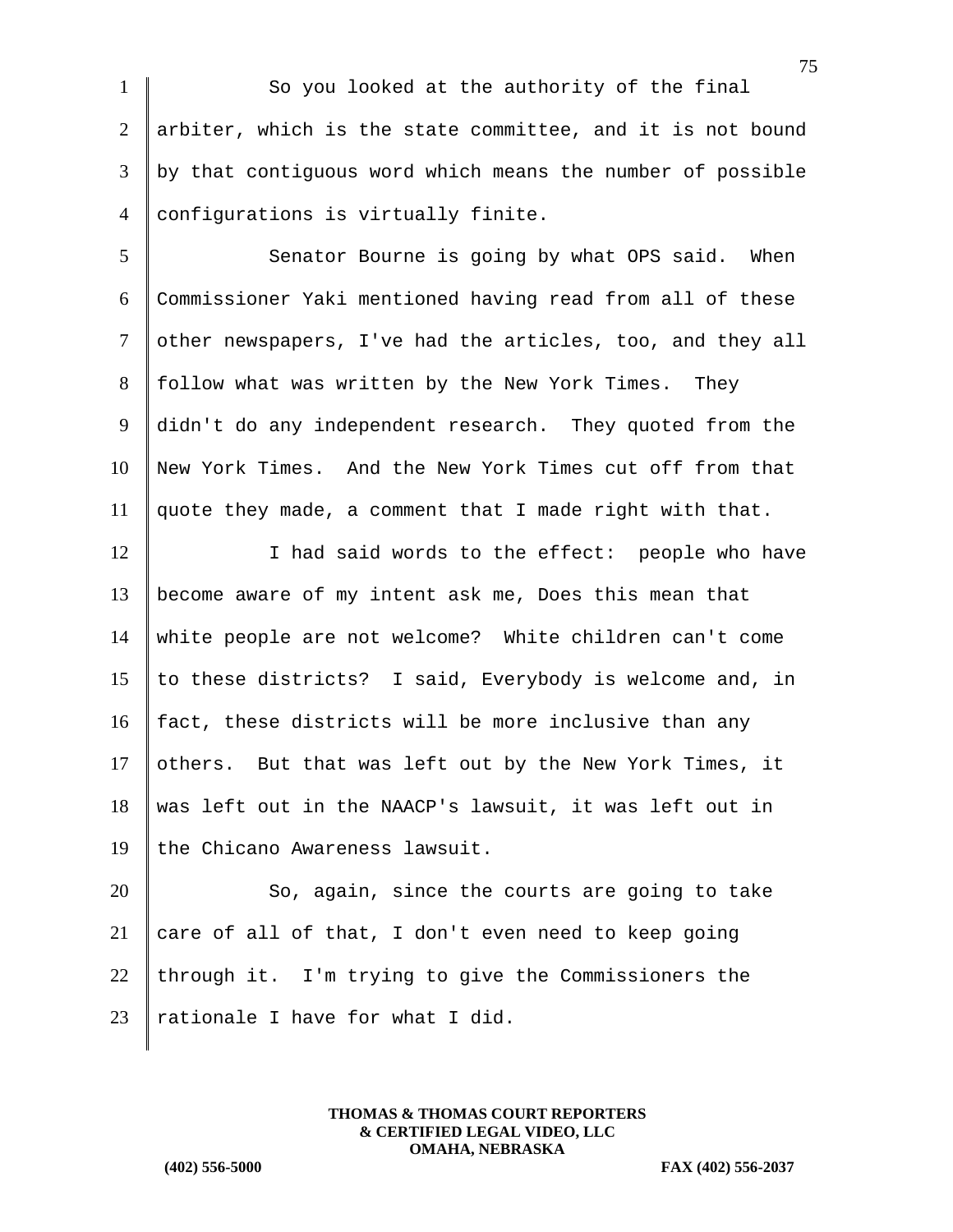So you looked at the authority of the final arbiter, which is the state committee, and it is not bound by that contiguous word which means the number of possible configurations is virtually finite.

Senator Bourne is going by what OPS said. When Commissioner Yaki mentioned having read from all of these other newspapers, I've had the articles, too, and they all follow what was written by the New York Times. They didn't do any independent research. They quoted from the New York Times. And the New York Times cut off from that quote they made, a comment that I made right with that.

I had said words to the effect: people who have become aware of my intent ask me, Does this mean that white people are not welcome? White children can't come to these districts? I said, Everybody is welcome and, in fact, these districts will be more inclusive than any others. But that was left out by the New York Times, it was left out in the NAACP's lawsuit, it was left out in the Chicano Awareness lawsuit.

So, again, since the courts are going to take care of all of that, I don't even need to keep going through it. I'm trying to give the Commissioners the rationale I have for what I did.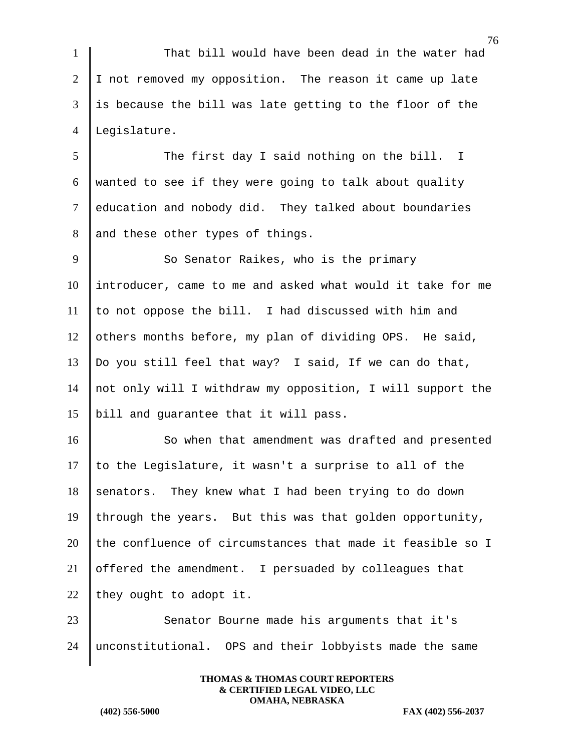That bill would have been dead in the water had I not removed my opposition. The reason it came up late is because the bill was late getting to the floor of the Legislature.

The first day I said nothing on the bill. I wanted to see if they were going to talk about quality education and nobody did. They talked about boundaries and these other types of things.

So Senator Raikes, who is the primary introducer, came to me and asked what would it take for me to not oppose the bill. I had discussed with him and others months before, my plan of dividing OPS. He said, Do you still feel that way? I said, If we can do that, not only will I withdraw my opposition, I will support the bill and guarantee that it will pass.

So when that amendment was drafted and presented to the Legislature, it wasn't a surprise to all of the senators. They knew what I had been trying to do down through the years. But this was that golden opportunity, the confluence of circumstances that made it feasible so I offered the amendment. I persuaded by colleagues that they ought to adopt it.

Senator Bourne made his arguments that it's unconstitutional. OPS and their lobbyists made the same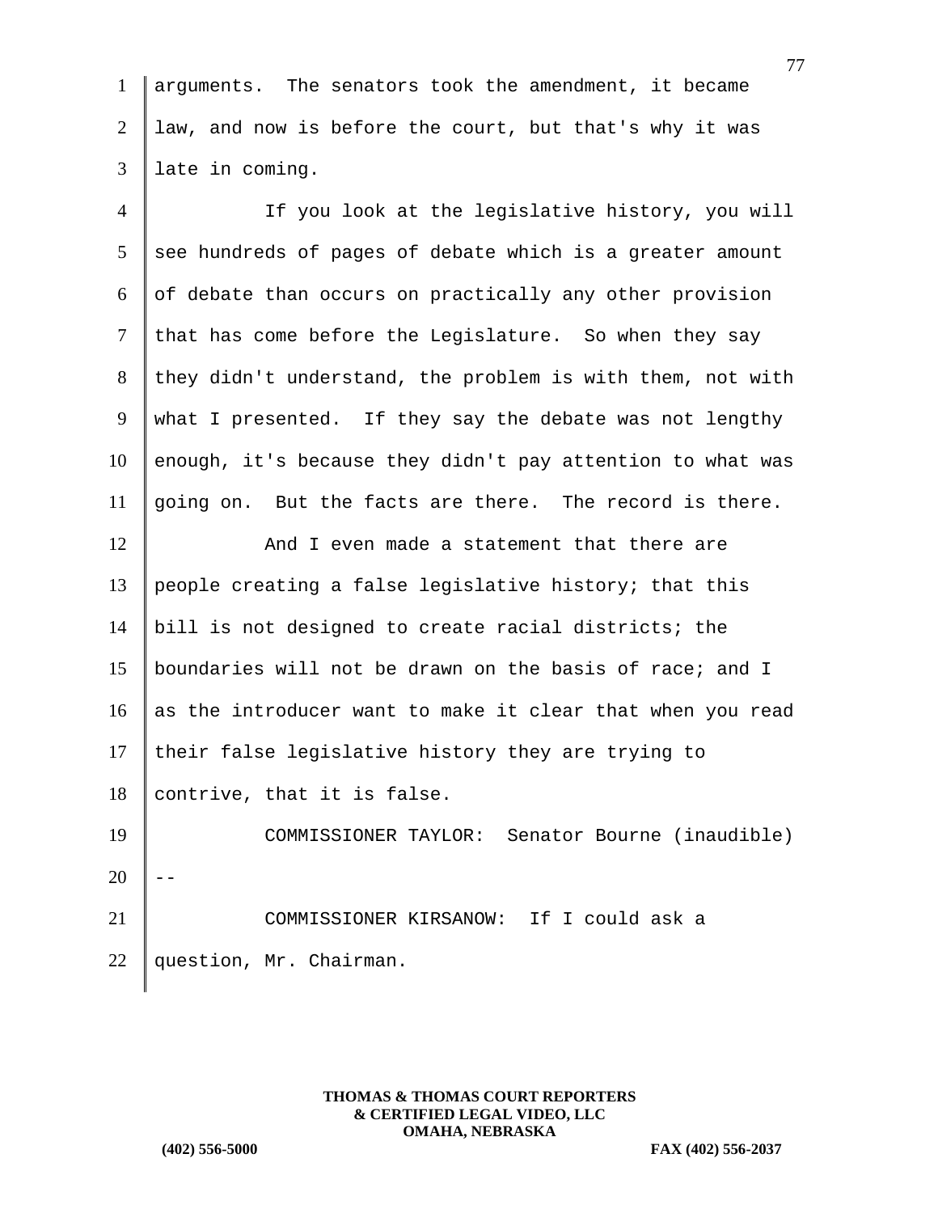arguments. The senators took the amendment, it became law, and now is before the court, but that's why it was late in coming.

If you look at the legislative history, you will see hundreds of pages of debate which is a greater amount of debate than occurs on practically any other provision that has come before the Legislature. So when they say they didn't understand, the problem is with them, not with what I presented. If they say the debate was not lengthy enough, it's because they didn't pay attention to what was going on. But the facts are there. The record is there.

And I even made a statement that there are people creating a false legislative history; that this bill is not designed to create racial districts; the boundaries will not be drawn on the basis of race; and I as the introducer want to make it clear that when you read their false legislative history they are trying to contrive, that it is false.

COMMISSIONER TAYLOR: Senator Bourne (inaudible) --

COMMISSIONER KIRSANOW: If I could ask a question, Mr. Chairman.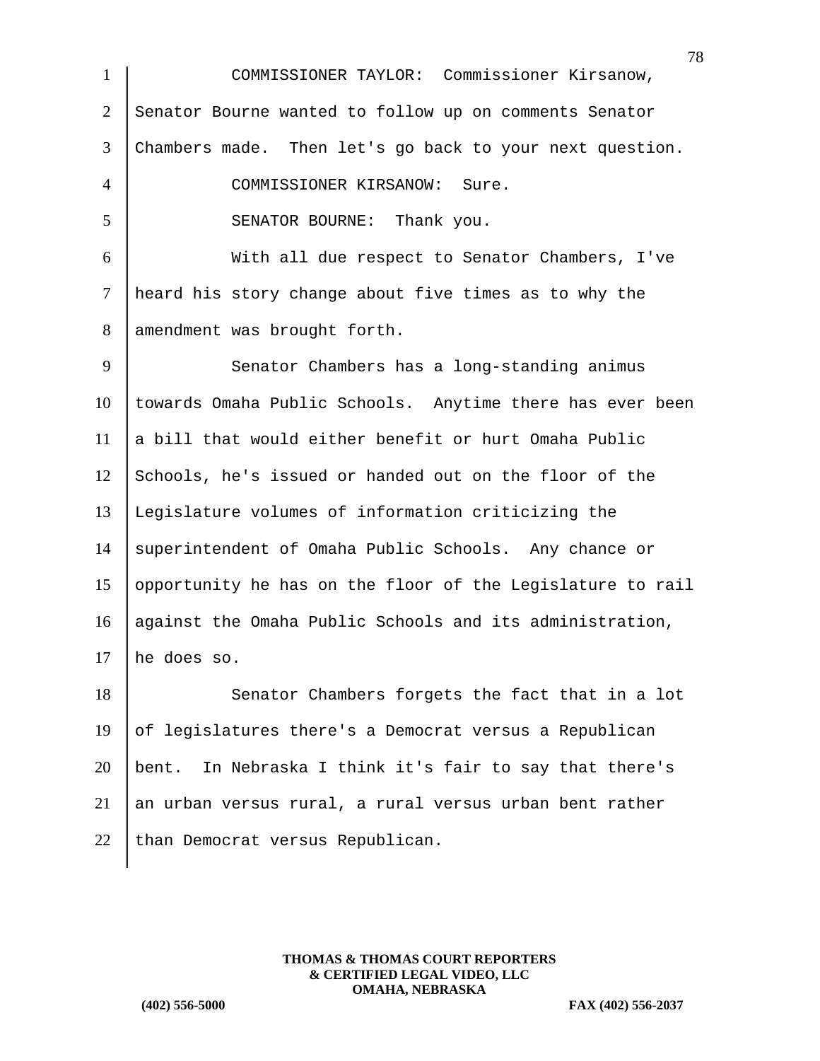COMMISSIONER TAYLOR: Commissioner Kirsanow, Senator Bourne wanted to follow up on comments Senator Chambers made. Then let's go back to your next question.

COMMISSIONER KIRSANOW: Sure.

SENATOR BOURNE: Thank you.

With all due respect to Senator Chambers, I've heard his story change about five times as to why the amendment was brought forth.

Senator Chambers has a long-standing animus towards Omaha Public Schools. Anytime there has ever been a bill that would either benefit or hurt Omaha Public Schools, he's issued or handed out on the floor of the Legislature volumes of information criticizing the superintendent of Omaha Public Schools. Any chance or opportunity he has on the floor of the Legislature to rail against the Omaha Public Schools and its administration, he does so.

Senator Chambers forgets the fact that in a lot of legislatures there's a Democrat versus a Republican bent. In Nebraska I think it's fair to say that there's an urban versus rural, a rural versus urban bent rather than Democrat versus Republican.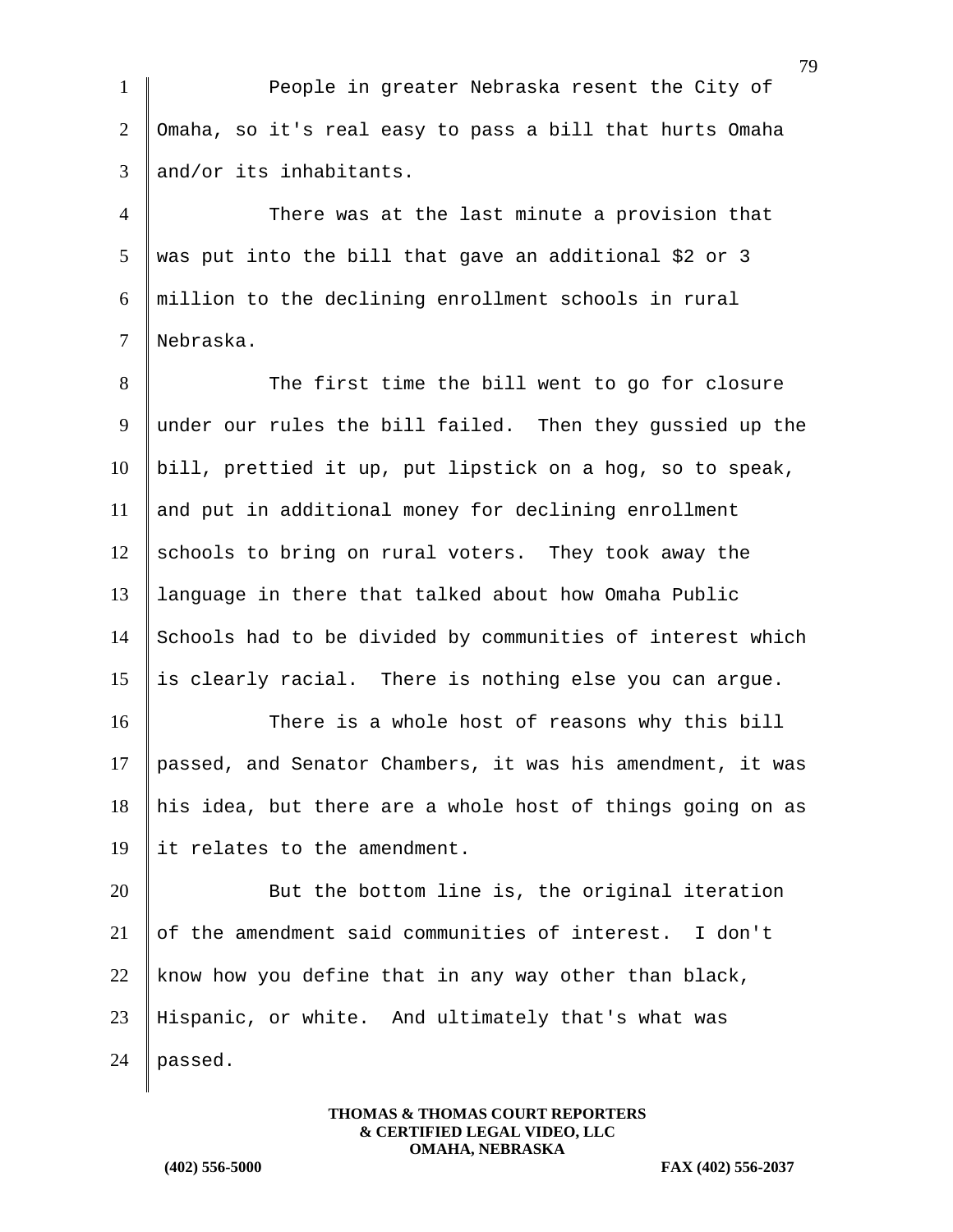People in greater Nebraska resent the City of Omaha, so it's real easy to pass a bill that hurts Omaha and/or its inhabitants.

There was at the last minute a provision that was put into the bill that gave an additional $2 or 3 million to the declining enrollment schools in rural Nebraska.

The first time the bill went to go for closure under our rules the bill failed. Then they gussied up the bill, prettied it up, put lipstick on a hog, so to speak, and put in additional money for declining enrollment schools to bring on rural voters. They took away the language in there that talked about how Omaha Public Schools had to be divided by communities of interest which is clearly racial. There is nothing else you can argue.

There is a whole host of reasons why this bill passed, and Senator Chambers, it was his amendment, it was his idea, but there are a whole host of things going on as it relates to the amendment.

But the bottom line is, the original iteration of the amendment said communities of interest. I don't know how you define that in any way other than black, Hispanic, or white. And ultimately that's what was passed.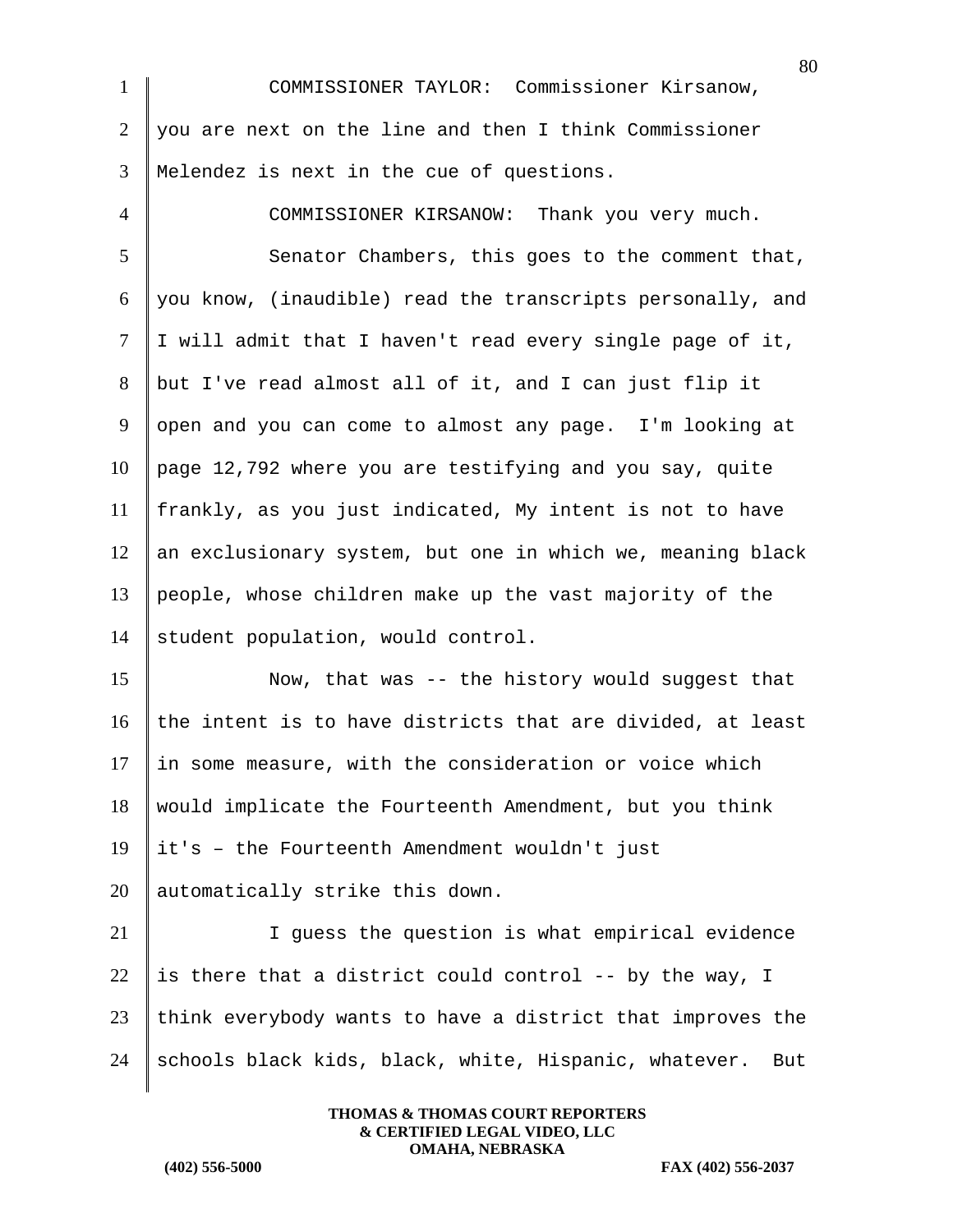COMMISSIONER TAYLOR: Commissioner Kirsanow, you are next on the line and then I think Commissioner Melendez is next in the cue of questions.

COMMISSIONER KIRSANOW: Thank you very much.

Senator Chambers, this goes to the comment that, you know, (inaudible) read the transcripts personally, and I will admit that I haven't read every single page of it, but I've read almost all of it, and I can just flip it open and you can come to almost any page. I'm looking at page 12,792 where you are testifying and you say, quite frankly, as you just indicated, My intent is not to have an exclusionary system, but one in which we, meaning black people, whose children make up the vast majority of the student population, would control.

Now, that was -- the history would suggest that the intent is to have districts that are divided, at least in some measure, with the consideration or voice which would implicate the Fourteenth Amendment, but you think it's – the Fourteenth Amendment wouldn't just automatically strike this down.

I guess the question is what empirical evidence is there that a district could control -- by the way, I think everybody wants to have a district that improves the schools black kids, black, white, Hispanic, whatever. But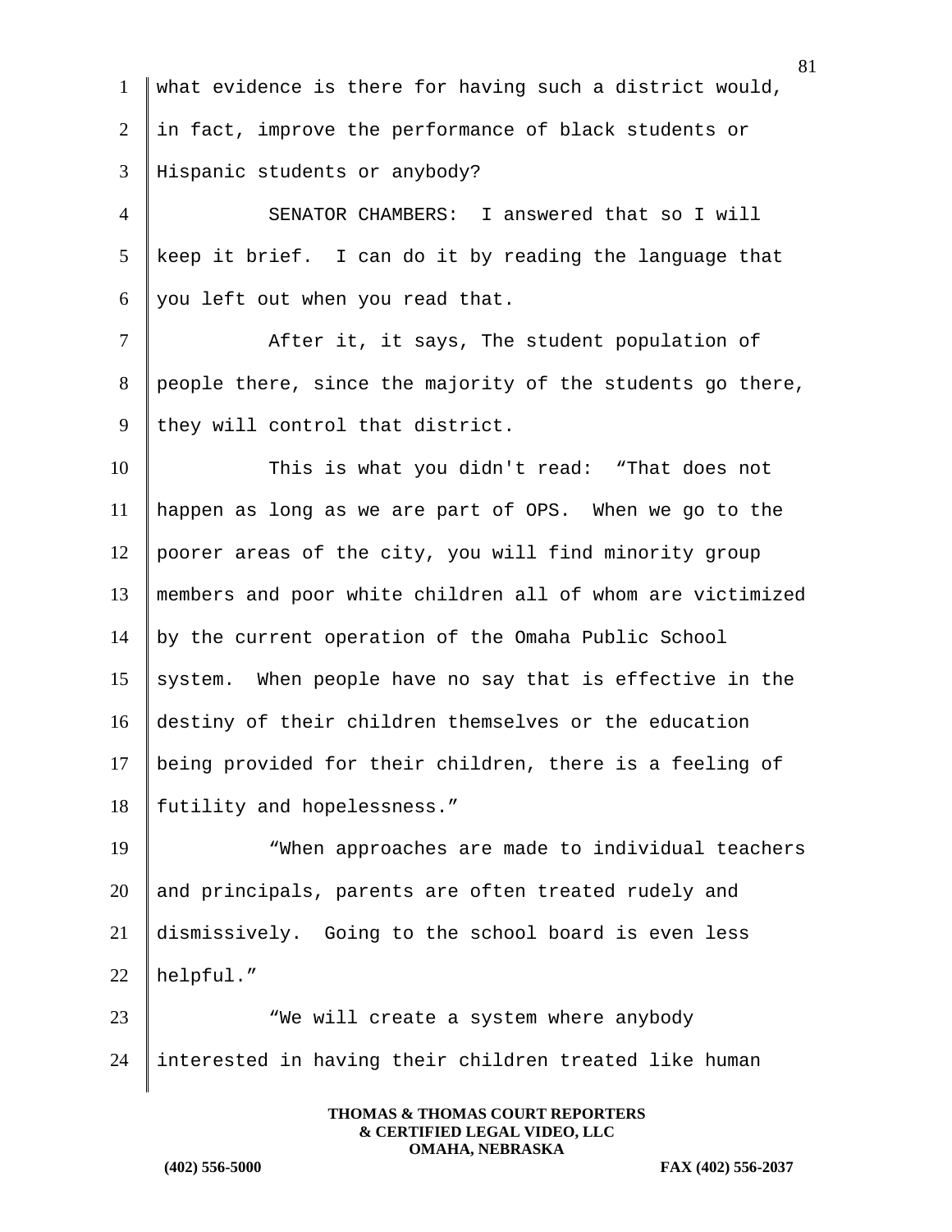what evidence is there for having such a district would, in fact, improve the performance of black students or Hispanic students or anybody?

SENATOR CHAMBERS: I answered that so I will keep it brief. I can do it by reading the language that you left out when you read that.

After it, it says, The student population of people there, since the majority of the students go there, they will control that district.

This is what you didn't read: “That does not happen as long as we are part of OPS. When we go to the poorer areas of the city, you will find minority group members and poor white children all of whom are victimized by the current operation of the Omaha Public School system. When people have no say that is effective in the destiny of their children themselves or the education being provided for their children, there is a feeling of futility and hopelessness.”

“When approaches are made to individual teachers and principals, parents are often treated rudely and dismissively. Going to the school board is even less helpful.”

“We will create a system where anybody interested in having their children treated like human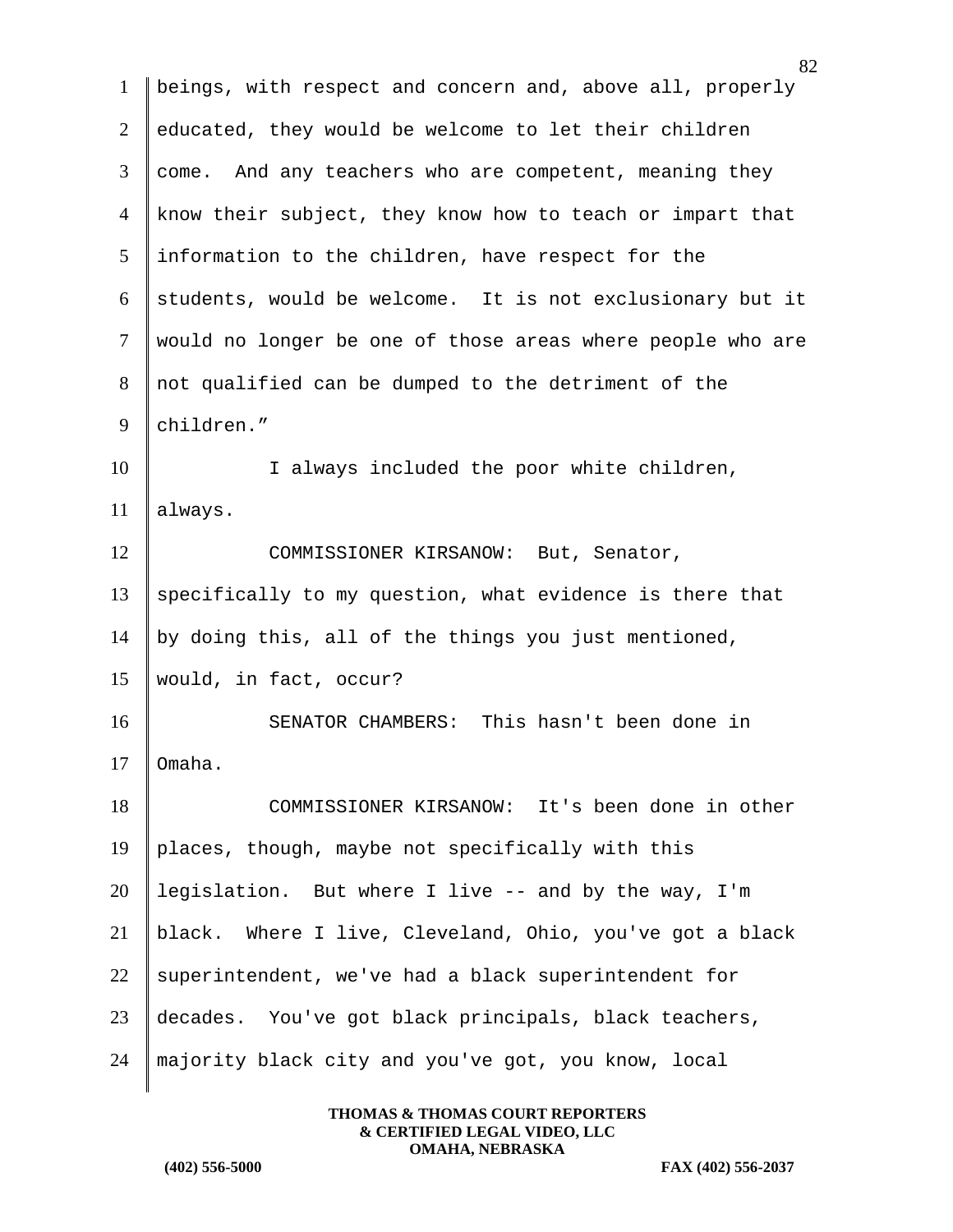beings, with respect and concern and, above all, properly educated, they would be welcome to let their children come. And any teachers who are competent, meaning they know their subject, they know how to teach or impart that information to the children, have respect for the students, would be welcome. It is not exclusionary but it would no longer be one of those areas where people who are not qualified can be dumped to the detriment of the children."

I always included the poor white children, always.

COMMISSIONER KIRSANOW: But, Senator, specifically to my question, what evidence is there that by doing this, all of the things you just mentioned, would, in fact, occur?

SENATOR CHAMBERS: This hasn't been done in Omaha.

COMMISSIONER KIRSANOW: It's been done in other places, though, maybe not specifically with this legislation. But where I live -- and by the way, I'm black. Where I live, Cleveland, Ohio, you've got a black superintendent, we've had a black superintendent for decades. You've got black principals, black teachers, majority black city and you've got, you know, local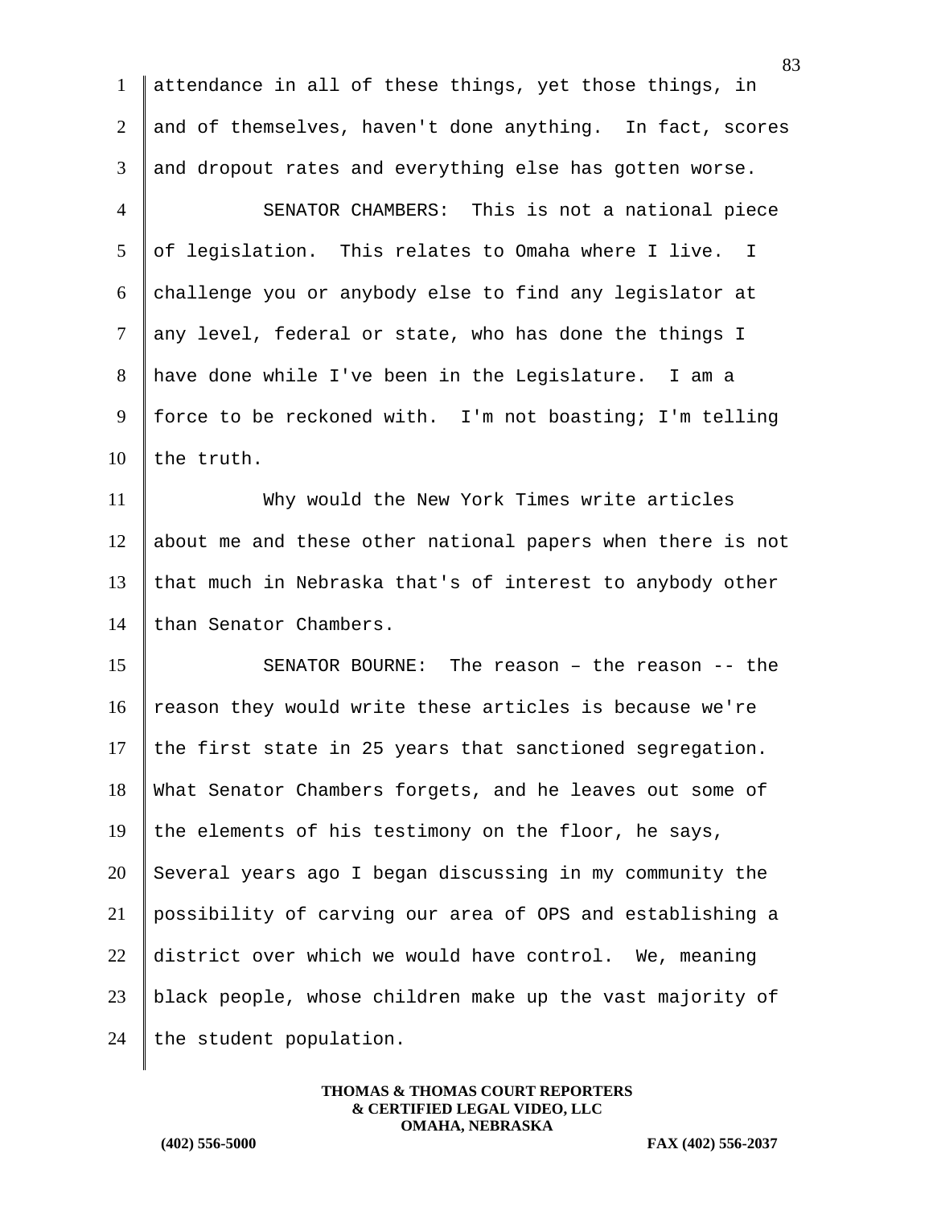attendance in all of these things, yet those things, in and of themselves, haven't done anything. In fact, scores and dropout rates and everything else has gotten worse.

SENATOR CHAMBERS: This is not a national piece of legislation. This relates to Omaha where I live. I challenge you or anybody else to find any legislator at any level, federal or state, who has done the things I have done while I've been in the Legislature. I am a force to be reckoned with. I'm not boasting; I'm telling the truth.

Why would the New York Times write articles about me and these other national papers when there is not that much in Nebraska that's of interest to anybody other than Senator Chambers.

SENATOR BOURNE: The reason – the reason -- the reason they would write these articles is because we're the first state in 25 years that sanctioned segregation. What Senator Chambers forgets, and he leaves out some of the elements of his testimony on the floor, he says, Several years ago I began discussing in my community the possibility of carving our area of OPS and establishing a district over which we would have control. We, meaning black people, whose children make up the vast majority of the student population.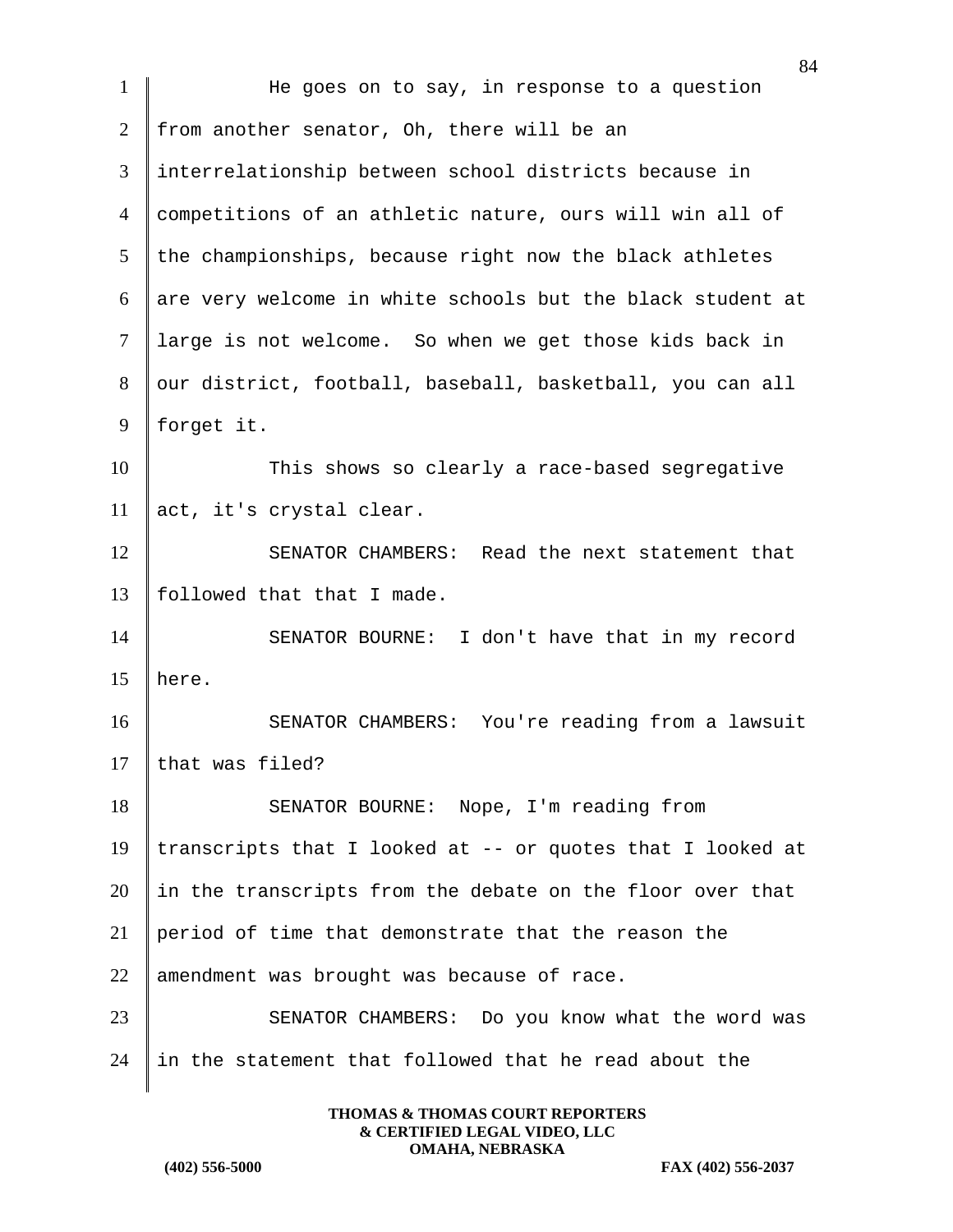He goes on to say, in response to a question from another senator, Oh, there will be an interrelationship between school districts because in competitions of an athletic nature, ours will win all of the championships, because right now the black athletes are very welcome in white schools but the black student at large is not welcome. So when we get those kids back in our district, football, baseball, basketball, you can all forget it.

This shows so clearly a race-based segregative act, it's crystal clear.

SENATOR CHAMBERS: Read the next statement that followed that that I made.

SENATOR BOURNE: I don't have that in my record here.

SENATOR CHAMBERS: You're reading from a lawsuit that was filed?

SENATOR BOURNE: Nope, I'm reading from transcripts that I looked at -- or quotes that I looked at in the transcripts from the debate on the floor over that period of time that demonstrate that the reason the amendment was brought was because of race.

SENATOR CHAMBERS: Do you know what the word was in the statement that followed that he read about the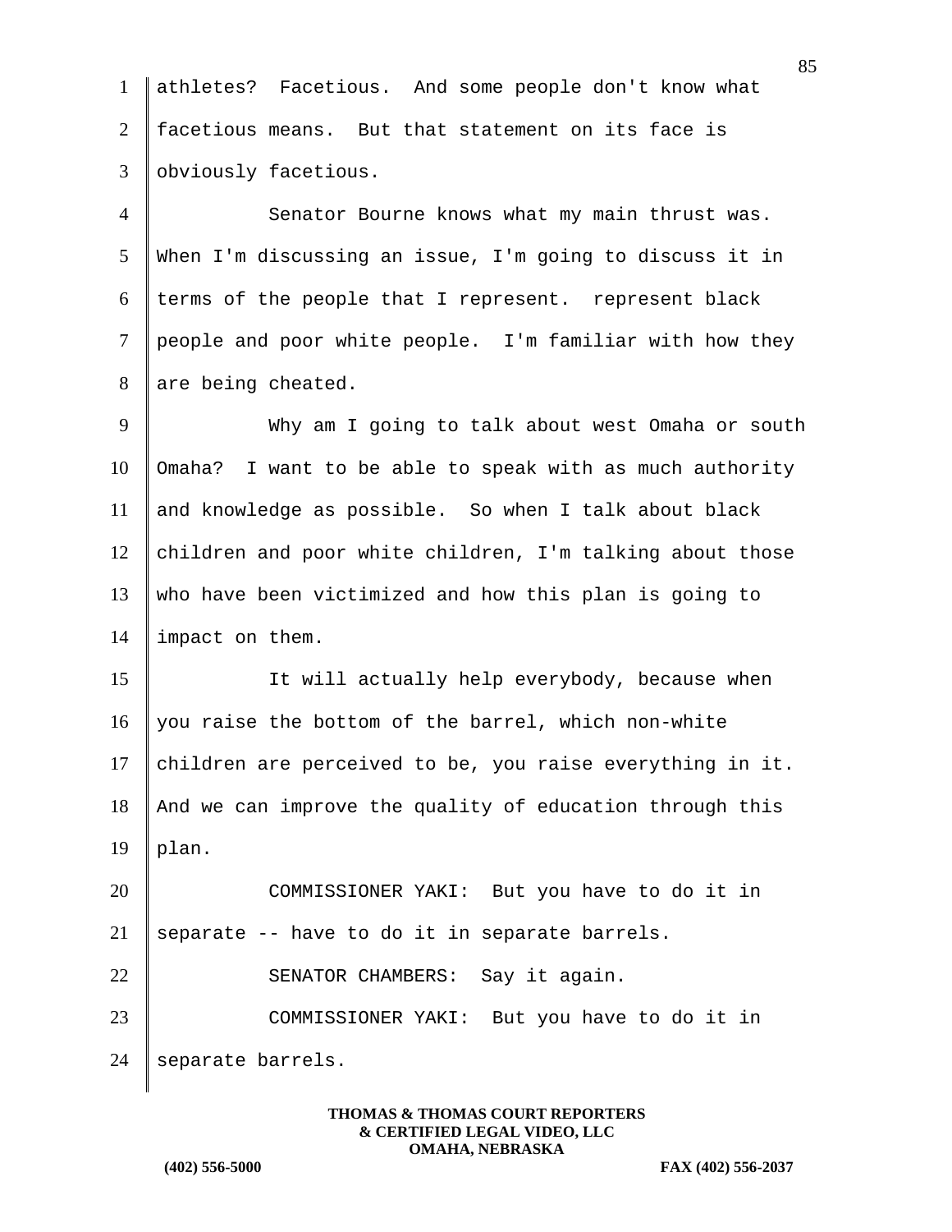athletes? Facetious. And some people don't know what facetious means. But that statement on its face is obviously facetious.

Senator Bourne knows what my main thrust was. When I'm discussing an issue, I'm going to discuss it in terms of the people that I represent. represent black people and poor white people. I'm familiar with how they are being cheated.

Why am I going to talk about west Omaha or south Omaha? I want to be able to speak with as much authority and knowledge as possible. So when I talk about black children and poor white children, I'm talking about those who have been victimized and how this plan is going to impact on them.

It will actually help everybody, because when you raise the bottom of the barrel, which non-white children are perceived to be, you raise everything in it. And we can improve the quality of education through this plan.

COMMISSIONER YAKI: But you have to do it in separate -- have to do it in separate barrels.

SENATOR CHAMBERS: Say it again.

COMMISSIONER YAKI: But you have to do it in separate barrels.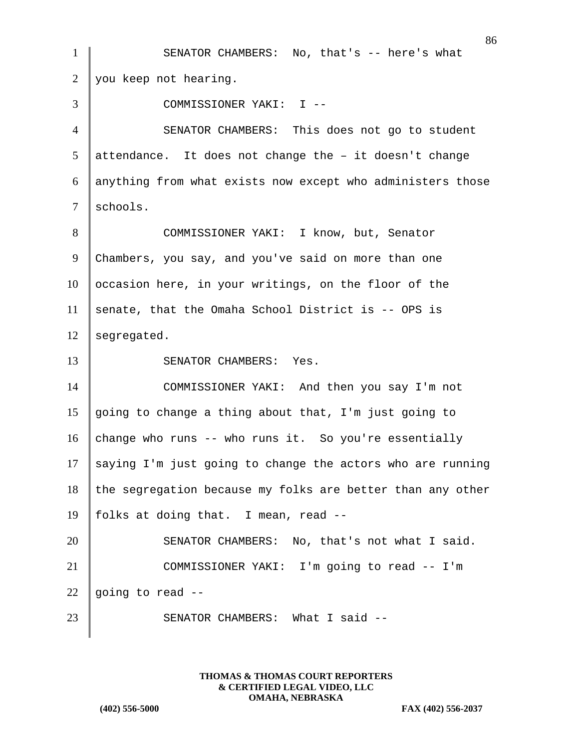SENATOR CHAMBERS: No, that's -- here's what you keep not hearing.

COMMISSIONER YAKI: I --

SENATOR CHAMBERS: This does not go to student attendance. It does not change the – it doesn't change anything from what exists now except who administers those schools.

COMMISSIONER YAKI: I know, but, Senator Chambers, you say, and you've said on more than one occasion here, in your writings, on the floor of the senate, that the Omaha School District is -- OPS is segregated.

SENATOR CHAMBERS: Yes.

COMMISSIONER YAKI: And then you say I'm not going to change a thing about that, I'm just going to change who runs -- who runs it. So you're essentially saying I'm just going to change the actors who are running the segregation because my folks are better than any other folks at doing that. I mean, read --

SENATOR CHAMBERS: No, that's not what I said.

COMMISSIONER YAKI: I'm going to read -- I'm going to read --

SENATOR CHAMBERS: What I said --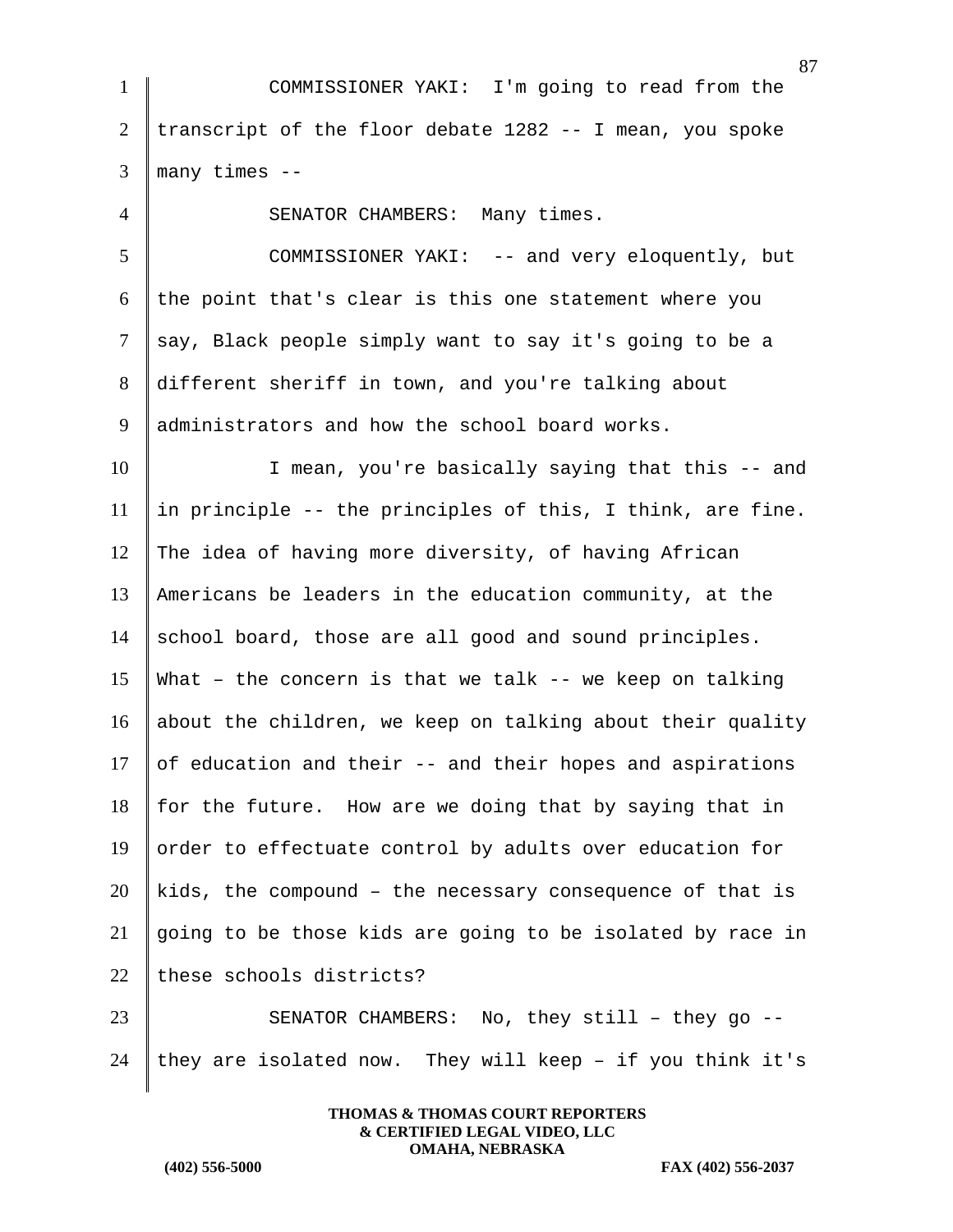COMMISSIONER YAKI: I'm going to read from the transcript of the floor debate 1282 -- I mean, you spoke many times --

SENATOR CHAMBERS: Many times.

COMMISSIONER YAKI: -- and very eloquently, but the point that's clear is this one statement where you say, Black people simply want to say it's going to be a different sheriff in town, and you're talking about administrators and how the school board works.

I mean, you're basically saying that this -- and in principle -- the principles of this, I think, are fine. The idea of having more diversity, of having African Americans be leaders in the education community, at the school board, those are all good and sound principles. What – the concern is that we talk -- we keep on talking about the children, we keep on talking about their quality of education and their -- and their hopes and aspirations for the future. How are we doing that by saying that in order to effectuate control by adults over education for kids, the compound – the necessary consequence of that is going to be those kids are going to be isolated by race in these schools districts?

SENATOR CHAMBERS: No, they still – they go -- they are isolated now. They will keep – if you think it's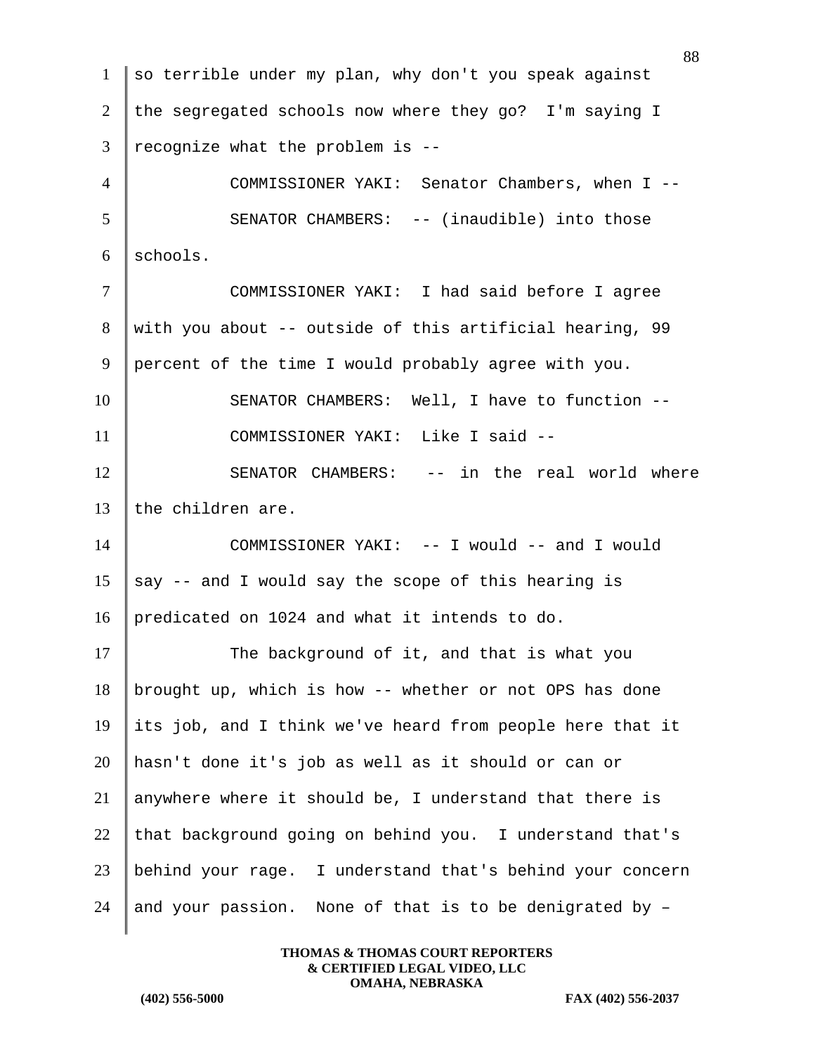so terrible under my plan, why don't you speak against the segregated schools now where they go? I'm saying I recognize what the problem is --

COMMISSIONER YAKI: Senator Chambers, when I --

SENATOR CHAMBERS: -- (inaudible) into those schools.

COMMISSIONER YAKI: I had said before I agree with you about -- outside of this artificial hearing, 99 percent of the time I would probably agree with you.

SENATOR CHAMBERS: Well, I have to function --

COMMISSIONER YAKI: Like I said --

SENATOR CHAMBERS: -- in the real world where the children are.

COMMISSIONER YAKI: -- I would -- and I would say -- and I would say the scope of this hearing is predicated on 1024 and what it intends to do.

The background of it, and that is what you brought up, which is how -- whether or not OPS has done its job, and I think we've heard from people here that it hasn't done it's job as well as it should or can or anywhere where it should be, I understand that there is that background going on behind you. I understand that's behind your rage. I understand that's behind your concern and your passion. None of that is to be denigrated by –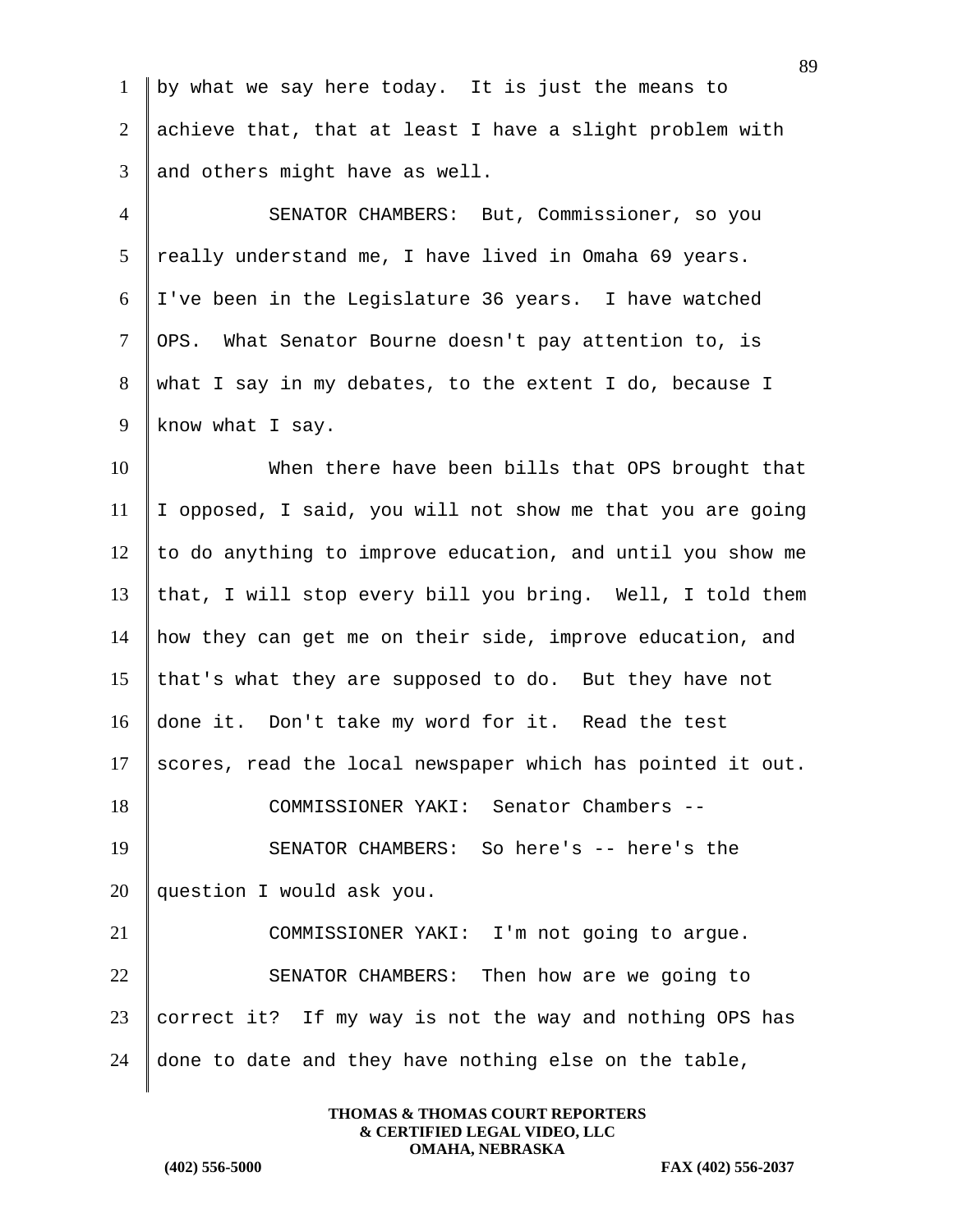by what we say here today. It is just the means to achieve that, that at least I have a slight problem with and others might have as well.

SENATOR CHAMBERS: But, Commissioner, so you really understand me, I have lived in Omaha 69 years. I've been in the Legislature 36 years. I have watched OPS. What Senator Bourne doesn't pay attention to, is what I say in my debates, to the extent I do, because I know what I say.

When there have been bills that OPS brought that I opposed, I said, you will not show me that you are going to do anything to improve education, and until you show me that, I will stop every bill you bring. Well, I told them how they can get me on their side, improve education, and that's what they are supposed to do. But they have not done it. Don't take my word for it. Read the test scores, read the local newspaper which has pointed it out.

COMMISSIONER YAKI: Senator Chambers --

SENATOR CHAMBERS: So here's -- here's the question I would ask you.

COMMISSIONER YAKI: I'm not going to argue.

SENATOR CHAMBERS: Then how are we going to correct it? If my way is not the way and nothing OPS has done to date and they have nothing else on the table,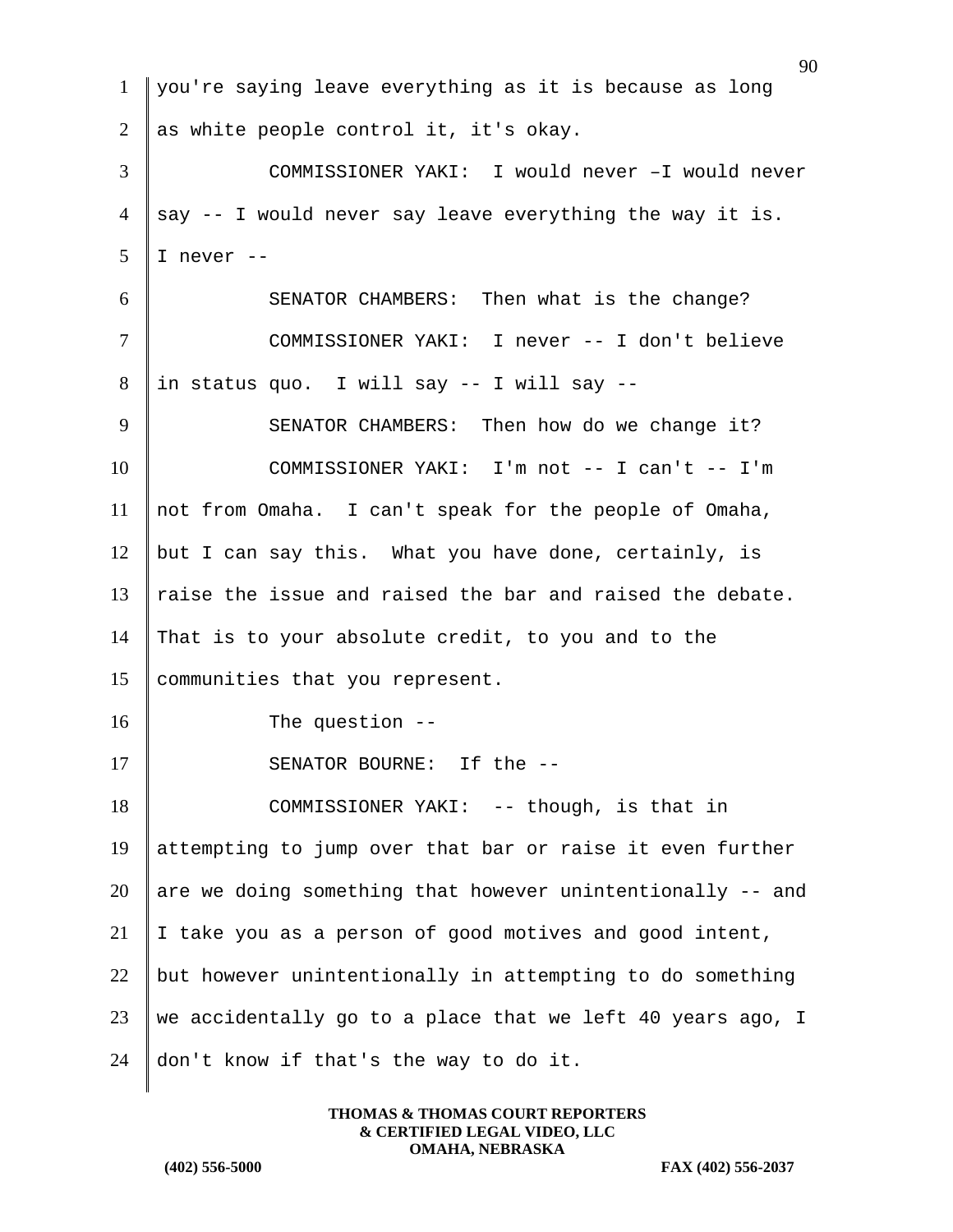you're saying leave everything as it is because as long as white people control it, it's okay.

COMMISSIONER YAKI: I would never –I would never say -- I would never say leave everything the way it is. I never --

SENATOR CHAMBERS: Then what is the change?

COMMISSIONER YAKI: I never -- I don't believe in status quo. I will say -- I will say --

SENATOR CHAMBERS: Then how do we change it?

COMMISSIONER YAKI: I'm not -- I can't -- I'm not from Omaha. I can't speak for the people of Omaha, but I can say this. What you have done, certainly, is raise the issue and raised the bar and raised the debate. That is to your absolute credit, to you and to the communities that you represent.

The question --

SENATOR BOURNE: If the --

COMMISSIONER YAKI: -- though, is that in attempting to jump over that bar or raise it even further are we doing something that however unintentionally -- and I take you as a person of good motives and good intent, but however unintentionally in attempting to do something we accidentally go to a place that we left 40 years ago, I don't know if that's the way to do it.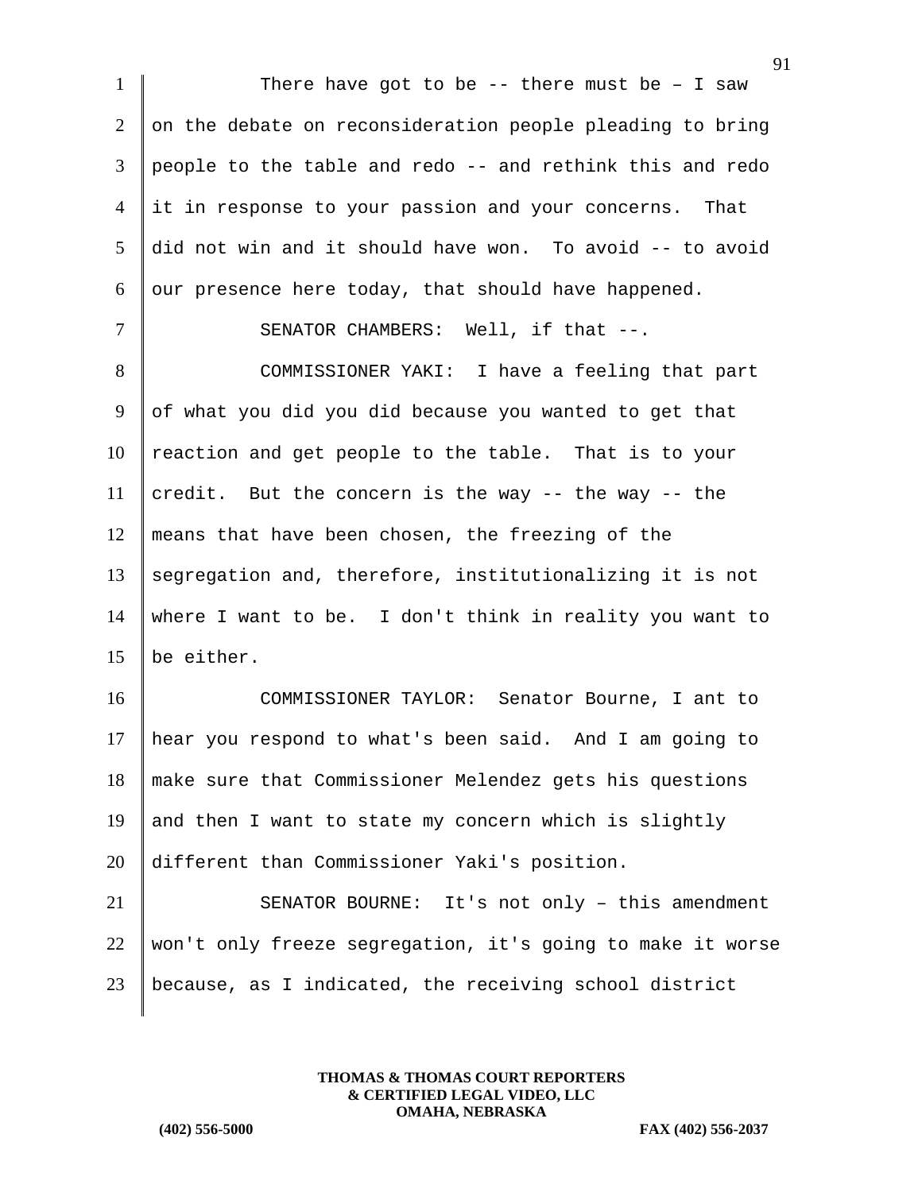There have got to be -- there must be – I saw on the debate on reconsideration people pleading to bring people to the table and redo -- and rethink this and redo it in response to your passion and your concerns. That did not win and it should have won. To avoid -- to avoid our presence here today, that should have happened.

SENATOR CHAMBERS: Well, if that --.

COMMISSIONER YAKI: I have a feeling that part of what you did you did because you wanted to get that reaction and get people to the table. That is to your credit. But the concern is the way -- the way -- the means that have been chosen, the freezing of the segregation and, therefore, institutionalizing it is not where I want to be. I don't think in reality you want to be either.

COMMISSIONER TAYLOR: Senator Bourne, I ant to hear you respond to what's been said. And I am going to make sure that Commissioner Melendez gets his questions and then I want to state my concern which is slightly different than Commissioner Yaki's position.

SENATOR BOURNE: It's not only – this amendment won't only freeze segregation, it's going to make it worse because, as I indicated, the receiving school district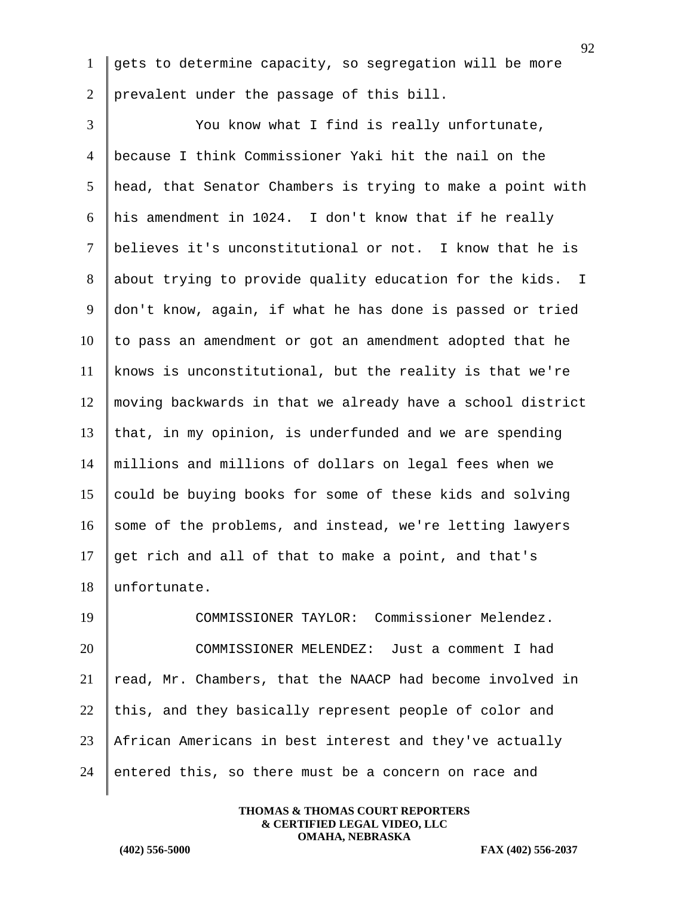gets to determine capacity, so segregation will be more prevalent under the passage of this bill.

You know what I find is really unfortunate, because I think Commissioner Yaki hit the nail on the head, that Senator Chambers is trying to make a point with his amendment in 1024. I don't know that if he really believes it's unconstitutional or not. I know that he is about trying to provide quality education for the kids. I don't know, again, if what he has done is passed or tried to pass an amendment or got an amendment adopted that he knows is unconstitutional, but the reality is that we're moving backwards in that we already have a school district that, in my opinion, is underfunded and we are spending millions and millions of dollars on legal fees when we could be buying books for some of these kids and solving some of the problems, and instead, we're letting lawyers get rich and all of that to make a point, and that's unfortunate.

COMMISSIONER TAYLOR: Commissioner Melendez.

COMMISSIONER MELENDEZ: Just a comment I had read, Mr. Chambers, that the NAACP had become involved in this, and they basically represent people of color and African Americans in best interest and they've actually entered this, so there must be a concern on race and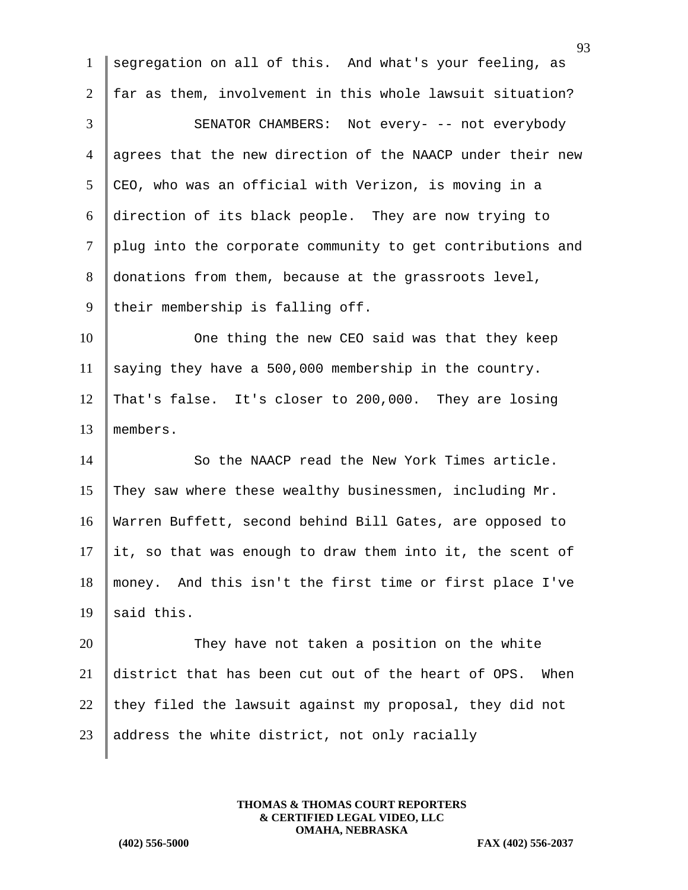segregation on all of this. And what's your feeling, as far as them, involvement in this whole lawsuit situation?

SENATOR CHAMBERS: Not every- -- not everybody agrees that the new direction of the NAACP under their new CEO, who was an official with Verizon, is moving in a direction of its black people. They are now trying to plug into the corporate community to get contributions and donations from them, because at the grassroots level, their membership is falling off.

One thing the new CEO said was that they keep saying they have a 500,000 membership in the country. That's false. It's closer to 200,000. They are losing members.

So the NAACP read the New York Times article. They saw where these wealthy businessmen, including Mr. Warren Buffett, second behind Bill Gates, are opposed to it, so that was enough to draw them into it, the scent of money. And this isn't the first time or first place I've said this.

They have not taken a position on the white district that has been cut out of the heart of OPS. When they filed the lawsuit against my proposal, they did not address the white district, not only racially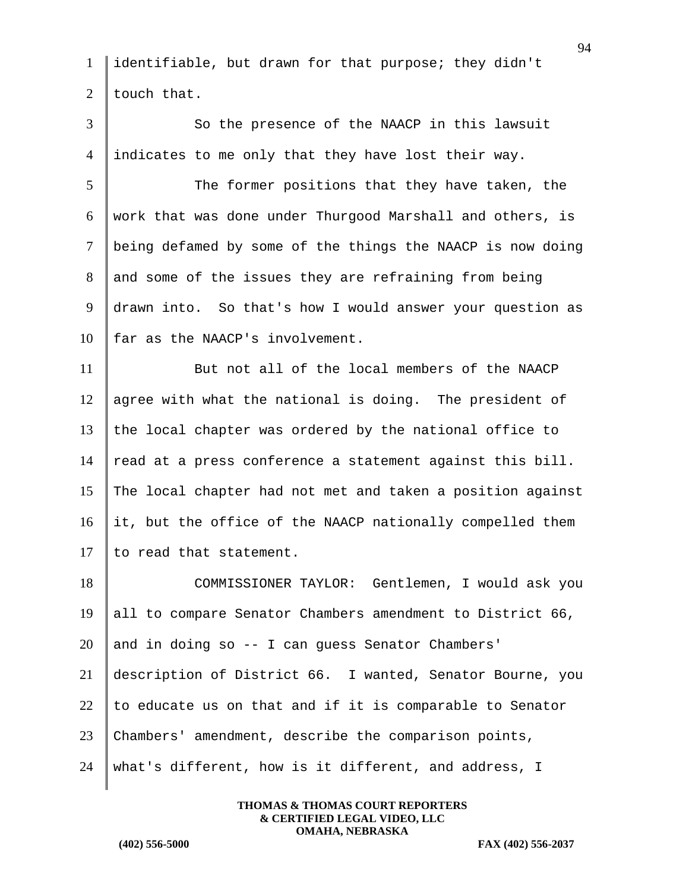identifiable, but drawn for that purpose; they didn't touch that.

So the presence of the NAACP in this lawsuit indicates to me only that they have lost their way.

The former positions that they have taken, the work that was done under Thurgood Marshall and others, is being defamed by some of the things the NAACP is now doing and some of the issues they are refraining from being drawn into. So that's how I would answer your question as far as the NAACP's involvement.

But not all of the local members of the NAACP agree with what the national is doing. The president of the local chapter was ordered by the national office to read at a press conference a statement against this bill. The local chapter had not met and taken a position against it, but the office of the NAACP nationally compelled them to read that statement.

COMMISSIONER TAYLOR: Gentlemen, I would ask you all to compare Senator Chambers amendment to District 66, and in doing so -- I can guess Senator Chambers' description of District 66. I wanted, Senator Bourne, you to educate us on that and if it is comparable to Senator Chambers' amendment, describe the comparison points, what's different, how is it different, and address, I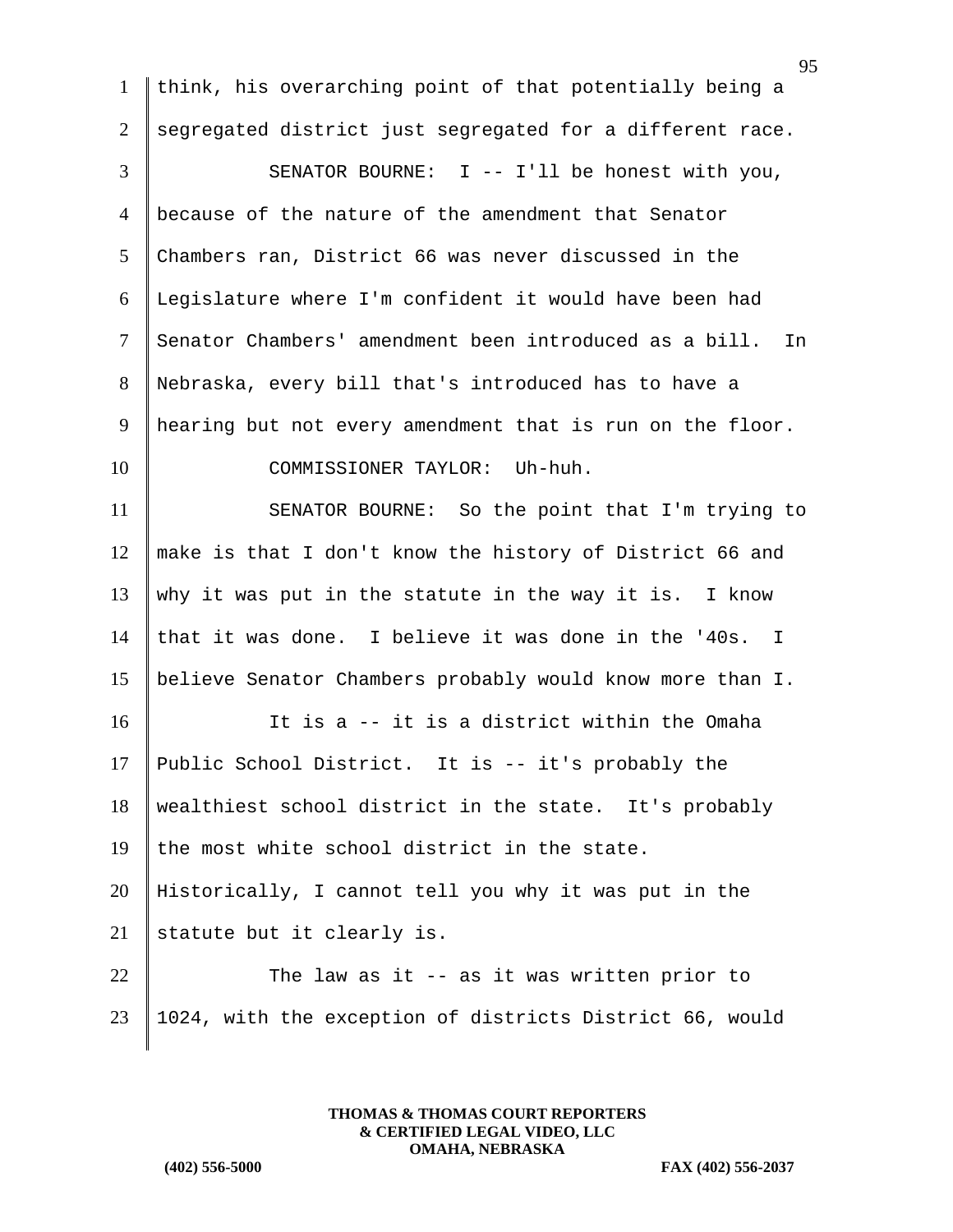think, his overarching point of that potentially being a segregated district just segregated for a different race.

SENATOR BOURNE: I -- I'll be honest with you, because of the nature of the amendment that Senator Chambers ran, District 66 was never discussed in the Legislature where I'm confident it would have been had Senator Chambers' amendment been introduced as a bill. In Nebraska, every bill that's introduced has to have a hearing but not every amendment that is run on the floor.

COMMISSIONER TAYLOR: Uh-huh.

SENATOR BOURNE: So the point that I'm trying to make is that I don't know the history of District 66 and why it was put in the statute in the way it is. I know that it was done. I believe it was done in the '40s. I believe Senator Chambers probably would know more than I.

It is a -- it is a district within the Omaha Public School District. It is -- it's probably the wealthiest school district in the state. It's probably the most white school district in the state. Historically, I cannot tell you why it was put in the statute but it clearly is.

The law as it -- as it was written prior to 1024, with the exception of districts District 66, would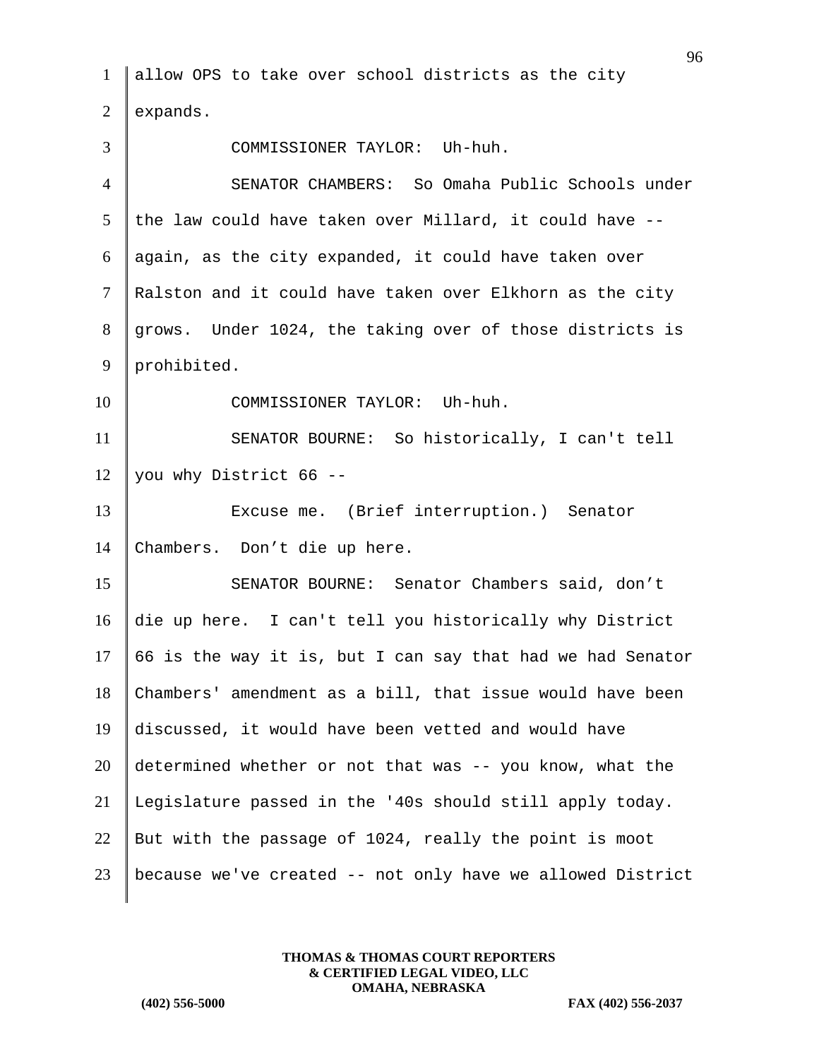allow OPS to take over school districts as the city expands.

COMMISSIONER TAYLOR: Uh-huh.

SENATOR CHAMBERS: So Omaha Public Schools under the law could have taken over Millard, it could have -- again, as the city expanded, it could have taken over Ralston and it could have taken over Elkhorn as the city grows. Under 1024, the taking over of those districts is prohibited.

COMMISSIONER TAYLOR: Uh-huh.

SENATOR BOURNE: So historically, I can't tell you why District 66 --

Excuse me. (Brief interruption.) Senator Chambers. Don't die up here.

SENATOR BOURNE: Senator Chambers said, don't die up here. I can't tell you historically why District 66 is the way it is, but I can say that had we had Senator Chambers' amendment as a bill, that issue would have been discussed, it would have been vetted and would have determined whether or not that was -- you know, what the Legislature passed in the '40s should still apply today. But with the passage of 1024, really the point is moot because we've created -- not only have we allowed District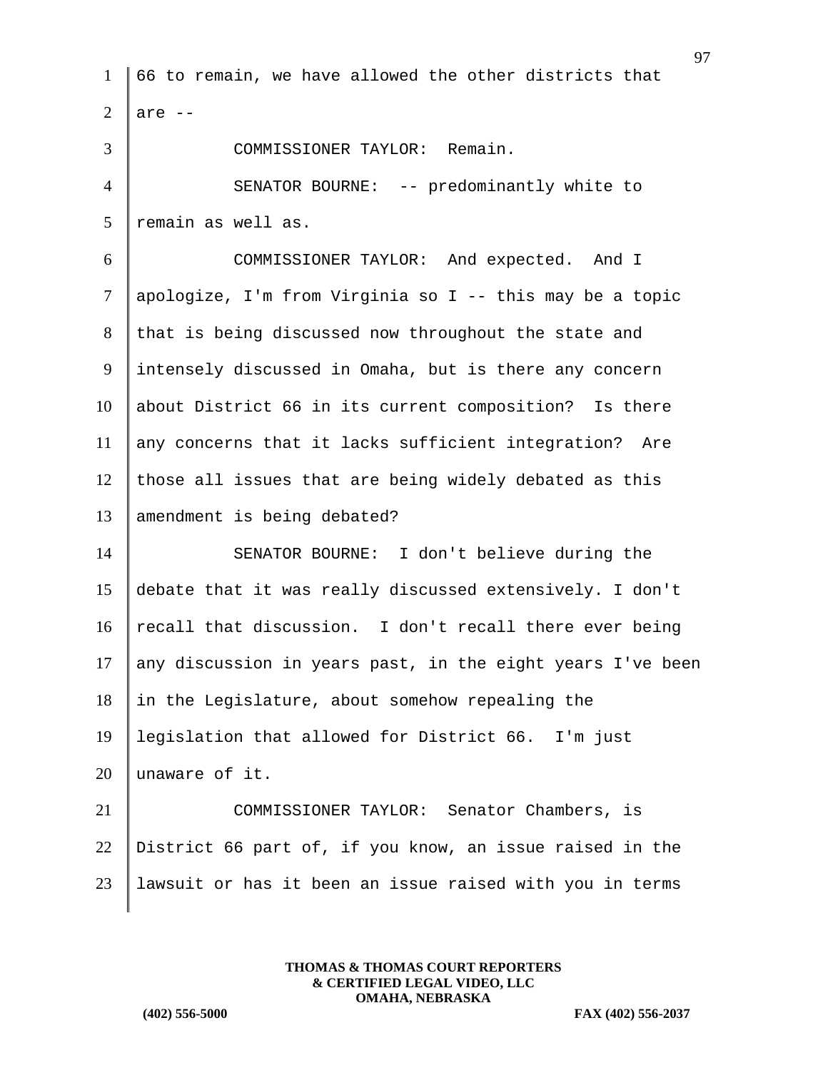66 to remain, we have allowed the other districts that are --

COMMISSIONER TAYLOR: Remain.

SENATOR BOURNE: -- predominantly white to remain as well as.

COMMISSIONER TAYLOR: And expected. And I apologize, I'm from Virginia so I -- this may be a topic that is being discussed now throughout the state and intensely discussed in Omaha, but is there any concern about District 66 in its current composition? Is there any concerns that it lacks sufficient integration? Are those all issues that are being widely debated as this amendment is being debated?

SENATOR BOURNE: I don't believe during the debate that it was really discussed extensively. I don't recall that discussion. I don't recall there ever being any discussion in years past, in the eight years I've been in the Legislature, about somehow repealing the legislation that allowed for District 66. I'm just unaware of it.

COMMISSIONER TAYLOR: Senator Chambers, is District 66 part of, if you know, an issue raised in the lawsuit or has it been an issue raised with you in terms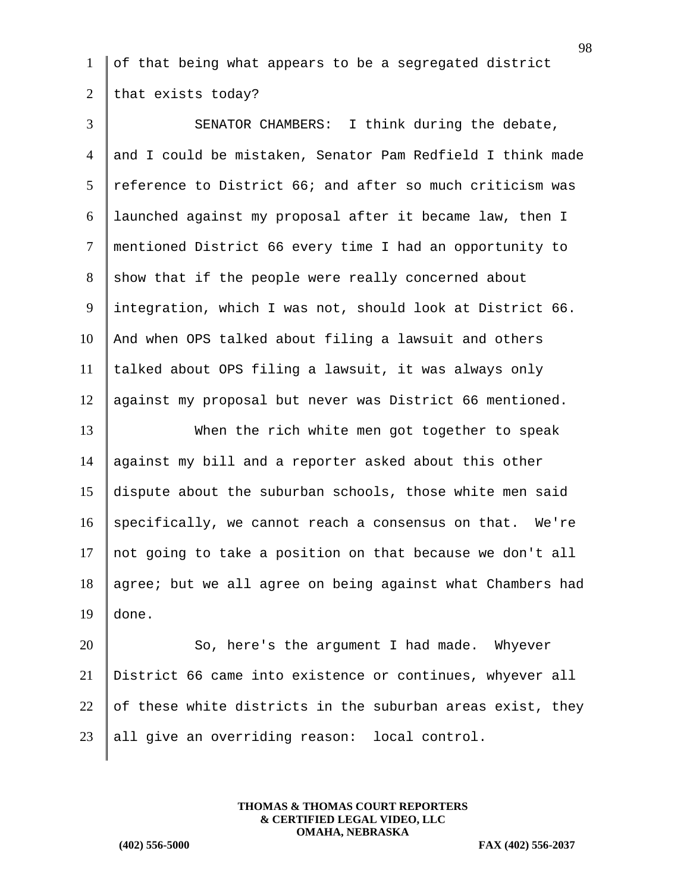of that being what appears to be a segregated district that exists today?

SENATOR CHAMBERS: I think during the debate, and I could be mistaken, Senator Pam Redfield I think made reference to District 66; and after so much criticism was launched against my proposal after it became law, then I mentioned District 66 every time I had an opportunity to show that if the people were really concerned about integration, which I was not, should look at District 66. And when OPS talked about filing a lawsuit and others talked about OPS filing a lawsuit, it was always only against my proposal but never was District 66 mentioned.

When the rich white men got together to speak against my bill and a reporter asked about this other dispute about the suburban schools, those white men said specifically, we cannot reach a consensus on that. We're not going to take a position on that because we don't all agree; but we all agree on being against what Chambers had done.

So, here's the argument I had made. Whyever District 66 came into existence or continues, whyever all of these white districts in the suburban areas exist, they all give an overriding reason: local control.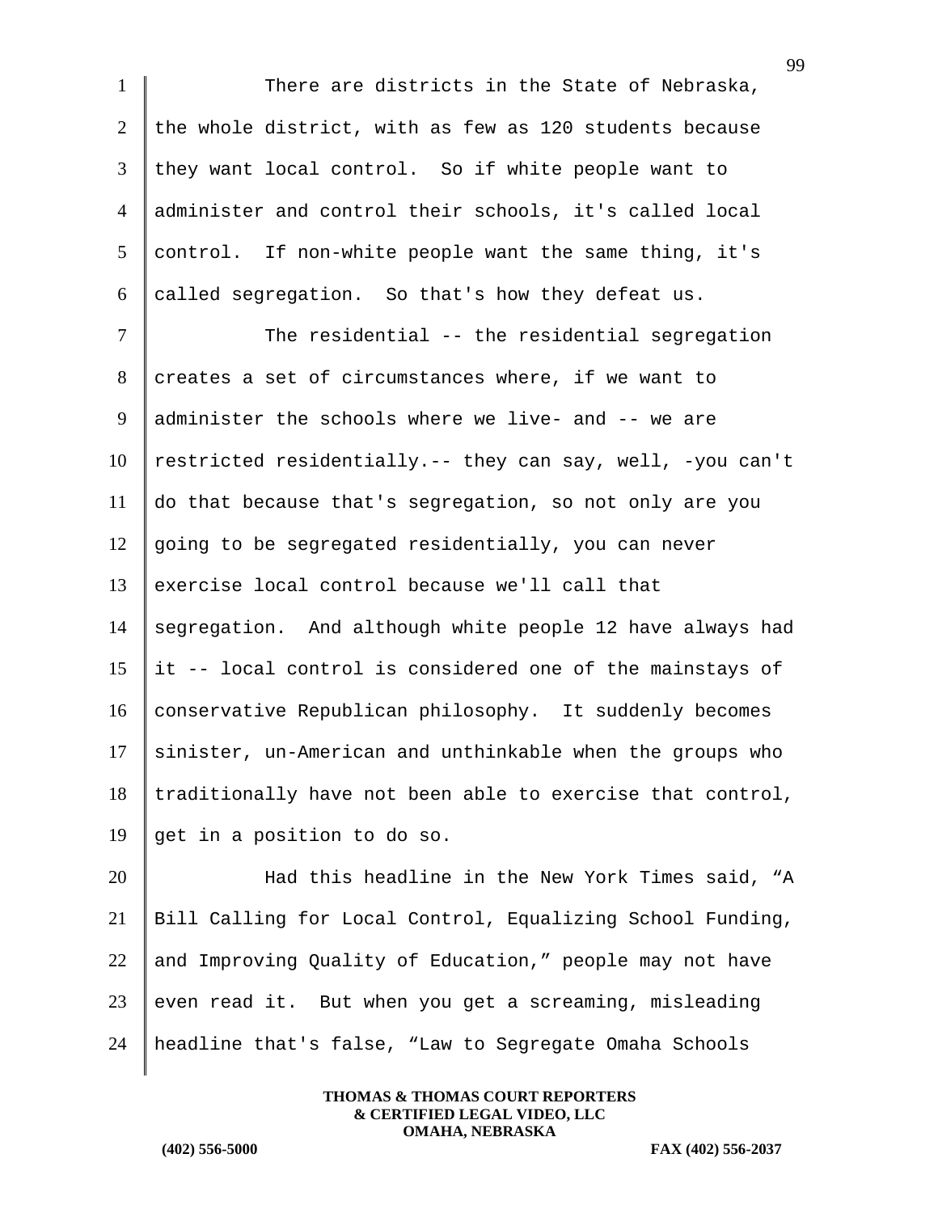There are districts in the State of Nebraska, the whole district, with as few as 120 students because they want local control. So if white people want to administer and control their schools, it's called local control. If non-white people want the same thing, it's called segregation. So that's how they defeat us.

The residential -- the residential segregation creates a set of circumstances where, if we want to administer the schools where we live- and -- we are restricted residentially.-- they can say, well, -you can't do that because that's segregation, so not only are you going to be segregated residentially, you can never exercise local control because we'll call that segregation. And although white people 12 have always had it -- local control is considered one of the mainstays of conservative Republican philosophy. It suddenly becomes sinister, un-American and unthinkable when the groups who traditionally have not been able to exercise that control, get in a position to do so.

Had this headline in the New York Times said, "A Bill Calling for Local Control, Equalizing School Funding, and Improving Quality of Education," people may not have even read it. But when you get a screaming, misleading headline that's false, "Law to Segregate Omaha Schools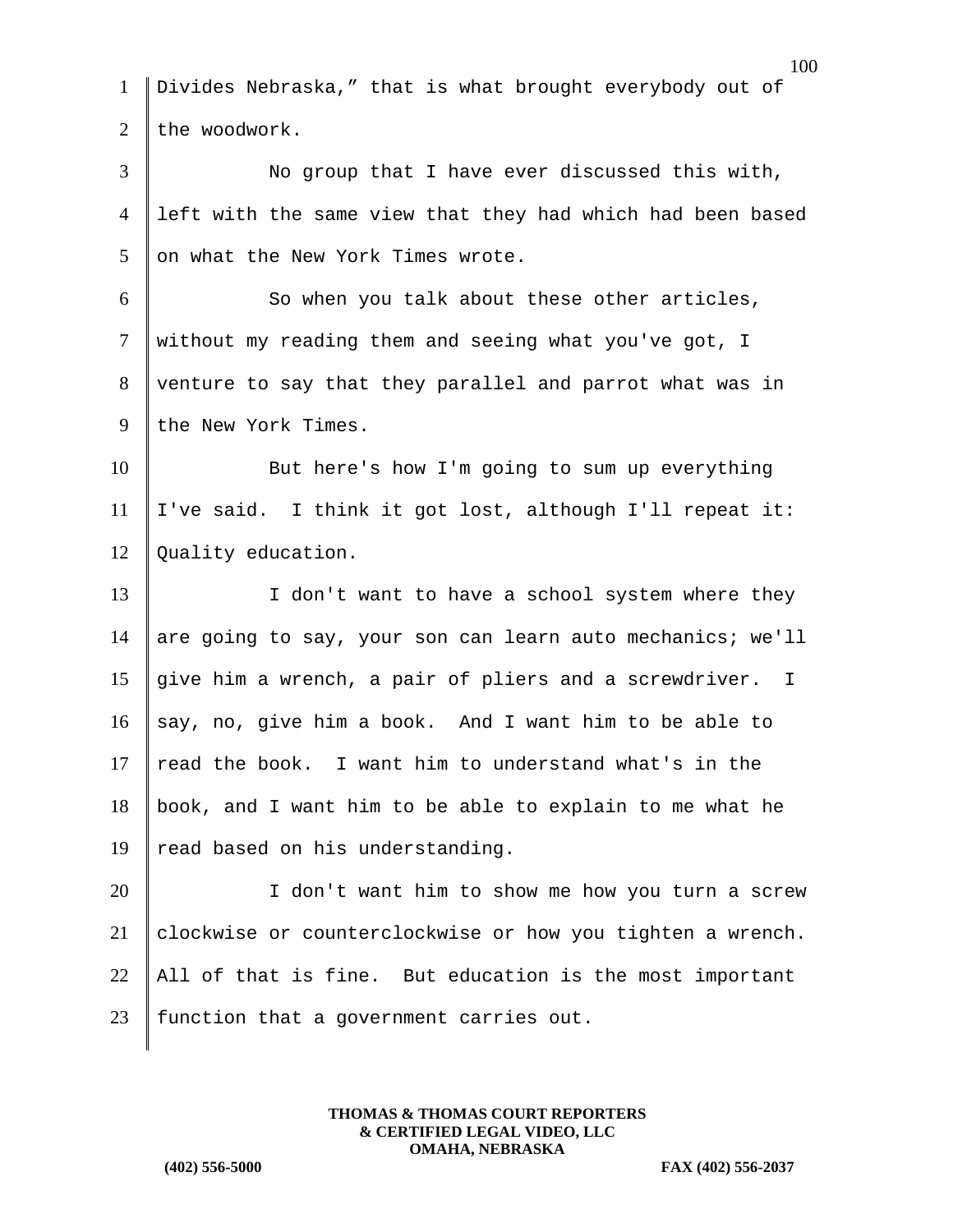Divides Nebraska," that is what brought everybody out of the woodwork.

No group that I have ever discussed this with, left with the same view that they had which had been based on what the New York Times wrote.

So when you talk about these other articles, without my reading them and seeing what you've got, I venture to say that they parallel and parrot what was in the New York Times.

But here's how I'm going to sum up everything I've said. I think it got lost, although I'll repeat it: Quality education.

I don't want to have a school system where they are going to say, your son can learn auto mechanics; we'll give him a wrench, a pair of pliers and a screwdriver. I say, no, give him a book. And I want him to be able to read the book. I want him to understand what's in the book, and I want him to be able to explain to me what he read based on his understanding.

I don't want him to show me how you turn a screw clockwise or counterclockwise or how you tighten a wrench. All of that is fine. But education is the most important function that a government carries out.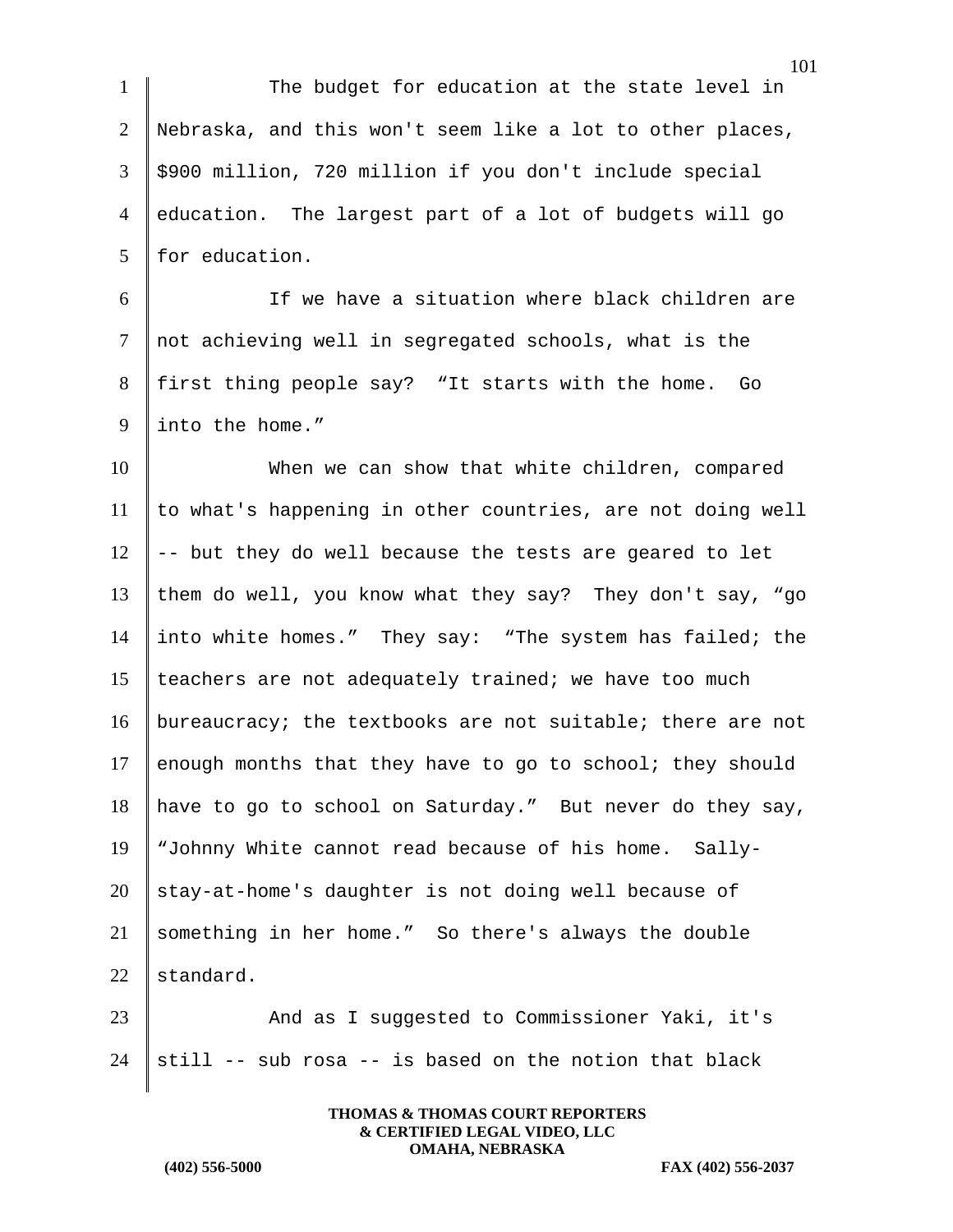The budget for education at the state level in Nebraska, and this won't seem like a lot to other places, $900 million, 720 million if you don't include special education. The largest part of a lot of budgets will go for education.

If we have a situation where black children are not achieving well in segregated schools, what is the first thing people say? “It starts with the home. Go into the home.”

When we can show that white children, compared to what's happening in other countries, are not doing well -- but they do well because the tests are geared to let them do well, you know what they say? They don't say, “go into white homes.” They say: “The system has failed; the teachers are not adequately trained; we have too much bureaucracy; the textbooks are not suitable; there are not enough months that they have to go to school; they should have to go to school on Saturday.” But never do they say, “Johnny White cannot read because of his home. Sally-stay-at-home's daughter is not doing well because of something in her home.” So there's always the double standard.

And as I suggested to Commissioner Yaki, it's still -- sub rosa -- is based on the notion that black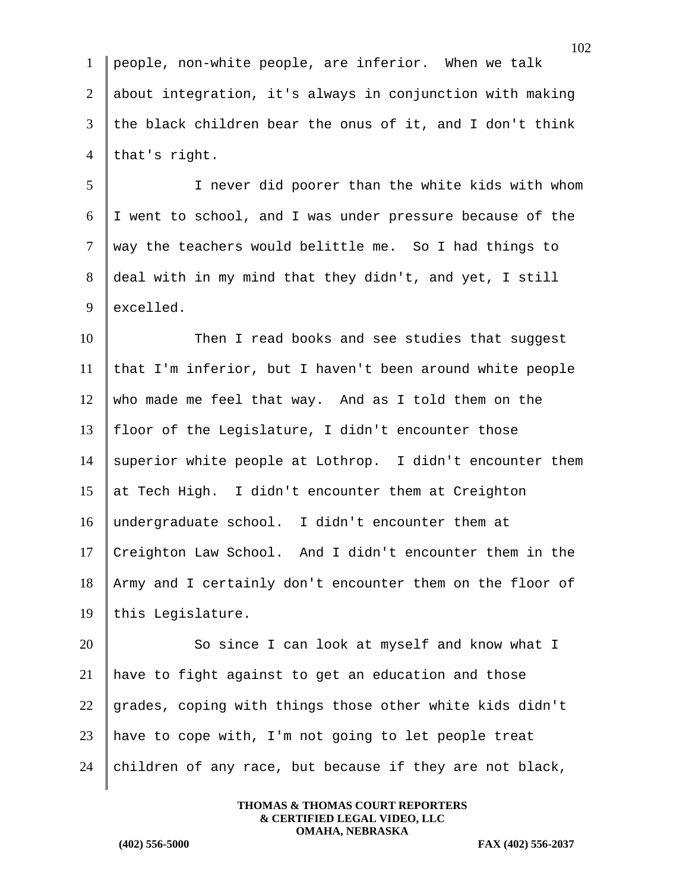people, non-white people, are inferior. When we talk about integration, it's always in conjunction with making the black children bear the onus of it, and I don't think that's right.

I never did poorer than the white kids with whom I went to school, and I was under pressure because of the way the teachers would belittle me. So I had things to deal with in my mind that they didn't, and yet, I still excelled.

Then I read books and see studies that suggest that I'm inferior, but I haven't been around white people who made me feel that way. And as I told them on the floor of the Legislature, I didn't encounter those superior white people at Lothrop. I didn't encounter them at Tech High. I didn't encounter them at Creighton undergraduate school. I didn't encounter them at Creighton Law School. And I didn't encounter them in the Army and I certainly don't encounter them on the floor of this Legislature.

So since I can look at myself and know what I have to fight against to get an education and those grades, coping with things those other white kids didn't have to cope with, I'm not going to let people treat children of any race, but because if they are not black,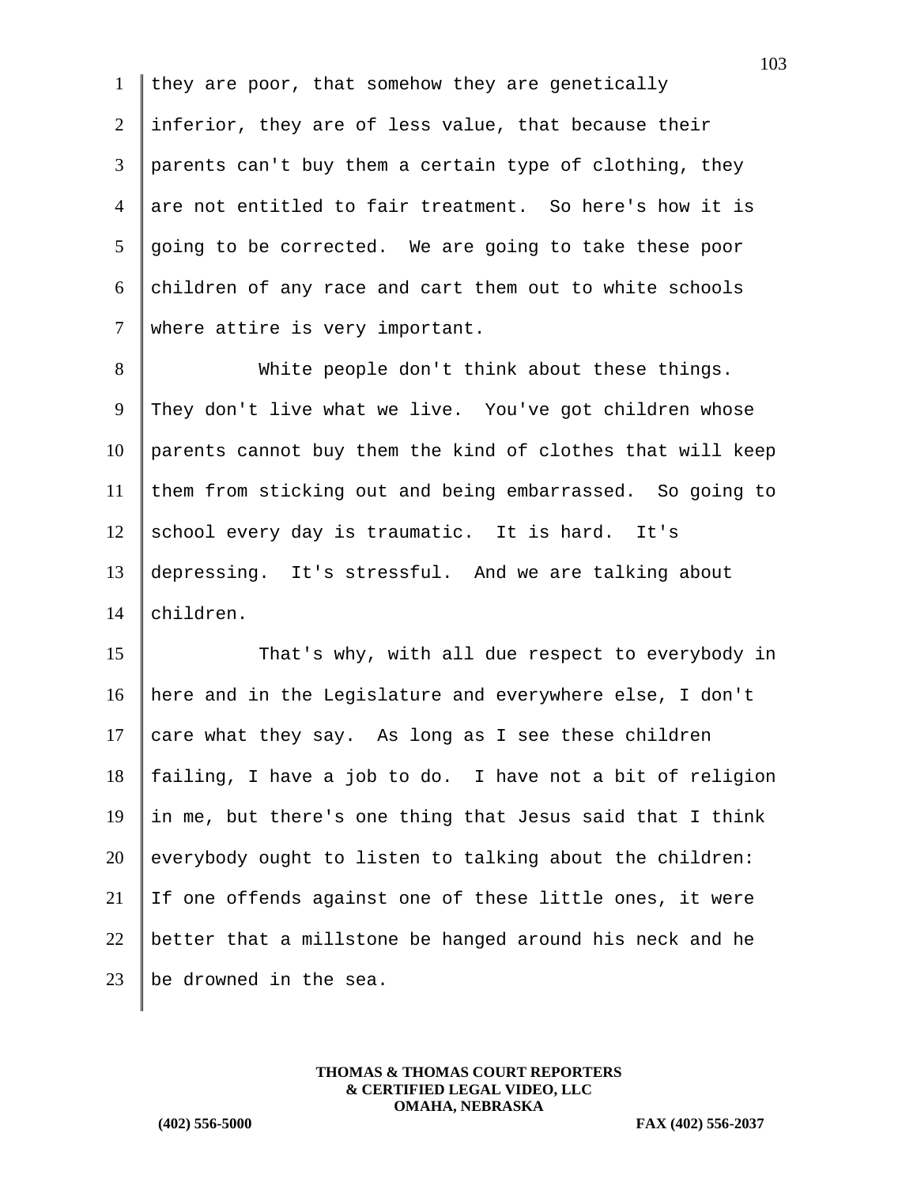they are poor, that somehow they are genetically inferior, they are of less value, that because their parents can't buy them a certain type of clothing, they are not entitled to fair treatment. So here's how it is going to be corrected. We are going to take these poor children of any race and cart them out to white schools where attire is very important.

White people don't think about these things. They don't live what we live. You've got children whose parents cannot buy them the kind of clothes that will keep them from sticking out and being embarrassed. So going to school every day is traumatic. It is hard. It's depressing. It's stressful. And we are talking about children.

That's why, with all due respect to everybody in here and in the Legislature and everywhere else, I don't care what they say. As long as I see these children failing, I have a job to do. I have not a bit of religion in me, but there's one thing that Jesus said that I think everybody ought to listen to talking about the children: If one offends against one of these little ones, it were better that a millstone be hanged around his neck and he be drowned in the sea.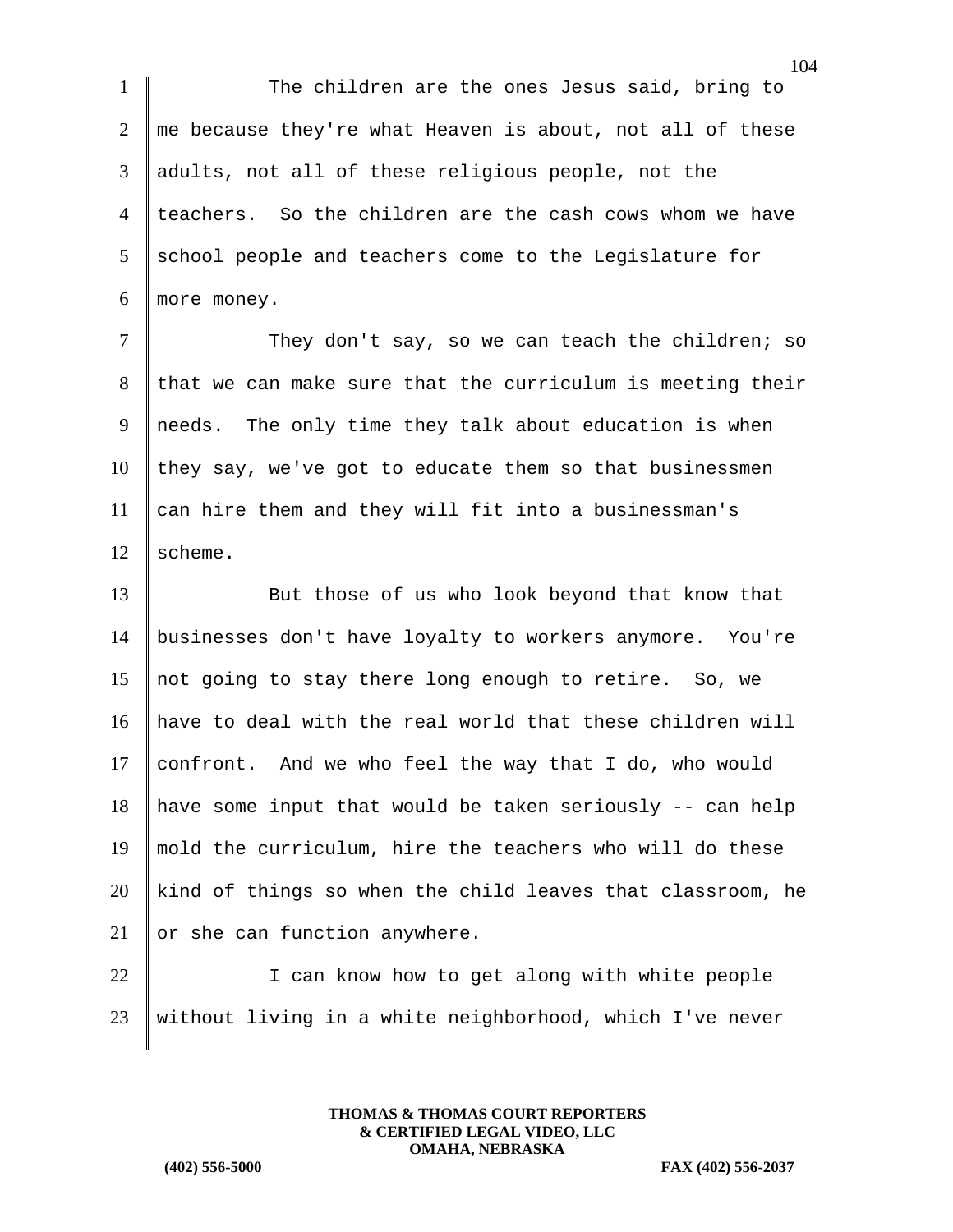The children are the ones Jesus said, bring to me because they're what Heaven is about, not all of these adults, not all of these religious people, not the teachers. So the children are the cash cows whom we have school people and teachers come to the Legislature for more money.

They don't say, so we can teach the children; so that we can make sure that the curriculum is meeting their needs. The only time they talk about education is when they say, we've got to educate them so that businessmen can hire them and they will fit into a businessman's scheme.

But those of us who look beyond that know that businesses don't have loyalty to workers anymore. You're not going to stay there long enough to retire. So, we have to deal with the real world that these children will confront. And we who feel the way that I do, who would have some input that would be taken seriously -- can help mold the curriculum, hire the teachers who will do these kind of things so when the child leaves that classroom, he or she can function anywhere.

I can know how to get along with white people without living in a white neighborhood, which I've never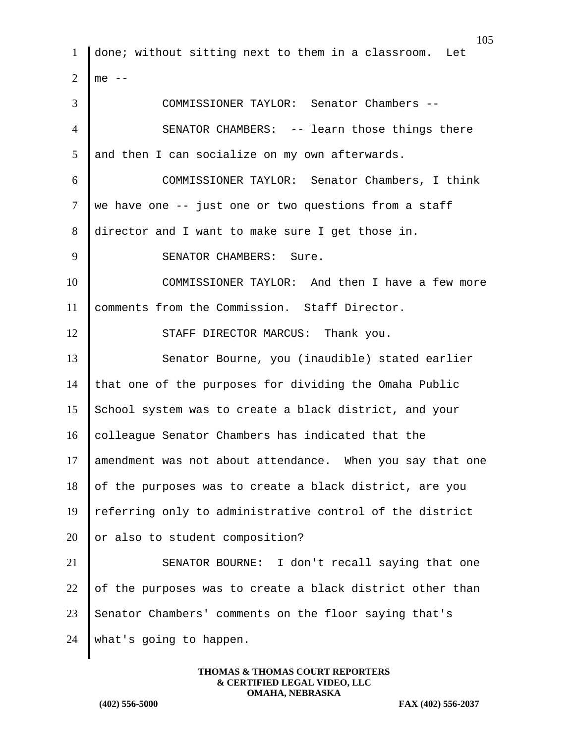done; without sitting next to them in a classroom. Let me --

COMMISSIONER TAYLOR: Senator Chambers --

SENATOR CHAMBERS: -- learn those things there and then I can socialize on my own afterwards.

COMMISSIONER TAYLOR: Senator Chambers, I think we have one -- just one or two questions from a staff director and I want to make sure I get those in.

SENATOR CHAMBERS: Sure.

COMMISSIONER TAYLOR: And then I have a few more comments from the Commission. Staff Director.

STAFF DIRECTOR MARCUS: Thank you.

Senator Bourne, you (inaudible) stated earlier that one of the purposes for dividing the Omaha Public School system was to create a black district, and your colleague Senator Chambers has indicated that the amendment was not about attendance. When you say that one of the purposes was to create a black district, are you referring only to administrative control of the district or also to student composition?

SENATOR BOURNE: I don't recall saying that one of the purposes was to create a black district other than Senator Chambers' comments on the floor saying that's what's going to happen.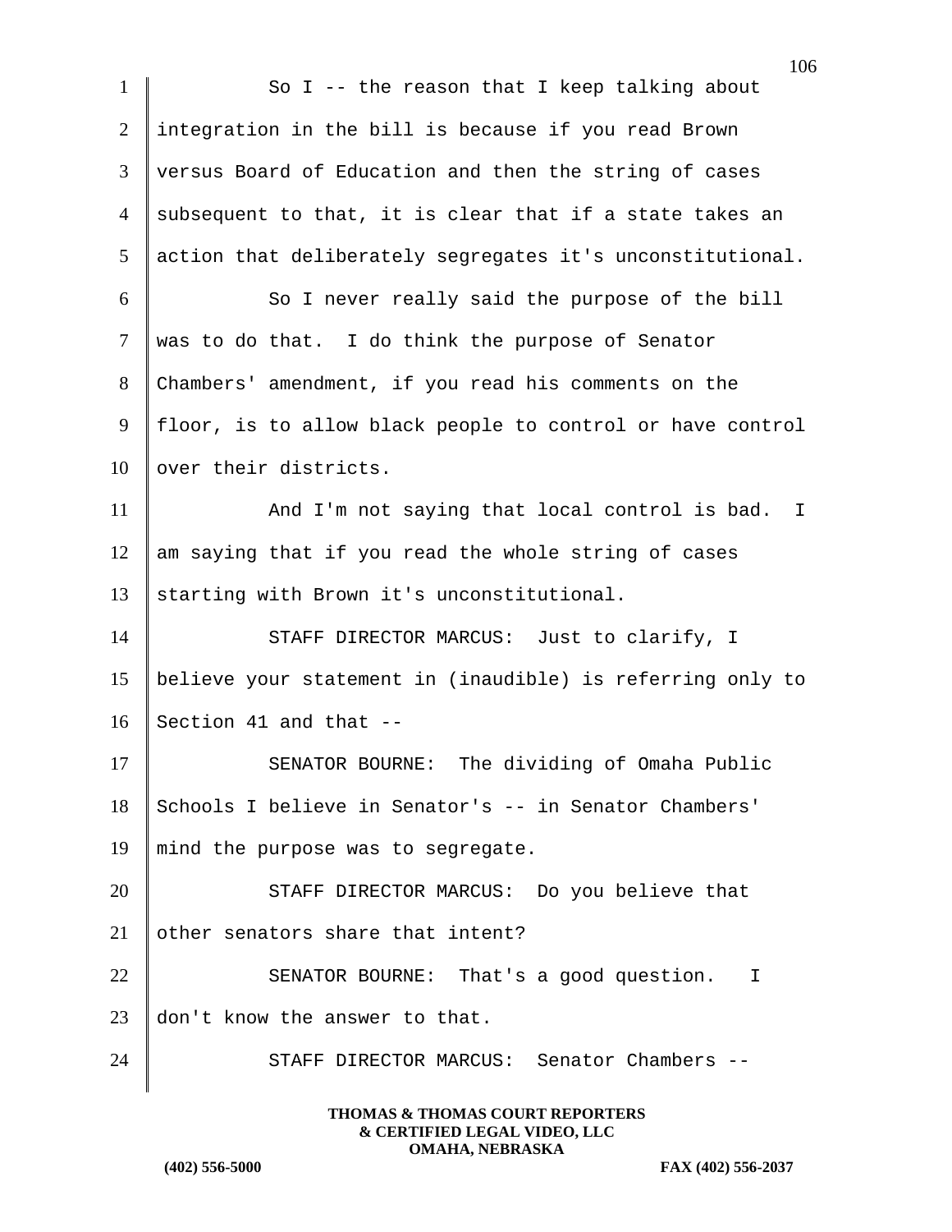So I -- the reason that I keep talking about integration in the bill is because if you read Brown versus Board of Education and then the string of cases subsequent to that, it is clear that if a state takes an action that deliberately segregates it's unconstitutional.

So I never really said the purpose of the bill was to do that. I do think the purpose of Senator Chambers' amendment, if you read his comments on the floor, is to allow black people to control or have control over their districts.

And I'm not saying that local control is bad. I am saying that if you read the whole string of cases starting with Brown it's unconstitutional.

STAFF DIRECTOR MARCUS: Just to clarify, I believe your statement in (inaudible) is referring only to Section 41 and that --

SENATOR BOURNE: The dividing of Omaha Public Schools I believe in Senator's -- in Senator Chambers' mind the purpose was to segregate.

STAFF DIRECTOR MARCUS: Do you believe that other senators share that intent?

SENATOR BOURNE: That's a good question. I don't know the answer to that.

STAFF DIRECTOR MARCUS: Senator Chambers --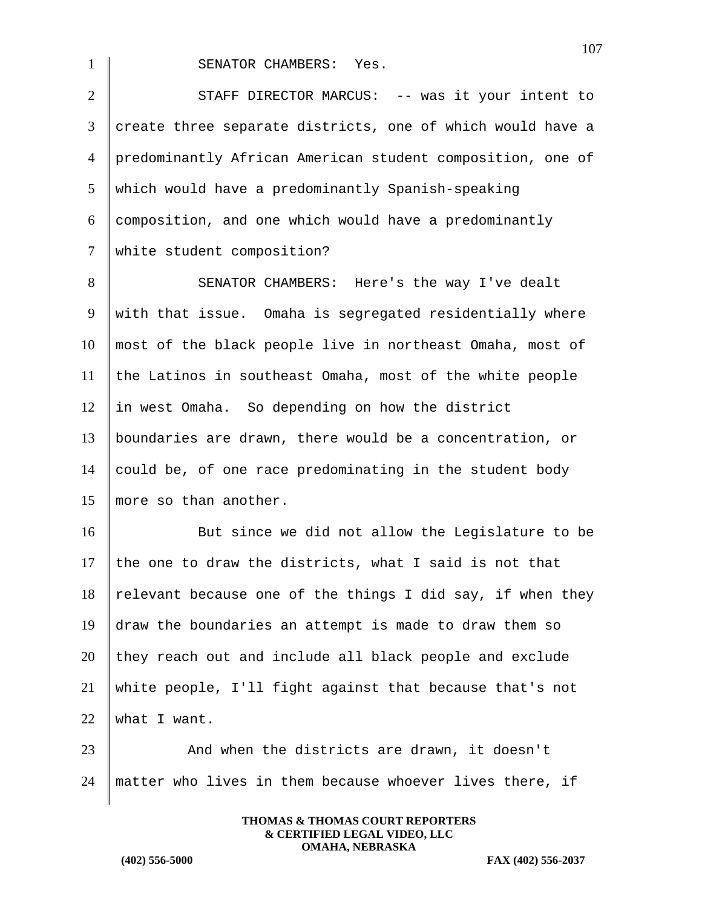SENATOR CHAMBERS: Yes.

STAFF DIRECTOR MARCUS: -- was it your intent to create three separate districts, one of which would have a predominantly African American student composition, one of which would have a predominantly Spanish-speaking composition, and one which would have a predominantly white student composition?

SENATOR CHAMBERS: Here's the way I've dealt with that issue. Omaha is segregated residentially where most of the black people live in northeast Omaha, most of the Latinos in southeast Omaha, most of the white people in west Omaha. So depending on how the district boundaries are drawn, there would be a concentration, or could be, of one race predominating in the student body more so than another.

But since we did not allow the Legislature to be the one to draw the districts, what I said is not that relevant because one of the things I did say, if when they draw the boundaries an attempt is made to draw them so they reach out and include all black people and exclude white people, I'll fight against that because that's not what I want.

And when the districts are drawn, it doesn't matter who lives in them because whoever lives there, if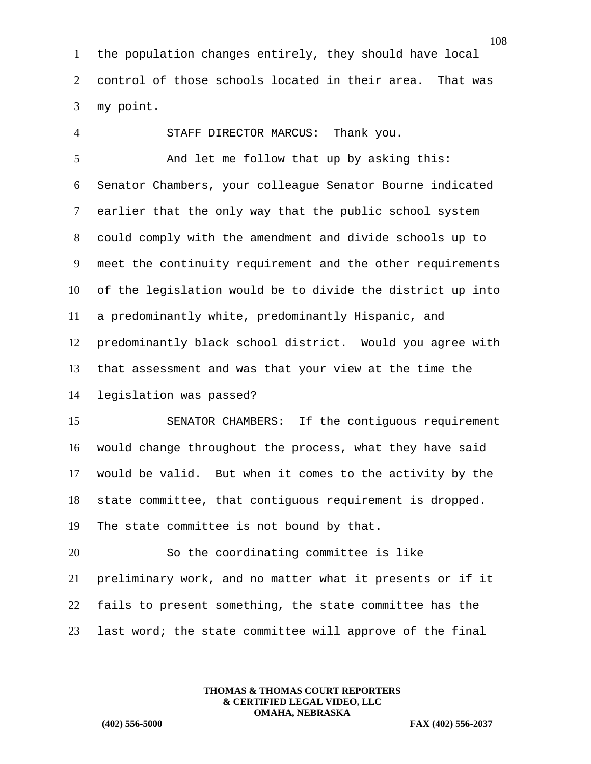the population changes entirely, they should have local control of those schools located in their area. That was my point.

STAFF DIRECTOR MARCUS: Thank you.

And let me follow that up by asking this: Senator Chambers, your colleague Senator Bourne indicated earlier that the only way that the public school system could comply with the amendment and divide schools up to meet the continuity requirement and the other requirements of the legislation would be to divide the district up into a predominantly white, predominantly Hispanic, and predominantly black school district. Would you agree with that assessment and was that your view at the time the legislation was passed?

SENATOR CHAMBERS: If the contiguous requirement would change throughout the process, what they have said would be valid. But when it comes to the activity by the state committee, that contiguous requirement is dropped. The state committee is not bound by that.

So the coordinating committee is like preliminary work, and no matter what it presents or if it fails to present something, the state committee has the last word; the state committee will approve of the final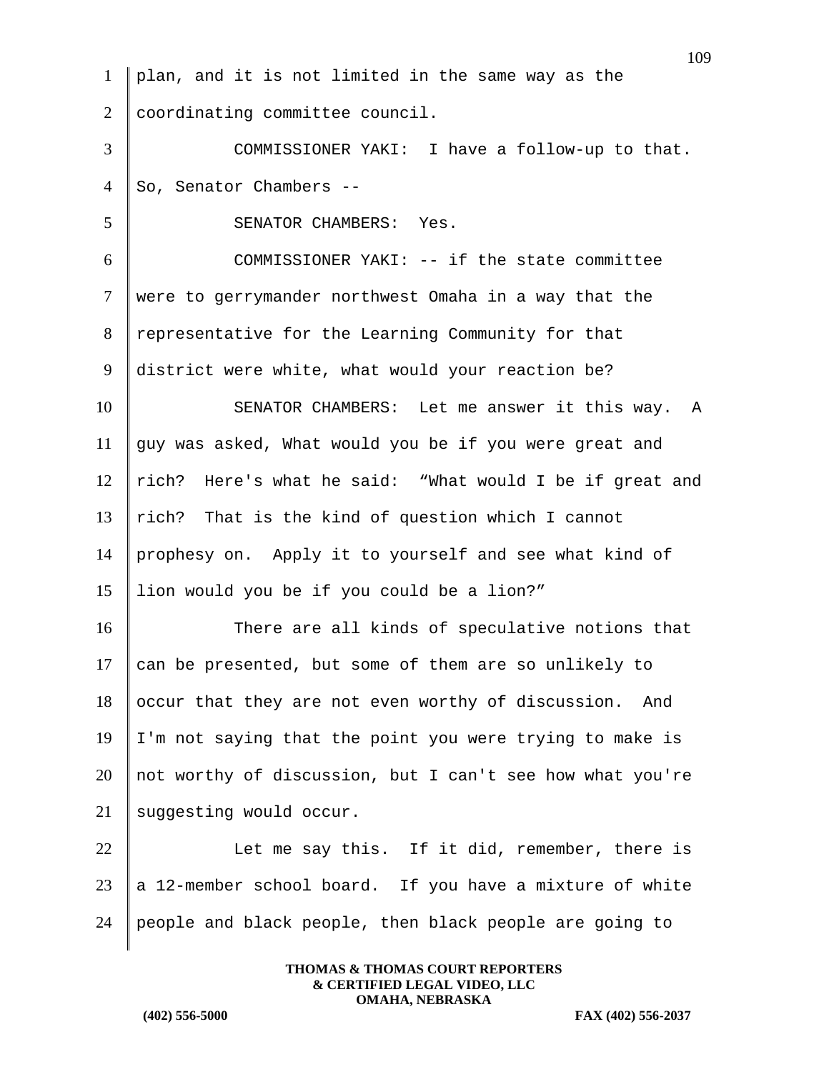plan, and it is not limited in the same way as the coordinating committee council.

COMMISSIONER YAKI: I have a follow-up to that. So, Senator Chambers --

SENATOR CHAMBERS: Yes.

COMMISSIONER YAKI: -- if the state committee were to gerrymander northwest Omaha in a way that the representative for the Learning Community for that district were white, what would your reaction be?

SENATOR CHAMBERS: Let me answer it this way. A guy was asked, What would you be if you were great and rich? Here's what he said: "What would I be if great and rich? That is the kind of question which I cannot prophesy on. Apply it to yourself and see what kind of lion would you be if you could be a lion?"

There are all kinds of speculative notions that can be presented, but some of them are so unlikely to occur that they are not even worthy of discussion. And I'm not saying that the point you were trying to make is not worthy of discussion, but I can't see how what you're suggesting would occur.

Let me say this. If it did, remember, there is a 12-member school board. If you have a mixture of white people and black people, then black people are going to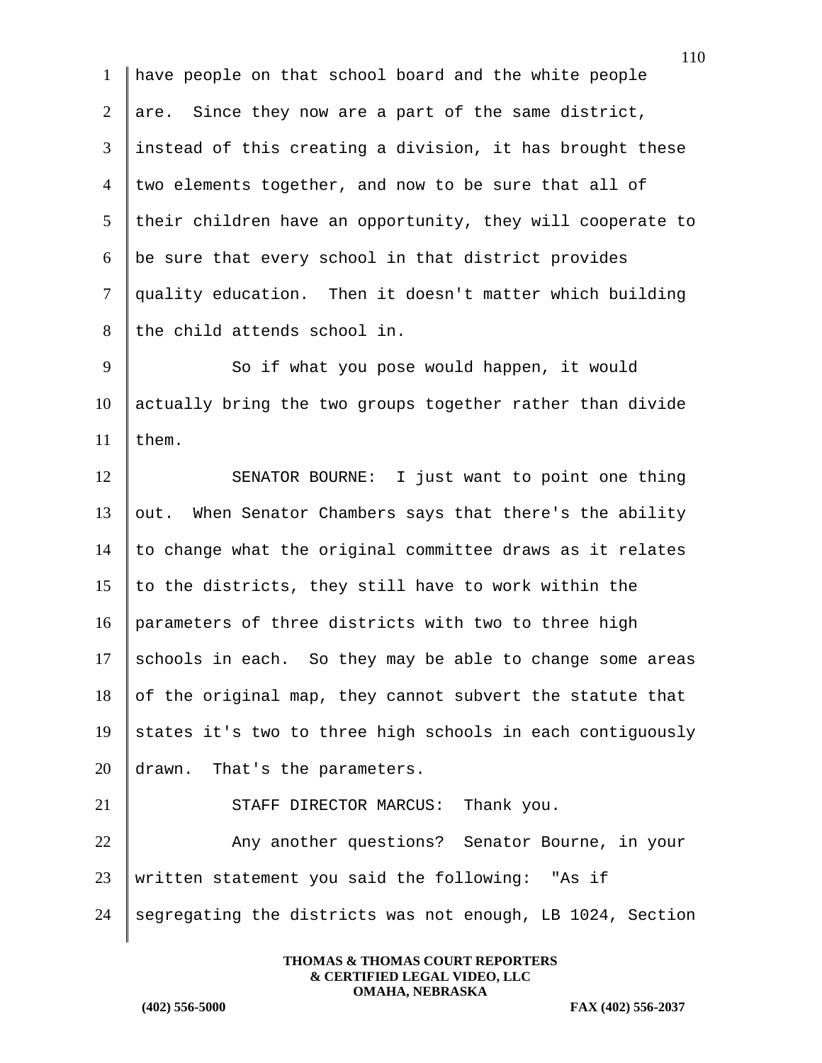have people on that school board and the white people are. Since they now are a part of the same district, instead of this creating a division, it has brought these two elements together, and now to be sure that all of their children have an opportunity, they will cooperate to be sure that every school in that district provides quality education. Then it doesn't matter which building the child attends school in.

So if what you pose would happen, it would actually bring the two groups together rather than divide them.

SENATOR BOURNE: I just want to point one thing out. When Senator Chambers says that there's the ability to change what the original committee draws as it relates to the districts, they still have to work within the parameters of three districts with two to three high schools in each. So they may be able to change some areas of the original map, they cannot subvert the statute that states it's two to three high schools in each contiguously drawn. That's the parameters.

STAFF DIRECTOR MARCUS: Thank you.

Any another questions? Senator Bourne, in your written statement you said the following: "As if segregating the districts was not enough, LB 1024, Section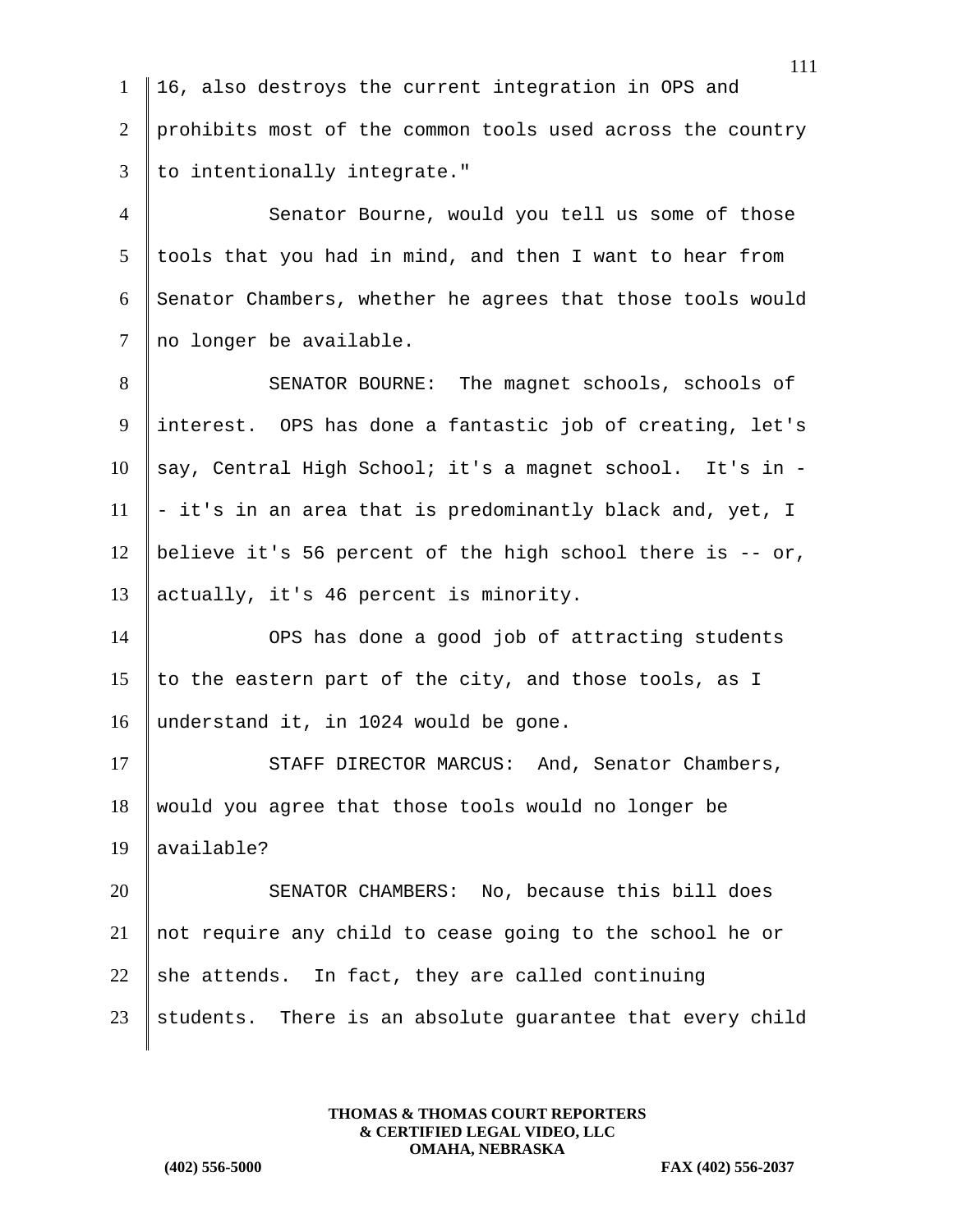16, also destroys the current integration in OPS and prohibits most of the common tools used across the country to intentionally integrate."

Senator Bourne, would you tell us some of those tools that you had in mind, and then I want to hear from Senator Chambers, whether he agrees that those tools would no longer be available.

SENATOR BOURNE: The magnet schools, schools of interest. OPS has done a fantastic job of creating, let's say, Central High School; it's a magnet school. It's in -- it's in an area that is predominantly black and, yet, I believe it's 56 percent of the high school there is -- or, actually, it's 46 percent is minority.

OPS has done a good job of attracting students to the eastern part of the city, and those tools, as I understand it, in 1024 would be gone.

STAFF DIRECTOR MARCUS: And, Senator Chambers, would you agree that those tools would no longer be available?

SENATOR CHAMBERS: No, because this bill does not require any child to cease going to the school he or she attends. In fact, they are called continuing students. There is an absolute guarantee that every child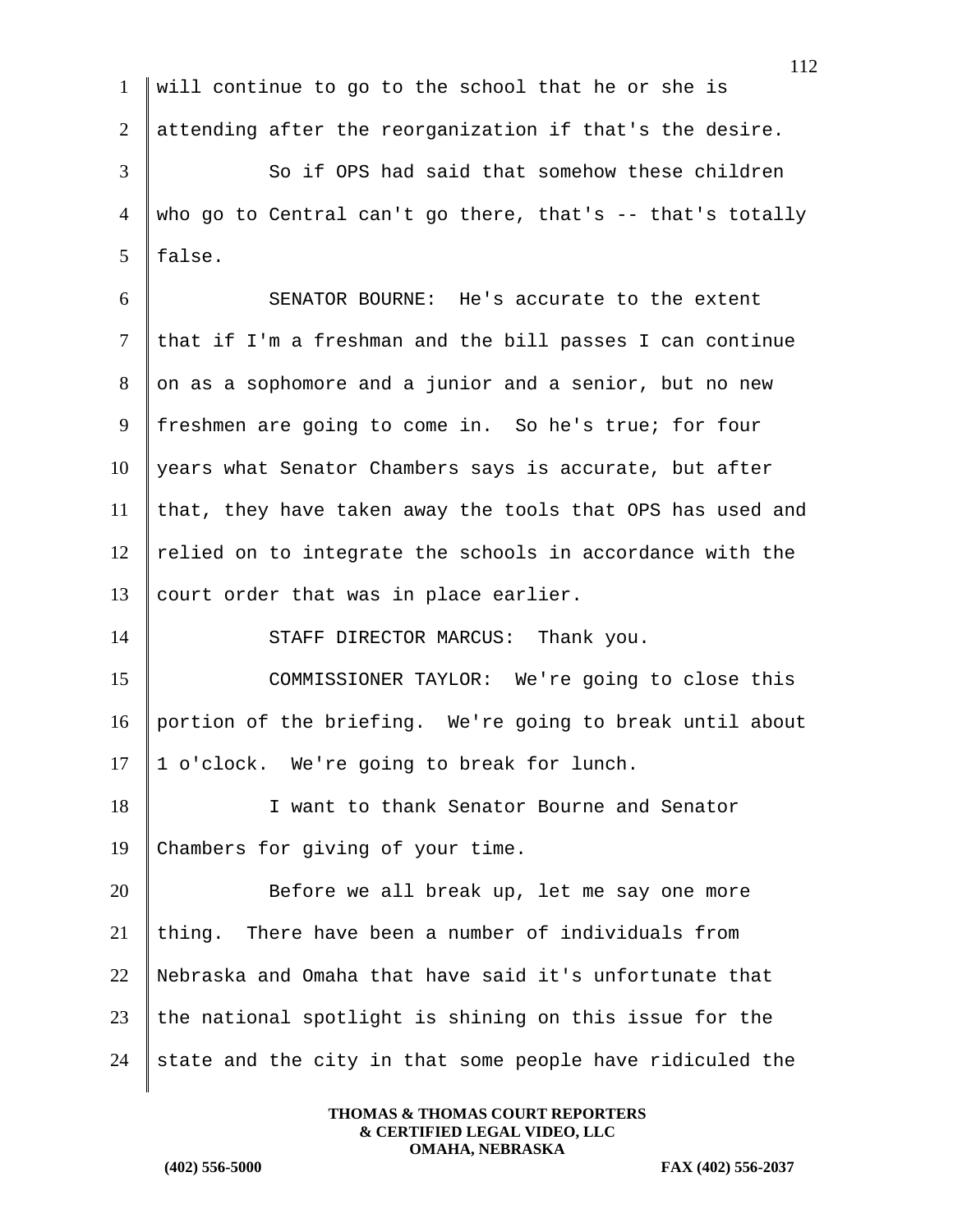will continue to go to the school that he or she is attending after the reorganization if that's the desire.

So if OPS had said that somehow these children who go to Central can't go there, that's -- that's totally false.

SENATOR BOURNE: He's accurate to the extent that if I'm a freshman and the bill passes I can continue on as a sophomore and a junior and a senior, but no new freshmen are going to come in. So he's true; for four years what Senator Chambers says is accurate, but after that, they have taken away the tools that OPS has used and relied on to integrate the schools in accordance with the court order that was in place earlier.

STAFF DIRECTOR MARCUS: Thank you.

COMMISSIONER TAYLOR: We're going to close this portion of the briefing. We're going to break until about 1 o'clock. We're going to break for lunch.

I want to thank Senator Bourne and Senator Chambers for giving of your time.

Before we all break up, let me say one more thing. There have been a number of individuals from Nebraska and Omaha that have said it's unfortunate that the national spotlight is shining on this issue for the state and the city in that some people have ridiculed the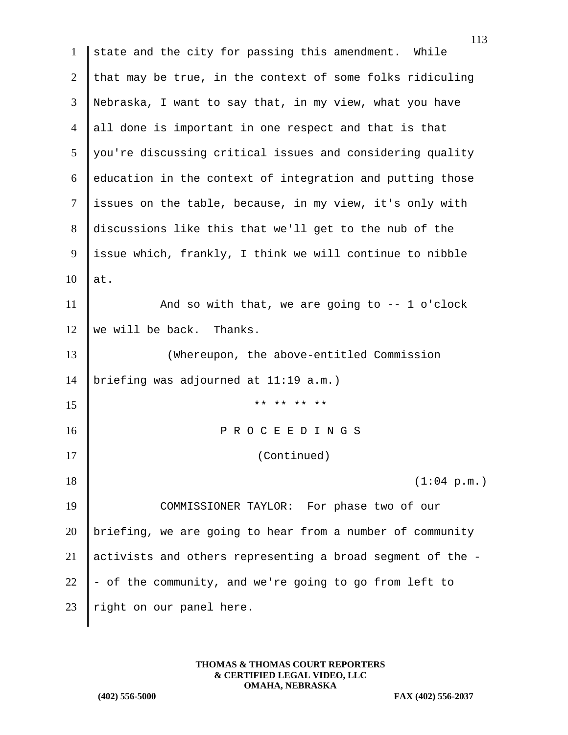state and the city for passing this amendment. While that may be true, in the context of some folks ridiculing Nebraska, I want to say that, in my view, what you have all done is important in one respect and that is that you're discussing critical issues and considering quality education in the context of integration and putting those issues on the table, because, in my view, it's only with discussions like this that we'll get to the nub of the issue which, frankly, I think we will continue to nibble at.

And so with that, we are going to -- 1 o'clock we will be back. Thanks.

(Whereupon, the above-entitled Commission briefing was adjourned at 11:19 a.m.)

** ** ** **

P R O C E E D I N G S

(Continued)

(1:04 p.m.)

COMMISSIONER TAYLOR: For phase two of our briefing, we are going to hear from a number of community activists and others representing a broad segment of the -- of the community, and we're going to go from left to right on our panel here.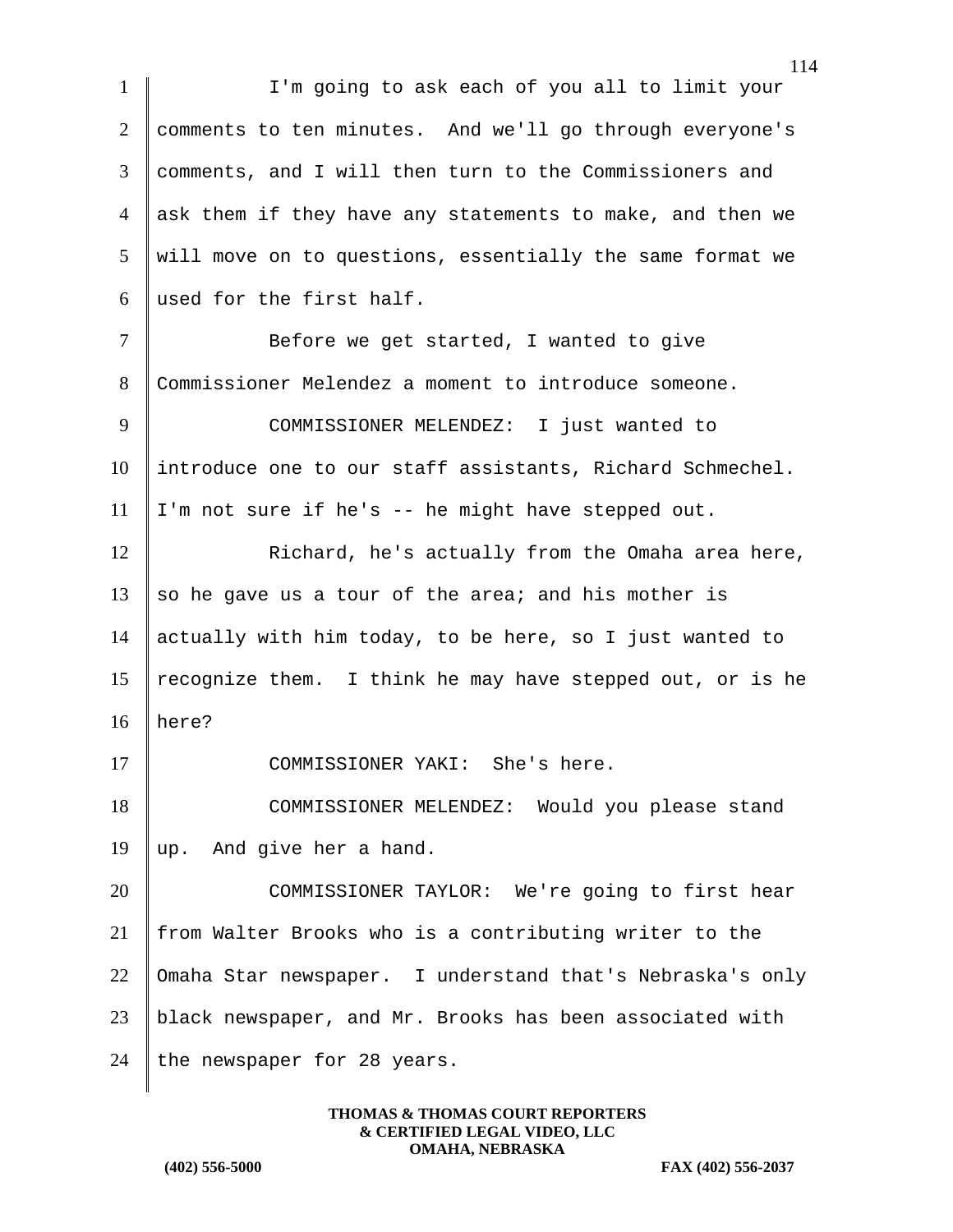I'm going to ask each of you all to limit your comments to ten minutes. And we'll go through everyone's comments, and I will then turn to the Commissioners and ask them if they have any statements to make, and then we will move on to questions, essentially the same format we used for the first half.

Before we get started, I wanted to give Commissioner Melendez a moment to introduce someone.

COMMISSIONER MELENDEZ: I just wanted to introduce one to our staff assistants, Richard Schmechel. I'm not sure if he's -- he might have stepped out.

Richard, he's actually from the Omaha area here, so he gave us a tour of the area; and his mother is actually with him today, to be here, so I just wanted to recognize them. I think he may have stepped out, or is he here?

COMMISSIONER YAKI: She's here.

COMMISSIONER MELENDEZ: Would you please stand up. And give her a hand.

COMMISSIONER TAYLOR: We're going to first hear from Walter Brooks who is a contributing writer to the Omaha Star newspaper. I understand that's Nebraska's only black newspaper, and Mr. Brooks has been associated with the newspaper for 28 years.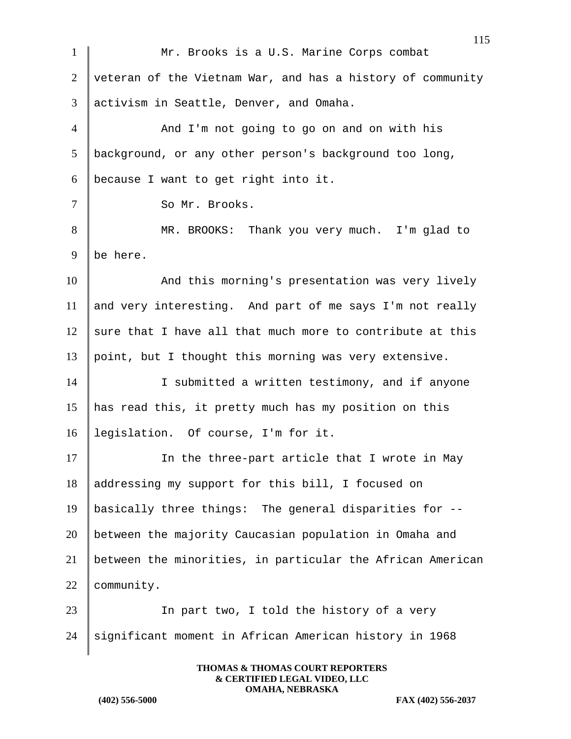Mr. Brooks is a U.S. Marine Corps combat veteran of the Vietnam War, and has a history of community activism in Seattle, Denver, and Omaha.

And I'm not going to go on and on with his background, or any other person's background too long, because I want to get right into it.

So Mr. Brooks.

MR. BROOKS: Thank you very much. I'm glad to be here.

And this morning's presentation was very lively and very interesting. And part of me says I'm not really sure that I have all that much more to contribute at this point, but I thought this morning was very extensive.

I submitted a written testimony, and if anyone has read this, it pretty much has my position on this legislation. Of course, I'm for it.

In the three-part article that I wrote in May addressing my support for this bill, I focused on basically three things: The general disparities for -- between the majority Caucasian population in Omaha and between the minorities, in particular the African American community.

In part two, I told the history of a very significant moment in African American history in 1968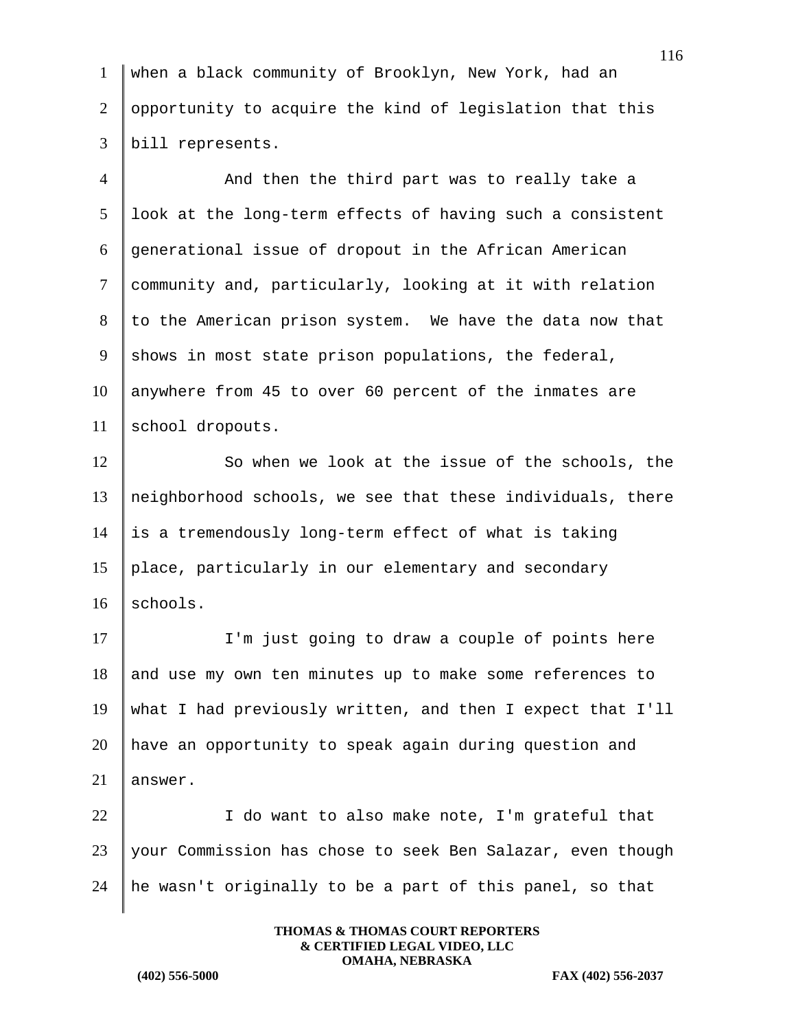when a black community of Brooklyn, New York, had an opportunity to acquire the kind of legislation that this bill represents.

And then the third part was to really take a look at the long-term effects of having such a consistent generational issue of dropout in the African American community and, particularly, looking at it with relation to the American prison system. We have the data now that shows in most state prison populations, the federal, anywhere from 45 to over 60 percent of the inmates are school dropouts.

So when we look at the issue of the schools, the neighborhood schools, we see that these individuals, there is a tremendously long-term effect of what is taking place, particularly in our elementary and secondary schools.

I'm just going to draw a couple of points here and use my own ten minutes up to make some references to what I had previously written, and then I expect that I'll have an opportunity to speak again during question and answer.

I do want to also make note, I'm grateful that your Commission has chose to seek Ben Salazar, even though he wasn't originally to be a part of this panel, so that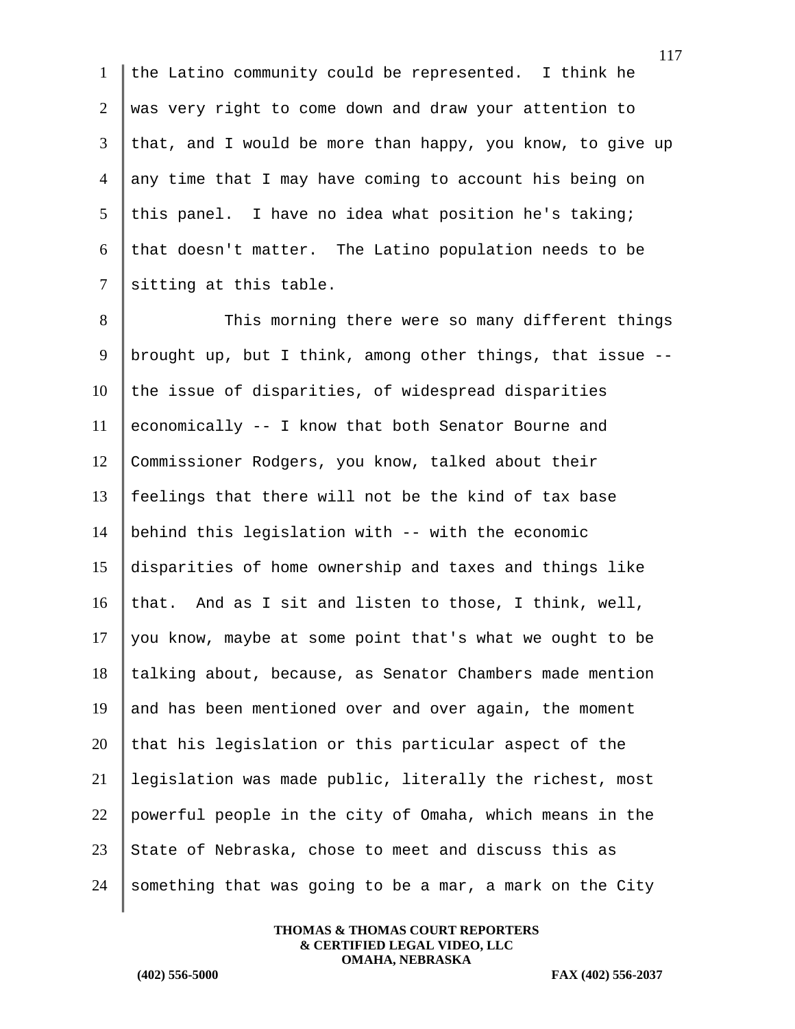the Latino community could be represented. I think he was very right to come down and draw your attention to that, and I would be more than happy, you know, to give up any time that I may have coming to account his being on this panel. I have no idea what position he's taking; that doesn't matter. The Latino population needs to be sitting at this table.

This morning there were so many different things brought up, but I think, among other things, that issue -- the issue of disparities, of widespread disparities economically -- I know that both Senator Bourne and Commissioner Rodgers, you know, talked about their feelings that there will not be the kind of tax base behind this legislation with -- with the economic disparities of home ownership and taxes and things like that. And as I sit and listen to those, I think, well, you know, maybe at some point that's what we ought to be talking about, because, as Senator Chambers made mention and has been mentioned over and over again, the moment that his legislation or this particular aspect of the legislation was made public, literally the richest, most powerful people in the city of Omaha, which means in the State of Nebraska, chose to meet and discuss this as something that was going to be a mar, a mark on the City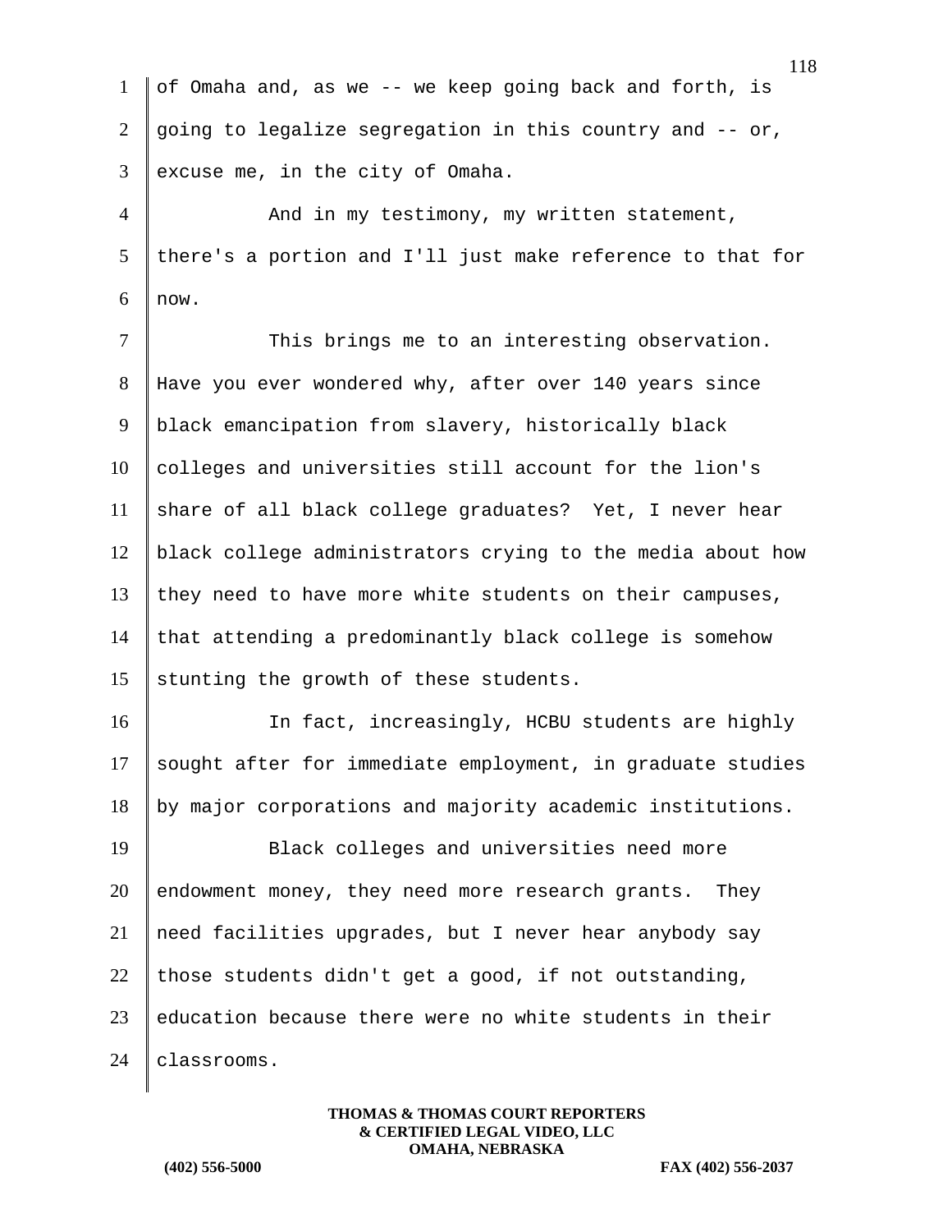of Omaha and, as we -- we keep going back and forth, is going to legalize segregation in this country and -- or, excuse me, in the city of Omaha.

And in my testimony, my written statement, there's a portion and I'll just make reference to that for now.

This brings me to an interesting observation. Have you ever wondered why, after over 140 years since black emancipation from slavery, historically black colleges and universities still account for the lion's share of all black college graduates? Yet, I never hear black college administrators crying to the media about how they need to have more white students on their campuses, that attending a predominantly black college is somehow stunting the growth of these students.

In fact, increasingly, HCBU students are highly sought after for immediate employment, in graduate studies by major corporations and majority academic institutions.

Black colleges and universities need more endowment money, they need more research grants. They need facilities upgrades, but I never hear anybody say those students didn't get a good, if not outstanding, education because there were no white students in their classrooms.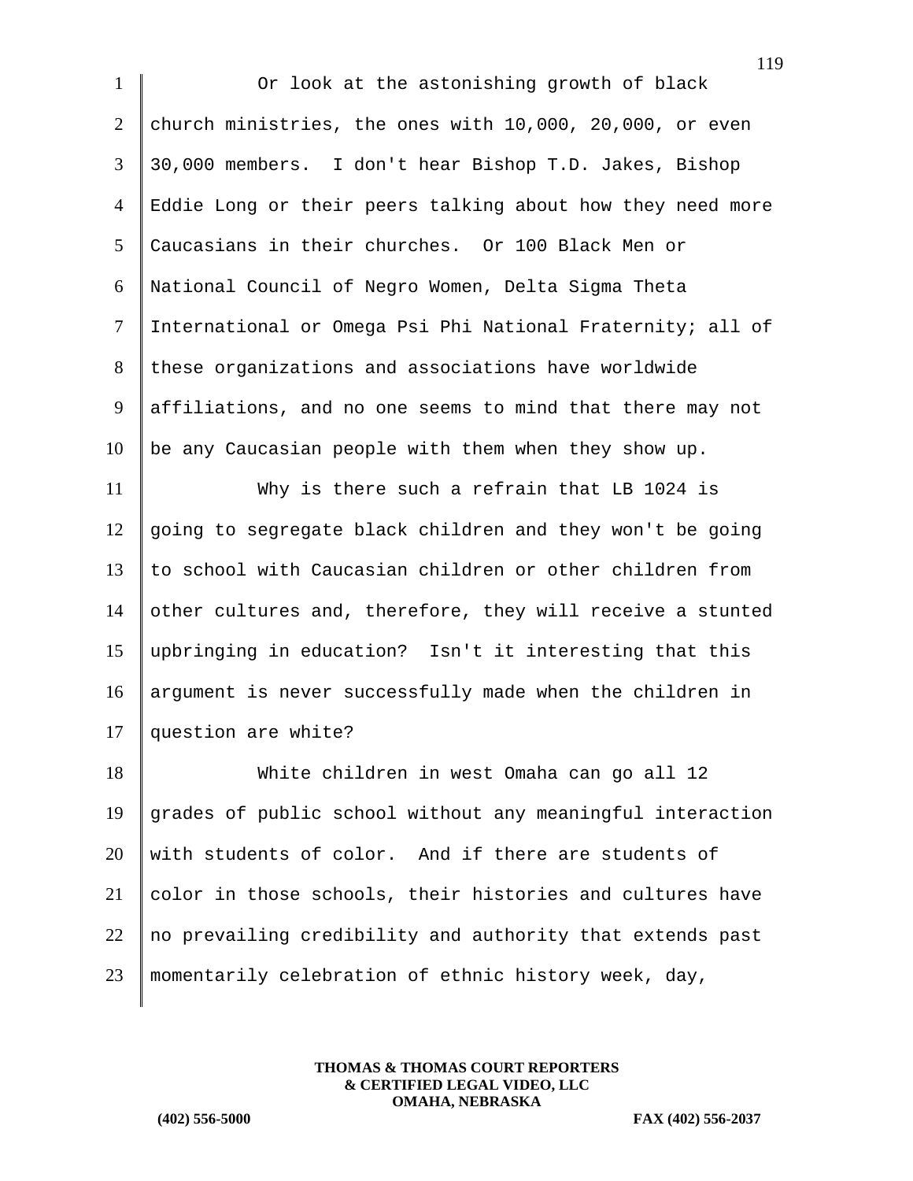Or look at the astonishing growth of black church ministries, the ones with 10,000, 20,000, or even 30,000 members. I don't hear Bishop T.D. Jakes, Bishop Eddie Long or their peers talking about how they need more Caucasians in their churches. Or 100 Black Men or National Council of Negro Women, Delta Sigma Theta International or Omega Psi Phi National Fraternity; all of these organizations and associations have worldwide affiliations, and no one seems to mind that there may not be any Caucasian people with them when they show up.

Why is there such a refrain that LB 1024 is going to segregate black children and they won't be going to school with Caucasian children or other children from other cultures and, therefore, they will receive a stunted upbringing in education? Isn't it interesting that this argument is never successfully made when the children in question are white?

White children in west Omaha can go all 12 grades of public school without any meaningful interaction with students of color. And if there are students of color in those schools, their histories and cultures have no prevailing credibility and authority that extends past momentarily celebration of ethnic history week, day,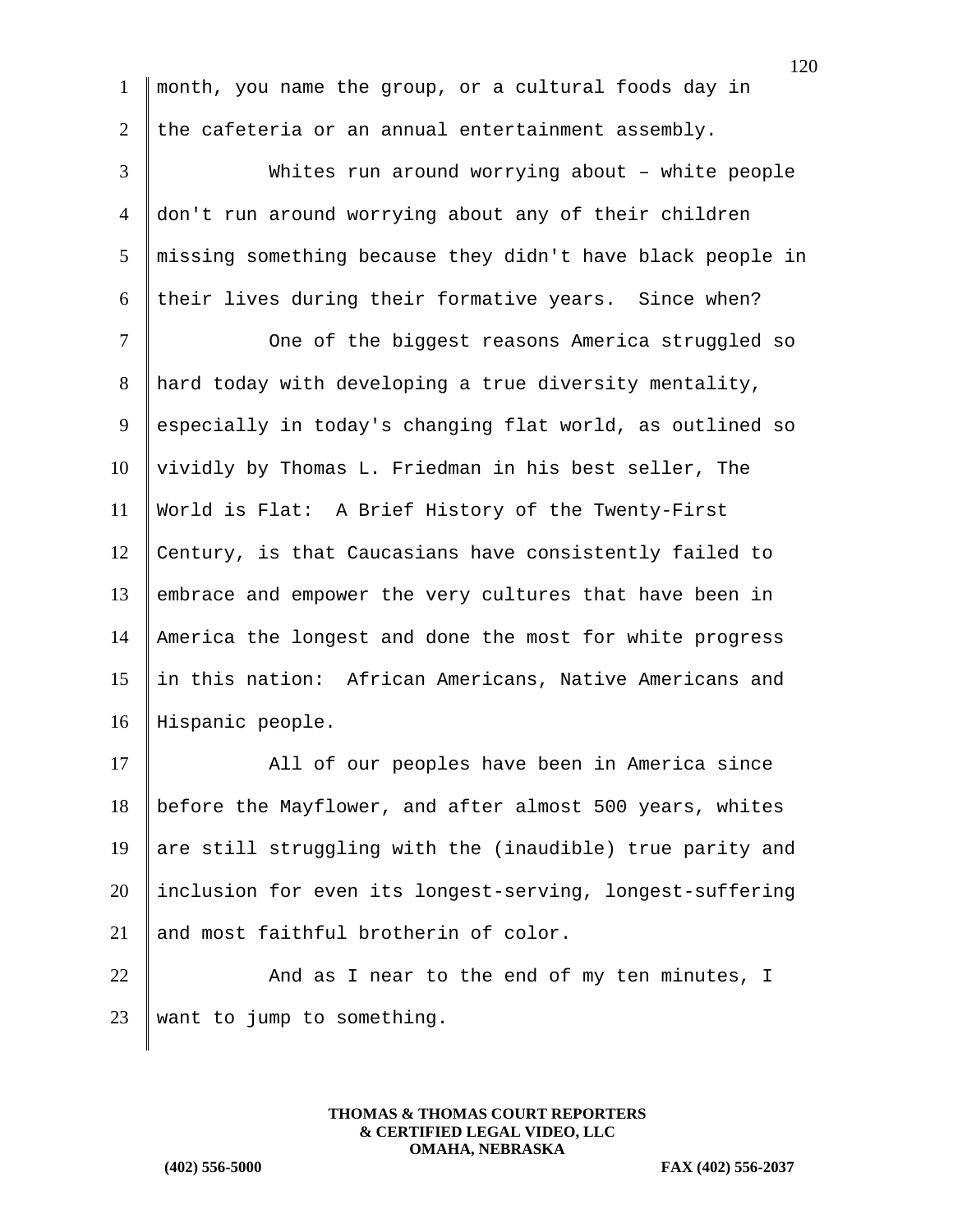month, you name the group, or a cultural foods day in the cafeteria or an annual entertainment assembly.

Whites run around worrying about – white people don't run around worrying about any of their children missing something because they didn't have black people in their lives during their formative years. Since when?

One of the biggest reasons America struggled so hard today with developing a true diversity mentality, especially in today's changing flat world, as outlined so vividly by Thomas L. Friedman in his best seller, The World is Flat: A Brief History of the Twenty-First Century, is that Caucasians have consistently failed to embrace and empower the very cultures that have been in America the longest and done the most for white progress in this nation: African Americans, Native Americans and Hispanic people.

All of our peoples have been in America since before the Mayflower, and after almost 500 years, whites are still struggling with the (inaudible) true parity and inclusion for even its longest-serving, longest-suffering and most faithful brotherin of color.

And as I near to the end of my ten minutes, I want to jump to something.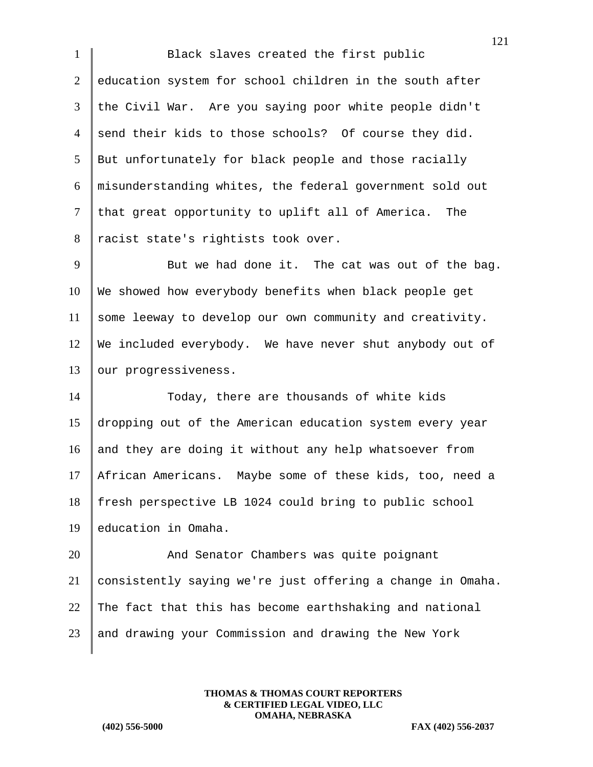Black slaves created the first public education system for school children in the south after the Civil War. Are you saying poor white people didn't send their kids to those schools? Of course they did. But unfortunately for black people and those racially misunderstanding whites, the federal government sold out that great opportunity to uplift all of America. The racist state's rightists took over.

But we had done it. The cat was out of the bag. We showed how everybody benefits when black people get some leeway to develop our own community and creativity. We included everybody. We have never shut anybody out of our progressiveness.

Today, there are thousands of white kids dropping out of the American education system every year and they are doing it without any help whatsoever from African Americans. Maybe some of these kids, too, need a fresh perspective LB 1024 could bring to public school education in Omaha.

And Senator Chambers was quite poignant consistently saying we're just offering a change in Omaha. The fact that this has become earthshaking and national and drawing your Commission and drawing the New York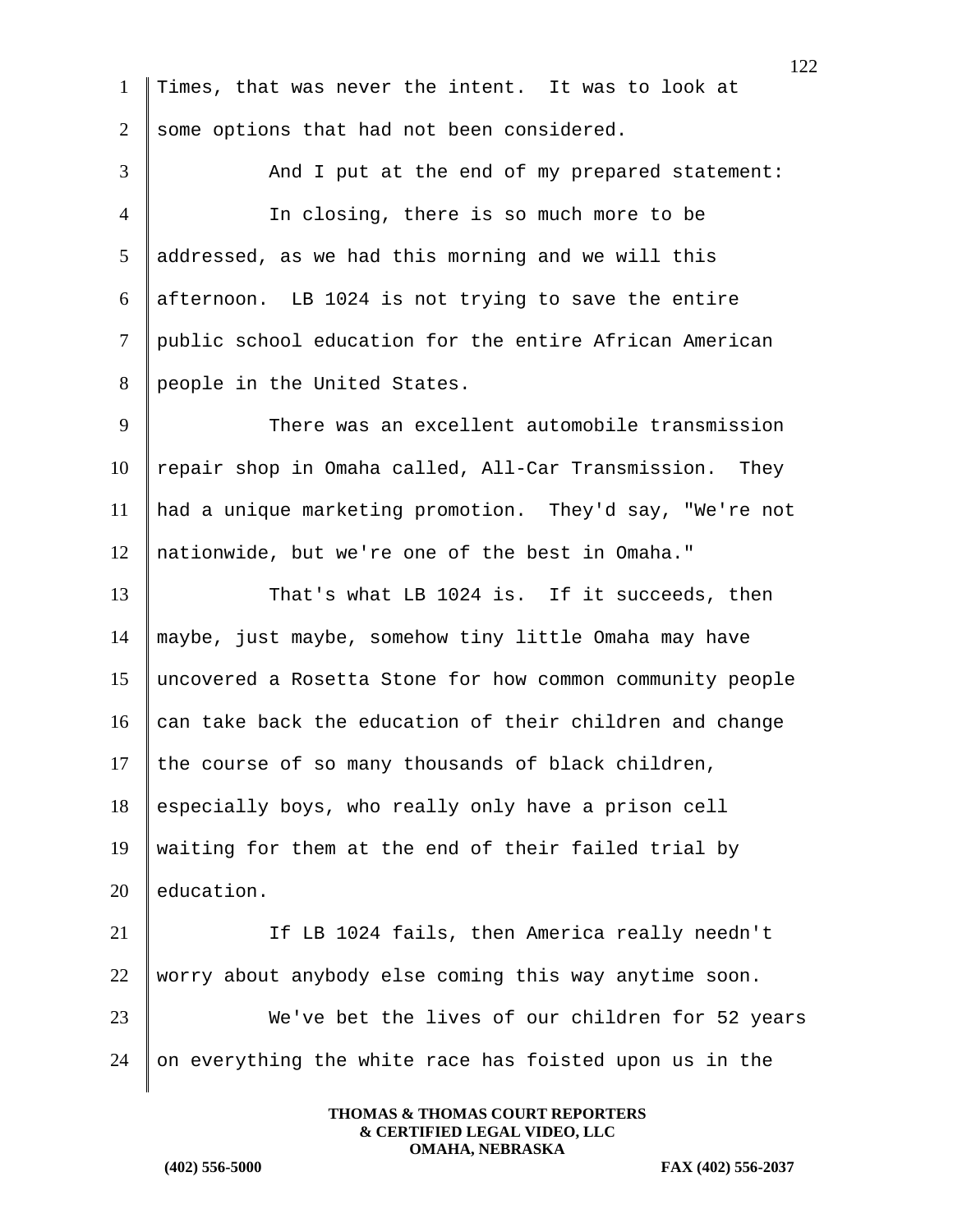Times, that was never the intent. It was to look at some options that had not been considered.

And I put at the end of my prepared statement:

In closing, there is so much more to be addressed, as we had this morning and we will this afternoon. LB 1024 is not trying to save the entire public school education for the entire African American people in the United States.

There was an excellent automobile transmission repair shop in Omaha called, All-Car Transmission. They had a unique marketing promotion. They'd say, "We're not nationwide, but we're one of the best in Omaha."

That's what LB 1024 is. If it succeeds, then maybe, just maybe, somehow tiny little Omaha may have uncovered a Rosetta Stone for how common community people can take back the education of their children and change the course of so many thousands of black children, especially boys, who really only have a prison cell waiting for them at the end of their failed trial by education.

If LB 1024 fails, then America really needn't worry about anybody else coming this way anytime soon.

We've bet the lives of our children for 52 years on everything the white race has foisted upon us in the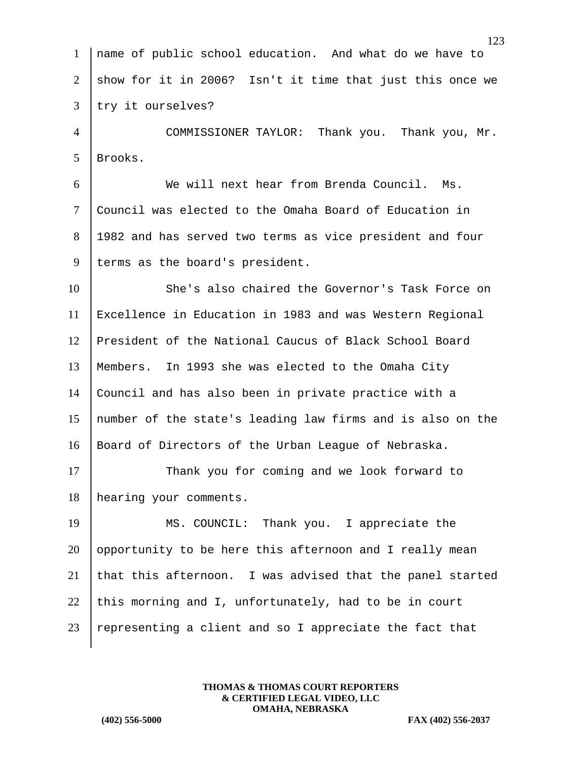name of public school education. And what do we have to show for it in 2006? Isn't it time that just this once we try it ourselves?

COMMISSIONER TAYLOR: Thank you. Thank you, Mr. Brooks.

We will next hear from Brenda Council. Ms. Council was elected to the Omaha Board of Education in 1982 and has served two terms as vice president and four terms as the board's president.

She's also chaired the Governor's Task Force on Excellence in Education in 1983 and was Western Regional President of the National Caucus of Black School Board Members. In 1993 she was elected to the Omaha City Council and has also been in private practice with a number of the state's leading law firms and is also on the Board of Directors of the Urban League of Nebraska.

Thank you for coming and we look forward to hearing your comments.

MS. COUNCIL: Thank you. I appreciate the opportunity to be here this afternoon and I really mean that this afternoon. I was advised that the panel started this morning and I, unfortunately, had to be in court representing a client and so I appreciate the fact that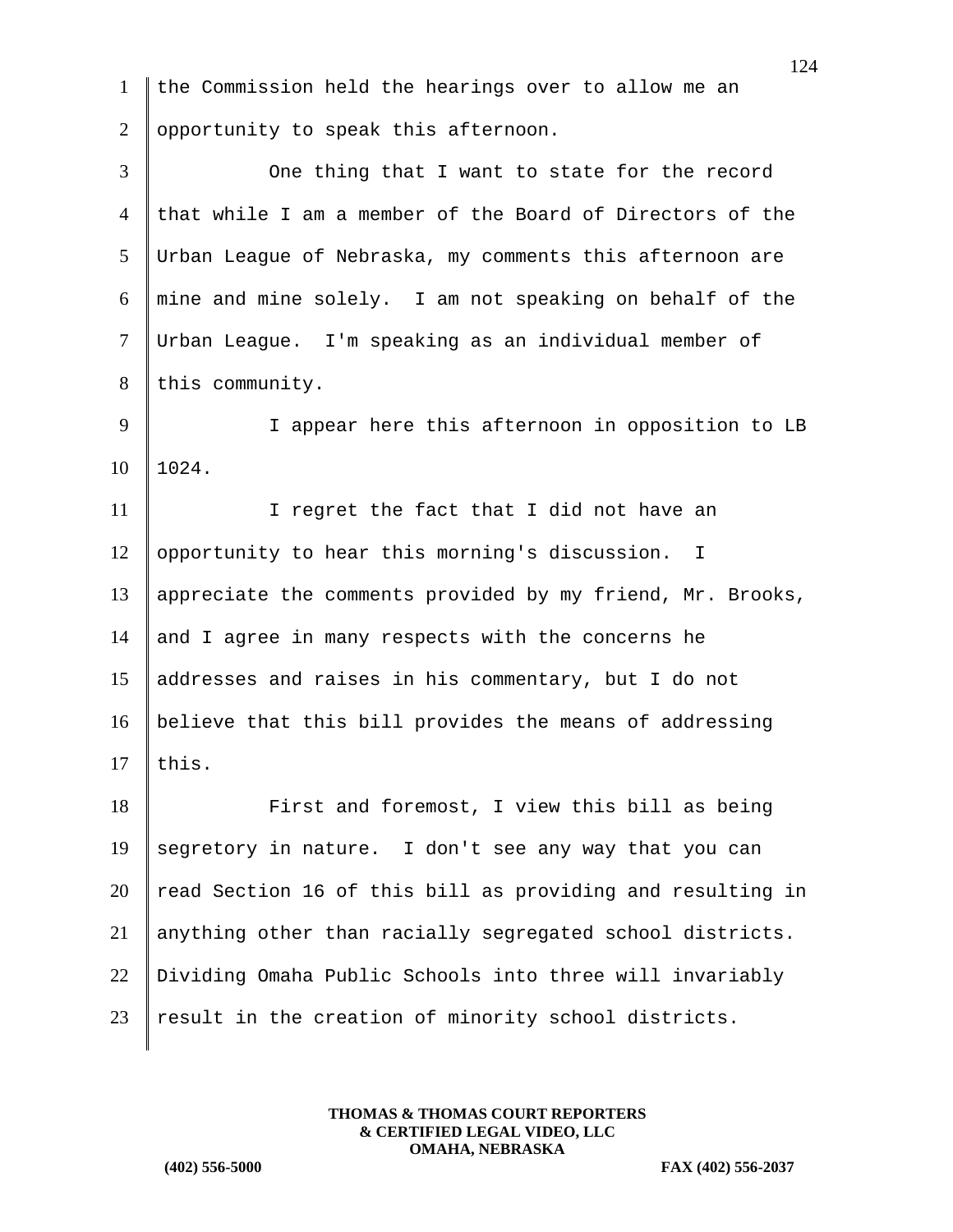the Commission held the hearings over to allow me an opportunity to speak this afternoon.

One thing that I want to state for the record that while I am a member of the Board of Directors of the Urban League of Nebraska, my comments this afternoon are mine and mine solely. I am not speaking on behalf of the Urban League. I'm speaking as an individual member of this community.

I appear here this afternoon in opposition to LB 1024.

I regret the fact that I did not have an opportunity to hear this morning's discussion. I appreciate the comments provided by my friend, Mr. Brooks, and I agree in many respects with the concerns he addresses and raises in his commentary, but I do not believe that this bill provides the means of addressing this.

First and foremost, I view this bill as being segretory in nature. I don't see any way that you can read Section 16 of this bill as providing and resulting in anything other than racially segregated school districts. Dividing Omaha Public Schools into three will invariably result in the creation of minority school districts.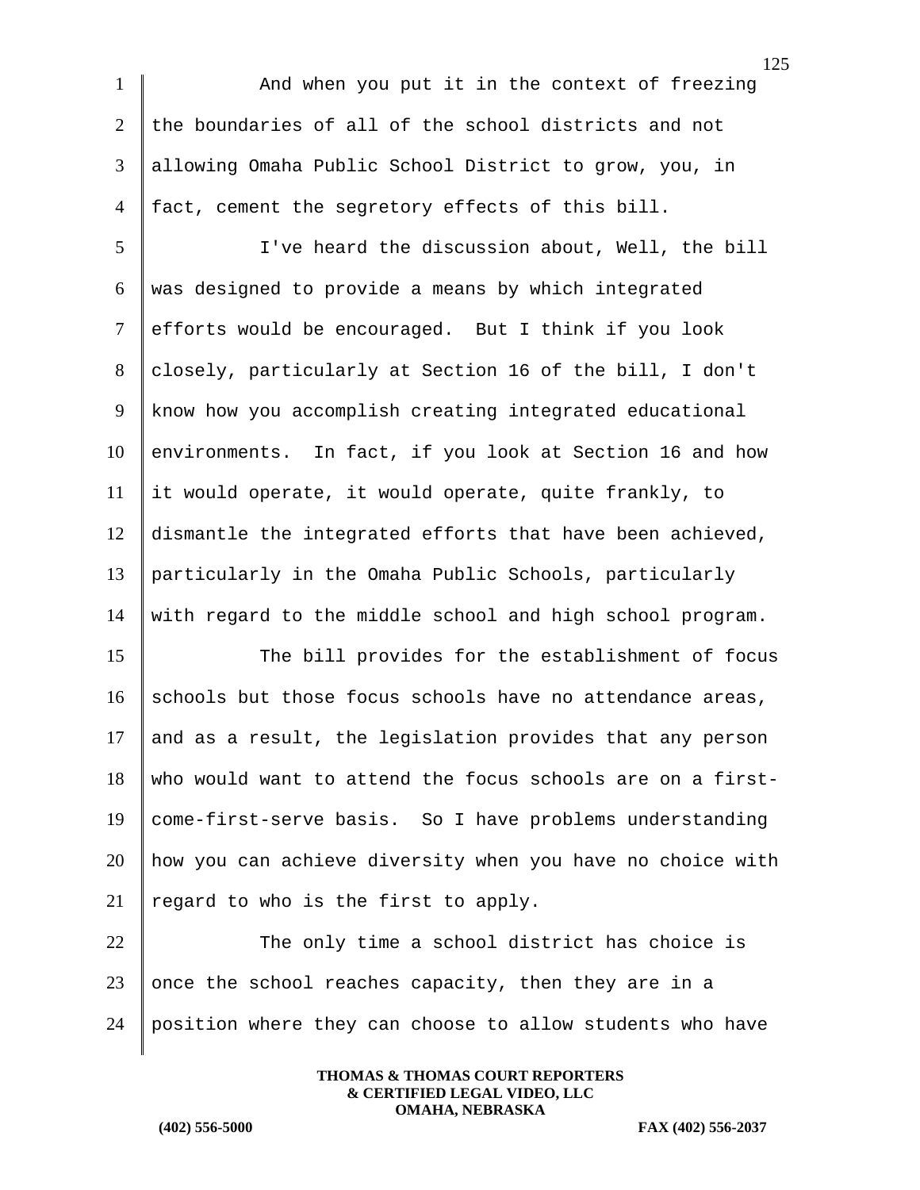And when you put it in the context of freezing the boundaries of all of the school districts and not allowing Omaha Public School District to grow, you, in fact, cement the segretory effects of this bill.

I've heard the discussion about, Well, the bill was designed to provide a means by which integrated efforts would be encouraged. But I think if you look closely, particularly at Section 16 of the bill, I don't know how you accomplish creating integrated educational environments. In fact, if you look at Section 16 and how it would operate, it would operate, quite frankly, to dismantle the integrated efforts that have been achieved, particularly in the Omaha Public Schools, particularly with regard to the middle school and high school program.

The bill provides for the establishment of focus schools but those focus schools have no attendance areas, and as a result, the legislation provides that any person who would want to attend the focus schools are on a first-come-first-serve basis. So I have problems understanding how you can achieve diversity when you have no choice with regard to who is the first to apply.

The only time a school district has choice is once the school reaches capacity, then they are in a position where they can choose to allow students who have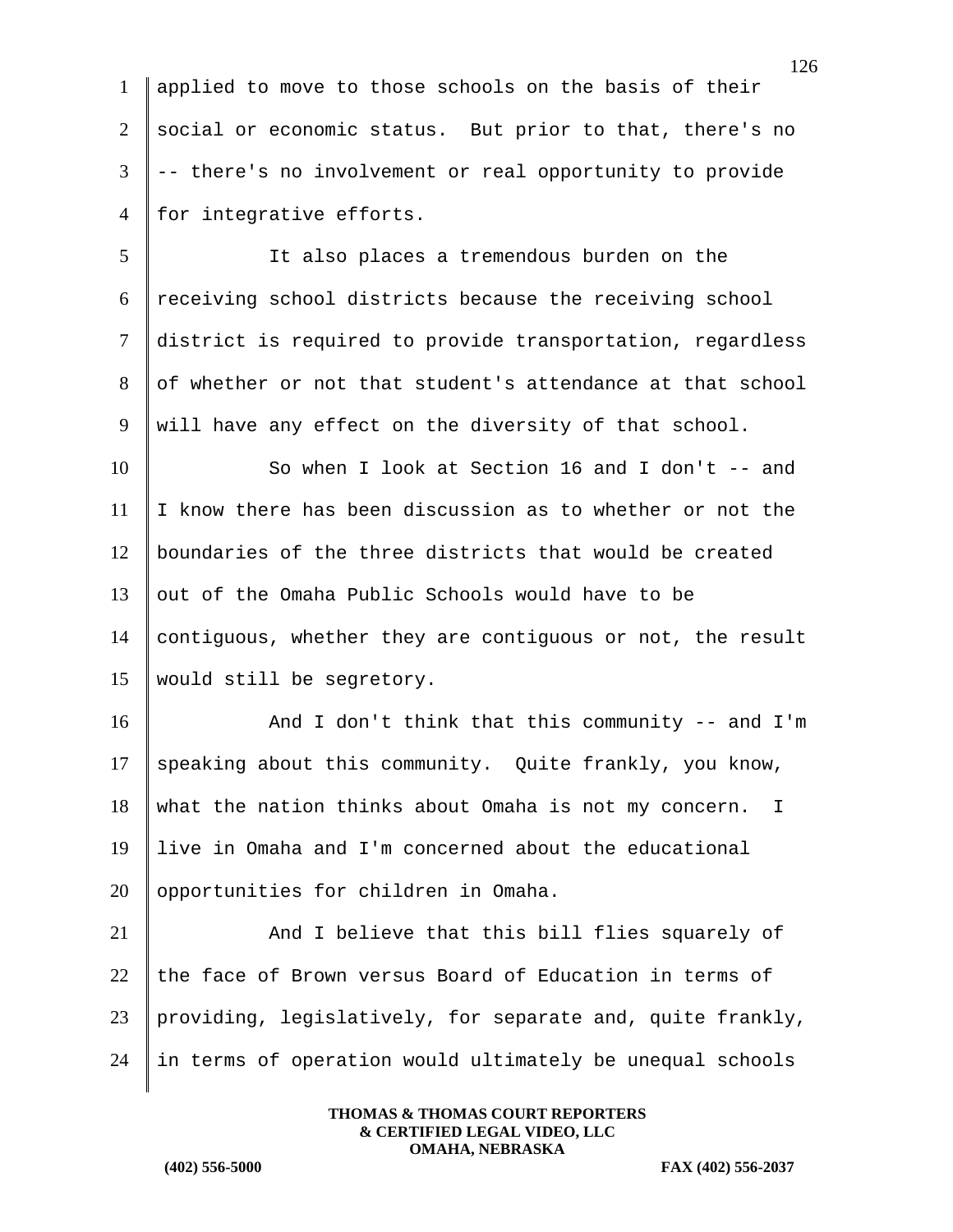applied to move to those schools on the basis of their social or economic status. But prior to that, there's no -- there's no involvement or real opportunity to provide for integrative efforts.

It also places a tremendous burden on the receiving school districts because the receiving school district is required to provide transportation, regardless of whether or not that student's attendance at that school will have any effect on the diversity of that school.

So when I look at Section 16 and I don't -- and I know there has been discussion as to whether or not the boundaries of the three districts that would be created out of the Omaha Public Schools would have to be contiguous, whether they are contiguous or not, the result would still be segretory.

And I don't think that this community -- and I'm speaking about this community. Quite frankly, you know, what the nation thinks about Omaha is not my concern. I live in Omaha and I'm concerned about the educational opportunities for children in Omaha.

And I believe that this bill flies squarely of the face of Brown versus Board of Education in terms of providing, legislatively, for separate and, quite frankly, in terms of operation would ultimately be unequal schools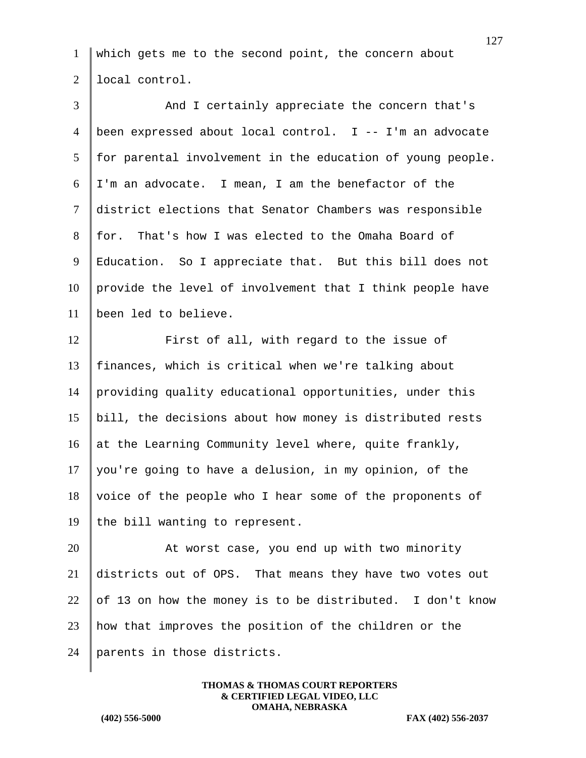which gets me to the second point, the concern about local control.

And I certainly appreciate the concern that's been expressed about local control. I -- I'm an advocate for parental involvement in the education of young people. I'm an advocate. I mean, I am the benefactor of the district elections that Senator Chambers was responsible for. That's how I was elected to the Omaha Board of Education. So I appreciate that. But this bill does not provide the level of involvement that I think people have been led to believe.

First of all, with regard to the issue of finances, which is critical when we're talking about providing quality educational opportunities, under this bill, the decisions about how money is distributed rests at the Learning Community level where, quite frankly, you're going to have a delusion, in my opinion, of the voice of the people who I hear some of the proponents of the bill wanting to represent.

At worst case, you end up with two minority districts out of OPS. That means they have two votes out of 13 on how the money is to be distributed. I don't know how that improves the position of the children or the parents in those districts.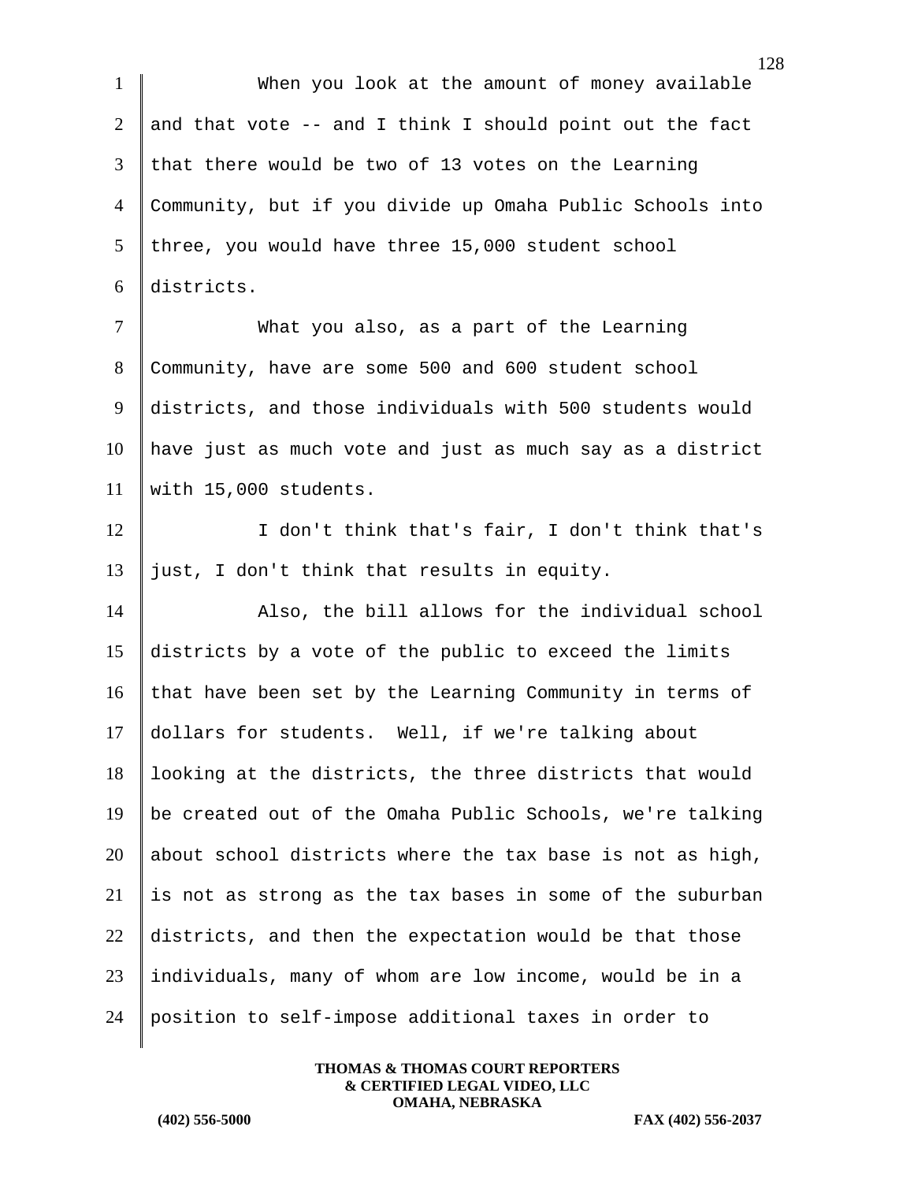When you look at the amount of money available and that vote -- and I think I should point out the fact that there would be two of 13 votes on the Learning Community, but if you divide up Omaha Public Schools into three, you would have three 15,000 student school districts.

What you also, as a part of the Learning Community, have are some 500 and 600 student school districts, and those individuals with 500 students would have just as much vote and just as much say as a district with 15,000 students.

I don't think that's fair, I don't think that's just, I don't think that results in equity.

Also, the bill allows for the individual school districts by a vote of the public to exceed the limits that have been set by the Learning Community in terms of dollars for students. Well, if we're talking about looking at the districts, the three districts that would be created out of the Omaha Public Schools, we're talking about school districts where the tax base is not as high, is not as strong as the tax bases in some of the suburban districts, and then the expectation would be that those individuals, many of whom are low income, would be in a position to self-impose additional taxes in order to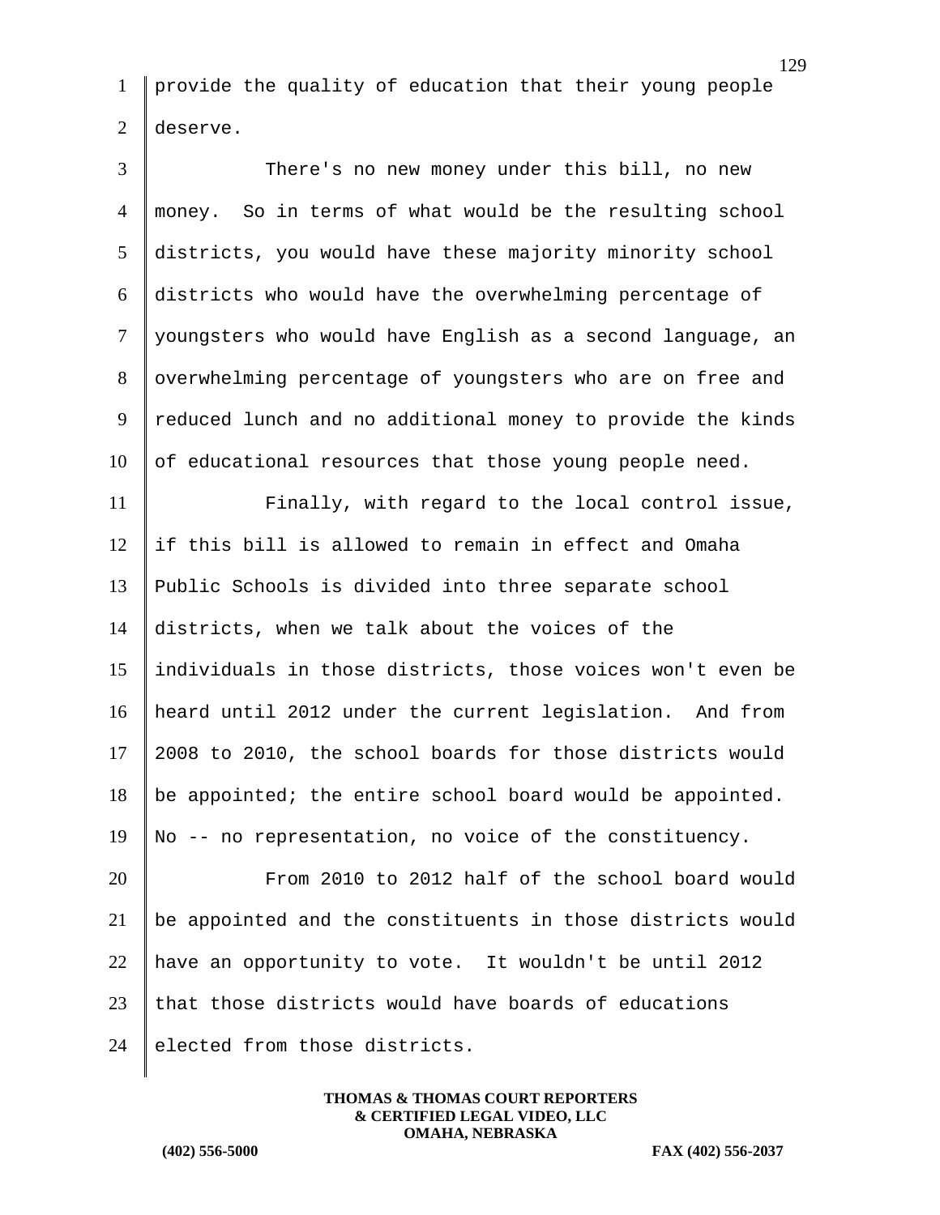provide the quality of education that their young people deserve.

There's no new money under this bill, no new money. So in terms of what would be the resulting school districts, you would have these majority minority school districts who would have the overwhelming percentage of youngsters who would have English as a second language, an overwhelming percentage of youngsters who are on free and reduced lunch and no additional money to provide the kinds of educational resources that those young people need.

Finally, with regard to the local control issue, if this bill is allowed to remain in effect and Omaha Public Schools is divided into three separate school districts, when we talk about the voices of the individuals in those districts, those voices won't even be heard until 2012 under the current legislation. And from 2008 to 2010, the school boards for those districts would be appointed; the entire school board would be appointed. No -- no representation, no voice of the constituency.

From 2010 to 2012 half of the school board would be appointed and the constituents in those districts would have an opportunity to vote. It wouldn't be until 2012 that those districts would have boards of educations elected from those districts.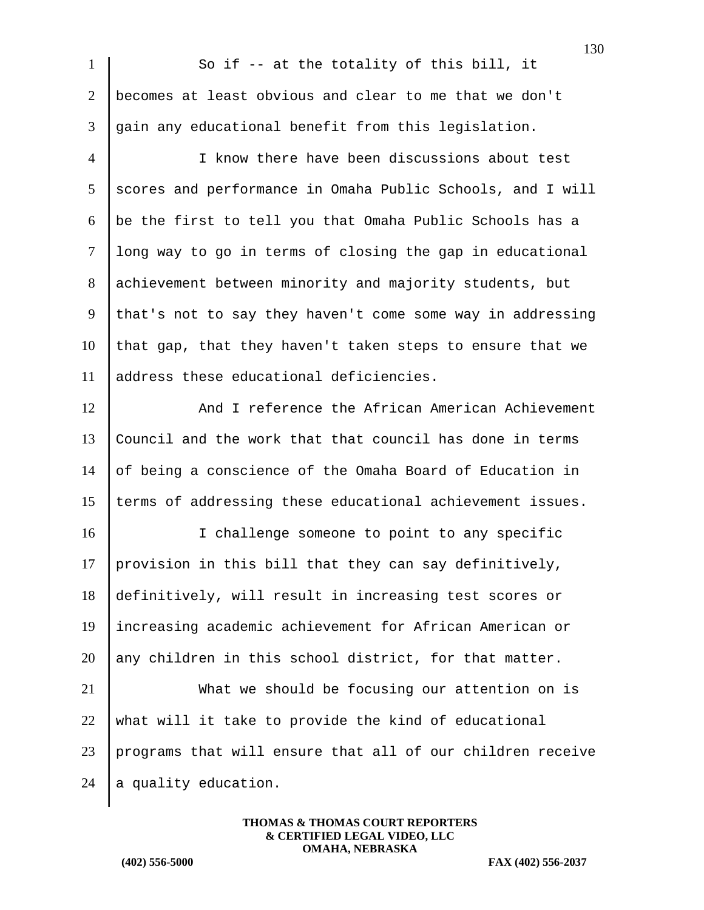So if -- at the totality of this bill, it becomes at least obvious and clear to me that we don't gain any educational benefit from this legislation.

I know there have been discussions about test scores and performance in Omaha Public Schools, and I will be the first to tell you that Omaha Public Schools has a long way to go in terms of closing the gap in educational achievement between minority and majority students, but that's not to say they haven't come some way in addressing that gap, that they haven't taken steps to ensure that we address these educational deficiencies.

And I reference the African American Achievement Council and the work that that council has done in terms of being a conscience of the Omaha Board of Education in terms of addressing these educational achievement issues.

I challenge someone to point to any specific provision in this bill that they can say definitively, definitively, will result in increasing test scores or increasing academic achievement for African American or any children in this school district, for that matter.

What we should be focusing our attention on is what will it take to provide the kind of educational programs that will ensure that all of our children receive a quality education.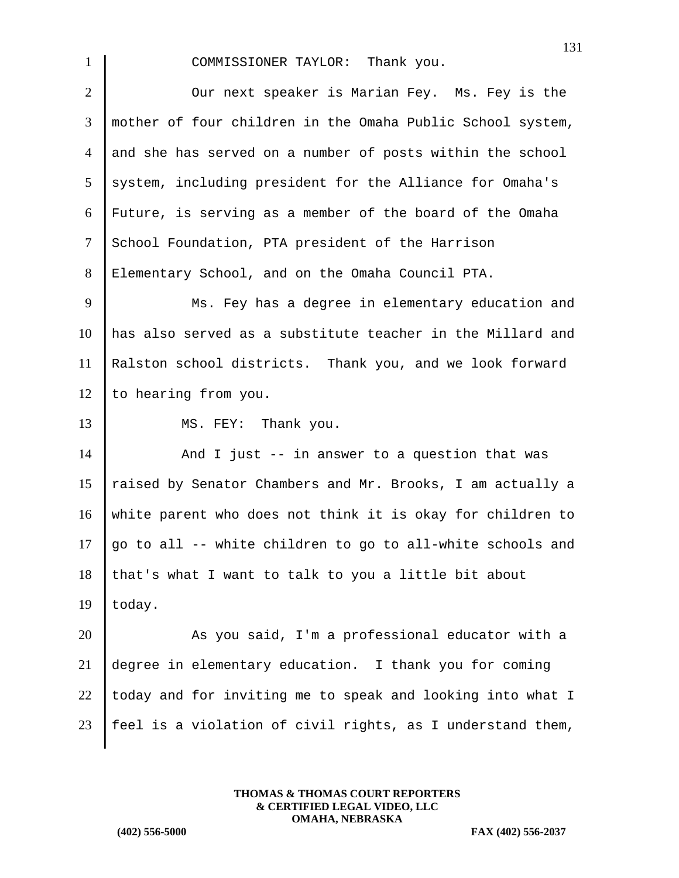COMMISSIONER TAYLOR: Thank you.

Our next speaker is Marian Fey. Ms. Fey is the mother of four children in the Omaha Public School system, and she has served on a number of posts within the school system, including president for the Alliance for Omaha's Future, is serving as a member of the board of the Omaha School Foundation, PTA president of the Harrison Elementary School, and on the Omaha Council PTA.

Ms. Fey has a degree in elementary education and has also served as a substitute teacher in the Millard and Ralston school districts. Thank you, and we look forward to hearing from you.

MS. FEY: Thank you.

And I just -- in answer to a question that was raised by Senator Chambers and Mr. Brooks, I am actually a white parent who does not think it is okay for children to go to all -- white children to go to all-white schools and that's what I want to talk to you a little bit about today.

As you said, I'm a professional educator with a degree in elementary education. I thank you for coming today and for inviting me to speak and looking into what I feel is a violation of civil rights, as I understand them,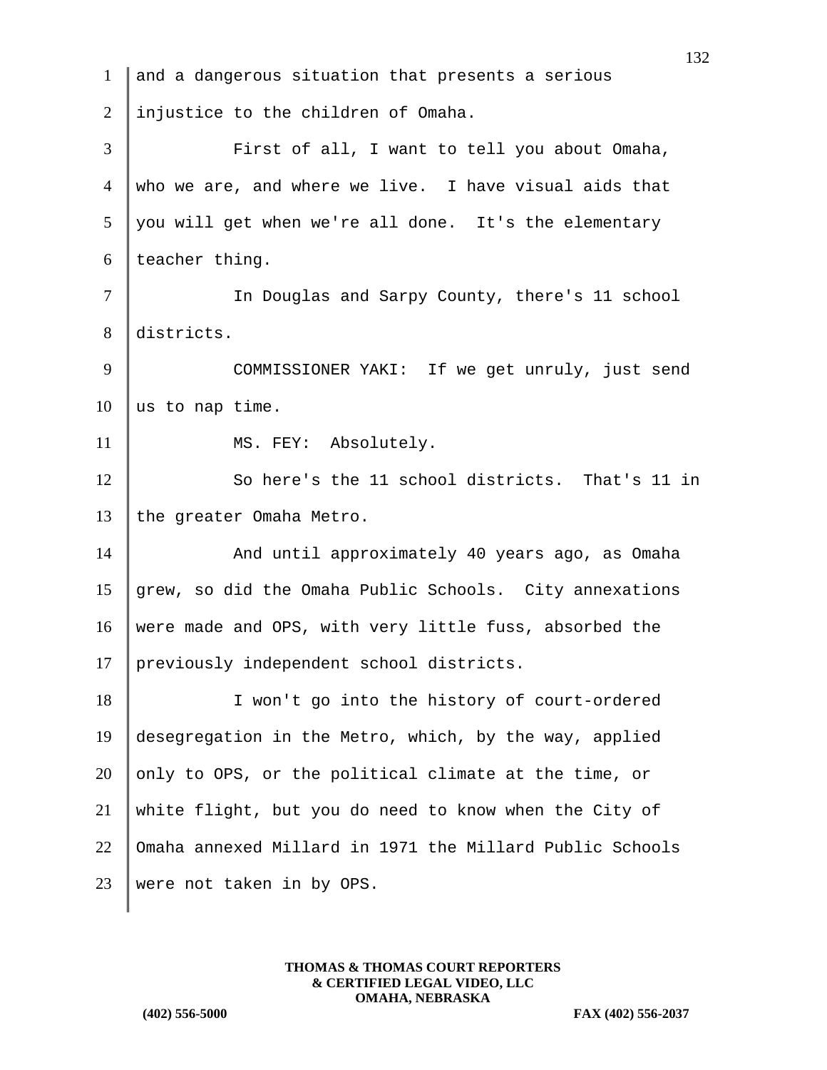and a dangerous situation that presents a serious injustice to the children of Omaha.

First of all, I want to tell you about Omaha, who we are, and where we live. I have visual aids that you will get when we're all done. It's the elementary teacher thing.

In Douglas and Sarpy County, there's 11 school districts.

COMMISSIONER YAKI: If we get unruly, just send us to nap time.

MS. FEY: Absolutely.

So here's the 11 school districts. That's 11 in the greater Omaha Metro.

And until approximately 40 years ago, as Omaha grew, so did the Omaha Public Schools. City annexations were made and OPS, with very little fuss, absorbed the previously independent school districts.

I won't go into the history of court-ordered desegregation in the Metro, which, by the way, applied only to OPS, or the political climate at the time, or white flight, but you do need to know when the City of Omaha annexed Millard in 1971 the Millard Public Schools were not taken in by OPS.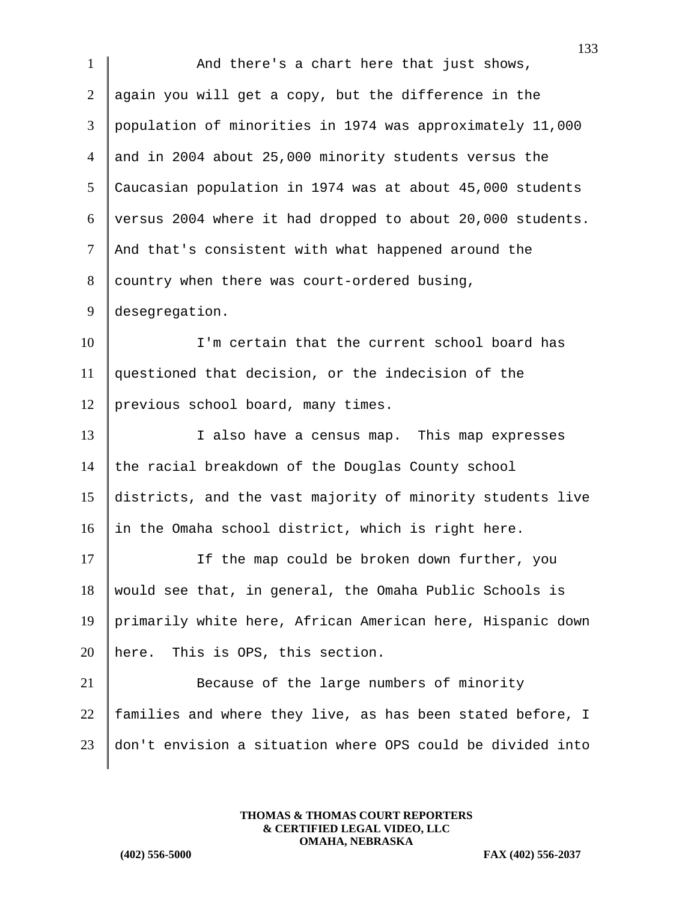And there's a chart here that just shows, again you will get a copy, but the difference in the population of minorities in 1974 was approximately 11,000 and in 2004 about 25,000 minority students versus the Caucasian population in 1974 was at about 45,000 students versus 2004 where it had dropped to about 20,000 students. And that's consistent with what happened around the country when there was court-ordered busing, desegregation.

I'm certain that the current school board has questioned that decision, or the indecision of the previous school board, many times.

I also have a census map. This map expresses the racial breakdown of the Douglas County school districts, and the vast majority of minority students live in the Omaha school district, which is right here.

If the map could be broken down further, you would see that, in general, the Omaha Public Schools is primarily white here, African American here, Hispanic down here. This is OPS, this section.

Because of the large numbers of minority families and where they live, as has been stated before, I don't envision a situation where OPS could be divided into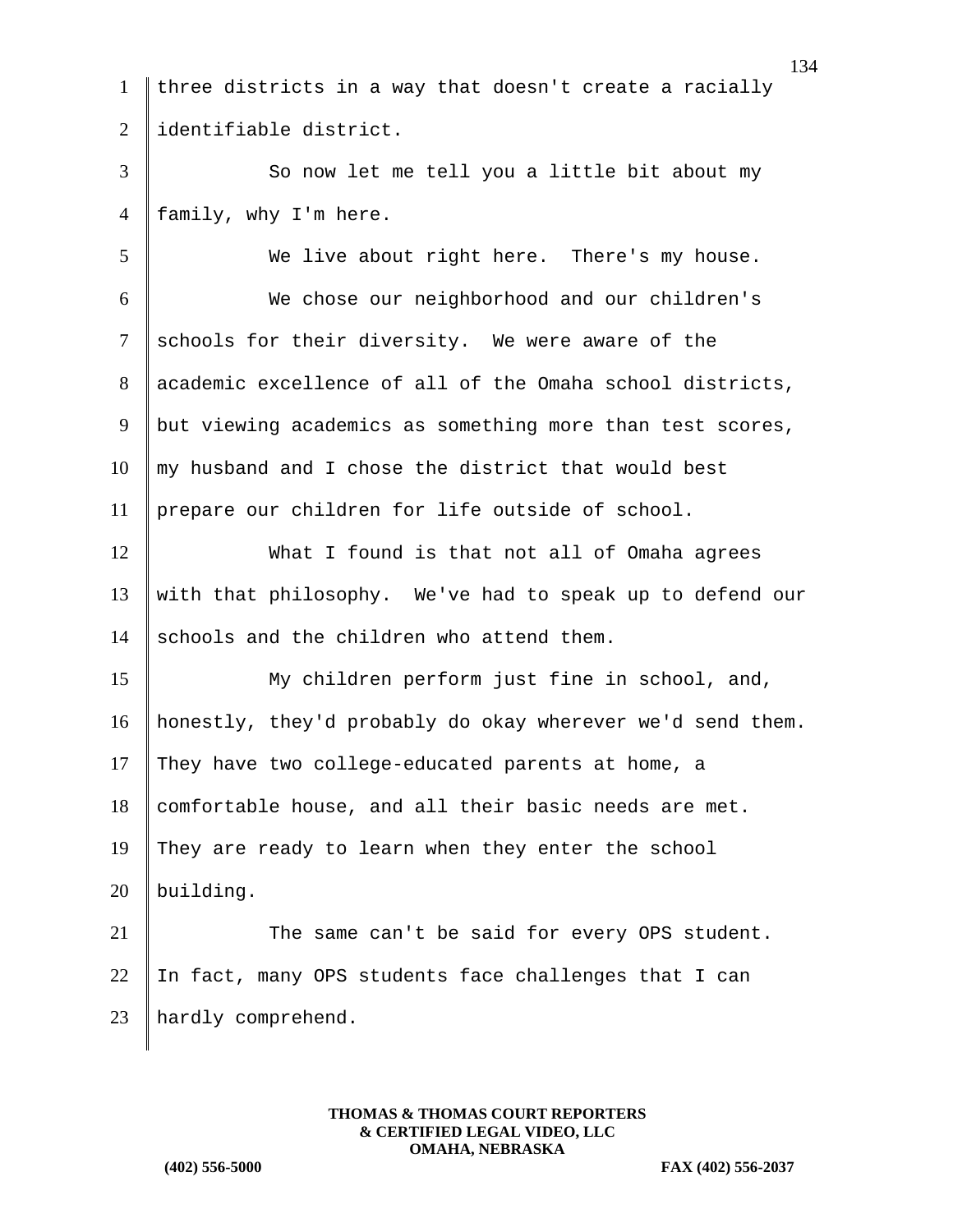three districts in a way that doesn't create a racially identifiable district.

So now let me tell you a little bit about my family, why I'm here.

We live about right here. There's my house.

We chose our neighborhood and our children's schools for their diversity. We were aware of the academic excellence of all of the Omaha school districts, but viewing academics as something more than test scores, my husband and I chose the district that would best prepare our children for life outside of school.

What I found is that not all of Omaha agrees with that philosophy. We've had to speak up to defend our schools and the children who attend them.

My children perform just fine in school, and, honestly, they'd probably do okay wherever we'd send them. They have two college-educated parents at home, a comfortable house, and all their basic needs are met. They are ready to learn when they enter the school building.

The same can't be said for every OPS student. In fact, many OPS students face challenges that I can hardly comprehend.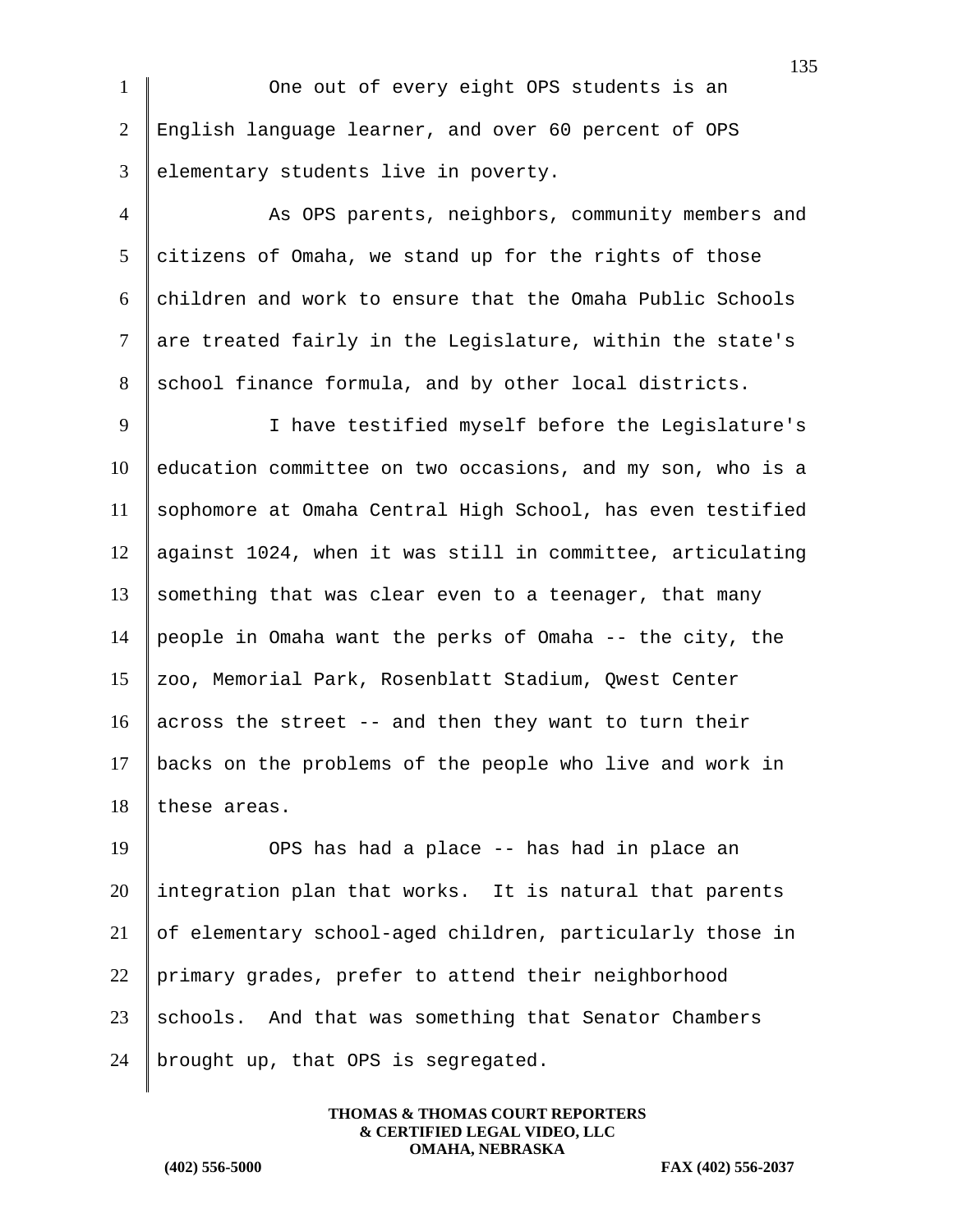One out of every eight OPS students is an English language learner, and over 60 percent of OPS elementary students live in poverty.

As OPS parents, neighbors, community members and citizens of Omaha, we stand up for the rights of those children and work to ensure that the Omaha Public Schools are treated fairly in the Legislature, within the state's school finance formula, and by other local districts.

I have testified myself before the Legislature's education committee on two occasions, and my son, who is a sophomore at Omaha Central High School, has even testified against 1024, when it was still in committee, articulating something that was clear even to a teenager, that many people in Omaha want the perks of Omaha -- the city, the zoo, Memorial Park, Rosenblatt Stadium, Qwest Center across the street -- and then they want to turn their backs on the problems of the people who live and work in these areas.

OPS has had a place -- has had in place an integration plan that works. It is natural that parents of elementary school-aged children, particularly those in primary grades, prefer to attend their neighborhood schools. And that was something that Senator Chambers brought up, that OPS is segregated.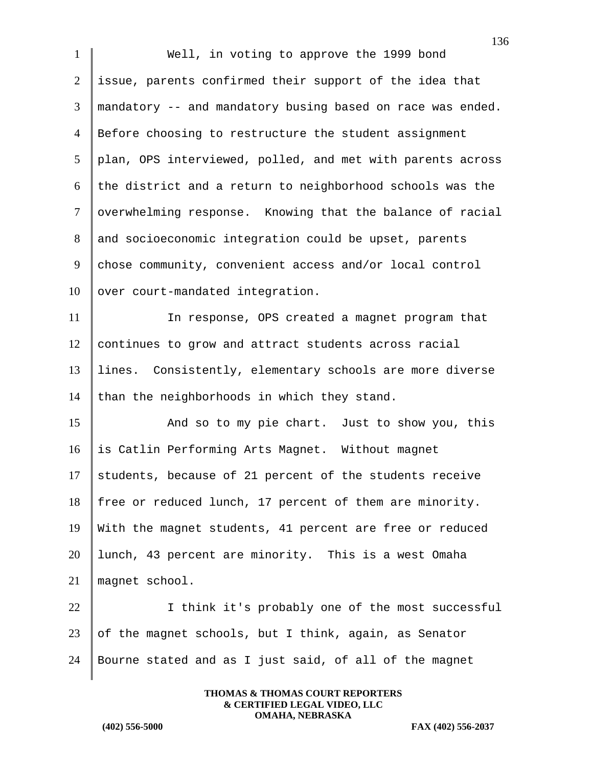Well, in voting to approve the 1999 bond issue, parents confirmed their support of the idea that mandatory -- and mandatory busing based on race was ended. Before choosing to restructure the student assignment plan, OPS interviewed, polled, and met with parents across the district and a return to neighborhood schools was the overwhelming response. Knowing that the balance of racial and socioeconomic integration could be upset, parents chose community, convenient access and/or local control over court-mandated integration.

In response, OPS created a magnet program that continues to grow and attract students across racial lines. Consistently, elementary schools are more diverse than the neighborhoods in which they stand.

And so to my pie chart. Just to show you, this is Catlin Performing Arts Magnet. Without magnet students, because of 21 percent of the students receive free or reduced lunch, 17 percent of them are minority. With the magnet students, 41 percent are free or reduced lunch, 43 percent are minority. This is a west Omaha magnet school.

I think it's probably one of the most successful of the magnet schools, but I think, again, as Senator Bourne stated and as I just said, of all of the magnet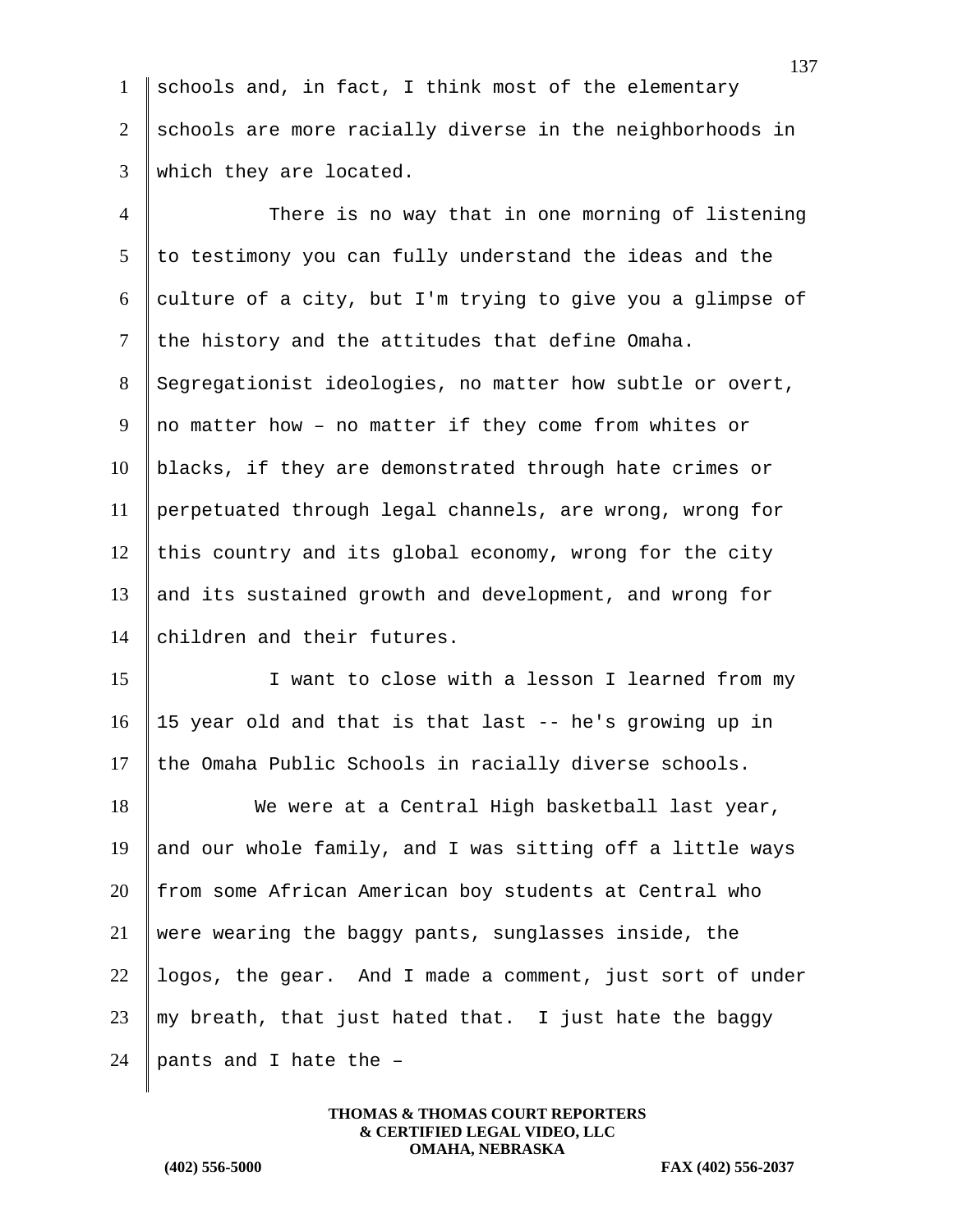schools and, in fact, I think most of the elementary schools are more racially diverse in the neighborhoods in which they are located.

There is no way that in one morning of listening to testimony you can fully understand the ideas and the culture of a city, but I'm trying to give you a glimpse of the history and the attitudes that define Omaha. Segregationist ideologies, no matter how subtle or overt, no matter how – no matter if they come from whites or blacks, if they are demonstrated through hate crimes or perpetuated through legal channels, are wrong, wrong for this country and its global economy, wrong for the city and its sustained growth and development, and wrong for children and their futures.

I want to close with a lesson I learned from my 15 year old and that is that last -- he's growing up in the Omaha Public Schools in racially diverse schools.

We were at a Central High basketball last year, and our whole family, and I was sitting off a little ways from some African American boy students at Central who were wearing the baggy pants, sunglasses inside, the logos, the gear. And I made a comment, just sort of under my breath, that just hated that. I just hate the baggy pants and I hate the –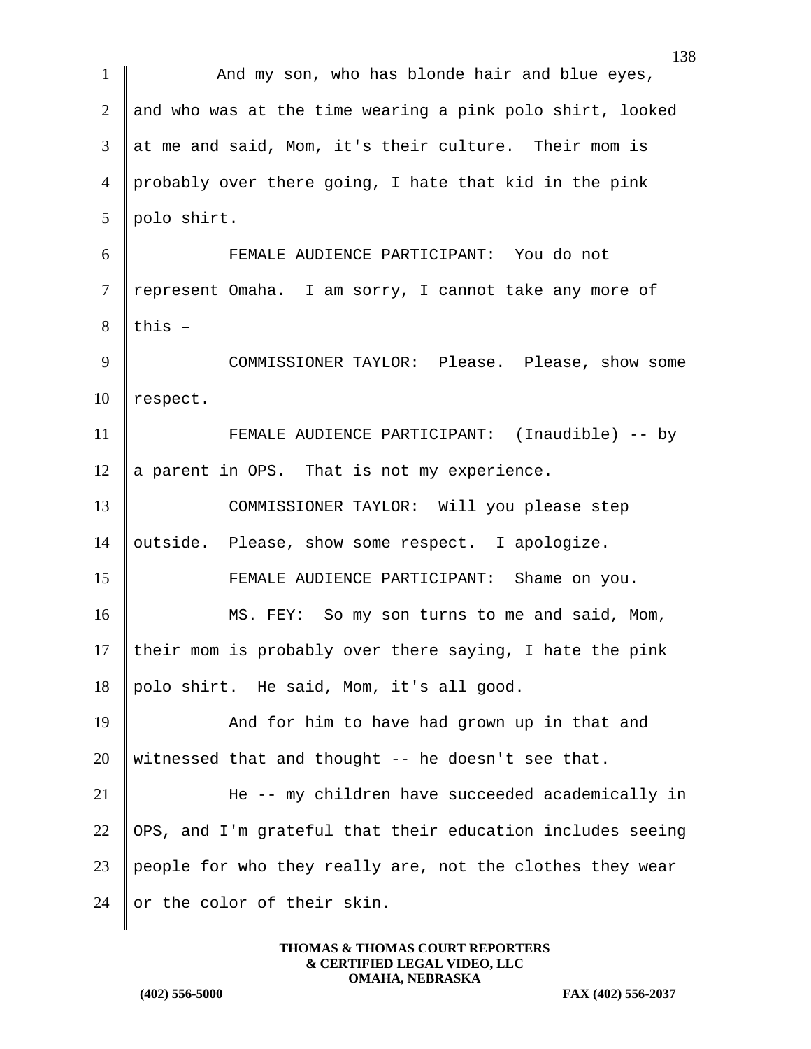And my son, who has blonde hair and blue eyes, and who was at the time wearing a pink polo shirt, looked at me and said, Mom, it's their culture. Their mom is probably over there going, I hate that kid in the pink polo shirt.

FEMALE AUDIENCE PARTICIPANT: You do not represent Omaha. I am sorry, I cannot take any more of this –

COMMISSIONER TAYLOR: Please. Please, show some respect.

FEMALE AUDIENCE PARTICIPANT: (Inaudible) -- by a parent in OPS. That is not my experience.

COMMISSIONER TAYLOR: Will you please step outside. Please, show some respect. I apologize.

FEMALE AUDIENCE PARTICIPANT: Shame on you.

MS. FEY: So my son turns to me and said, Mom, their mom is probably over there saying, I hate the pink polo shirt. He said, Mom, it's all good.

And for him to have had grown up in that and witnessed that and thought -- he doesn't see that.

He -- my children have succeeded academically in OPS, and I'm grateful that their education includes seeing people for who they really are, not the clothes they wear or the color of their skin.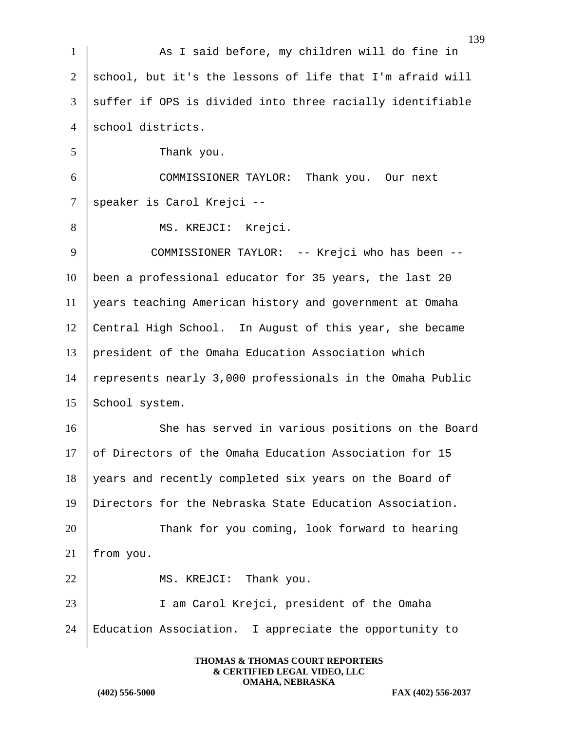As I said before, my children will do fine in school, but it's the lessons of life that I'm afraid will suffer if OPS is divided into three racially identifiable school districts.

Thank you.

COMMISSIONER TAYLOR: Thank you. Our next speaker is Carol Krejci --

MS. KREJCI: Krejci.

COMMISSIONER TAYLOR: -- Krejci who has been -- been a professional educator for 35 years, the last 20 years teaching American history and government at Omaha Central High School. In August of this year, she became president of the Omaha Education Association which represents nearly 3,000 professionals in the Omaha Public School system.

She has served in various positions on the Board of Directors of the Omaha Education Association for 15 years and recently completed six years on the Board of Directors for the Nebraska State Education Association.

Thank for you coming, look forward to hearing from you.

MS. KREJCI: Thank you.

I am Carol Krejci, president of the Omaha Education Association. I appreciate the opportunity to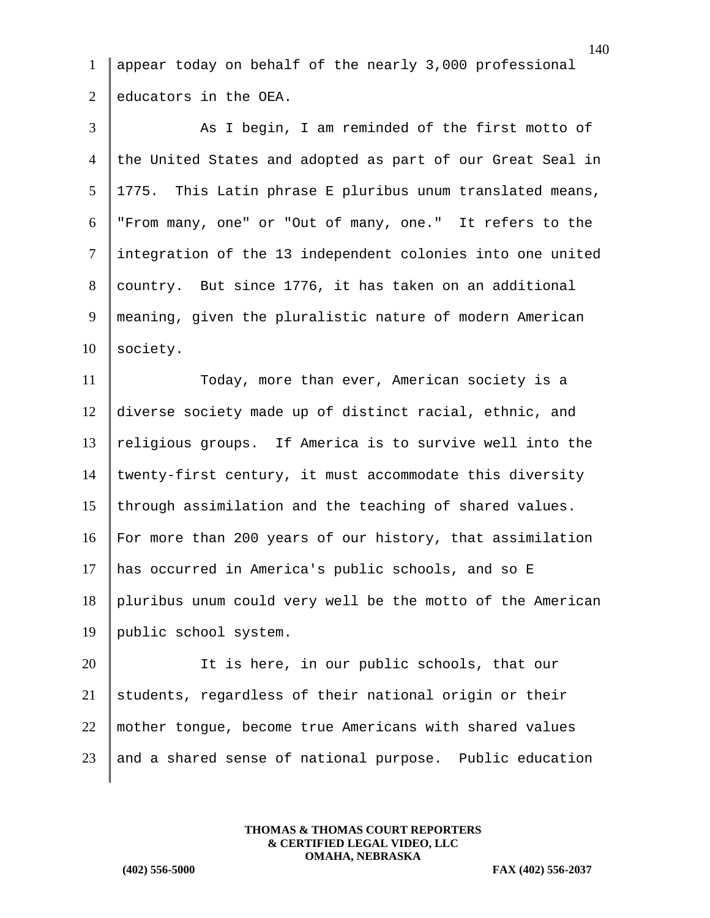appear today on behalf of the nearly 3,000 professional educators in the OEA.

As I begin, I am reminded of the first motto of the United States and adopted as part of our Great Seal in 1775. This Latin phrase E pluribus unum translated means, "From many, one" or "Out of many, one." It refers to the integration of the 13 independent colonies into one united country. But since 1776, it has taken on an additional meaning, given the pluralistic nature of modern American society.

Today, more than ever, American society is a diverse society made up of distinct racial, ethnic, and religious groups. If America is to survive well into the twenty-first century, it must accommodate this diversity through assimilation and the teaching of shared values. For more than 200 years of our history, that assimilation has occurred in America's public schools, and so E pluribus unum could very well be the motto of the American public school system.

It is here, in our public schools, that our students, regardless of their national origin or their mother tongue, become true Americans with shared values and a shared sense of national purpose. Public education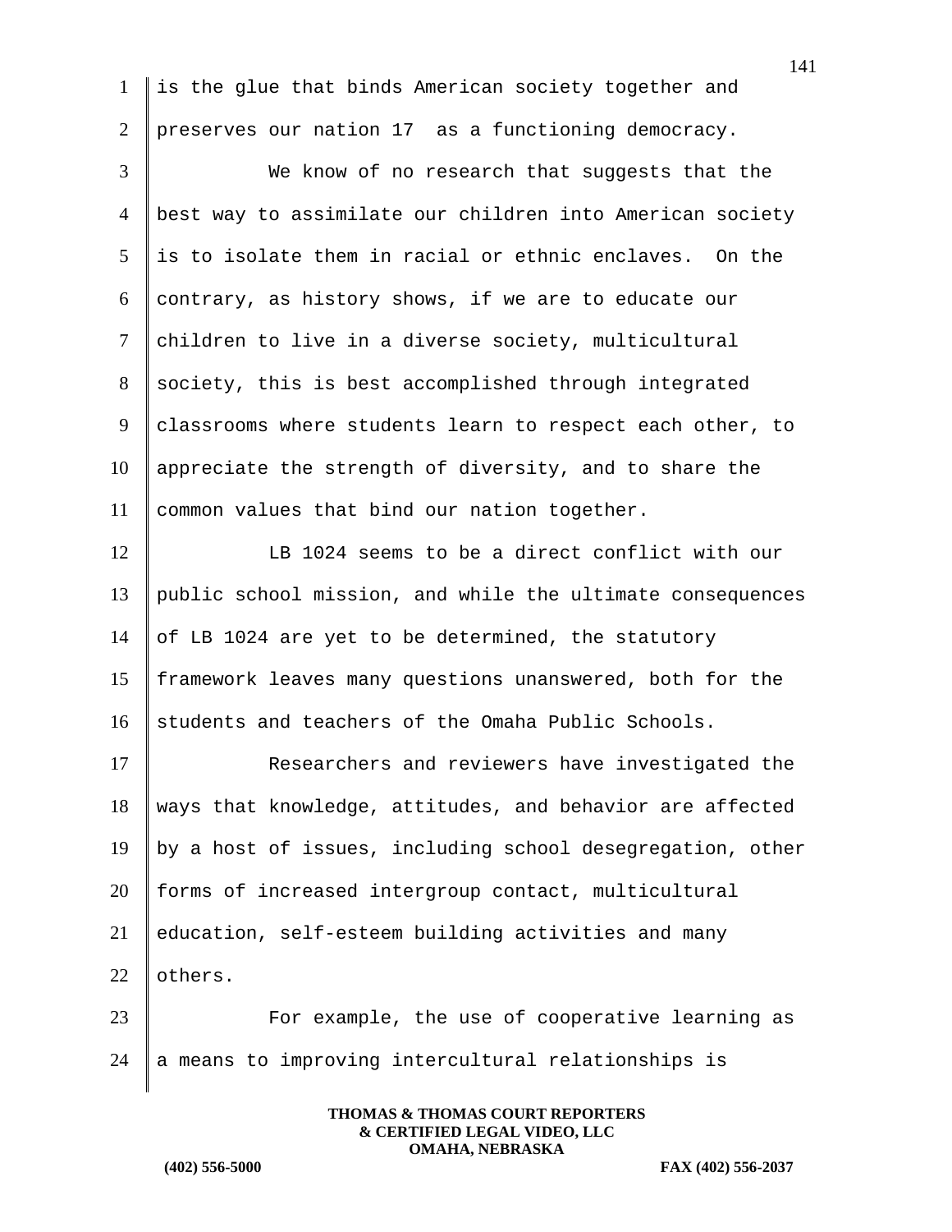is the glue that binds American society together and preserves our nation 17  as a functioning democracy.

We know of no research that suggests that the best way to assimilate our children into American society is to isolate them in racial or ethnic enclaves.  On the contrary, as history shows, if we are to educate our children to live in a diverse society, multicultural society, this is best accomplished through integrated classrooms where students learn to respect each other, to appreciate the strength of diversity, and to share the common values that bind our nation together.

LB 1024 seems to be a direct conflict with our public school mission, and while the ultimate consequences of LB 1024 are yet to be determined, the statutory framework leaves many questions unanswered, both for the students and teachers of the Omaha Public Schools.

Researchers and reviewers have investigated the ways that knowledge, attitudes, and behavior are affected by a host of issues, including school desegregation, other forms of increased intergroup contact, multicultural education, self-esteem building activities and many others.

For example, the use of cooperative learning as a means to improving intercultural relationships is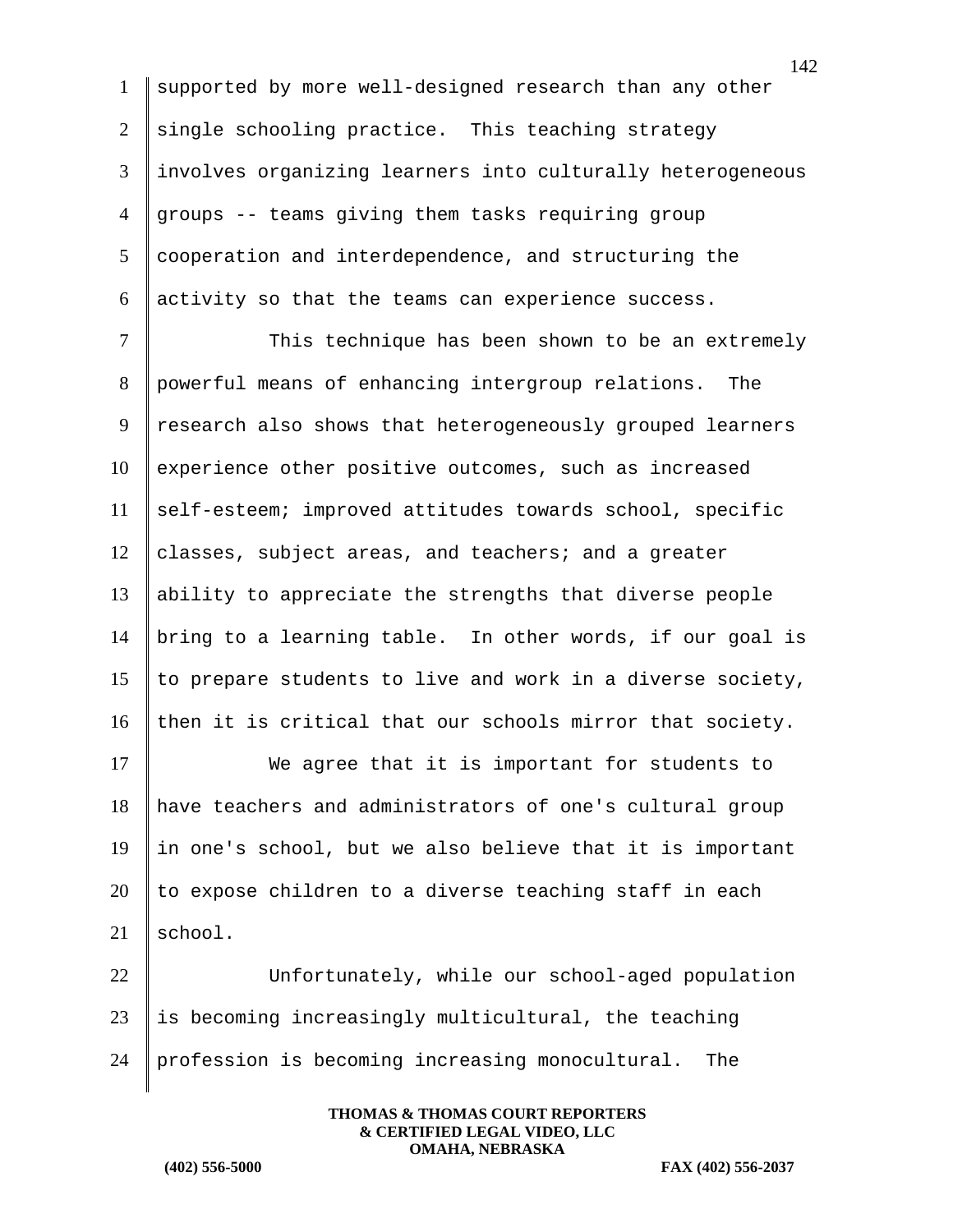supported by more well-designed research than any other single schooling practice. This teaching strategy involves organizing learners into culturally heterogeneous groups -- teams giving them tasks requiring group cooperation and interdependence, and structuring the activity so that the teams can experience success.

This technique has been shown to be an extremely powerful means of enhancing intergroup relations. The research also shows that heterogeneously grouped learners experience other positive outcomes, such as increased self-esteem; improved attitudes towards school, specific classes, subject areas, and teachers; and a greater ability to appreciate the strengths that diverse people bring to a learning table. In other words, if our goal is to prepare students to live and work in a diverse society, then it is critical that our schools mirror that society.

We agree that it is important for students to have teachers and administrators of one's cultural group in one's school, but we also believe that it is important to expose children to a diverse teaching staff in each school.

Unfortunately, while our school-aged population is becoming increasingly multicultural, the teaching profession is becoming increasing monocultural. The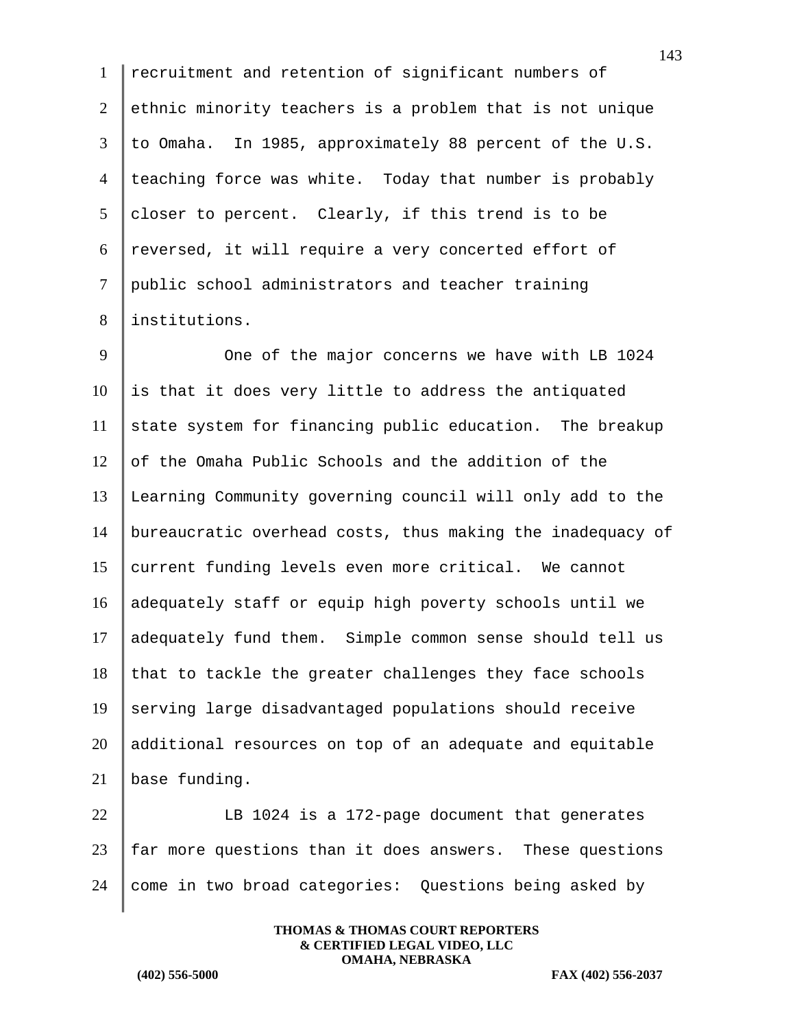recruitment and retention of significant numbers of ethnic minority teachers is a problem that is not unique to Omaha. In 1985, approximately 88 percent of the U.S. teaching force was white. Today that number is probably closer to percent. Clearly, if this trend is to be reversed, it will require a very concerted effort of public school administrators and teacher training institutions.

One of the major concerns we have with LB 1024 is that it does very little to address the antiquated state system for financing public education. The breakup of the Omaha Public Schools and the addition of the Learning Community governing council will only add to the bureaucratic overhead costs, thus making the inadequacy of current funding levels even more critical. We cannot adequately staff or equip high poverty schools until we adequately fund them. Simple common sense should tell us that to tackle the greater challenges they face schools serving large disadvantaged populations should receive additional resources on top of an adequate and equitable base funding.

LB 1024 is a 172-page document that generates far more questions than it does answers. These questions come in two broad categories: Questions being asked by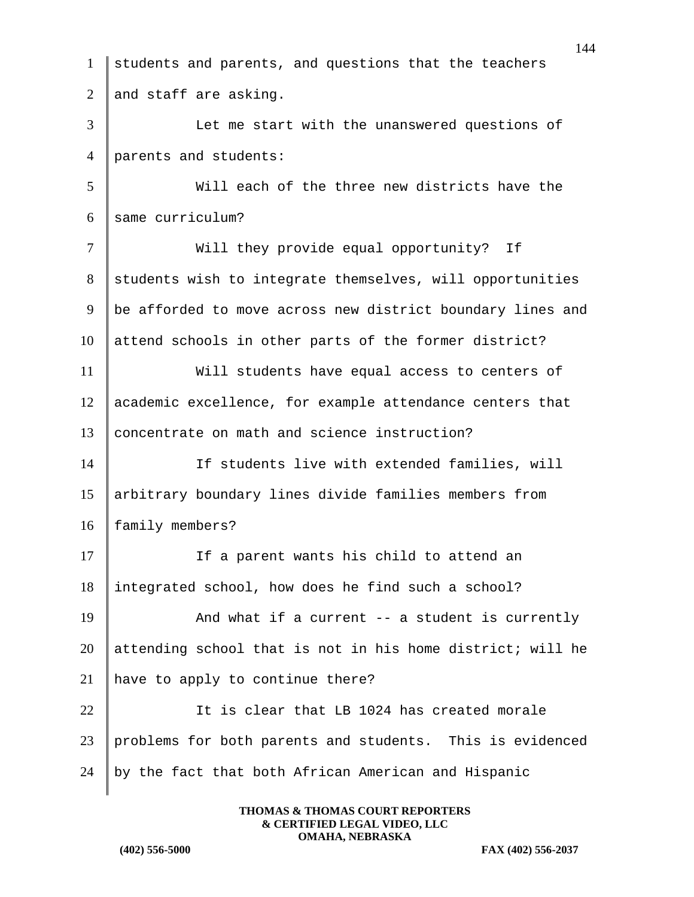students and parents, and questions that the teachers and staff are asking.

Let me start with the unanswered questions of parents and students:

Will each of the three new districts have the same curriculum?

Will they provide equal opportunity? If students wish to integrate themselves, will opportunities be afforded to move across new district boundary lines and attend schools in other parts of the former district?

Will students have equal access to centers of academic excellence, for example attendance centers that concentrate on math and science instruction?

If students live with extended families, will arbitrary boundary lines divide families members from family members?

If a parent wants his child to attend an integrated school, how does he find such a school?

And what if a current -- a student is currently attending school that is not in his home district; will he have to apply to continue there?

It is clear that LB 1024 has created morale problems for both parents and students. This is evidenced by the fact that both African American and Hispanic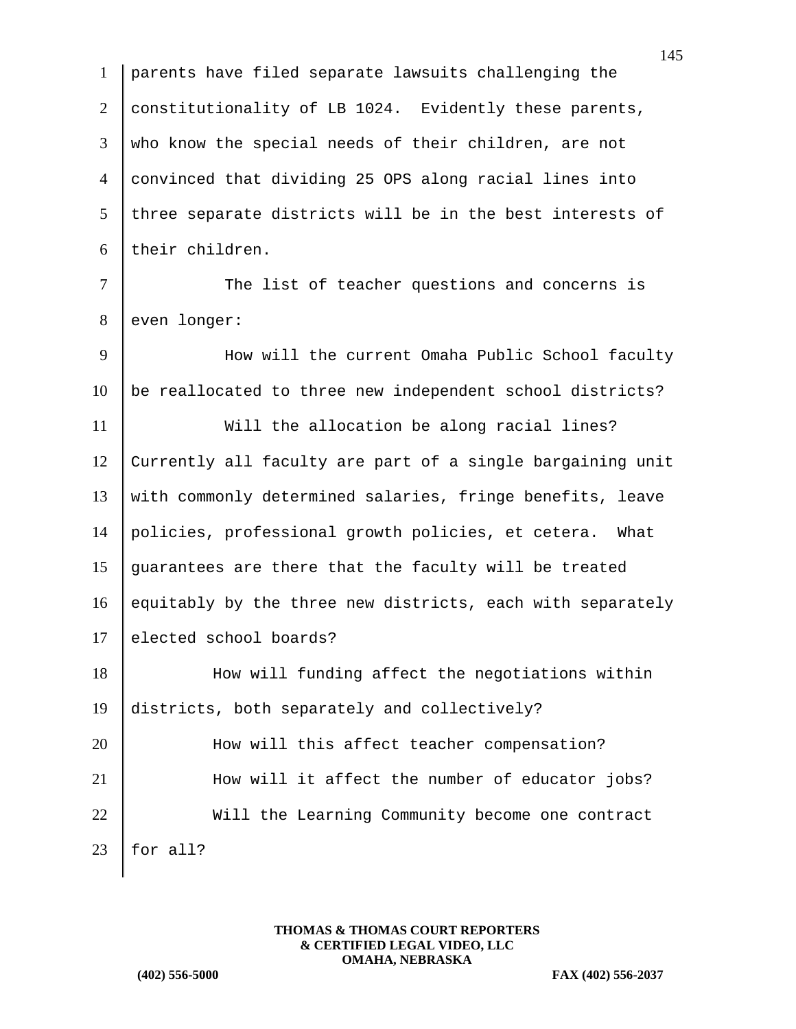parents have filed separate lawsuits challenging the constitutionality of LB 1024. Evidently these parents, who know the special needs of their children, are not convinced that dividing 25 OPS along racial lines into three separate districts will be in the best interests of their children.

The list of teacher questions and concerns is even longer:

How will the current Omaha Public School faculty be reallocated to three new independent school districts?

Will the allocation be along racial lines? Currently all faculty are part of a single bargaining unit with commonly determined salaries, fringe benefits, leave policies, professional growth policies, et cetera. What guarantees are there that the faculty will be treated equitably by the three new districts, each with separately elected school boards?

How will funding affect the negotiations within districts, both separately and collectively?

How will this affect teacher compensation?

How will it affect the number of educator jobs?

Will the Learning Community become one contract for all?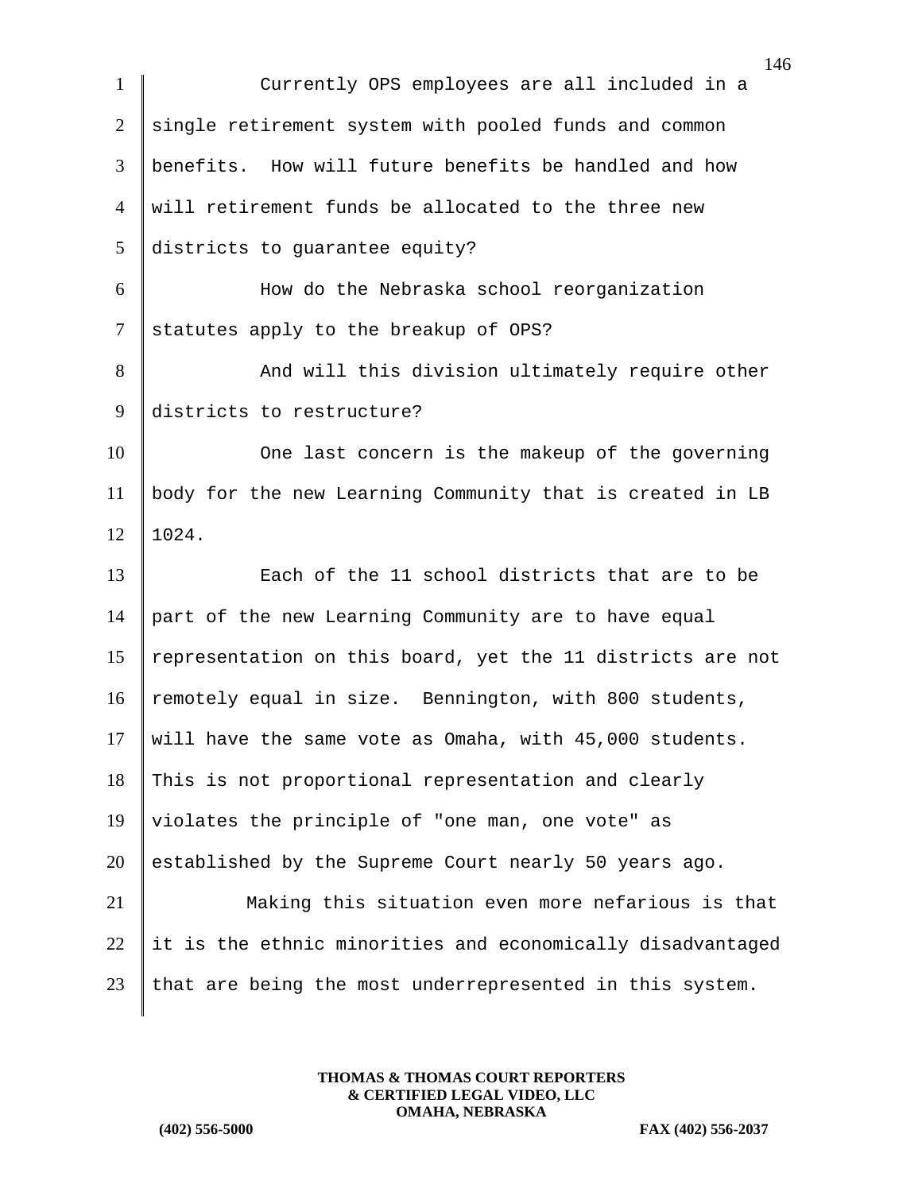Currently OPS employees are all included in a single retirement system with pooled funds and common benefits. How will future benefits be handled and how will retirement funds be allocated to the three new districts to guarantee equity?

How do the Nebraska school reorganization statutes apply to the breakup of OPS?

And will this division ultimately require other districts to restructure?

One last concern is the makeup of the governing body for the new Learning Community that is created in LB 1024.

Each of the 11 school districts that are to be part of the new Learning Community are to have equal representation on this board, yet the 11 districts are not remotely equal in size. Bennington, with 800 students, will have the same vote as Omaha, with 45,000 students. This is not proportional representation and clearly violates the principle of "one man, one vote" as established by the Supreme Court nearly 50 years ago.

Making this situation even more nefarious is that it is the ethnic minorities and economically disadvantaged that are being the most underrepresented in this system.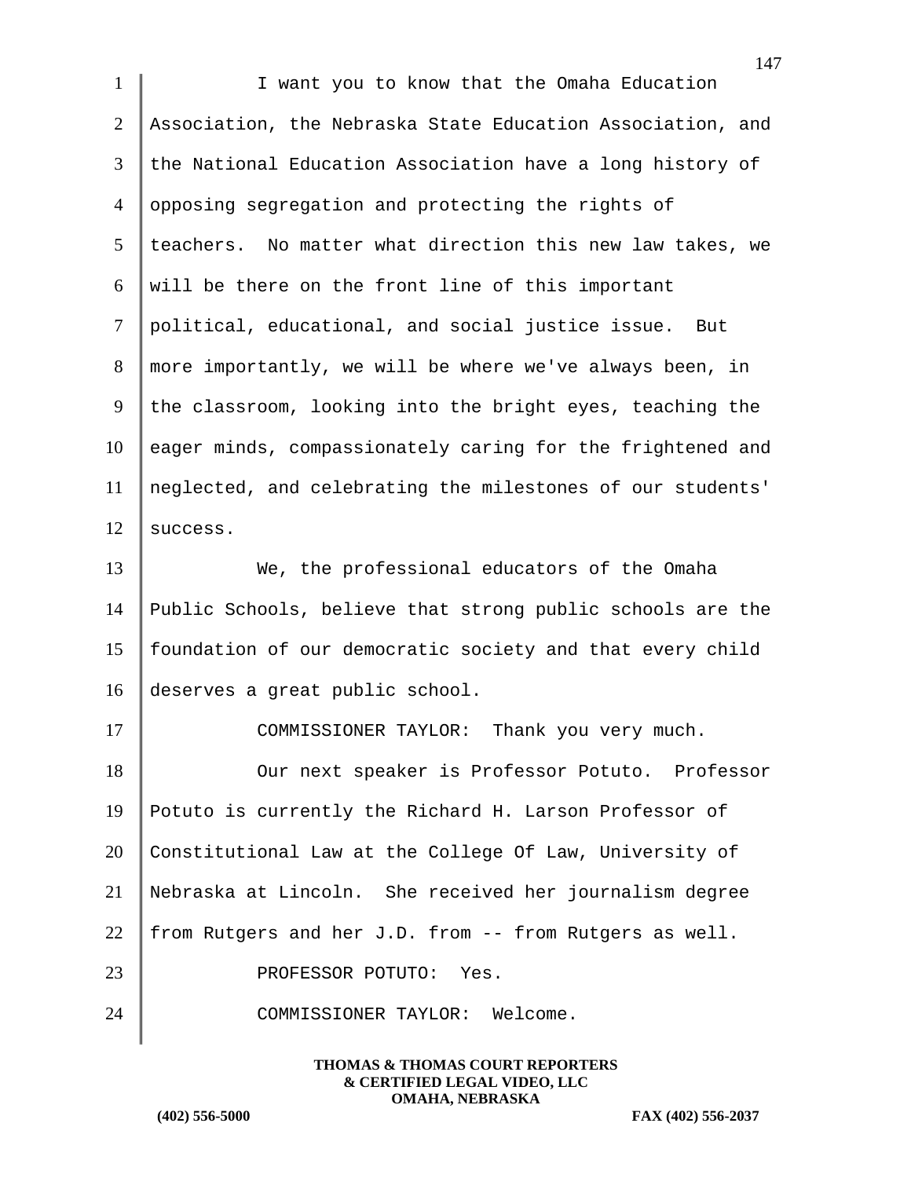I want you to know that the Omaha Education Association, the Nebraska State Education Association, and the National Education Association have a long history of opposing segregation and protecting the rights of teachers. No matter what direction this new law takes, we will be there on the front line of this important political, educational, and social justice issue. But more importantly, we will be where we've always been, in the classroom, looking into the bright eyes, teaching the eager minds, compassionately caring for the frightened and neglected, and celebrating the milestones of our students' success.

We, the professional educators of the Omaha Public Schools, believe that strong public schools are the foundation of our democratic society and that every child deserves a great public school.

COMMISSIONER TAYLOR: Thank you very much.

Our next speaker is Professor Potuto. Professor Potuto is currently the Richard H. Larson Professor of Constitutional Law at the College Of Law, University of Nebraska at Lincoln. She received her journalism degree from Rutgers and her J.D. from -- from Rutgers as well.

PROFESSOR POTUTO: Yes.

COMMISSIONER TAYLOR: Welcome.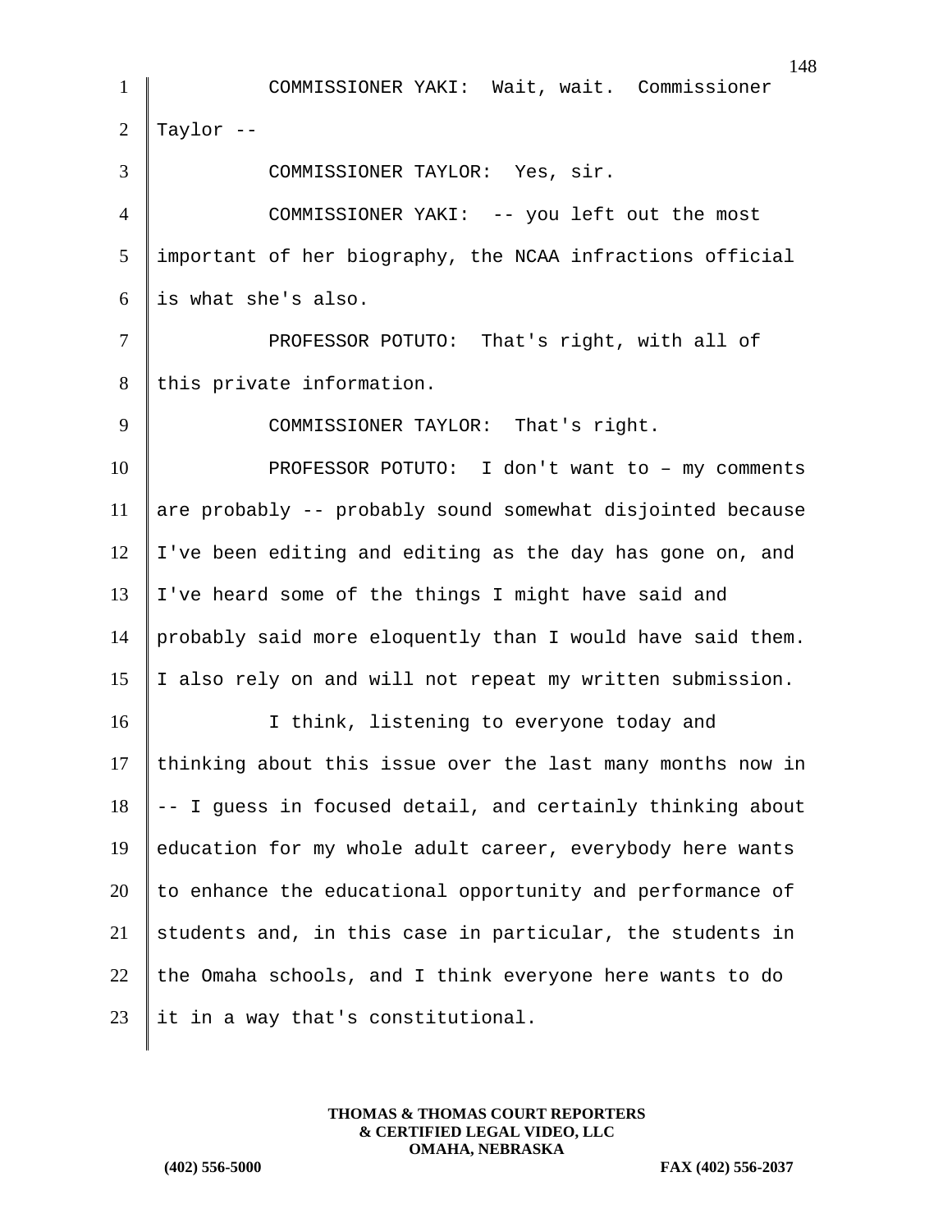COMMISSIONER YAKI: Wait, wait. Commissioner Taylor --

COMMISSIONER TAYLOR: Yes, sir.

COMMISSIONER YAKI: -- you left out the most important of her biography, the NCAA infractions official is what she's also.

PROFESSOR POTUTO: That's right, with all of this private information.

COMMISSIONER TAYLOR: That's right.

PROFESSOR POTUTO: I don't want to – my comments are probably -- probably sound somewhat disjointed because I've been editing and editing as the day has gone on, and I've heard some of the things I might have said and probably said more eloquently than I would have said them. I also rely on and will not repeat my written submission.

I think, listening to everyone today and thinking about this issue over the last many months now in -- I guess in focused detail, and certainly thinking about education for my whole adult career, everybody here wants to enhance the educational opportunity and performance of students and, in this case in particular, the students in the Omaha schools, and I think everyone here wants to do it in a way that's constitutional.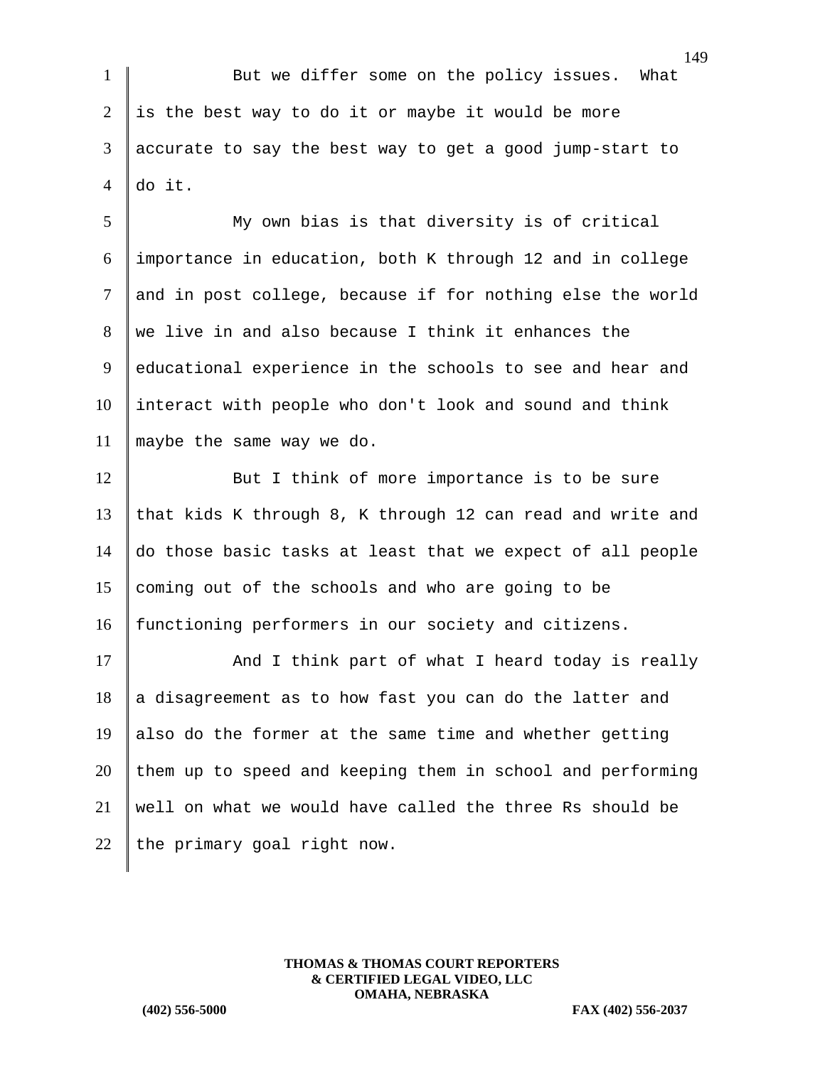But we differ some on the policy issues. What is the best way to do it or maybe it would be more accurate to say the best way to get a good jump-start to do it.

My own bias is that diversity is of critical importance in education, both K through 12 and in college and in post college, because if for nothing else the world we live in and also because I think it enhances the educational experience in the schools to see and hear and interact with people who don't look and sound and think maybe the same way we do.

But I think of more importance is to be sure that kids K through 8, K through 12 can read and write and do those basic tasks at least that we expect of all people coming out of the schools and who are going to be functioning performers in our society and citizens.

And I think part of what I heard today is really a disagreement as to how fast you can do the latter and also do the former at the same time and whether getting them up to speed and keeping them in school and performing well on what we would have called the three Rs should be the primary goal right now.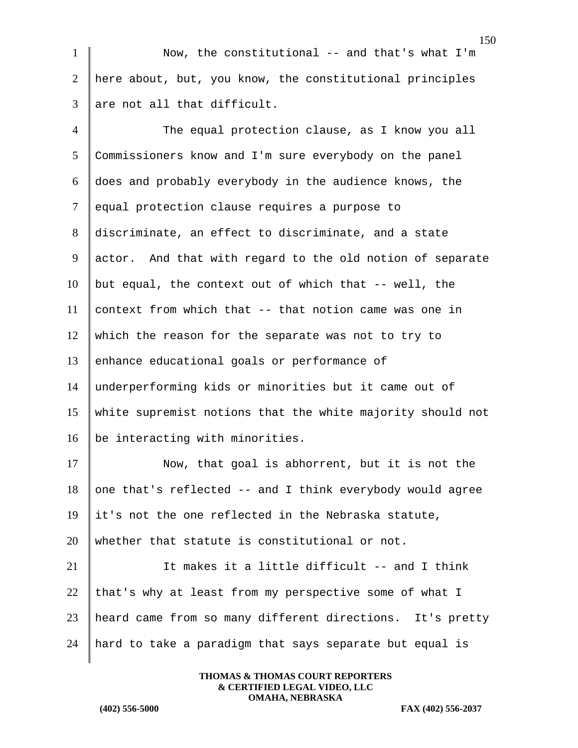Now, the constitutional -- and that's what I'm here about, but, you know, the constitutional principles are not all that difficult.

The equal protection clause, as I know you all Commissioners know and I'm sure everybody on the panel does and probably everybody in the audience knows, the equal protection clause requires a purpose to discriminate, an effect to discriminate, and a state actor. And that with regard to the old notion of separate but equal, the context out of which that -- well, the context from which that -- that notion came was one in which the reason for the separate was not to try to enhance educational goals or performance of underperforming kids or minorities but it came out of white supremist notions that the white majority should not be interacting with minorities.

Now, that goal is abhorrent, but it is not the one that's reflected -- and I think everybody would agree it's not the one reflected in the Nebraska statute, whether that statute is constitutional or not.

It makes it a little difficult -- and I think that's why at least from my perspective some of what I heard came from so many different directions. It's pretty hard to take a paradigm that says separate but equal is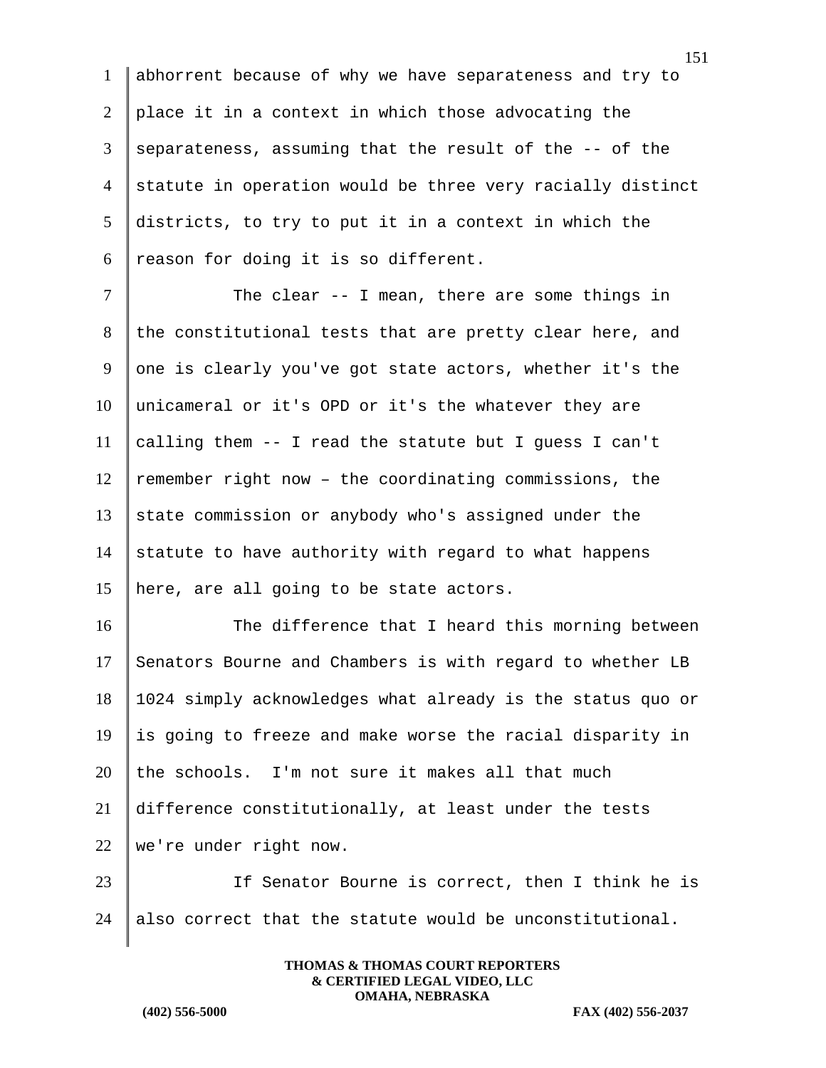abhorrent because of why we have separateness and try to place it in a context in which those advocating the separateness, assuming that the result of the -- of the statute in operation would be three very racially distinct districts, to try to put it in a context in which the reason for doing it is so different.

The clear -- I mean, there are some things in the constitutional tests that are pretty clear here, and one is clearly you've got state actors, whether it's the unicameral or it's OPD or it's the whatever they are calling them -- I read the statute but I guess I can't remember right now – the coordinating commissions, the state commission or anybody who's assigned under the statute to have authority with regard to what happens here, are all going to be state actors.

The difference that I heard this morning between Senators Bourne and Chambers is with regard to whether LB 1024 simply acknowledges what already is the status quo or is going to freeze and make worse the racial disparity in the schools. I'm not sure it makes all that much difference constitutionally, at least under the tests we're under right now.

If Senator Bourne is correct, then I think he is also correct that the statute would be unconstitutional.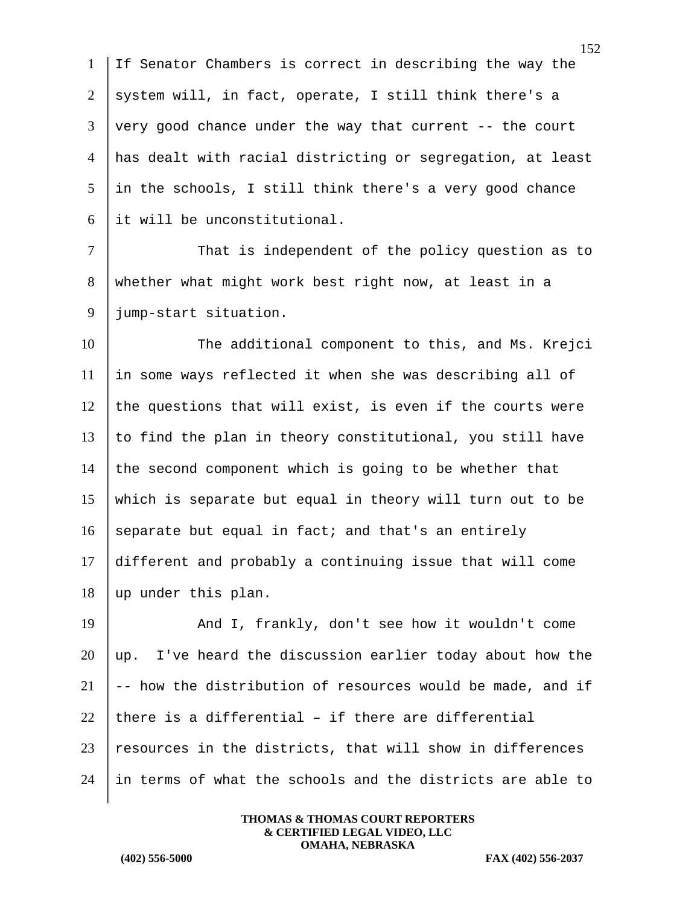If Senator Chambers is correct in describing the way the system will, in fact, operate, I still think there's a very good chance under the way that current -- the court has dealt with racial districting or segregation, at least in the schools, I still think there's a very good chance it will be unconstitutional.

That is independent of the policy question as to whether what might work best right now, at least in a jump-start situation.

The additional component to this, and Ms. Krejci in some ways reflected it when she was describing all of the questions that will exist, is even if the courts were to find the plan in theory constitutional, you still have the second component which is going to be whether that which is separate but equal in theory will turn out to be separate but equal in fact; and that's an entirely different and probably a continuing issue that will come up under this plan.

And I, frankly, don't see how it wouldn't come up. I've heard the discussion earlier today about how the -- how the distribution of resources would be made, and if there is a differential – if there are differential resources in the districts, that will show in differences in terms of what the schools and the districts are able to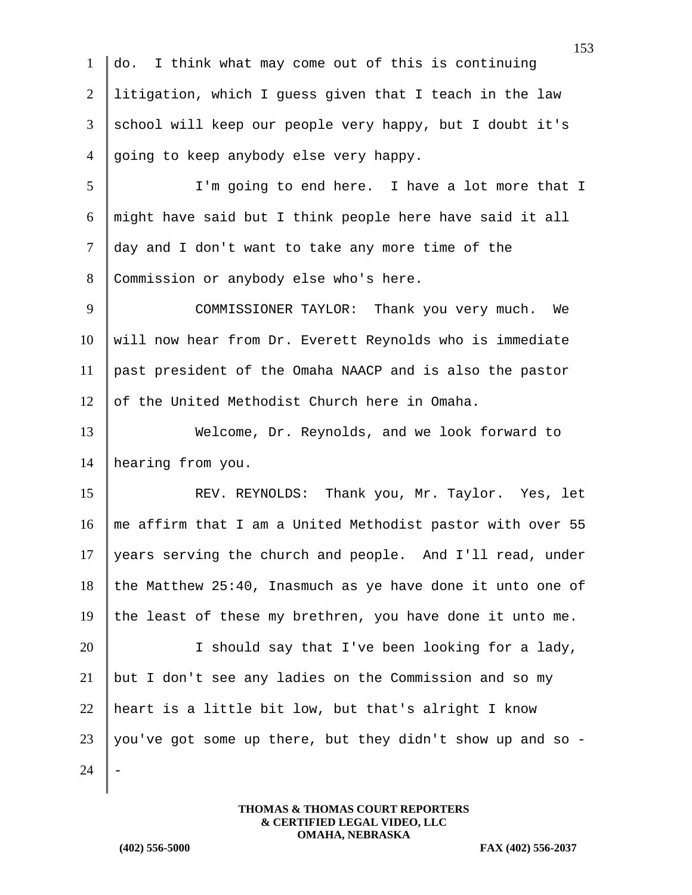do. I think what may come out of this is continuing litigation, which I guess given that I teach in the law school will keep our people very happy, but I doubt it's going to keep anybody else very happy.

I'm going to end here. I have a lot more that I might have said but I think people here have said it all day and I don't want to take any more time of the Commission or anybody else who's here.

COMMISSIONER TAYLOR: Thank you very much. We will now hear from Dr. Everett Reynolds who is immediate past president of the Omaha NAACP and is also the pastor of the United Methodist Church here in Omaha.

Welcome, Dr. Reynolds, and we look forward to hearing from you.

REV. REYNOLDS: Thank you, Mr. Taylor. Yes, let me affirm that I am a United Methodist pastor with over 55 years serving the church and people. And I'll read, under the Matthew 25:40, Inasmuch as ye have done it unto one of the least of these my brethren, you have done it unto me.

I should say that I've been looking for a lady, but I don't see any ladies on the Commission and so my heart is a little bit low, but that's alright I know you've got some up there, but they didn't show up and so --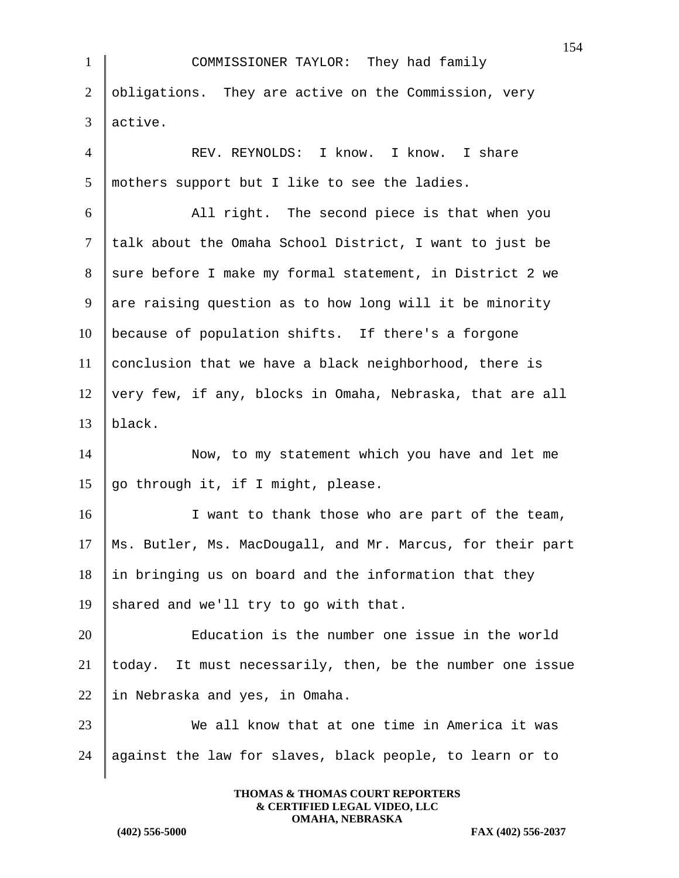COMMISSIONER TAYLOR: They had family obligations. They are active on the Commission, very active.

REV. REYNOLDS: I know. I know. I share mothers support but I like to see the ladies.

All right. The second piece is that when you talk about the Omaha School District, I want to just be sure before I make my formal statement, in District 2 we are raising question as to how long will it be minority because of population shifts. If there's a forgone conclusion that we have a black neighborhood, there is very few, if any, blocks in Omaha, Nebraska, that are all black.

Now, to my statement which you have and let me go through it, if I might, please.

I want to thank those who are part of the team, Ms. Butler, Ms. MacDougall, and Mr. Marcus, for their part in bringing us on board and the information that they shared and we'll try to go with that.

Education is the number one issue in the world today. It must necessarily, then, be the number one issue in Nebraska and yes, in Omaha.

We all know that at one time in America it was against the law for slaves, black people, to learn or to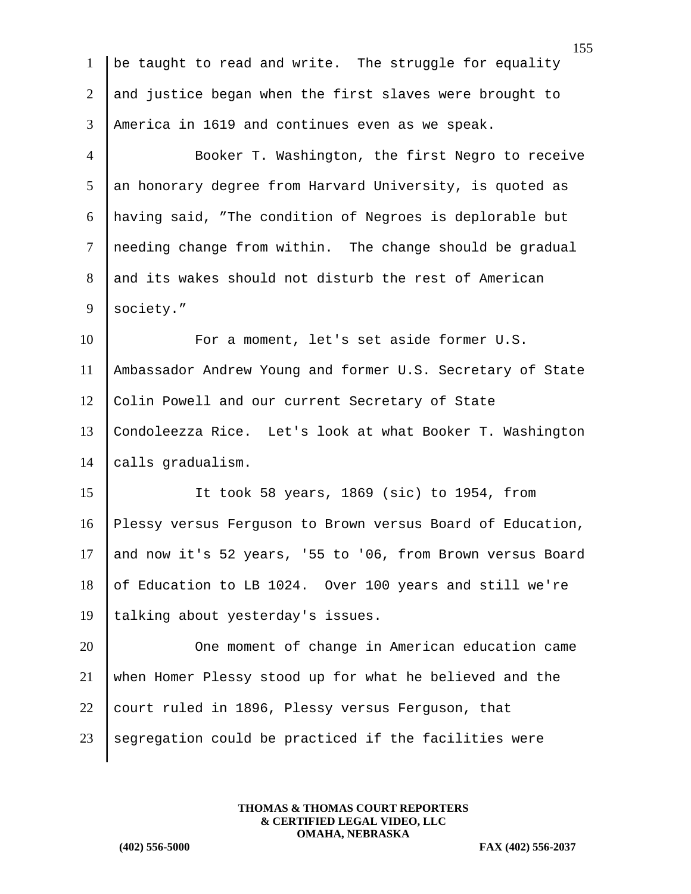be taught to read and write. The struggle for equality and justice began when the first slaves were brought to America in 1619 and continues even as we speak.

Booker T. Washington, the first Negro to receive an honorary degree from Harvard University, is quoted as having said, "The condition of Negroes is deplorable but needing change from within. The change should be gradual and its wakes should not disturb the rest of American society."

For a moment, let's set aside former U.S. Ambassador Andrew Young and former U.S. Secretary of State Colin Powell and our current Secretary of State Condoleezza Rice. Let's look at what Booker T. Washington calls gradualism.

It took 58 years, 1869 (sic) to 1954, from Plessy versus Ferguson to Brown versus Board of Education, and now it's 52 years, '55 to '06, from Brown versus Board of Education to LB 1024. Over 100 years and still we're talking about yesterday's issues.

One moment of change in American education came when Homer Plessy stood up for what he believed and the court ruled in 1896, Plessy versus Ferguson, that segregation could be practiced if the facilities were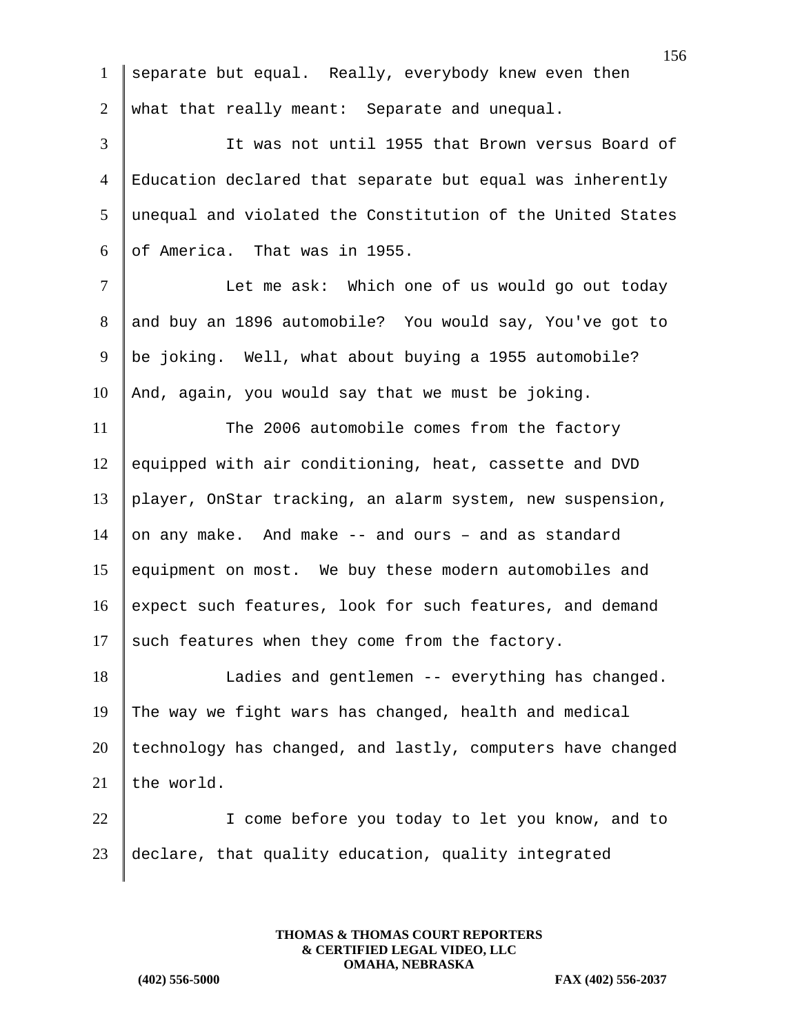separate but equal. Really, everybody knew even then what that really meant: Separate and unequal.

It was not until 1955 that Brown versus Board of Education declared that separate but equal was inherently unequal and violated the Constitution of the United States of America. That was in 1955.

Let me ask: Which one of us would go out today and buy an 1896 automobile? You would say, You've got to be joking. Well, what about buying a 1955 automobile? And, again, you would say that we must be joking.

The 2006 automobile comes from the factory equipped with air conditioning, heat, cassette and DVD player, OnStar tracking, an alarm system, new suspension, on any make. And make -- and ours – and as standard equipment on most. We buy these modern automobiles and expect such features, look for such features, and demand such features when they come from the factory.

Ladies and gentlemen -- everything has changed. The way we fight wars has changed, health and medical technology has changed, and lastly, computers have changed the world.

I come before you today to let you know, and to declare, that quality education, quality integrated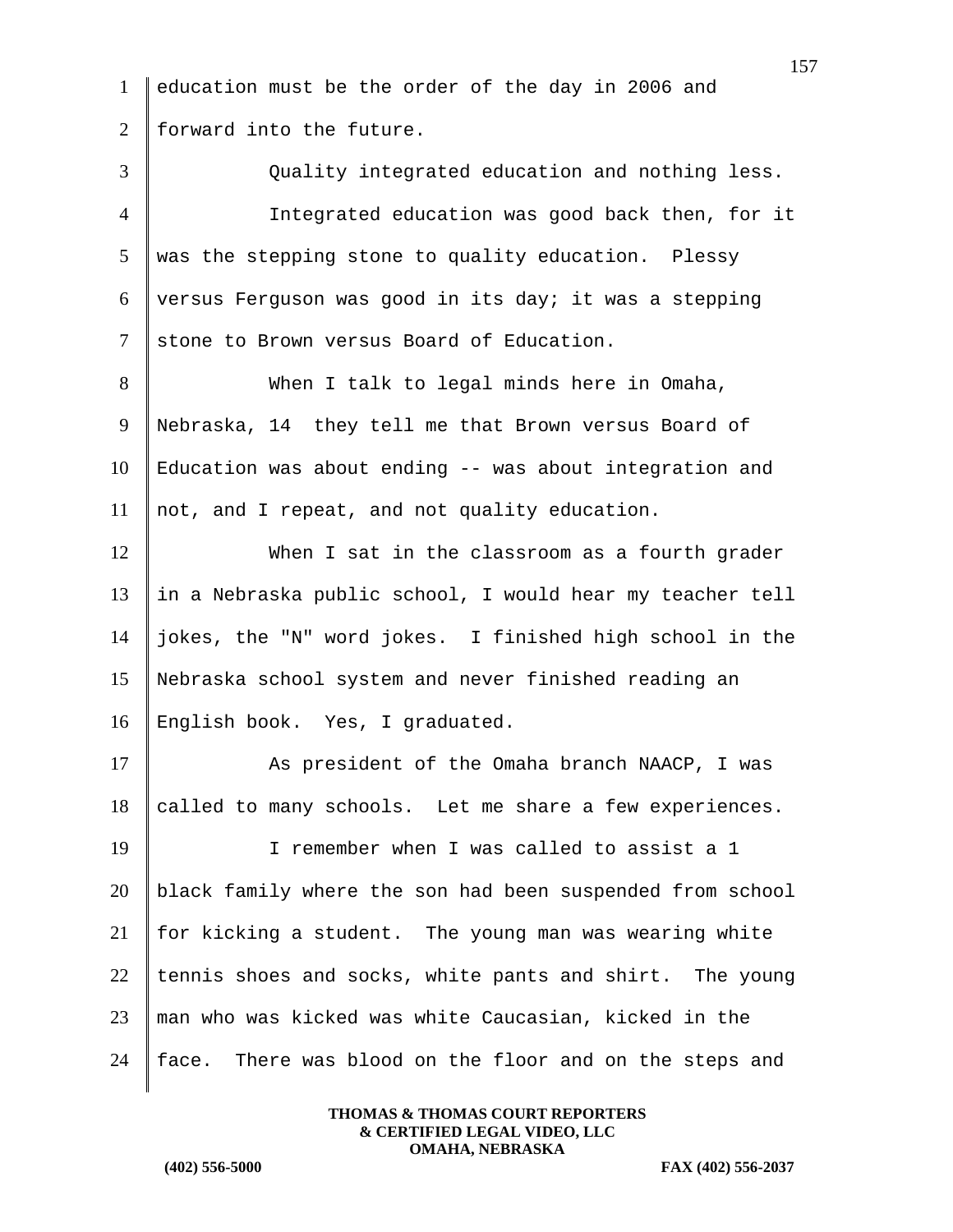education must be the order of the day in 2006 and forward into the future.

Quality integrated education and nothing less.

Integrated education was good back then, for it was the stepping stone to quality education. Plessy versus Ferguson was good in its day; it was a stepping stone to Brown versus Board of Education.

When I talk to legal minds here in Omaha, Nebraska, 14 they tell me that Brown versus Board of Education was about ending -- was about integration and not, and I repeat, and not quality education.

When I sat in the classroom as a fourth grader in a Nebraska public school, I would hear my teacher tell jokes, the "N" word jokes. I finished high school in the Nebraska school system and never finished reading an English book. Yes, I graduated.

As president of the Omaha branch NAACP, I was called to many schools. Let me share a few experiences.

I remember when I was called to assist a 1 black family where the son had been suspended from school for kicking a student. The young man was wearing white tennis shoes and socks, white pants and shirt. The young man who was kicked was white Caucasian, kicked in the face. There was blood on the floor and on the steps and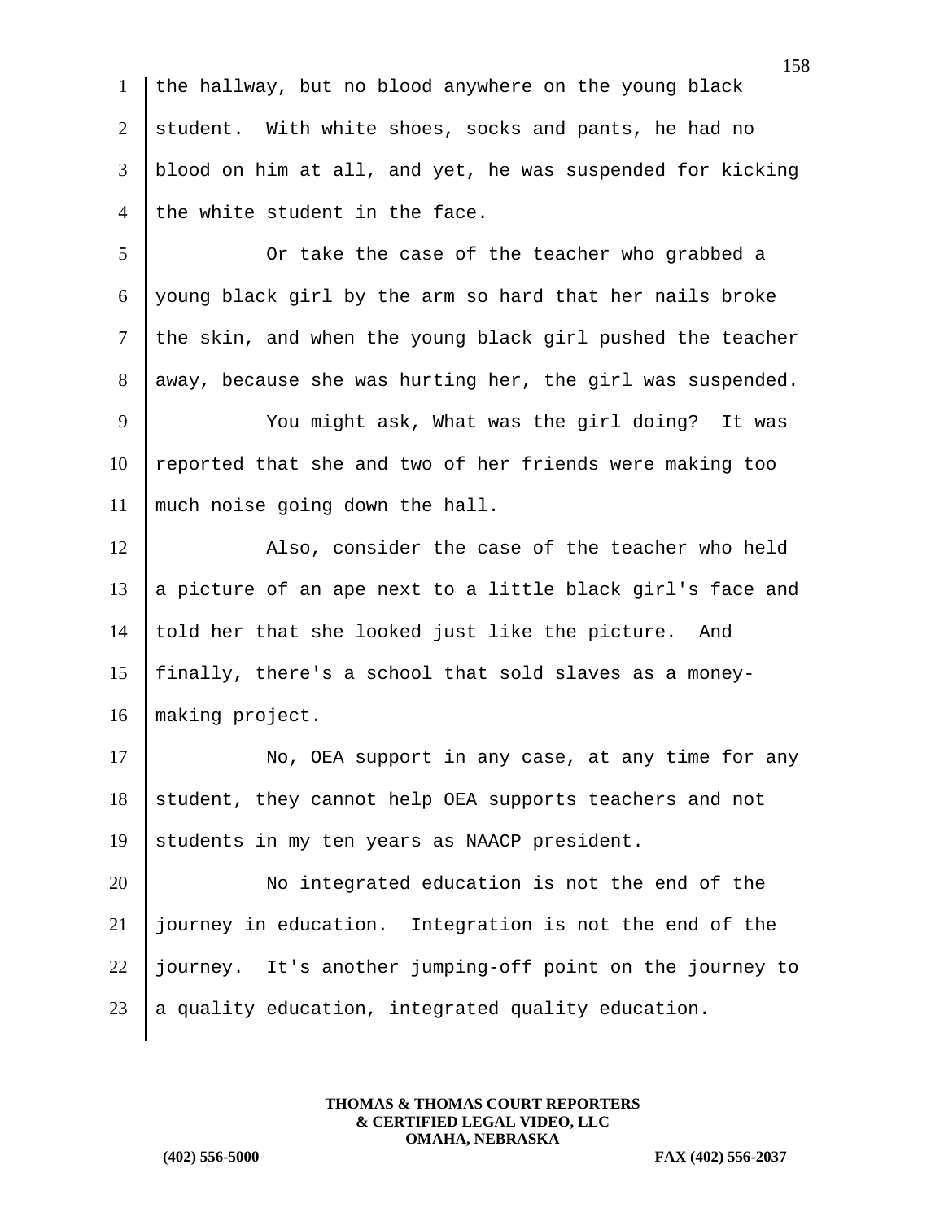the hallway, but no blood anywhere on the young black student. With white shoes, socks and pants, he had no blood on him at all, and yet, he was suspended for kicking the white student in the face.

Or take the case of the teacher who grabbed a young black girl by the arm so hard that her nails broke the skin, and when the young black girl pushed the teacher away, because she was hurting her, the girl was suspended.

You might ask, What was the girl doing? It was reported that she and two of her friends were making too much noise going down the hall.

Also, consider the case of the teacher who held a picture of an ape next to a little black girl's face and told her that she looked just like the picture. And finally, there's a school that sold slaves as a money-making project.

No, OEA support in any case, at any time for any student, they cannot help OEA supports teachers and not students in my ten years as NAACP president.

No integrated education is not the end of the journey in education. Integration is not the end of the journey. It's another jumping-off point on the journey to a quality education, integrated quality education.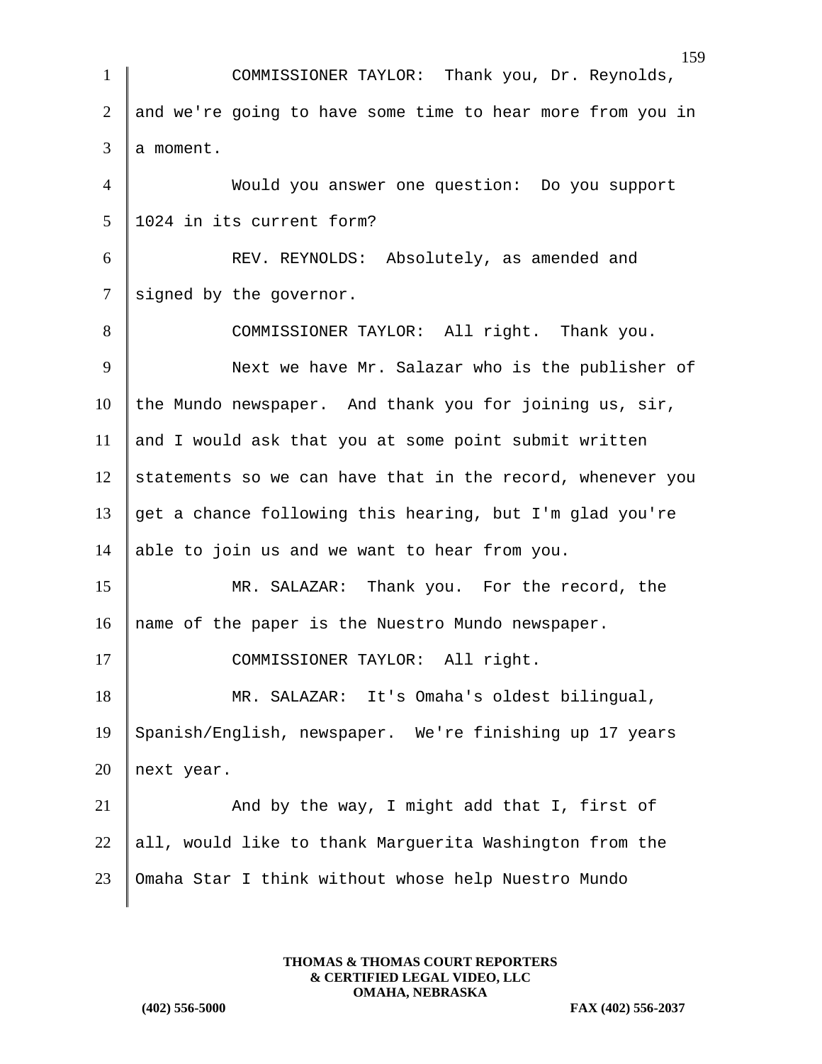COMMISSIONER TAYLOR: Thank you, Dr. Reynolds, and we're going to have some time to hear more from you in a moment.

Would you answer one question: Do you support 1024 in its current form?

REV. REYNOLDS: Absolutely, as amended and signed by the governor.

COMMISSIONER TAYLOR: All right. Thank you.

Next we have Mr. Salazar who is the publisher of the Mundo newspaper. And thank you for joining us, sir, and I would ask that you at some point submit written statements so we can have that in the record, whenever you get a chance following this hearing, but I'm glad you're able to join us and we want to hear from you.

MR. SALAZAR: Thank you. For the record, the name of the paper is the Nuestro Mundo newspaper.

COMMISSIONER TAYLOR: All right.

MR. SALAZAR: It's Omaha's oldest bilingual, Spanish/English, newspaper. We're finishing up 17 years next year.

And by the way, I might add that I, first of all, would like to thank Marguerita Washington from the Omaha Star I think without whose help Nuestro Mundo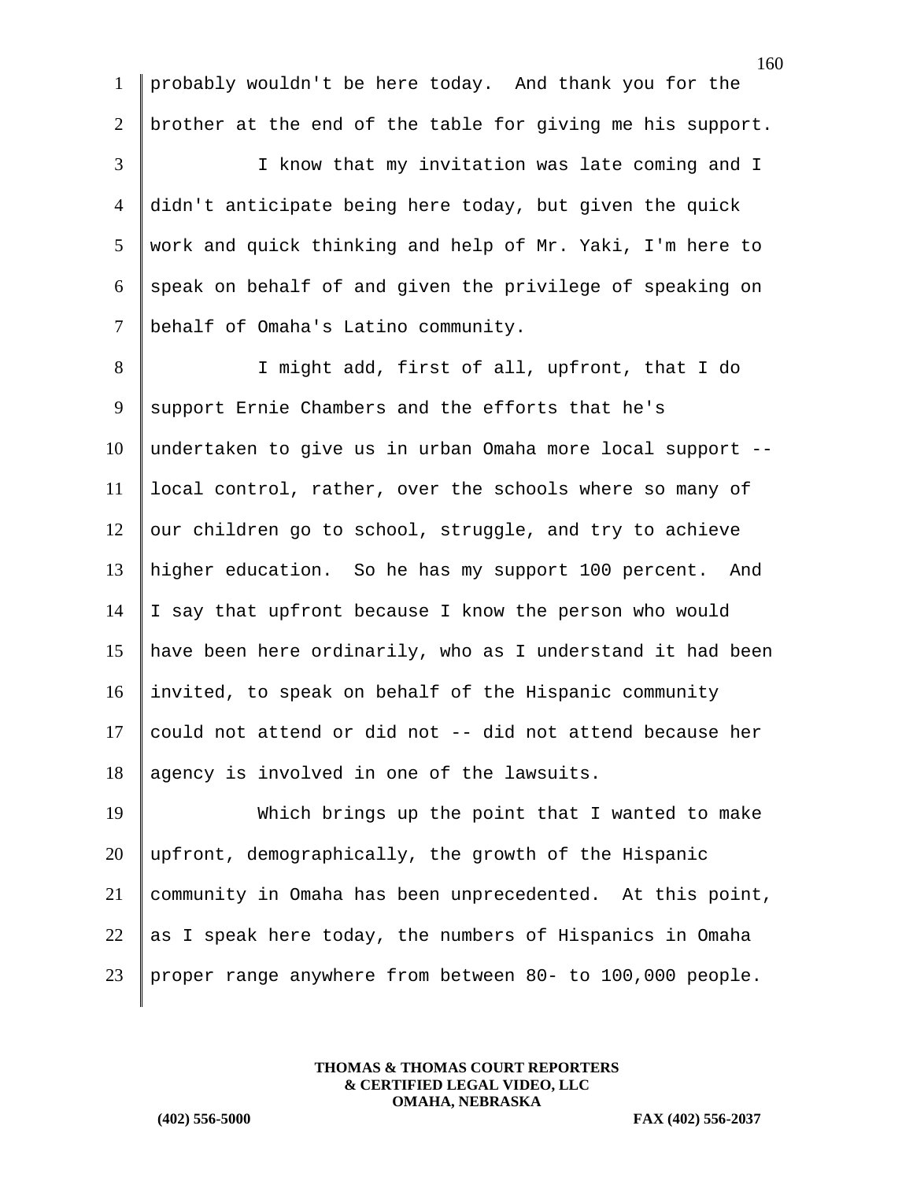probably wouldn't be here today. And thank you for the brother at the end of the table for giving me his support.

I know that my invitation was late coming and I didn't anticipate being here today, but given the quick work and quick thinking and help of Mr. Yaki, I'm here to speak on behalf of and given the privilege of speaking on behalf of Omaha's Latino community.

I might add, first of all, upfront, that I do support Ernie Chambers and the efforts that he's undertaken to give us in urban Omaha more local support -- local control, rather, over the schools where so many of our children go to school, struggle, and try to achieve higher education. So he has my support 100 percent. And I say that upfront because I know the person who would have been here ordinarily, who as I understand it had been invited, to speak on behalf of the Hispanic community could not attend or did not -- did not attend because her agency is involved in one of the lawsuits.

Which brings up the point that I wanted to make upfront, demographically, the growth of the Hispanic community in Omaha has been unprecedented. At this point, as I speak here today, the numbers of Hispanics in Omaha proper range anywhere from between 80- to 100,000 people.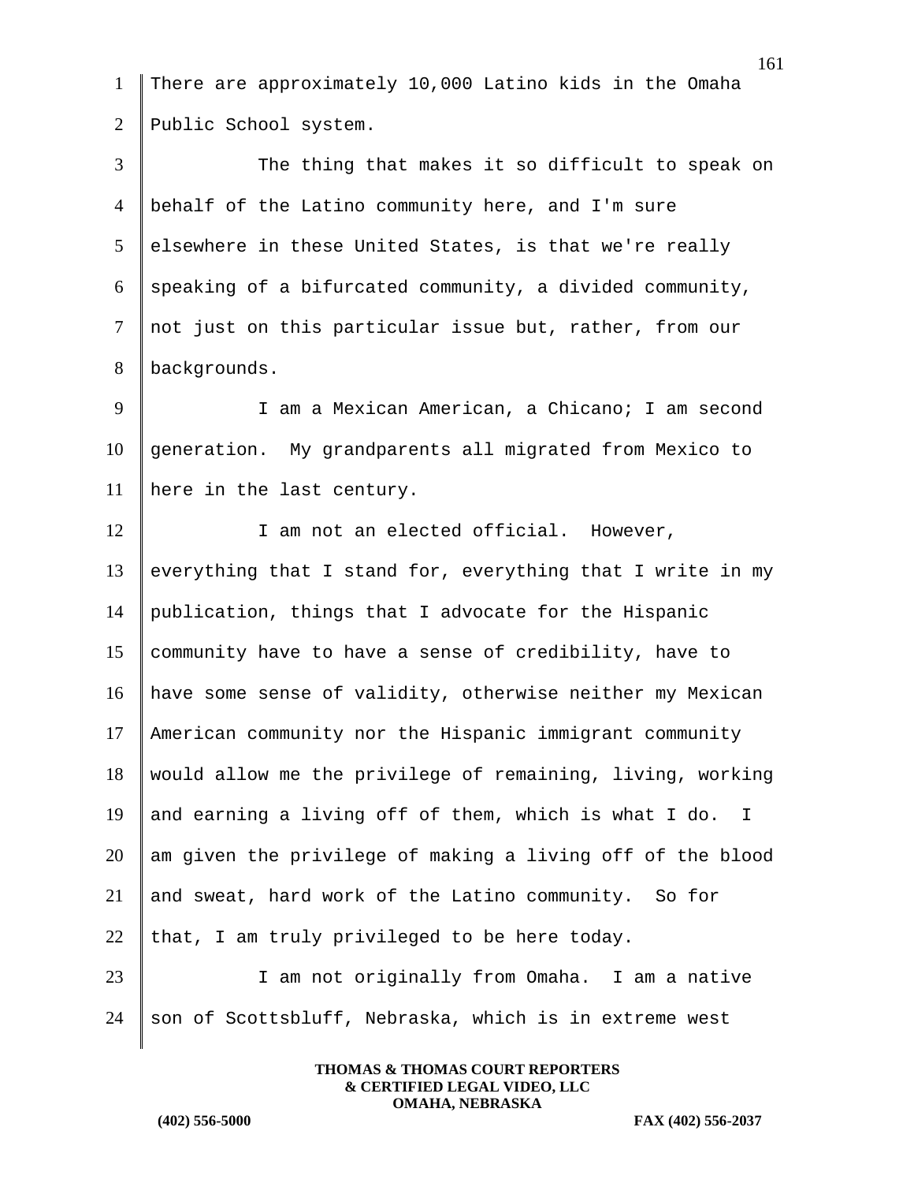There are approximately 10,000 Latino kids in the Omaha Public School system.

The thing that makes it so difficult to speak on behalf of the Latino community here, and I'm sure elsewhere in these United States, is that we're really speaking of a bifurcated community, a divided community, not just on this particular issue but, rather, from our backgrounds.

I am a Mexican American, a Chicano; I am second generation. My grandparents all migrated from Mexico to here in the last century.

I am not an elected official. However, everything that I stand for, everything that I write in my publication, things that I advocate for the Hispanic community have to have a sense of credibility, have to have some sense of validity, otherwise neither my Mexican American community nor the Hispanic immigrant community would allow me the privilege of remaining, living, working and earning a living off of them, which is what I do. I am given the privilege of making a living off of the blood and sweat, hard work of the Latino community. So for that, I am truly privileged to be here today.

I am not originally from Omaha. I am a native son of Scottsbluff, Nebraska, which is in extreme west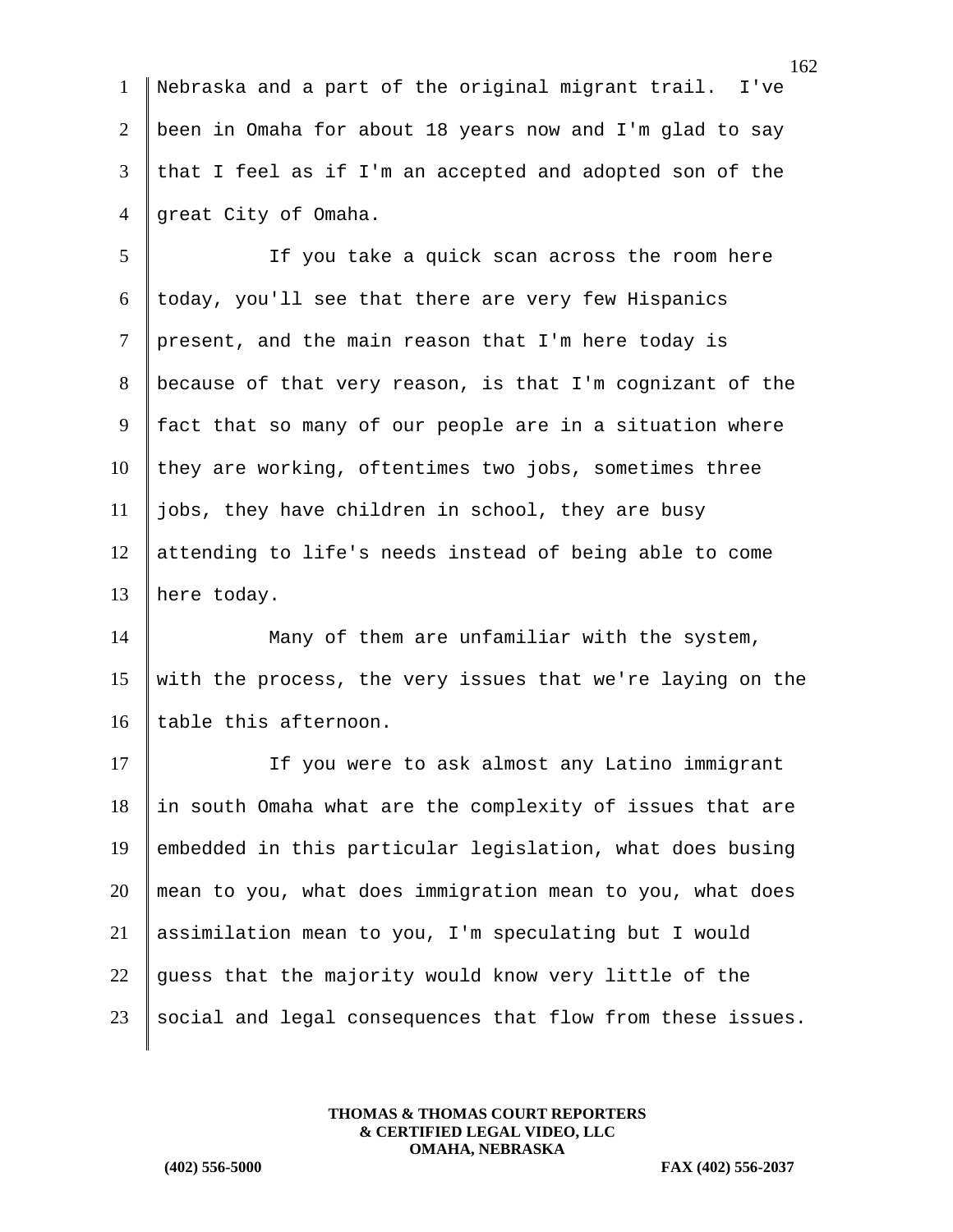Nebraska and a part of the original migrant trail. I've been in Omaha for about 18 years now and I'm glad to say that I feel as if I'm an accepted and adopted son of the great City of Omaha.

If you take a quick scan across the room here today, you'll see that there are very few Hispanics present, and the main reason that I'm here today is because of that very reason, is that I'm cognizant of the fact that so many of our people are in a situation where they are working, oftentimes two jobs, sometimes three jobs, they have children in school, they are busy attending to life's needs instead of being able to come here today.

Many of them are unfamiliar with the system, with the process, the very issues that we're laying on the table this afternoon.

If you were to ask almost any Latino immigrant in south Omaha what are the complexity of issues that are embedded in this particular legislation, what does busing mean to you, what does immigration mean to you, what does assimilation mean to you, I'm speculating but I would guess that the majority would know very little of the social and legal consequences that flow from these issues.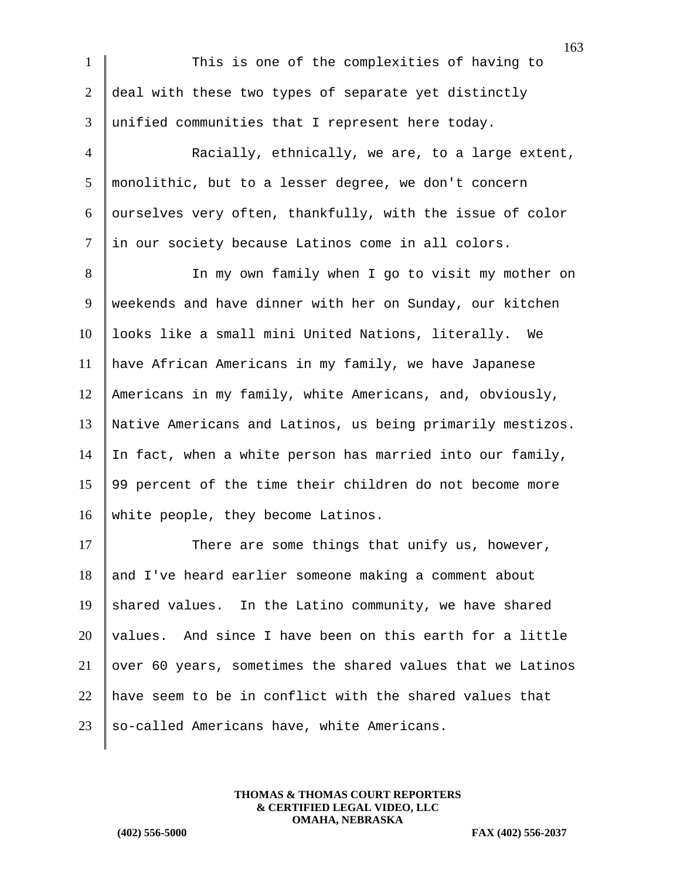This is one of the complexities of having to deal with these two types of separate yet distinctly unified communities that I represent here today.

Racially, ethnically, we are, to a large extent, monolithic, but to a lesser degree, we don't concern ourselves very often, thankfully, with the issue of color in our society because Latinos come in all colors.

In my own family when I go to visit my mother on weekends and have dinner with her on Sunday, our kitchen looks like a small mini United Nations, literally. We have African Americans in my family, we have Japanese Americans in my family, white Americans, and, obviously, Native Americans and Latinos, us being primarily mestizos. In fact, when a white person has married into our family, 99 percent of the time their children do not become more white people, they become Latinos.

There are some things that unify us, however, and I've heard earlier someone making a comment about shared values. In the Latino community, we have shared values. And since I have been on this earth for a little over 60 years, sometimes the shared values that we Latinos have seem to be in conflict with the shared values that so-called Americans have, white Americans.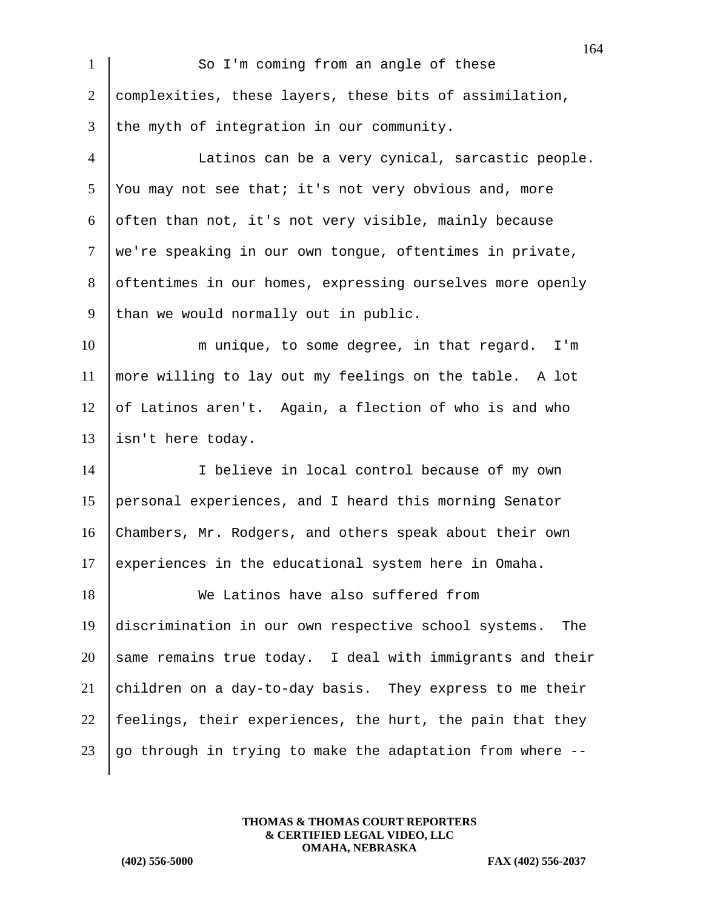So I'm coming from an angle of these complexities, these layers, these bits of assimilation, the myth of integration in our community.

Latinos can be a very cynical, sarcastic people. You may not see that; it's not very obvious and, more often than not, it's not very visible, mainly because we're speaking in our own tongue, oftentimes in private, oftentimes in our homes, expressing ourselves more openly than we would normally out in public.

m unique, to some degree, in that regard. I'm more willing to lay out my feelings on the table. A lot of Latinos aren't. Again, a flection of who is and who isn't here today.

I believe in local control because of my own personal experiences, and I heard this morning Senator Chambers, Mr. Rodgers, and others speak about their own experiences in the educational system here in Omaha.

We Latinos have also suffered from discrimination in our own respective school systems. The same remains true today. I deal with immigrants and their children on a day-to-day basis. They express to me their feelings, their experiences, the hurt, the pain that they go through in trying to make the adaptation from where --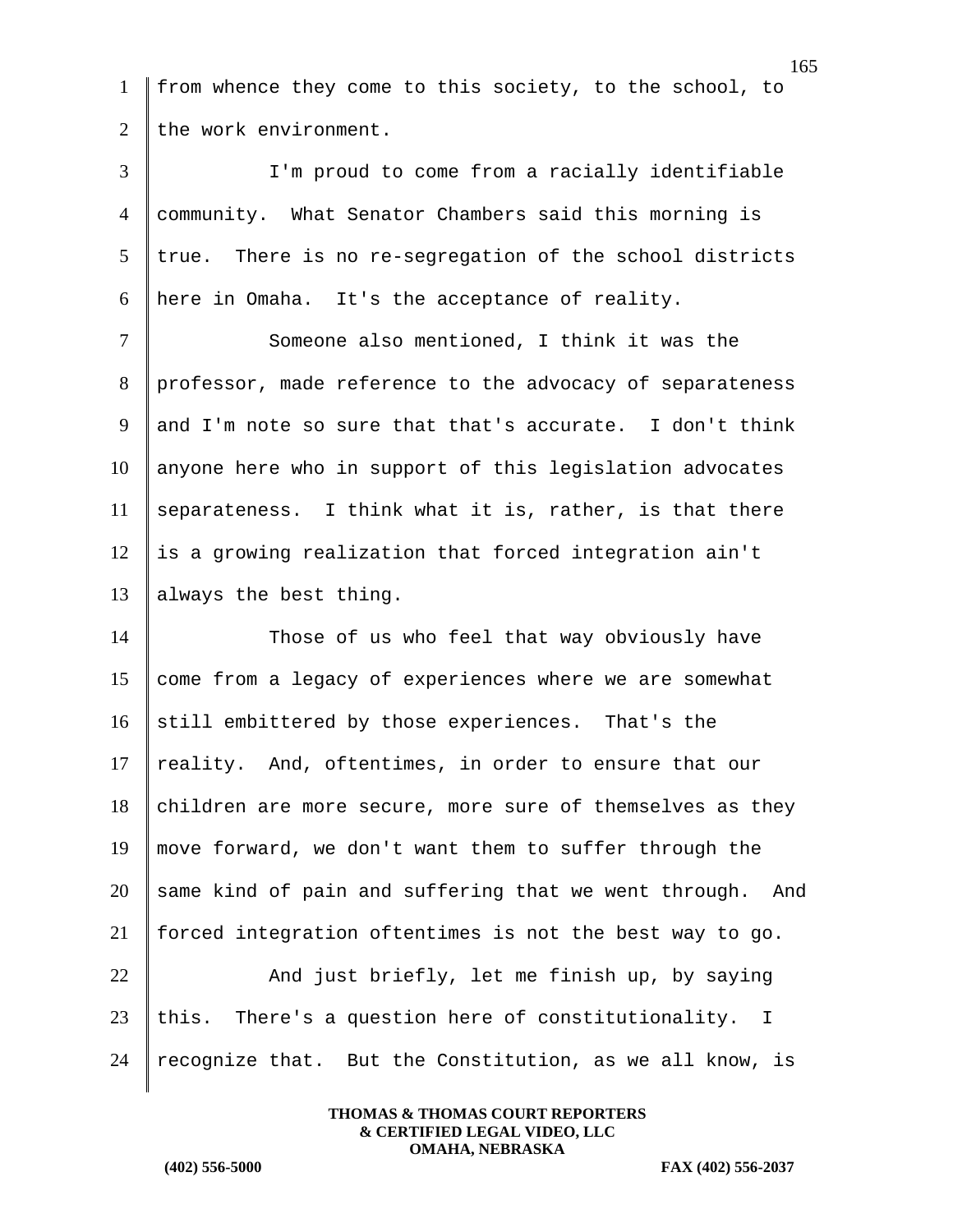from whence they come to this society, to the school, to the work environment.

I'm proud to come from a racially identifiable community. What Senator Chambers said this morning is true. There is no re-segregation of the school districts here in Omaha. It's the acceptance of reality.

Someone also mentioned, I think it was the professor, made reference to the advocacy of separateness and I'm note so sure that that's accurate. I don't think anyone here who in support of this legislation advocates separateness. I think what it is, rather, is that there is a growing realization that forced integration ain't always the best thing.

Those of us who feel that way obviously have come from a legacy of experiences where we are somewhat still embittered by those experiences. That's the reality. And, oftentimes, in order to ensure that our children are more secure, more sure of themselves as they move forward, we don't want them to suffer through the same kind of pain and suffering that we went through. And forced integration oftentimes is not the best way to go.

And just briefly, let me finish up, by saying this. There's a question here of constitutionality. I recognize that. But the Constitution, as we all know, is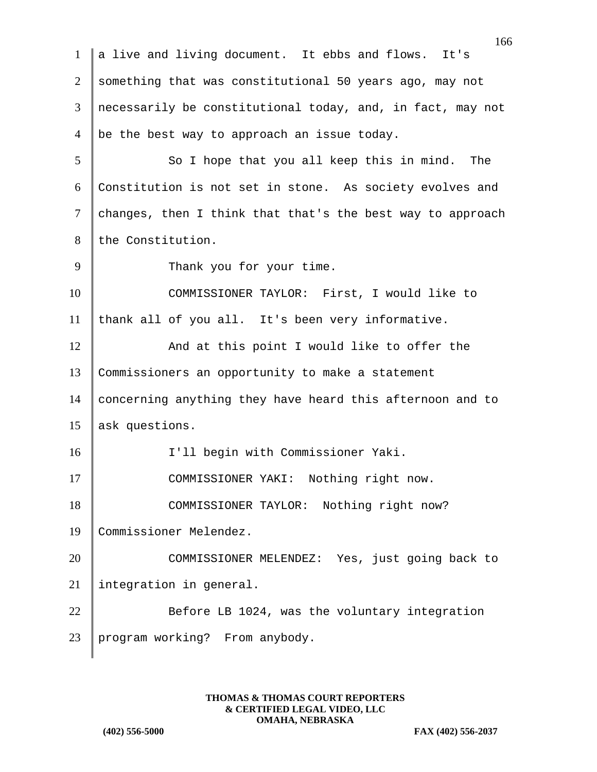a live and living document. It ebbs and flows. It's something that was constitutional 50 years ago, may not necessarily be constitutional today, and, in fact, may not be the best way to approach an issue today.

So I hope that you all keep this in mind. The Constitution is not set in stone. As society evolves and changes, then I think that that's the best way to approach the Constitution.

Thank you for your time.

COMMISSIONER TAYLOR: First, I would like to thank all of you all. It's been very informative.

And at this point I would like to offer the Commissioners an opportunity to make a statement concerning anything they have heard this afternoon and to ask questions.

I'll begin with Commissioner Yaki.

COMMISSIONER YAKI: Nothing right now.

COMMISSIONER TAYLOR: Nothing right now? Commissioner Melendez.

COMMISSIONER MELENDEZ: Yes, just going back to integration in general.

Before LB 1024, was the voluntary integration program working? From anybody.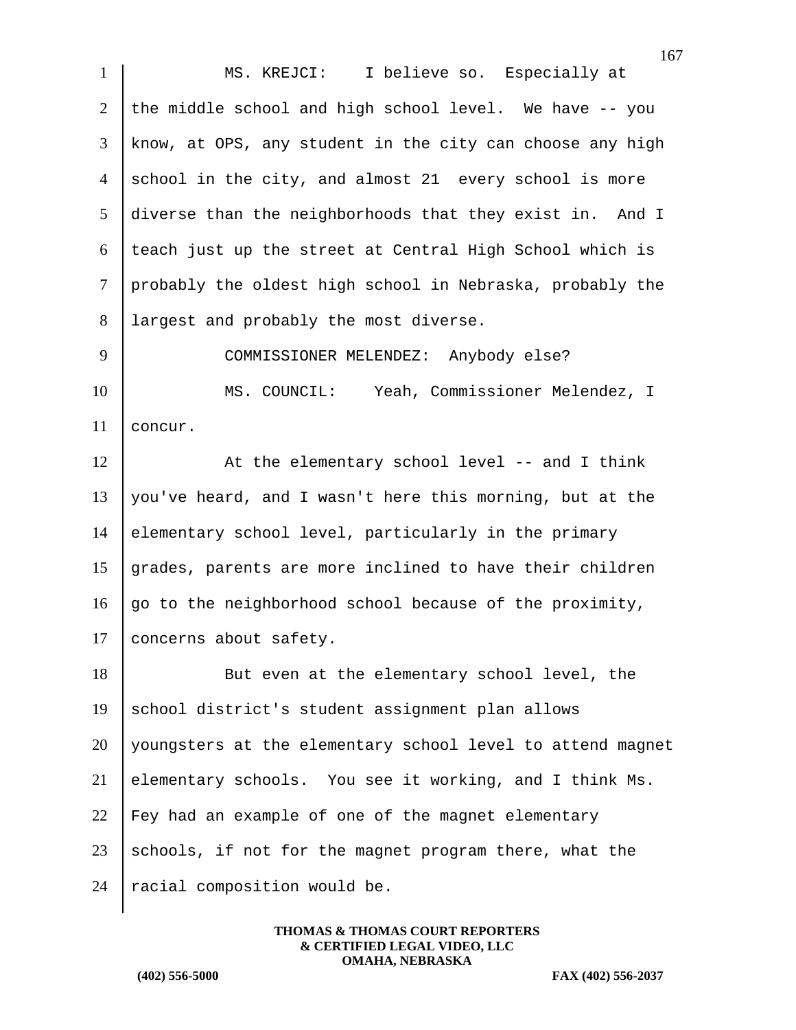MS. KREJCI: I believe so. Especially at the middle school and high school level. We have -- you know, at OPS, any student in the city can choose any high school in the city, and almost 21 every school is more diverse than the neighborhoods that they exist in. And I teach just up the street at Central High School which is probably the oldest high school in Nebraska, probably the largest and probably the most diverse.

COMMISSIONER MELENDEZ: Anybody else?

MS. COUNCIL: Yeah, Commissioner Melendez, I concur.

At the elementary school level -- and I think you've heard, and I wasn't here this morning, but at the elementary school level, particularly in the primary grades, parents are more inclined to have their children go to the neighborhood school because of the proximity, concerns about safety.

But even at the elementary school level, the school district's student assignment plan allows youngsters at the elementary school level to attend magnet elementary schools. You see it working, and I think Ms. Fey had an example of one of the magnet elementary schools, if not for the magnet program there, what the racial composition would be.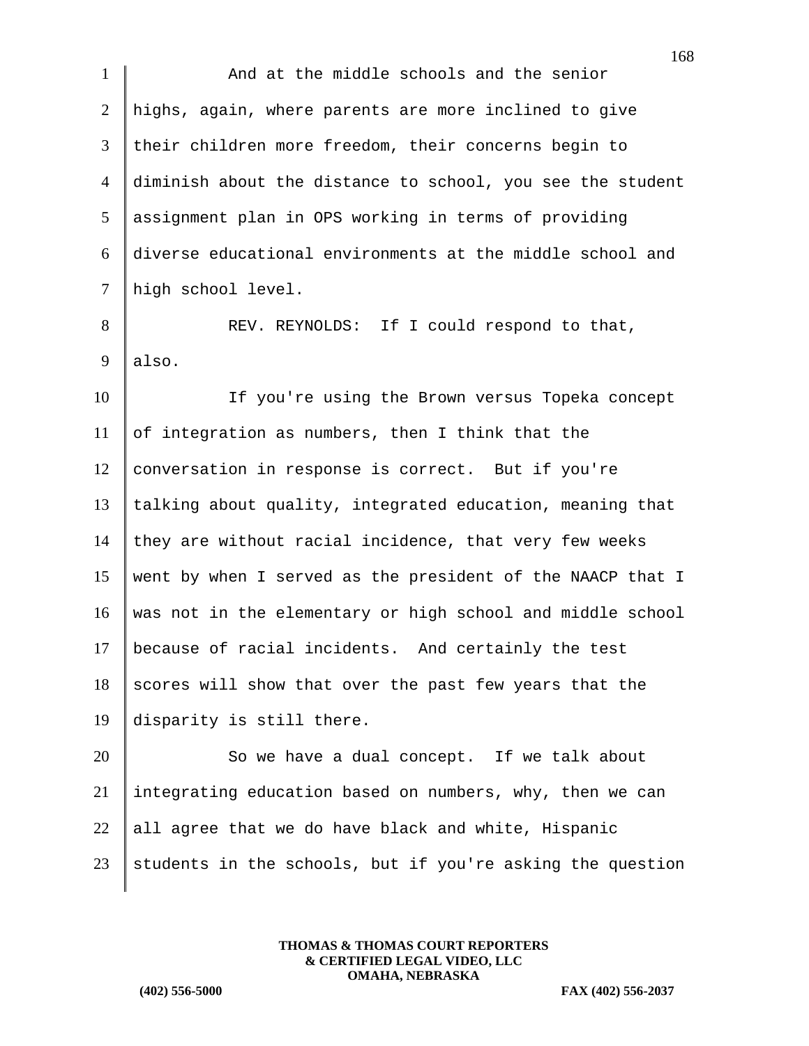And at the middle schools and the senior highs, again, where parents are more inclined to give their children more freedom, their concerns begin to diminish about the distance to school, you see the student assignment plan in OPS working in terms of providing diverse educational environments at the middle school and high school level.

REV. REYNOLDS: If I could respond to that, also.

If you're using the Brown versus Topeka concept of integration as numbers, then I think that the conversation in response is correct. But if you're talking about quality, integrated education, meaning that they are without racial incidence, that very few weeks went by when I served as the president of the NAACP that I was not in the elementary or high school and middle school because of racial incidents. And certainly the test scores will show that over the past few years that the disparity is still there.

So we have a dual concept. If we talk about integrating education based on numbers, why, then we can all agree that we do have black and white, Hispanic students in the schools, but if you're asking the question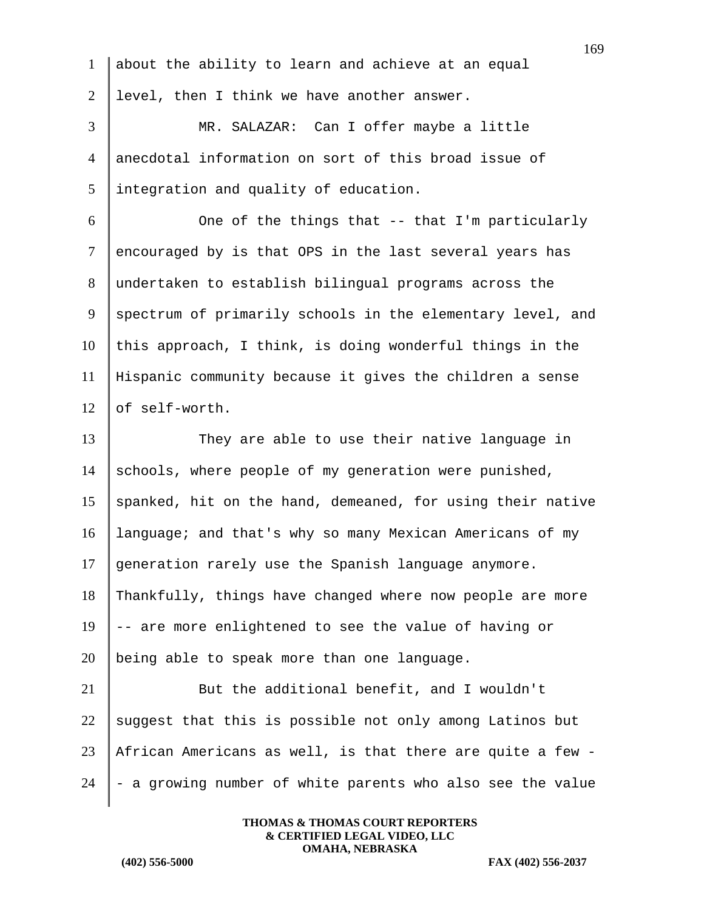about the ability to learn and achieve at an equal level, then I think we have another answer.

MR. SALAZAR: Can I offer maybe a little anecdotal information on sort of this broad issue of integration and quality of education.

One of the things that -- that I'm particularly encouraged by is that OPS in the last several years has undertaken to establish bilingual programs across the spectrum of primarily schools in the elementary level, and this approach, I think, is doing wonderful things in the Hispanic community because it gives the children a sense of self-worth.

They are able to use their native language in schools, where people of my generation were punished, spanked, hit on the hand, demeaned, for using their native language; and that's why so many Mexican Americans of my generation rarely use the Spanish language anymore. Thankfully, things have changed where now people are more -- are more enlightened to see the value of having or being able to speak more than one language.

But the additional benefit, and I wouldn't suggest that this is possible not only among Latinos but African Americans as well, is that there are quite a few -- a growing number of white parents who also see the value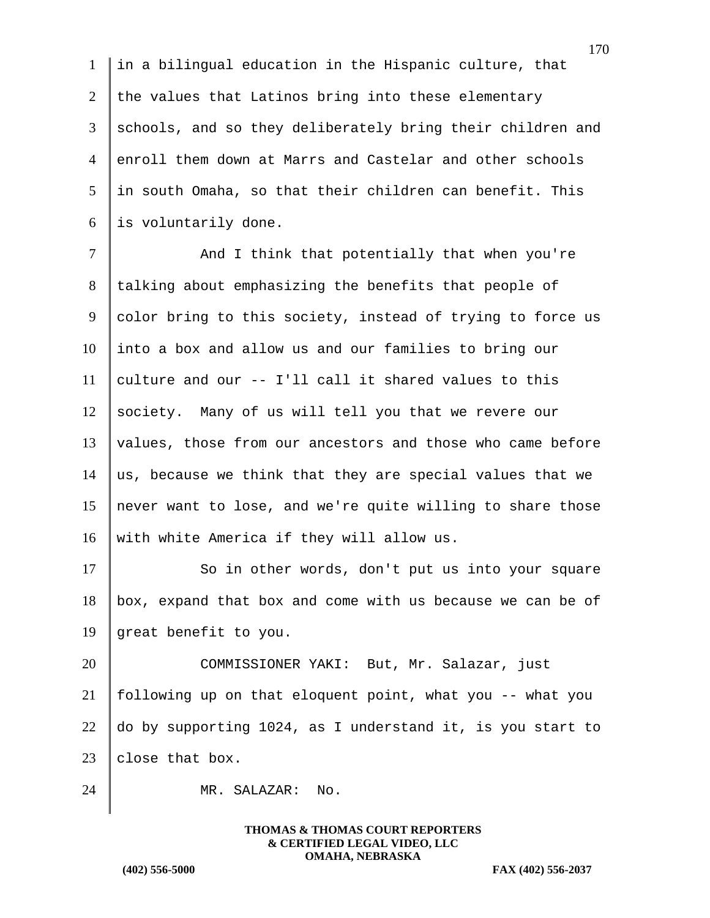in a bilingual education in the Hispanic culture, that the values that Latinos bring into these elementary schools, and so they deliberately bring their children and enroll them down at Marrs and Castelar and other schools in south Omaha, so that their children can benefit. This is voluntarily done.

And I think that potentially that when you're talking about emphasizing the benefits that people of color bring to this society, instead of trying to force us into a box and allow us and our families to bring our culture and our -- I'll call it shared values to this society. Many of us will tell you that we revere our values, those from our ancestors and those who came before us, because we think that they are special values that we never want to lose, and we're quite willing to share those with white America if they will allow us.

So in other words, don't put us into your square box, expand that box and come with us because we can be of great benefit to you.

COMMISSIONER YAKI: But, Mr. Salazar, just following up on that eloquent point, what you -- what you do by supporting 1024, as I understand it, is you start to close that box.

MR. SALAZAR: No.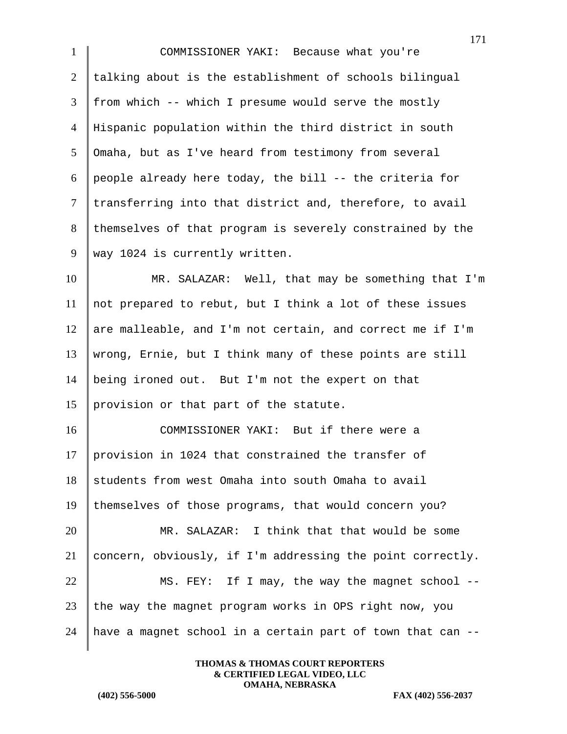COMMISSIONER YAKI: Because what you're talking about is the establishment of schools bilingual from which -- which I presume would serve the mostly Hispanic population within the third district in south Omaha, but as I've heard from testimony from several people already here today, the bill -- the criteria for transferring into that district and, therefore, to avail themselves of that program is severely constrained by the way 1024 is currently written.

MR. SALAZAR: Well, that may be something that I'm not prepared to rebut, but I think a lot of these issues are malleable, and I'm not certain, and correct me if I'm wrong, Ernie, but I think many of these points are still being ironed out. But I'm not the expert on that provision or that part of the statute.

COMMISSIONER YAKI: But if there were a provision in 1024 that constrained the transfer of students from west Omaha into south Omaha to avail themselves of those programs, that would concern you?

MR. SALAZAR: I think that that would be some concern, obviously, if I'm addressing the point correctly.

MS. FEY: If I may, the way the magnet school -- the way the magnet program works in OPS right now, you have a magnet school in a certain part of town that can --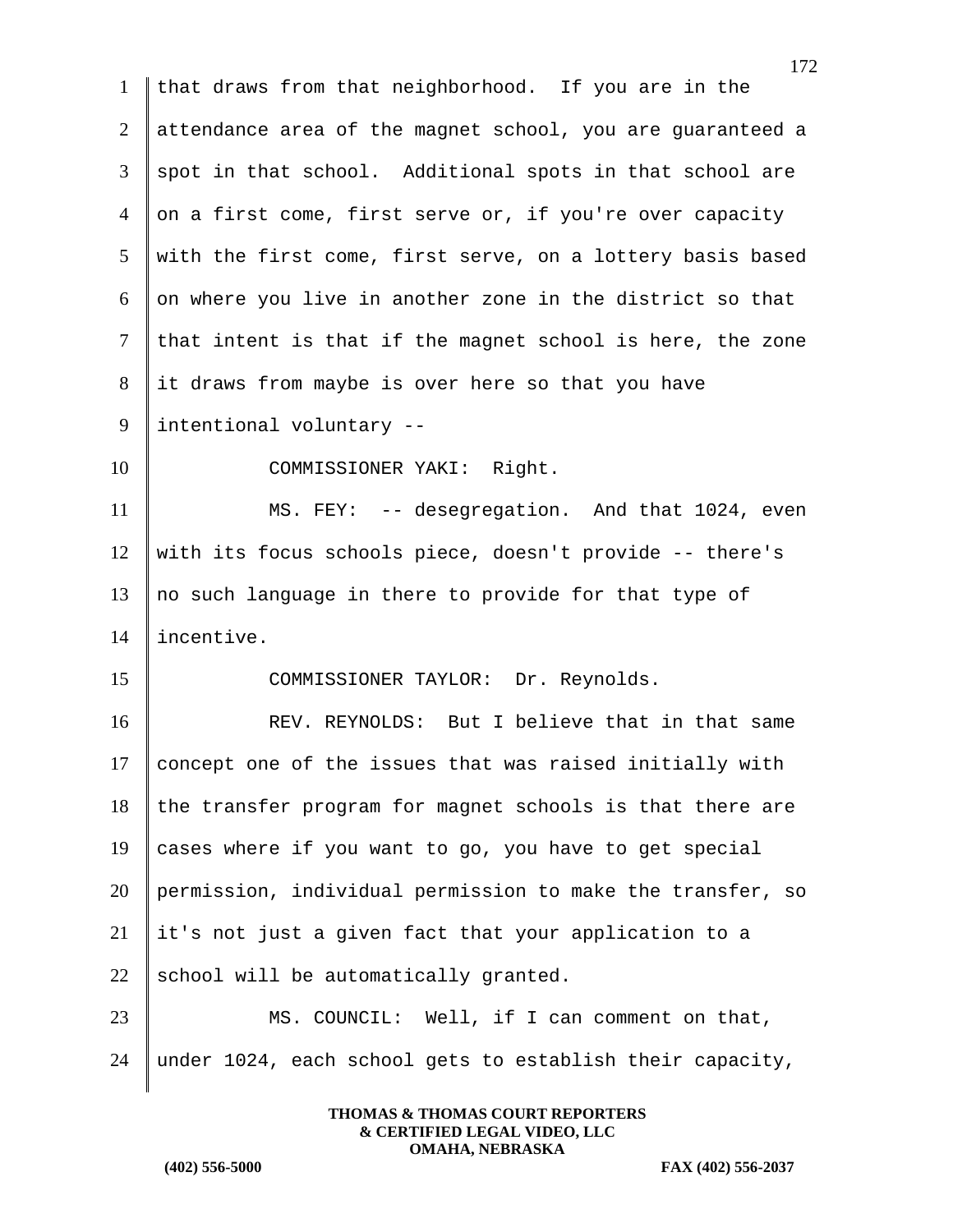that draws from that neighborhood. If you are in the attendance area of the magnet school, you are guaranteed a spot in that school. Additional spots in that school are on a first come, first serve or, if you're over capacity with the first come, first serve, on a lottery basis based on where you live in another zone in the district so that that intent is that if the magnet school is here, the zone it draws from maybe is over here so that you have intentional voluntary --

COMMISSIONER YAKI: Right.

MS. FEY: -- desegregation. And that 1024, even with its focus schools piece, doesn't provide -- there's no such language in there to provide for that type of incentive.

COMMISSIONER TAYLOR: Dr. Reynolds.

REV. REYNOLDS: But I believe that in that same concept one of the issues that was raised initially with the transfer program for magnet schools is that there are cases where if you want to go, you have to get special permission, individual permission to make the transfer, so it's not just a given fact that your application to a school will be automatically granted.

MS. COUNCIL: Well, if I can comment on that, under 1024, each school gets to establish their capacity,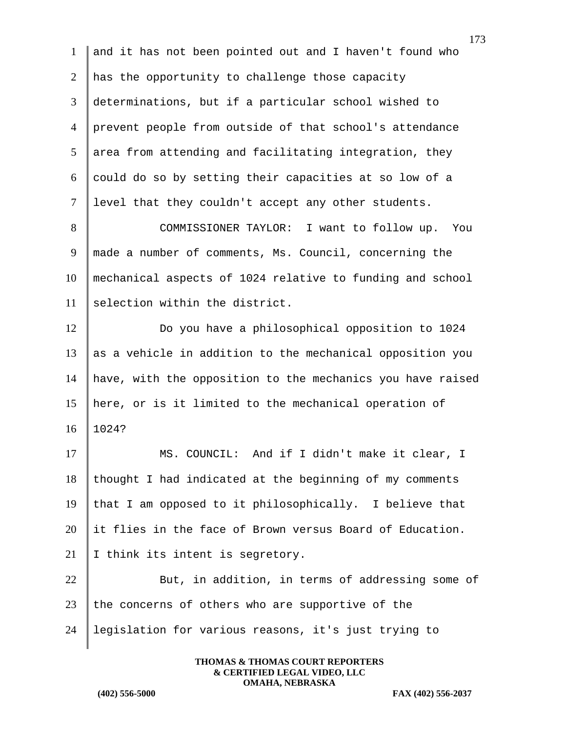and it has not been pointed out and I haven't found who has the opportunity to challenge those capacity determinations, but if a particular school wished to prevent people from outside of that school's attendance area from attending and facilitating integration, they could do so by setting their capacities at so low of a level that they couldn't accept any other students.

COMMISSIONER TAYLOR: I want to follow up. You made a number of comments, Ms. Council, concerning the mechanical aspects of 1024 relative to funding and school selection within the district.

Do you have a philosophical opposition to 1024 as a vehicle in addition to the mechanical opposition you have, with the opposition to the mechanics you have raised here, or is it limited to the mechanical operation of 1024?

MS. COUNCIL: And if I didn't make it clear, I thought I had indicated at the beginning of my comments that I am opposed to it philosophically. I believe that it flies in the face of Brown versus Board of Education. I think its intent is segretory.

But, in addition, in terms of addressing some of the concerns of others who are supportive of the legislation for various reasons, it's just trying to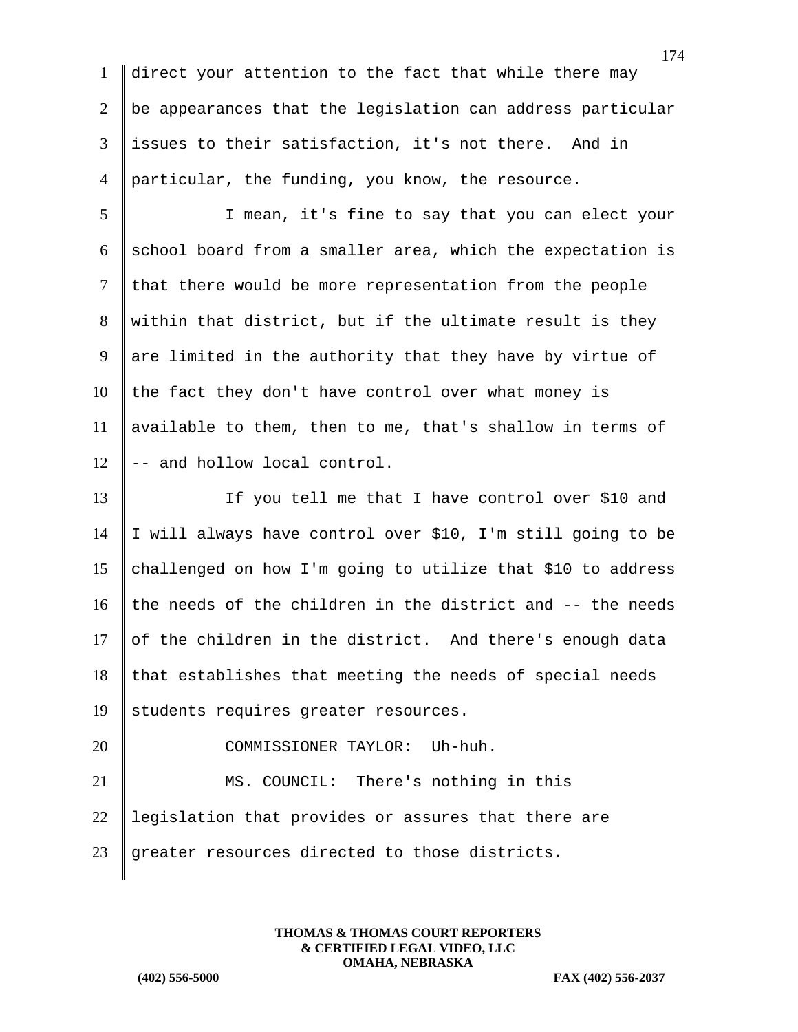direct your attention to the fact that while there may be appearances that the legislation can address particular issues to their satisfaction, it's not there. And in particular, the funding, you know, the resource.

I mean, it's fine to say that you can elect your school board from a smaller area, which the expectation is that there would be more representation from the people within that district, but if the ultimate result is they are limited in the authority that they have by virtue of the fact they don't have control over what money is available to them, then to me, that's shallow in terms of -- and hollow local control.

If you tell me that I have control over $10 and I will always have control over $10, I'm still going to be challenged on how I'm going to utilize that $10 to address the needs of the children in the district and -- the needs of the children in the district. And there's enough data that establishes that meeting the needs of special needs students requires greater resources.

COMMISSIONER TAYLOR: Uh-huh.

MS. COUNCIL: There's nothing in this legislation that provides or assures that there are greater resources directed to those districts.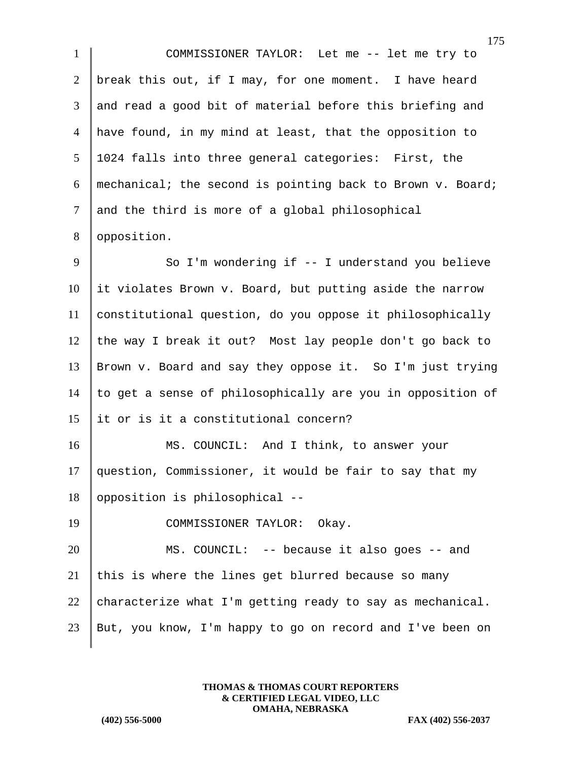COMMISSIONER TAYLOR: Let me -- let me try to break this out, if I may, for one moment. I have heard and read a good bit of material before this briefing and have found, in my mind at least, that the opposition to 1024 falls into three general categories: First, the mechanical; the second is pointing back to Brown v. Board; and the third is more of a global philosophical opposition.

So I'm wondering if -- I understand you believe it violates Brown v. Board, but putting aside the narrow constitutional question, do you oppose it philosophically the way I break it out? Most lay people don't go back to Brown v. Board and say they oppose it. So I'm just trying to get a sense of philosophically are you in opposition of it or is it a constitutional concern?

MS. COUNCIL: And I think, to answer your question, Commissioner, it would be fair to say that my opposition is philosophical --

COMMISSIONER TAYLOR: Okay.

MS. COUNCIL: -- because it also goes -- and this is where the lines get blurred because so many characterize what I'm getting ready to say as mechanical. But, you know, I'm happy to go on record and I've been on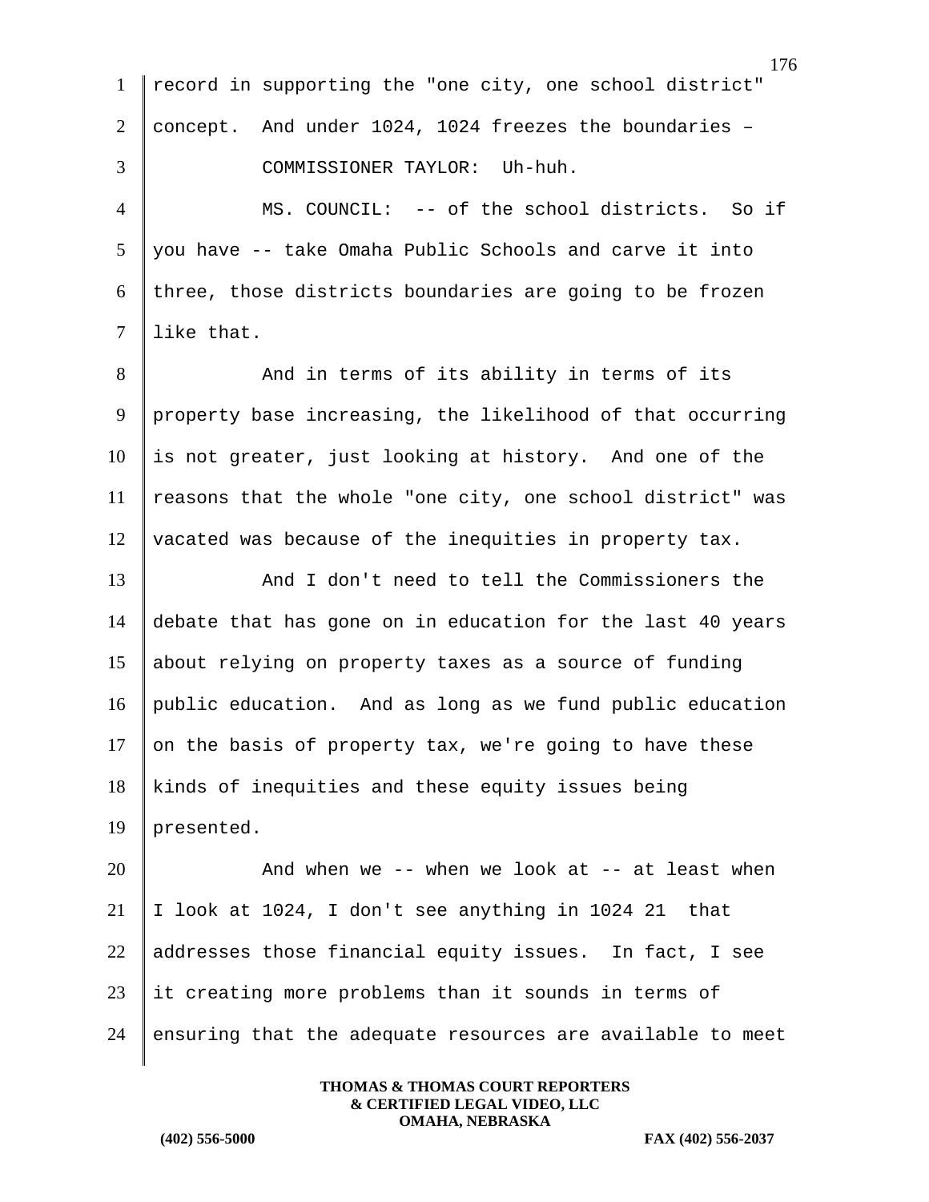record in supporting the "one city, one school district" concept. And under 1024, 1024 freezes the boundaries –

COMMISSIONER TAYLOR: Uh-huh.

MS. COUNCIL: -- of the school districts. So if you have -- take Omaha Public Schools and carve it into three, those districts boundaries are going to be frozen like that.

And in terms of its ability in terms of its property base increasing, the likelihood of that occurring is not greater, just looking at history. And one of the reasons that the whole "one city, one school district" was vacated was because of the inequities in property tax.

And I don't need to tell the Commissioners the debate that has gone on in education for the last 40 years about relying on property taxes as a source of funding public education. And as long as we fund public education on the basis of property tax, we're going to have these kinds of inequities and these equity issues being presented.

And when we -- when we look at -- at least when I look at 1024, I don't see anything in 1024 21 that addresses those financial equity issues. In fact, I see it creating more problems than it sounds in terms of ensuring that the adequate resources are available to meet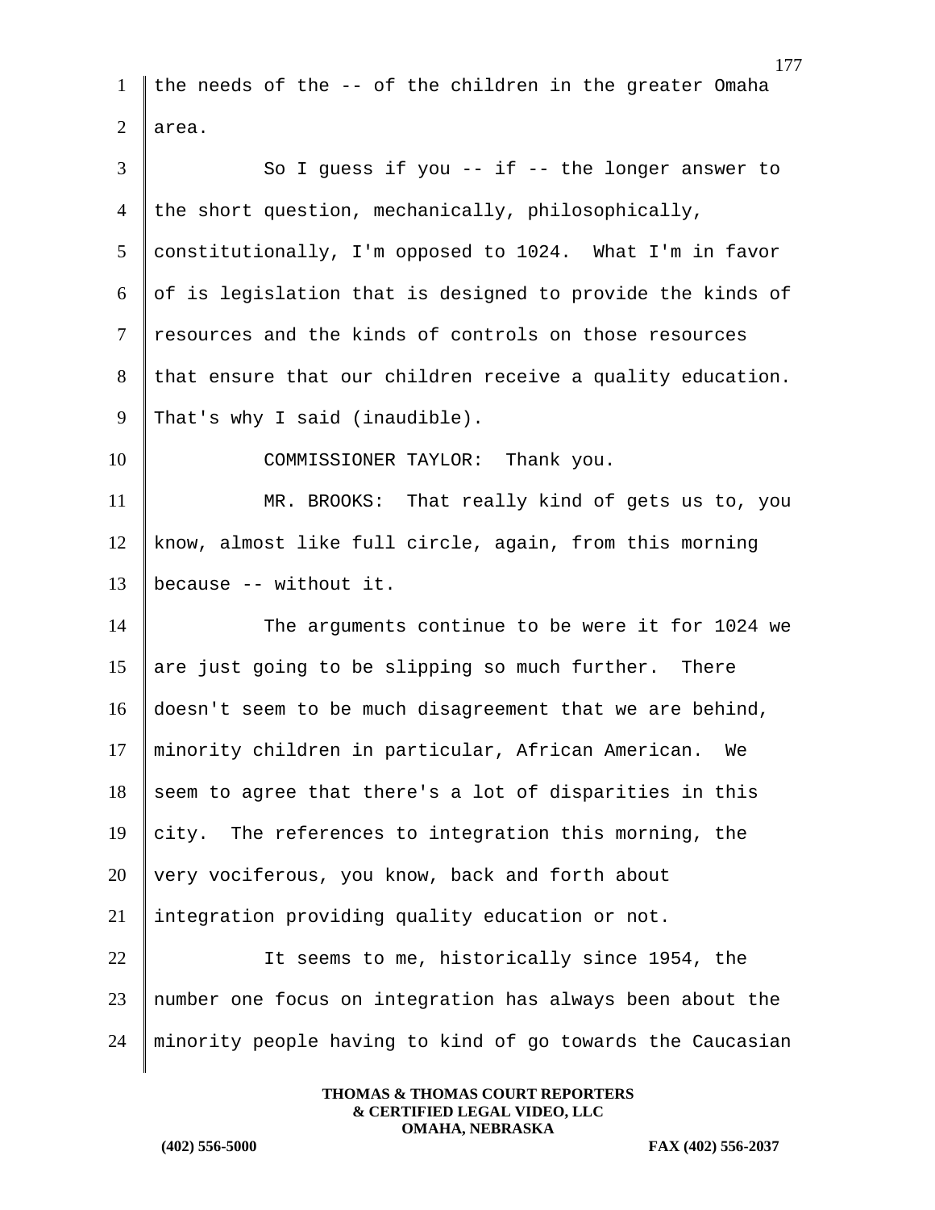the needs of the -- of the children in the greater Omaha area.

So I guess if you -- if -- the longer answer to the short question, mechanically, philosophically, constitutionally, I'm opposed to 1024. What I'm in favor of is legislation that is designed to provide the kinds of resources and the kinds of controls on those resources that ensure that our children receive a quality education. That's why I said (inaudible).

COMMISSIONER TAYLOR: Thank you.

MR. BROOKS: That really kind of gets us to, you know, almost like full circle, again, from this morning because -- without it.

The arguments continue to be were it for 1024 we are just going to be slipping so much further. There doesn't seem to be much disagreement that we are behind, minority children in particular, African American. We seem to agree that there's a lot of disparities in this city. The references to integration this morning, the very vociferous, you know, back and forth about integration providing quality education or not.

It seems to me, historically since 1954, the number one focus on integration has always been about the minority people having to kind of go towards the Caucasian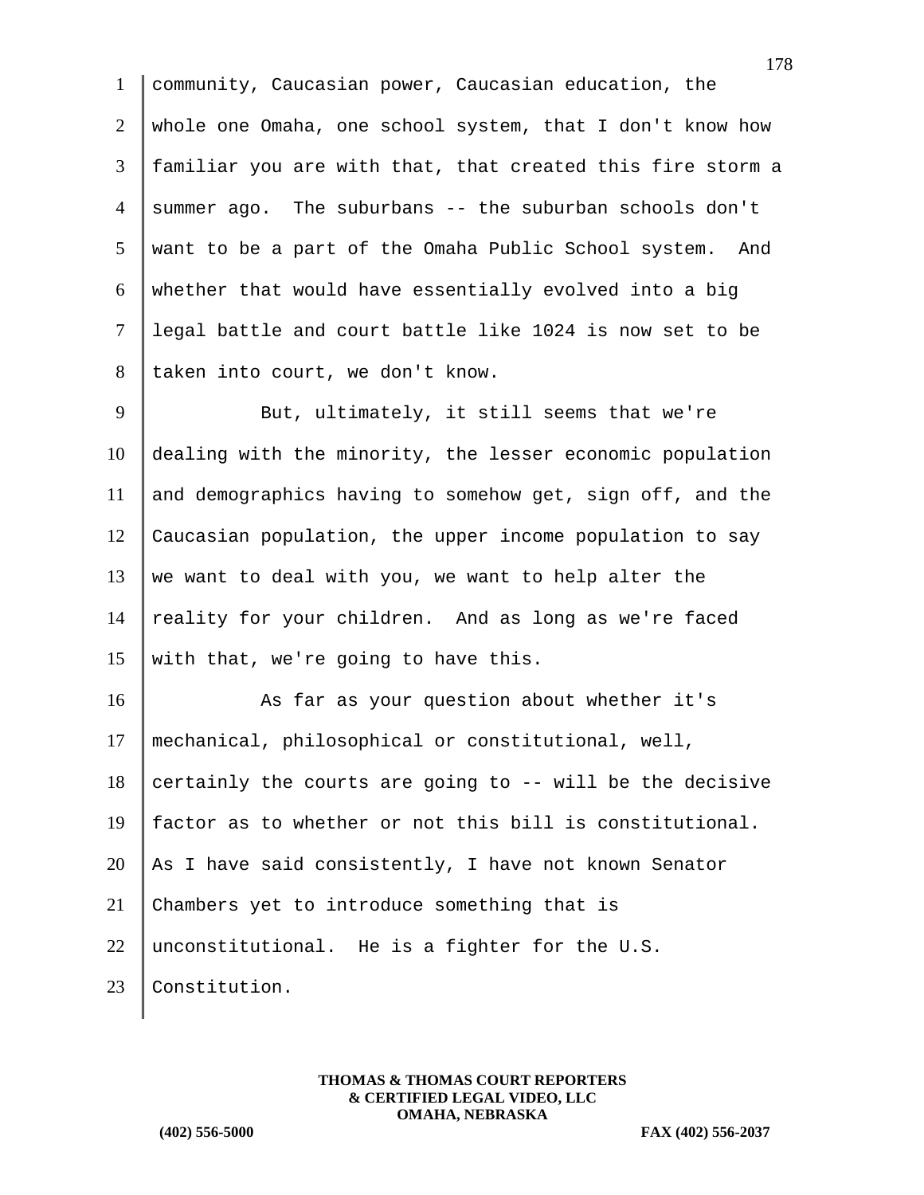community, Caucasian power, Caucasian education, the whole one Omaha, one school system, that I don't know how familiar you are with that, that created this fire storm a summer ago. The suburbans -- the suburban schools don't want to be a part of the Omaha Public School system. And whether that would have essentially evolved into a big legal battle and court battle like 1024 is now set to be taken into court, we don't know.

But, ultimately, it still seems that we're dealing with the minority, the lesser economic population and demographics having to somehow get, sign off, and the Caucasian population, the upper income population to say we want to deal with you, we want to help alter the reality for your children. And as long as we're faced with that, we're going to have this.

As far as your question about whether it's mechanical, philosophical or constitutional, well, certainly the courts are going to -- will be the decisive factor as to whether or not this bill is constitutional. As I have said consistently, I have not known Senator Chambers yet to introduce something that is unconstitutional. He is a fighter for the U.S. Constitution.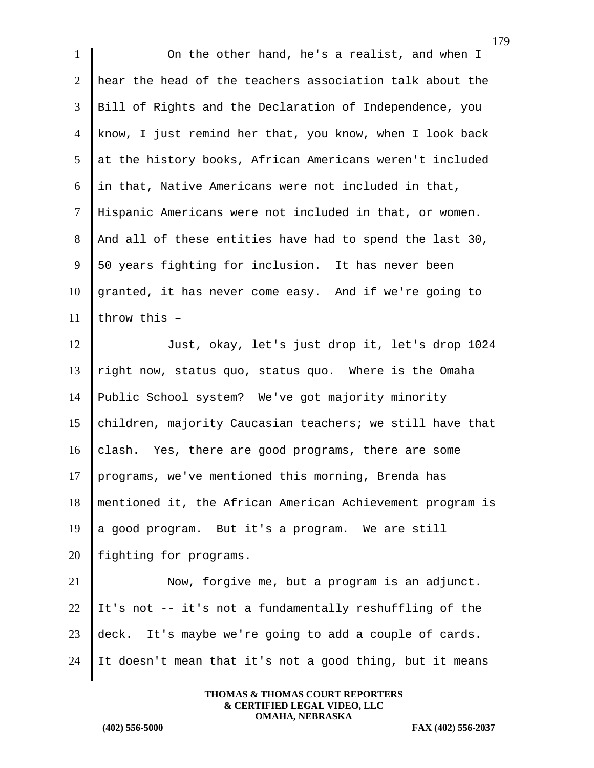On the other hand, he's a realist, and when I hear the head of the teachers association talk about the Bill of Rights and the Declaration of Independence, you know, I just remind her that, you know, when I look back at the history books, African Americans weren't included in that, Native Americans were not included in that, Hispanic Americans were not included in that, or women. And all of these entities have had to spend the last 30, 50 years fighting for inclusion. It has never been granted, it has never come easy. And if we're going to throw this –

Just, okay, let's just drop it, let's drop 1024 right now, status quo, status quo. Where is the Omaha Public School system? We've got majority minority children, majority Caucasian teachers; we still have that clash. Yes, there are good programs, there are some programs, we've mentioned this morning, Brenda has mentioned it, the African American Achievement program is a good program. But it's a program. We are still fighting for programs.

Now, forgive me, but a program is an adjunct. It's not -- it's not a fundamentally reshuffling of the deck. It's maybe we're going to add a couple of cards. It doesn't mean that it's not a good thing, but it means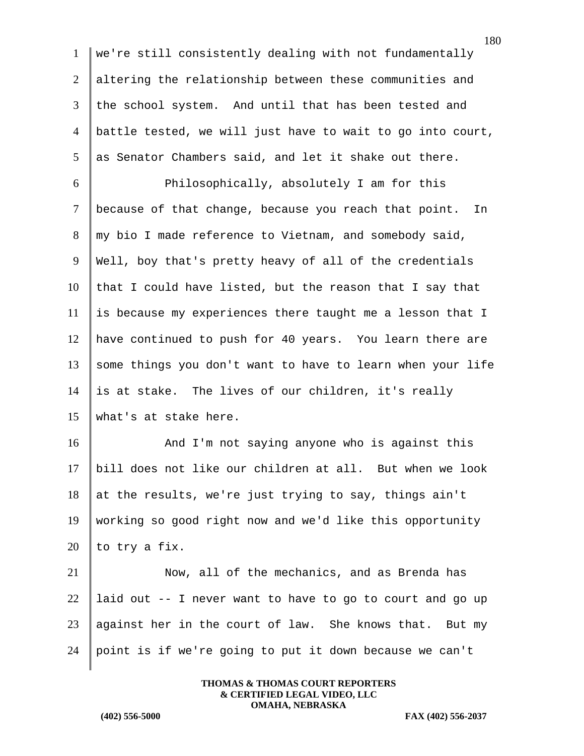we're still consistently dealing with not fundamentally altering the relationship between these communities and the school system. And until that has been tested and battle tested, we will just have to wait to go into court, as Senator Chambers said, and let it shake out there.

Philosophically, absolutely I am for this because of that change, because you reach that point. In my bio I made reference to Vietnam, and somebody said, Well, boy that's pretty heavy of all of the credentials that I could have listed, but the reason that I say that is because my experiences there taught me a lesson that I have continued to push for 40 years. You learn there are some things you don't want to have to learn when your life is at stake. The lives of our children, it's really what's at stake here.

And I'm not saying anyone who is against this bill does not like our children at all. But when we look at the results, we're just trying to say, things ain't working so good right now and we'd like this opportunity to try a fix.

Now, all of the mechanics, and as Brenda has laid out -- I never want to have to go to court and go up against her in the court of law. She knows that. But my point is if we're going to put it down because we can't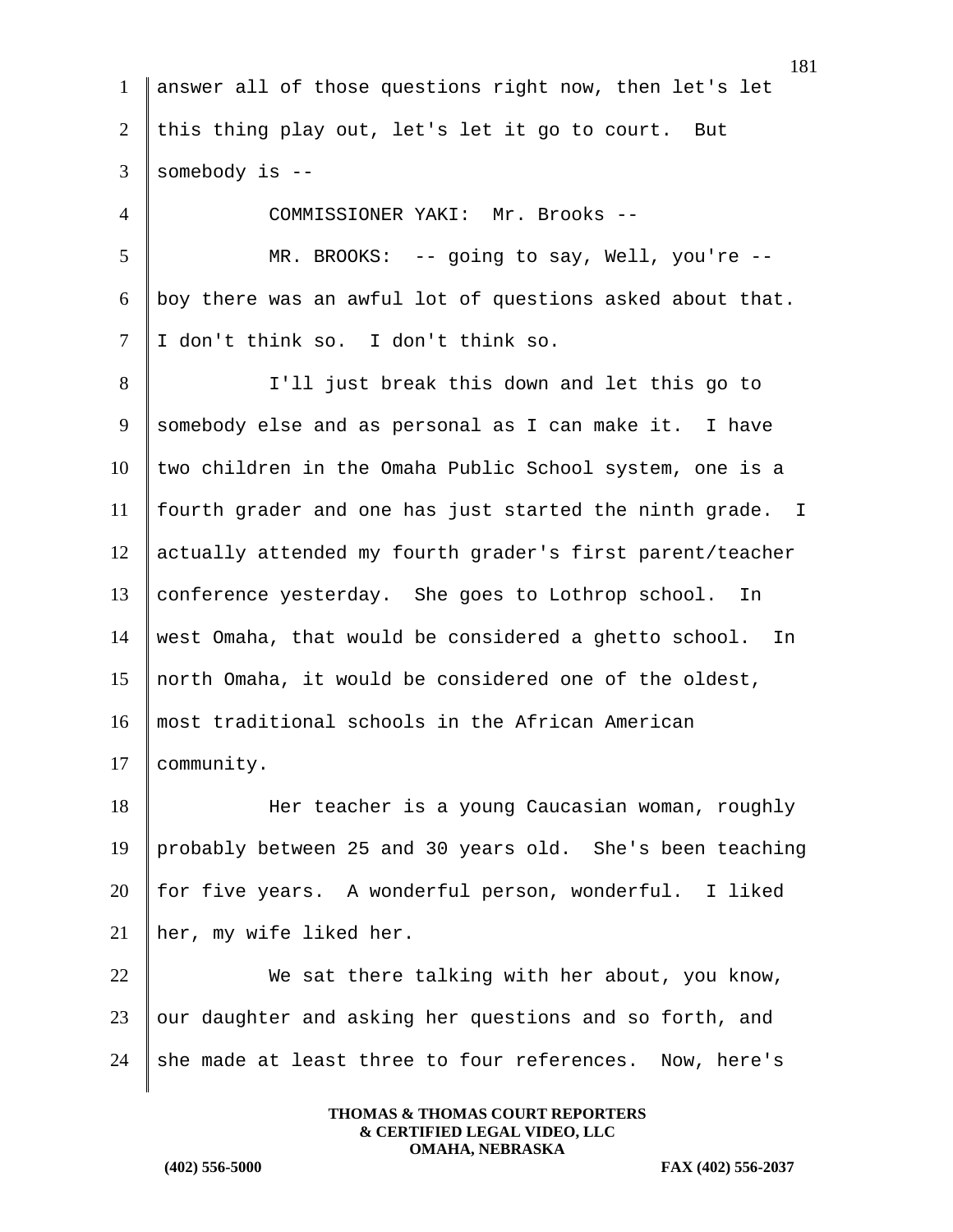answer all of those questions right now, then let's let this thing play out, let's let it go to court. But somebody is --

COMMISSIONER YAKI: Mr. Brooks --

MR. BROOKS: -- going to say, Well, you're -- boy there was an awful lot of questions asked about that. I don't think so. I don't think so.

I'll just break this down and let this go to somebody else and as personal as I can make it. I have two children in the Omaha Public School system, one is a fourth grader and one has just started the ninth grade. I actually attended my fourth grader's first parent/teacher conference yesterday. She goes to Lothrop school. In west Omaha, that would be considered a ghetto school. In north Omaha, it would be considered one of the oldest, most traditional schools in the African American community.

Her teacher is a young Caucasian woman, roughly probably between 25 and 30 years old. She's been teaching for five years. A wonderful person, wonderful. I liked her, my wife liked her.

We sat there talking with her about, you know, our daughter and asking her questions and so forth, and she made at least three to four references. Now, here's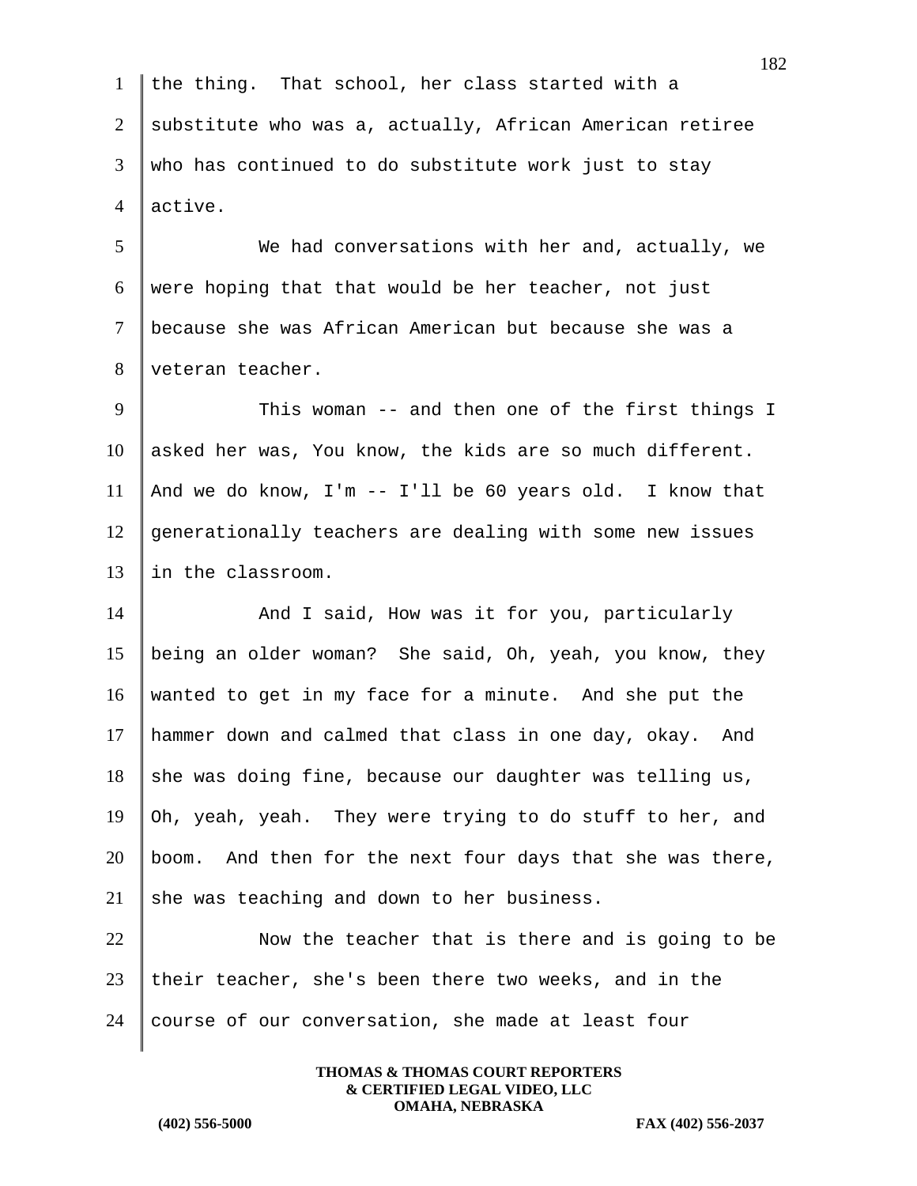the thing. That school, her class started with a substitute who was a, actually, African American retiree who has continued to do substitute work just to stay active.

We had conversations with her and, actually, we were hoping that that would be her teacher, not just because she was African American but because she was a veteran teacher.

This woman -- and then one of the first things I asked her was, You know, the kids are so much different. And we do know, I'm -- I'll be 60 years old. I know that generationally teachers are dealing with some new issues in the classroom.

And I said, How was it for you, particularly being an older woman? She said, Oh, yeah, you know, they wanted to get in my face for a minute. And she put the hammer down and calmed that class in one day, okay. And she was doing fine, because our daughter was telling us, Oh, yeah, yeah. They were trying to do stuff to her, and boom. And then for the next four days that she was there, she was teaching and down to her business.

Now the teacher that is there and is going to be their teacher, she's been there two weeks, and in the course of our conversation, she made at least four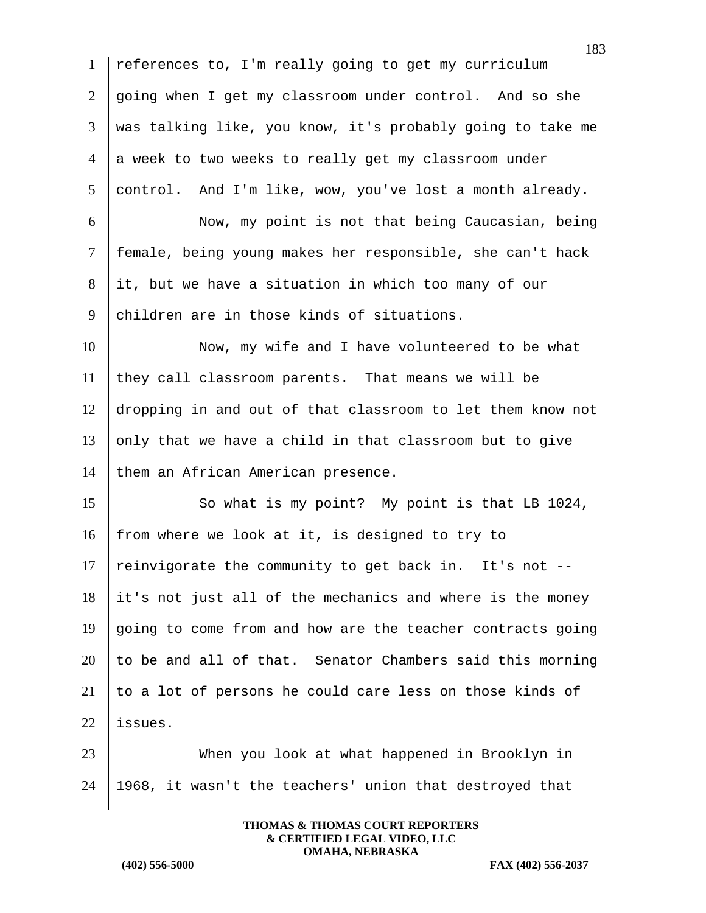references to, I'm really going to get my curriculum going when I get my classroom under control. And so she was talking like, you know, it's probably going to take me a week to two weeks to really get my classroom under control. And I'm like, wow, you've lost a month already.

Now, my point is not that being Caucasian, being female, being young makes her responsible, she can't hack it, but we have a situation in which too many of our children are in those kinds of situations.

Now, my wife and I have volunteered to be what they call classroom parents. That means we will be dropping in and out of that classroom to let them know not only that we have a child in that classroom but to give them an African American presence.

So what is my point? My point is that LB 1024, from where we look at it, is designed to try to reinvigorate the community to get back in. It's not -- it's not just all of the mechanics and where is the money going to come from and how are the teacher contracts going to be and all of that. Senator Chambers said this morning to a lot of persons he could care less on those kinds of issues.

When you look at what happened in Brooklyn in 1968, it wasn't the teachers' union that destroyed that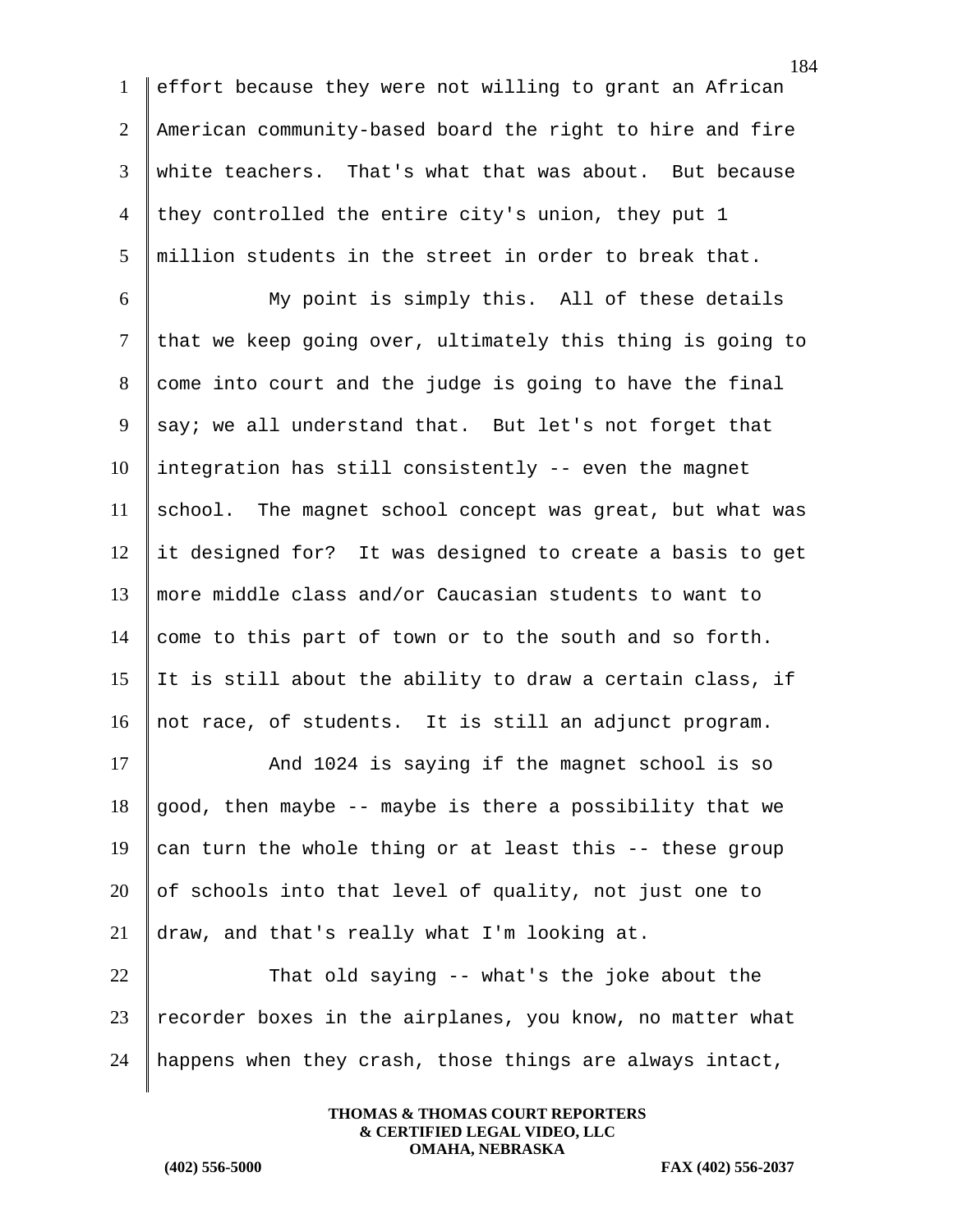effort because they were not willing to grant an African American community-based board the right to hire and fire white teachers. That's what that was about. But because they controlled the entire city's union, they put 1 million students in the street in order to break that.

My point is simply this. All of these details that we keep going over, ultimately this thing is going to come into court and the judge is going to have the final say; we all understand that. But let's not forget that integration has still consistently -- even the magnet school. The magnet school concept was great, but what was it designed for? It was designed to create a basis to get more middle class and/or Caucasian students to want to come to this part of town or to the south and so forth. It is still about the ability to draw a certain class, if not race, of students. It is still an adjunct program.

And 1024 is saying if the magnet school is so good, then maybe -- maybe is there a possibility that we can turn the whole thing or at least this -- these group of schools into that level of quality, not just one to draw, and that's really what I'm looking at.

That old saying -- what's the joke about the recorder boxes in the airplanes, you know, no matter what happens when they crash, those things are always intact,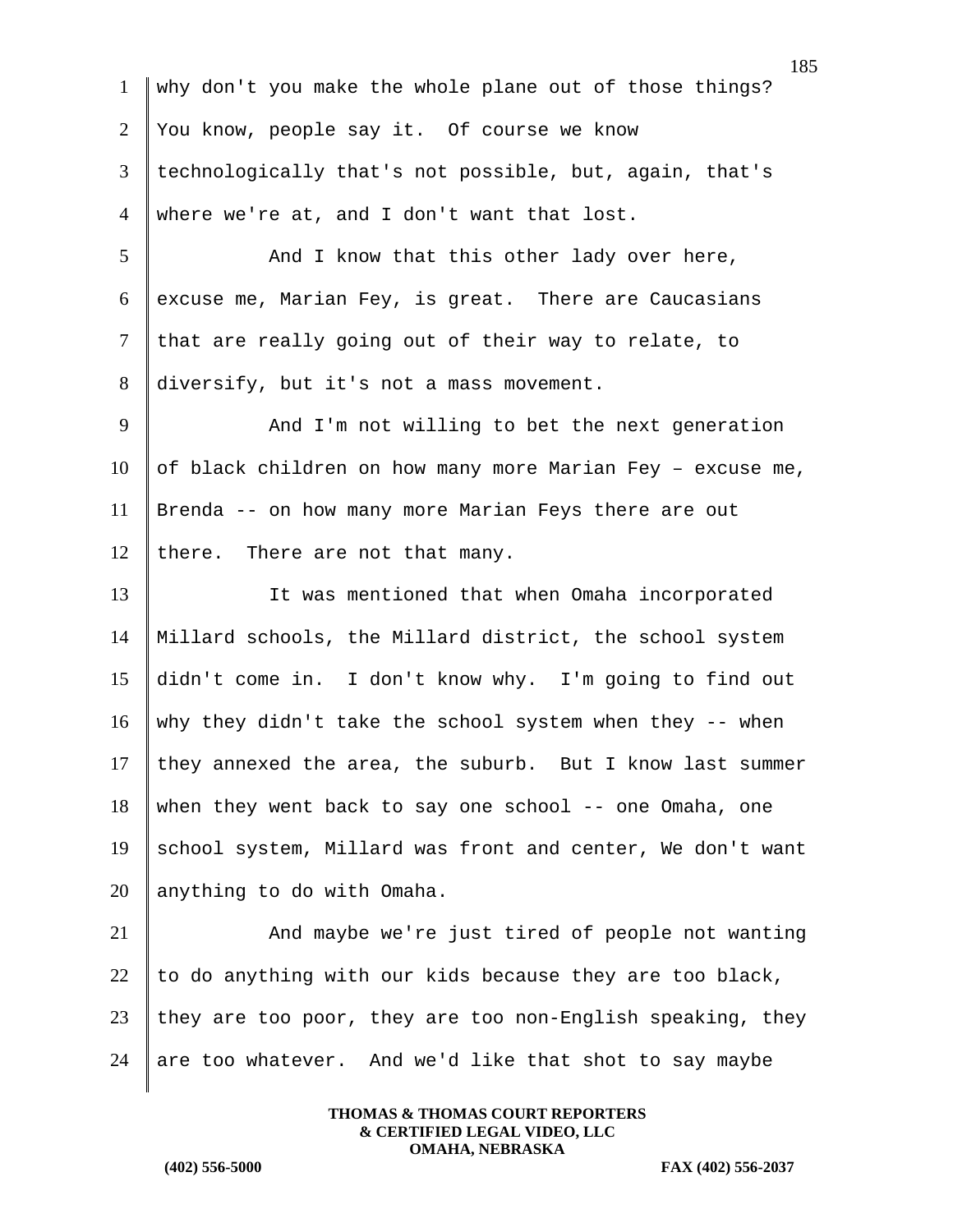why don't you make the whole plane out of those things? You know, people say it. Of course we know technologically that's not possible, but, again, that's where we're at, and I don't want that lost.

And I know that this other lady over here, excuse me, Marian Fey, is great. There are Caucasians that are really going out of their way to relate, to diversify, but it's not a mass movement.

And I'm not willing to bet the next generation of black children on how many more Marian Fey – excuse me, Brenda -- on how many more Marian Feys there are out there. There are not that many.

It was mentioned that when Omaha incorporated Millard schools, the Millard district, the school system didn't come in. I don't know why. I'm going to find out why they didn't take the school system when they -- when they annexed the area, the suburb. But I know last summer when they went back to say one school -- one Omaha, one school system, Millard was front and center, We don't want anything to do with Omaha.

And maybe we're just tired of people not wanting to do anything with our kids because they are too black, they are too poor, they are too non-English speaking, they are too whatever. And we'd like that shot to say maybe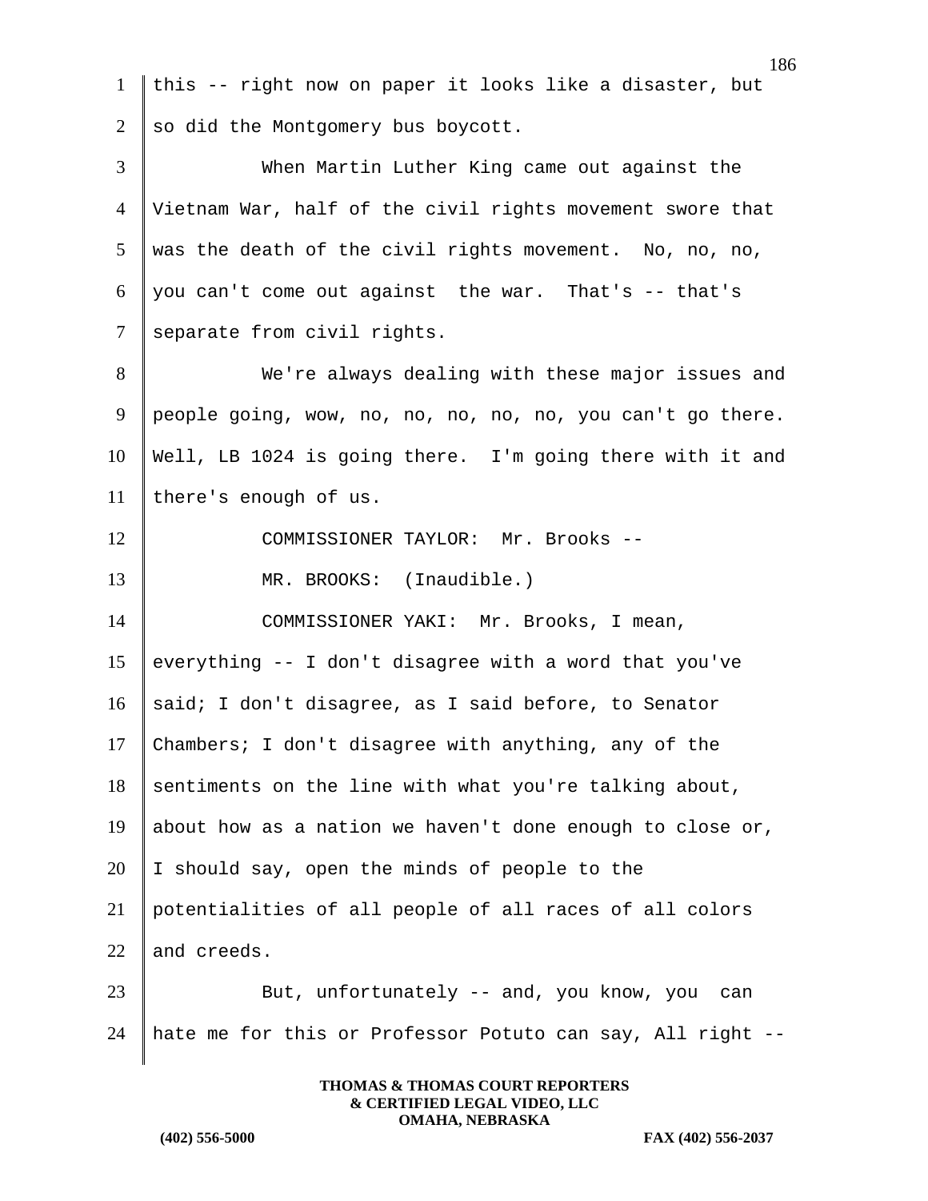this -- right now on paper it looks like a disaster, but so did the Montgomery bus boycott.

When Martin Luther King came out against the Vietnam War, half of the civil rights movement swore that was the death of the civil rights movement. No, no, no, you can't come out against the war. That's -- that's separate from civil rights.

We're always dealing with these major issues and people going, wow, no, no, no, no, no, you can't go there. Well, LB 1024 is going there. I'm going there with it and there's enough of us.

COMMISSIONER TAYLOR: Mr. Brooks --

MR. BROOKS: (Inaudible.)

COMMISSIONER YAKI: Mr. Brooks, I mean, everything -- I don't disagree with a word that you've said; I don't disagree, as I said before, to Senator Chambers; I don't disagree with anything, any of the sentiments on the line with what you're talking about, about how as a nation we haven't done enough to close or, I should say, open the minds of people to the potentialities of all people of all races of all colors and creeds.

But, unfortunately -- and, you know, you can hate me for this or Professor Potuto can say, All right --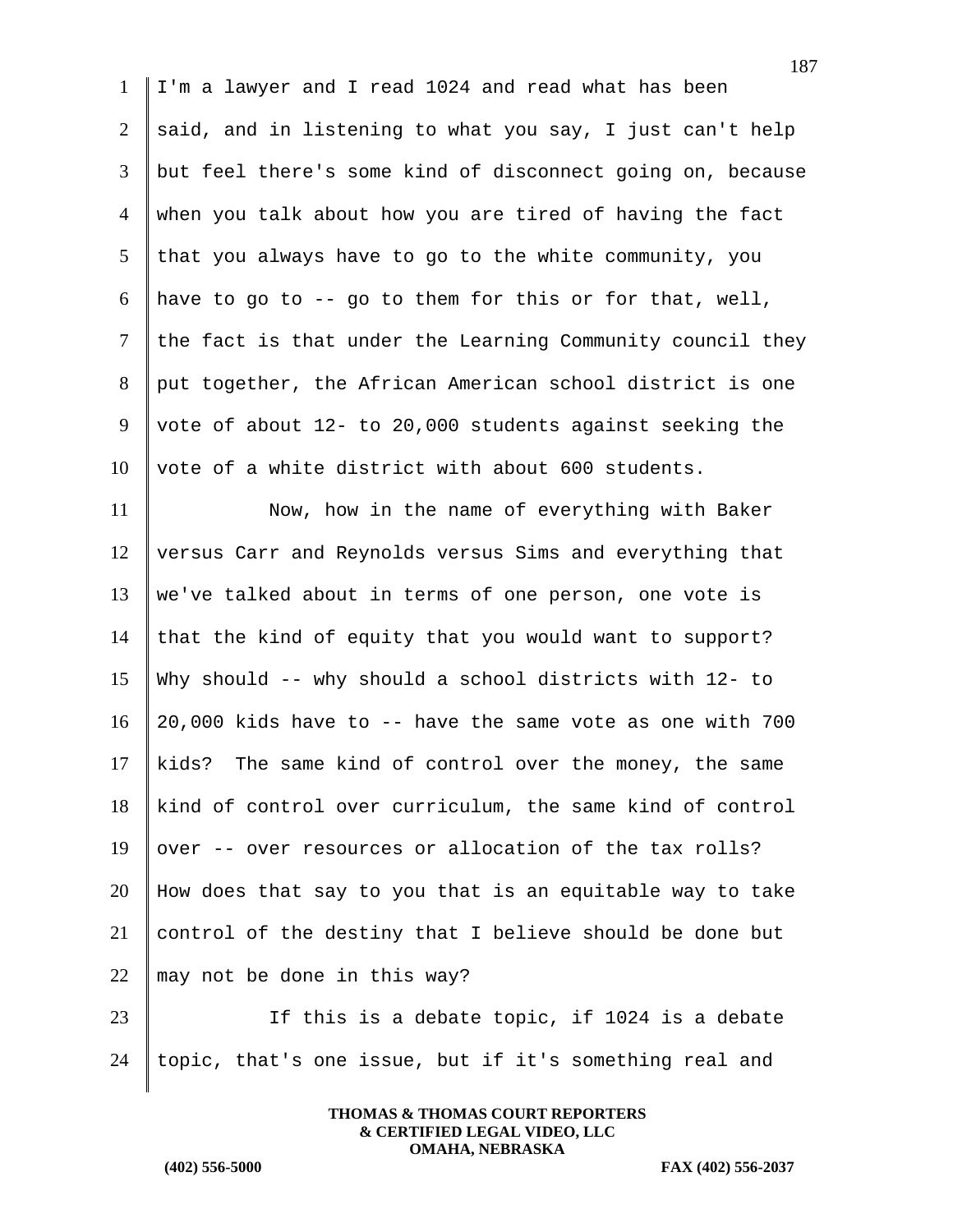I'm a lawyer and I read 1024 and read what has been said, and in listening to what you say, I just can't help but feel there's some kind of disconnect going on, because when you talk about how you are tired of having the fact that you always have to go to the white community, you have to go to -- go to them for this or for that, well, the fact is that under the Learning Community council they put together, the African American school district is one vote of about 12- to 20,000 students against seeking the vote of a white district with about 600 students.

Now, how in the name of everything with Baker versus Carr and Reynolds versus Sims and everything that we've talked about in terms of one person, one vote is that the kind of equity that you would want to support? Why should -- why should a school districts with 12- to 20,000 kids have to -- have the same vote as one with 700 kids? The same kind of control over the money, the same kind of control over curriculum, the same kind of control over -- over resources or allocation of the tax rolls? How does that say to you that is an equitable way to take control of the destiny that I believe should be done but may not be done in this way?

If this is a debate topic, if 1024 is a debate topic, that's one issue, but if it's something real and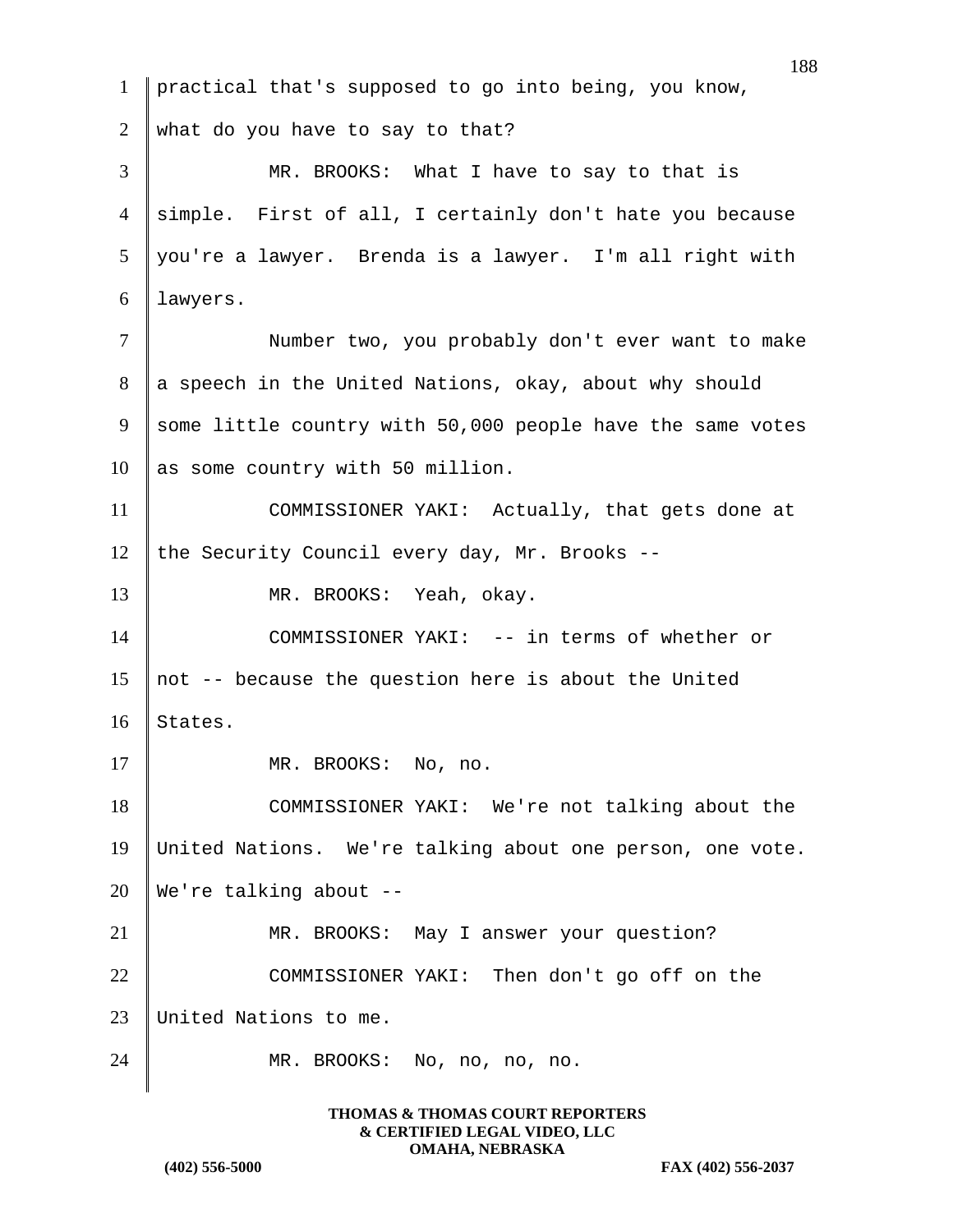practical that's supposed to go into being, you know, what do you have to say to that?

MR. BROOKS: What I have to say to that is simple. First of all, I certainly don't hate you because you're a lawyer. Brenda is a lawyer. I'm all right with lawyers.

Number two, you probably don't ever want to make a speech in the United Nations, okay, about why should some little country with 50,000 people have the same votes as some country with 50 million.

COMMISSIONER YAKI: Actually, that gets done at the Security Council every day, Mr. Brooks --

MR. BROOKS: Yeah, okay.

COMMISSIONER YAKI: -- in terms of whether or not -- because the question here is about the United States.

MR. BROOKS: No, no.

COMMISSIONER YAKI: We're not talking about the United Nations. We're talking about one person, one vote. We're talking about --

MR. BROOKS: May I answer your question?

COMMISSIONER YAKI: Then don't go off on the United Nations to me.

MR. BROOKS: No, no, no, no.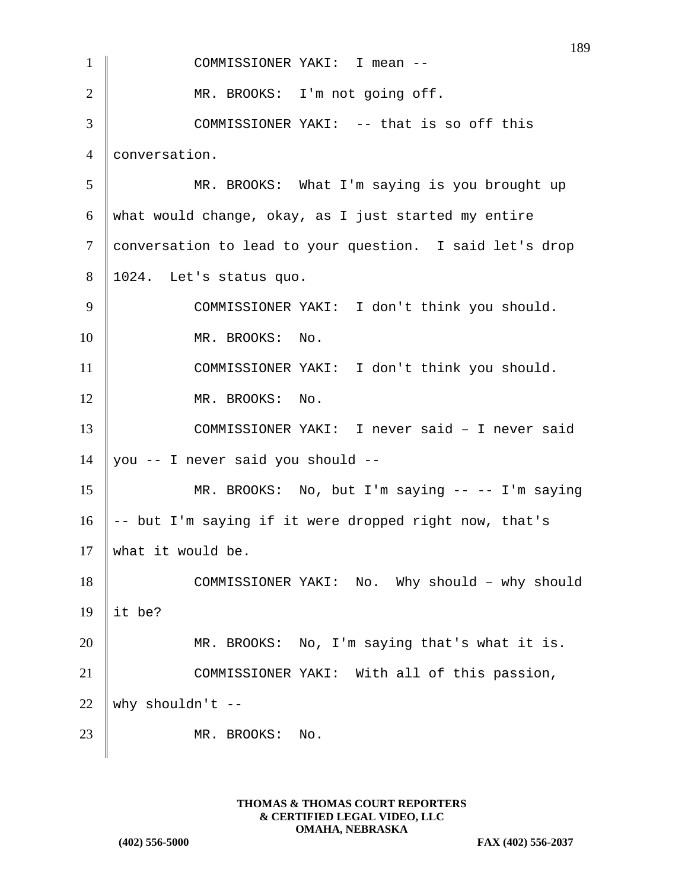COMMISSIONER YAKI: I mean --

MR. BROOKS: I'm not going off.

COMMISSIONER YAKI: -- that is so off this conversation.

MR. BROOKS: What I'm saying is you brought up what would change, okay, as I just started my entire conversation to lead to your question. I said let's drop 1024. Let's status quo.

COMMISSIONER YAKI: I don't think you should.

MR. BROOKS: No.

COMMISSIONER YAKI: I don't think you should.

MR. BROOKS: No.

COMMISSIONER YAKI: I never said – I never said you -- I never said you should --

MR. BROOKS: No, but I'm saying -- -- I'm saying -- but I'm saying if it were dropped right now, that's what it would be.

COMMISSIONER YAKI: No. Why should – why should it be?

MR. BROOKS: No, I'm saying that's what it is.

COMMISSIONER YAKI: With all of this passion, why shouldn't --

MR. BROOKS: No.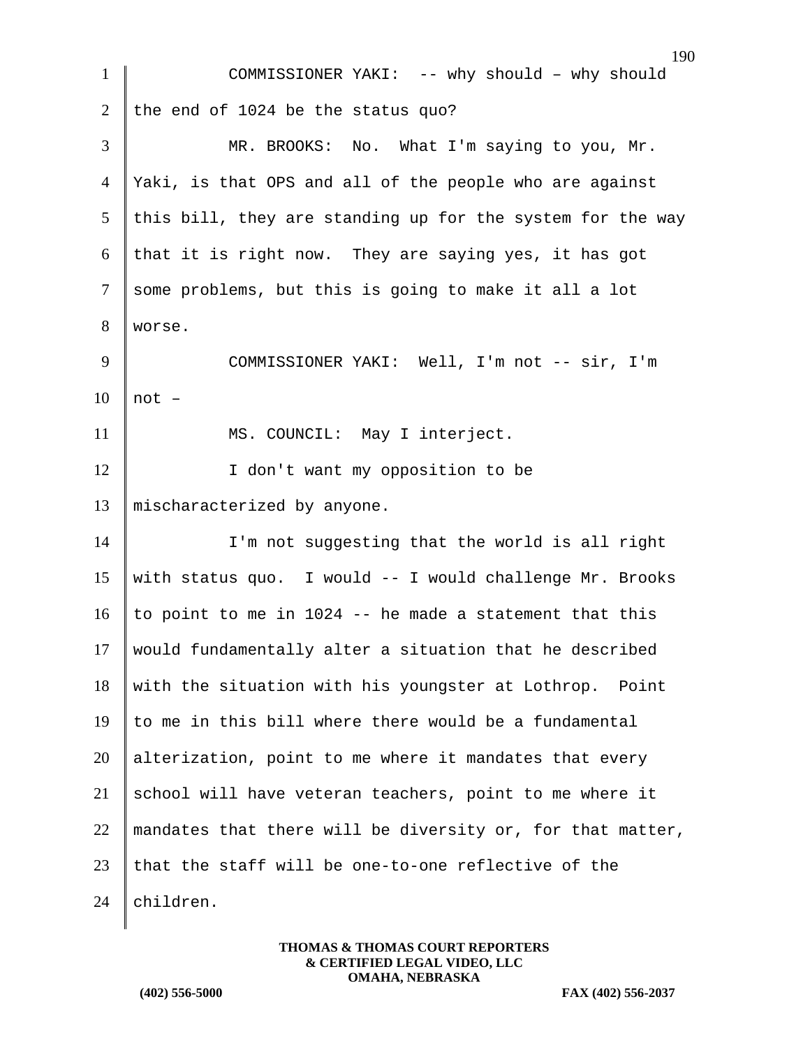COMMISSIONER YAKI: -- why should – why should the end of 1024 be the status quo?

MR. BROOKS: No. What I'm saying to you, Mr. Yaki, is that OPS and all of the people who are against this bill, they are standing up for the system for the way that it is right now. They are saying yes, it has got some problems, but this is going to make it all a lot worse.

COMMISSIONER YAKI: Well, I'm not -- sir, I'm not –

MS. COUNCIL: May I interject.

I don't want my opposition to be mischaracterized by anyone.

I'm not suggesting that the world is all right with status quo. I would -- I would challenge Mr. Brooks to point to me in 1024 -- he made a statement that this would fundamentally alter a situation that he described with the situation with his youngster at Lothrop. Point to me in this bill where there would be a fundamental alterization, point to me where it mandates that every school will have veteran teachers, point to me where it mandates that there will be diversity or, for that matter, that the staff will be one-to-one reflective of the children.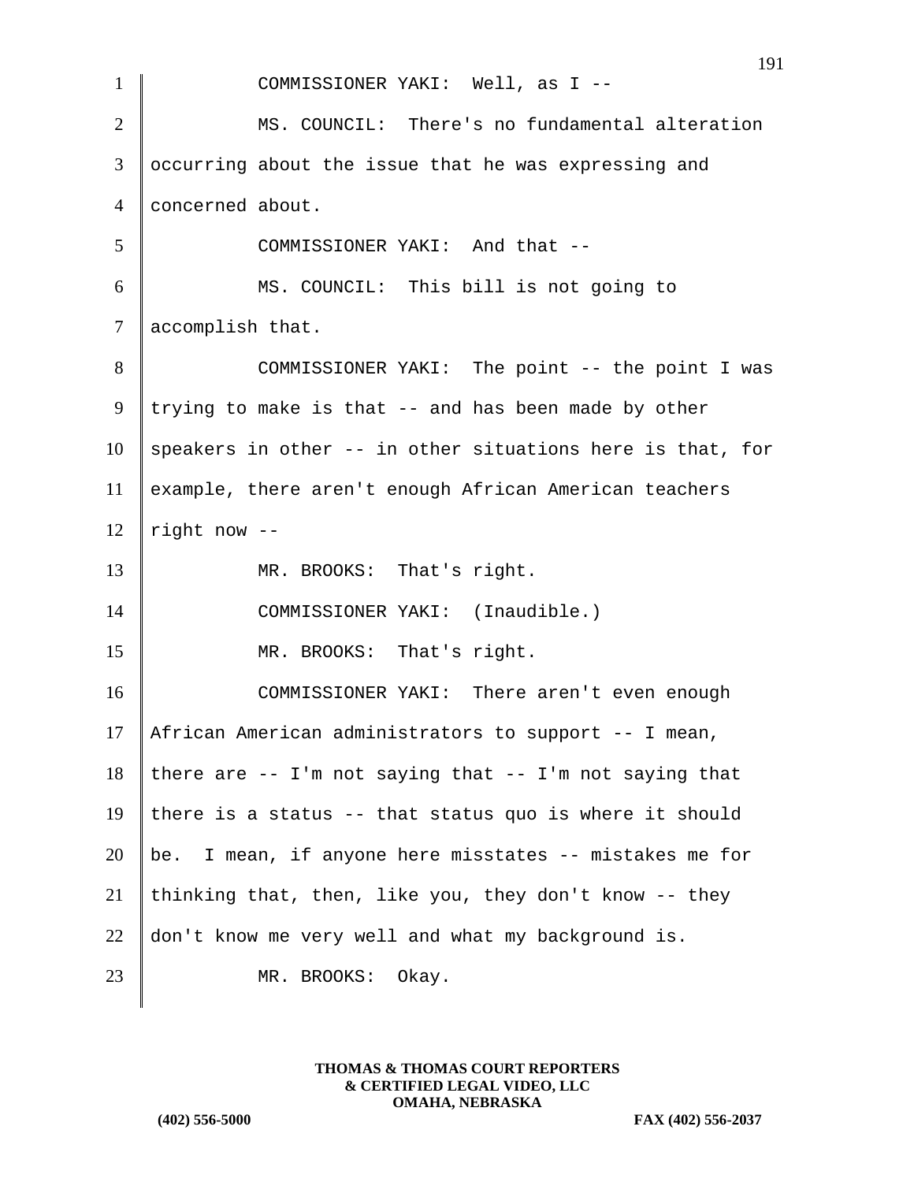COMMISSIONER YAKI: Well, as I --

MS. COUNCIL: There's no fundamental alteration occurring about the issue that he was expressing and concerned about.

COMMISSIONER YAKI: And that --

MS. COUNCIL: This bill is not going to accomplish that.

COMMISSIONER YAKI: The point -- the point I was trying to make is that -- and has been made by other speakers in other -- in other situations here is that, for example, there aren't enough African American teachers right now --

MR. BROOKS: That's right.

COMMISSIONER YAKI: (Inaudible.)

MR. BROOKS: That's right.

COMMISSIONER YAKI: There aren't even enough African American administrators to support -- I mean, there are -- I'm not saying that -- I'm not saying that there is a status -- that status quo is where it should be. I mean, if anyone here misstates -- mistakes me for thinking that, then, like you, they don't know -- they don't know me very well and what my background is.

MR. BROOKS: Okay.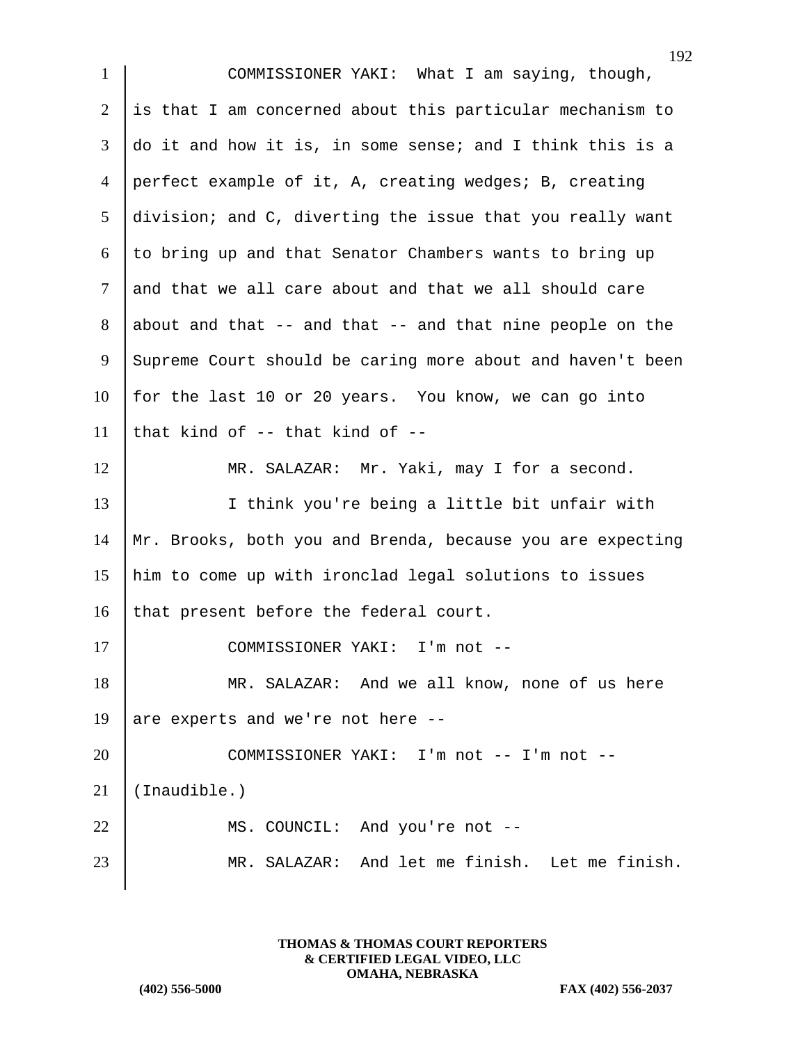COMMISSIONER YAKI: What I am saying, though, is that I am concerned about this particular mechanism to do it and how it is, in some sense; and I think this is a perfect example of it, A, creating wedges; B, creating division; and C, diverting the issue that you really want to bring up and that Senator Chambers wants to bring up and that we all care about and that we all should care about and that -- and that -- and that nine people on the Supreme Court should be caring more about and haven't been for the last 10 or 20 years. You know, we can go into that kind of -- that kind of --

MR. SALAZAR: Mr. Yaki, may I for a second.

I think you're being a little bit unfair with Mr. Brooks, both you and Brenda, because you are expecting him to come up with ironclad legal solutions to issues that present before the federal court.

COMMISSIONER YAKI: I'm not --

MR. SALAZAR: And we all know, none of us here are experts and we're not here --

COMMISSIONER YAKI: I'm not -- I'm not -- (Inaudible.)

MS. COUNCIL: And you're not --

MR. SALAZAR: And let me finish. Let me finish.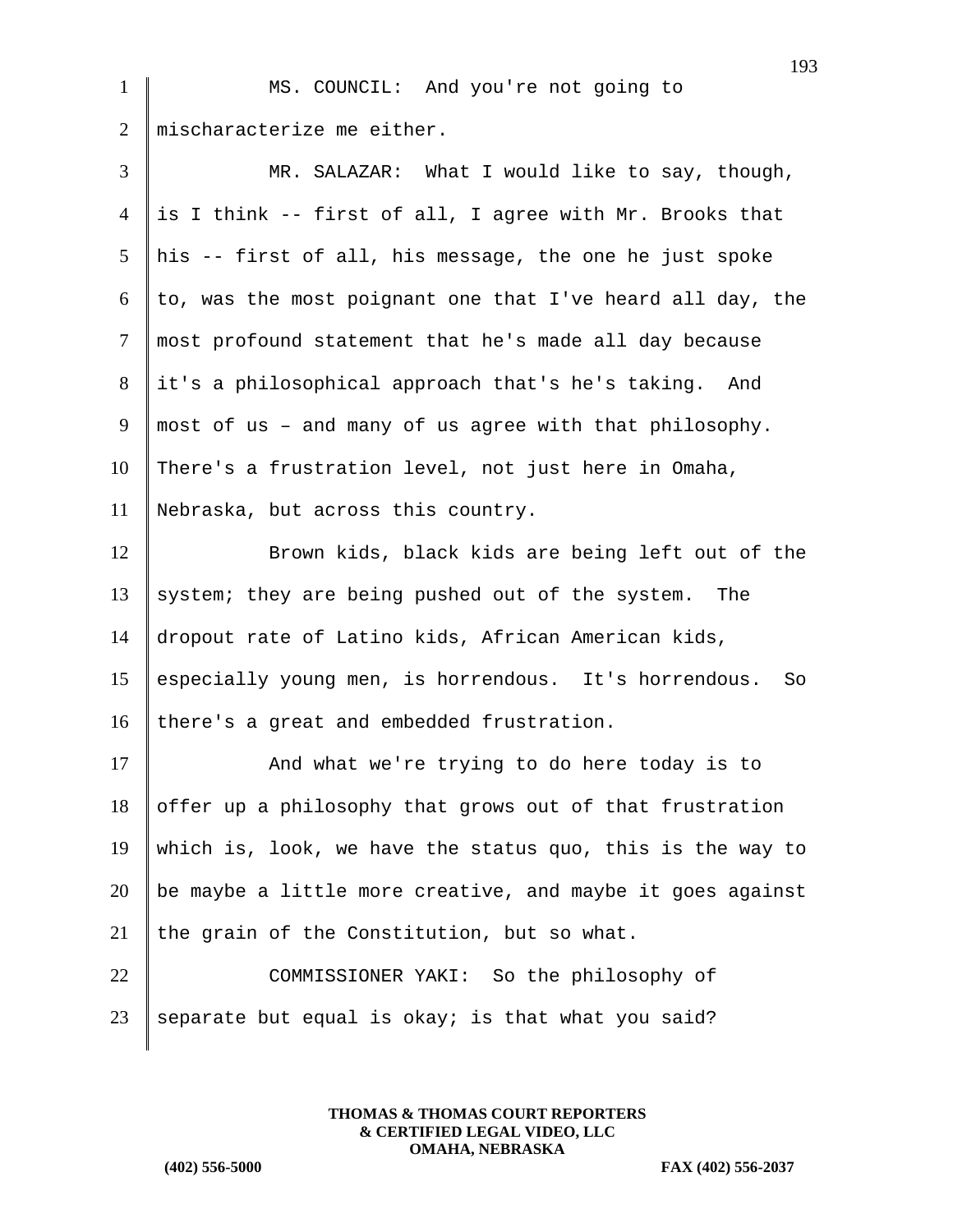MS. COUNCIL: And you're not going to mischaracterize me either.

MR. SALAZAR: What I would like to say, though, is I think -- first of all, I agree with Mr. Brooks that his -- first of all, his message, the one he just spoke to, was the most poignant one that I've heard all day, the most profound statement that he's made all day because it's a philosophical approach that's he's taking. And most of us – and many of us agree with that philosophy. There's a frustration level, not just here in Omaha, Nebraska, but across this country.

Brown kids, black kids are being left out of the system; they are being pushed out of the system. The dropout rate of Latino kids, African American kids, especially young men, is horrendous. It's horrendous. So there's a great and embedded frustration.

And what we're trying to do here today is to offer up a philosophy that grows out of that frustration which is, look, we have the status quo, this is the way to be maybe a little more creative, and maybe it goes against the grain of the Constitution, but so what.

COMMISSIONER YAKI: So the philosophy of separate but equal is okay; is that what you said?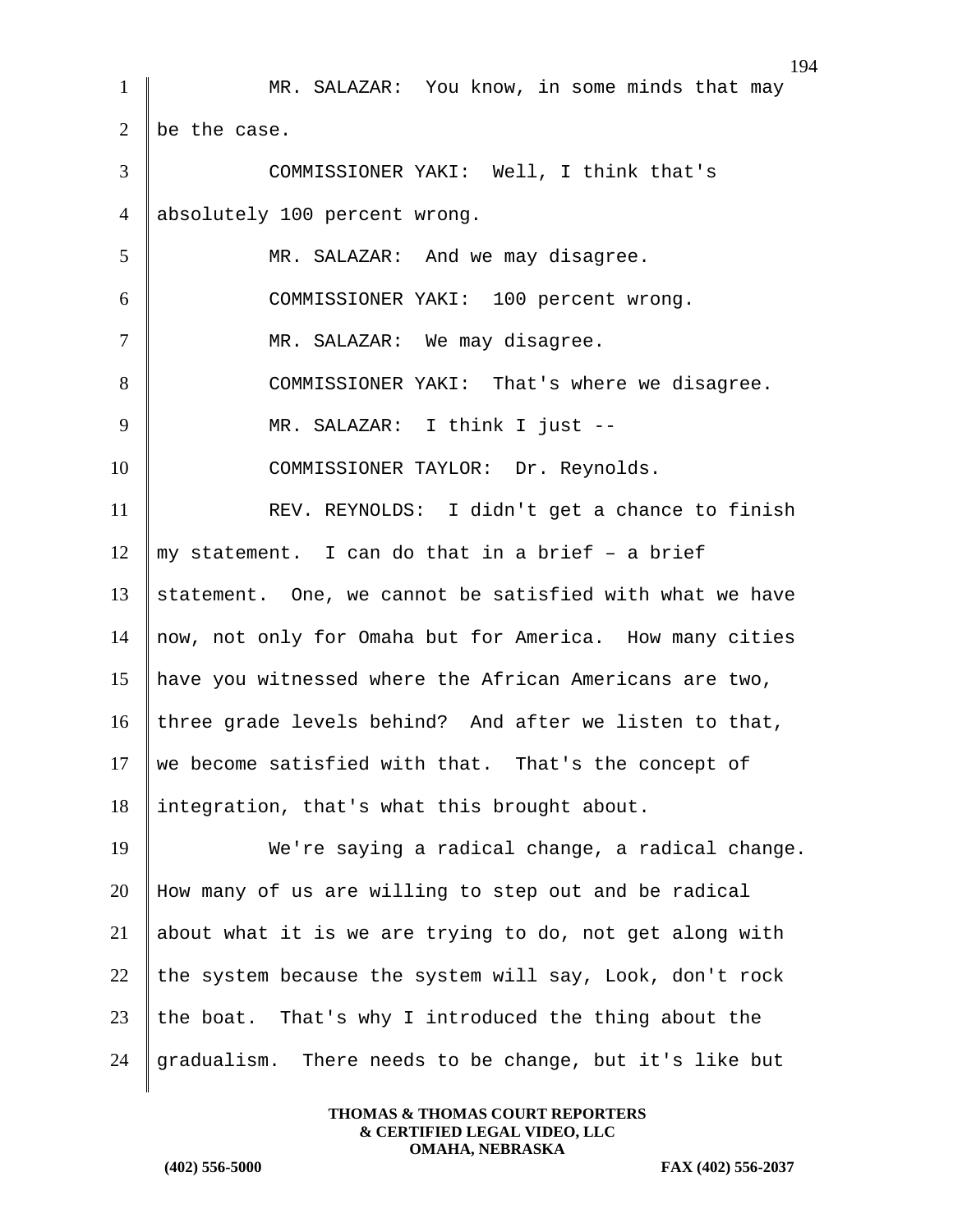MR. SALAZAR: You know, in some minds that may be the case.

COMMISSIONER YAKI: Well, I think that's absolutely 100 percent wrong.

MR. SALAZAR: And we may disagree.

COMMISSIONER YAKI: 100 percent wrong.

MR. SALAZAR: We may disagree.

COMMISSIONER YAKI: That's where we disagree.

MR. SALAZAR: I think I just --

COMMISSIONER TAYLOR: Dr. Reynolds.

REV. REYNOLDS: I didn't get a chance to finish my statement. I can do that in a brief – a brief statement. One, we cannot be satisfied with what we have now, not only for Omaha but for America. How many cities have you witnessed where the African Americans are two, three grade levels behind? And after we listen to that, we become satisfied with that. That's the concept of integration, that's what this brought about.

We're saying a radical change, a radical change. How many of us are willing to step out and be radical about what it is we are trying to do, not get along with the system because the system will say, Look, don't rock the boat. That's why I introduced the thing about the gradualism. There needs to be change, but it's like but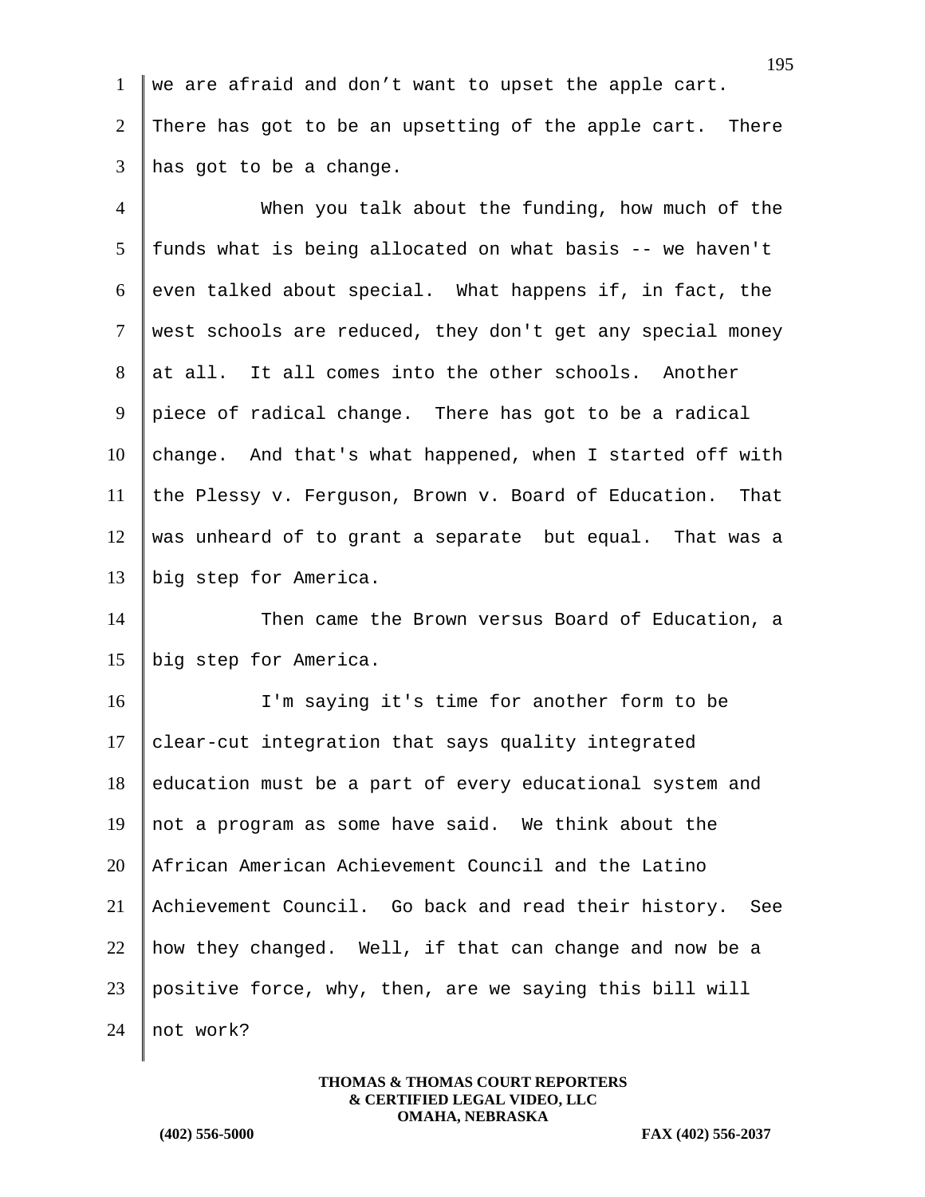we are afraid and don't want to upset the apple cart. There has got to be an upsetting of the apple cart. There has got to be a change.

When you talk about the funding, how much of the funds what is being allocated on what basis -- we haven't even talked about special. What happens if, in fact, the west schools are reduced, they don't get any special money at all. It all comes into the other schools. Another piece of radical change. There has got to be a radical change. And that's what happened, when I started off with the Plessy v. Ferguson, Brown v. Board of Education. That was unheard of to grant a separate but equal. That was a big step for America.

Then came the Brown versus Board of Education, a big step for America.

I'm saying it's time for another form to be clear-cut integration that says quality integrated education must be a part of every educational system and not a program as some have said. We think about the African American Achievement Council and the Latino Achievement Council. Go back and read their history. See how they changed. Well, if that can change and now be a positive force, why, then, are we saying this bill will not work?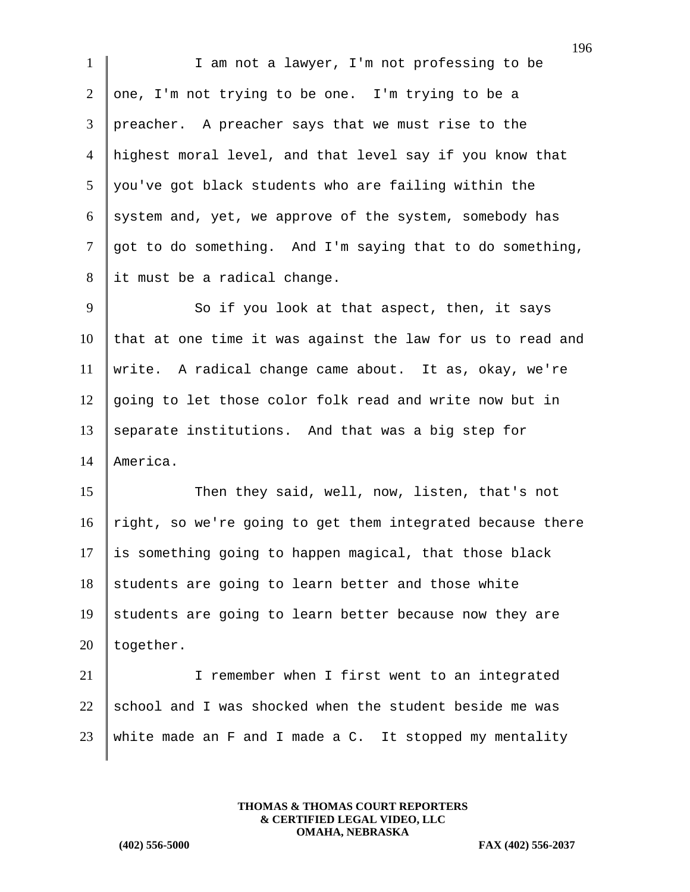I am not a lawyer, I'm not professing to be one, I'm not trying to be one. I'm trying to be a preacher. A preacher says that we must rise to the highest moral level, and that level say if you know that you've got black students who are failing within the system and, yet, we approve of the system, somebody has got to do something. And I'm saying that to do something, it must be a radical change.

So if you look at that aspect, then, it says that at one time it was against the law for us to read and write. A radical change came about. It as, okay, we're going to let those color folk read and write now but in separate institutions. And that was a big step for America.

Then they said, well, now, listen, that's not right, so we're going to get them integrated because there is something going to happen magical, that those black students are going to learn better and those white students are going to learn better because now they are together.

I remember when I first went to an integrated school and I was shocked when the student beside me was white made an F and I made a C. It stopped my mentality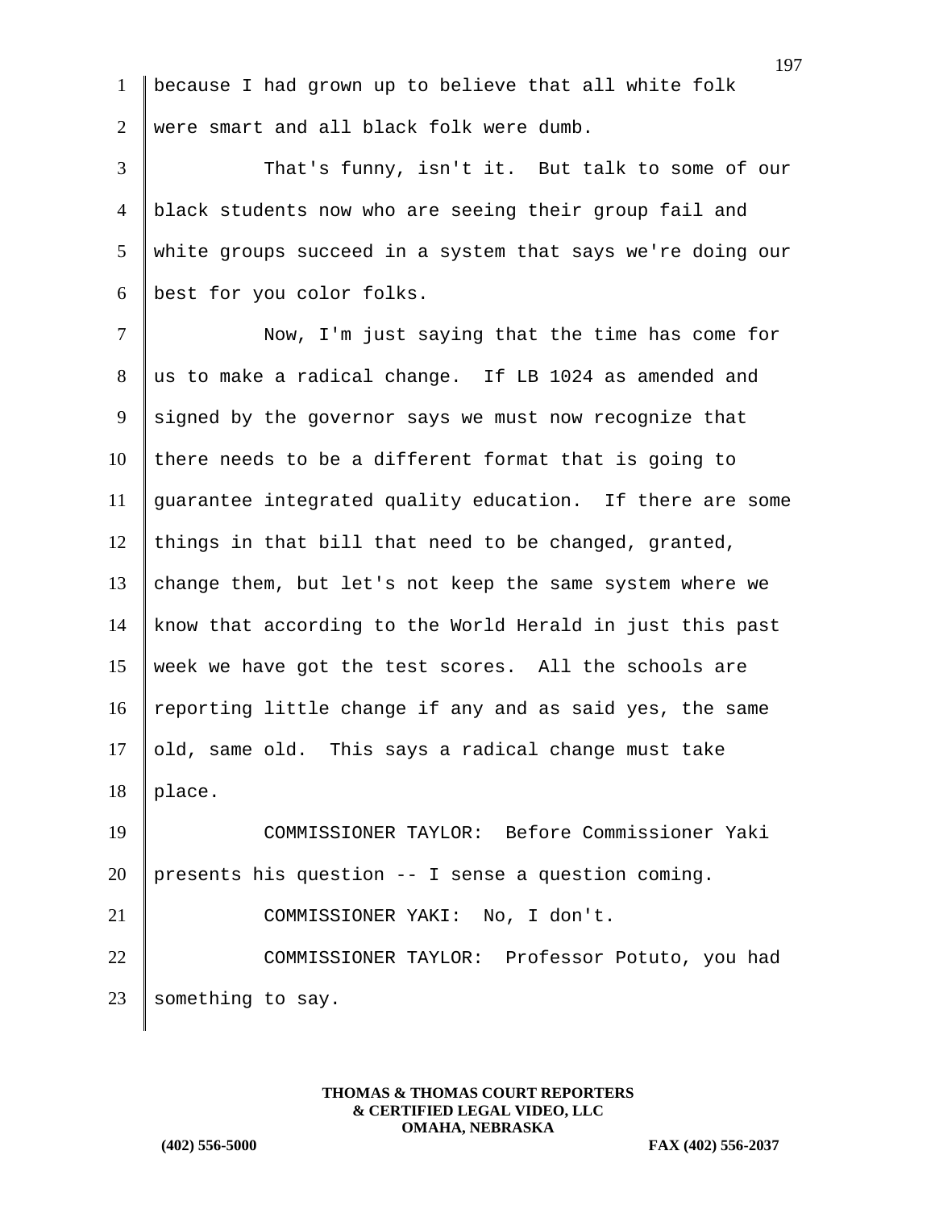because I had grown up to believe that all white folk were smart and all black folk were dumb.

That's funny, isn't it. But talk to some of our black students now who are seeing their group fail and white groups succeed in a system that says we're doing our best for you color folks.

Now, I'm just saying that the time has come for us to make a radical change. If LB 1024 as amended and signed by the governor says we must now recognize that there needs to be a different format that is going to guarantee integrated quality education. If there are some things in that bill that need to be changed, granted, change them, but let's not keep the same system where we know that according to the World Herald in just this past week we have got the test scores. All the schools are reporting little change if any and as said yes, the same old, same old. This says a radical change must take place.

COMMISSIONER TAYLOR: Before Commissioner Yaki presents his question -- I sense a question coming.

COMMISSIONER YAKI: No, I don't.

COMMISSIONER TAYLOR: Professor Potuto, you had something to say.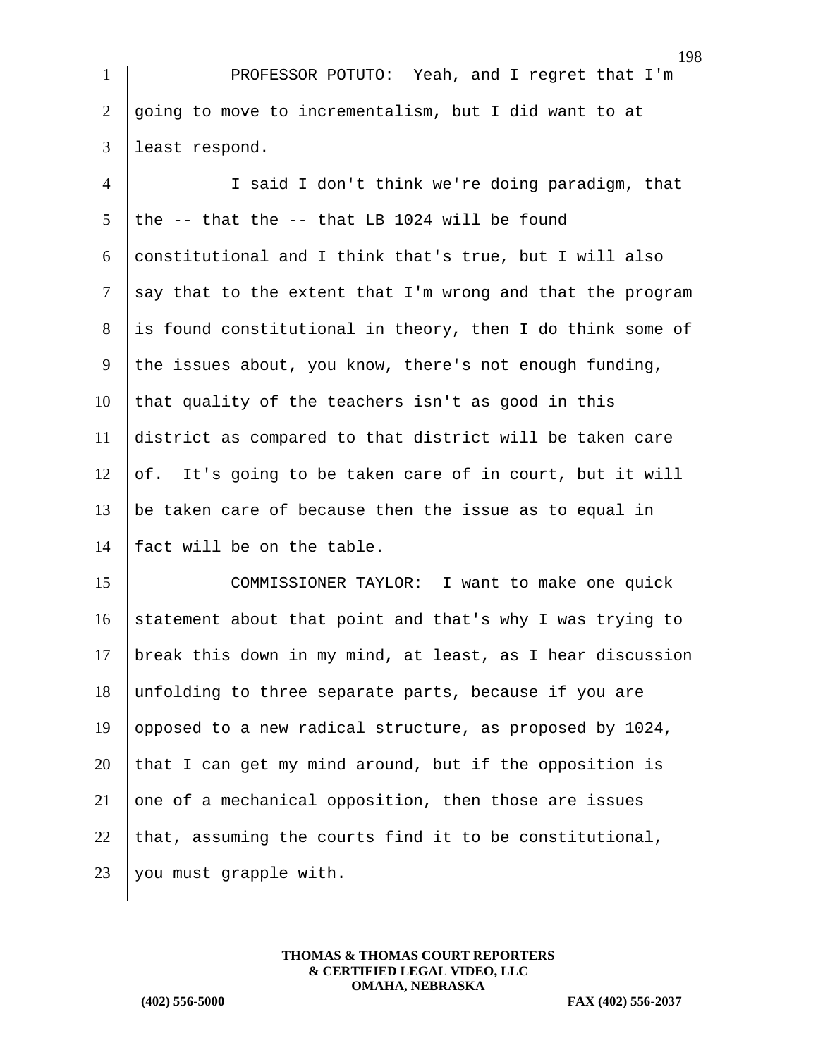PROFESSOR POTUTO: Yeah, and I regret that I'm going to move to incrementalism, but I did want to at least respond.

I said I don't think we're doing paradigm, that the -- that the -- that LB 1024 will be found constitutional and I think that's true, but I will also say that to the extent that I'm wrong and that the program is found constitutional in theory, then I do think some of the issues about, you know, there's not enough funding, that quality of the teachers isn't as good in this district as compared to that district will be taken care of. It's going to be taken care of in court, but it will be taken care of because then the issue as to equal in fact will be on the table.

COMMISSIONER TAYLOR: I want to make one quick statement about that point and that's why I was trying to break this down in my mind, at least, as I hear discussion unfolding to three separate parts, because if you are opposed to a new radical structure, as proposed by 1024, that I can get my mind around, but if the opposition is one of a mechanical opposition, then those are issues that, assuming the courts find it to be constitutional, you must grapple with.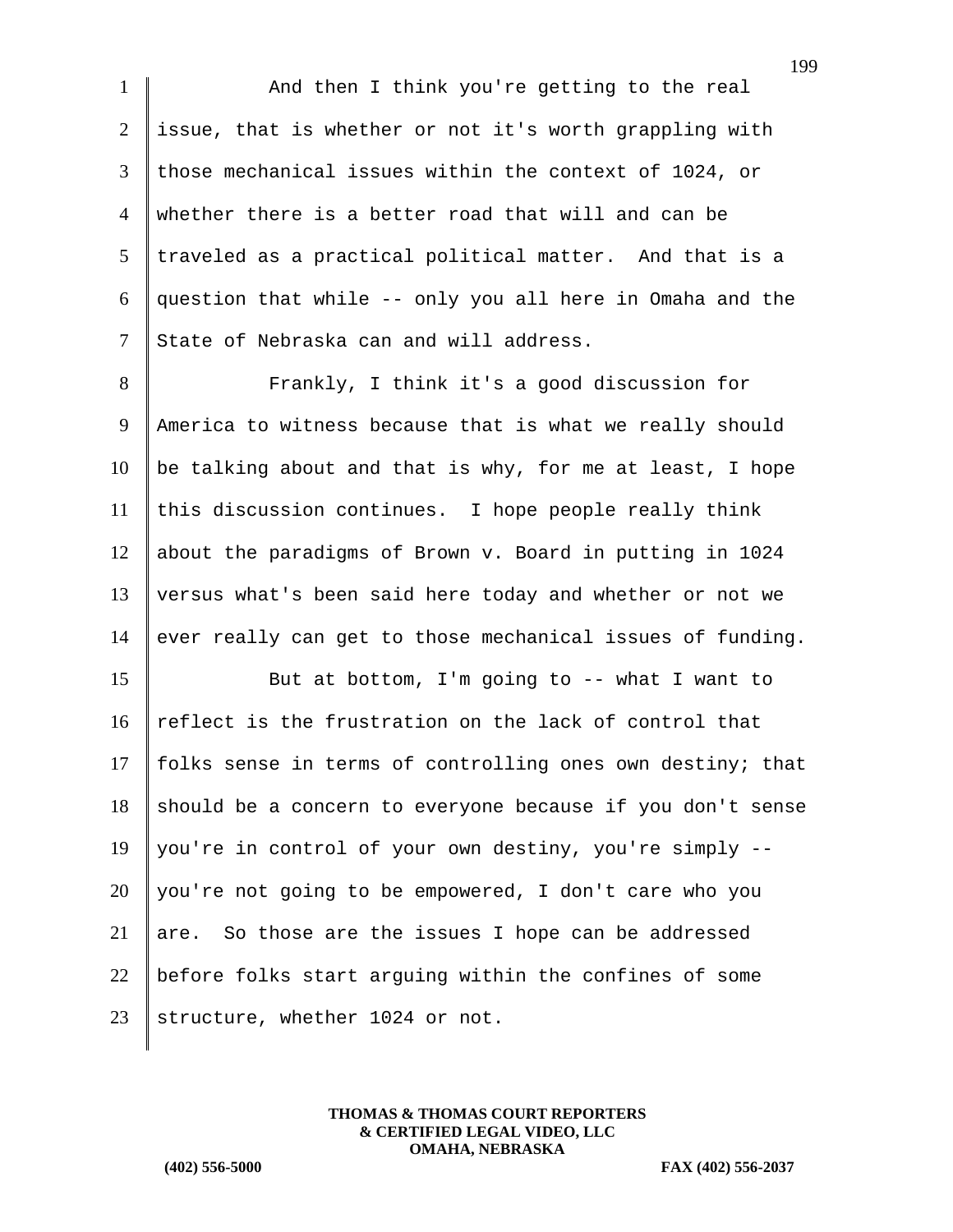And then I think you're getting to the real issue, that is whether or not it's worth grappling with those mechanical issues within the context of 1024, or whether there is a better road that will and can be traveled as a practical political matter. And that is a question that while -- only you all here in Omaha and the State of Nebraska can and will address.

Frankly, I think it's a good discussion for America to witness because that is what we really should be talking about and that is why, for me at least, I hope this discussion continues. I hope people really think about the paradigms of Brown v. Board in putting in 1024 versus what's been said here today and whether or not we ever really can get to those mechanical issues of funding.

But at bottom, I'm going to -- what I want to reflect is the frustration on the lack of control that folks sense in terms of controlling ones own destiny; that should be a concern to everyone because if you don't sense you're in control of your own destiny, you're simply -- you're not going to be empowered, I don't care who you are. So those are the issues I hope can be addressed before folks start arguing within the confines of some structure, whether 1024 or not.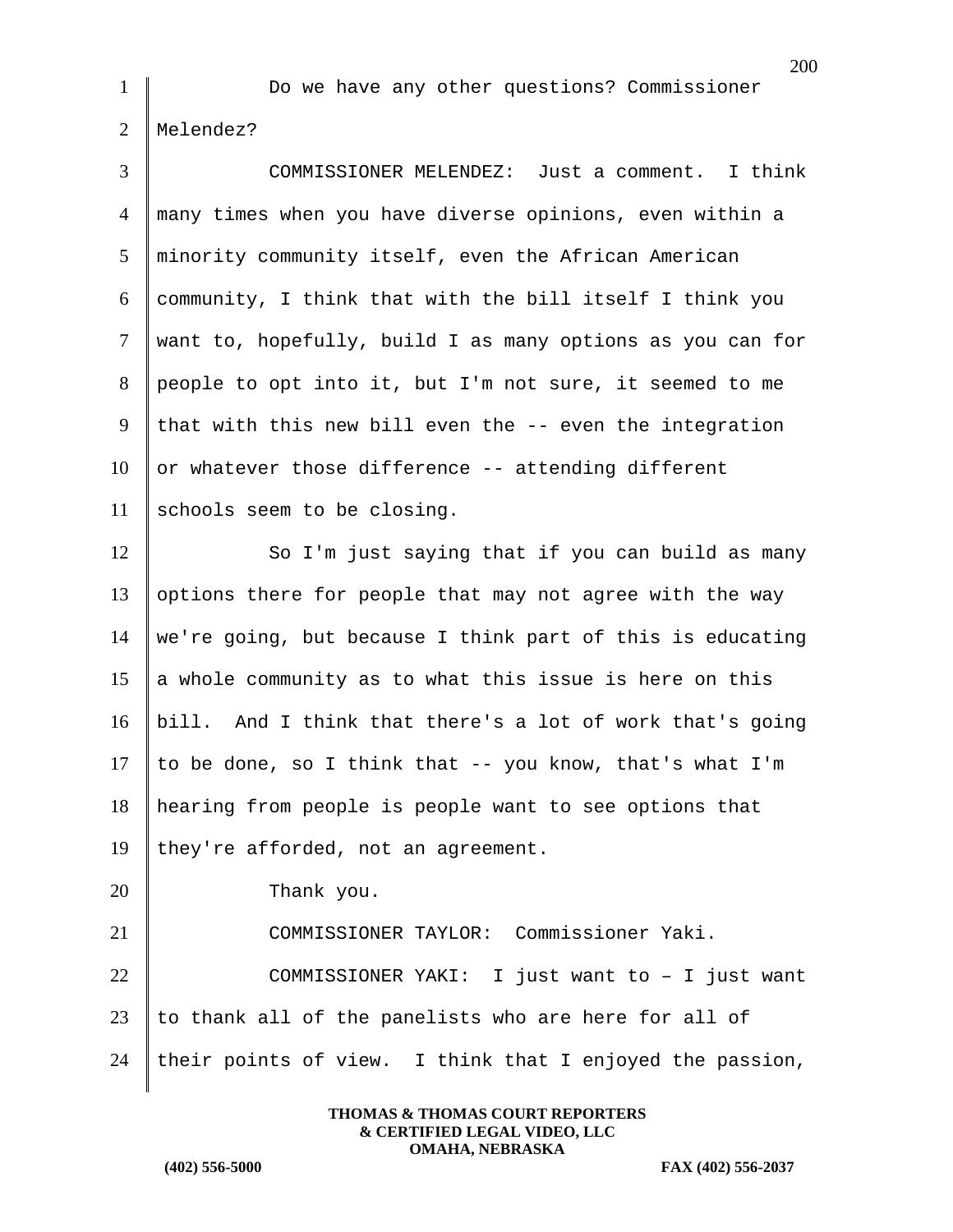Do we have any other questions? Commissioner Melendez?

COMMISSIONER MELENDEZ: Just a comment. I think many times when you have diverse opinions, even within a minority community itself, even the African American community, I think that with the bill itself I think you want to, hopefully, build I as many options as you can for people to opt into it, but I'm not sure, it seemed to me that with this new bill even the -- even the integration or whatever those difference -- attending different schools seem to be closing.

So I'm just saying that if you can build as many options there for people that may not agree with the way we're going, but because I think part of this is educating a whole community as to what this issue is here on this bill. And I think that there's a lot of work that's going to be done, so I think that -- you know, that's what I'm hearing from people is people want to see options that they're afforded, not an agreement.

Thank you.

COMMISSIONER TAYLOR: Commissioner Yaki.

COMMISSIONER YAKI: I just want to – I just want to thank all of the panelists who are here for all of their points of view. I think that I enjoyed the passion,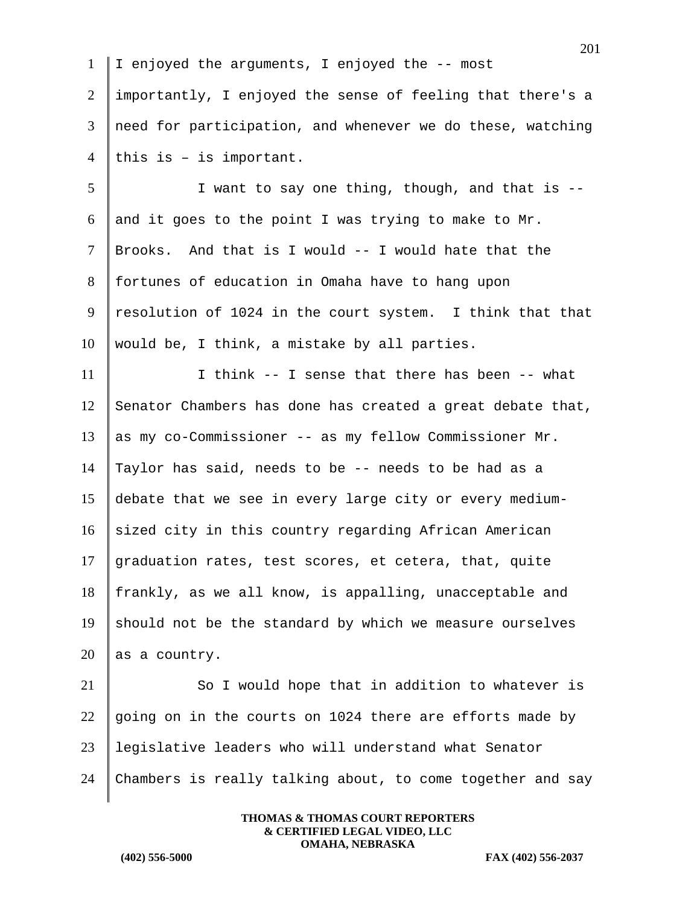I enjoyed the arguments, I enjoyed the -- most importantly, I enjoyed the sense of feeling that there's a need for participation, and whenever we do these, watching this is – is important.

I want to say one thing, though, and that is -- and it goes to the point I was trying to make to Mr. Brooks. And that is I would -- I would hate that the fortunes of education in Omaha have to hang upon resolution of 1024 in the court system. I think that that would be, I think, a mistake by all parties.

I think -- I sense that there has been -- what Senator Chambers has done has created a great debate that, as my co-Commissioner -- as my fellow Commissioner Mr. Taylor has said, needs to be -- needs to be had as a debate that we see in every large city or every medium-sized city in this country regarding African American graduation rates, test scores, et cetera, that, quite frankly, as we all know, is appalling, unacceptable and should not be the standard by which we measure ourselves as a country.

So I would hope that in addition to whatever is going on in the courts on 1024 there are efforts made by legislative leaders who will understand what Senator Chambers is really talking about, to come together and say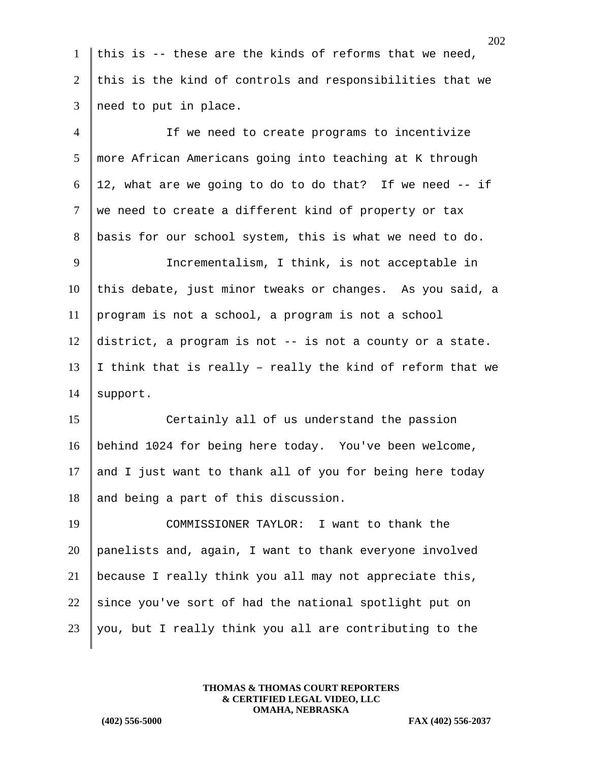this is -- these are the kinds of reforms that we need, this is the kind of controls and responsibilities that we need to put in place.

If we need to create programs to incentivize more African Americans going into teaching at K through 12, what are we going to do to do that? If we need -- if we need to create a different kind of property or tax basis for our school system, this is what we need to do.

Incrementalism, I think, is not acceptable in this debate, just minor tweaks or changes. As you said, a program is not a school, a program is not a school district, a program is not -- is not a county or a state. I think that is really – really the kind of reform that we support.

Certainly all of us understand the passion behind 1024 for being here today. You've been welcome, and I just want to thank all of you for being here today and being a part of this discussion.

COMMISSIONER TAYLOR: I want to thank the panelists and, again, I want to thank everyone involved because I really think you all may not appreciate this, since you've sort of had the national spotlight put on you, but I really think you all are contributing to the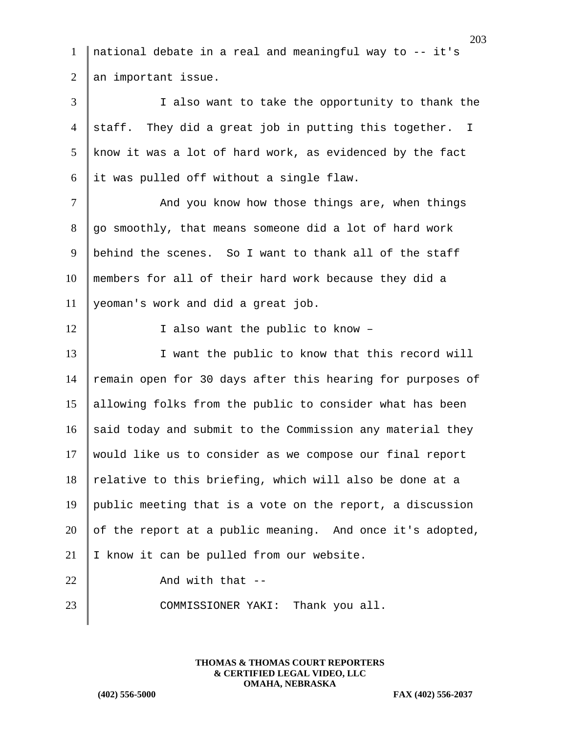national debate in a real and meaningful way to -- it's an important issue.

I also want to take the opportunity to thank the staff. They did a great job in putting this together. I know it was a lot of hard work, as evidenced by the fact it was pulled off without a single flaw.

And you know how those things are, when things go smoothly, that means someone did a lot of hard work behind the scenes. So I want to thank all of the staff members for all of their hard work because they did a yeoman's work and did a great job.

I also want the public to know –

I want the public to know that this record will remain open for 30 days after this hearing for purposes of allowing folks from the public to consider what has been said today and submit to the Commission any material they would like us to consider as we compose our final report relative to this briefing, which will also be done at a public meeting that is a vote on the report, a discussion of the report at a public meaning. And once it's adopted, I know it can be pulled from our website.

And with that --

COMMISSIONER YAKI: Thank you all.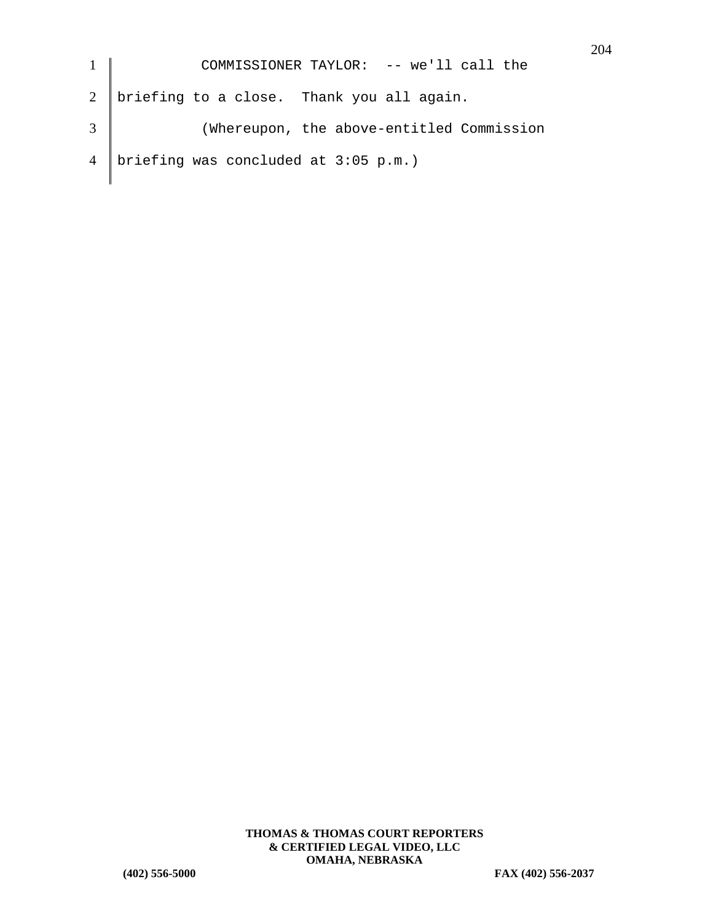COMMISSIONER TAYLOR: -- we'll call the briefing to a close. Thank you all again.

(Whereupon, the above-entitled Commission briefing was concluded at 3:05 p.m.)